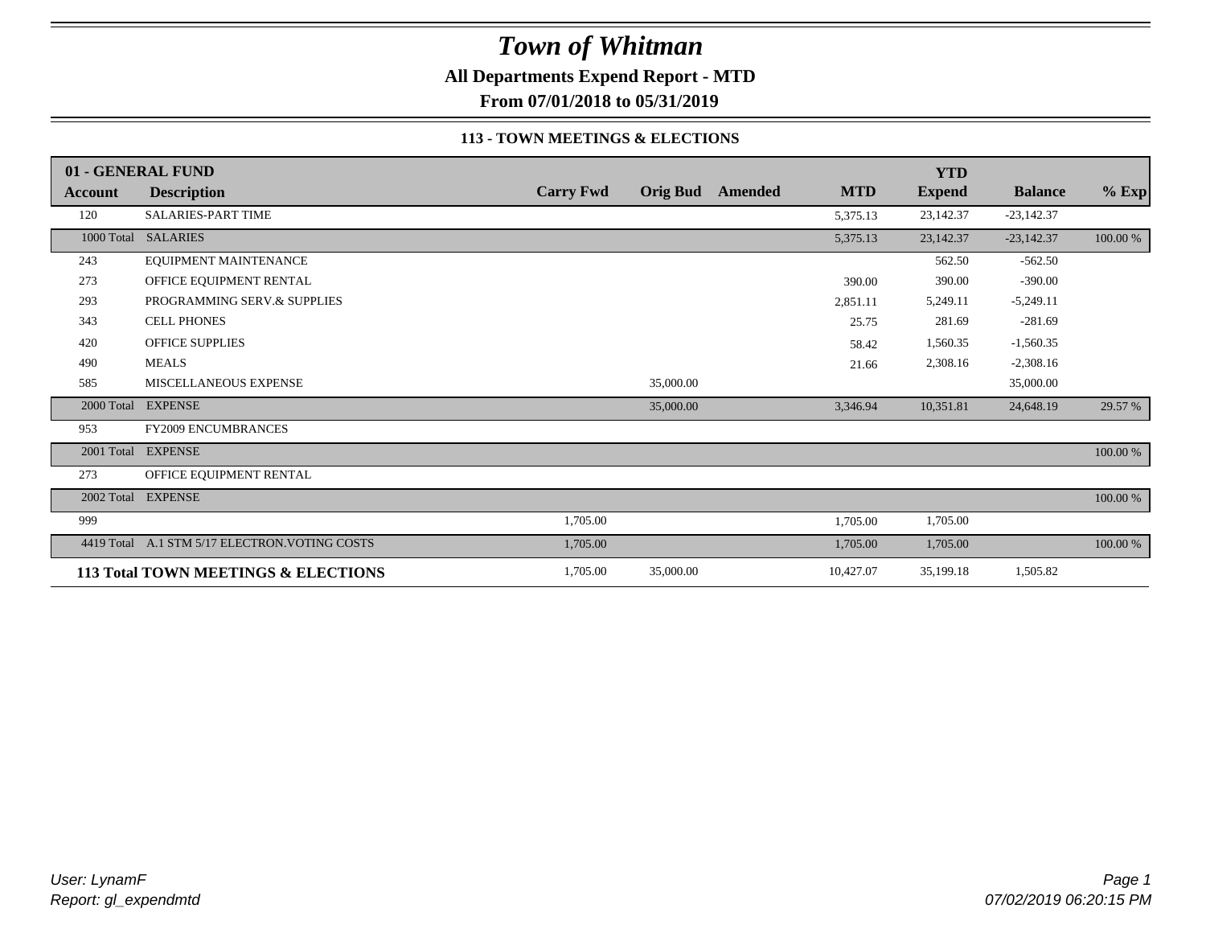# *Town of Whitman*

**All Departments Expend Report - MTD**

**From 07/01/2018 to 05/31/2019**

### 113 - TOWN MEETINGS & ELECTIONS

| 01 - GENERAL FUND | | | | | | YTD | | |
|---|---|---|---|---|---|---|---|---|
| **Account** | **Description** | **Carry Fwd** | **Orig Bud** | **Amended** | **MTD** | **Expend** | **Balance** | **% Exp** |
| 120 | SALARIES-PART TIME | | | | 5,375.13 | 23,142.37 | -23,142.37 | |
| 1000 Total | SALARIES | | | | 5,375.13 | 23,142.37 | -23,142.37 | 100.00 % |
| 243 | EQUIPMENT MAINTENANCE | | | | | 562.50 | -562.50 | |
| 273 | OFFICE EQUIPMENT RENTAL | | | | 390.00 | 390.00 | -390.00 | |
| 293 | PROGRAMMING SERV.& SUPPLIES | | | | 2,851.11 | 5,249.11 | -5,249.11 | |
| 343 | CELL PHONES | | | | 25.75 | 281.69 | -281.69 | |
| 420 | OFFICE SUPPLIES | | | | 58.42 | 1,560.35 | -1,560.35 | |
| 490 | MEALS | | | | 21.66 | 2,308.16 | -2,308.16 | |
| 585 | MISCELLANEOUS EXPENSE | | 35,000.00 | | | | 35,000.00 | |
| 2000 Total | EXPENSE | | 35,000.00 | | 3,346.94 | 10,351.81 | 24,648.19 | 29.57 % |
| 953 | FY2009 ENCUMBRANCES | | | | | | | |
| 2001 Total | EXPENSE | | | | | | | 100.00 % |
| 273 | OFFICE EQUIPMENT RENTAL | | | | | | | |
| 2002 Total | EXPENSE | | | | | | | 100.00 % |
| 999 | | 1,705.00 | | | 1,705.00 | 1,705.00 | | |
| 4419 Total | A.1 STM 5/17 ELECTRON.VOTING COSTS | 1,705.00 | | | 1,705.00 | 1,705.00 | | 100.00 % |
| **113 Total TOWN MEETINGS & ELECTIONS** | | 1,705.00 | 35,000.00 | | 10,427.07 | 35,199.18 | 1,505.82 | |

*User: LynamF*
*Report: gl_expendmtd*

*07/02/2019 06:20:15 PM*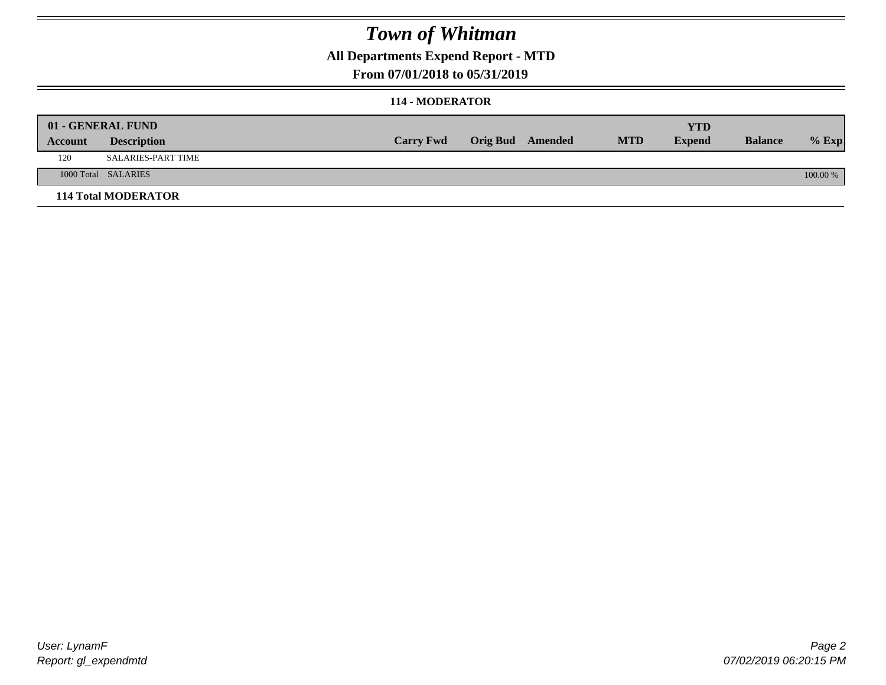# Town of Whitman

## All Departments Expend Report - MTD

### From 07/01/2018 to 05/31/2019

### 114 - MODERATOR

| 01 - GENERAL FUND | | | | | | | | |
|---|---|---|---|---|---|---|---|---|
| **Account** | **Description** | **Carry Fwd** | **Orig Bud** | **Amended** | **MTD** | **YTD Expend** | **Balance** | **% Exp** |
| 120 | SALARIES-PART TIME | | | | | | | |
| 1000 Total | SALARIES | | | | | | | 100.00 % |

**114 Total MODERATOR**

User: LynamF
Report: gl_expendmtd

07/02/2019 06:20:15 PM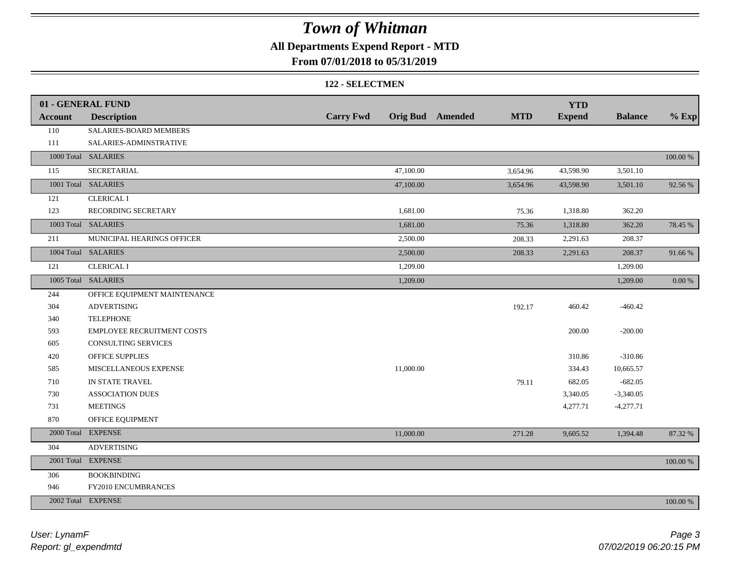# Town of Whitman

## All Departments Expend Report - MTD

### From 07/01/2018 to 05/31/2019

#### 122 - SELECTMEN

| 01 - GENERAL FUND | | | | | | YTD | | |
|---|---|---|---|---|---|---|---|---|
| **Account** | **Description** | **Carry Fwd** | **Orig Bud** | **Amended** | **MTD** | **Expend** | **Balance** | **% Exp** |
| 110 | SALARIES-BOARD MEMBERS | | | | | | | |
| 111 | SALARIES-ADMINSTRATIVE | | | | | | | |
| 1000 Total | SALARIES | | | | | | | 100.00 % |
| 115 | SECRETARIAL | | 47,100.00 | | 3,654.96 | 43,598.90 | 3,501.10 | |
| 1001 Total | SALARIES | | 47,100.00 | | 3,654.96 | 43,598.90 | 3,501.10 | 92.56 % |
| 121 | CLERICAL I | | | | | | | |
| 123 | RECORDING SECRETARY | | 1,681.00 | | 75.36 | 1,318.80 | 362.20 | |
| 1003 Total | SALARIES | | 1,681.00 | | 75.36 | 1,318.80 | 362.20 | 78.45 % |
| 211 | MUNICIPAL HEARINGS OFFICER | | 2,500.00 | | 208.33 | 2,291.63 | 208.37 | |
| 1004 Total | SALARIES | | 2,500.00 | | 208.33 | 2,291.63 | 208.37 | 91.66 % |
| 121 | CLERICAL I | | 1,209.00 | | | | 1,209.00 | |
| 1005 Total | SALARIES | | 1,209.00 | | | | 1,209.00 | 0.00 % |
| 244 | OFFICE EQUIPMENT MAINTENANCE | | | | | | | |
| 304 | ADVERTISING | | | | 192.17 | 460.42 | -460.42 | |
| 340 | TELEPHONE | | | | | | | |
| 593 | EMPLOYEE RECRUITMENT COSTS | | | | | 200.00 | -200.00 | |
| 605 | CONSULTING SERVICES | | | | | | | |
| 420 | OFFICE SUPPLIES | | | | | 310.86 | -310.86 | |
| 585 | MISCELLANEOUS EXPENSE | | 11,000.00 | | | 334.43 | 10,665.57 | |
| 710 | IN STATE TRAVEL | | | | 79.11 | 682.05 | -682.05 | |
| 730 | ASSOCIATION DUES | | | | | 3,340.05 | -3,340.05 | |
| 731 | MEETINGS | | | | | 4,277.71 | -4,277.71 | |
| 870 | OFFICE EQUIPMENT | | | | | | | |
| 2000 Total | EXPENSE | | 11,000.00 | | 271.28 | 9,605.52 | 1,394.48 | 87.32 % |
| 304 | ADVERTISING | | | | | | | |
| 2001 Total | EXPENSE | | | | | | | 100.00 % |
| 306 | BOOKBINDING | | | | | | | |
| 946 | FY2010 ENCUMBRANCES | | | | | | | |
| 2002 Total | EXPENSE | | | | | | | 100.00 % |

*User: LynamF*
*Report: gl_expendmtd*

*07/02/2019 06:20:15 PM*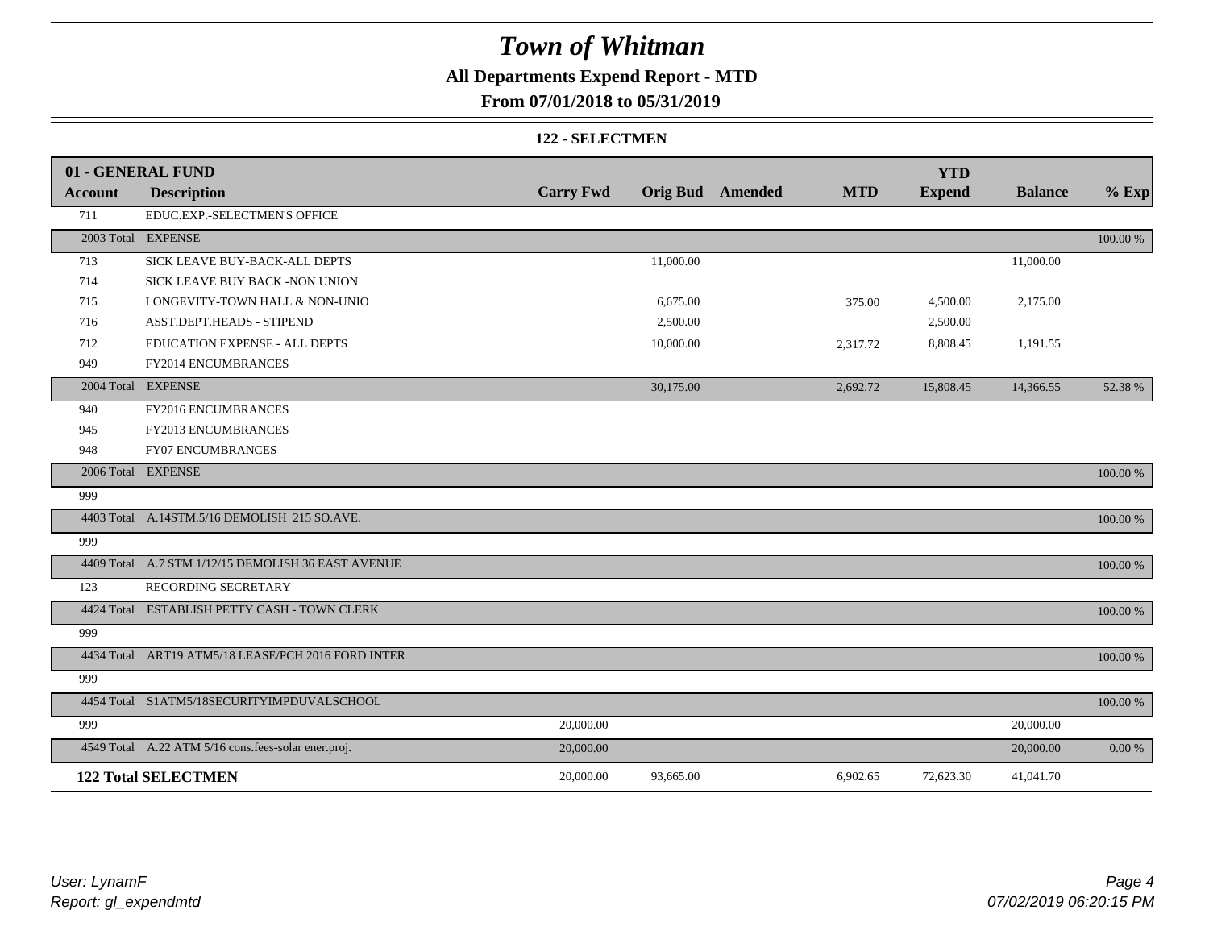# Town of Whitman

**All Departments Expend Report - MTD**

**From 07/01/2018 to 05/31/2019**

**122 - SELECTMEN**

| 01 - GENERAL FUND | | | | | | | | |
|---|---|---|---|---|---|---|---|---|
| **Account** | **Description** | **Carry Fwd** | **Orig Bud** | **Amended** | **MTD** | **YTD Expend** | **Balance** | **% Exp** |
| 711 | EDUC.EXP.-SELECTMEN'S OFFICE | | | | | | | |
| 2003 Total | EXPENSE | | | | | | | 100.00 % |
| 713 | SICK LEAVE BUY-BACK-ALL DEPTS | | 11,000.00 | | | | 11,000.00 | |
| 714 | SICK LEAVE BUY BACK -NON UNION | | | | | | | |
| 715 | LONGEVITY-TOWN HALL & NON-UNIO | | 6,675.00 | | 375.00 | 4,500.00 | 2,175.00 | |
| 716 | ASST.DEPT.HEADS - STIPEND | | 2,500.00 | | | 2,500.00 | | |
| 712 | EDUCATION EXPENSE - ALL DEPTS | | 10,000.00 | | 2,317.72 | 8,808.45 | 1,191.55 | |
| 949 | FY2014 ENCUMBRANCES | | | | | | | |
| 2004 Total | EXPENSE | | 30,175.00 | | 2,692.72 | 15,808.45 | 14,366.55 | 52.38 % |
| 940 | FY2016 ENCUMBRANCES | | | | | | | |
| 945 | FY2013 ENCUMBRANCES | | | | | | | |
| 948 | FY07 ENCUMBRANCES | | | | | | | |
| 2006 Total | EXPENSE | | | | | | | 100.00 % |
| 999 | | | | | | | | |
| 4403 Total | A.14STM.5/16 DEMOLISH 215 SO.AVE. | | | | | | | 100.00 % |
| 999 | | | | | | | | |
| 4409 Total | A.7 STM 1/12/15 DEMOLISH 36 EAST AVENUE | | | | | | | 100.00 % |
| 123 | RECORDING SECRETARY | | | | | | | |
| 4424 Total | ESTABLISH PETTY CASH - TOWN CLERK | | | | | | | 100.00 % |
| 999 | | | | | | | | |
| 4434 Total | ART19 ATM5/18 LEASE/PCH 2016 FORD INTER | | | | | | | 100.00 % |
| 999 | | | | | | | | |
| 4454 Total | S1ATM5/18SECURITYIMPDUVALSCHOOL | | | | | | | 100.00 % |
| 999 | | 20,000.00 | | | | | 20,000.00 | |
| 4549 Total | A.22 ATM 5/16 cons.fees-solar ener.proj. | 20,000.00 | | | | | 20,000.00 | 0.00 % |
| **122 Total SELECTMEN** | | 20,000.00 | 93,665.00 | | 6,902.65 | 72,623.30 | 41,041.70 | |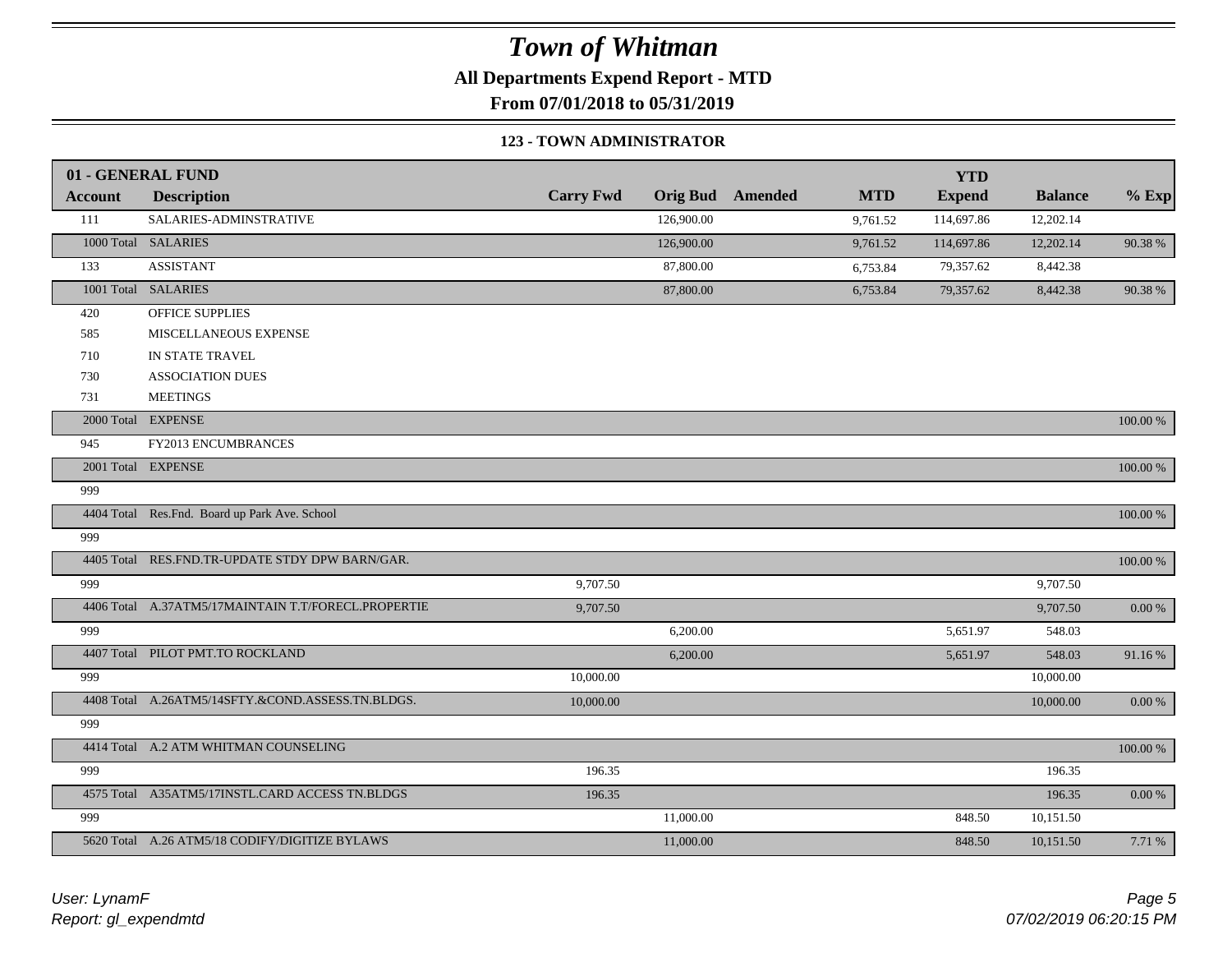# Town of Whitman

**All Departments Expend Report - MTD**

**From 07/01/2018 to 05/31/2019**

### 123 - TOWN ADMINISTRATOR

| 01 - GENERAL FUND | | | | | | YTD | | |
|---|---|---|---|---|---|---|---|---|
| **Account** | **Description** | **Carry Fwd** | **Orig Bud** | **Amended** | **MTD** | **Expend** | **Balance** | **% Exp** |
| 111 | SALARIES-ADMINSTRATIVE | | 126,900.00 | | 9,761.52 | 114,697.86 | 12,202.14 | |
| 1000 Total | SALARIES | | 126,900.00 | | 9,761.52 | 114,697.86 | 12,202.14 | 90.38 % |
| 133 | ASSISTANT | | 87,800.00 | | 6,753.84 | 79,357.62 | 8,442.38 | |
| 1001 Total | SALARIES | | 87,800.00 | | 6,753.84 | 79,357.62 | 8,442.38 | 90.38 % |
| 420 | OFFICE SUPPLIES | | | | | | | |
| 585 | MISCELLANEOUS EXPENSE | | | | | | | |
| 710 | IN STATE TRAVEL | | | | | | | |
| 730 | ASSOCIATION DUES | | | | | | | |
| 731 | MEETINGS | | | | | | | |
| 2000 Total | EXPENSE | | | | | | | 100.00 % |
| 945 | FY2013 ENCUMBRANCES | | | | | | | |
| 2001 Total | EXPENSE | | | | | | | 100.00 % |
| 999 | | | | | | | | |
| 4404 Total | Res.Fnd. Board up Park Ave. School | | | | | | | 100.00 % |
| 999 | | | | | | | | |
| 4405 Total | RES.FND.TR-UPDATE STDY DPW BARN/GAR. | | | | | | | 100.00 % |
| 999 | | 9,707.50 | | | | | 9,707.50 | |
| 4406 Total | A.37ATM5/17MAINTAIN T.T/FORECL.PROPERTIE | 9,707.50 | | | | | 9,707.50 | 0.00 % |
| 999 | | | 6,200.00 | | | 5,651.97 | 548.03 | |
| 4407 Total | PILOT PMT.TO ROCKLAND | | 6,200.00 | | | 5,651.97 | 548.03 | 91.16 % |
| 999 | | 10,000.00 | | | | | 10,000.00 | |
| 4408 Total | A.26ATM5/14SFTY.&COND.ASSESS.TN.BLDGS. | 10,000.00 | | | | | 10,000.00 | 0.00 % |
| 999 | | | | | | | | |
| 4414 Total | A.2 ATM WHITMAN COUNSELING | | | | | | | 100.00 % |
| 999 | | 196.35 | | | | | 196.35 | |
| 4575 Total | A35ATM5/17INSTL.CARD ACCESS TN.BLDGS | 196.35 | | | | | 196.35 | 0.00 % |
| 999 | | | 11,000.00 | | | 848.50 | 10,151.50 | |
| 5620 Total | A.26 ATM5/18 CODIFY/DIGITIZE BYLAWS | | 11,000.00 | | | 848.50 | 10,151.50 | 7.71 % |

*User: LynamF*
*Report: gl_expendmtd*

*07/02/2019 06:20:15 PM*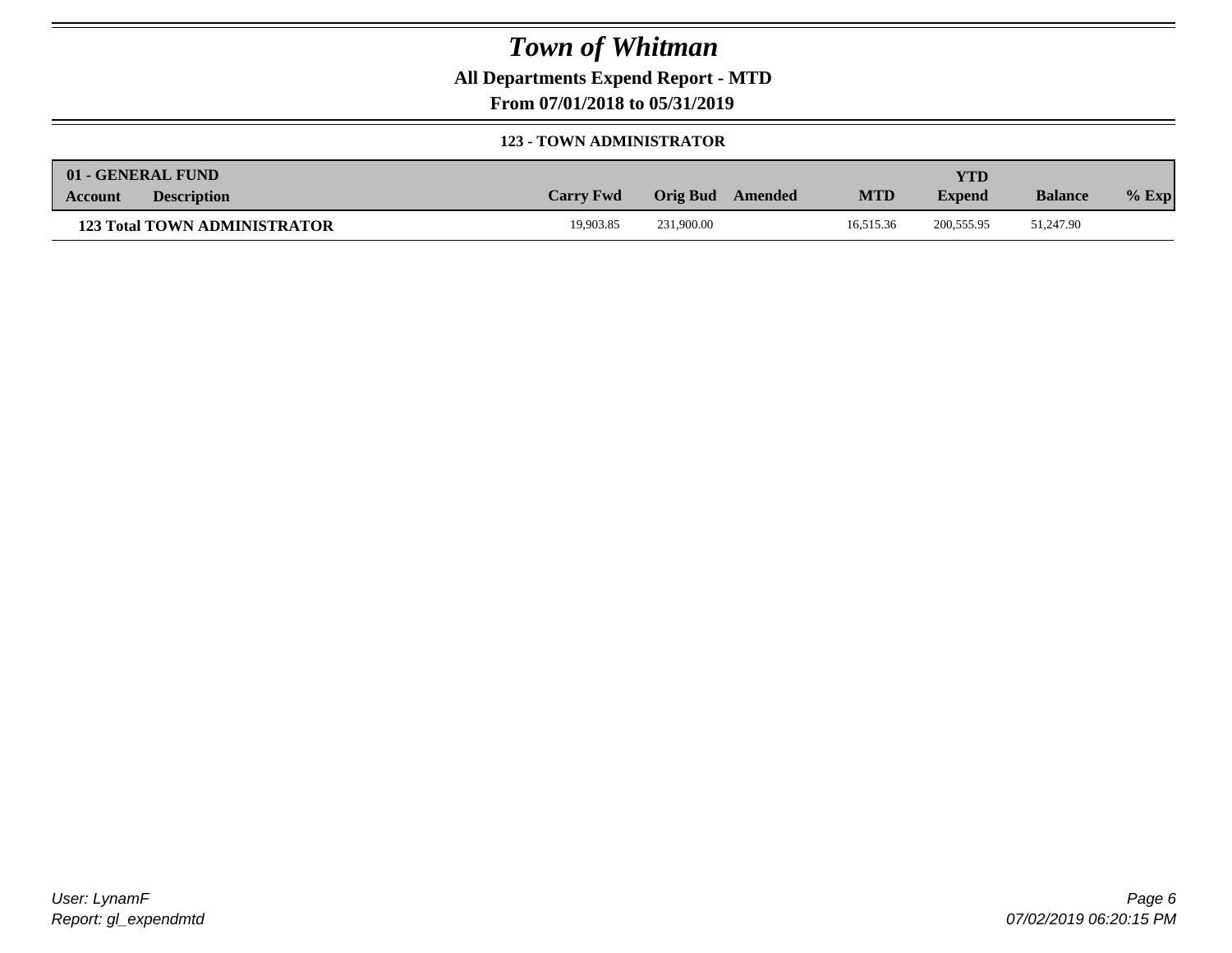# Town of Whitman

**All Departments Expend Report - MTD**

**From 07/01/2018 to 05/31/2019**

**123 - TOWN ADMINISTRATOR**

| 01 - GENERAL FUND Account | Description | Carry Fwd | Orig Bud | Amended | MTD | YTD Expend | Balance | % Exp |
|---|---|---|---|---|---|---|---|---|
| **123 Total TOWN ADMINISTRATOR** | | 19,903.85 | 231,900.00 | | 16,515.36 | 200,555.95 | 51,247.90 | |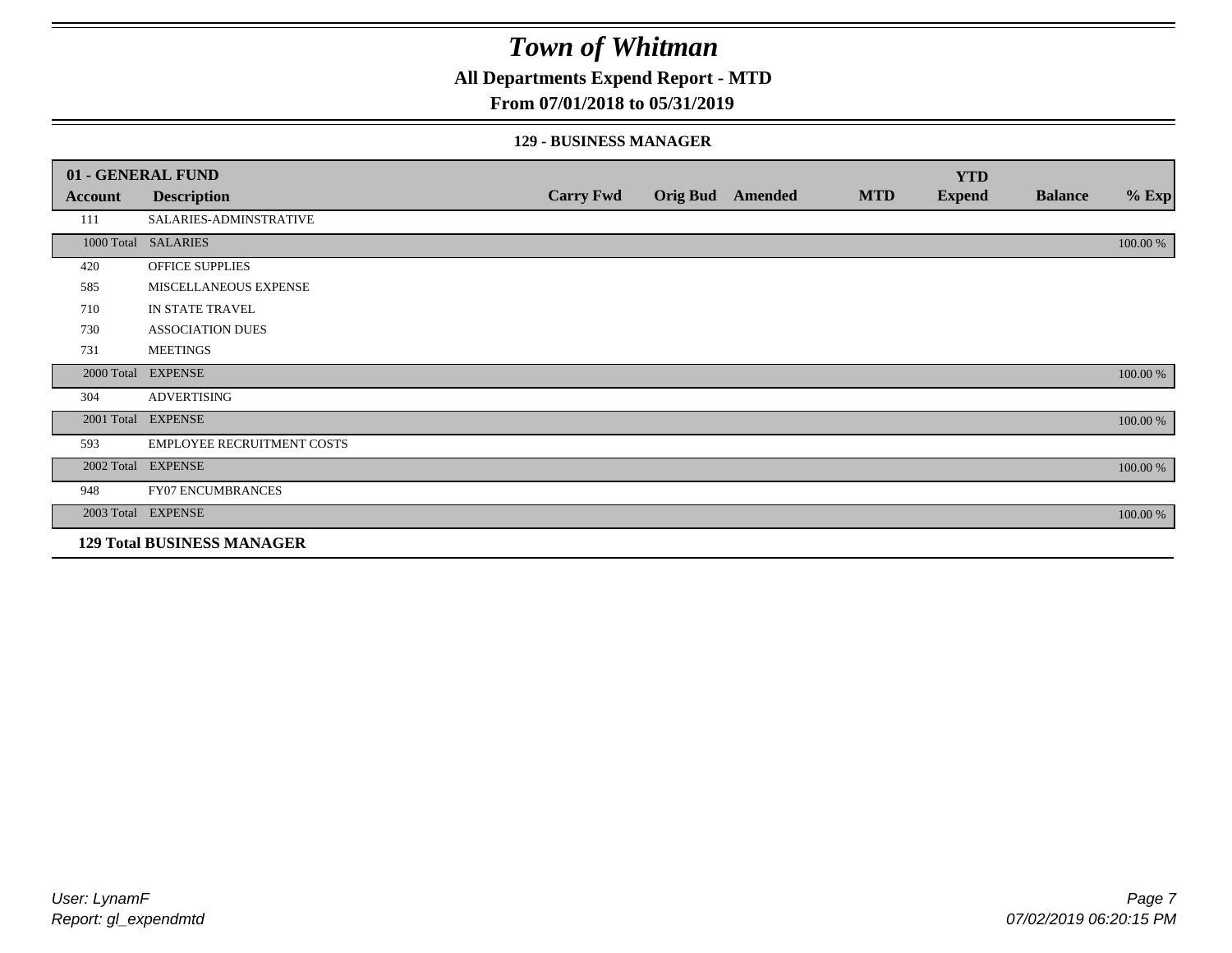# Town of Whitman

## All Departments Expend Report - MTD

## From 07/01/2018 to 05/31/2019

### 129 - BUSINESS MANAGER

| 01 - GENERAL FUND | | | | | | YTD | | |
|---|---|---|---|---|---|---|---|---|
| **Account** | **Description** | **Carry Fwd** | **Orig Bud** | **Amended** | **MTD** | **Expend** | **Balance** | **% Exp** |
| 111 | SALARIES-ADMINSTRATIVE | | | | | | | |
| 1000 Total | SALARIES | | | | | | | 100.00 % |
| 420 | OFFICE SUPPLIES | | | | | | | |
| 585 | MISCELLANEOUS EXPENSE | | | | | | | |
| 710 | IN STATE TRAVEL | | | | | | | |
| 730 | ASSOCIATION DUES | | | | | | | |
| 731 | MEETINGS | | | | | | | |
| 2000 Total | EXPENSE | | | | | | | 100.00 % |
| 304 | ADVERTISING | | | | | | | |
| 2001 Total | EXPENSE | | | | | | | 100.00 % |
| 593 | EMPLOYEE RECRUITMENT COSTS | | | | | | | |
| 2002 Total | EXPENSE | | | | | | | 100.00 % |
| 948 | FY07 ENCUMBRANCES | | | | | | | |
| 2003 Total | EXPENSE | | | | | | | 100.00 % |
| **129 Total BUSINESS MANAGER** | | | | | | | | |

*User: LynamF*
*Report: gl_expendmtd*

*07/02/2019 06:20:15 PM*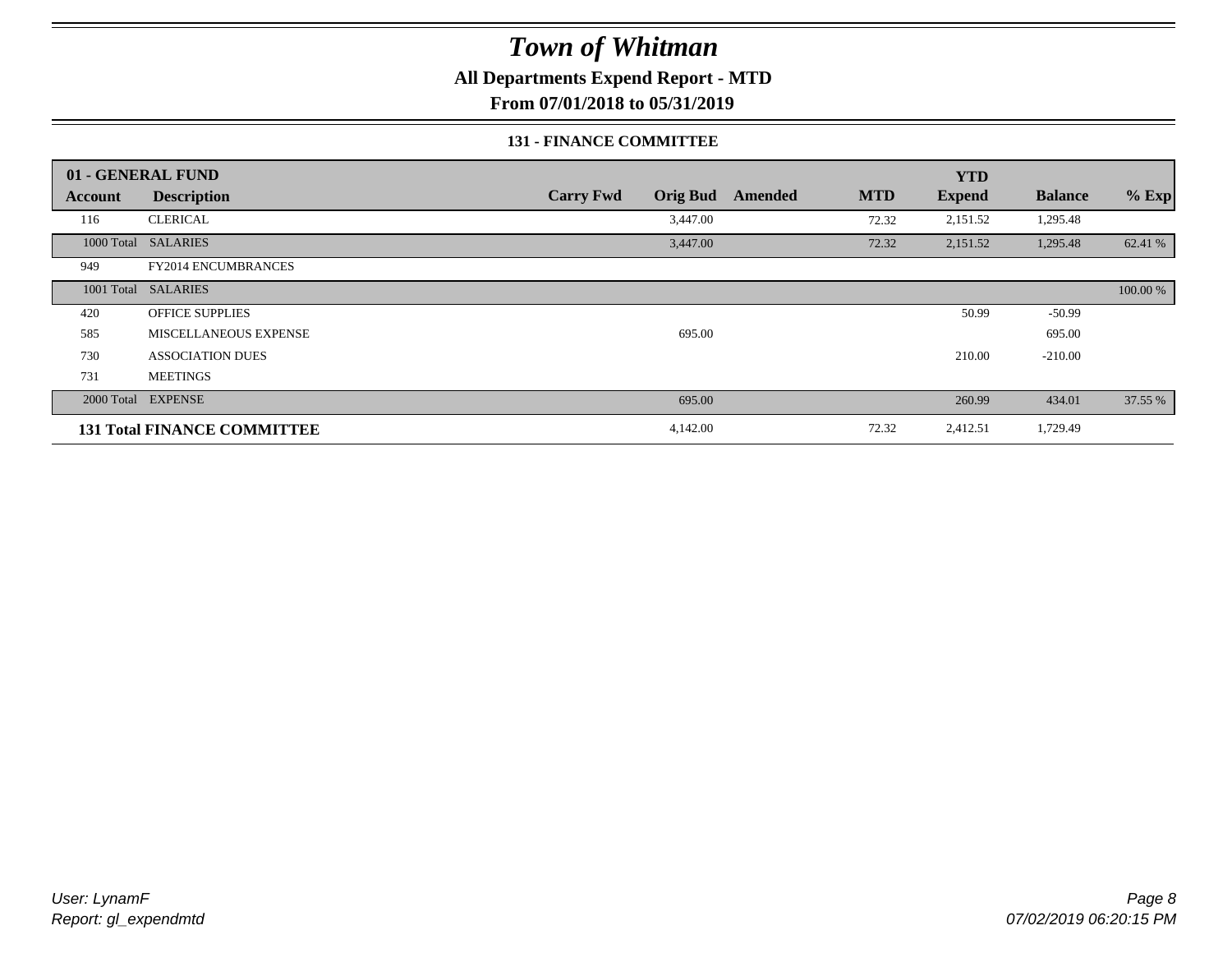# Town of Whitman

## All Departments Expend Report - MTD

### From 07/01/2018 to 05/31/2019

#### 131 - FINANCE COMMITTEE

| 01 - GENERAL FUND | | | | | | | | |
|---|---|---|---|---|---|---|---|---|
| **Account** | **Description** | **Carry Fwd** | **Orig Bud** | **Amended** | **MTD** | **YTD Expend** | **Balance** | **% Exp** |
| 116 | CLERICAL | | 3,447.00 | | 72.32 | 2,151.52 | 1,295.48 | |
| 1000 Total | SALARIES | | 3,447.00 | | 72.32 | 2,151.52 | 1,295.48 | 62.41 % |
| 949 | FY2014 ENCUMBRANCES | | | | | | | |
| 1001 Total | SALARIES | | | | | | | 100.00 % |
| 420 | OFFICE SUPPLIES | | | | | 50.99 | -50.99 | |
| 585 | MISCELLANEOUS EXPENSE | | 695.00 | | | | 695.00 | |
| 730 | ASSOCIATION DUES | | | | | 210.00 | -210.00 | |
| 731 | MEETINGS | | | | | | | |
| 2000 Total | EXPENSE | | 695.00 | | | 260.99 | 434.01 | 37.55 % |
| **131 Total FINANCE COMMITTEE** | | | 4,142.00 | | 72.32 | 2,412.51 | 1,729.49 | |

*User: LynamF*
*Report: gl_expendmtd*

*07/02/2019 06:20:15 PM*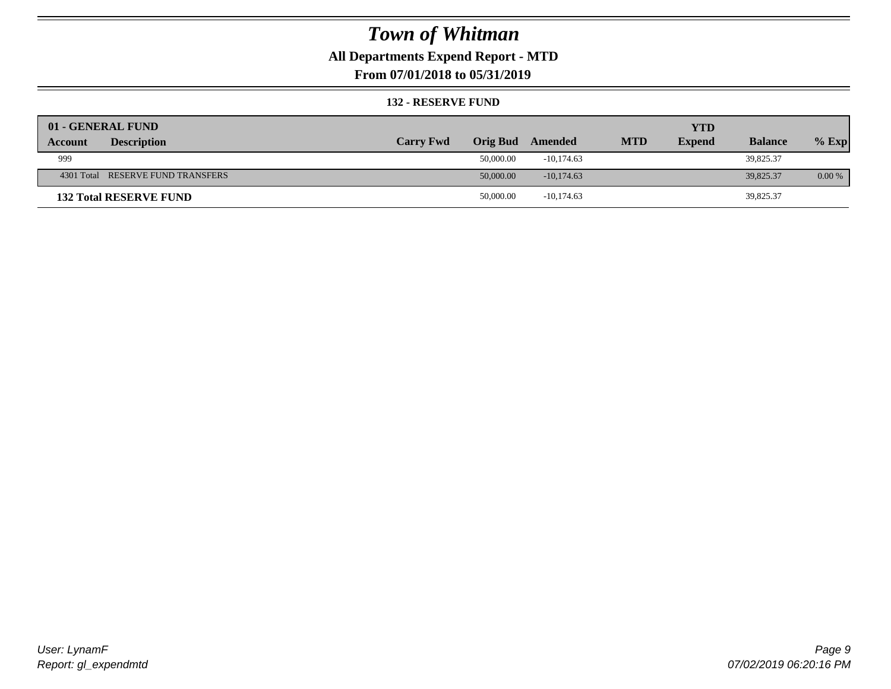# Town of Whitman

## All Departments Expend Report - MTD

### From 07/01/2018 to 05/31/2019

#### 132 - RESERVE FUND

| 01 - GENERAL FUND | | | | | | YTD | | |
|---|---|---|---|---|---|---|---|---|
| **Account** | **Description** | **Carry Fwd** | **Orig Bud** | **Amended** | **MTD** | **Expend** | **Balance** | **% Exp** |
| 999 | | | 50,000.00 | -10,174.63 | | | 39,825.37 | |
| 4301 Total | RESERVE FUND TRANSFERS | | 50,000.00 | -10,174.63 | | | 39,825.37 | 0.00 % |
| **132 Total RESERVE FUND** | | | 50,000.00 | -10,174.63 | | | 39,825.37 | |

*User: LynamF*
*Report: gl_expendmtd*

*07/02/2019 06:20:16 PM*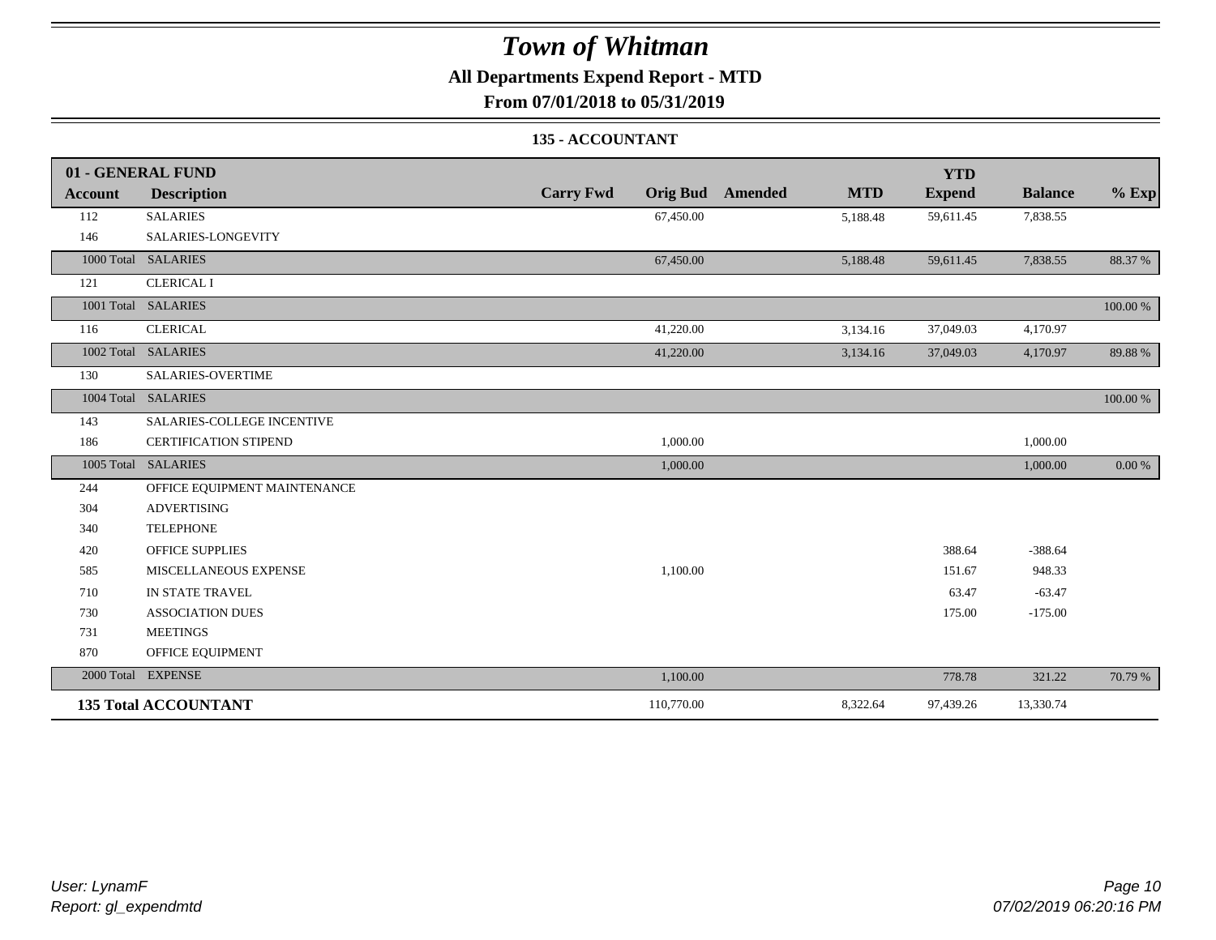# Town of Whitman

## All Departments Expend Report - MTD

### From 07/01/2018 to 05/31/2019

### 135 - ACCOUNTANT

| 01 - GENERAL FUND | | | | | | YTD | | |
|---|---|---|---|---|---|---|---|---|
| **Account** | **Description** | **Carry Fwd** | **Orig Bud** | **Amended** | **MTD** | **Expend** | **Balance** | **% Exp** |
| 112 | SALARIES | | 67,450.00 | | 5,188.48 | 59,611.45 | 7,838.55 | |
| 146 | SALARIES-LONGEVITY | | | | | | | |
| 1000 Total | SALARIES | | 67,450.00 | | 5,188.48 | 59,611.45 | 7,838.55 | 88.37 % |
| 121 | CLERICAL I | | | | | | | |
| 1001 Total | SALARIES | | | | | | | 100.00 % |
| 116 | CLERICAL | | 41,220.00 | | 3,134.16 | 37,049.03 | 4,170.97 | |
| 1002 Total | SALARIES | | 41,220.00 | | 3,134.16 | 37,049.03 | 4,170.97 | 89.88 % |
| 130 | SALARIES-OVERTIME | | | | | | | |
| 1004 Total | SALARIES | | | | | | | 100.00 % |
| 143 | SALARIES-COLLEGE INCENTIVE | | | | | | | |
| 186 | CERTIFICATION STIPEND | | 1,000.00 | | | | 1,000.00 | |
| 1005 Total | SALARIES | | 1,000.00 | | | | 1,000.00 | 0.00 % |
| 244 | OFFICE EQUIPMENT MAINTENANCE | | | | | | | |
| 304 | ADVERTISING | | | | | | | |
| 340 | TELEPHONE | | | | | | | |
| 420 | OFFICE SUPPLIES | | | | | 388.64 | -388.64 | |
| 585 | MISCELLANEOUS EXPENSE | | 1,100.00 | | | 151.67 | 948.33 | |
| 710 | IN STATE TRAVEL | | | | | 63.47 | -63.47 | |
| 730 | ASSOCIATION DUES | | | | | 175.00 | -175.00 | |
| 731 | MEETINGS | | | | | | | |
| 870 | OFFICE EQUIPMENT | | | | | | | |
| 2000 Total | EXPENSE | | 1,100.00 | | | 778.78 | 321.22 | 70.79 % |
| **135 Total ACCOUNTANT** | | | 110,770.00 | | 8,322.64 | 97,439.26 | 13,330.74 | |

*User: LynamF*
*Report: gl_expendmtd*

*07/02/2019 06:20:16 PM*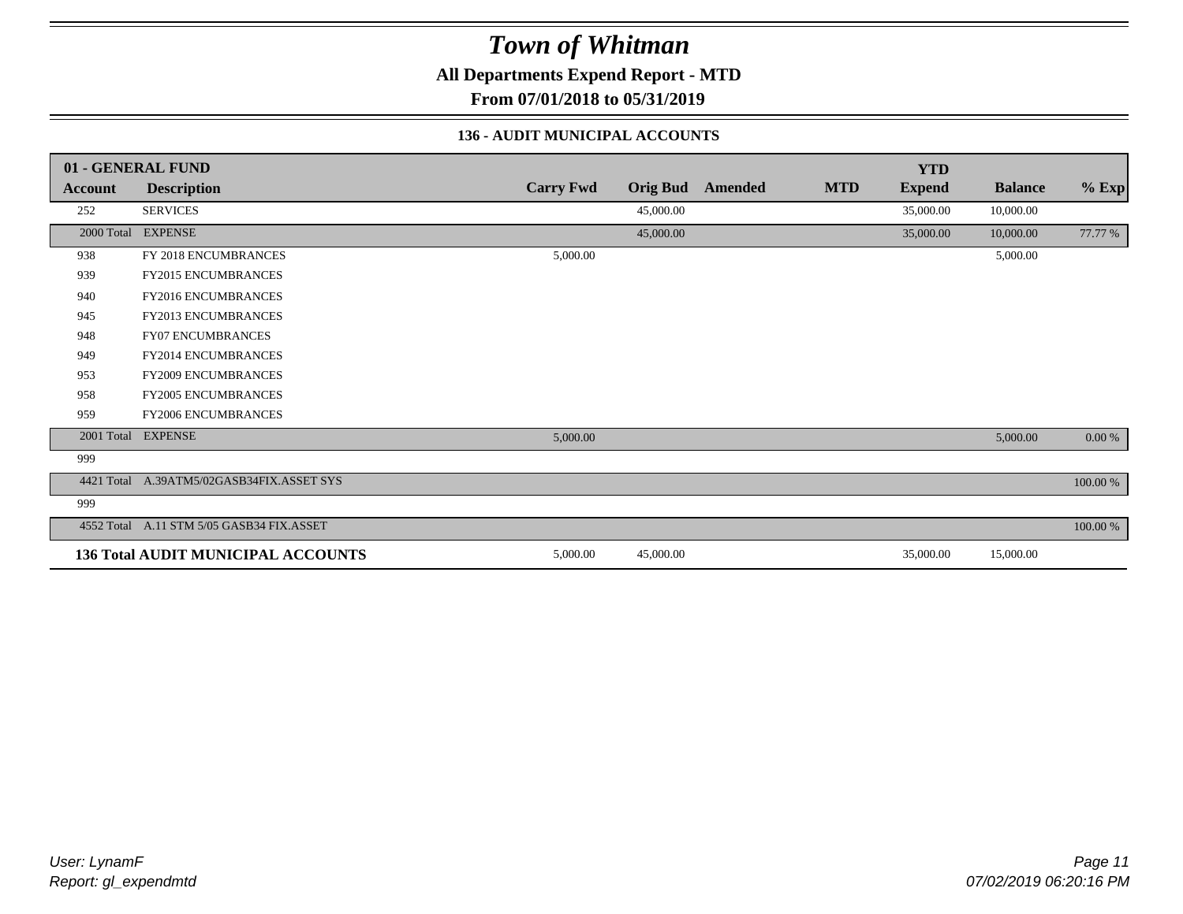# Town of Whitman

**All Departments Expend Report - MTD**

**From 07/01/2018 to 05/31/2019**

### 136 - AUDIT MUNICIPAL ACCOUNTS

| 01 - GENERAL FUND | | | | | | YTD | | |
|---|---|---|---|---|---|---|---|---|
| **Account** | **Description** | **Carry Fwd** | **Orig Bud** | **Amended** | **MTD** | **Expend** | **Balance** | **% Exp** |
| 252 | SERVICES | | 45,000.00 | | | 35,000.00 | 10,000.00 | |
| 2000 Total | EXPENSE | | 45,000.00 | | | 35,000.00 | 10,000.00 | 77.77 % |
| 938 | FY 2018 ENCUMBRANCES | 5,000.00 | | | | | 5,000.00 | |
| 939 | FY2015 ENCUMBRANCES | | | | | | | |
| 940 | FY2016 ENCUMBRANCES | | | | | | | |
| 945 | FY2013 ENCUMBRANCES | | | | | | | |
| 948 | FY07 ENCUMBRANCES | | | | | | | |
| 949 | FY2014 ENCUMBRANCES | | | | | | | |
| 953 | FY2009 ENCUMBRANCES | | | | | | | |
| 958 | FY2005 ENCUMBRANCES | | | | | | | |
| 959 | FY2006 ENCUMBRANCES | | | | | | | |
| 2001 Total | EXPENSE | 5,000.00 | | | | | 5,000.00 | 0.00 % |
| 999 | | | | | | | | |
| 4421 Total | A.39ATM5/02GASB34FIX.ASSET SYS | | | | | | | 100.00 % |
| 999 | | | | | | | | |
| 4552 Total | A.11 STM 5/05 GASB34 FIX.ASSET | | | | | | | 100.00 % |
| **136 Total AUDIT MUNICIPAL ACCOUNTS** | | 5,000.00 | 45,000.00 | | | 35,000.00 | 15,000.00 | |

*User: LynamF*
*Report: gl_expendmtd*

*07/02/2019 06:20:16 PM*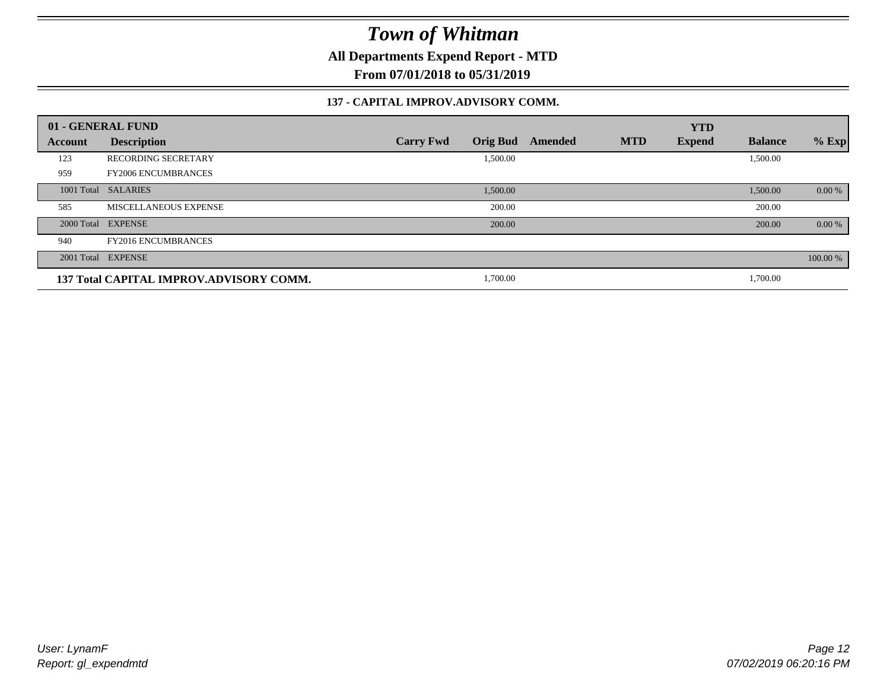# Town of Whitman

**All Departments Expend Report - MTD**

**From 07/01/2018 to 05/31/2019**

**137 - CAPITAL IMPROV.ADVISORY COMM.**

| 01 - GENERAL FUND | | | | | | YTD | | |
|---|---|---|---|---|---|---|---|---|
| Account | Description | Carry Fwd | Orig Bud | Amended | MTD | Expend | Balance | % Exp |
| 123 | RECORDING SECRETARY | | 1,500.00 | | | | 1,500.00 | |
| 959 | FY2006 ENCUMBRANCES | | | | | | | |
| 1001 Total | SALARIES | | 1,500.00 | | | | 1,500.00 | 0.00 % |
| 585 | MISCELLANEOUS EXPENSE | | 200.00 | | | | 200.00 | |
| 2000 Total | EXPENSE | | 200.00 | | | | 200.00 | 0.00 % |
| 940 | FY2016 ENCUMBRANCES | | | | | | | |
| 2001 Total | EXPENSE | | | | | | | 100.00 % |
| **137 Total CAPITAL IMPROV.ADVISORY COMM.** | | | 1,700.00 | | | | 1,700.00 | |

User: LynamF
Report: gl_expendmtd

07/02/2019 06:20:16 PM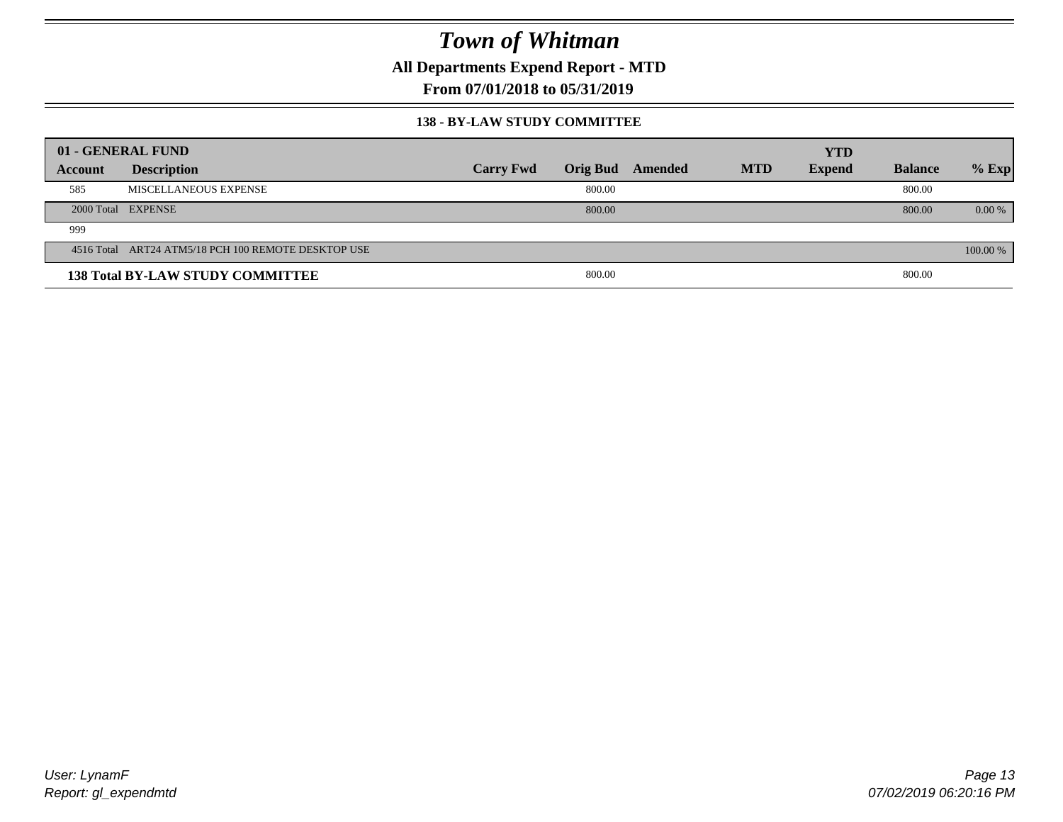# Town of Whitman

## All Departments Expend Report - MTD

## From 07/01/2018 to 05/31/2019

### 138 - BY-LAW STUDY COMMITTEE

| 01 - GENERAL FUND | | | | | | YTD | | |
|---|---|---|---|---|---|---|---|---|
| **Account** | **Description** | **Carry Fwd** | **Orig Bud** | **Amended** | **MTD** | **Expend** | **Balance** | **% Exp** |
| 585 | MISCELLANEOUS EXPENSE | | 800.00 | | | | 800.00 | |
| 2000 Total | EXPENSE | | 800.00 | | | | 800.00 | 0.00 % |
| 999 | | | | | | | | |
| 4516 Total | ART24 ATM5/18 PCH 100 REMOTE DESKTOP USE | | | | | | | 100.00 % |
| **138 Total BY-LAW STUDY COMMITTEE** | | | 800.00 | | | | 800.00 | |

User: LynamF

Report: gl_expendmtd

07/02/2019 06:20:16 PM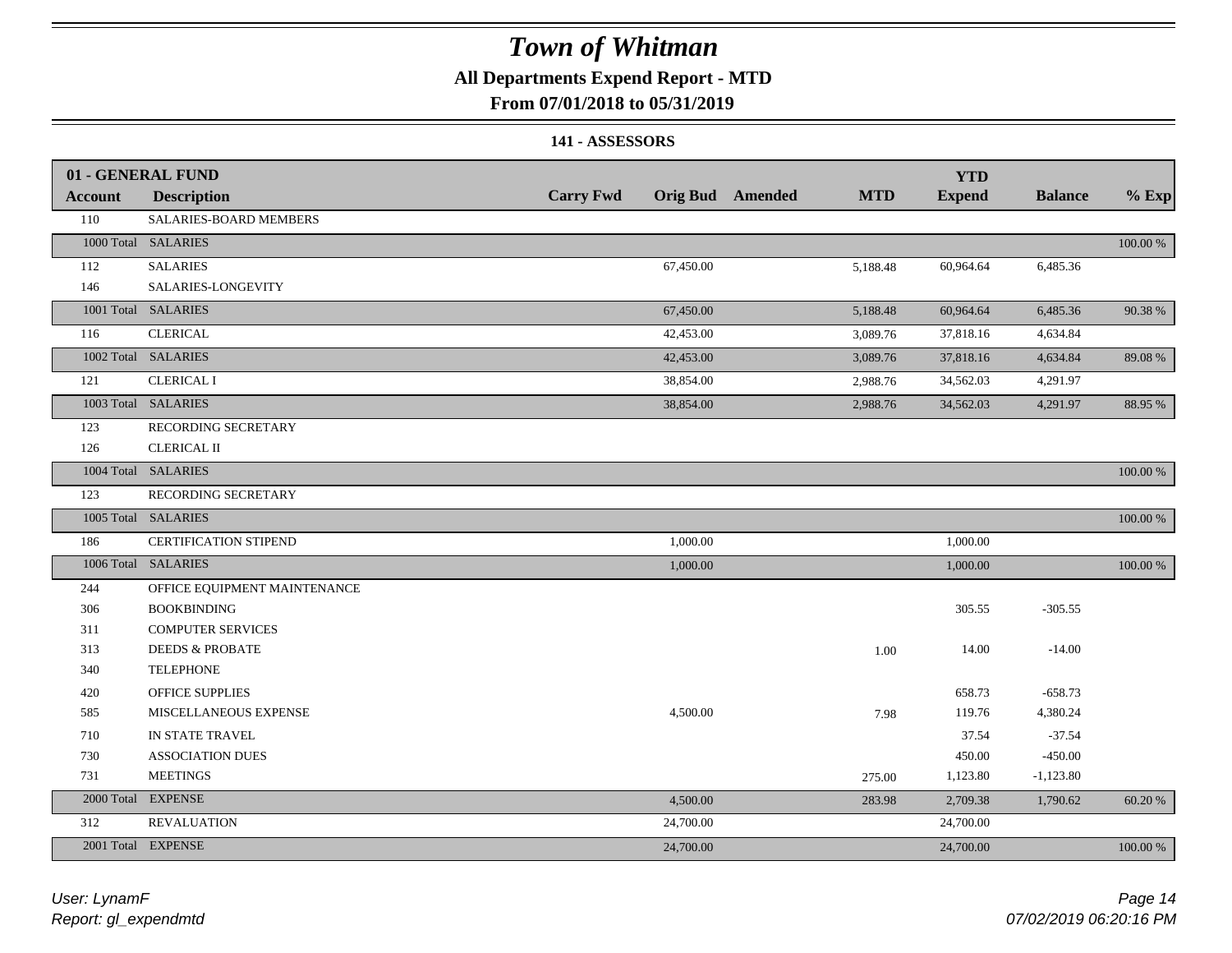# Town of Whitman

## All Departments Expend Report - MTD

### From 07/01/2018 to 05/31/2019

#### 141 - ASSESSORS

| 01 - GENERAL FUND | | | | | | YTD | | |
|---|---|---|---|---|---|---|---|---|
| **Account** | **Description** | **Carry Fwd** | **Orig Bud** | **Amended** | **MTD** | **Expend** | **Balance** | **% Exp** |
| 110 | SALARIES-BOARD MEMBERS | | | | | | | |
| 1000 Total | SALARIES | | | | | | | 100.00 % |
| 112 | SALARIES | | 67,450.00 | | 5,188.48 | 60,964.64 | 6,485.36 | |
| 146 | SALARIES-LONGEVITY | | | | | | | |
| 1001 Total | SALARIES | | 67,450.00 | | 5,188.48 | 60,964.64 | 6,485.36 | 90.38 % |
| 116 | CLERICAL | | 42,453.00 | | 3,089.76 | 37,818.16 | 4,634.84 | |
| 1002 Total | SALARIES | | 42,453.00 | | 3,089.76 | 37,818.16 | 4,634.84 | 89.08 % |
| 121 | CLERICAL I | | 38,854.00 | | 2,988.76 | 34,562.03 | 4,291.97 | |
| 1003 Total | SALARIES | | 38,854.00 | | 2,988.76 | 34,562.03 | 4,291.97 | 88.95 % |
| 123 | RECORDING SECRETARY | | | | | | | |
| 126 | CLERICAL II | | | | | | | |
| 1004 Total | SALARIES | | | | | | | 100.00 % |
| 123 | RECORDING SECRETARY | | | | | | | |
| 1005 Total | SALARIES | | | | | | | 100.00 % |
| 186 | CERTIFICATION STIPEND | | 1,000.00 | | | 1,000.00 | | |
| 1006 Total | SALARIES | | 1,000.00 | | | 1,000.00 | | 100.00 % |
| 244 | OFFICE EQUIPMENT MAINTENANCE | | | | | | | |
| 306 | BOOKBINDING | | | | | 305.55 | -305.55 | |
| 311 | COMPUTER SERVICES | | | | | | | |
| 313 | DEEDS & PROBATE | | | | 1.00 | 14.00 | -14.00 | |
| 340 | TELEPHONE | | | | | | | |
| 420 | OFFICE SUPPLIES | | | | | 658.73 | -658.73 | |
| 585 | MISCELLANEOUS EXPENSE | | 4,500.00 | | 7.98 | 119.76 | 4,380.24 | |
| 710 | IN STATE TRAVEL | | | | | 37.54 | -37.54 | |
| 730 | ASSOCIATION DUES | | | | | 450.00 | -450.00 | |
| 731 | MEETINGS | | | | 275.00 | 1,123.80 | -1,123.80 | |
| 2000 Total | EXPENSE | | 4,500.00 | | 283.98 | 2,709.38 | 1,790.62 | 60.20 % |
| 312 | REVALUATION | | 24,700.00 | | | 24,700.00 | | |
| 2001 Total | EXPENSE | | 24,700.00 | | | 24,700.00 | | 100.00 % |

*User: LynamF*
*Report: gl_expendmtd*

*07/02/2019 06:20:16 PM*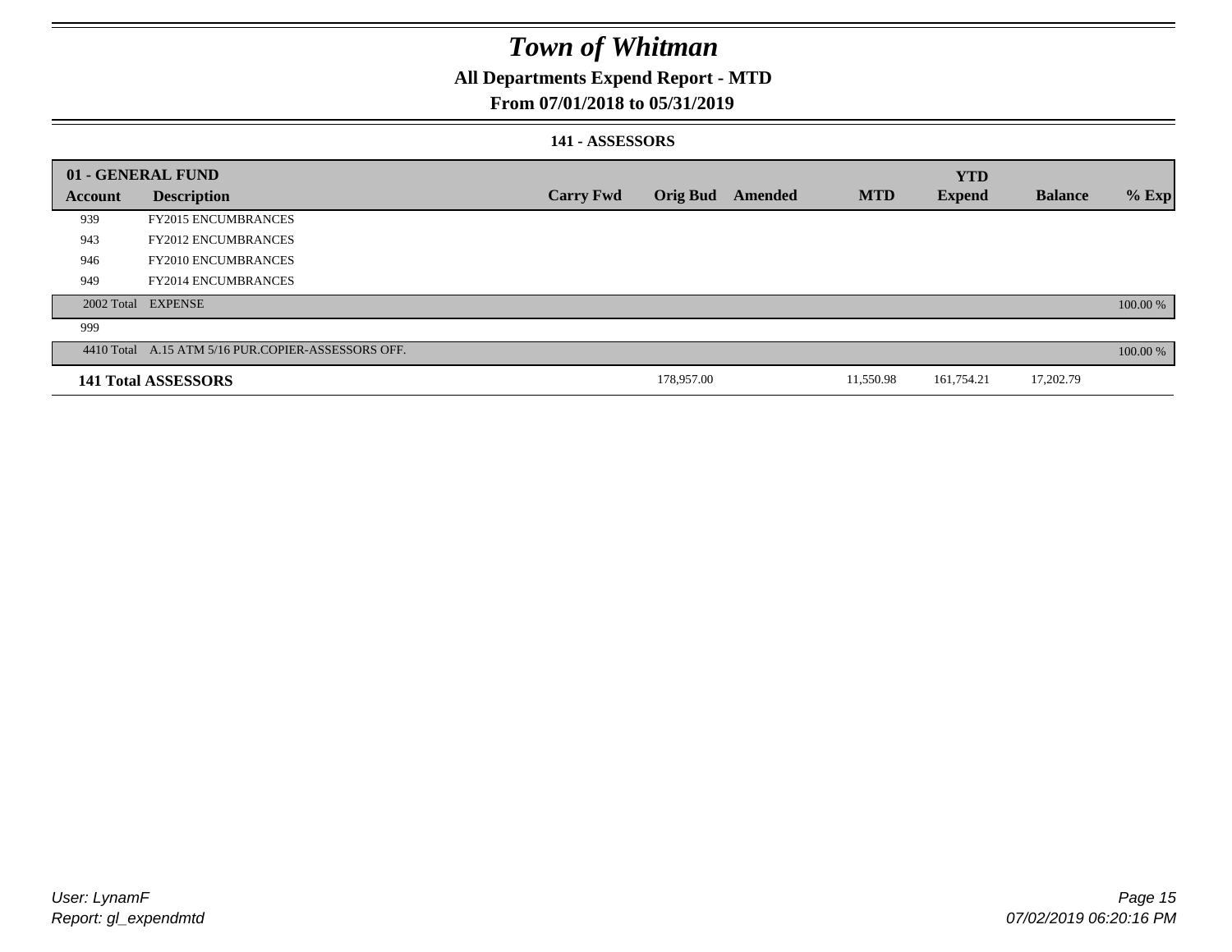# Town of Whitman

## All Departments Expend Report - MTD

## From 07/01/2018 to 05/31/2019

### 141 - ASSESSORS

| 01 - GENERAL FUND | | | | | | YTD | | |
|---|---|---|---|---|---|---|---|---|
| **Account** | **Description** | **Carry Fwd** | **Orig Bud** | **Amended** | **MTD** | **Expend** | **Balance** | **% Exp** |
| 939 | FY2015 ENCUMBRANCES | | | | | | | |
| 943 | FY2012 ENCUMBRANCES | | | | | | | |
| 946 | FY2010 ENCUMBRANCES | | | | | | | |
| 949 | FY2014 ENCUMBRANCES | | | | | | | |
| 2002 Total | EXPENSE | | | | | | | 100.00 % |
| 999 | | | | | | | | |
| 4410 Total | A.15 ATM 5/16 PUR.COPIER-ASSESSORS OFF. | | | | | | | 100.00 % |
| **141 Total ASSESSORS** | | | 178,957.00 | | 11,550.98 | 161,754.21 | 17,202.79 | |

User: LynamF
Report: gl_expendmtd

07/02/2019 06:20:16 PM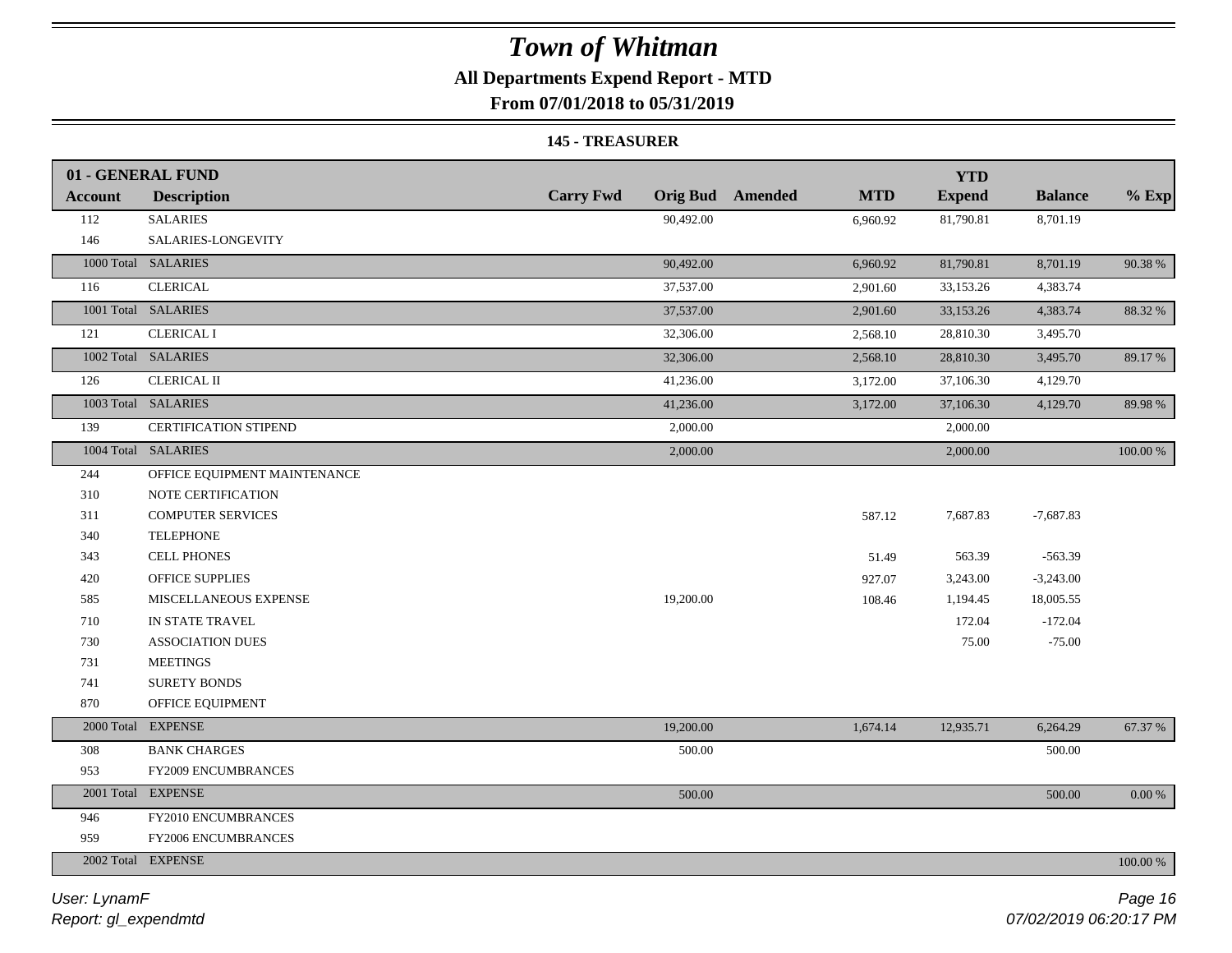# Town of Whitman

## All Departments Expend Report - MTD

### From 07/01/2018 to 05/31/2019

#### 145 - TREASURER

| 01 - GENERAL FUND | | | | | | YTD | | |
|---|---|---|---|---|---|---|---|---|
| **Account** | **Description** | **Carry Fwd** | **Orig Bud** | **Amended** | **MTD** | **Expend** | **Balance** | **% Exp** |
| 112 | SALARIES | | 90,492.00 | | 6,960.92 | 81,790.81 | 8,701.19 | |
| 146 | SALARIES-LONGEVITY | | | | | | | |
| 1000 Total | SALARIES | | 90,492.00 | | 6,960.92 | 81,790.81 | 8,701.19 | 90.38 % |
| 116 | CLERICAL | | 37,537.00 | | 2,901.60 | 33,153.26 | 4,383.74 | |
| 1001 Total | SALARIES | | 37,537.00 | | 2,901.60 | 33,153.26 | 4,383.74 | 88.32 % |
| 121 | CLERICAL I | | 32,306.00 | | 2,568.10 | 28,810.30 | 3,495.70 | |
| 1002 Total | SALARIES | | 32,306.00 | | 2,568.10 | 28,810.30 | 3,495.70 | 89.17 % |
| 126 | CLERICAL II | | 41,236.00 | | 3,172.00 | 37,106.30 | 4,129.70 | |
| 1003 Total | SALARIES | | 41,236.00 | | 3,172.00 | 37,106.30 | 4,129.70 | 89.98 % |
| 139 | CERTIFICATION STIPEND | | 2,000.00 | | | 2,000.00 | | |
| 1004 Total | SALARIES | | 2,000.00 | | | 2,000.00 | | 100.00 % |
| 244 | OFFICE EQUIPMENT MAINTENANCE | | | | | | | |
| 310 | NOTE CERTIFICATION | | | | | | | |
| 311 | COMPUTER SERVICES | | | | 587.12 | 7,687.83 | -7,687.83 | |
| 340 | TELEPHONE | | | | | | | |
| 343 | CELL PHONES | | | | 51.49 | 563.39 | -563.39 | |
| 420 | OFFICE SUPPLIES | | | | 927.07 | 3,243.00 | -3,243.00 | |
| 585 | MISCELLANEOUS EXPENSE | | 19,200.00 | | 108.46 | 1,194.45 | 18,005.55 | |
| 710 | IN STATE TRAVEL | | | | | 172.04 | -172.04 | |
| 730 | ASSOCIATION DUES | | | | | 75.00 | -75.00 | |
| 731 | MEETINGS | | | | | | | |
| 741 | SURETY BONDS | | | | | | | |
| 870 | OFFICE EQUIPMENT | | | | | | | |
| 2000 Total | EXPENSE | | 19,200.00 | | 1,674.14 | 12,935.71 | 6,264.29 | 67.37 % |
| 308 | BANK CHARGES | | 500.00 | | | | 500.00 | |
| 953 | FY2009 ENCUMBRANCES | | | | | | | |
| 2001 Total | EXPENSE | | 500.00 | | | | 500.00 | 0.00 % |
| 946 | FY2010 ENCUMBRANCES | | | | | | | |
| 959 | FY2006 ENCUMBRANCES | | | | | | | |
| 2002 Total | EXPENSE | | | | | | | 100.00 % |

*User: LynamF*

*Report: gl_expendmtd*

*07/02/2019 06:20:17 PM*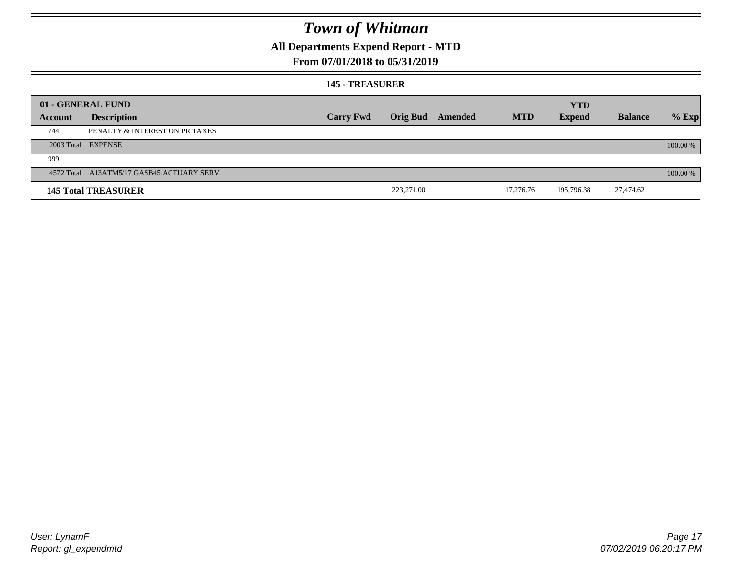# Town of Whitman

## All Departments Expend Report - MTD

## From 07/01/2018 to 05/31/2019

### 145 - TREASURER

| 01 - GENERAL FUND | | | | | | YTD | | |
|---|---|---|---|---|---|---|---|---|
| **Account** | **Description** | **Carry Fwd** | **Orig Bud** | **Amended** | **MTD** | **Expend** | **Balance** | **% Exp** |
| 744 | PENALTY & INTEREST ON PR TAXES | | | | | | | |
| 2003 Total | EXPENSE | | | | | | | 100.00 % |
| 999 | | | | | | | | |
| 4572 Total | A13ATM5/17 GASB45 ACTUARY SERV. | | | | | | | 100.00 % |
| **145 Total TREASURER** | | | 223,271.00 | | 17,276.76 | 195,796.38 | 27,474.62 | |

User: LynamF
Report: gl_expendmtd

07/02/2019 06:20:17 PM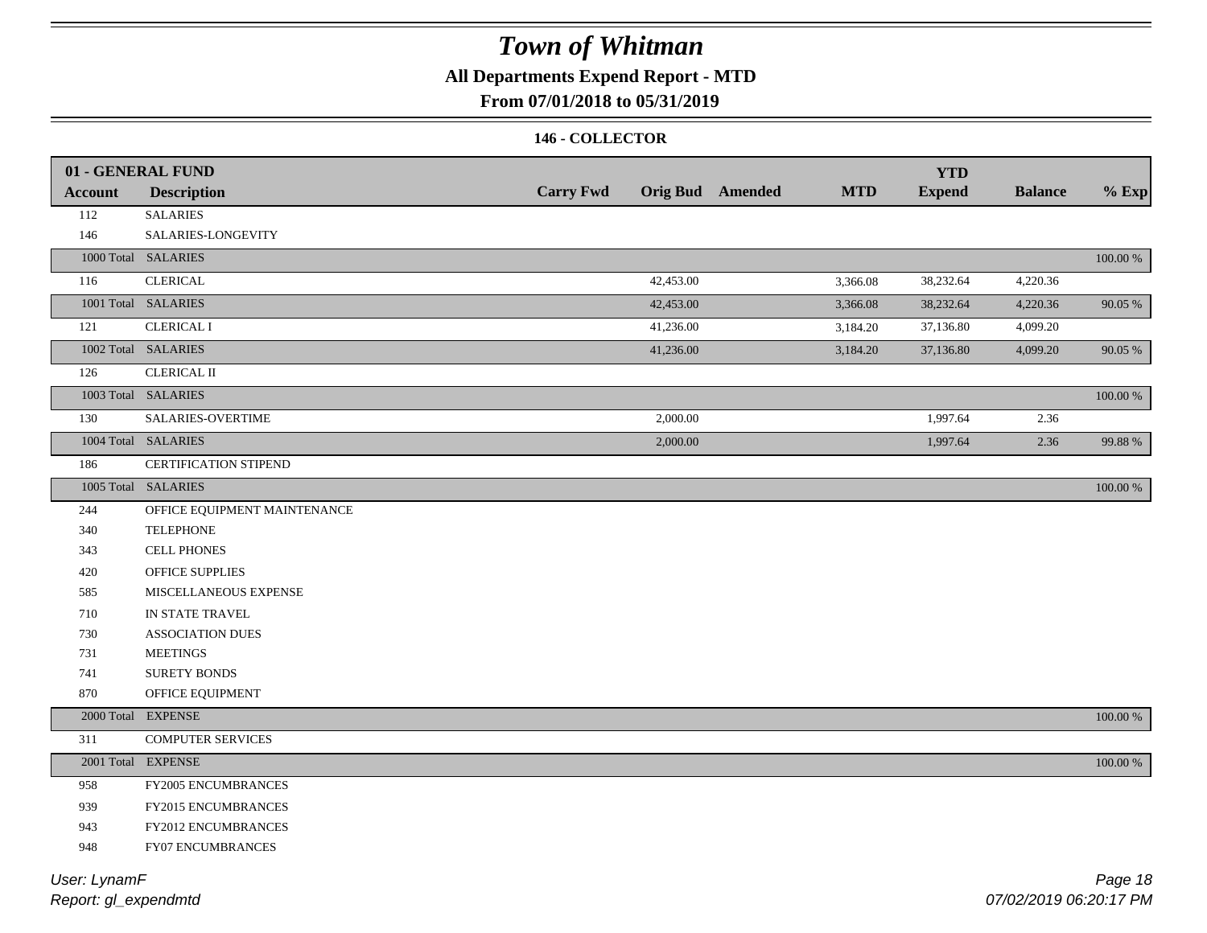# Town of Whitman

## All Departments Expend Report - MTD

## From 07/01/2018 to 05/31/2019

### 146 - COLLECTOR

| 01 - GENERAL FUND<br>Account | Description | Carry Fwd | Orig Bud | Amended | MTD | YTD Expend | Balance | % Exp |
|---|---|---|---|---|---|---|---|---|
| 112 | SALARIES | | | | | | | |
| 146 | SALARIES-LONGEVITY | | | | | | | |
| 1000 Total | SALARIES | | | | | | | 100.00 % |
| 116 | CLERICAL | | 42,453.00 | | 3,366.08 | 38,232.64 | 4,220.36 | |
| 1001 Total | SALARIES | | 42,453.00 | | 3,366.08 | 38,232.64 | 4,220.36 | 90.05 % |
| 121 | CLERICAL I | | 41,236.00 | | 3,184.20 | 37,136.80 | 4,099.20 | |
| 1002 Total | SALARIES | | 41,236.00 | | 3,184.20 | 37,136.80 | 4,099.20 | 90.05 % |
| 126 | CLERICAL II | | | | | | | |
| 1003 Total | SALARIES | | | | | | | 100.00 % |
| 130 | SALARIES-OVERTIME | | 2,000.00 | | | 1,997.64 | 2.36 | |
| 1004 Total | SALARIES | | 2,000.00 | | | 1,997.64 | 2.36 | 99.88 % |
| 186 | CERTIFICATION STIPEND | | | | | | | |
| 1005 Total | SALARIES | | | | | | | 100.00 % |
| 244 | OFFICE EQUIPMENT MAINTENANCE | | | | | | | |
| 340 | TELEPHONE | | | | | | | |
| 343 | CELL PHONES | | | | | | | |
| 420 | OFFICE SUPPLIES | | | | | | | |
| 585 | MISCELLANEOUS EXPENSE | | | | | | | |
| 710 | IN STATE TRAVEL | | | | | | | |
| 730 | ASSOCIATION DUES | | | | | | | |
| 731 | MEETINGS | | | | | | | |
| 741 | SURETY BONDS | | | | | | | |
| 870 | OFFICE EQUIPMENT | | | | | | | |
| 2000 Total | EXPENSE | | | | | | | 100.00 % |
| 311 | COMPUTER SERVICES | | | | | | | |
| 2001 Total | EXPENSE | | | | | | | 100.00 % |
| 958 | FY2005 ENCUMBRANCES | | | | | | | |
| 939 | FY2015 ENCUMBRANCES | | | | | | | |
| 943 | FY2012 ENCUMBRANCES | | | | | | | |
| 948 | FY07 ENCUMBRANCES | | | | | | | |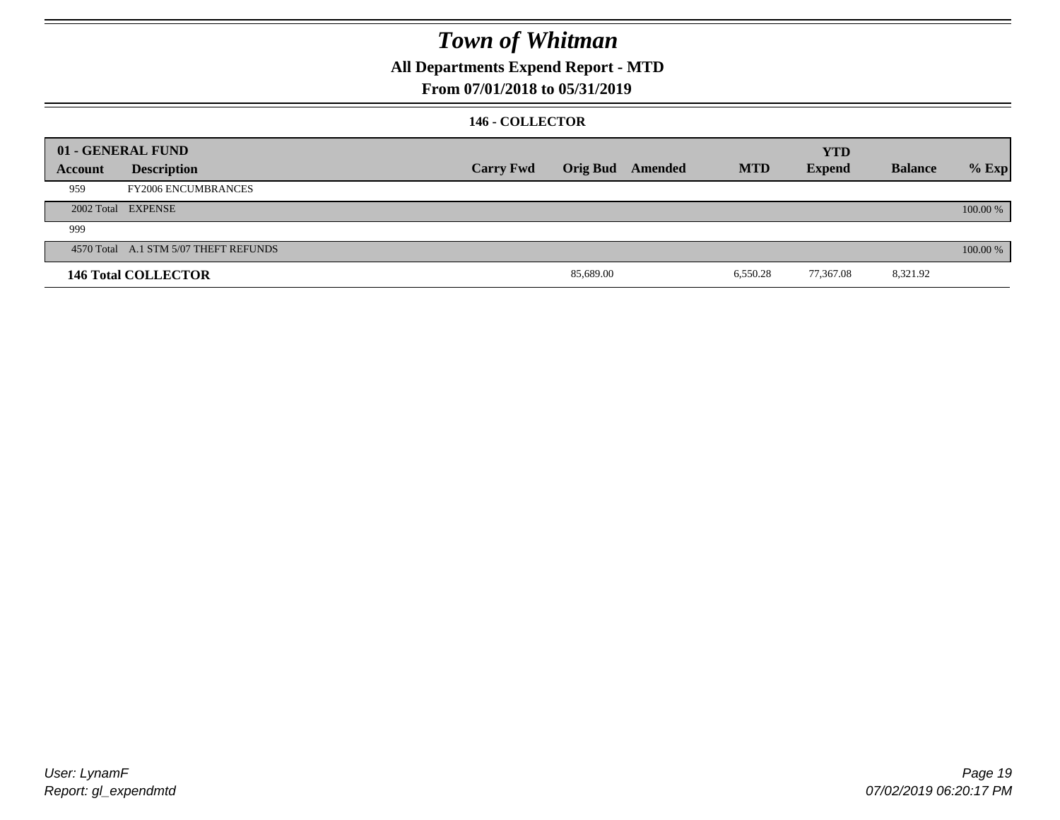# Town of Whitman

**All Departments Expend Report - MTD**

**From 07/01/2018 to 05/31/2019**

**146 - COLLECTOR**

| 01 - GENERAL FUND | | | | | | | | |
|---|---|---|---|---|---|---|---|---|
| **Account** | **Description** | **Carry Fwd** | **Orig Bud** | **Amended** | **MTD** | **YTD Expend** | **Balance** | **% Exp** |
| 959 | FY2006 ENCUMBRANCES | | | | | | | |
| 2002 Total | EXPENSE | | | | | | | 100.00 % |
| 999 | | | | | | | | |
| 4570 Total | A.1 STM 5/07 THEFT REFUNDS | | | | | | | 100.00 % |
| **146 Total COLLECTOR** | | | 85,689.00 | | 6,550.28 | 77,367.08 | 8,321.92 | |

User: LynamF
Report: gl_expendmtd

07/02/2019 06:20:17 PM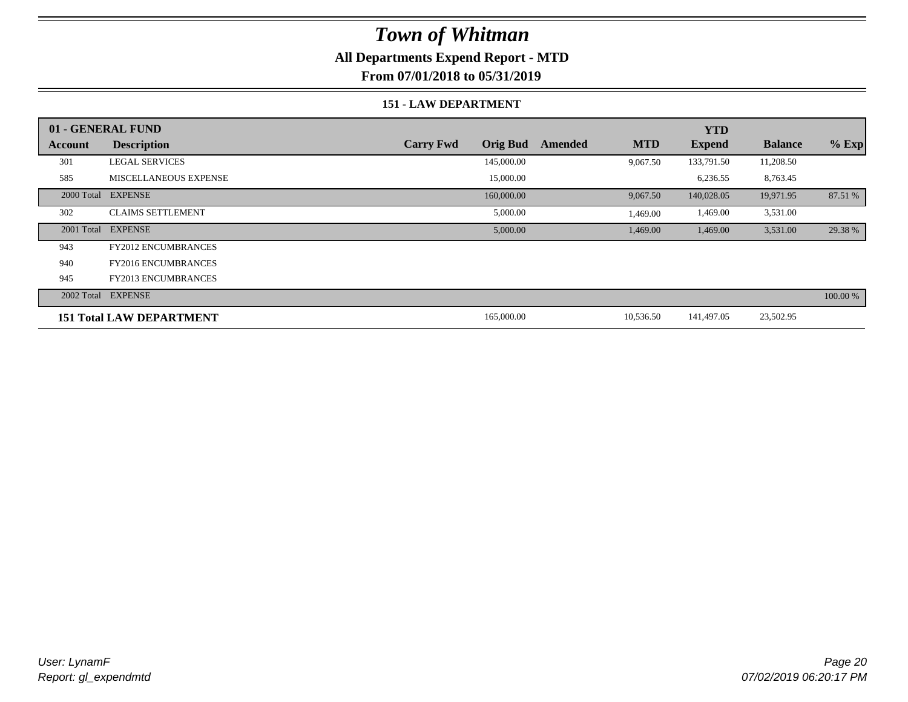# Town of Whitman

**All Departments Expend Report - MTD**

**From 07/01/2018 to 05/31/2019**

**151 - LAW DEPARTMENT**

| 01 - GENERAL FUND | | | | | | YTD | | |
|---|---|---|---|---|---|---|---|---|
| **Account** | **Description** | **Carry Fwd** | **Orig Bud** | **Amended** | **MTD** | **Expend** | **Balance** | **% Exp** |
| 301 | LEGAL SERVICES | | 145,000.00 | | 9,067.50 | 133,791.50 | 11,208.50 | |
| 585 | MISCELLANEOUS EXPENSE | | 15,000.00 | | | 6,236.55 | 8,763.45 | |
| 2000 Total | EXPENSE | | 160,000.00 | | 9,067.50 | 140,028.05 | 19,971.95 | 87.51 % |
| 302 | CLAIMS SETTLEMENT | | 5,000.00 | | 1,469.00 | 1,469.00 | 3,531.00 | |
| 2001 Total | EXPENSE | | 5,000.00 | | 1,469.00 | 1,469.00 | 3,531.00 | 29.38 % |
| 943 | FY2012 ENCUMBRANCES | | | | | | | |
| 940 | FY2016 ENCUMBRANCES | | | | | | | |
| 945 | FY2013 ENCUMBRANCES | | | | | | | |
| 2002 Total | EXPENSE | | | | | | | 100.00 % |
| **151 Total LAW DEPARTMENT** | | | 165,000.00 | | 10,536.50 | 141,497.05 | 23,502.95 | |

*User: LynamF*
*Report: gl_expendmtd*

*07/02/2019 06:20:17 PM*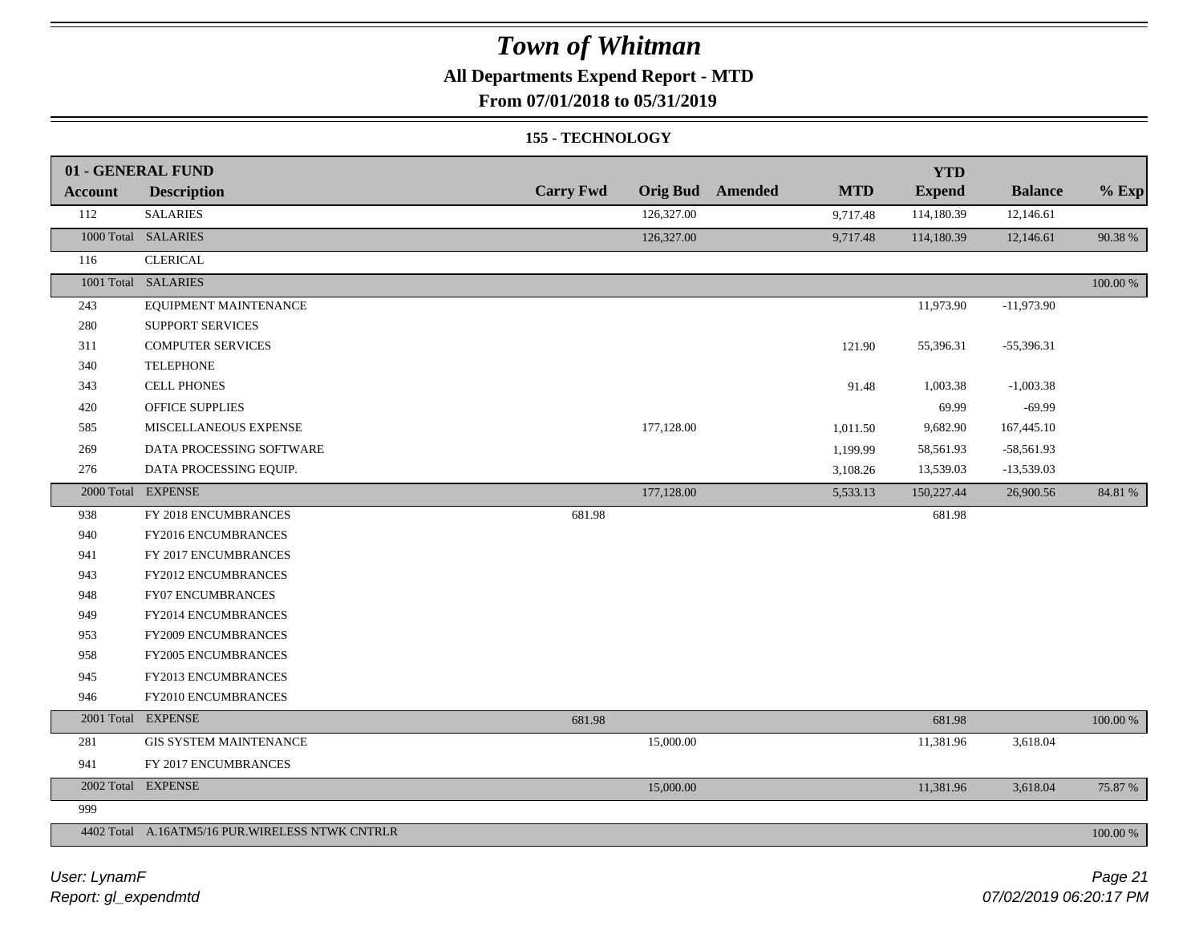# Town of Whitman

## All Departments Expend Report - MTD

## From 07/01/2018 to 05/31/2019

### 155 - TECHNOLOGY

| 01 - GENERAL FUND | | | | | | YTD | | |
|---|---|---|---|---|---|---|---|---|
| **Account** | **Description** | **Carry Fwd** | **Orig Bud** | **Amended** | **MTD** | **Expend** | **Balance** | **% Exp** |
| 112 | SALARIES | | 126,327.00 | | 9,717.48 | 114,180.39 | 12,146.61 | |
| 1000 Total | SALARIES | | 126,327.00 | | 9,717.48 | 114,180.39 | 12,146.61 | 90.38 % |
| 116 | CLERICAL | | | | | | | |
| 1001 Total | SALARIES | | | | | | | 100.00 % |
| 243 | EQUIPMENT MAINTENANCE | | | | | 11,973.90 | -11,973.90 | |
| 280 | SUPPORT SERVICES | | | | | | | |
| 311 | COMPUTER SERVICES | | | | 121.90 | 55,396.31 | -55,396.31 | |
| 340 | TELEPHONE | | | | | | | |
| 343 | CELL PHONES | | | | 91.48 | 1,003.38 | -1,003.38 | |
| 420 | OFFICE SUPPLIES | | | | | 69.99 | -69.99 | |
| 585 | MISCELLANEOUS EXPENSE | | 177,128.00 | | 1,011.50 | 9,682.90 | 167,445.10 | |
| 269 | DATA PROCESSING SOFTWARE | | | | 1,199.99 | 58,561.93 | -58,561.93 | |
| 276 | DATA PROCESSING EQUIP. | | | | 3,108.26 | 13,539.03 | -13,539.03 | |
| 2000 Total | EXPENSE | | 177,128.00 | | 5,533.13 | 150,227.44 | 26,900.56 | 84.81 % |
| 938 | FY 2018 ENCUMBRANCES | 681.98 | | | | 681.98 | | |
| 940 | FY2016 ENCUMBRANCES | | | | | | | |
| 941 | FY 2017 ENCUMBRANCES | | | | | | | |
| 943 | FY2012 ENCUMBRANCES | | | | | | | |
| 948 | FY07 ENCUMBRANCES | | | | | | | |
| 949 | FY2014 ENCUMBRANCES | | | | | | | |
| 953 | FY2009 ENCUMBRANCES | | | | | | | |
| 958 | FY2005 ENCUMBRANCES | | | | | | | |
| 945 | FY2013 ENCUMBRANCES | | | | | | | |
| 946 | FY2010 ENCUMBRANCES | | | | | | | |
| 2001 Total | EXPENSE | 681.98 | | | | 681.98 | | 100.00 % |
| 281 | GIS SYSTEM MAINTENANCE | | 15,000.00 | | | 11,381.96 | 3,618.04 | |
| 941 | FY 2017 ENCUMBRANCES | | | | | | | |
| 2002 Total | EXPENSE | | 15,000.00 | | | 11,381.96 | 3,618.04 | 75.87 % |
| 999 | | | | | | | | |
| 4402 Total | A.16ATM5/16 PUR.WIRELESS NTWK CNTRLR | | | | | | | 100.00 % |

*User: LynamF*

*Report: gl_expendmtd*

*07/02/2019 06:20:17 PM*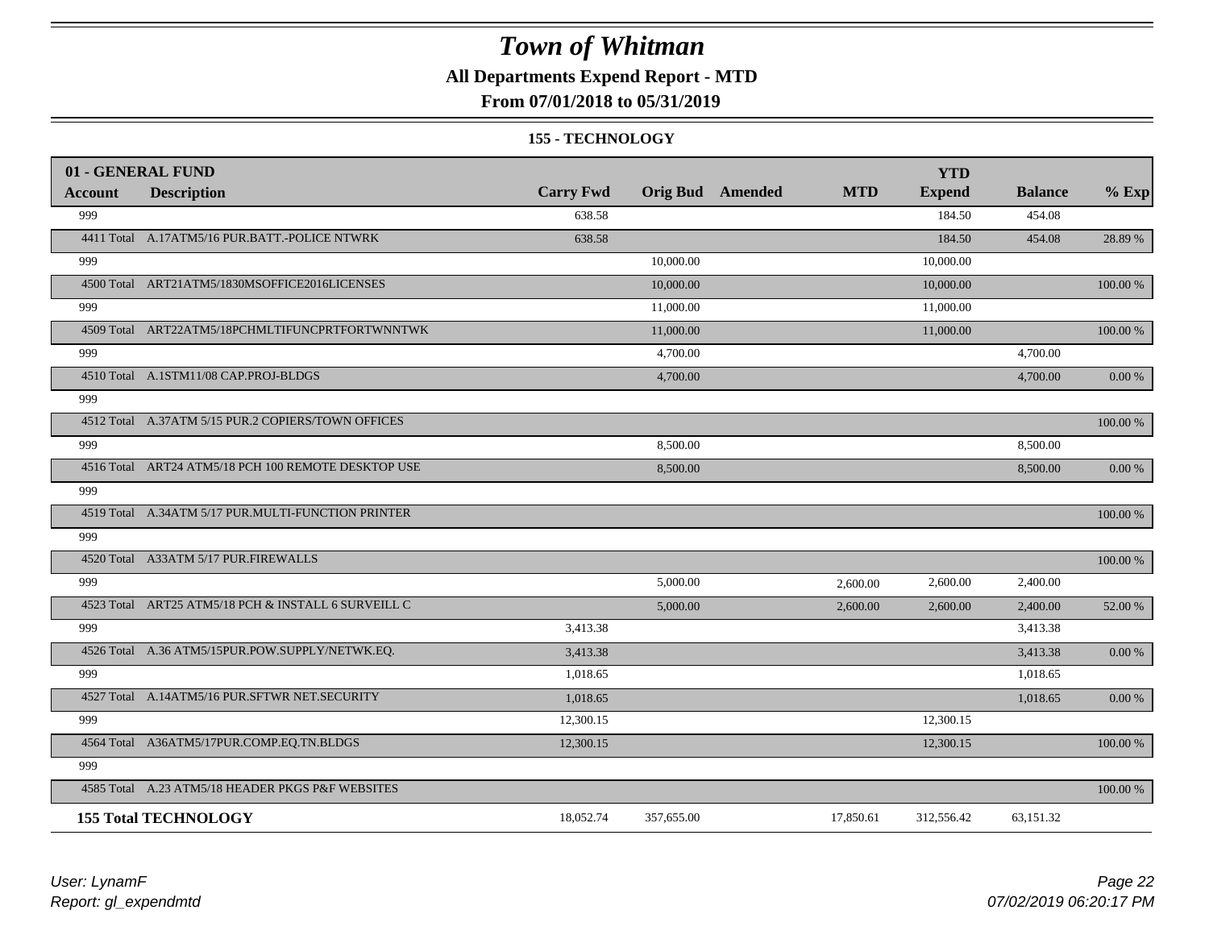# Town of Whitman

## All Departments Expend Report - MTD

### From 07/01/2018 to 05/31/2019

#### 155 - TECHNOLOGY

| 01 - GENERAL FUND Account | Description | Carry Fwd | Orig Bud | Amended | MTD | YTD Expend | Balance | % Exp |
|---|---|---|---|---|---|---|---|---|
| 999 | | 638.58 | | | | 184.50 | 454.08 | |
| 4411 Total | A.17ATM5/16 PUR.BATT.-POLICE NTWRK | 638.58 | | | | 184.50 | 454.08 | 28.89 % |
| 999 | | | 10,000.00 | | | 10,000.00 | | |
| 4500 Total | ART21ATM5/1830MSOFFICE2016LICENSES | | 10,000.00 | | | 10,000.00 | | 100.00 % |
| 999 | | | 11,000.00 | | | 11,000.00 | | |
| 4509 Total | ART22ATM5/18PCHMLTIFUNCPRTFORTWNNTWK | | 11,000.00 | | | 11,000.00 | | 100.00 % |
| 999 | | | 4,700.00 | | | | 4,700.00 | |
| 4510 Total | A.1STM11/08 CAP.PROJ-BLDGS | | 4,700.00 | | | | 4,700.00 | 0.00 % |
| 999 | | | | | | | | |
| 4512 Total | A.37ATM 5/15 PUR.2 COPIERS/TOWN OFFICES | | | | | | | 100.00 % |
| 999 | | | 8,500.00 | | | | 8,500.00 | |
| 4516 Total | ART24 ATM5/18 PCH 100 REMOTE DESKTOP USE | | 8,500.00 | | | | 8,500.00 | 0.00 % |
| 999 | | | | | | | | |
| 4519 Total | A.34ATM 5/17 PUR.MULTI-FUNCTION PRINTER | | | | | | | 100.00 % |
| 999 | | | | | | | | |
| 4520 Total | A33ATM 5/17 PUR.FIREWALLS | | | | | | | 100.00 % |
| 999 | | | 5,000.00 | | 2,600.00 | 2,600.00 | 2,400.00 | |
| 4523 Total | ART25 ATM5/18 PCH & INSTALL 6 SURVEILL C | | 5,000.00 | | 2,600.00 | 2,600.00 | 2,400.00 | 52.00 % |
| 999 | | 3,413.38 | | | | | 3,413.38 | |
| 4526 Total | A.36 ATM5/15PUR.POW.SUPPLY/NETWK.EQ. | 3,413.38 | | | | | 3,413.38 | 0.00 % |
| 999 | | 1,018.65 | | | | | 1,018.65 | |
| 4527 Total | A.14ATM5/16 PUR.SFTWR NET.SECURITY | 1,018.65 | | | | | 1,018.65 | 0.00 % |
| 999 | | 12,300.15 | | | | 12,300.15 | | |
| 4564 Total | A36ATM5/17PUR.COMP.EQ.TN.BLDGS | 12,300.15 | | | | 12,300.15 | | 100.00 % |
| 999 | | | | | | | | |
| 4585 Total | A.23 ATM5/18 HEADER PKGS P&F WEBSITES | | | | | | | 100.00 % |
| **155 Total TECHNOLOGY** | | 18,052.74 | 357,655.00 | | 17,850.61 | 312,556.42 | 63,151.32 | |

User: LynamF
Report: gl_expendmtd

07/02/2019 06:20:17 PM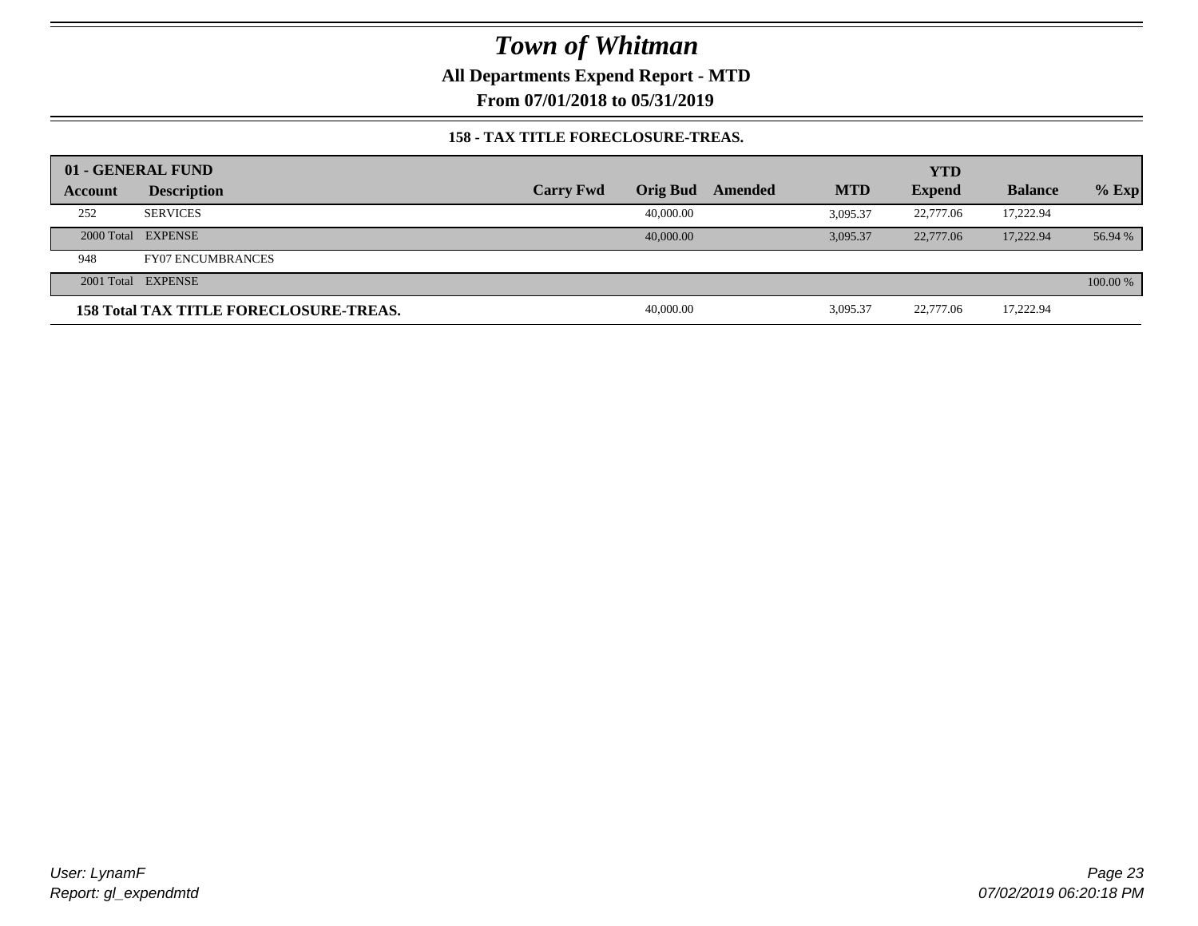# Town of Whitman

## All Departments Expend Report - MTD

### From 07/01/2018 to 05/31/2019

#### 158 - TAX TITLE FORECLOSURE-TREAS.

| 01 - GENERAL FUND | | | | | | YTD | | |
|---|---|---|---|---|---|---|---|---|
| **Account** | **Description** | **Carry Fwd** | **Orig Bud** | **Amended** | **MTD** | **Expend** | **Balance** | **% Exp** |
| 252 | SERVICES | | 40,000.00 | | 3,095.37 | 22,777.06 | 17,222.94 | |
| 2000 Total | EXPENSE | | 40,000.00 | | 3,095.37 | 22,777.06 | 17,222.94 | 56.94 % |
| 948 | FY07 ENCUMBRANCES | | | | | | | |
| 2001 Total | EXPENSE | | | | | | | 100.00 % |
| **158 Total TAX TITLE FORECLOSURE-TREAS.** | | | 40,000.00 | | 3,095.37 | 22,777.06 | 17,222.94 | |

*User: LynamF*
*Report: gl_expendmtd*

*07/02/2019 06:20:18 PM*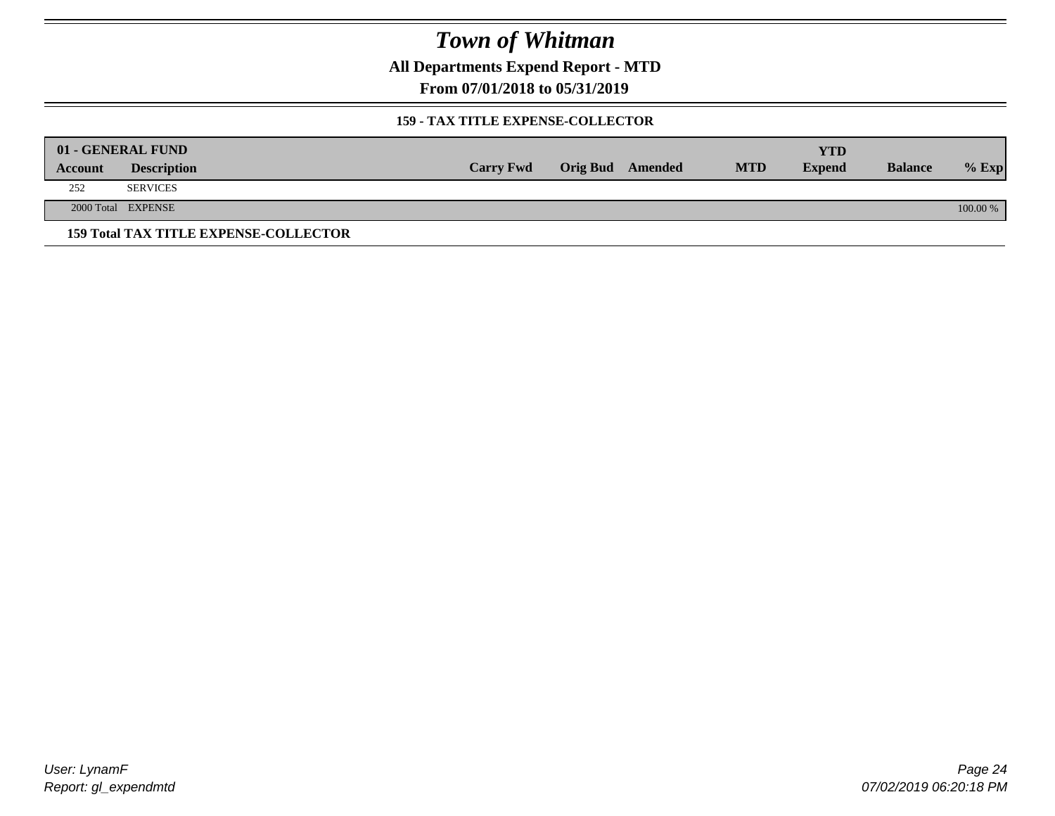# Town of Whitman

## All Departments Expend Report - MTD

### From 07/01/2018 to 05/31/2019

#### 159 - TAX TITLE EXPENSE-COLLECTOR

| 01 - GENERAL FUND | | | | | | YTD | | |
|---|---|---|---|---|---|---|---|---|
| **Account** | **Description** | **Carry Fwd** | **Orig Bud** | **Amended** | **MTD** | **Expend** | **Balance** | **% Exp** |
| 252 | SERVICES | | | | | | | |
| 2000 Total | EXPENSE | | | | | | | 100.00 % |

**159 Total TAX TITLE EXPENSE-COLLECTOR**

*User: LynamF*
*Report: gl_expendmtd*

*07/02/2019 06:20:18 PM*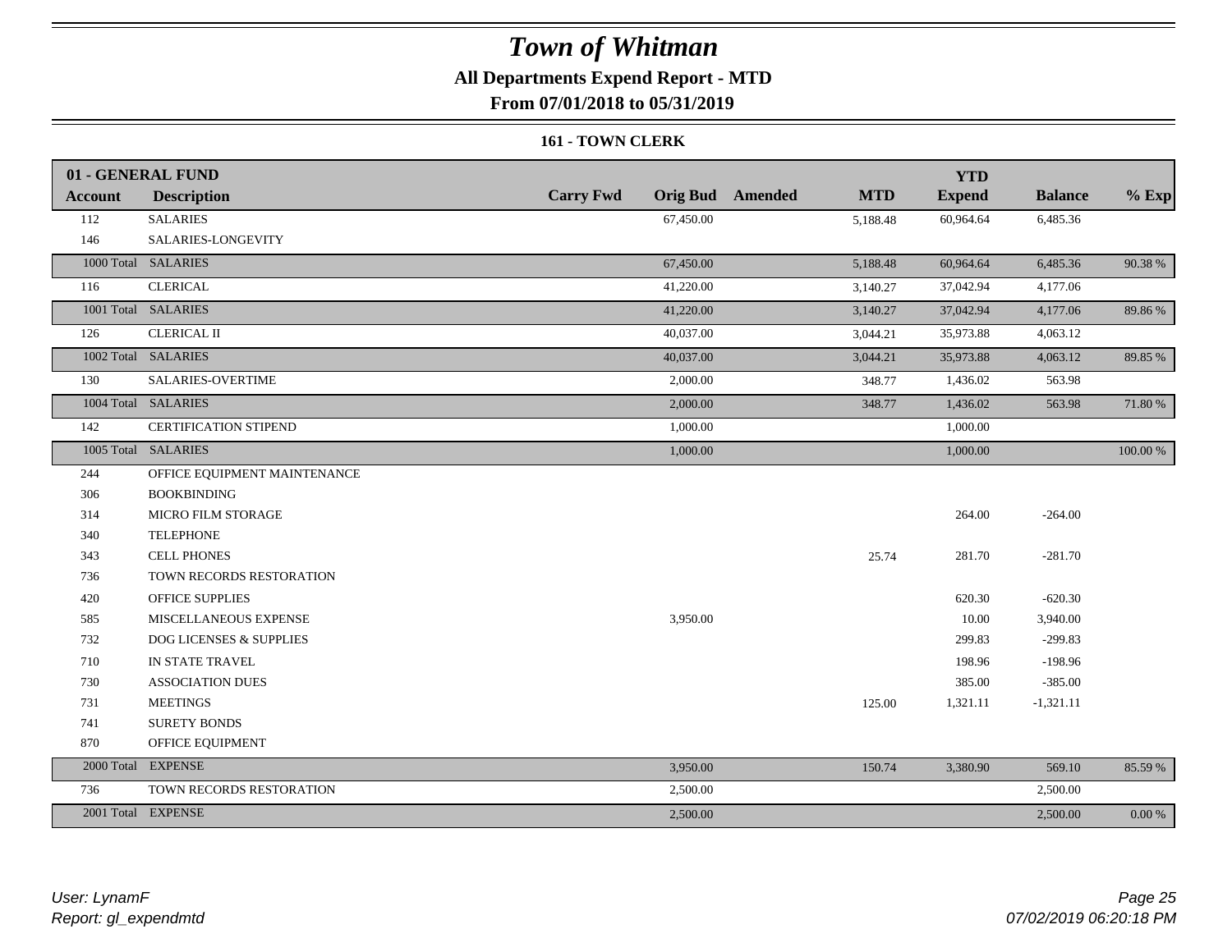# Town of Whitman

**All Departments Expend Report - MTD**

**From 07/01/2018 to 05/31/2019**

**161 - TOWN CLERK**

| 01 - GENERAL FUND | | | | | | | | |
|---|---|---|---|---|---|---|---|---|
| **Account** | **Description** | **Carry Fwd** | **Orig Bud** | **Amended** | **MTD** | **YTD Expend** | **Balance** | **% Exp** |
| 112 | SALARIES | | 67,450.00 | | 5,188.48 | 60,964.64 | 6,485.36 | |
| 146 | SALARIES-LONGEVITY | | | | | | | |
| 1000 Total | SALARIES | | 67,450.00 | | 5,188.48 | 60,964.64 | 6,485.36 | 90.38 % |
| 116 | CLERICAL | | 41,220.00 | | 3,140.27 | 37,042.94 | 4,177.06 | |
| 1001 Total | SALARIES | | 41,220.00 | | 3,140.27 | 37,042.94 | 4,177.06 | 89.86 % |
| 126 | CLERICAL II | | 40,037.00 | | 3,044.21 | 35,973.88 | 4,063.12 | |
| 1002 Total | SALARIES | | 40,037.00 | | 3,044.21 | 35,973.88 | 4,063.12 | 89.85 % |
| 130 | SALARIES-OVERTIME | | 2,000.00 | | 348.77 | 1,436.02 | 563.98 | |
| 1004 Total | SALARIES | | 2,000.00 | | 348.77 | 1,436.02 | 563.98 | 71.80 % |
| 142 | CERTIFICATION STIPEND | | 1,000.00 | | | 1,000.00 | | |
| 1005 Total | SALARIES | | 1,000.00 | | | 1,000.00 | | 100.00 % |
| 244 | OFFICE EQUIPMENT MAINTENANCE | | | | | | | |
| 306 | BOOKBINDING | | | | | | | |
| 314 | MICRO FILM STORAGE | | | | | 264.00 | -264.00 | |
| 340 | TELEPHONE | | | | | | | |
| 343 | CELL PHONES | | | | 25.74 | 281.70 | -281.70 | |
| 736 | TOWN RECORDS RESTORATION | | | | | | | |
| 420 | OFFICE SUPPLIES | | | | | 620.30 | -620.30 | |
| 585 | MISCELLANEOUS EXPENSE | | 3,950.00 | | | 10.00 | 3,940.00 | |
| 732 | DOG LICENSES & SUPPLIES | | | | | 299.83 | -299.83 | |
| 710 | IN STATE TRAVEL | | | | | 198.96 | -198.96 | |
| 730 | ASSOCIATION DUES | | | | | 385.00 | -385.00 | |
| 731 | MEETINGS | | | | 125.00 | 1,321.11 | -1,321.11 | |
| 741 | SURETY BONDS | | | | | | | |
| 870 | OFFICE EQUIPMENT | | | | | | | |
| 2000 Total | EXPENSE | | 3,950.00 | | 150.74 | 3,380.90 | 569.10 | 85.59 % |
| 736 | TOWN RECORDS RESTORATION | | 2,500.00 | | | | 2,500.00 | |
| 2001 Total | EXPENSE | | 2,500.00 | | | | 2,500.00 | 0.00 % |

*User: LynamF*
*Report: gl_expendmtd*

*07/02/2019 06:20:18 PM*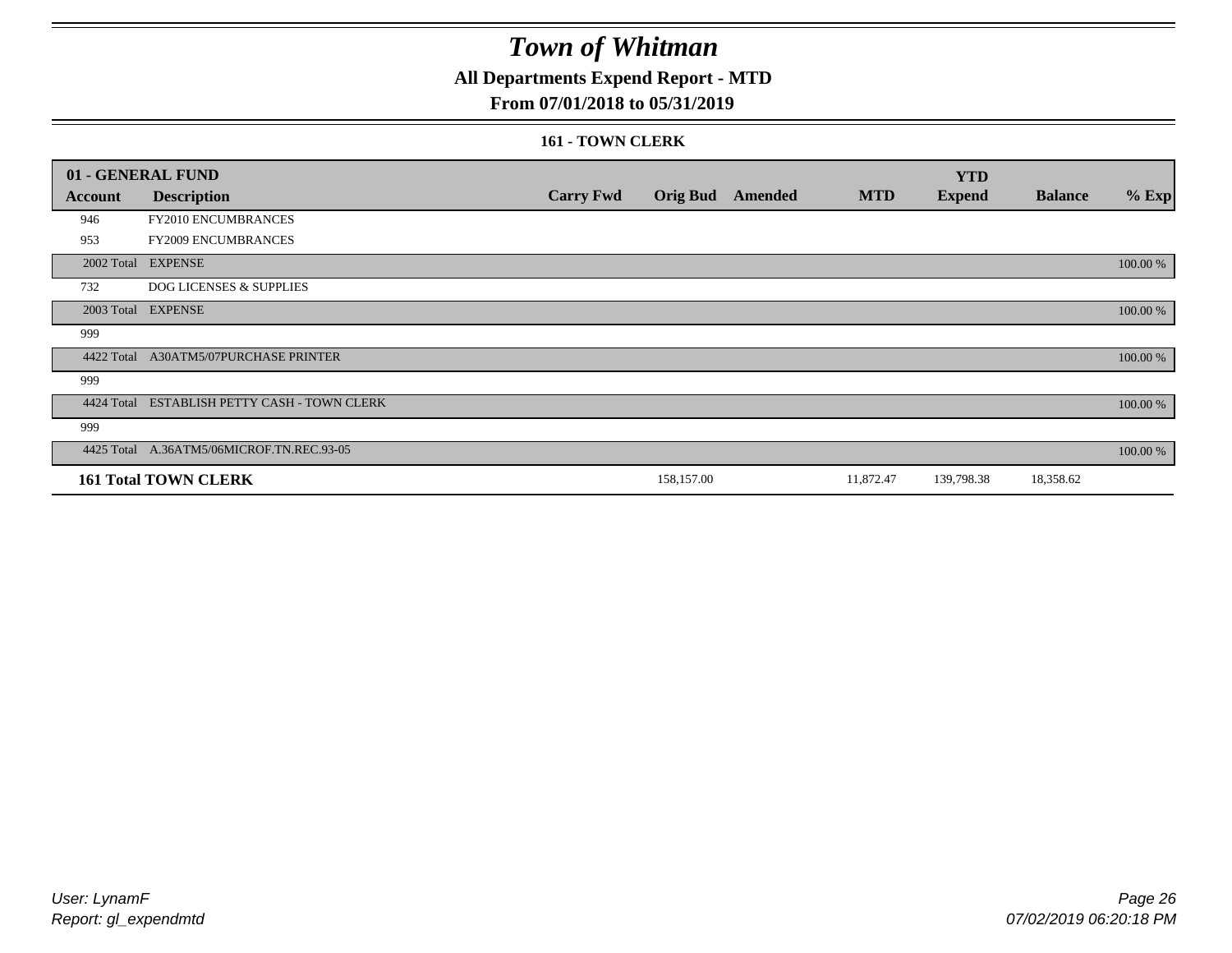# Town of Whitman

## All Departments Expend Report - MTD

## From 07/01/2018 to 05/31/2019

### 161 - TOWN CLERK

| 01 - GENERAL FUND | | | | | | YTD | | |
|---|---|---|---|---|---|---|---|---|
| **Account** | **Description** | **Carry Fwd** | **Orig Bud** | **Amended** | **MTD** | **Expend** | **Balance** | **% Exp** |
| 946 | FY2010 ENCUMBRANCES | | | | | | | |
| 953 | FY2009 ENCUMBRANCES | | | | | | | |
| 2002 Total | EXPENSE | | | | | | | 100.00 % |
| 732 | DOG LICENSES & SUPPLIES | | | | | | | |
| 2003 Total | EXPENSE | | | | | | | 100.00 % |
| 999 | | | | | | | | |
| 4422 Total | A30ATM5/07PURCHASE PRINTER | | | | | | | 100.00 % |
| 999 | | | | | | | | |
| 4424 Total | ESTABLISH PETTY CASH - TOWN CLERK | | | | | | | 100.00 % |
| 999 | | | | | | | | |
| 4425 Total | A.36ATM5/06MICROF.TN.REC.93-05 | | | | | | | 100.00 % |
| **161 Total TOWN CLERK** | | | 158,157.00 | | 11,872.47 | 139,798.38 | 18,358.62 | |

*User: LynamF*
*Report: gl_expendmtd*

*07/02/2019 06:20:18 PM*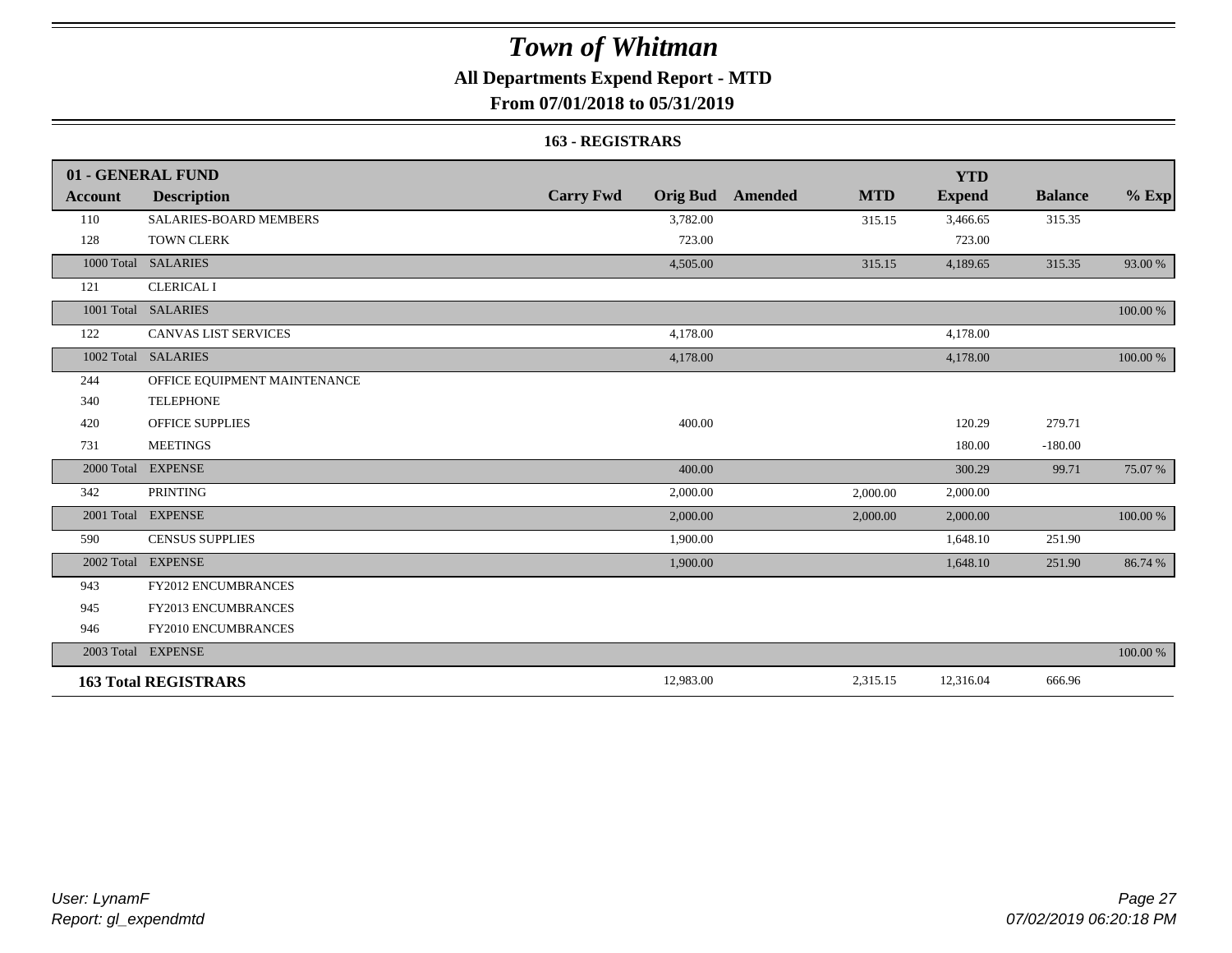# Town of Whitman

## All Departments Expend Report - MTD

## From 07/01/2018 to 05/31/2019

### 163 - REGISTRARS

| 01 - GENERAL FUND | | | | | | YTD | | |
|---|---|---|---|---|---|---|---|---|
| Account | Description | Carry Fwd | Orig Bud | Amended | MTD | Expend | Balance | % Exp |
| 110 | SALARIES-BOARD MEMBERS | | 3,782.00 | | 315.15 | 3,466.65 | 315.35 | |
| 128 | TOWN CLERK | | 723.00 | | | 723.00 | | |
| 1000 Total | SALARIES | | 4,505.00 | | 315.15 | 4,189.65 | 315.35 | 93.00 % |
| 121 | CLERICAL I | | | | | | | |
| 1001 Total | SALARIES | | | | | | | 100.00 % |
| 122 | CANVAS LIST SERVICES | | 4,178.00 | | | 4,178.00 | | |
| 1002 Total | SALARIES | | 4,178.00 | | | 4,178.00 | | 100.00 % |
| 244 | OFFICE EQUIPMENT MAINTENANCE | | | | | | | |
| 340 | TELEPHONE | | | | | | | |
| 420 | OFFICE SUPPLIES | | 400.00 | | | 120.29 | 279.71 | |
| 731 | MEETINGS | | | | | 180.00 | -180.00 | |
| 2000 Total | EXPENSE | | 400.00 | | | 300.29 | 99.71 | 75.07 % |
| 342 | PRINTING | | 2,000.00 | | 2,000.00 | 2,000.00 | | |
| 2001 Total | EXPENSE | | 2,000.00 | | 2,000.00 | 2,000.00 | | 100.00 % |
| 590 | CENSUS SUPPLIES | | 1,900.00 | | | 1,648.10 | 251.90 | |
| 2002 Total | EXPENSE | | 1,900.00 | | | 1,648.10 | 251.90 | 86.74 % |
| 943 | FY2012 ENCUMBRANCES | | | | | | | |
| 945 | FY2013 ENCUMBRANCES | | | | | | | |
| 946 | FY2010 ENCUMBRANCES | | | | | | | |
| 2003 Total | EXPENSE | | | | | | | 100.00 % |
| **163 Total REGISTRARS** | | | 12,983.00 | | 2,315.15 | 12,316.04 | 666.96 | |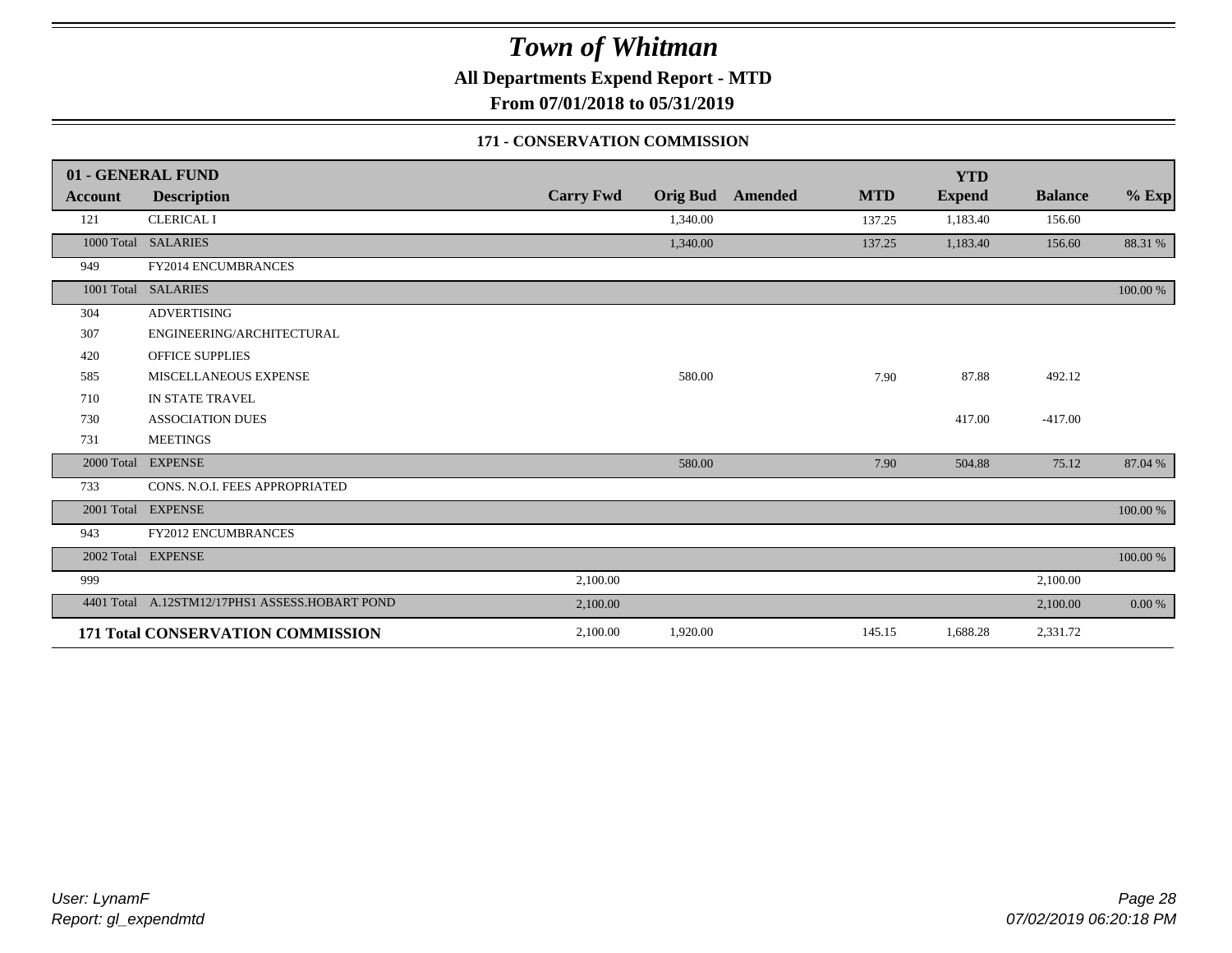# Town of Whitman

**All Departments Expend Report - MTD**

**From 07/01/2018 to 05/31/2019**

**171 - CONSERVATION COMMISSION**

| 01 - GENERAL FUND | | | | | | YTD | | |
|---|---|---|---|---|---|---|---|---|
| **Account** | **Description** | **Carry Fwd** | **Orig Bud** | **Amended** | **MTD** | **Expend** | **Balance** | **% Exp** |
| 121 | CLERICAL I | | 1,340.00 | | 137.25 | 1,183.40 | 156.60 | |
| 1000 Total | SALARIES | | 1,340.00 | | 137.25 | 1,183.40 | 156.60 | 88.31 % |
| 949 | FY2014 ENCUMBRANCES | | | | | | | |
| 1001 Total | SALARIES | | | | | | | 100.00 % |
| 304 | ADVERTISING | | | | | | | |
| 307 | ENGINEERING/ARCHITECTURAL | | | | | | | |
| 420 | OFFICE SUPPLIES | | | | | | | |
| 585 | MISCELLANEOUS EXPENSE | | 580.00 | | 7.90 | 87.88 | 492.12 | |
| 710 | IN STATE TRAVEL | | | | | | | |
| 730 | ASSOCIATION DUES | | | | | 417.00 | -417.00 | |
| 731 | MEETINGS | | | | | | | |
| 2000 Total | EXPENSE | | 580.00 | | 7.90 | 504.88 | 75.12 | 87.04 % |
| 733 | CONS. N.O.I. FEES APPROPRIATED | | | | | | | |
| 2001 Total | EXPENSE | | | | | | | 100.00 % |
| 943 | FY2012 ENCUMBRANCES | | | | | | | |
| 2002 Total | EXPENSE | | | | | | | 100.00 % |
| 999 | | 2,100.00 | | | | | 2,100.00 | |
| 4401 Total | A.12STM12/17PHS1 ASSESS.HOBART POND | 2,100.00 | | | | | 2,100.00 | 0.00 % |
| **171 Total CONSERVATION COMMISSION** | | 2,100.00 | 1,920.00 | | 145.15 | 1,688.28 | 2,331.72 | |

*User: LynamF*
*Report: gl_expendmtd*

*07/02/2019 06:20:18 PM*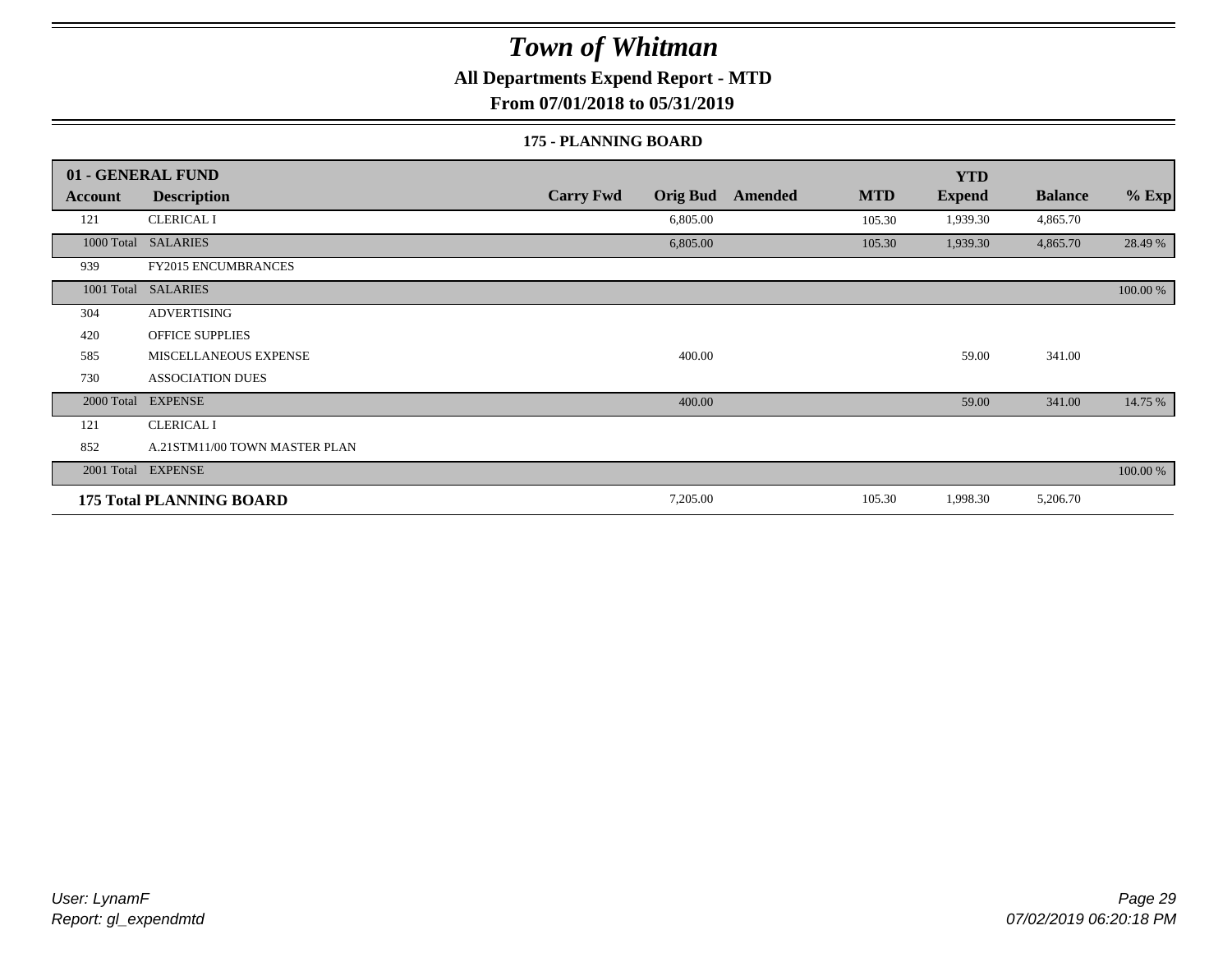# Town of Whitman

## All Departments Expend Report - MTD

### From 07/01/2018 to 05/31/2019

#### 175 - PLANNING BOARD

| 01 - GENERAL FUND | | | | | | | | |
|---|---|---|---|---|---|---|---|---|
| **Account** | **Description** | **Carry Fwd** | **Orig Bud** | **Amended** | **MTD** | **YTD Expend** | **Balance** | **% Exp** |
| 121 | CLERICAL I | | 6,805.00 | | 105.30 | 1,939.30 | 4,865.70 | |
| 1000 Total | SALARIES | | 6,805.00 | | 105.30 | 1,939.30 | 4,865.70 | 28.49 % |
| 939 | FY2015 ENCUMBRANCES | | | | | | | |
| 1001 Total | SALARIES | | | | | | | 100.00 % |
| 304 | ADVERTISING | | | | | | | |
| 420 | OFFICE SUPPLIES | | | | | | | |
| 585 | MISCELLANEOUS EXPENSE | | 400.00 | | | 59.00 | 341.00 | |
| 730 | ASSOCIATION DUES | | | | | | | |
| 2000 Total | EXPENSE | | 400.00 | | | 59.00 | 341.00 | 14.75 % |
| 121 | CLERICAL I | | | | | | | |
| 852 | A.21STM11/00 TOWN MASTER PLAN | | | | | | | |
| 2001 Total | EXPENSE | | | | | | | 100.00 % |
| **175 Total PLANNING BOARD** | | | 7,205.00 | | 105.30 | 1,998.30 | 5,206.70 | |

*User: LynamF*
*Report: gl_expendmtd*

*07/02/2019 06:20:18 PM*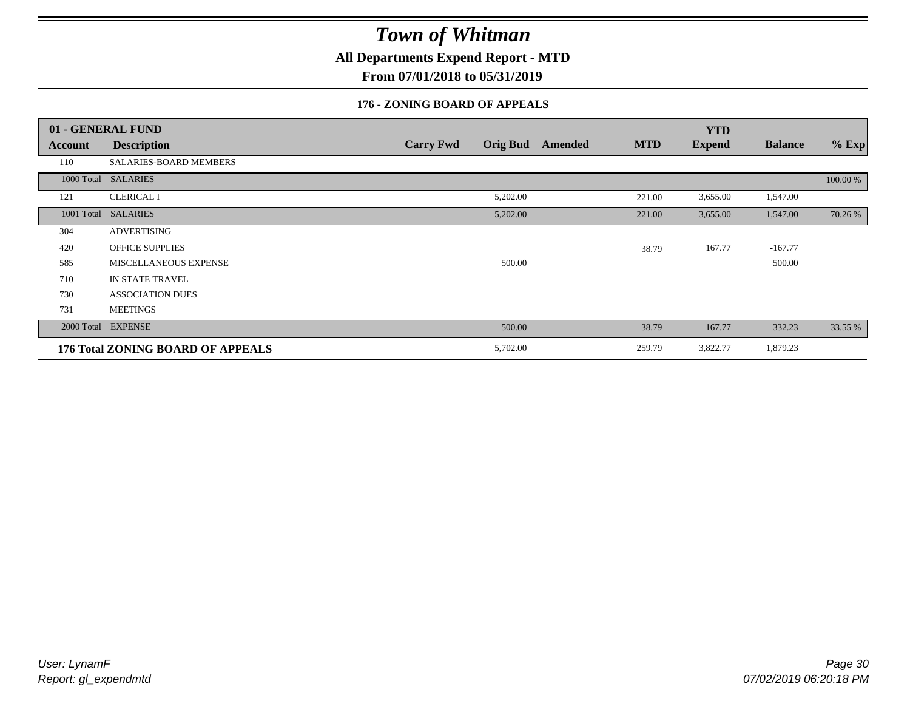# Town of Whitman

**All Departments Expend Report - MTD**

**From 07/01/2018 to 05/31/2019**

### 176 - ZONING BOARD OF APPEALS

| 01 - GENERAL FUND | | | | | | YTD | | |
|---|---|---|---|---|---|---|---|---|
| **Account** | **Description** | **Carry Fwd** | **Orig Bud** | **Amended** | **MTD** | **Expend** | **Balance** | **% Exp** |
| 110 | SALARIES-BOARD MEMBERS | | | | | | | |
| 1000 Total | SALARIES | | | | | | | 100.00 % |
| 121 | CLERICAL I | | 5,202.00 | | 221.00 | 3,655.00 | 1,547.00 | |
| 1001 Total | SALARIES | | 5,202.00 | | 221.00 | 3,655.00 | 1,547.00 | 70.26 % |
| 304 | ADVERTISING | | | | | | | |
| 420 | OFFICE SUPPLIES | | | | 38.79 | 167.77 | -167.77 | |
| 585 | MISCELLANEOUS EXPENSE | | 500.00 | | | | 500.00 | |
| 710 | IN STATE TRAVEL | | | | | | | |
| 730 | ASSOCIATION DUES | | | | | | | |
| 731 | MEETINGS | | | | | | | |
| 2000 Total | EXPENSE | | 500.00 | | 38.79 | 167.77 | 332.23 | 33.55 % |
| **176 Total ZONING BOARD OF APPEALS** | | | 5,702.00 | | 259.79 | 3,822.77 | 1,879.23 | |

*User: LynamF*
*Report: gl_expendmtd*

*07/02/2019 06:20:18 PM*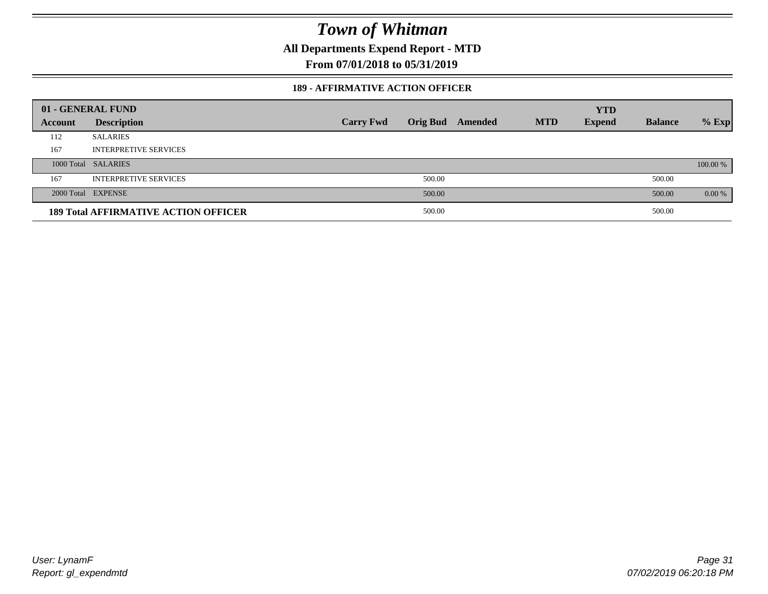# Town of Whitman

**All Departments Expend Report - MTD**

**From 07/01/2018 to 05/31/2019**

### 189 - AFFIRMATIVE ACTION OFFICER

| 01 - GENERAL FUND | | | | | | YTD | | |
|---|---|---|---|---|---|---|---|---|
| **Account** | **Description** | **Carry Fwd** | **Orig Bud** | **Amended** | **MTD** | **Expend** | **Balance** | **% Exp** |
| 112 | SALARIES | | | | | | | |
| 167 | INTERPRETIVE SERVICES | | | | | | | |
| 1000 Total | SALARIES | | | | | | | 100.00 % |
| 167 | INTERPRETIVE SERVICES | | 500.00 | | | | 500.00 | |
| 2000 Total | EXPENSE | | 500.00 | | | | 500.00 | 0.00 % |
| **189 Total AFFIRMATIVE ACTION OFFICER** | | | 500.00 | | | | 500.00 | |

*User: LynamF*
*Report: gl_expendmtd*

*07/02/2019 06:20:18 PM*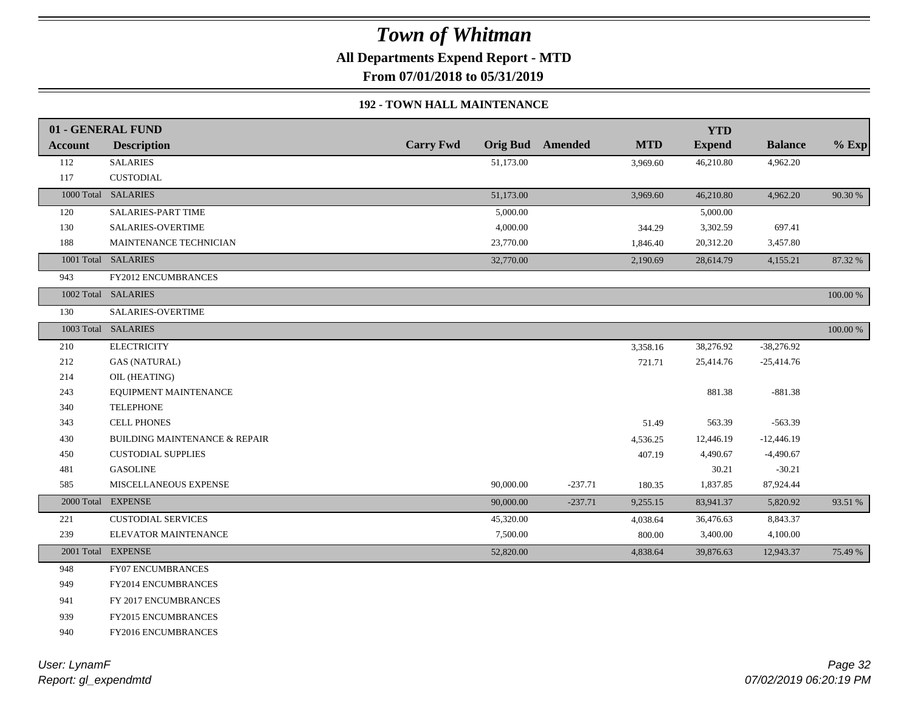# Town of Whitman

**All Departments Expend Report - MTD**

**From 07/01/2018 to 05/31/2019**

### 192 - TOWN HALL MAINTENANCE

| 01 - GENERAL FUND | | | | | | YTD | | |
|---|---|---|---|---|---|---|---|---|
| **Account** | **Description** | **Carry Fwd** | **Orig Bud** | **Amended** | **MTD** | **Expend** | **Balance** | **% Exp** |
| 112 | SALARIES | | 51,173.00 | | 3,969.60 | 46,210.80 | 4,962.20 | |
| 117 | CUSTODIAL | | | | | | | |
| 1000 Total | SALARIES | | 51,173.00 | | 3,969.60 | 46,210.80 | 4,962.20 | 90.30 % |
| 120 | SALARIES-PART TIME | | 5,000.00 | | | 5,000.00 | | |
| 130 | SALARIES-OVERTIME | | 4,000.00 | | 344.29 | 3,302.59 | 697.41 | |
| 188 | MAINTENANCE TECHNICIAN | | 23,770.00 | | 1,846.40 | 20,312.20 | 3,457.80 | |
| 1001 Total | SALARIES | | 32,770.00 | | 2,190.69 | 28,614.79 | 4,155.21 | 87.32 % |
| 943 | FY2012 ENCUMBRANCES | | | | | | | |
| 1002 Total | SALARIES | | | | | | | 100.00 % |
| 130 | SALARIES-OVERTIME | | | | | | | |
| 1003 Total | SALARIES | | | | | | | 100.00 % |
| 210 | ELECTRICITY | | | | 3,358.16 | 38,276.92 | -38,276.92 | |
| 212 | GAS (NATURAL) | | | | 721.71 | 25,414.76 | -25,414.76 | |
| 214 | OIL (HEATING) | | | | | | | |
| 243 | EQUIPMENT MAINTENANCE | | | | | 881.38 | -881.38 | |
| 340 | TELEPHONE | | | | | | | |
| 343 | CELL PHONES | | | | 51.49 | 563.39 | -563.39 | |
| 430 | BUILDING MAINTENANCE & REPAIR | | | | 4,536.25 | 12,446.19 | -12,446.19 | |
| 450 | CUSTODIAL SUPPLIES | | | | 407.19 | 4,490.67 | -4,490.67 | |
| 481 | GASOLINE | | | | | 30.21 | -30.21 | |
| 585 | MISCELLANEOUS EXPENSE | | 90,000.00 | -237.71 | 180.35 | 1,837.85 | 87,924.44 | |
| 2000 Total | EXPENSE | | 90,000.00 | -237.71 | 9,255.15 | 83,941.37 | 5,820.92 | 93.51 % |
| 221 | CUSTODIAL SERVICES | | 45,320.00 | | 4,038.64 | 36,476.63 | 8,843.37 | |
| 239 | ELEVATOR MAINTENANCE | | 7,500.00 | | 800.00 | 3,400.00 | 4,100.00 | |
| 2001 Total | EXPENSE | | 52,820.00 | | 4,838.64 | 39,876.63 | 12,943.37 | 75.49 % |
| 948 | FY07 ENCUMBRANCES | | | | | | | |
| 949 | FY2014 ENCUMBRANCES | | | | | | | |
| 941 | FY 2017 ENCUMBRANCES | | | | | | | |
| 939 | FY2015 ENCUMBRANCES | | | | | | | |
| 940 | FY2016 ENCUMBRANCES | | | | | | | |

*User: LynamF*
*Report: gl_expendmtd*

*07/02/2019 06:20:19 PM*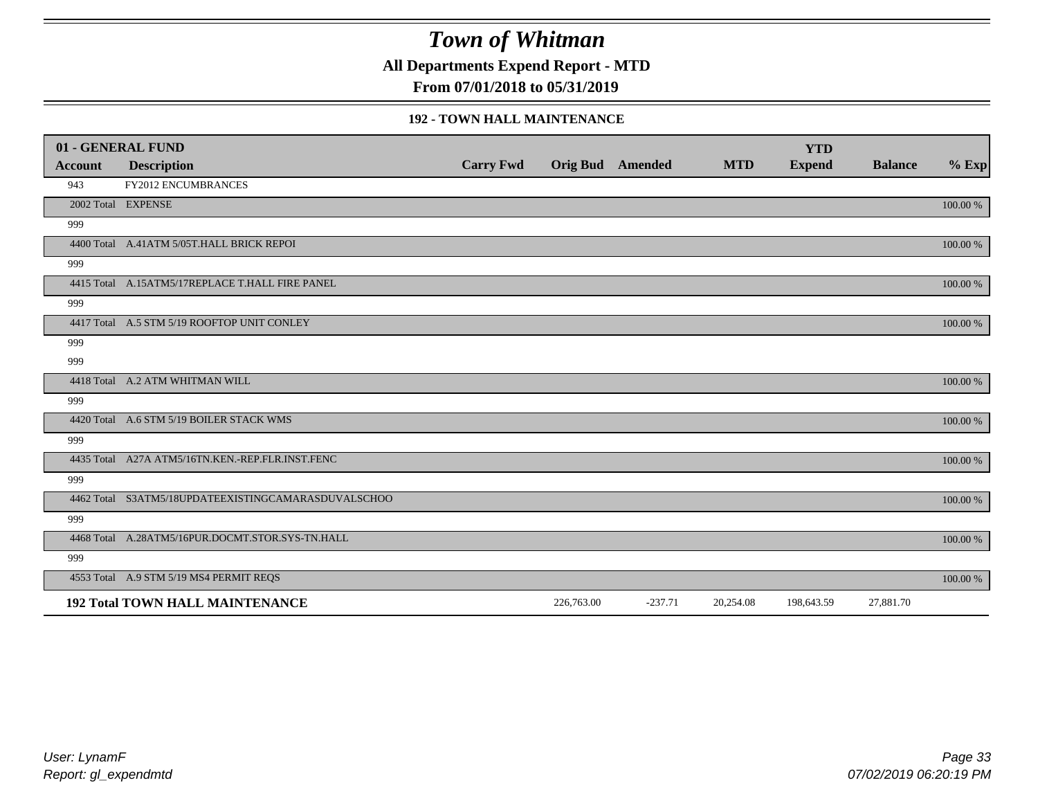# Town of Whitman

**All Departments Expend Report - MTD**

**From 07/01/2018 to 05/31/2019**

**192 - TOWN HALL MAINTENANCE**

| 01 - GENERAL FUND | | | | | | | | |
|---|---|---|---|---|---|---|---|---|
| **Account** | **Description** | **Carry Fwd** | **Orig Bud** | **Amended** | **MTD** | **YTD Expend** | **Balance** | **% Exp** |
| 943 | FY2012 ENCUMBRANCES | | | | | | | |
| 2002 Total | EXPENSE | | | | | | | 100.00 % |
| 999 | | | | | | | | |
| 4400 Total | A.41ATM 5/05T.HALL BRICK REPOI | | | | | | | 100.00 % |
| 999 | | | | | | | | |
| 4415 Total | A.15ATM5/17REPLACE T.HALL FIRE PANEL | | | | | | | 100.00 % |
| 999 | | | | | | | | |
| 4417 Total | A.5 STM 5/19 ROOFTOP UNIT CONLEY | | | | | | | 100.00 % |
| 999 | | | | | | | | |
| 999 | | | | | | | | |
| 4418 Total | A.2 ATM WHITMAN WILL | | | | | | | 100.00 % |
| 999 | | | | | | | | |
| 4420 Total | A.6 STM 5/19 BOILER STACK WMS | | | | | | | 100.00 % |
| 999 | | | | | | | | |
| 4435 Total | A27A ATM5/16TN.KEN.-REP.FLR.INST.FENC | | | | | | | 100.00 % |
| 999 | | | | | | | | |
| 4462 Total | S3ATM5/18UPDATEEXISTINGCAMARASDUVALSCHOO | | | | | | | 100.00 % |
| 999 | | | | | | | | |
| 4468 Total | A.28ATM5/16PUR.DOCMT.STOR.SYS-TN.HALL | | | | | | | 100.00 % |
| 999 | | | | | | | | |
| 4553 Total | A.9 STM 5/19 MS4 PERMIT REQS | | | | | | | 100.00 % |
| **192 Total TOWN HALL MAINTENANCE** | | | 226,763.00 | -237.71 | 20,254.08 | 198,643.59 | 27,881.70 | |

*User: LynamF*
*Report: gl_expendmtd*
*07/02/2019 06:20:19 PM*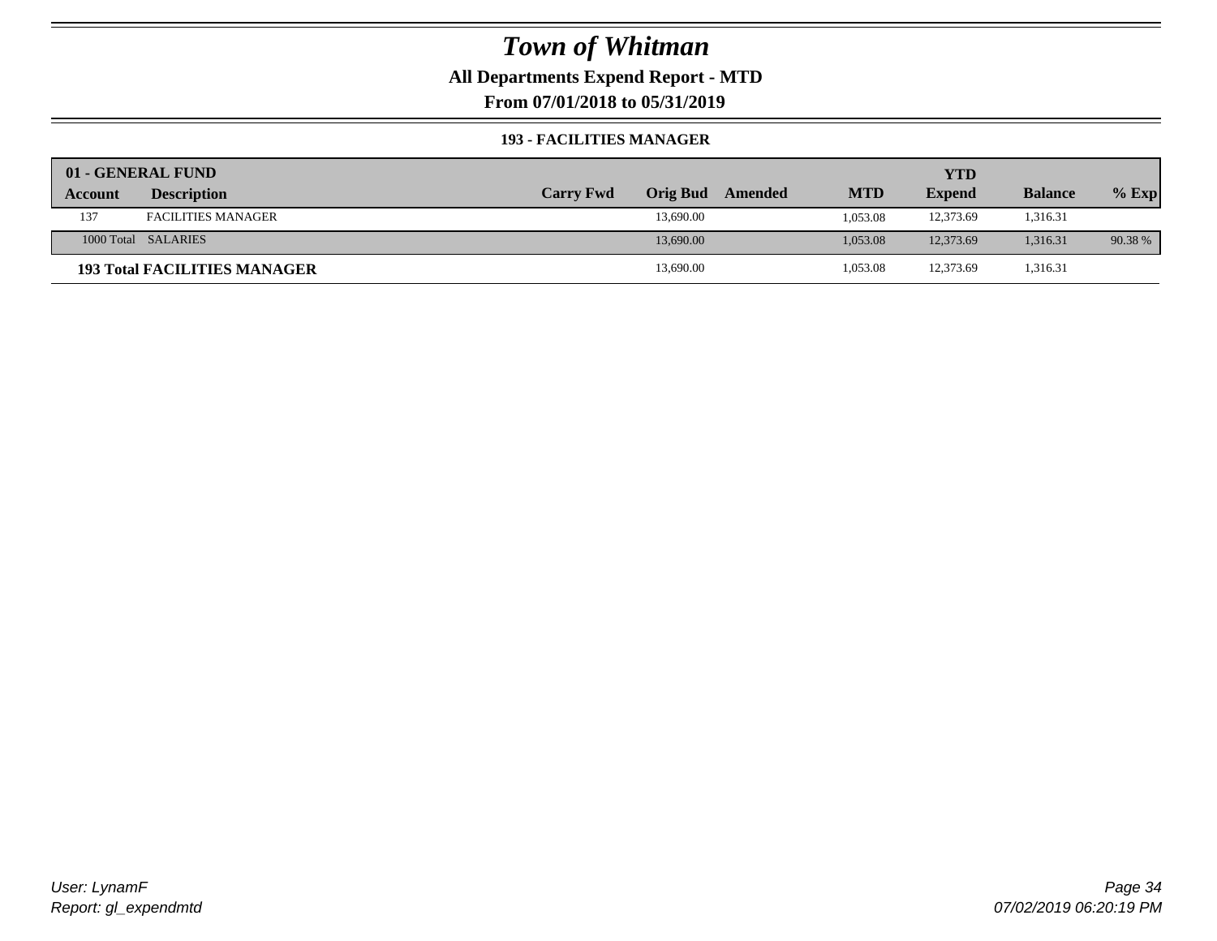# Town of Whitman

**All Departments Expend Report - MTD**

**From 07/01/2018 to 05/31/2019**

**193 - FACILITIES MANAGER**

| 01 - GENERAL FUND | | | | | | YTD | | |
|---|---|---|---|---|---|---|---|---|
| **Account** | **Description** | **Carry Fwd** | **Orig Bud** | **Amended** | **MTD** | **Expend** | **Balance** | **% Exp** |
| 137 | FACILITIES MANAGER | | 13,690.00 | | 1,053.08 | 12,373.69 | 1,316.31 | |
| 1000 Total | SALARIES | | 13,690.00 | | 1,053.08 | 12,373.69 | 1,316.31 | 90.38 % |
| **193 Total FACILITIES MANAGER** | | | 13,690.00 | | 1,053.08 | 12,373.69 | 1,316.31 | |

User: LynamF
Report: gl_expendmtd

07/02/2019 06:20:19 PM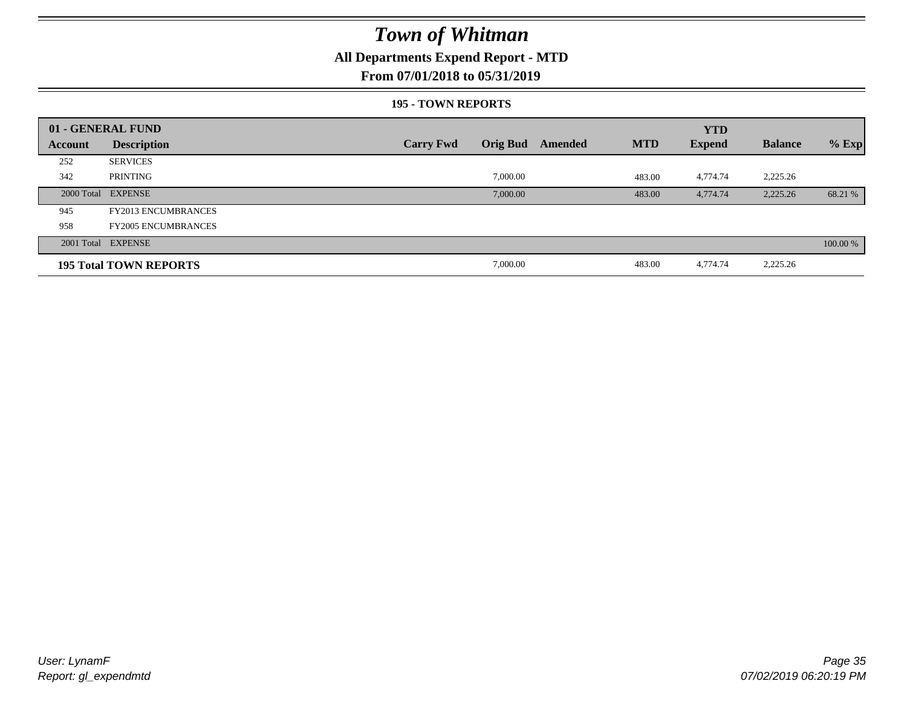# Town of Whitman

## All Departments Expend Report - MTD

### From 07/01/2018 to 05/31/2019

#### 195 - TOWN REPORTS

| 01 - GENERAL FUND | | | | | | YTD | | |
|---|---|---|---|---|---|---|---|---|
| **Account** | **Description** | **Carry Fwd** | **Orig Bud** | **Amended** | **MTD** | **Expend** | **Balance** | **% Exp** |
| 252 | SERVICES | | | | | | | |
| 342 | PRINTING | | 7,000.00 | | 483.00 | 4,774.74 | 2,225.26 | |
| 2000 Total | EXPENSE | | 7,000.00 | | 483.00 | 4,774.74 | 2,225.26 | 68.21 % |
| 945 | FY2013 ENCUMBRANCES | | | | | | | |
| 958 | FY2005 ENCUMBRANCES | | | | | | | |
| 2001 Total | EXPENSE | | | | | | | 100.00 % |
| **195 Total TOWN REPORTS** | | | 7,000.00 | | 483.00 | 4,774.74 | 2,225.26 | |

*User: LynamF*
*Report: gl_expendmtd*

*07/02/2019 06:20:19 PM*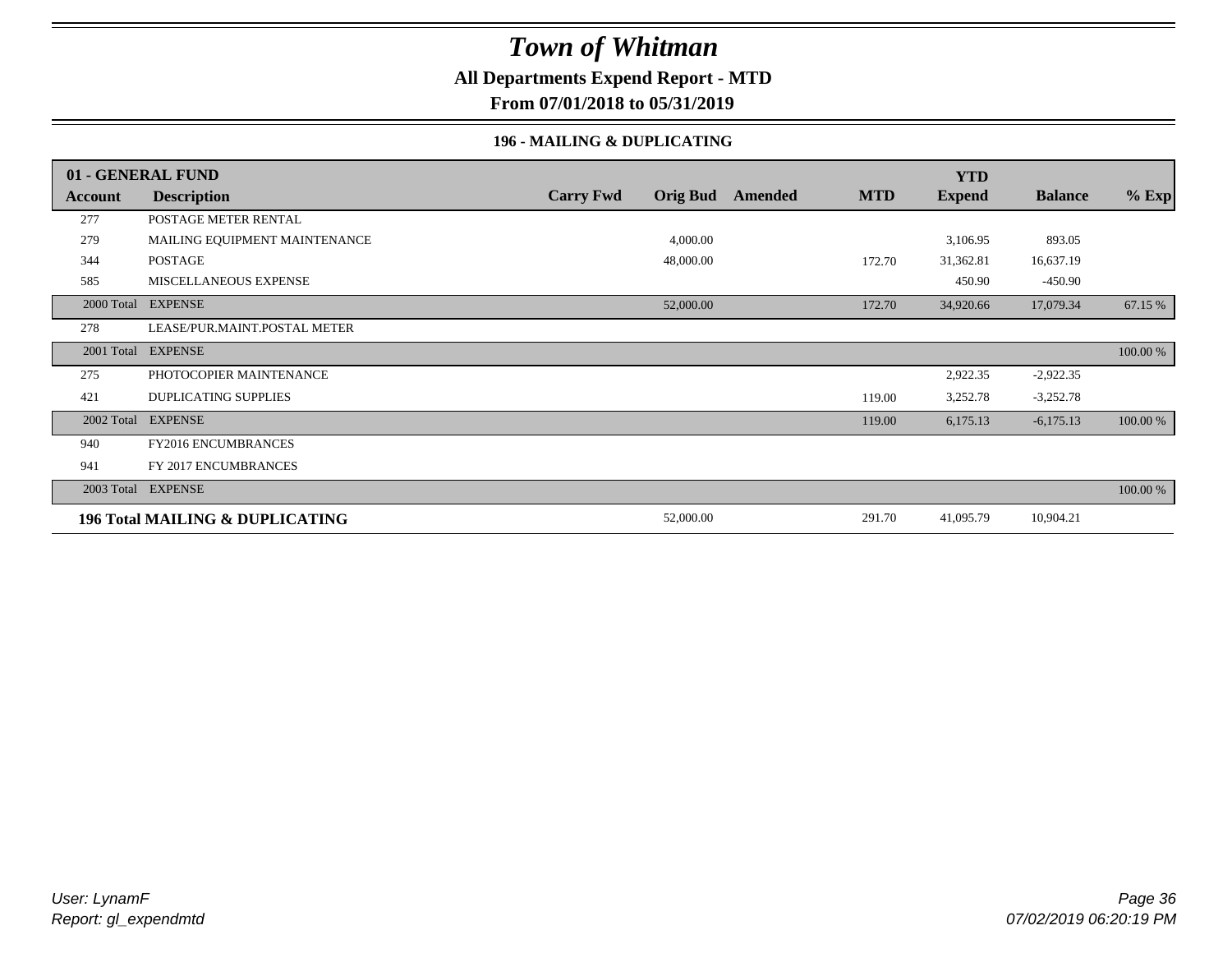# Town of Whitman

**All Departments Expend Report - MTD**

**From 07/01/2018 to 05/31/2019**

**196 - MAILING & DUPLICATING**

| 01 - GENERAL FUND | | | | | | YTD | | |
|---|---|---|---|---|---|---|---|---|
| **Account** | **Description** | **Carry Fwd** | **Orig Bud** | **Amended** | **MTD** | **Expend** | **Balance** | **% Exp** |
| 277 | POSTAGE METER RENTAL | | | | | | | |
| 279 | MAILING EQUIPMENT MAINTENANCE | | 4,000.00 | | | 3,106.95 | 893.05 | |
| 344 | POSTAGE | | 48,000.00 | | 172.70 | 31,362.81 | 16,637.19 | |
| 585 | MISCELLANEOUS EXPENSE | | | | | 450.90 | -450.90 | |
| 2000 Total | EXPENSE | | 52,000.00 | | 172.70 | 34,920.66 | 17,079.34 | 67.15 % |
| 278 | LEASE/PUR.MAINT.POSTAL METER | | | | | | | |
| 2001 Total | EXPENSE | | | | | | | 100.00 % |
| 275 | PHOTOCOPIER MAINTENANCE | | | | | 2,922.35 | -2,922.35 | |
| 421 | DUPLICATING SUPPLIES | | | | 119.00 | 3,252.78 | -3,252.78 | |
| 2002 Total | EXPENSE | | | | 119.00 | 6,175.13 | -6,175.13 | 100.00 % |
| 940 | FY2016 ENCUMBRANCES | | | | | | | |
| 941 | FY 2017 ENCUMBRANCES | | | | | | | |
| 2003 Total | EXPENSE | | | | | | | 100.00 % |
| **196 Total MAILING & DUPLICATING** | | | 52,000.00 | | 291.70 | 41,095.79 | 10,904.21 | |

*User: LynamF*
*Report: gl_expendmtd*

*07/02/2019 06:20:19 PM*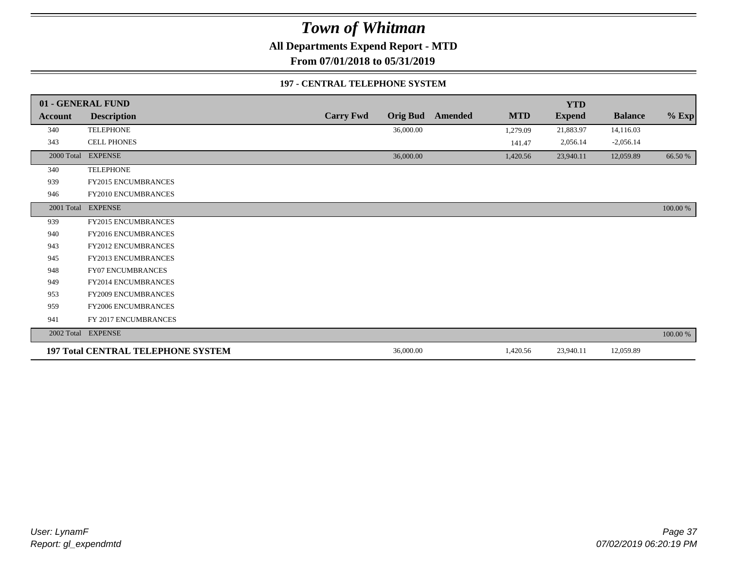# Town of Whitman

**All Departments Expend Report - MTD**

**From 07/01/2018 to 05/31/2019**

**197 - CENTRAL TELEPHONE SYSTEM**

| 01 - GENERAL FUND | | | | | | YTD | | |
|---|---|---|---|---|---|---|---|---|
| **Account** | **Description** | **Carry Fwd** | **Orig Bud** | **Amended** | **MTD** | **Expend** | **Balance** | **% Exp** |
| 340 | TELEPHONE | | 36,000.00 | | 1,279.09 | 21,883.97 | 14,116.03 | |
| 343 | CELL PHONES | | | | 141.47 | 2,056.14 | -2,056.14 | |
| 2000 Total | EXPENSE | | 36,000.00 | | 1,420.56 | 23,940.11 | 12,059.89 | 66.50 % |
| 340 | TELEPHONE | | | | | | | |
| 939 | FY2015 ENCUMBRANCES | | | | | | | |
| 946 | FY2010 ENCUMBRANCES | | | | | | | |
| 2001 Total | EXPENSE | | | | | | | 100.00 % |
| 939 | FY2015 ENCUMBRANCES | | | | | | | |
| 940 | FY2016 ENCUMBRANCES | | | | | | | |
| 943 | FY2012 ENCUMBRANCES | | | | | | | |
| 945 | FY2013 ENCUMBRANCES | | | | | | | |
| 948 | FY07 ENCUMBRANCES | | | | | | | |
| 949 | FY2014 ENCUMBRANCES | | | | | | | |
| 953 | FY2009 ENCUMBRANCES | | | | | | | |
| 959 | FY2006 ENCUMBRANCES | | | | | | | |
| 941 | FY 2017 ENCUMBRANCES | | | | | | | |
| 2002 Total | EXPENSE | | | | | | | 100.00 % |
| **197 Total CENTRAL TELEPHONE SYSTEM** | | | 36,000.00 | | 1,420.56 | 23,940.11 | 12,059.89 | |

*User: LynamF*
*Report: gl_expendmtd*
*07/02/2019 06:20:19 PM*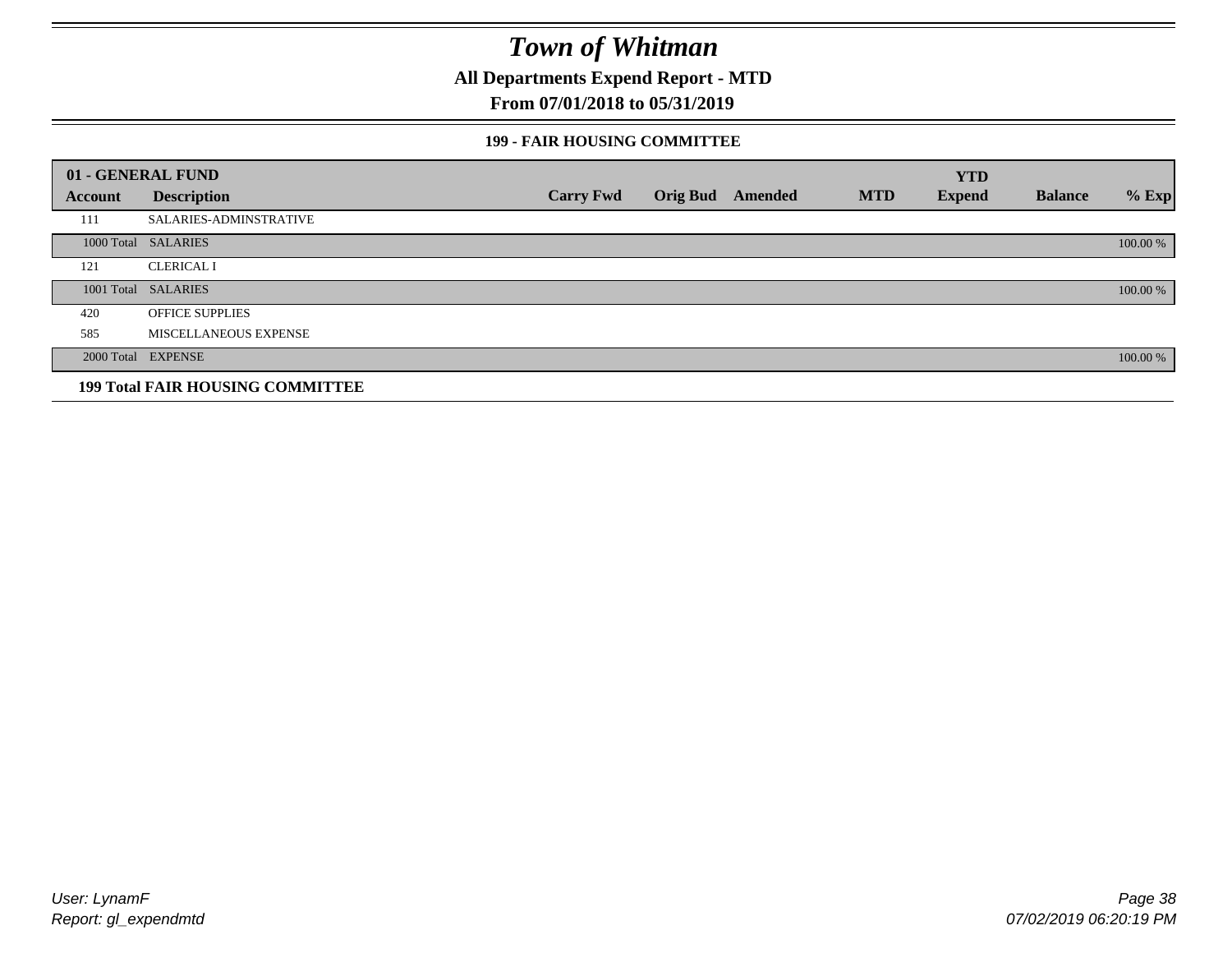# *Town of Whitman*

**All Departments Expend Report - MTD**

**From 07/01/2018 to 05/31/2019**

### 199 - FAIR HOUSING COMMITTEE

| 01 - GENERAL FUND | | | | | | YTD | | |
|---|---|---|---|---|---|---|---|---|
| **Account** | **Description** | **Carry Fwd** | **Orig Bud** | **Amended** | **MTD** | **Expend** | **Balance** | **% Exp** |
| 111 | SALARIES-ADMINSTRATIVE | | | | | | | |
| 1000 Total | SALARIES | | | | | | | 100.00 % |
| 121 | CLERICAL I | | | | | | | |
| 1001 Total | SALARIES | | | | | | | 100.00 % |
| 420 | OFFICE SUPPLIES | | | | | | | |
| 585 | MISCELLANEOUS EXPENSE | | | | | | | |
| 2000 Total | EXPENSE | | | | | | | 100.00 % |
| **199 Total FAIR HOUSING COMMITTEE** | | | | | | | | |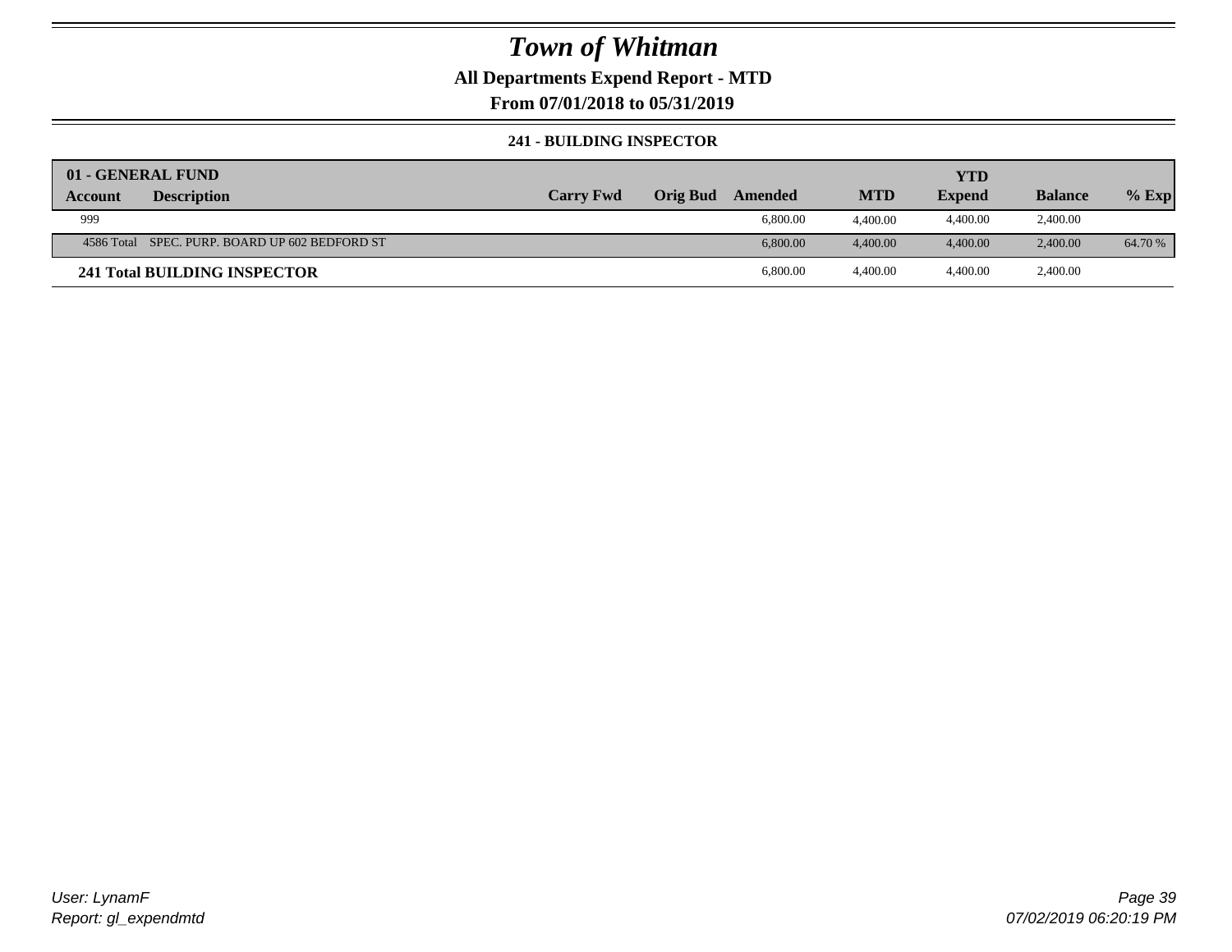# Town of Whitman

**All Departments Expend Report - MTD**

**From 07/01/2018 to 05/31/2019**

**241 - BUILDING INSPECTOR**

| 01 - GENERAL FUND | | | | | | | | |
|---|---|---|---|---|---|---|---|---|
| **Account** | **Description** | **Carry Fwd** | **Orig Bud** | **Amended** | **MTD** | **YTD Expend** | **Balance** | **% Exp** |
| 999 | | | | 6,800.00 | 4,400.00 | 4,400.00 | 2,400.00 | |
| 4586 Total | SPEC. PURP. BOARD UP 602 BEDFORD ST | | | 6,800.00 | 4,400.00 | 4,400.00 | 2,400.00 | 64.70 % |
| **241 Total BUILDING INSPECTOR** | | | | 6,800.00 | 4,400.00 | 4,400.00 | 2,400.00 | |

*User: LynamF*
*Report: gl_expendmtd*

*07/02/2019 06:20:19 PM*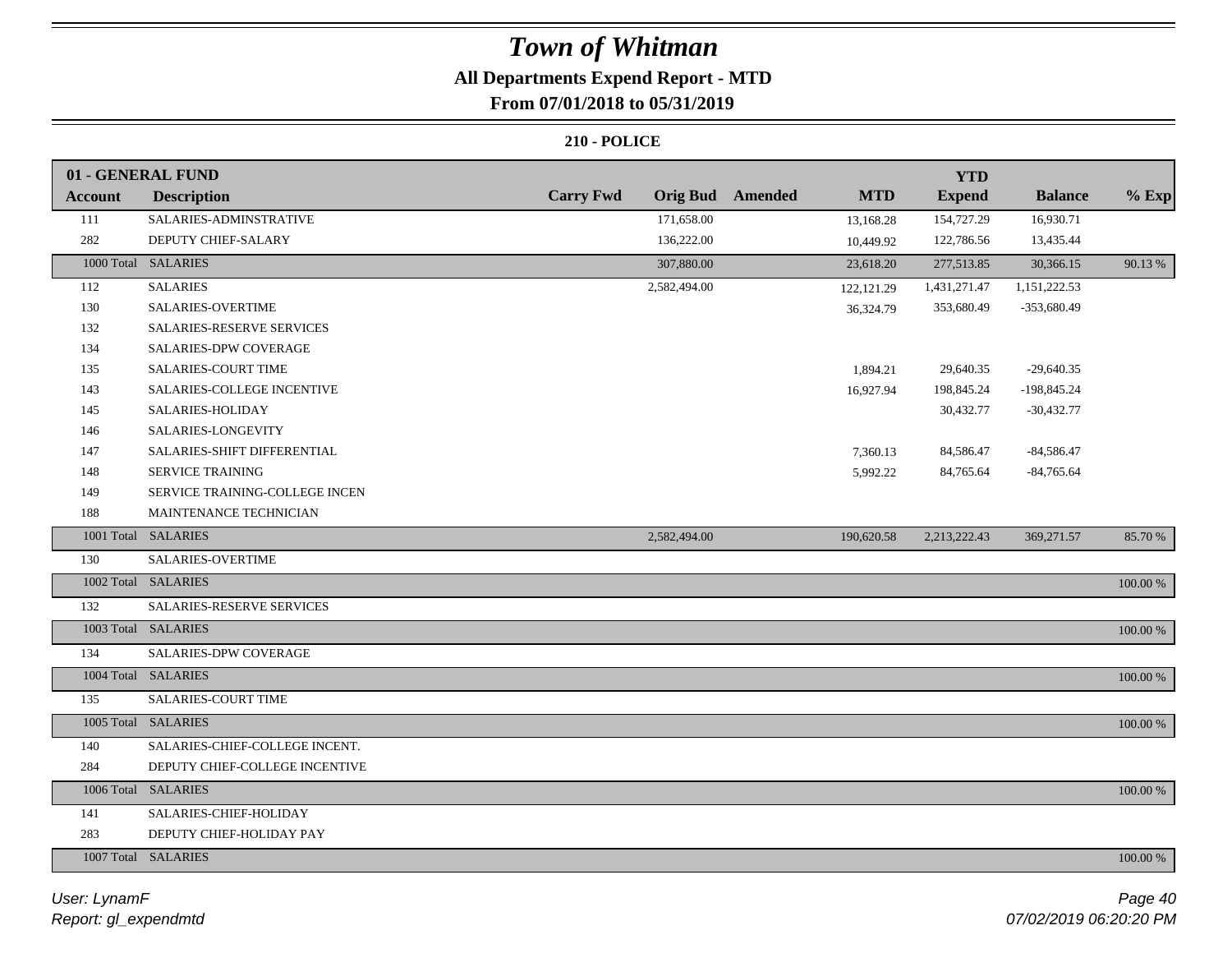# Town of Whitman

## All Departments Expend Report - MTD

### From 07/01/2018 to 05/31/2019

#### 210 - POLICE

| 01 - GENERAL FUND | | | | | | YTD | | |
|---|---|---|---|---|---|---|---|---|
| **Account** | **Description** | **Carry Fwd** | **Orig Bud** | **Amended** | **MTD** | **Expend** | **Balance** | **% Exp** |
| 111 | SALARIES-ADMINSTRATIVE | | 171,658.00 | | 13,168.28 | 154,727.29 | 16,930.71 | |
| 282 | DEPUTY CHIEF-SALARY | | 136,222.00 | | 10,449.92 | 122,786.56 | 13,435.44 | |
| 1000 Total | SALARIES | | 307,880.00 | | 23,618.20 | 277,513.85 | 30,366.15 | 90.13 % |
| 112 | SALARIES | | 2,582,494.00 | | 122,121.29 | 1,431,271.47 | 1,151,222.53 | |
| 130 | SALARIES-OVERTIME | | | | 36,324.79 | 353,680.49 | -353,680.49 | |
| 132 | SALARIES-RESERVE SERVICES | | | | | | | |
| 134 | SALARIES-DPW COVERAGE | | | | | | | |
| 135 | SALARIES-COURT TIME | | | | 1,894.21 | 29,640.35 | -29,640.35 | |
| 143 | SALARIES-COLLEGE INCENTIVE | | | | 16,927.94 | 198,845.24 | -198,845.24 | |
| 145 | SALARIES-HOLIDAY | | | | | 30,432.77 | -30,432.77 | |
| 146 | SALARIES-LONGEVITY | | | | | | | |
| 147 | SALARIES-SHIFT DIFFERENTIAL | | | | 7,360.13 | 84,586.47 | -84,586.47 | |
| 148 | SERVICE TRAINING | | | | 5,992.22 | 84,765.64 | -84,765.64 | |
| 149 | SERVICE TRAINING-COLLEGE INCEN | | | | | | | |
| 188 | MAINTENANCE TECHNICIAN | | | | | | | |
| 1001 Total | SALARIES | | 2,582,494.00 | | 190,620.58 | 2,213,222.43 | 369,271.57 | 85.70 % |
| 130 | SALARIES-OVERTIME | | | | | | | |
| 1002 Total | SALARIES | | | | | | | 100.00 % |
| 132 | SALARIES-RESERVE SERVICES | | | | | | | |
| 1003 Total | SALARIES | | | | | | | 100.00 % |
| 134 | SALARIES-DPW COVERAGE | | | | | | | |
| 1004 Total | SALARIES | | | | | | | 100.00 % |
| 135 | SALARIES-COURT TIME | | | | | | | |
| 1005 Total | SALARIES | | | | | | | 100.00 % |
| 140 | SALARIES-CHIEF-COLLEGE INCENT. | | | | | | | |
| 284 | DEPUTY CHIEF-COLLEGE INCENTIVE | | | | | | | |
| 1006 Total | SALARIES | | | | | | | 100.00 % |
| 141 | SALARIES-CHIEF-HOLIDAY | | | | | | | |
| 283 | DEPUTY CHIEF-HOLIDAY PAY | | | | | | | |
| 1007 Total | SALARIES | | | | | | | 100.00 % |

*User: LynamF*
*Report: gl_expendmtd*
*07/02/2019 06:20:20 PM*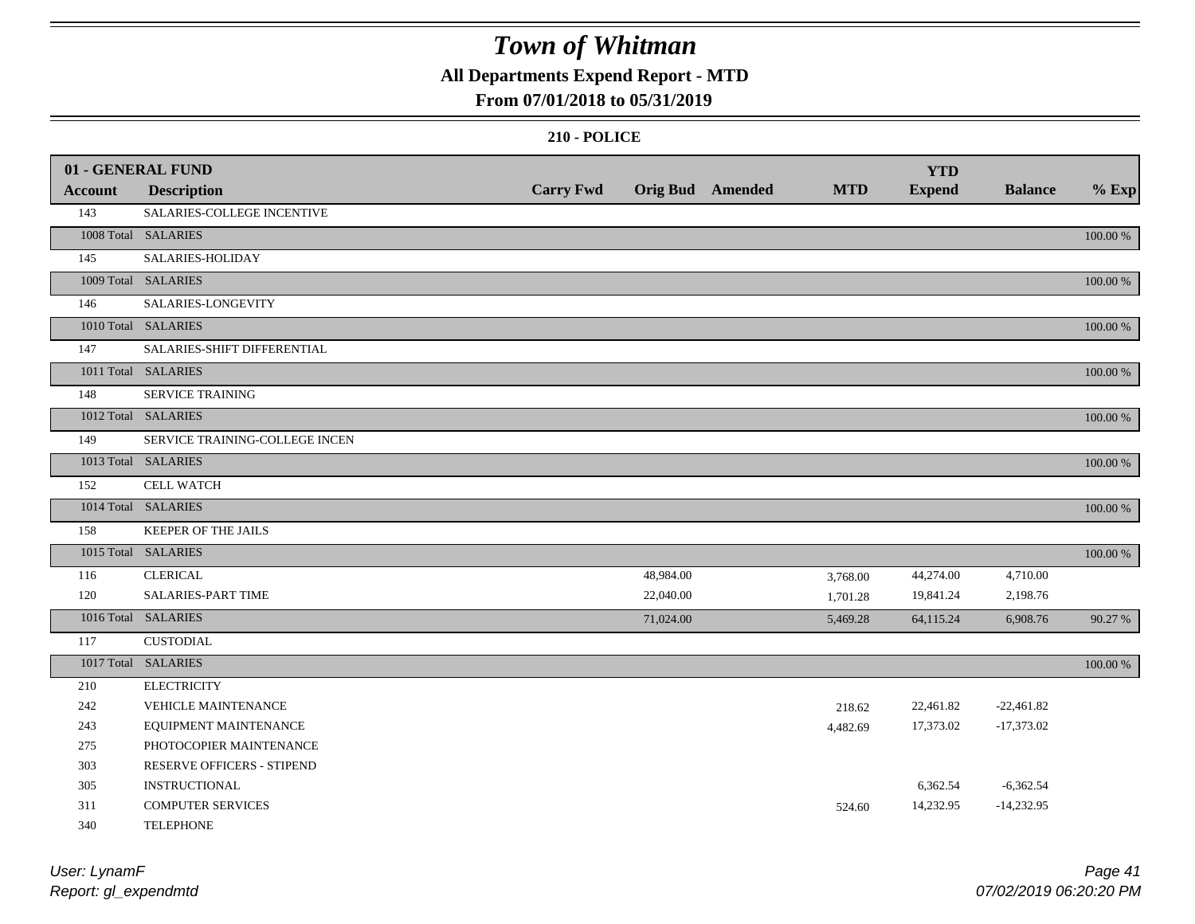# Town of Whitman

## All Departments Expend Report - MTD

### From 07/01/2018 to 05/31/2019

#### 210 - POLICE

| Account | Description | Carry Fwd | Orig Bud | Amended | MTD | YTD Expend | Balance | % Exp |
|---|---|---|---|---|---|---|---|---|
| **01 - GENERAL FUND** | | | | | | | | |
| 143 | SALARIES-COLLEGE INCENTIVE | | | | | | | |
| 1008 Total | SALARIES | | | | | | | 100.00 % |
| 145 | SALARIES-HOLIDAY | | | | | | | |
| 1009 Total | SALARIES | | | | | | | 100.00 % |
| 146 | SALARIES-LONGEVITY | | | | | | | |
| 1010 Total | SALARIES | | | | | | | 100.00 % |
| 147 | SALARIES-SHIFT DIFFERENTIAL | | | | | | | |
| 1011 Total | SALARIES | | | | | | | 100.00 % |
| 148 | SERVICE TRAINING | | | | | | | |
| 1012 Total | SALARIES | | | | | | | 100.00 % |
| 149 | SERVICE TRAINING-COLLEGE INCEN | | | | | | | |
| 1013 Total | SALARIES | | | | | | | 100.00 % |
| 152 | CELL WATCH | | | | | | | |
| 1014 Total | SALARIES | | | | | | | 100.00 % |
| 158 | KEEPER OF THE JAILS | | | | | | | |
| 1015 Total | SALARIES | | | | | | | 100.00 % |
| 116 | CLERICAL | | 48,984.00 | | 3,768.00 | 44,274.00 | 4,710.00 | |
| 120 | SALARIES-PART TIME | | 22,040.00 | | 1,701.28 | 19,841.24 | 2,198.76 | |
| 1016 Total | SALARIES | | 71,024.00 | | 5,469.28 | 64,115.24 | 6,908.76 | 90.27 % |
| 117 | CUSTODIAL | | | | | | | |
| 1017 Total | SALARIES | | | | | | | 100.00 % |
| 210 | ELECTRICITY | | | | | | | |
| 242 | VEHICLE MAINTENANCE | | | | 218.62 | 22,461.82 | -22,461.82 | |
| 243 | EQUIPMENT MAINTENANCE | | | | 4,482.69 | 17,373.02 | -17,373.02 | |
| 275 | PHOTOCOPIER MAINTENANCE | | | | | | | |
| 303 | RESERVE OFFICERS - STIPEND | | | | | | | |
| 305 | INSTRUCTIONAL | | | | | 6,362.54 | -6,362.54 | |
| 311 | COMPUTER SERVICES | | | | 524.60 | 14,232.95 | -14,232.95 | |
| 340 | TELEPHONE | | | | | | | |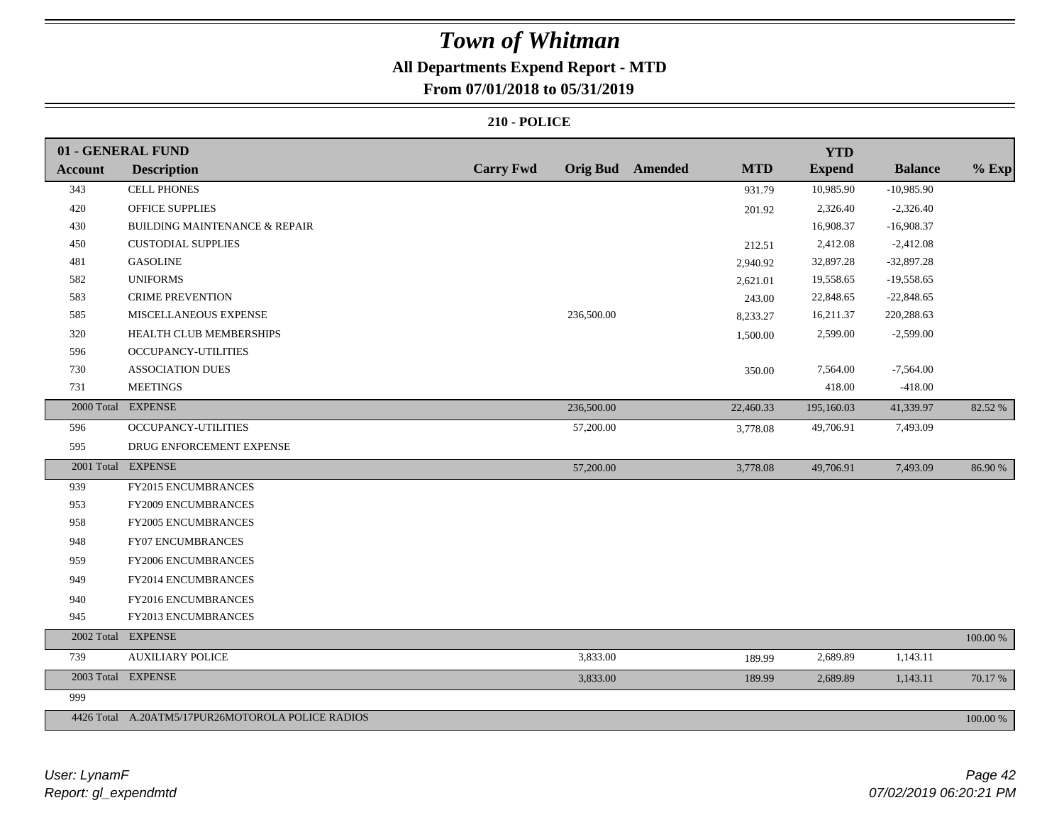# Town of Whitman

## All Departments Expend Report - MTD

### From 07/01/2018 to 05/31/2019

**210 - POLICE**

| 01 - GENERAL FUND | | | | | | YTD | | |
|---|---|---|---|---|---|---|---|---|
| **Account** | **Description** | **Carry Fwd** | **Orig Bud** | **Amended** | **MTD** | **Expend** | **Balance** | **% Exp** |
| 343 | CELL PHONES | | | | 931.79 | 10,985.90 | -10,985.90 | |
| 420 | OFFICE SUPPLIES | | | | 201.92 | 2,326.40 | -2,326.40 | |
| 430 | BUILDING MAINTENANCE & REPAIR | | | | | 16,908.37 | -16,908.37 | |
| 450 | CUSTODIAL SUPPLIES | | | | 212.51 | 2,412.08 | -2,412.08 | |
| 481 | GASOLINE | | | | 2,940.92 | 32,897.28 | -32,897.28 | |
| 582 | UNIFORMS | | | | 2,621.01 | 19,558.65 | -19,558.65 | |
| 583 | CRIME PREVENTION | | | | 243.00 | 22,848.65 | -22,848.65 | |
| 585 | MISCELLANEOUS EXPENSE | | 236,500.00 | | 8,233.27 | 16,211.37 | 220,288.63 | |
| 320 | HEALTH CLUB MEMBERSHIPS | | | | 1,500.00 | 2,599.00 | -2,599.00 | |
| 596 | OCCUPANCY-UTILITIES | | | | | | | |
| 730 | ASSOCIATION DUES | | | | 350.00 | 7,564.00 | -7,564.00 | |
| 731 | MEETINGS | | | | | 418.00 | -418.00 | |
| 2000 Total | EXPENSE | | 236,500.00 | | 22,460.33 | 195,160.03 | 41,339.97 | 82.52 % |
| 596 | OCCUPANCY-UTILITIES | | 57,200.00 | | 3,778.08 | 49,706.91 | 7,493.09 | |
| 595 | DRUG ENFORCEMENT EXPENSE | | | | | | | |
| 2001 Total | EXPENSE | | 57,200.00 | | 3,778.08 | 49,706.91 | 7,493.09 | 86.90 % |
| 939 | FY2015 ENCUMBRANCES | | | | | | | |
| 953 | FY2009 ENCUMBRANCES | | | | | | | |
| 958 | FY2005 ENCUMBRANCES | | | | | | | |
| 948 | FY07 ENCUMBRANCES | | | | | | | |
| 959 | FY2006 ENCUMBRANCES | | | | | | | |
| 949 | FY2014 ENCUMBRANCES | | | | | | | |
| 940 | FY2016 ENCUMBRANCES | | | | | | | |
| 945 | FY2013 ENCUMBRANCES | | | | | | | |
| 2002 Total | EXPENSE | | | | | | | 100.00 % |
| 739 | AUXILIARY POLICE | | 3,833.00 | | 189.99 | 2,689.89 | 1,143.11 | |
| 2003 Total | EXPENSE | | 3,833.00 | | 189.99 | 2,689.89 | 1,143.11 | 70.17 % |
| 999 | | | | | | | | |
| 4426 Total | A.20ATM5/17PUR26MOTOROLA POLICE RADIOS | | | | | | | 100.00 % |

User: LynamF
Report: gl_expendmtd

07/02/2019 06:20:21 PM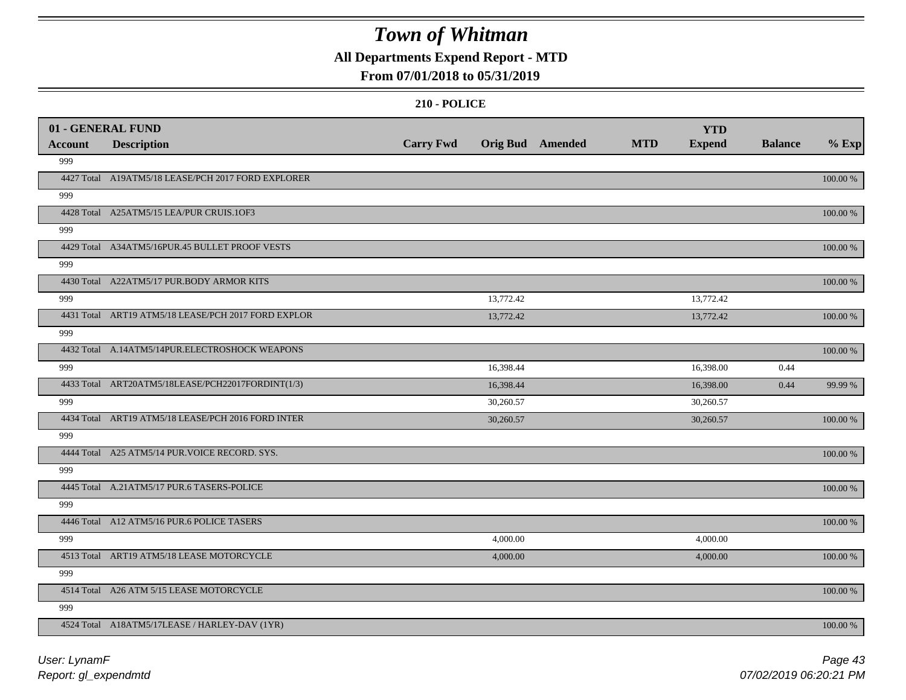# Town of Whitman

**All Departments Expend Report - MTD**

**From 07/01/2018 to 05/31/2019**

**210 - POLICE**

| 01 - GENERAL FUND | | | | | | | | |
|---|---|---|---|---|---|---|---|---|
| **Account** | **Description** | **Carry Fwd** | **Orig Bud** | **Amended** | **MTD** | **YTD Expend** | **Balance** | **% Exp** |
| 999 | | | | | | | | |
| 4427 Total | A19ATM5/18 LEASE/PCH 2017 FORD EXPLORER | | | | | | | 100.00 % |
| 999 | | | | | | | | |
| 4428 Total | A25ATM5/15 LEA/PUR CRUIS.1OF3 | | | | | | | 100.00 % |
| 999 | | | | | | | | |
| 4429 Total | A34ATM5/16PUR.45 BULLET PROOF VESTS | | | | | | | 100.00 % |
| 999 | | | | | | | | |
| 4430 Total | A22ATM5/17 PUR.BODY ARMOR KITS | | | | | | | 100.00 % |
| 999 | | | 13,772.42 | | | 13,772.42 | | |
| 4431 Total | ART19 ATM5/18 LEASE/PCH 2017 FORD EXPLOR | | 13,772.42 | | | 13,772.42 | | 100.00 % |
| 999 | | | | | | | | |
| 4432 Total | A.14ATM5/14PUR.ELECTROSHOCK WEAPONS | | | | | | | 100.00 % |
| 999 | | | 16,398.44 | | | 16,398.00 | 0.44 | |
| 4433 Total | ART20ATM5/18LEASE/PCH22017FORDINT(1/3) | | 16,398.44 | | | 16,398.00 | 0.44 | 99.99 % |
| 999 | | | 30,260.57 | | | 30,260.57 | | |
| 4434 Total | ART19 ATM5/18 LEASE/PCH 2016 FORD INTER | | 30,260.57 | | | 30,260.57 | | 100.00 % |
| 999 | | | | | | | | |
| 4444 Total | A25 ATM5/14 PUR.VOICE RECORD. SYS. | | | | | | | 100.00 % |
| 999 | | | | | | | | |
| 4445 Total | A.21ATM5/17 PUR.6 TASERS-POLICE | | | | | | | 100.00 % |
| 999 | | | | | | | | |
| 4446 Total | A12 ATM5/16 PUR.6 POLICE TASERS | | | | | | | 100.00 % |
| 999 | | | 4,000.00 | | | 4,000.00 | | |
| 4513 Total | ART19 ATM5/18 LEASE MOTORCYCLE | | 4,000.00 | | | 4,000.00 | | 100.00 % |
| 999 | | | | | | | | |
| 4514 Total | A26 ATM 5/15 LEASE MOTORCYCLE | | | | | | | 100.00 % |
| 999 | | | | | | | | |
| 4524 Total | A18ATM5/17LEASE / HARLEY-DAV (1YR) | | | | | | | 100.00 % |

*User: LynamF*

*Report: gl_expendmtd*

*07/02/2019 06:20:21 PM*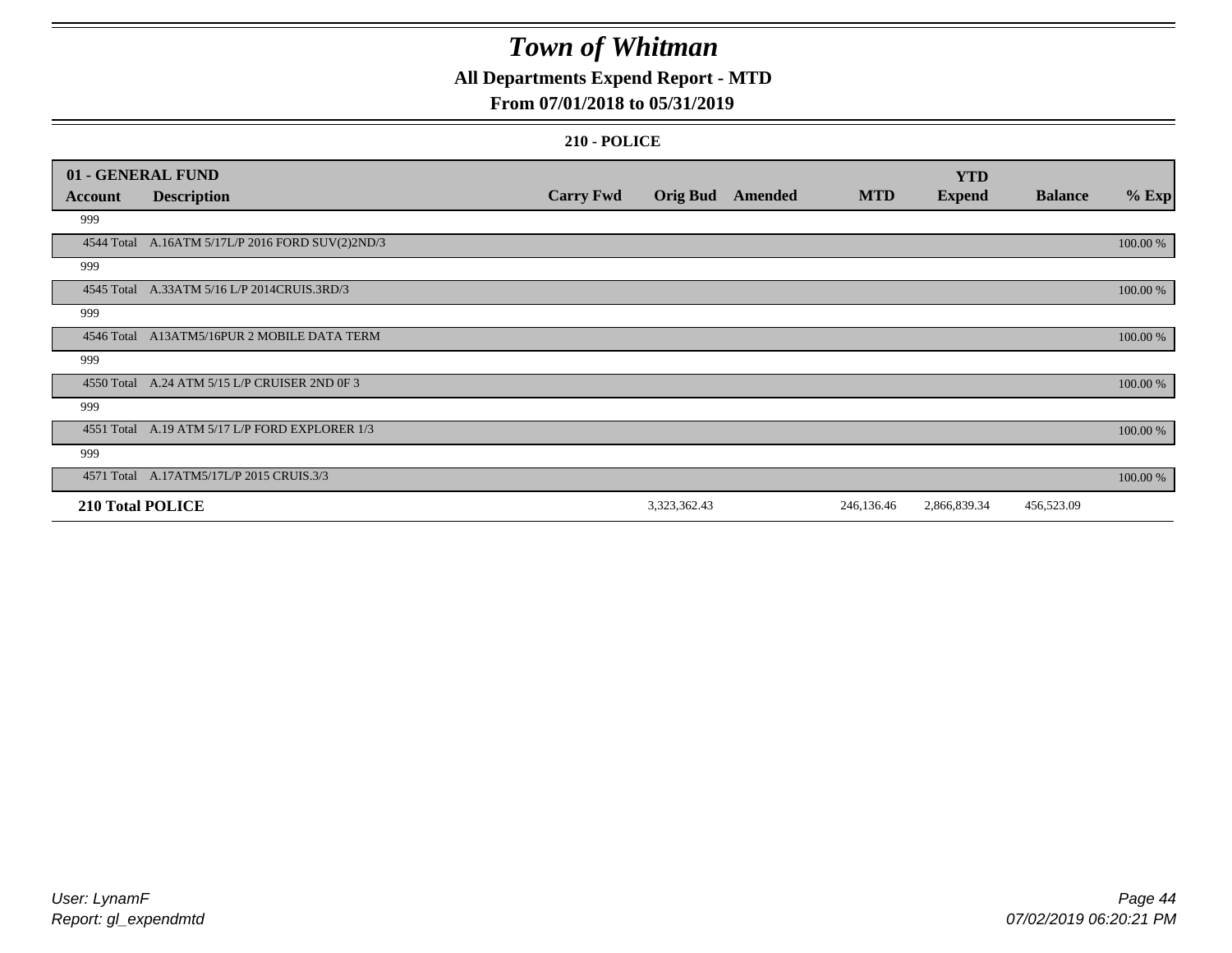# Town of Whitman

## All Departments Expend Report - MTD

### From 07/01/2018 to 05/31/2019

#### 210 - POLICE

| 01 - GENERAL FUND | | | | | | | YTD | | |
|---|---|---|---|---|---|---|---|---|---|
| **Account** | **Description** | **Carry Fwd** | **Orig Bud** | **Amended** | **MTD** | | **Expend** | **Balance** | **% Exp** |
| 999 | | | | | | | | | |
| 4544 Total | A.16ATM 5/17L/P 2016 FORD SUV(2)2ND/3 | | | | | | | | 100.00 % |
| 999 | | | | | | | | | |
| 4545 Total | A.33ATM 5/16 L/P 2014CRUIS.3RD/3 | | | | | | | | 100.00 % |
| 999 | | | | | | | | | |
| 4546 Total | A13ATM5/16PUR 2 MOBILE DATA TERM | | | | | | | | 100.00 % |
| 999 | | | | | | | | | |
| 4550 Total | A.24 ATM 5/15 L/P CRUISER 2ND 0F 3 | | | | | | | | 100.00 % |
| 999 | | | | | | | | | |
| 4551 Total | A.19 ATM 5/17 L/P FORD EXPLORER 1/3 | | | | | | | | 100.00 % |
| 999 | | | | | | | | | |
| 4571 Total | A.17ATM5/17L/P 2015 CRUIS.3/3 | | | | | | | | 100.00 % |
| **210 Total POLICE** | | | 3,323,362.43 | | 246,136.46 | | 2,866,839.34 | 456,523.09 | |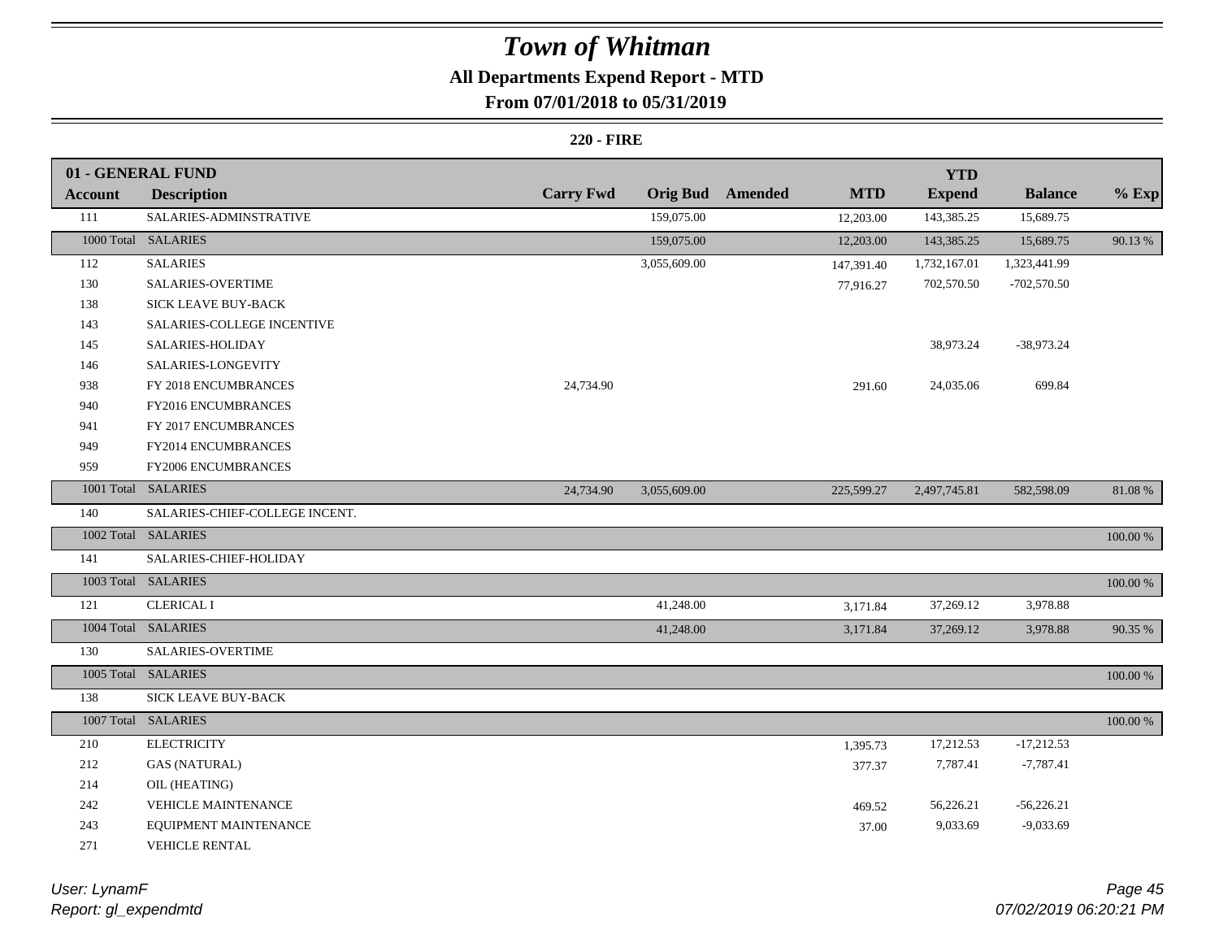# Town of Whitman

## All Departments Expend Report - MTD

### From 07/01/2018 to 05/31/2019

#### 220 - FIRE

| 01 - GENERAL FUND | | | | | | YTD | | |
|---|---|---|---|---|---|---|---|---|
| **Account** | **Description** | **Carry Fwd** | **Orig Bud** | **Amended** | **MTD** | **Expend** | **Balance** | **% Exp** |
| 111 | SALARIES-ADMINSTRATIVE | | 159,075.00 | | 12,203.00 | 143,385.25 | 15,689.75 | |
| 1000 Total | SALARIES | | 159,075.00 | | 12,203.00 | 143,385.25 | 15,689.75 | 90.13 % |
| 112 | SALARIES | | 3,055,609.00 | | 147,391.40 | 1,732,167.01 | 1,323,441.99 | |
| 130 | SALARIES-OVERTIME | | | | 77,916.27 | 702,570.50 | -702,570.50 | |
| 138 | SICK LEAVE BUY-BACK | | | | | | | |
| 143 | SALARIES-COLLEGE INCENTIVE | | | | | | | |
| 145 | SALARIES-HOLIDAY | | | | | 38,973.24 | -38,973.24 | |
| 146 | SALARIES-LONGEVITY | | | | | | | |
| 938 | FY 2018 ENCUMBRANCES | 24,734.90 | | | 291.60 | 24,035.06 | 699.84 | |
| 940 | FY2016 ENCUMBRANCES | | | | | | | |
| 941 | FY 2017 ENCUMBRANCES | | | | | | | |
| 949 | FY2014 ENCUMBRANCES | | | | | | | |
| 959 | FY2006 ENCUMBRANCES | | | | | | | |
| 1001 Total | SALARIES | 24,734.90 | 3,055,609.00 | | 225,599.27 | 2,497,745.81 | 582,598.09 | 81.08 % |
| 140 | SALARIES-CHIEF-COLLEGE INCENT. | | | | | | | |
| 1002 Total | SALARIES | | | | | | | 100.00 % |
| 141 | SALARIES-CHIEF-HOLIDAY | | | | | | | |
| 1003 Total | SALARIES | | | | | | | 100.00 % |
| 121 | CLERICAL I | | 41,248.00 | | 3,171.84 | 37,269.12 | 3,978.88 | |
| 1004 Total | SALARIES | | 41,248.00 | | 3,171.84 | 37,269.12 | 3,978.88 | 90.35 % |
| 130 | SALARIES-OVERTIME | | | | | | | |
| 1005 Total | SALARIES | | | | | | | 100.00 % |
| 138 | SICK LEAVE BUY-BACK | | | | | | | |
| 1007 Total | SALARIES | | | | | | | 100.00 % |
| 210 | ELECTRICITY | | | | 1,395.73 | 17,212.53 | -17,212.53 | |
| 212 | GAS (NATURAL) | | | | 377.37 | 7,787.41 | -7,787.41 | |
| 214 | OIL (HEATING) | | | | | | | |
| 242 | VEHICLE MAINTENANCE | | | | 469.52 | 56,226.21 | -56,226.21 | |
| 243 | EQUIPMENT MAINTENANCE | | | | 37.00 | 9,033.69 | -9,033.69 | |
| 271 | VEHICLE RENTAL | | | | | | | |

*User: LynamF*
*Report: gl_expendmtd*

*07/02/2019 06:20:21 PM*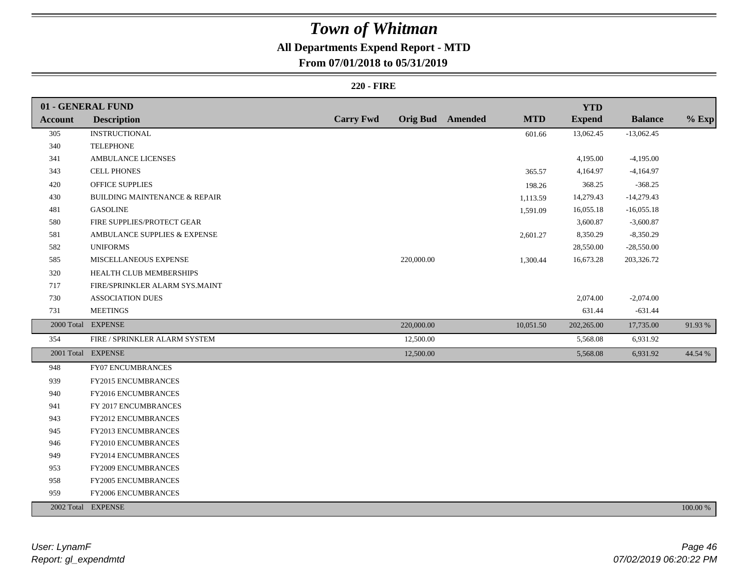# Town of Whitman

## All Departments Expend Report - MTD

## From 07/01/2018 to 05/31/2019

### 220 - FIRE

| 01 - GENERAL FUND | | | | | | YTD | | |
|---|---|---|---|---|---|---|---|---|
| **Account** | **Description** | **Carry Fwd** | **Orig Bud** | **Amended** | **MTD** | **Expend** | **Balance** | **% Exp** |
| 305 | INSTRUCTIONAL | | | | 601.66 | 13,062.45 | -13,062.45 | |
| 340 | TELEPHONE | | | | | | | |
| 341 | AMBULANCE LICENSES | | | | | 4,195.00 | -4,195.00 | |
| 343 | CELL PHONES | | | | 365.57 | 4,164.97 | -4,164.97 | |
| 420 | OFFICE SUPPLIES | | | | 198.26 | 368.25 | -368.25 | |
| 430 | BUILDING MAINTENANCE & REPAIR | | | | 1,113.59 | 14,279.43 | -14,279.43 | |
| 481 | GASOLINE | | | | 1,591.09 | 16,055.18 | -16,055.18 | |
| 580 | FIRE SUPPLIES/PROTECT GEAR | | | | | 3,600.87 | -3,600.87 | |
| 581 | AMBULANCE SUPPLIES & EXPENSE | | | | 2,601.27 | 8,350.29 | -8,350.29 | |
| 582 | UNIFORMS | | | | | 28,550.00 | -28,550.00 | |
| 585 | MISCELLANEOUS EXPENSE | | 220,000.00 | | 1,300.44 | 16,673.28 | 203,326.72 | |
| 320 | HEALTH CLUB MEMBERSHIPS | | | | | | | |
| 717 | FIRE/SPRINKLER ALARM SYS.MAINT | | | | | | | |
| 730 | ASSOCIATION DUES | | | | | 2,074.00 | -2,074.00 | |
| 731 | MEETINGS | | | | | 631.44 | -631.44 | |
| 2000 Total | EXPENSE | | 220,000.00 | | 10,051.50 | 202,265.00 | 17,735.00 | 91.93 % |
| 354 | FIRE / SPRINKLER ALARM SYSTEM | | 12,500.00 | | | 5,568.08 | 6,931.92 | |
| 2001 Total | EXPENSE | | 12,500.00 | | | 5,568.08 | 6,931.92 | 44.54 % |
| 948 | FY07 ENCUMBRANCES | | | | | | | |
| 939 | FY2015 ENCUMBRANCES | | | | | | | |
| 940 | FY2016 ENCUMBRANCES | | | | | | | |
| 941 | FY 2017 ENCUMBRANCES | | | | | | | |
| 943 | FY2012 ENCUMBRANCES | | | | | | | |
| 945 | FY2013 ENCUMBRANCES | | | | | | | |
| 946 | FY2010 ENCUMBRANCES | | | | | | | |
| 949 | FY2014 ENCUMBRANCES | | | | | | | |
| 953 | FY2009 ENCUMBRANCES | | | | | | | |
| 958 | FY2005 ENCUMBRANCES | | | | | | | |
| 959 | FY2006 ENCUMBRANCES | | | | | | | |
| 2002 Total | EXPENSE | | | | | | | 100.00 % |

*User: LynamF*
*Report: gl_expendmtd*

*07/02/2019 06:20:22 PM*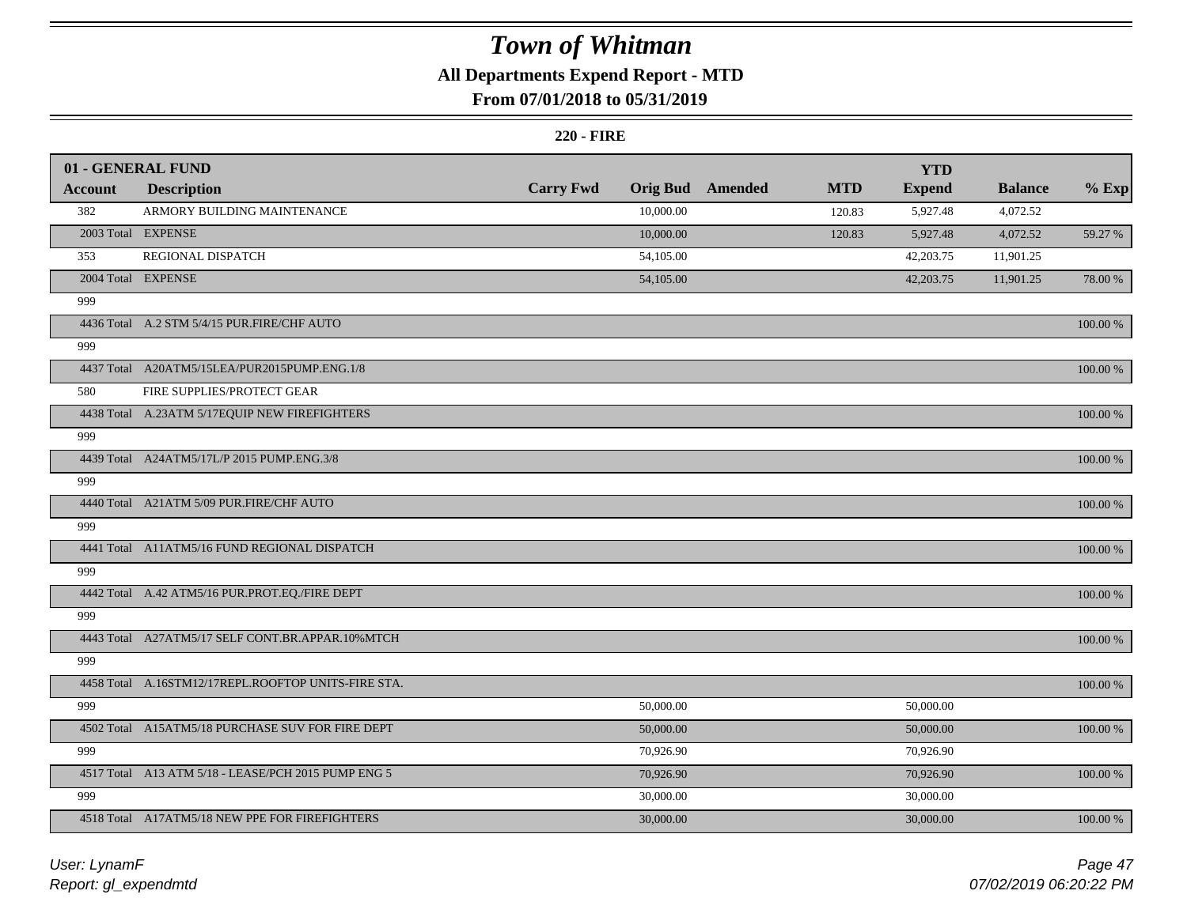# Town of Whitman

## All Departments Expend Report - MTD

### From 07/01/2018 to 05/31/2019

#### 220 - FIRE

| 01 - GENERAL FUND | | | | | | YTD | | |
|---|---|---|---|---|---|---|---|---|
| **Account** | **Description** | **Carry Fwd** | **Orig Bud** | **Amended** | **MTD** | **Expend** | **Balance** | **% Exp** |
| 382 | ARMORY BUILDING MAINTENANCE | | 10,000.00 | | 120.83 | 5,927.48 | 4,072.52 | |
| 2003 Total | EXPENSE | | 10,000.00 | | 120.83 | 5,927.48 | 4,072.52 | 59.27 % |
| 353 | REGIONAL DISPATCH | | 54,105.00 | | | 42,203.75 | 11,901.25 | |
| 2004 Total | EXPENSE | | 54,105.00 | | | 42,203.75 | 11,901.25 | 78.00 % |
| 999 | | | | | | | | |
| 4436 Total | A.2 STM 5/4/15 PUR.FIRE/CHF AUTO | | | | | | | 100.00 % |
| 999 | | | | | | | | |
| 4437 Total | A20ATM5/15LEA/PUR2015PUMP.ENG.1/8 | | | | | | | 100.00 % |
| 580 | FIRE SUPPLIES/PROTECT GEAR | | | | | | | |
| 4438 Total | A.23ATM 5/17EQUIP NEW FIREFIGHTERS | | | | | | | 100.00 % |
| 999 | | | | | | | | |
| 4439 Total | A24ATM5/17L/P 2015 PUMP.ENG.3/8 | | | | | | | 100.00 % |
| 999 | | | | | | | | |
| 4440 Total | A21ATM 5/09 PUR.FIRE/CHF AUTO | | | | | | | 100.00 % |
| 999 | | | | | | | | |
| 4441 Total | A11ATM5/16 FUND REGIONAL DISPATCH | | | | | | | 100.00 % |
| 999 | | | | | | | | |
| 4442 Total | A.42 ATM5/16 PUR.PROT.EQ./FIRE DEPT | | | | | | | 100.00 % |
| 999 | | | | | | | | |
| 4443 Total | A27ATM5/17 SELF CONT.BR.APPAR.10%MTCH | | | | | | | 100.00 % |
| 999 | | | | | | | | |
| 4458 Total | A.16STM12/17REPL.ROOFTOP UNITS-FIRE STA. | | | | | | | 100.00 % |
| 999 | | | 50,000.00 | | | 50,000.00 | | |
| 4502 Total | A15ATM5/18 PURCHASE SUV FOR FIRE DEPT | | 50,000.00 | | | 50,000.00 | | 100.00 % |
| 999 | | | 70,926.90 | | | 70,926.90 | | |
| 4517 Total | A13 ATM 5/18 - LEASE/PCH 2015 PUMP ENG 5 | | 70,926.90 | | | 70,926.90 | | 100.00 % |
| 999 | | | 30,000.00 | | | 30,000.00 | | |
| 4518 Total | A17ATM5/18 NEW PPE FOR FIREFIGHTERS | | 30,000.00 | | | 30,000.00 | | 100.00 % |

*User: LynamF*

*Report: gl_expendmtd*

*07/02/2019 06:20:22 PM*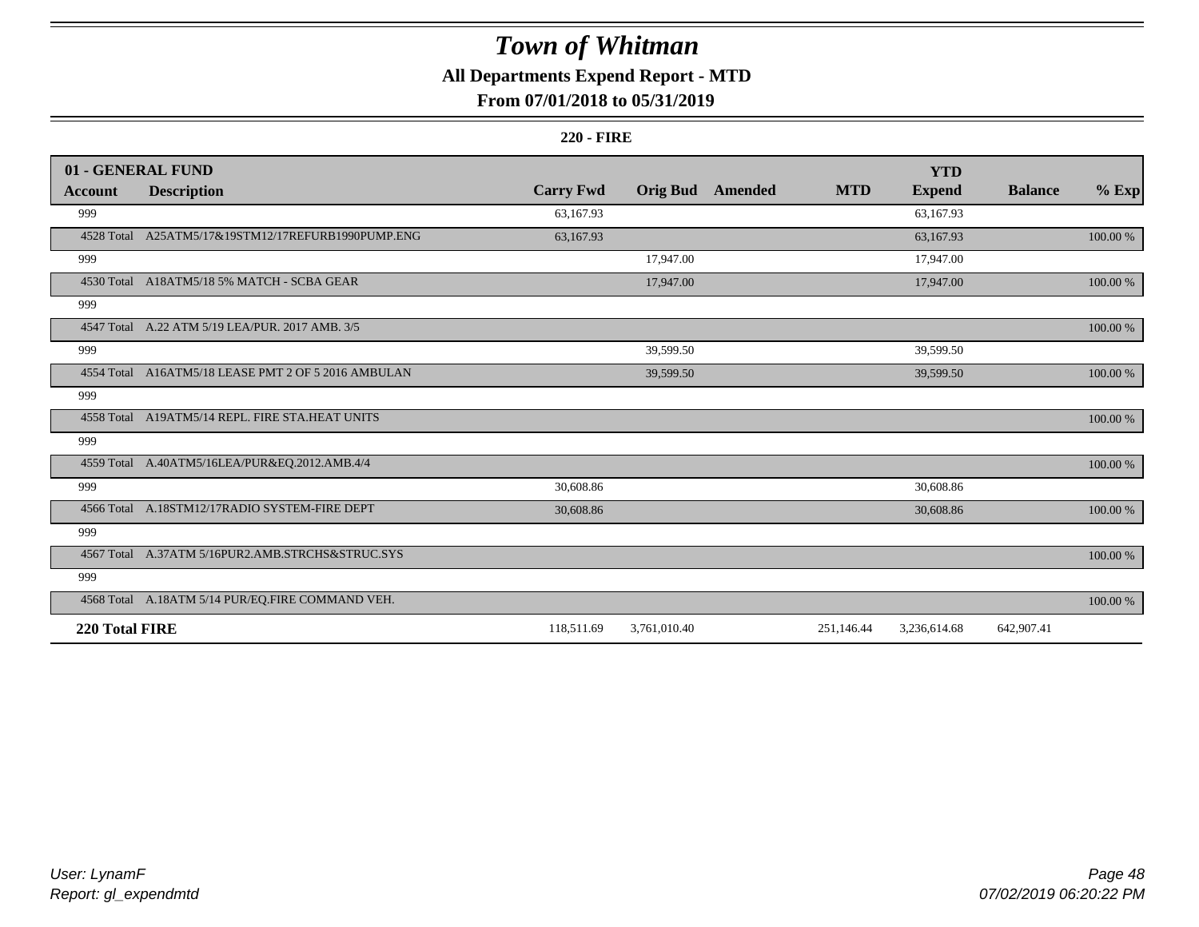# Town of Whitman

## All Departments Expend Report - MTD

### From 07/01/2018 to 05/31/2019

#### 220 - FIRE

| 01 - GENERAL FUND | | | | | | | | |
|---|---|---|---|---|---|---|---|---|
| **Account** | **Description** | **Carry Fwd** | **Orig Bud** | **Amended** | **MTD** | **YTD Expend** | **Balance** | **% Exp** |
| 999 | | 63,167.93 | | | | 63,167.93 | | |
| 4528 Total | A25ATM5/17&19STM12/17REFURB1990PUMP.ENG | 63,167.93 | | | | 63,167.93 | | 100.00 % |
| 999 | | | 17,947.00 | | | 17,947.00 | | |
| 4530 Total | A18ATM5/18 5% MATCH - SCBA GEAR | | 17,947.00 | | | 17,947.00 | | 100.00 % |
| 999 | | | | | | | | |
| 4547 Total | A.22 ATM 5/19 LEA/PUR. 2017 AMB. 3/5 | | | | | | | 100.00 % |
| 999 | | | 39,599.50 | | | 39,599.50 | | |
| 4554 Total | A16ATM5/18 LEASE PMT 2 OF 5 2016 AMBULAN | | 39,599.50 | | | 39,599.50 | | 100.00 % |
| 999 | | | | | | | | |
| 4558 Total | A19ATM5/14 REPL. FIRE STA.HEAT UNITS | | | | | | | 100.00 % |
| 999 | | | | | | | | |
| 4559 Total | A.40ATM5/16LEA/PUR&EQ.2012.AMB.4/4 | | | | | | | 100.00 % |
| 999 | | 30,608.86 | | | | 30,608.86 | | |
| 4566 Total | A.18STM12/17RADIO SYSTEM-FIRE DEPT | 30,608.86 | | | | 30,608.86 | | 100.00 % |
| 999 | | | | | | | | |
| 4567 Total | A.37ATM 5/16PUR2.AMB.STRCHS&STRUC.SYS | | | | | | | 100.00 % |
| 999 | | | | | | | | |
| 4568 Total | A.18ATM 5/14 PUR/EQ.FIRE COMMAND VEH. | | | | | | | 100.00 % |
| **220 Total FIRE** | | 118,511.69 | 3,761,010.40 | | 251,146.44 | 3,236,614.68 | 642,907.41 | |

*User: LynamF*
*Report: gl_expendmtd*

*07/02/2019 06:20:22 PM*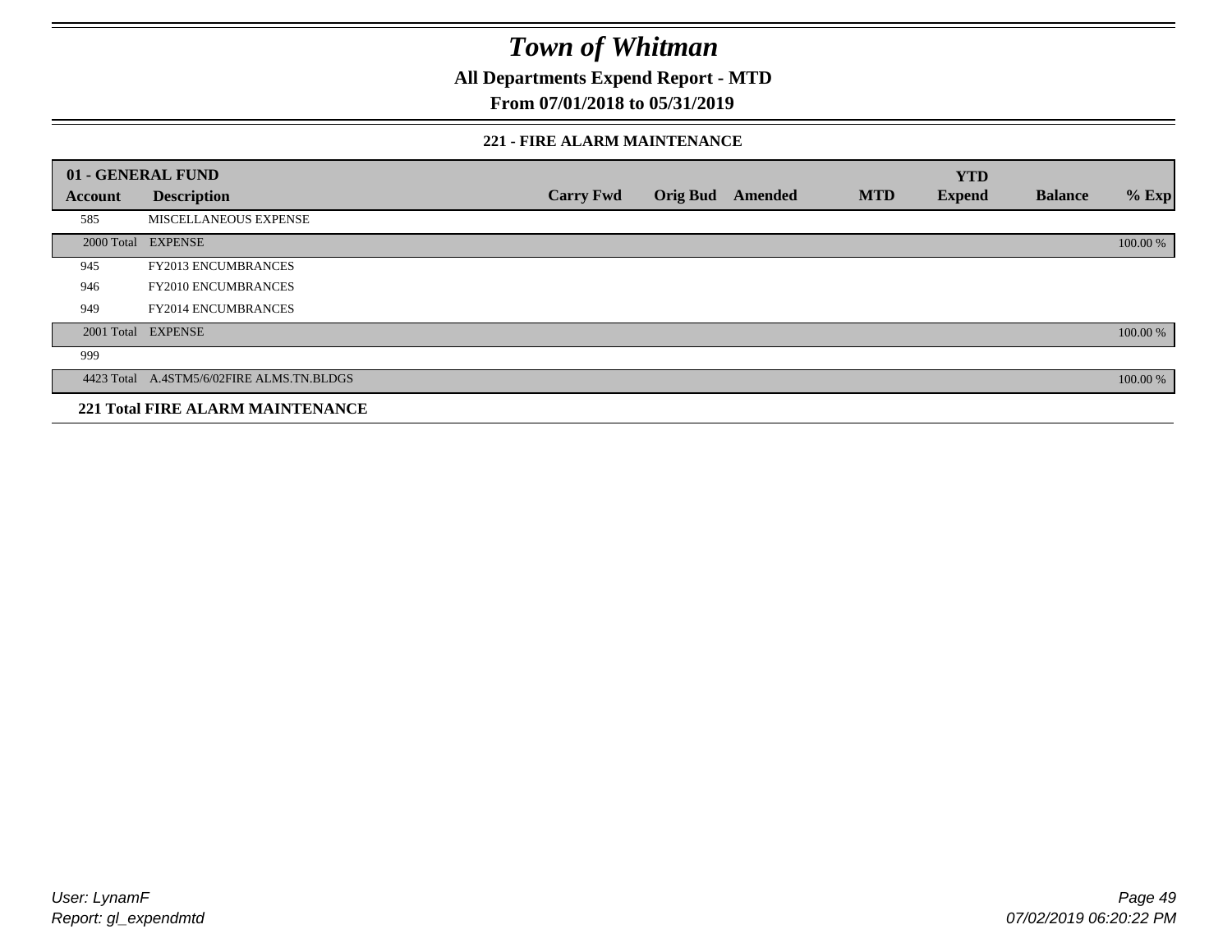# Town of Whitman

## All Departments Expend Report - MTD

## From 07/01/2018 to 05/31/2019

### 221 - FIRE ALARM MAINTENANCE

| 01 - GENERAL FUND | | | | | | YTD | | |
|---|---|---|---|---|---|---|---|---|
| Account | Description | Carry Fwd | Orig Bud | Amended | MTD | Expend | Balance | % Exp |
| 585 | MISCELLANEOUS EXPENSE | | | | | | | |
| 2000 Total | EXPENSE | | | | | | | 100.00 % |
| 945 | FY2013 ENCUMBRANCES | | | | | | | |
| 946 | FY2010 ENCUMBRANCES | | | | | | | |
| 949 | FY2014 ENCUMBRANCES | | | | | | | |
| 2001 Total | EXPENSE | | | | | | | 100.00 % |
| 999 | | | | | | | | |
| 4423 Total | A.4STM5/6/02FIRE ALMS.TN.BLDGS | | | | | | | 100.00 % |

**221 Total FIRE ALARM MAINTENANCE**

*User: LynamF*
*Report: gl_expendmtd*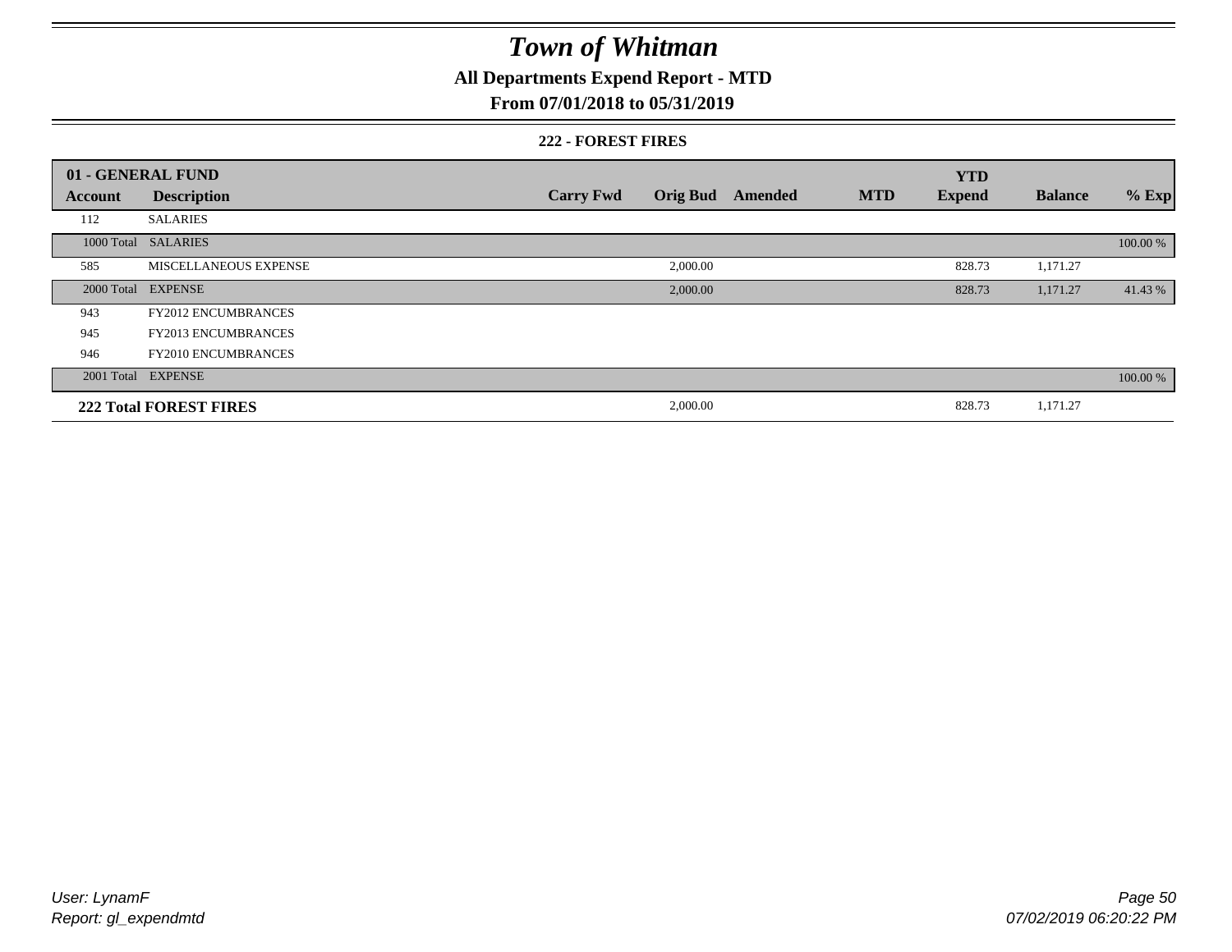# Town of Whitman

## All Departments Expend Report - MTD

## From 07/01/2018 to 05/31/2019

### 222 - FOREST FIRES

| 01 - GENERAL FUND | | | | | | YTD | | |
|---|---|---|---|---|---|---|---|---|
| **Account** | **Description** | **Carry Fwd** | **Orig Bud** | **Amended** | **MTD** | **Expend** | **Balance** | **% Exp** |
| 112 | SALARIES | | | | | | | |
| 1000 Total | SALARIES | | | | | | | 100.00 % |
| 585 | MISCELLANEOUS EXPENSE | | 2,000.00 | | | 828.73 | 1,171.27 | |
| 2000 Total | EXPENSE | | 2,000.00 | | | 828.73 | 1,171.27 | 41.43 % |
| 943 | FY2012 ENCUMBRANCES | | | | | | | |
| 945 | FY2013 ENCUMBRANCES | | | | | | | |
| 946 | FY2010 ENCUMBRANCES | | | | | | | |
| 2001 Total | EXPENSE | | | | | | | 100.00 % |
| **222 Total FOREST FIRES** | | | 2,000.00 | | | 828.73 | 1,171.27 | |

User: LynamF
Report: gl_expendmtd

07/02/2019 06:20:22 PM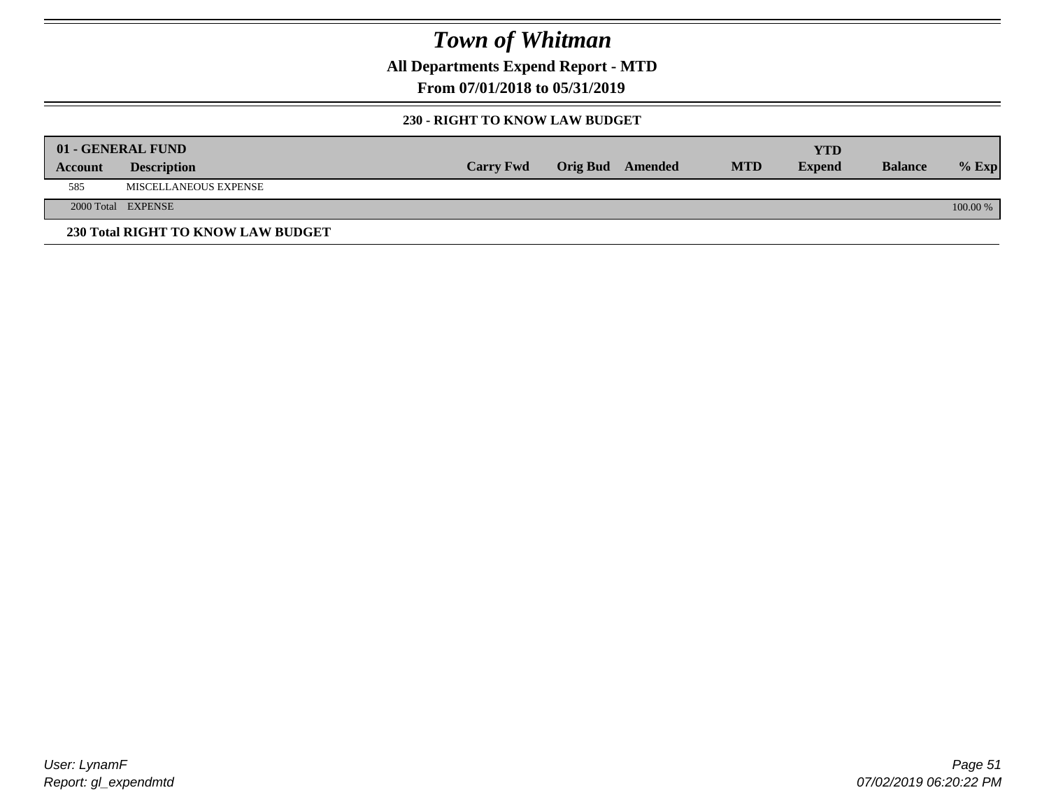# Town of Whitman

**All Departments Expend Report - MTD**

**From 07/01/2018 to 05/31/2019**

**230 - RIGHT TO KNOW LAW BUDGET**

| **01 - GENERAL FUND** | | | | | | | | |
|---|---|---|---|---|---|---|---|---|
| **Account** | **Description** | **Carry Fwd** | **Orig Bud** | **Amended** | **MTD** | **YTD Expend** | **Balance** | **% Exp** |
| 585 | MISCELLANEOUS EXPENSE | | | | | | | |
| 2000 Total | EXPENSE | | | | | | | 100.00 % |

**230 Total RIGHT TO KNOW LAW BUDGET**

*User: LynamF*

*Report: gl_expendmtd*

*07/02/2019 06:20:22 PM*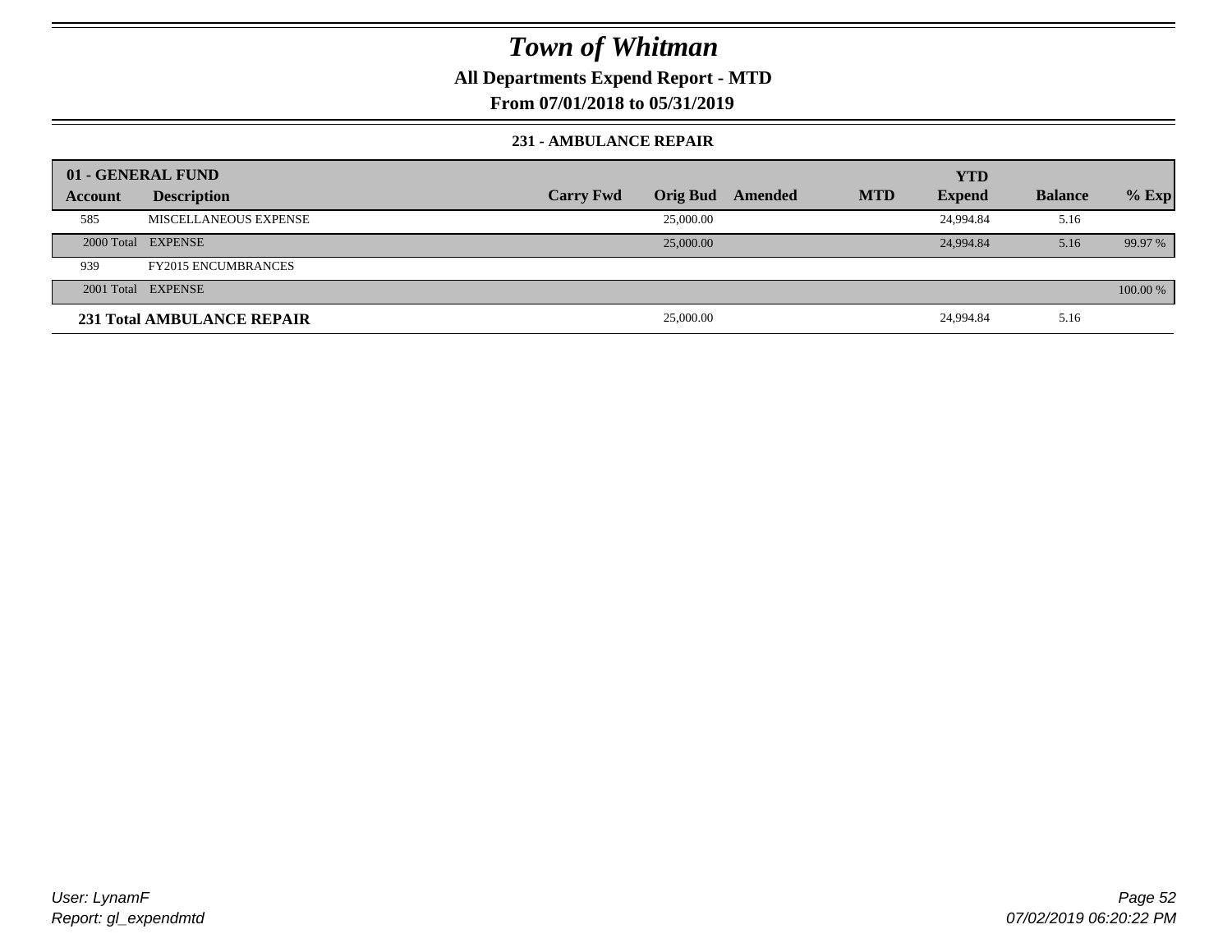# Town of Whitman

## All Departments Expend Report - MTD

### From 07/01/2018 to 05/31/2019

#### 231 - AMBULANCE REPAIR

| 01 - GENERAL FUND | | | | | | YTD | | |
|---|---|---|---|---|---|---|---|---|
| **Account** | **Description** | **Carry Fwd** | **Orig Bud** | **Amended** | **MTD** | **Expend** | **Balance** | **% Exp** |
| 585 | MISCELLANEOUS EXPENSE | | 25,000.00 | | | 24,994.84 | 5.16 | |
| 2000 Total | EXPENSE | | 25,000.00 | | | 24,994.84 | 5.16 | 99.97 % |
| 939 | FY2015 ENCUMBRANCES | | | | | | | |
| 2001 Total | EXPENSE | | | | | | | 100.00 % |
| **231 Total AMBULANCE REPAIR** | | | 25,000.00 | | | 24,994.84 | 5.16 | |

User: LynamF
Report: gl_expendmtd

07/02/2019 06:20:22 PM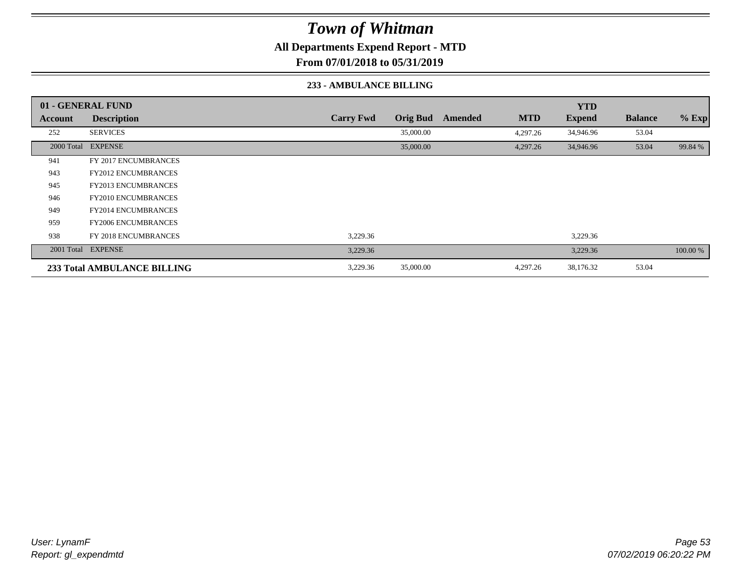# Town of Whitman

**All Departments Expend Report - MTD**

**From 07/01/2018 to 05/31/2019**

**233 - AMBULANCE BILLING**

| 01 - GENERAL FUND | | | | | | YTD | | |
|---|---|---|---|---|---|---|---|---|
| **Account** | **Description** | **Carry Fwd** | **Orig Bud** | **Amended** | **MTD** | **Expend** | **Balance** | **% Exp** |
| 252 | SERVICES | | 35,000.00 | | 4,297.26 | 34,946.96 | 53.04 | |
| 2000 Total | EXPENSE | | 35,000.00 | | 4,297.26 | 34,946.96 | 53.04 | 99.84 % |
| 941 | FY 2017 ENCUMBRANCES | | | | | | | |
| 943 | FY2012 ENCUMBRANCES | | | | | | | |
| 945 | FY2013 ENCUMBRANCES | | | | | | | |
| 946 | FY2010 ENCUMBRANCES | | | | | | | |
| 949 | FY2014 ENCUMBRANCES | | | | | | | |
| 959 | FY2006 ENCUMBRANCES | | | | | | | |
| 938 | FY 2018 ENCUMBRANCES | 3,229.36 | | | | 3,229.36 | | |
| 2001 Total | EXPENSE | 3,229.36 | | | | 3,229.36 | | 100.00 % |
| **233 Total AMBULANCE BILLING** | | 3,229.36 | 35,000.00 | | 4,297.26 | 38,176.32 | 53.04 | |

*User: LynamF*
*Report: gl_expendmtd*

*07/02/2019 06:20:22 PM*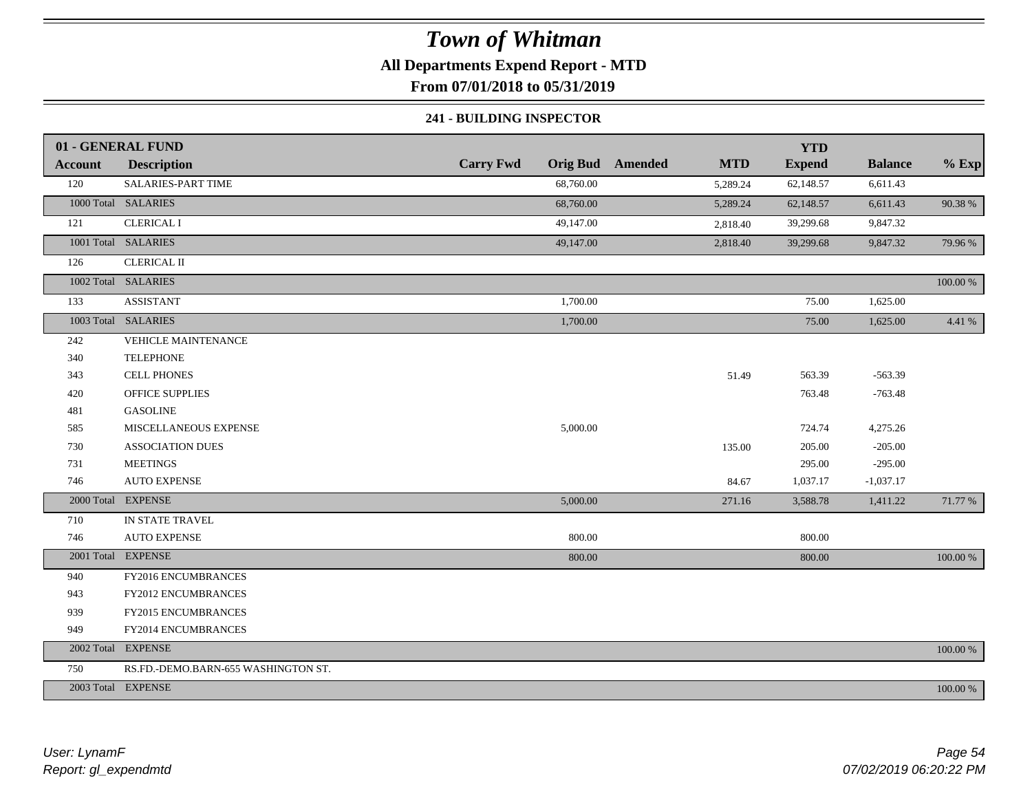# Town of Whitman

**All Departments Expend Report - MTD**

**From 07/01/2018 to 05/31/2019**

### 241 - BUILDING INSPECTOR

| 01 - GENERAL FUND | | | | | | YTD | | |
|---|---|---|---|---|---|---|---|---|
| **Account** | **Description** | **Carry Fwd** | **Orig Bud** | **Amended** | **MTD** | **Expend** | **Balance** | **% Exp** |
| 120 | SALARIES-PART TIME | | 68,760.00 | | 5,289.24 | 62,148.57 | 6,611.43 | |
| 1000 Total | SALARIES | | 68,760.00 | | 5,289.24 | 62,148.57 | 6,611.43 | 90.38 % |
| 121 | CLERICAL I | | 49,147.00 | | 2,818.40 | 39,299.68 | 9,847.32 | |
| 1001 Total | SALARIES | | 49,147.00 | | 2,818.40 | 39,299.68 | 9,847.32 | 79.96 % |
| 126 | CLERICAL II | | | | | | | |
| 1002 Total | SALARIES | | | | | | | 100.00 % |
| 133 | ASSISTANT | | 1,700.00 | | | 75.00 | 1,625.00 | |
| 1003 Total | SALARIES | | 1,700.00 | | | 75.00 | 1,625.00 | 4.41 % |
| 242 | VEHICLE MAINTENANCE | | | | | | | |
| 340 | TELEPHONE | | | | | | | |
| 343 | CELL PHONES | | | | 51.49 | 563.39 | -563.39 | |
| 420 | OFFICE SUPPLIES | | | | | 763.48 | -763.48 | |
| 481 | GASOLINE | | | | | | | |
| 585 | MISCELLANEOUS EXPENSE | | 5,000.00 | | | 724.74 | 4,275.26 | |
| 730 | ASSOCIATION DUES | | | | 135.00 | 205.00 | -205.00 | |
| 731 | MEETINGS | | | | | 295.00 | -295.00 | |
| 746 | AUTO EXPENSE | | | | 84.67 | 1,037.17 | -1,037.17 | |
| 2000 Total | EXPENSE | | 5,000.00 | | 271.16 | 3,588.78 | 1,411.22 | 71.77 % |
| 710 | IN STATE TRAVEL | | | | | | | |
| 746 | AUTO EXPENSE | | 800.00 | | | 800.00 | | |
| 2001 Total | EXPENSE | | 800.00 | | | 800.00 | | 100.00 % |
| 940 | FY2016 ENCUMBRANCES | | | | | | | |
| 943 | FY2012 ENCUMBRANCES | | | | | | | |
| 939 | FY2015 ENCUMBRANCES | | | | | | | |
| 949 | FY2014 ENCUMBRANCES | | | | | | | |
| 2002 Total | EXPENSE | | | | | | | 100.00 % |
| 750 | RS.FD.-DEMO.BARN-655 WASHINGTON ST. | | | | | | | |
| 2003 Total | EXPENSE | | | | | | | 100.00 % |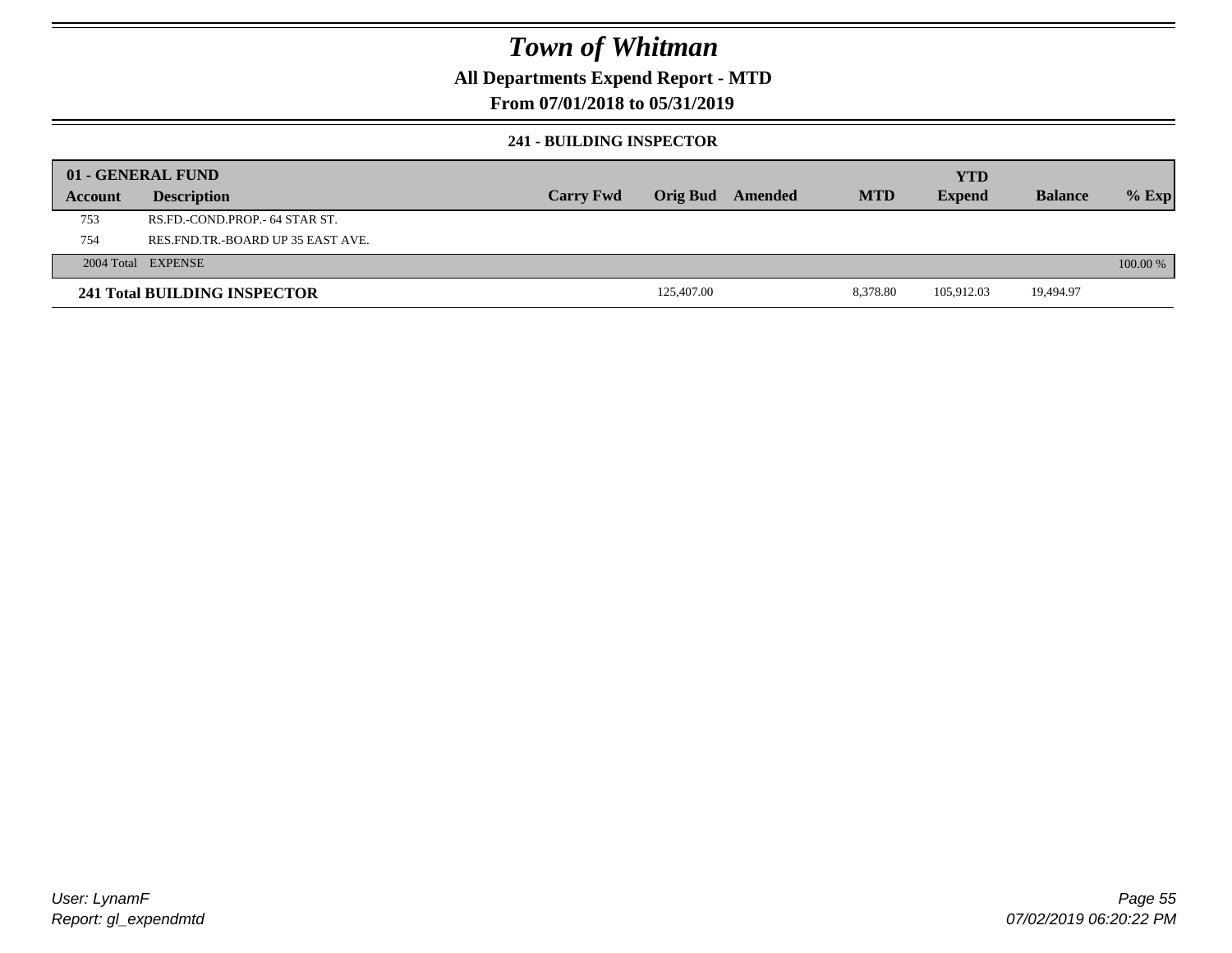# Town of Whitman

## All Departments Expend Report - MTD

## From 07/01/2018 to 05/31/2019

### 241 - BUILDING INSPECTOR

| 01 - GENERAL FUND | | | | | | YTD | | |
|---|---|---|---|---|---|---|---|---|
| Account | Description | Carry Fwd | Orig Bud | Amended | MTD | Expend | Balance | % Exp |
| 753 | RS.FD.-COND.PROP.- 64 STAR ST. | | | | | | | |
| 754 | RES.FND.TR.-BOARD UP 35 EAST AVE. | | | | | | | |
| 2004 Total | EXPENSE | | | | | | | 100.00 % |
| **241 Total BUILDING INSPECTOR** | | | 125,407.00 | | 8,378.80 | 105,912.03 | 19,494.97 | |

User: LynamF
Report: gl_expendmtd

07/02/2019 06:20:22 PM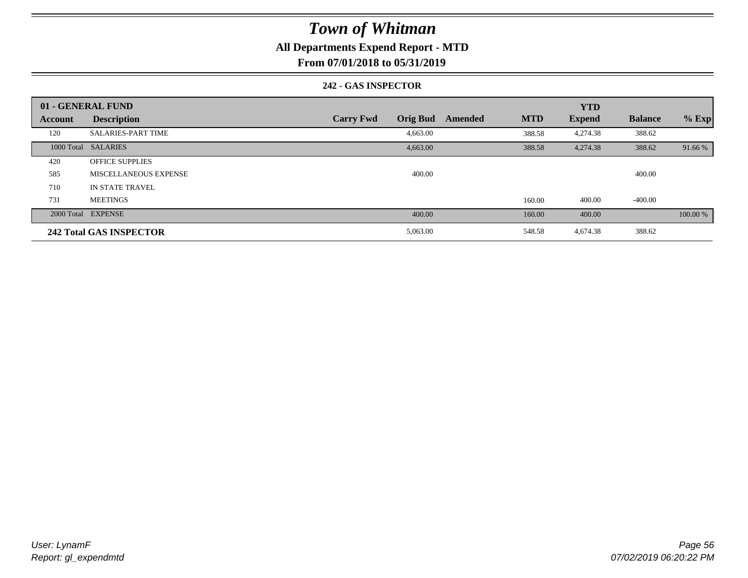# Town of Whitman

## All Departments Expend Report - MTD

### From 07/01/2018 to 05/31/2019

#### 242 - GAS INSPECTOR

| 01 - GENERAL FUND | | | | | | YTD | | |
|---|---|---|---|---|---|---|---|---|
| Account | Description | Carry Fwd | Orig Bud | Amended | MTD | Expend | Balance | % Exp |
| 120 | SALARIES-PART TIME | | 4,663.00 | | 388.58 | 4,274.38 | 388.62 | |
| 1000 Total | SALARIES | | 4,663.00 | | 388.58 | 4,274.38 | 388.62 | 91.66 % |
| 420 | OFFICE SUPPLIES | | | | | | | |
| 585 | MISCELLANEOUS EXPENSE | | 400.00 | | | | 400.00 | |
| 710 | IN STATE TRAVEL | | | | | | | |
| 731 | MEETINGS | | | | 160.00 | 400.00 | -400.00 | |
| 2000 Total | EXPENSE | | 400.00 | | 160.00 | 400.00 | | 100.00 % |
| **242 Total GAS INSPECTOR** | | | 5,063.00 | | 548.58 | 4,674.38 | 388.62 | |

*User: LynamF*
*Report: gl_expendmtd*

*07/02/2019 06:20:22 PM*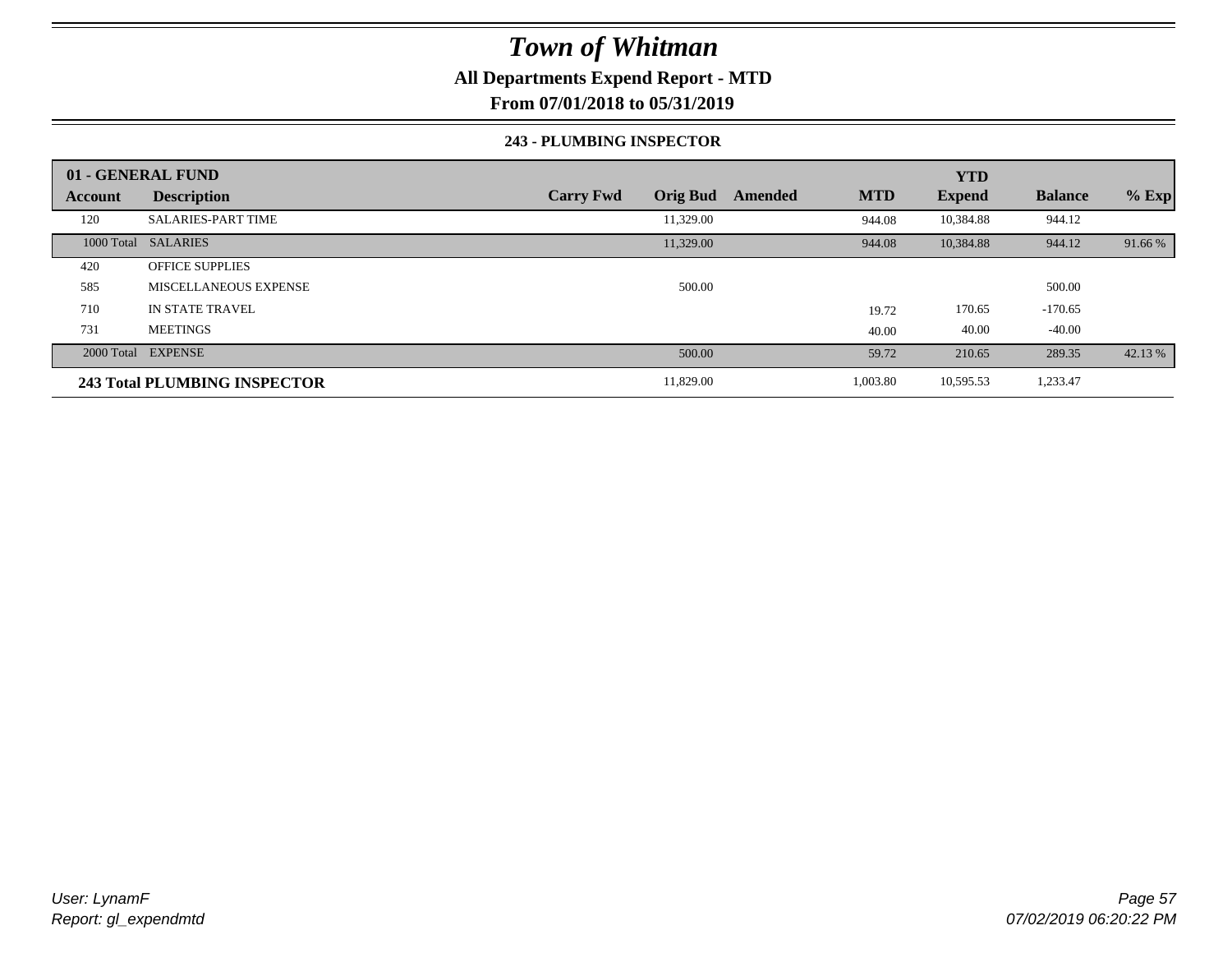# Town of Whitman

## All Departments Expend Report - MTD

### From 07/01/2018 to 05/31/2019

#### 243 - PLUMBING INSPECTOR

| 01 - GENERAL FUND | | | | | | YTD | | |
|---|---|---|---|---|---|---|---|---|
| **Account** | **Description** | **Carry Fwd** | **Orig Bud** | **Amended** | **MTD** | **Expend** | **Balance** | **% Exp** |
| 120 | SALARIES-PART TIME | | 11,329.00 | | 944.08 | 10,384.88 | 944.12 | |
| 1000 Total | SALARIES | | 11,329.00 | | 944.08 | 10,384.88 | 944.12 | 91.66 % |
| 420 | OFFICE SUPPLIES | | | | | | | |
| 585 | MISCELLANEOUS EXPENSE | | 500.00 | | | | 500.00 | |
| 710 | IN STATE TRAVEL | | | | 19.72 | 170.65 | -170.65 | |
| 731 | MEETINGS | | | | 40.00 | 40.00 | -40.00 | |
| 2000 Total | EXPENSE | | 500.00 | | 59.72 | 210.65 | 289.35 | 42.13 % |
| **243 Total PLUMBING INSPECTOR** | | | 11,829.00 | | 1,003.80 | 10,595.53 | 1,233.47 | |

User: LynamF
Report: gl_expendmtd

07/02/2019 06:20:22 PM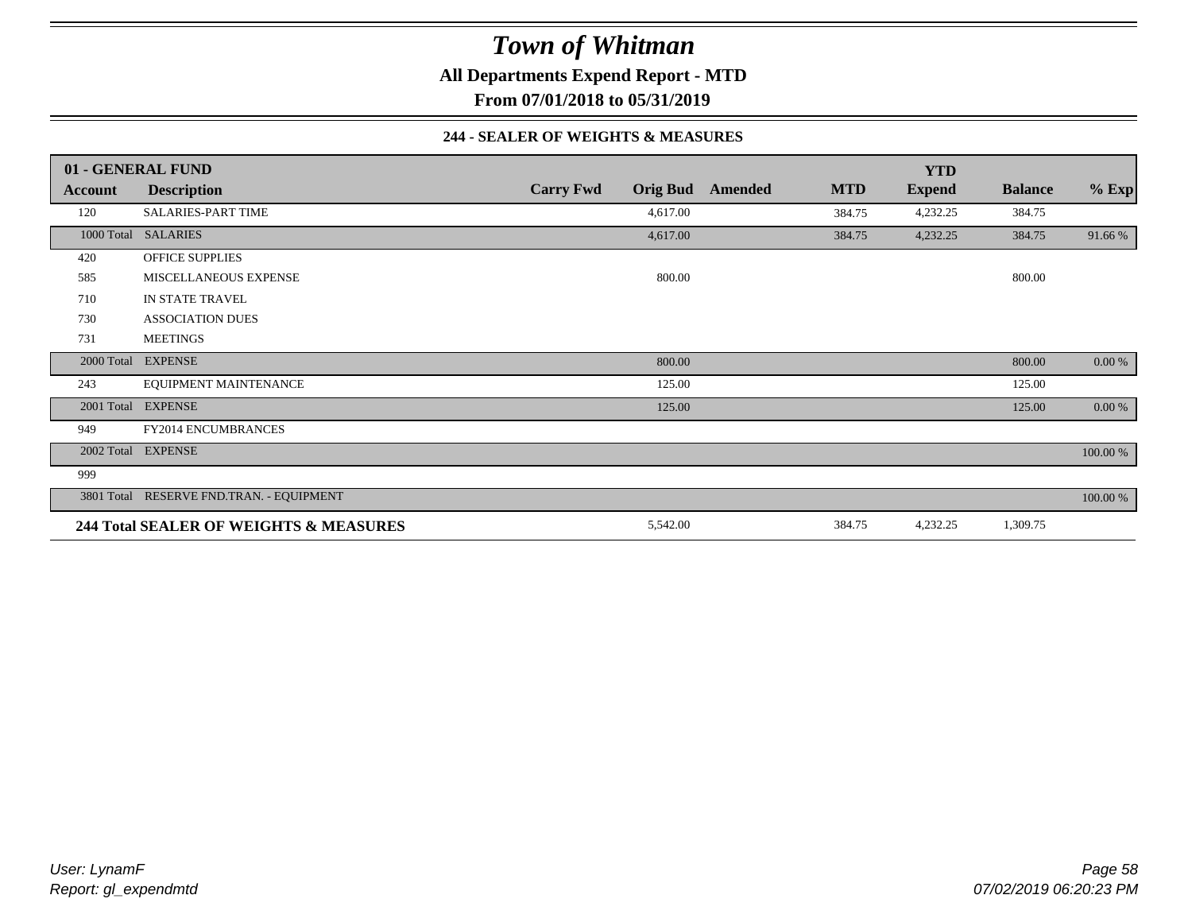# Town of Whitman

**All Departments Expend Report - MTD**

**From 07/01/2018 to 05/31/2019**

### 244 - SEALER OF WEIGHTS & MEASURES

| 01 - GENERAL FUND | | | | | | YTD | | |
|---|---|---|---|---|---|---|---|---|
| **Account** | **Description** | **Carry Fwd** | **Orig Bud** | **Amended** | **MTD** | **Expend** | **Balance** | **% Exp** |
| 120 | SALARIES-PART TIME | | 4,617.00 | | 384.75 | 4,232.25 | 384.75 | |
| 1000 Total | SALARIES | | 4,617.00 | | 384.75 | 4,232.25 | 384.75 | 91.66 % |
| 420 | OFFICE SUPPLIES | | | | | | | |
| 585 | MISCELLANEOUS EXPENSE | | 800.00 | | | | 800.00 | |
| 710 | IN STATE TRAVEL | | | | | | | |
| 730 | ASSOCIATION DUES | | | | | | | |
| 731 | MEETINGS | | | | | | | |
| 2000 Total | EXPENSE | | 800.00 | | | | 800.00 | 0.00 % |
| 243 | EQUIPMENT MAINTENANCE | | 125.00 | | | | 125.00 | |
| 2001 Total | EXPENSE | | 125.00 | | | | 125.00 | 0.00 % |
| 949 | FY2014 ENCUMBRANCES | | | | | | | |
| 2002 Total | EXPENSE | | | | | | | 100.00 % |
| 999 | | | | | | | | |
| 3801 Total | RESERVE FND.TRAN. - EQUIPMENT | | | | | | | 100.00 % |
| **244 Total SEALER OF WEIGHTS & MEASURES** | | | 5,542.00 | | 384.75 | 4,232.25 | 1,309.75 | |

*User: LynamF*
*Report: gl_expendmtd*

*07/02/2019 06:20:23 PM*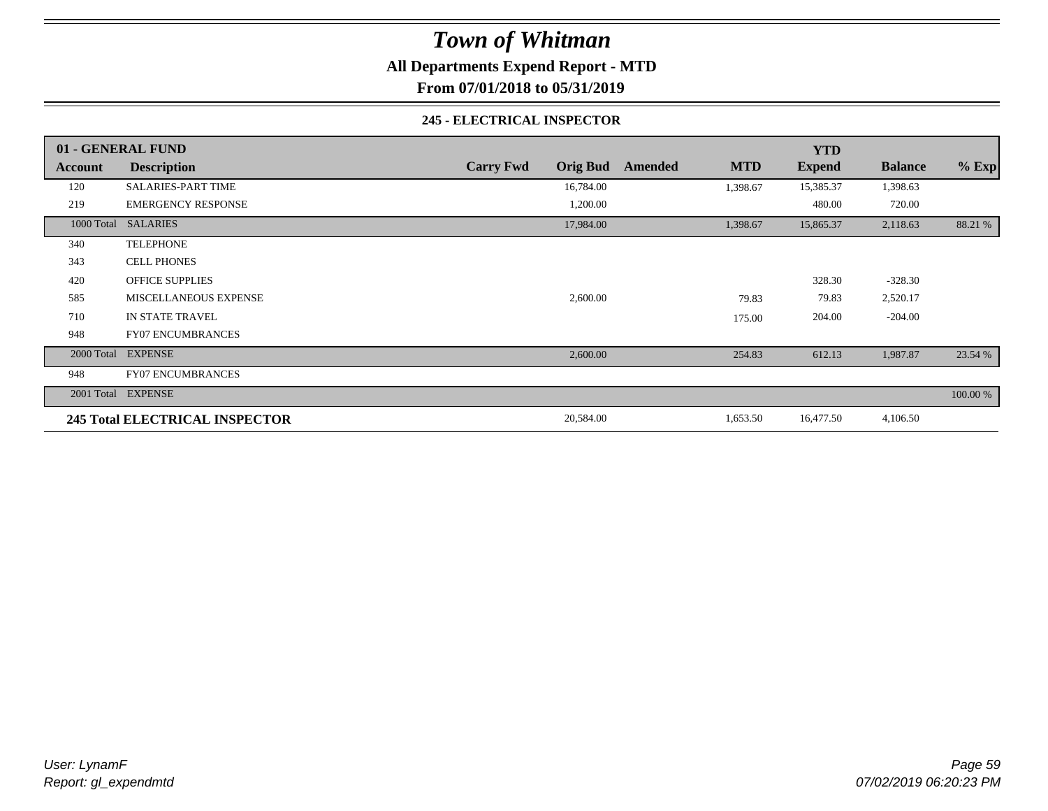# Town of Whitman

**All Departments Expend Report - MTD**

**From 07/01/2018 to 05/31/2019**

### 245 - ELECTRICAL INSPECTOR

| 01 - GENERAL FUND | | | | | | YTD | | |
|---|---|---|---|---|---|---|---|---|
| **Account** | **Description** | **Carry Fwd** | **Orig Bud** | **Amended** | **MTD** | **Expend** | **Balance** | **% Exp** |
| 120 | SALARIES-PART TIME | | 16,784.00 | | 1,398.67 | 15,385.37 | 1,398.63 | |
| 219 | EMERGENCY RESPONSE | | 1,200.00 | | | 480.00 | 720.00 | |
| 1000 Total | SALARIES | | 17,984.00 | | 1,398.67 | 15,865.37 | 2,118.63 | 88.21 % |
| 340 | TELEPHONE | | | | | | | |
| 343 | CELL PHONES | | | | | | | |
| 420 | OFFICE SUPPLIES | | | | | 328.30 | -328.30 | |
| 585 | MISCELLANEOUS EXPENSE | | 2,600.00 | | 79.83 | 79.83 | 2,520.17 | |
| 710 | IN STATE TRAVEL | | | | 175.00 | 204.00 | -204.00 | |
| 948 | FY07 ENCUMBRANCES | | | | | | | |
| 2000 Total | EXPENSE | | 2,600.00 | | 254.83 | 612.13 | 1,987.87 | 23.54 % |
| 948 | FY07 ENCUMBRANCES | | | | | | | |
| 2001 Total | EXPENSE | | | | | | | 100.00 % |
| **245 Total ELECTRICAL INSPECTOR** | | | 20,584.00 | | 1,653.50 | 16,477.50 | 4,106.50 | |

*User: LynamF*
*Report: gl_expendmtd*

*07/02/2019 06:20:23 PM*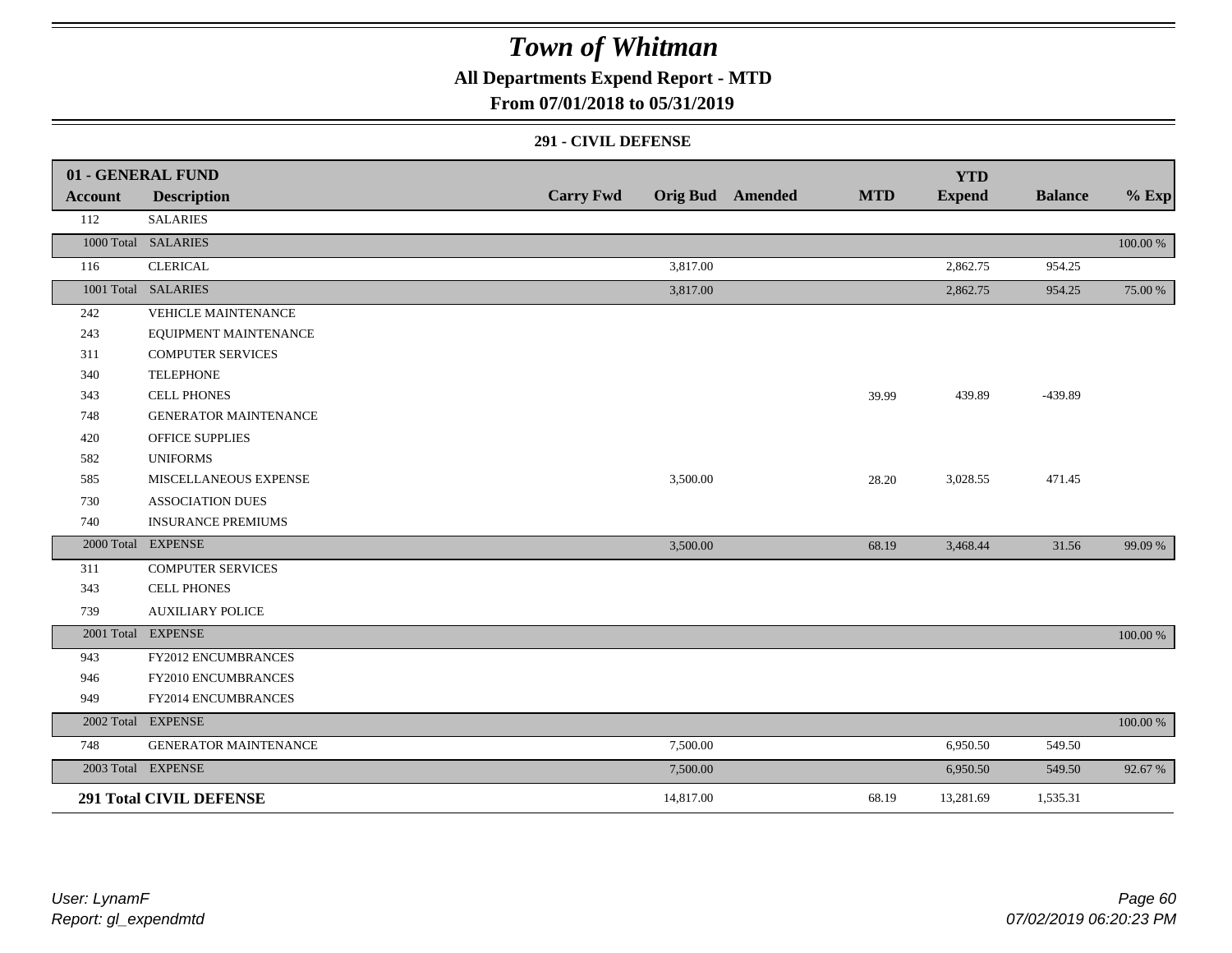# Town of Whitman

## All Departments Expend Report - MTD

### From 07/01/2018 to 05/31/2019

#### 291 - CIVIL DEFENSE

| Account | Description | Carry Fwd | Orig Bud | Amended | MTD | YTD Expend | Balance | % Exp |
|---|---|---|---|---|---|---|---|---|
| **01 - GENERAL FUND** | | | | | | | | |
| 112 | SALARIES | | | | | | | |
| 1000 Total | SALARIES | | | | | | | 100.00 % |
| 116 | CLERICAL | | 3,817.00 | | | 2,862.75 | 954.25 | |
| 1001 Total | SALARIES | | 3,817.00 | | | 2,862.75 | 954.25 | 75.00 % |
| 242 | VEHICLE MAINTENANCE | | | | | | | |
| 243 | EQUIPMENT MAINTENANCE | | | | | | | |
| 311 | COMPUTER SERVICES | | | | | | | |
| 340 | TELEPHONE | | | | | | | |
| 343 | CELL PHONES | | | | 39.99 | 439.89 | -439.89 | |
| 748 | GENERATOR MAINTENANCE | | | | | | | |
| 420 | OFFICE SUPPLIES | | | | | | | |
| 582 | UNIFORMS | | | | | | | |
| 585 | MISCELLANEOUS EXPENSE | | 3,500.00 | | 28.20 | 3,028.55 | 471.45 | |
| 730 | ASSOCIATION DUES | | | | | | | |
| 740 | INSURANCE PREMIUMS | | | | | | | |
| 2000 Total | EXPENSE | | 3,500.00 | | 68.19 | 3,468.44 | 31.56 | 99.09 % |
| 311 | COMPUTER SERVICES | | | | | | | |
| 343 | CELL PHONES | | | | | | | |
| 739 | AUXILIARY POLICE | | | | | | | |
| 2001 Total | EXPENSE | | | | | | | 100.00 % |
| 943 | FY2012 ENCUMBRANCES | | | | | | | |
| 946 | FY2010 ENCUMBRANCES | | | | | | | |
| 949 | FY2014 ENCUMBRANCES | | | | | | | |
| 2002 Total | EXPENSE | | | | | | | 100.00 % |
| 748 | GENERATOR MAINTENANCE | | 7,500.00 | | | 6,950.50 | 549.50 | |
| 2003 Total | EXPENSE | | 7,500.00 | | | 6,950.50 | 549.50 | 92.67 % |
| **291 Total CIVIL DEFENSE** | | | 14,817.00 | | 68.19 | 13,281.69 | 1,535.31 | |

User: LynamF
Report: gl_expendmtd

07/02/2019 06:20:23 PM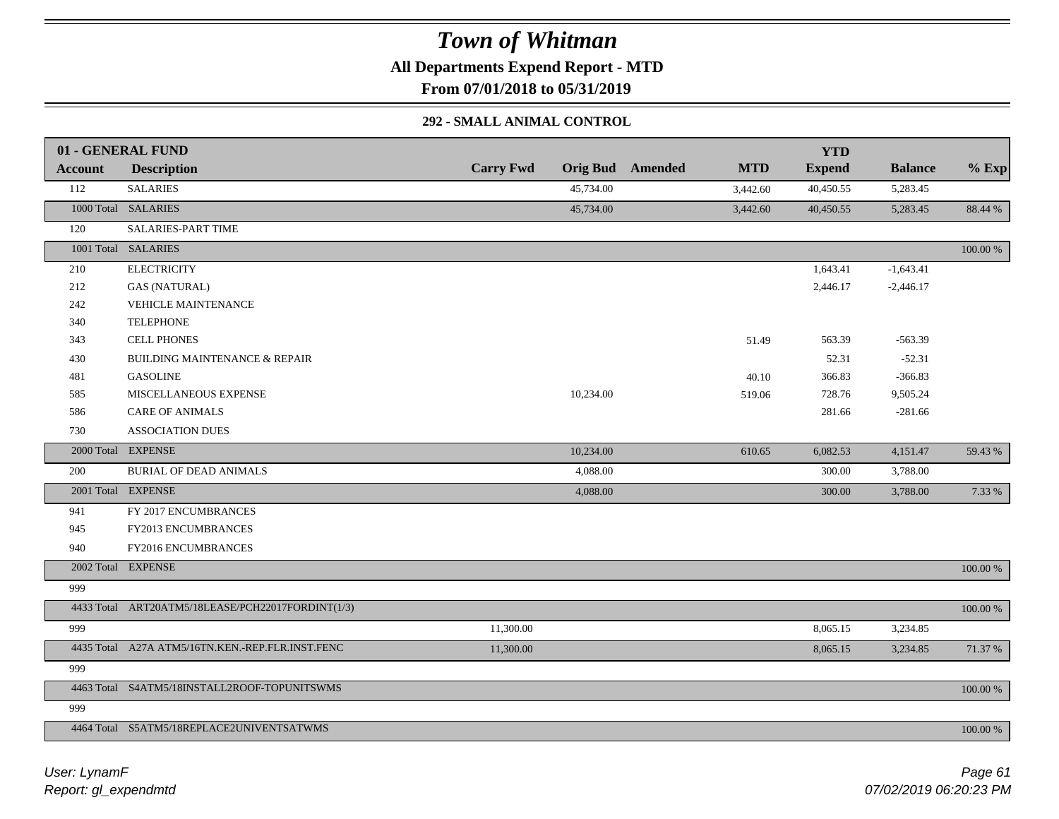# Town of Whitman

**All Departments Expend Report - MTD**

**From 07/01/2018 to 05/31/2019**

### 292 - SMALL ANIMAL CONTROL

| 01 - GENERAL FUND | | | | | | YTD | | |
|---|---|---|---|---|---|---|---|---|
| **Account** | **Description** | **Carry Fwd** | **Orig Bud** | **Amended** | **MTD** | **Expend** | **Balance** | **% Exp** |
| 112 | SALARIES | | 45,734.00 | | 3,442.60 | 40,450.55 | 5,283.45 | |
| 1000 Total | SALARIES | | 45,734.00 | | 3,442.60 | 40,450.55 | 5,283.45 | 88.44 % |
| 120 | SALARIES-PART TIME | | | | | | | |
| 1001 Total | SALARIES | | | | | | | 100.00 % |
| 210 | ELECTRICITY | | | | | 1,643.41 | -1,643.41 | |
| 212 | GAS (NATURAL) | | | | | 2,446.17 | -2,446.17 | |
| 242 | VEHICLE MAINTENANCE | | | | | | | |
| 340 | TELEPHONE | | | | | | | |
| 343 | CELL PHONES | | | | 51.49 | 563.39 | -563.39 | |
| 430 | BUILDING MAINTENANCE & REPAIR | | | | | 52.31 | -52.31 | |
| 481 | GASOLINE | | | | 40.10 | 366.83 | -366.83 | |
| 585 | MISCELLANEOUS EXPENSE | | 10,234.00 | | 519.06 | 728.76 | 9,505.24 | |
| 586 | CARE OF ANIMALS | | | | | 281.66 | -281.66 | |
| 730 | ASSOCIATION DUES | | | | | | | |
| 2000 Total | EXPENSE | | 10,234.00 | | 610.65 | 6,082.53 | 4,151.47 | 59.43 % |
| 200 | BURIAL OF DEAD ANIMALS | | 4,088.00 | | | 300.00 | 3,788.00 | |
| 2001 Total | EXPENSE | | 4,088.00 | | | 300.00 | 3,788.00 | 7.33 % |
| 941 | FY 2017 ENCUMBRANCES | | | | | | | |
| 945 | FY2013 ENCUMBRANCES | | | | | | | |
| 940 | FY2016 ENCUMBRANCES | | | | | | | |
| 2002 Total | EXPENSE | | | | | | | 100.00 % |
| 999 | | | | | | | | |
| 4433 Total | ART20ATM5/18LEASE/PCH22017FORDINT(1/3) | | | | | | | 100.00 % |
| 999 | | 11,300.00 | | | | 8,065.15 | 3,234.85 | |
| 4435 Total | A27A ATM5/16TN.KEN.-REP.FLR.INST.FENC | 11,300.00 | | | | 8,065.15 | 3,234.85 | 71.37 % |
| 999 | | | | | | | | |
| 4463 Total | S4ATM5/18INSTALL2ROOF-TOPUNITSWMS | | | | | | | 100.00 % |
| 999 | | | | | | | | |
| 4464 Total | S5ATM5/18REPLACE2UNIVENTSATWMS | | | | | | | 100.00 % |

*User: LynamF*
*Report: gl_expendmtd*

*07/02/2019 06:20:23 PM*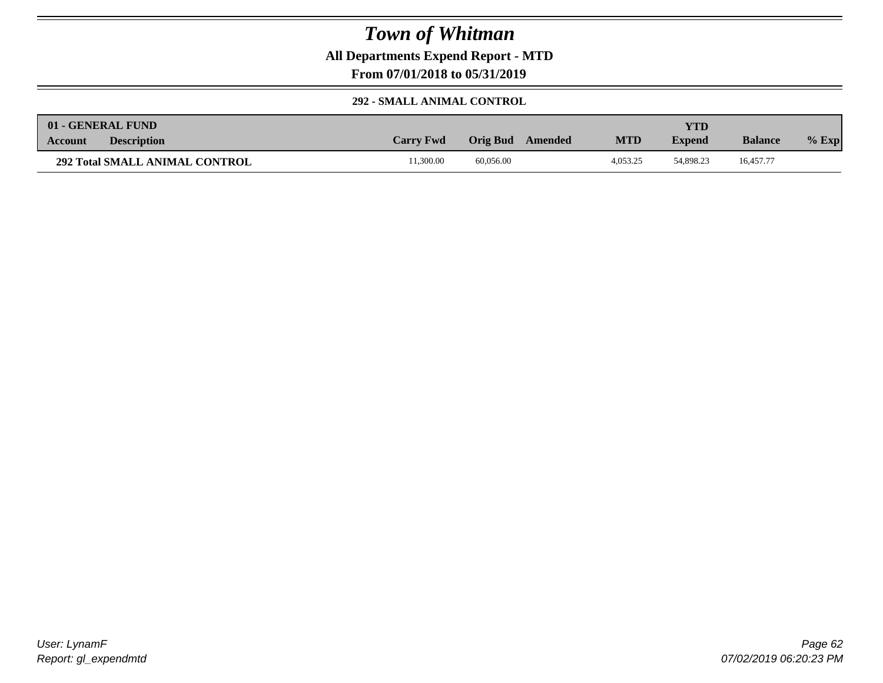# Town of Whitman

**All Departments Expend Report - MTD**

**From 07/01/2018 to 05/31/2019**

### 292 - SMALL ANIMAL CONTROL

| 01 - GENERAL FUND | | | | | | | | |
|---|---|---|---|---|---|---|---|---|
| **Account** | **Description** | **Carry Fwd** | **Orig Bud** | **Amended** | **MTD** | **YTD Expend** | **Balance** | **% Exp** |
| **292 Total SMALL ANIMAL CONTROL** | | 11,300.00 | 60,056.00 | | 4,053.25 | 54,898.23 | 16,457.77 | |

*User: LynamF*
*Report: gl_expendmtd*

*07/02/2019 06:20:23 PM*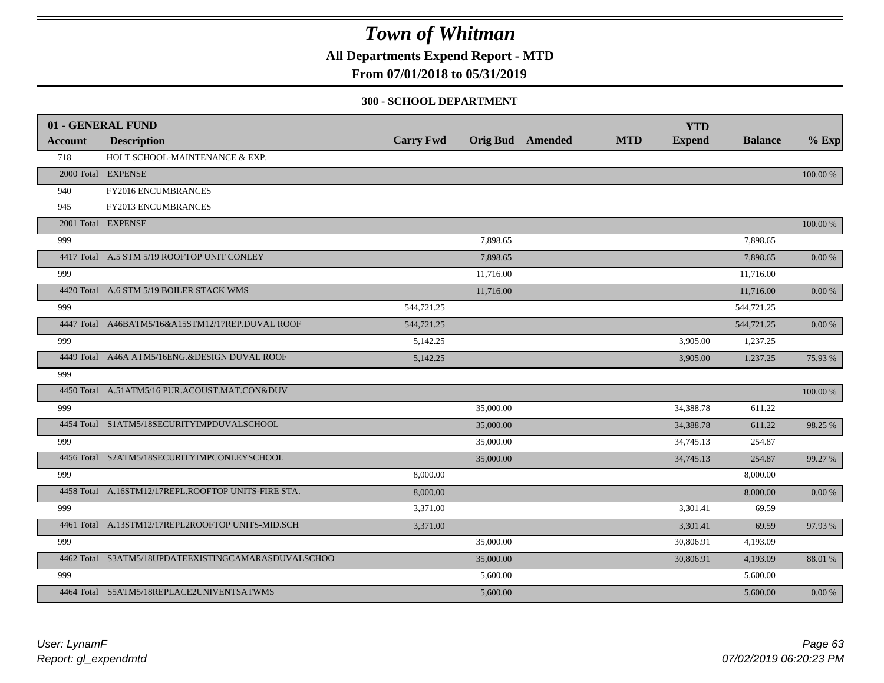# Town of Whitman

**All Departments Expend Report - MTD**

**From 07/01/2018 to 05/31/2019**

**300 - SCHOOL DEPARTMENT**

| 01 - GENERAL FUND | | | | | | YTD | | |
|---|---|---|---|---|---|---|---|---|
| **Account** | **Description** | **Carry Fwd** | **Orig Bud** | **Amended** | **MTD** | **Expend** | **Balance** | **% Exp** |
| 718 | HOLT SCHOOL-MAINTENANCE & EXP. | | | | | | | |
| 2000 Total | EXPENSE | | | | | | | 100.00 % |
| 940 | FY2016 ENCUMBRANCES | | | | | | | |
| 945 | FY2013 ENCUMBRANCES | | | | | | | |
| 2001 Total | EXPENSE | | | | | | | 100.00 % |
| 999 | | | 7,898.65 | | | | 7,898.65 | |
| 4417 Total | A.5 STM 5/19 ROOFTOP UNIT CONLEY | | 7,898.65 | | | | 7,898.65 | 0.00 % |
| 999 | | | 11,716.00 | | | | 11,716.00 | |
| 4420 Total | A.6 STM 5/19 BOILER STACK WMS | | 11,716.00 | | | | 11,716.00 | 0.00 % |
| 999 | | 544,721.25 | | | | | 544,721.25 | |
| 4447 Total | A46BATM5/16&A15STM12/17REP.DUVAL ROOF | 544,721.25 | | | | | 544,721.25 | 0.00 % |
| 999 | | 5,142.25 | | | | 3,905.00 | 1,237.25 | |
| 4449 Total | A46A ATM5/16ENG.&DESIGN DUVAL ROOF | 5,142.25 | | | | 3,905.00 | 1,237.25 | 75.93 % |
| 999 | | | | | | | | |
| 4450 Total | A.51ATM5/16 PUR.ACOUST.MAT.CON&DUV | | | | | | | 100.00 % |
| 999 | | | 35,000.00 | | | 34,388.78 | 611.22 | |
| 4454 Total | S1ATM5/18SECURITYIMPDUVALSCHOOL | | 35,000.00 | | | 34,388.78 | 611.22 | 98.25 % |
| 999 | | | 35,000.00 | | | 34,745.13 | 254.87 | |
| 4456 Total | S2ATM5/18SECURITYIMPCONLEYSCHOOL | | 35,000.00 | | | 34,745.13 | 254.87 | 99.27 % |
| 999 | | 8,000.00 | | | | | 8,000.00 | |
| 4458 Total | A.16STM12/17REPL.ROOFTOP UNITS-FIRE STA. | 8,000.00 | | | | | 8,000.00 | 0.00 % |
| 999 | | 3,371.00 | | | | 3,301.41 | 69.59 | |
| 4461 Total | A.13STM12/17REPL2ROOFTOP UNITS-MID.SCH | 3,371.00 | | | | 3,301.41 | 69.59 | 97.93 % |
| 999 | | | 35,000.00 | | | 30,806.91 | 4,193.09 | |
| 4462 Total | S3ATM5/18UPDATEEXISTINGCAMARASDUVALSCHOO | | 35,000.00 | | | 30,806.91 | 4,193.09 | 88.01 % |
| 999 | | | 5,600.00 | | | | 5,600.00 | |
| 4464 Total | S5ATM5/18REPLACE2UNIVENTSATWMS | | 5,600.00 | | | | 5,600.00 | 0.00 % |

*User: LynamF*
*Report: gl_expendmtd*

*07/02/2019 06:20:23 PM*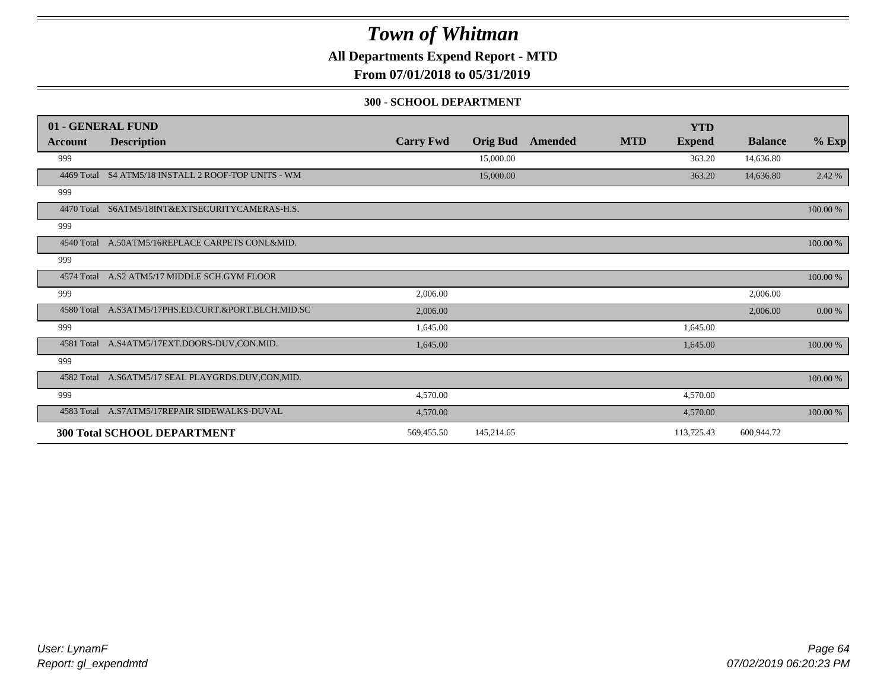# Town of Whitman

**All Departments Expend Report - MTD**

**From 07/01/2018 to 05/31/2019**

### 300 - SCHOOL DEPARTMENT

| 01 - GENERAL FUND | | | | | | YTD | | |
|---|---|---|---|---|---|---|---|---|
| **Account** | **Description** | **Carry Fwd** | **Orig Bud** | **Amended** | **MTD** | **Expend** | **Balance** | **% Exp** |
| 999 | | | 15,000.00 | | | 363.20 | 14,636.80 | |
| 4469 Total | S4 ATM5/18 INSTALL 2 ROOF-TOP UNITS - WM | | 15,000.00 | | | 363.20 | 14,636.80 | 2.42 % |
| 999 | | | | | | | | |
| 4470 Total | S6ATM5/18INT&EXTSECURITYCAMERAS-H.S. | | | | | | | 100.00 % |
| 999 | | | | | | | | |
| 4540 Total | A.50ATM5/16REPLACE CARPETS CONL&MID. | | | | | | | 100.00 % |
| 999 | | | | | | | | |
| 4574 Total | A.S2 ATM5/17 MIDDLE SCH.GYM FLOOR | | | | | | | 100.00 % |
| 999 | | 2,006.00 | | | | | 2,006.00 | |
| 4580 Total | A.S3ATM5/17PHS.ED.CURT.&PORT.BLCH.MID.SC | 2,006.00 | | | | | 2,006.00 | 0.00 % |
| 999 | | 1,645.00 | | | | 1,645.00 | | |
| 4581 Total | A.S4ATM5/17EXT.DOORS-DUV,CON.MID. | 1,645.00 | | | | 1,645.00 | | 100.00 % |
| 999 | | | | | | | | |
| 4582 Total | A.S6ATM5/17 SEAL PLAYGRDS.DUV,CON,MID. | | | | | | | 100.00 % |
| 999 | | 4,570.00 | | | | 4,570.00 | | |
| 4583 Total | A.S7ATM5/17REPAIR SIDEWALKS-DUVAL | 4,570.00 | | | | 4,570.00 | | 100.00 % |
| **300 Total SCHOOL DEPARTMENT** | | 569,455.50 | 145,214.65 | | | 113,725.43 | 600,944.72 | |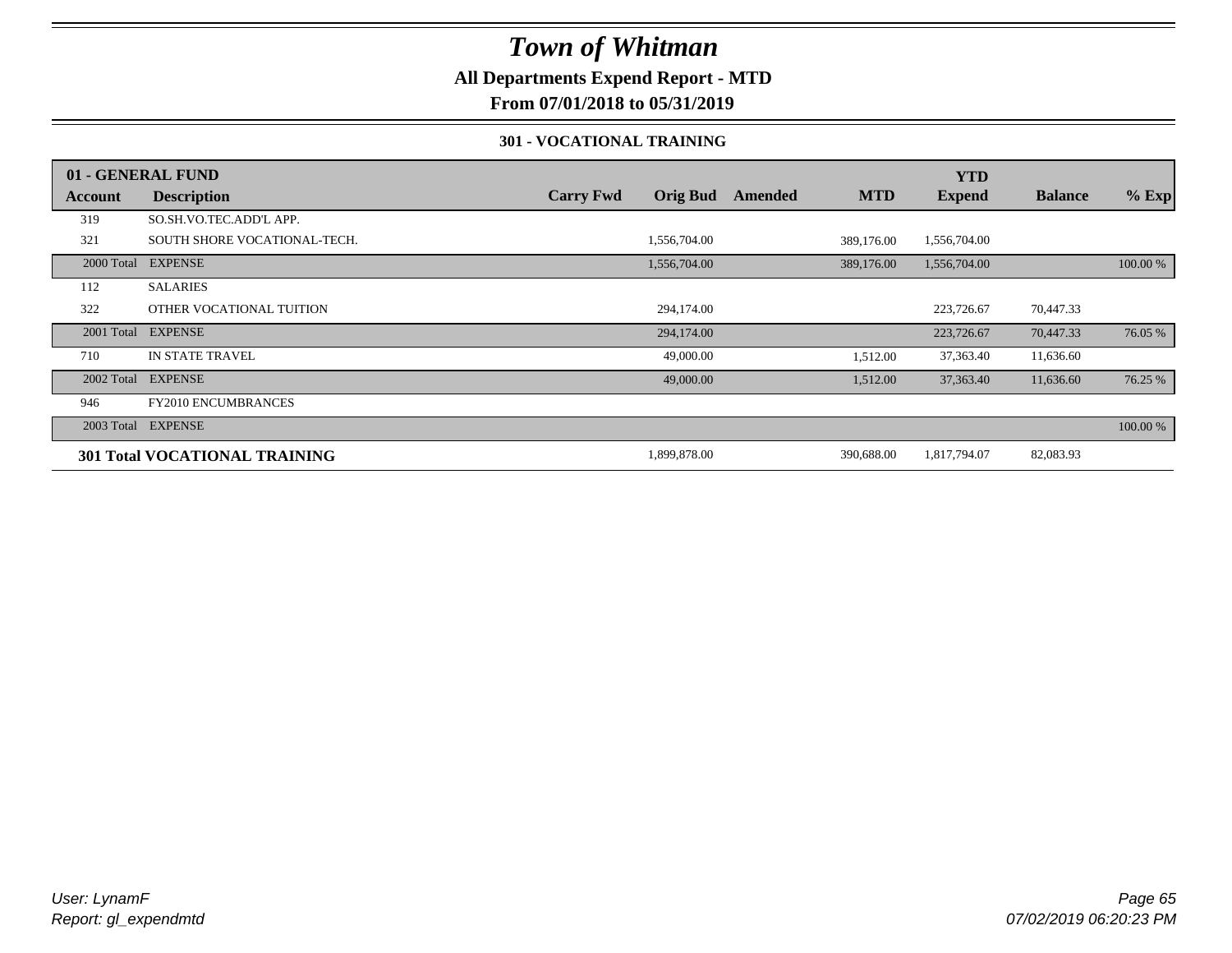# *Town of Whitman*

**All Departments Expend Report - MTD**

**From 07/01/2018 to 05/31/2019**

**301 - VOCATIONAL TRAINING**

| 01 - GENERAL FUND | | | | | | YTD | | |
|---|---|---|---|---|---|---|---|---|
| **Account** | **Description** | **Carry Fwd** | **Orig Bud** | **Amended** | **MTD** | **Expend** | **Balance** | **% Exp** |
| 319 | SO.SH.VO.TEC.ADD'L APP. | | | | | | | |
| 321 | SOUTH SHORE VOCATIONAL-TECH. | | 1,556,704.00 | | 389,176.00 | 1,556,704.00 | | |
| 2000 Total | EXPENSE | | 1,556,704.00 | | 389,176.00 | 1,556,704.00 | | 100.00 % |
| 112 | SALARIES | | | | | | | |
| 322 | OTHER VOCATIONAL TUITION | | 294,174.00 | | | 223,726.67 | 70,447.33 | |
| 2001 Total | EXPENSE | | 294,174.00 | | | 223,726.67 | 70,447.33 | 76.05 % |
| 710 | IN STATE TRAVEL | | 49,000.00 | | 1,512.00 | 37,363.40 | 11,636.60 | |
| 2002 Total | EXPENSE | | 49,000.00 | | 1,512.00 | 37,363.40 | 11,636.60 | 76.25 % |
| 946 | FY2010 ENCUMBRANCES | | | | | | | |
| 2003 Total | EXPENSE | | | | | | | 100.00 % |
| **301 Total VOCATIONAL TRAINING** | | | 1,899,878.00 | | 390,688.00 | 1,817,794.07 | 82,083.93 | |

*User: LynamF*
*Report: gl_expendmtd*

*07/02/2019 06:20:23 PM*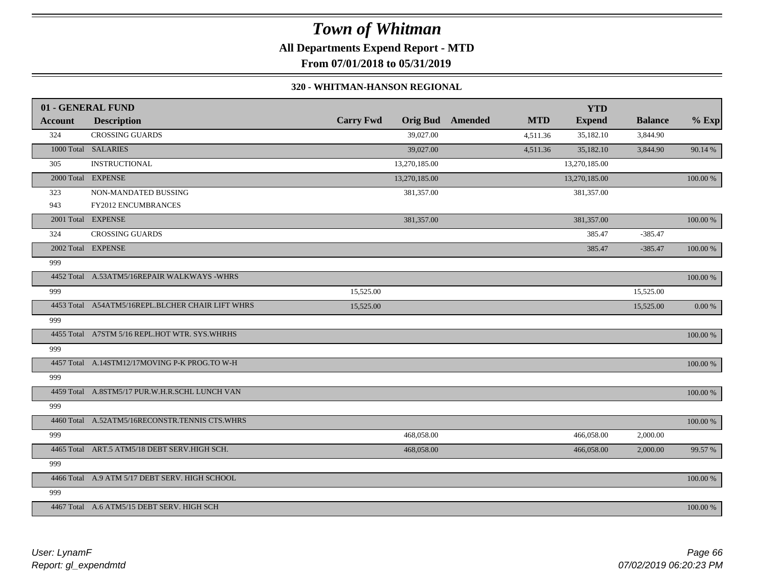# Town of Whitman

**All Departments Expend Report - MTD**

**From 07/01/2018 to 05/31/2019**

**320 - WHITMAN-HANSON REGIONAL**

| 01 - GENERAL FUND | | | | | | YTD | | |
|---|---|---|---|---|---|---|---|---|
| **Account** | **Description** | **Carry Fwd** | **Orig Bud** | **Amended** | **MTD** | **Expend** | **Balance** | **% Exp** |
| 324 | CROSSING GUARDS | | 39,027.00 | | 4,511.36 | 35,182.10 | 3,844.90 | |
| 1000 Total | SALARIES | | 39,027.00 | | 4,511.36 | 35,182.10 | 3,844.90 | 90.14 % |
| 305 | INSTRUCTIONAL | | 13,270,185.00 | | | 13,270,185.00 | | |
| 2000 Total | EXPENSE | | 13,270,185.00 | | | 13,270,185.00 | | 100.00 % |
| 323 | NON-MANDATED BUSSING | | 381,357.00 | | | 381,357.00 | | |
| 943 | FY2012 ENCUMBRANCES | | | | | | | |
| 2001 Total | EXPENSE | | 381,357.00 | | | 381,357.00 | | 100.00 % |
| 324 | CROSSING GUARDS | | | | | 385.47 | -385.47 | |
| 2002 Total | EXPENSE | | | | | 385.47 | -385.47 | 100.00 % |
| 999 | | | | | | | | |
| 4452 Total | A.53ATM5/16REPAIR WALKWAYS -WHRS | | | | | | | 100.00 % |
| 999 | | 15,525.00 | | | | | 15,525.00 | |
| 4453 Total | A54ATM5/16REPL.BLCHER CHAIR LIFT WHRS | 15,525.00 | | | | | 15,525.00 | 0.00 % |
| 999 | | | | | | | | |
| 4455 Total | A7STM 5/16 REPL.HOT WTR. SYS.WHRHS | | | | | | | 100.00 % |
| 999 | | | | | | | | |
| 4457 Total | A.14STM12/17MOVING P-K PROG.TO W-H | | | | | | | 100.00 % |
| 999 | | | | | | | | |
| 4459 Total | A.8STM5/17 PUR.W.H.R.SCHL LUNCH VAN | | | | | | | 100.00 % |
| 999 | | | | | | | | |
| 4460 Total | A.52ATM5/16RECONSTR.TENNIS CTS.WHRS | | | | | | | 100.00 % |
| 999 | | | 468,058.00 | | | 466,058.00 | 2,000.00 | |
| 4465 Total | ART.5 ATM5/18 DEBT SERV.HIGH SCH. | | 468,058.00 | | | 466,058.00 | 2,000.00 | 99.57 % |
| 999 | | | | | | | | |
| 4466 Total | A.9 ATM 5/17 DEBT SERV. HIGH SCHOOL | | | | | | | 100.00 % |
| 999 | | | | | | | | |
| 4467 Total | A.6 ATM5/15 DEBT SERV. HIGH SCH | | | | | | | 100.00 % |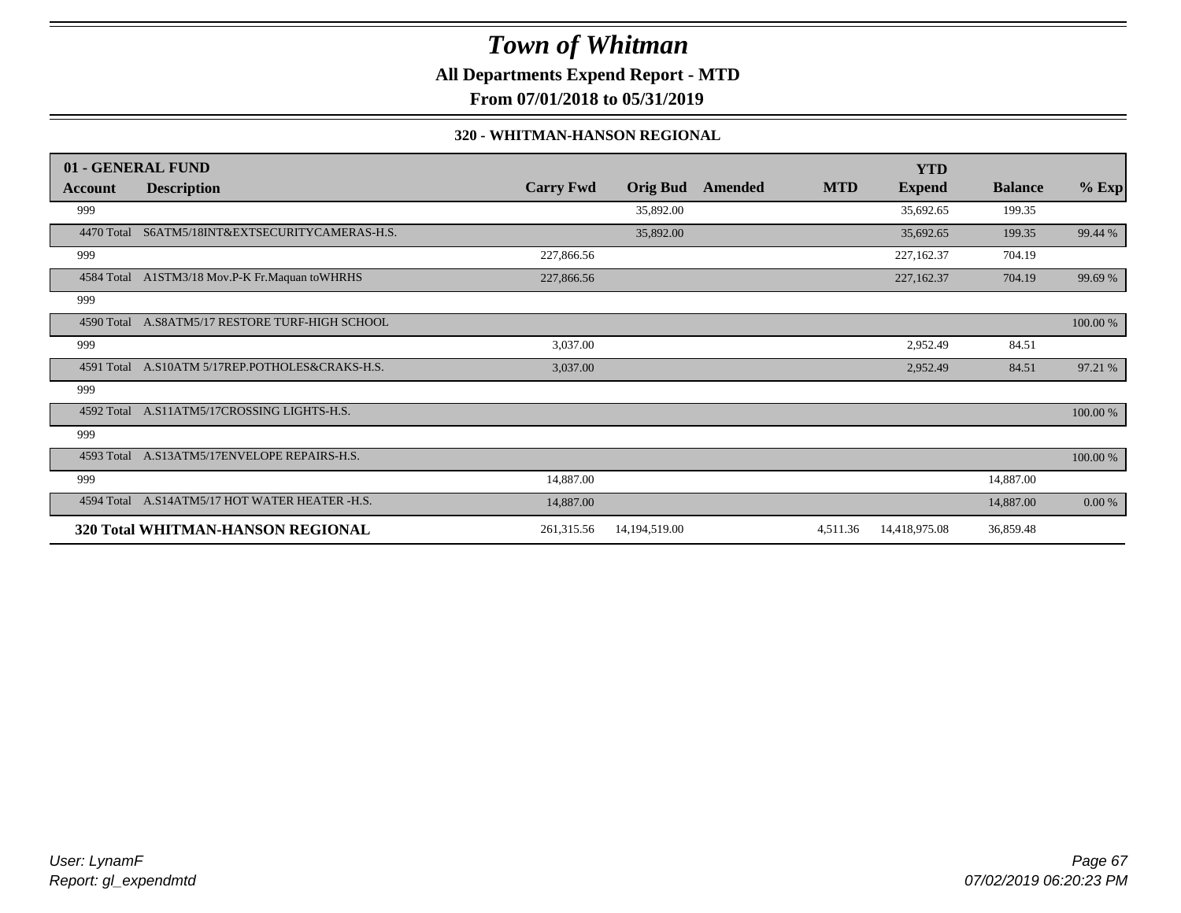# Town of Whitman

**All Departments Expend Report - MTD**

**From 07/01/2018 to 05/31/2019**

**320 - WHITMAN-HANSON REGIONAL**

| 01 - GENERAL FUND | | | | | | YTD | | |
|---|---|---|---|---|---|---|---|---|
| **Account** | **Description** | **Carry Fwd** | **Orig Bud** | **Amended** | **MTD** | **Expend** | **Balance** | **% Exp** |
| 999 | | | 35,892.00 | | | 35,692.65 | 199.35 | |
| 4470 Total | S6ATM5/18INT&EXTSECURITYCAMERAS-H.S. | | 35,892.00 | | | 35,692.65 | 199.35 | 99.44 % |
| 999 | | 227,866.56 | | | | 227,162.37 | 704.19 | |
| 4584 Total | A1STM3/18 Mov.P-K Fr.Maquan toWHRHS | 227,866.56 | | | | 227,162.37 | 704.19 | 99.69 % |
| 999 | | | | | | | | |
| 4590 Total | A.S8ATM5/17 RESTORE TURF-HIGH SCHOOL | | | | | | | 100.00 % |
| 999 | | 3,037.00 | | | | 2,952.49 | 84.51 | |
| 4591 Total | A.S10ATM 5/17REP.POTHOLES&CRAKS-H.S. | 3,037.00 | | | | 2,952.49 | 84.51 | 97.21 % |
| 999 | | | | | | | | |
| 4592 Total | A.S11ATM5/17CROSSING LIGHTS-H.S. | | | | | | | 100.00 % |
| 999 | | | | | | | | |
| 4593 Total | A.S13ATM5/17ENVELOPE REPAIRS-H.S. | | | | | | | 100.00 % |
| 999 | | 14,887.00 | | | | | 14,887.00 | |
| 4594 Total | A.S14ATM5/17 HOT WATER HEATER -H.S. | 14,887.00 | | | | | 14,887.00 | 0.00 % |
| **320 Total WHITMAN-HANSON REGIONAL** | | 261,315.56 | 14,194,519.00 | | 4,511.36 | 14,418,975.08 | 36,859.48 | |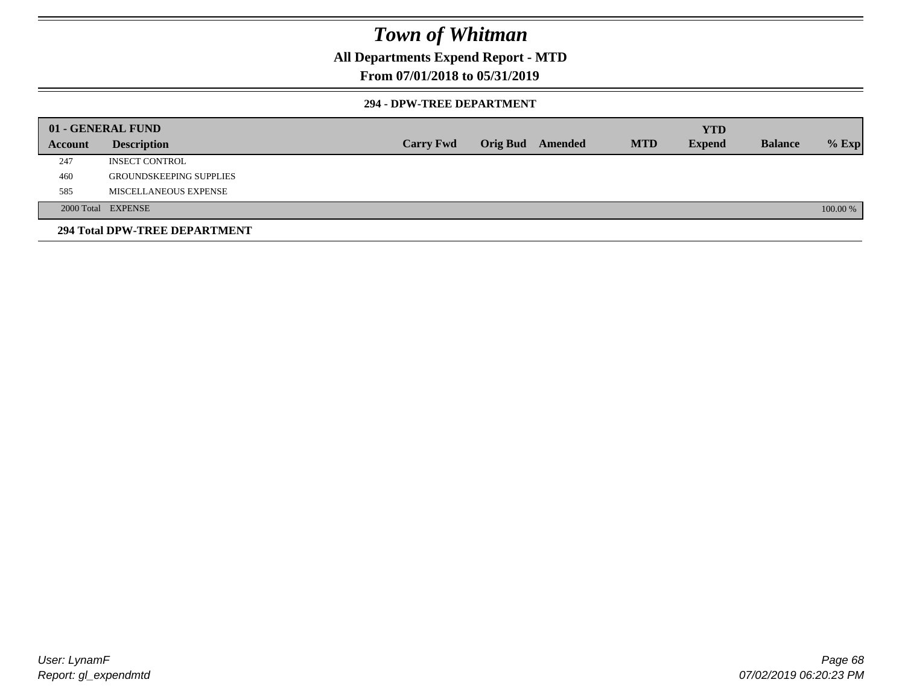# Town of Whitman

## All Departments Expend Report - MTD

## From 07/01/2018 to 05/31/2019

### 294 - DPW-TREE DEPARTMENT

| 01 - GENERAL FUND | | | | | | YTD | | |
|---|---|---|---|---|---|---|---|---|
| Account | Description | Carry Fwd | Orig Bud | Amended | MTD | Expend | Balance | % Exp |
| 247 | INSECT CONTROL | | | | | | | |
| 460 | GROUNDSKEEPING SUPPLIES | | | | | | | |
| 585 | MISCELLANEOUS EXPENSE | | | | | | | |
| 2000 Total | EXPENSE | | | | | | | 100.00 % |

**294 Total DPW-TREE DEPARTMENT**

User: LynamF
Report: gl_expendmtd

07/02/2019 06:20:23 PM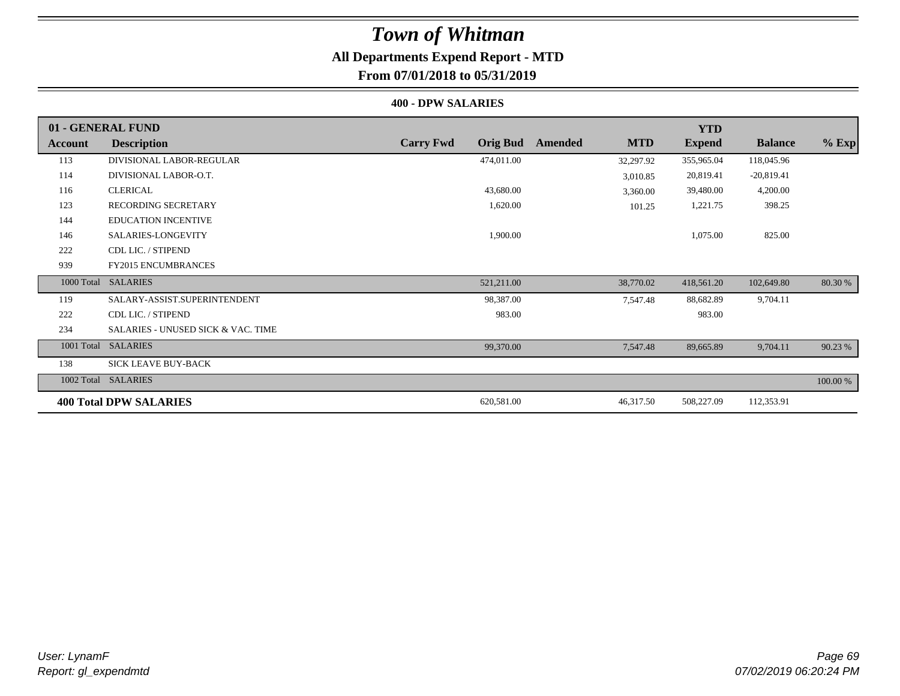# Town of Whitman

**All Departments Expend Report - MTD**

**From 07/01/2018 to 05/31/2019**

**400 - DPW SALARIES**

| 01 - GENERAL FUND | | | | | | YTD | | |
|---|---|---|---|---|---|---|---|---|
| **Account** | **Description** | **Carry Fwd** | **Orig Bud** | **Amended** | **MTD** | **Expend** | **Balance** | **% Exp** |
| 113 | DIVISIONAL LABOR-REGULAR | | 474,011.00 | | 32,297.92 | 355,965.04 | 118,045.96 | |
| 114 | DIVISIONAL LABOR-O.T. | | | | 3,010.85 | 20,819.41 | -20,819.41 | |
| 116 | CLERICAL | | 43,680.00 | | 3,360.00 | 39,480.00 | 4,200.00 | |
| 123 | RECORDING SECRETARY | | 1,620.00 | | 101.25 | 1,221.75 | 398.25 | |
| 144 | EDUCATION INCENTIVE | | | | | | | |
| 146 | SALARIES-LONGEVITY | | 1,900.00 | | | 1,075.00 | 825.00 | |
| 222 | CDL LIC. / STIPEND | | | | | | | |
| 939 | FY2015 ENCUMBRANCES | | | | | | | |
| 1000 Total | SALARIES | | 521,211.00 | | 38,770.02 | 418,561.20 | 102,649.80 | 80.30 % |
| 119 | SALARY-ASSIST.SUPERINTENDENT | | 98,387.00 | | 7,547.48 | 88,682.89 | 9,704.11 | |
| 222 | CDL LIC. / STIPEND | | 983.00 | | | 983.00 | | |
| 234 | SALARIES - UNUSED SICK & VAC. TIME | | | | | | | |
| 1001 Total | SALARIES | | 99,370.00 | | 7,547.48 | 89,665.89 | 9,704.11 | 90.23 % |
| 138 | SICK LEAVE BUY-BACK | | | | | | | |
| 1002 Total | SALARIES | | | | | | | 100.00 % |
| **400 Total DPW SALARIES** | | | 620,581.00 | | 46,317.50 | 508,227.09 | 112,353.91 | |

*User: LynamF*
*Report: gl_expendmtd*

*07/02/2019 06:20:24 PM*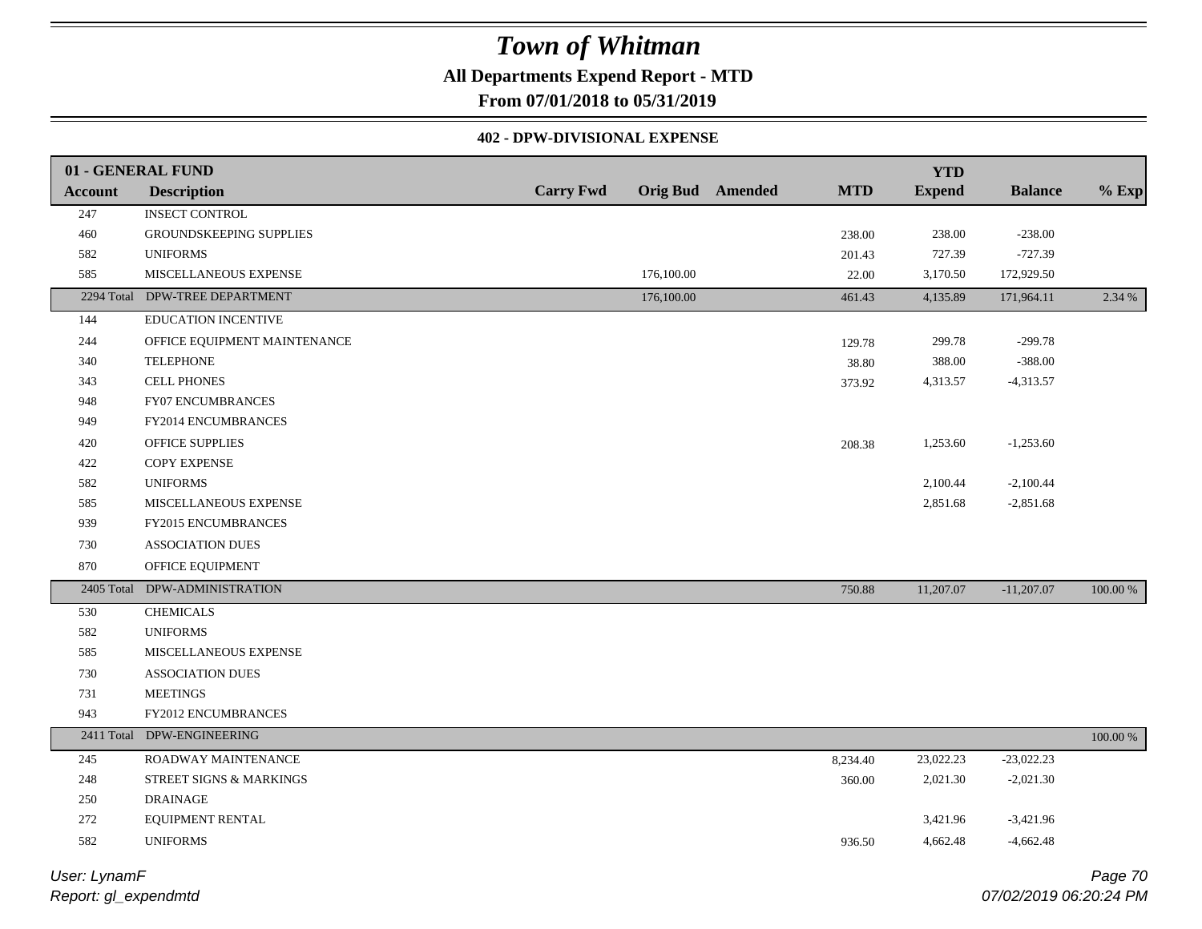# Town of Whitman

**All Departments Expend Report - MTD**

**From 07/01/2018 to 05/31/2019**

**402 - DPW-DIVISIONAL EXPENSE**

| 01 - GENERAL FUND | | | | | | YTD | | |
|---|---|---|---|---|---|---|---|---|
| **Account** | **Description** | **Carry Fwd** | **Orig Bud** | **Amended** | **MTD** | **Expend** | **Balance** | **% Exp** |
| 247 | INSECT CONTROL | | | | | | | |
| 460 | GROUNDSKEEPING SUPPLIES | | | | 238.00 | 238.00 | -238.00 | |
| 582 | UNIFORMS | | | | 201.43 | 727.39 | -727.39 | |
| 585 | MISCELLANEOUS EXPENSE | | 176,100.00 | | 22.00 | 3,170.50 | 172,929.50 | |
| 2294 Total | DPW-TREE DEPARTMENT | | 176,100.00 | | 461.43 | 4,135.89 | 171,964.11 | 2.34 % |
| 144 | EDUCATION INCENTIVE | | | | | | | |
| 244 | OFFICE EQUIPMENT MAINTENANCE | | | | 129.78 | 299.78 | -299.78 | |
| 340 | TELEPHONE | | | | 38.80 | 388.00 | -388.00 | |
| 343 | CELL PHONES | | | | 373.92 | 4,313.57 | -4,313.57 | |
| 948 | FY07 ENCUMBRANCES | | | | | | | |
| 949 | FY2014 ENCUMBRANCES | | | | | | | |
| 420 | OFFICE SUPPLIES | | | | 208.38 | 1,253.60 | -1,253.60 | |
| 422 | COPY EXPENSE | | | | | | | |
| 582 | UNIFORMS | | | | | 2,100.44 | -2,100.44 | |
| 585 | MISCELLANEOUS EXPENSE | | | | | 2,851.68 | -2,851.68 | |
| 939 | FY2015 ENCUMBRANCES | | | | | | | |
| 730 | ASSOCIATION DUES | | | | | | | |
| 870 | OFFICE EQUIPMENT | | | | | | | |
| 2405 Total | DPW-ADMINISTRATION | | | | 750.88 | 11,207.07 | -11,207.07 | 100.00 % |
| 530 | CHEMICALS | | | | | | | |
| 582 | UNIFORMS | | | | | | | |
| 585 | MISCELLANEOUS EXPENSE | | | | | | | |
| 730 | ASSOCIATION DUES | | | | | | | |
| 731 | MEETINGS | | | | | | | |
| 943 | FY2012 ENCUMBRANCES | | | | | | | |
| 2411 Total | DPW-ENGINEERING | | | | | | | 100.00 % |
| 245 | ROADWAY MAINTENANCE | | | | 8,234.40 | 23,022.23 | -23,022.23 | |
| 248 | STREET SIGNS & MARKINGS | | | | 360.00 | 2,021.30 | -2,021.30 | |
| 250 | DRAINAGE | | | | | | | |
| 272 | EQUIPMENT RENTAL | | | | | 3,421.96 | -3,421.96 | |
| 582 | UNIFORMS | | | | 936.50 | 4,662.48 | -4,662.48 | |

User: LynamF
Report: gl_expendmtd

07/02/2019 06:20:24 PM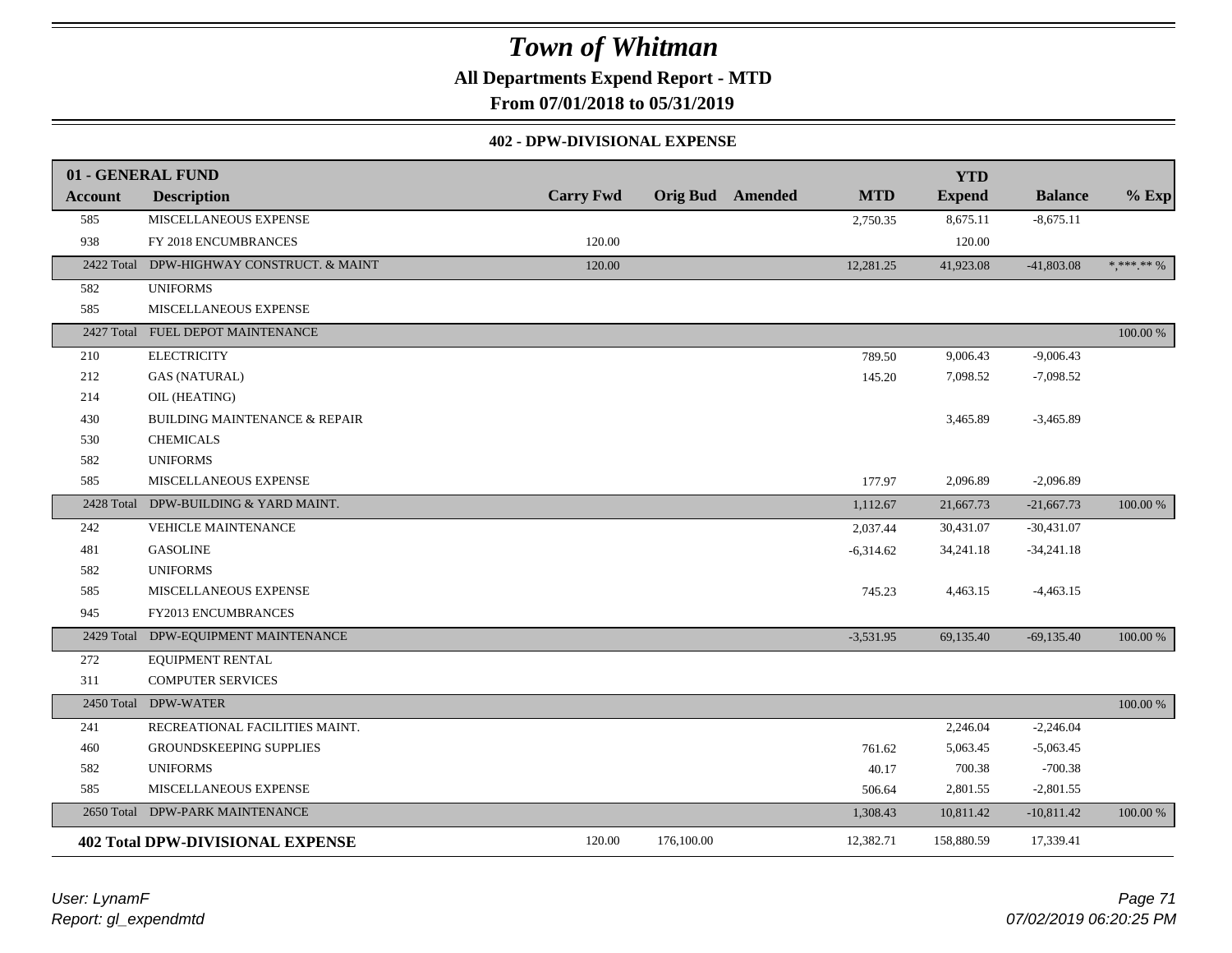# Town of Whitman

**All Departments Expend Report - MTD**

**From 07/01/2018 to 05/31/2019**

**402 - DPW-DIVISIONAL EXPENSE**

| 01 - GENERAL FUND | | | | | | YTD | | |
|---|---|---|---|---|---|---|---|---|
| **Account** | **Description** | **Carry Fwd** | **Orig Bud** | **Amended** | **MTD** | **Expend** | **Balance** | **% Exp** |
| 585 | MISCELLANEOUS EXPENSE | | | | 2,750.35 | 8,675.11 | -8,675.11 | |
| 938 | FY 2018 ENCUMBRANCES | 120.00 | | | | 120.00 | | |
| 2422 Total | DPW-HIGHWAY CONSTRUCT. & MAINT | 120.00 | | | 12,281.25 | 41,923.08 | -41,803.08 | *,***.** % |
| 582 | UNIFORMS | | | | | | | |
| 585 | MISCELLANEOUS EXPENSE | | | | | | | |
| 2427 Total | FUEL DEPOT MAINTENANCE | | | | | | | 100.00 % |
| 210 | ELECTRICITY | | | | 789.50 | 9,006.43 | -9,006.43 | |
| 212 | GAS (NATURAL) | | | | 145.20 | 7,098.52 | -7,098.52 | |
| 214 | OIL (HEATING) | | | | | | | |
| 430 | BUILDING MAINTENANCE & REPAIR | | | | | 3,465.89 | -3,465.89 | |
| 530 | CHEMICALS | | | | | | | |
| 582 | UNIFORMS | | | | | | | |
| 585 | MISCELLANEOUS EXPENSE | | | | 177.97 | 2,096.89 | -2,096.89 | |
| 2428 Total | DPW-BUILDING & YARD MAINT. | | | | 1,112.67 | 21,667.73 | -21,667.73 | 100.00 % |
| 242 | VEHICLE MAINTENANCE | | | | 2,037.44 | 30,431.07 | -30,431.07 | |
| 481 | GASOLINE | | | | -6,314.62 | 34,241.18 | -34,241.18 | |
| 582 | UNIFORMS | | | | | | | |
| 585 | MISCELLANEOUS EXPENSE | | | | 745.23 | 4,463.15 | -4,463.15 | |
| 945 | FY2013 ENCUMBRANCES | | | | | | | |
| 2429 Total | DPW-EQUIPMENT MAINTENANCE | | | | -3,531.95 | 69,135.40 | -69,135.40 | 100.00 % |
| 272 | EQUIPMENT RENTAL | | | | | | | |
| 311 | COMPUTER SERVICES | | | | | | | |
| 2450 Total | DPW-WATER | | | | | | | 100.00 % |
| 241 | RECREATIONAL FACILITIES MAINT. | | | | | 2,246.04 | -2,246.04 | |
| 460 | GROUNDSKEEPING SUPPLIES | | | | 761.62 | 5,063.45 | -5,063.45 | |
| 582 | UNIFORMS | | | | 40.17 | 700.38 | -700.38 | |
| 585 | MISCELLANEOUS EXPENSE | | | | 506.64 | 2,801.55 | -2,801.55 | |
| 2650 Total | DPW-PARK MAINTENANCE | | | | 1,308.43 | 10,811.42 | -10,811.42 | 100.00 % |
| **402 Total DPW-DIVISIONAL EXPENSE** | | 120.00 | 176,100.00 | | 12,382.71 | 158,880.59 | 17,339.41 | |

*User: LynamF*
*Report: gl_expendmtd*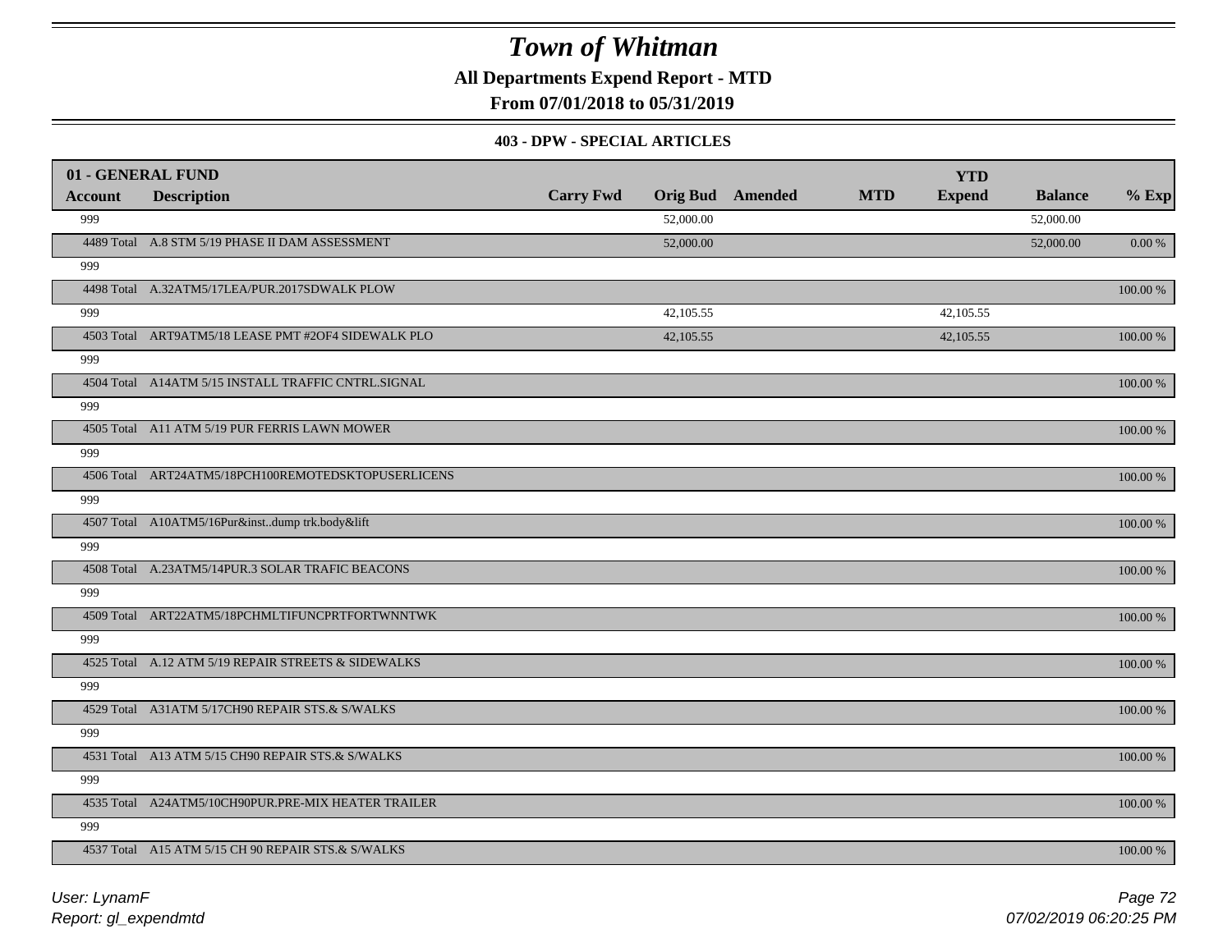# Town of Whitman

**All Departments Expend Report - MTD**

**From 07/01/2018 to 05/31/2019**

### 403 - DPW - SPECIAL ARTICLES

| 01 - GENERAL FUND | | | | | | YTD | | |
|---|---|---|---|---|---|---|---|---|
| **Account** | **Description** | **Carry Fwd** | **Orig Bud** | **Amended** | **MTD** | **Expend** | **Balance** | **% Exp** |
| 999 | | | 52,000.00 | | | | 52,000.00 | |
| 4489 Total | A.8 STM 5/19 PHASE II DAM ASSESSMENT | | 52,000.00 | | | | 52,000.00 | 0.00 % |
| 999 | | | | | | | | |
| 4498 Total | A.32ATM5/17LEA/PUR.2017SDWALK PLOW | | | | | | | 100.00 % |
| 999 | | | 42,105.55 | | | 42,105.55 | | |
| 4503 Total | ART9ATM5/18 LEASE PMT #2OF4 SIDEWALK PLO | | 42,105.55 | | | 42,105.55 | | 100.00 % |
| 999 | | | | | | | | |
| 4504 Total | A14ATM 5/15 INSTALL TRAFFIC CNTRL.SIGNAL | | | | | | | 100.00 % |
| 999 | | | | | | | | |
| 4505 Total | A11 ATM 5/19 PUR FERRIS LAWN MOWER | | | | | | | 100.00 % |
| 999 | | | | | | | | |
| 4506 Total | ART24ATM5/18PCH100REMOTEDSKTOPUSERLICENS | | | | | | | 100.00 % |
| 999 | | | | | | | | |
| 4507 Total | A10ATM5/16Pur&inst..dump trk.body&lift | | | | | | | 100.00 % |
| 999 | | | | | | | | |
| 4508 Total | A.23ATM5/14PUR.3 SOLAR TRAFIC BEACONS | | | | | | | 100.00 % |
| 999 | | | | | | | | |
| 4509 Total | ART22ATM5/18PCHMLTIFUNCPRTFORTWNNTWK | | | | | | | 100.00 % |
| 999 | | | | | | | | |
| 4525 Total | A.12 ATM 5/19 REPAIR STREETS & SIDEWALKS | | | | | | | 100.00 % |
| 999 | | | | | | | | |
| 4529 Total | A31ATM 5/17CH90 REPAIR STS.& S/WALKS | | | | | | | 100.00 % |
| 999 | | | | | | | | |
| 4531 Total | A13 ATM 5/15 CH90 REPAIR STS.& S/WALKS | | | | | | | 100.00 % |
| 999 | | | | | | | | |
| 4535 Total | A24ATM5/10CH90PUR.PRE-MIX HEATER TRAILER | | | | | | | 100.00 % |
| 999 | | | | | | | | |
| 4537 Total | A15 ATM 5/15 CH 90 REPAIR STS.& S/WALKS | | | | | | | 100.00 % |

*User: LynamF*
*Report: gl_expendmtd*
*07/02/2019 06:20:25 PM*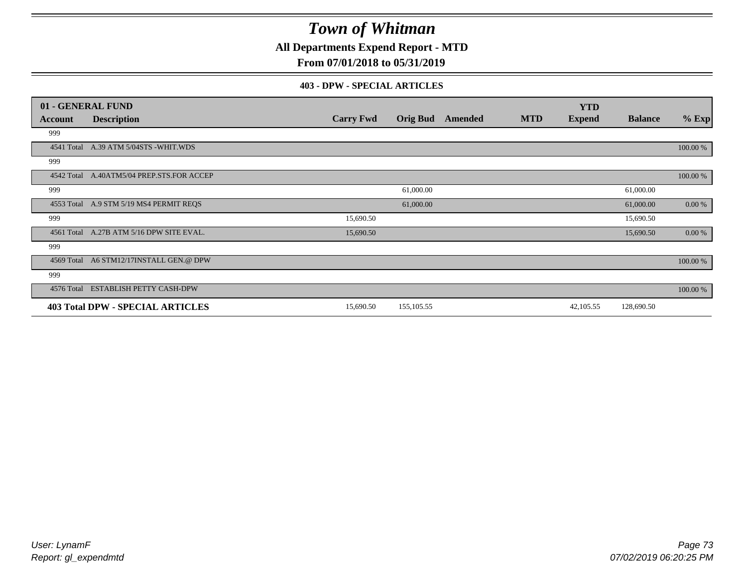# Town of Whitman

**All Departments Expend Report - MTD**

**From 07/01/2018 to 05/31/2019**

**403 - DPW - SPECIAL ARTICLES**

| 01 - GENERAL FUND | | | | | | YTD | | |
|---|---|---|---|---|---|---|---|---|
| **Account** | **Description** | **Carry Fwd** | **Orig Bud** | **Amended** | **MTD** | **Expend** | **Balance** | **% Exp** |
| 999 | | | | | | | | |
| 4541 Total | A.39 ATM 5/04STS -WHIT.WDS | | | | | | | 100.00 % |
| 999 | | | | | | | | |
| 4542 Total | A.40ATM5/04 PREP.STS.FOR ACCEP | | | | | | | 100.00 % |
| 999 | | | 61,000.00 | | | | 61,000.00 | |
| 4553 Total | A.9 STM 5/19 MS4 PERMIT REQS | | 61,000.00 | | | | 61,000.00 | 0.00 % |
| 999 | | 15,690.50 | | | | | 15,690.50 | |
| 4561 Total | A.27B ATM 5/16 DPW SITE EVAL. | 15,690.50 | | | | | 15,690.50 | 0.00 % |
| 999 | | | | | | | | |
| 4569 Total | A6 STM12/17INSTALL GEN.@ DPW | | | | | | | 100.00 % |
| 999 | | | | | | | | |
| 4576 Total | ESTABLISH PETTY CASH-DPW | | | | | | | 100.00 % |
| **403 Total DPW - SPECIAL ARTICLES** | | 15,690.50 | 155,105.55 | | | 42,105.55 | 128,690.50 | |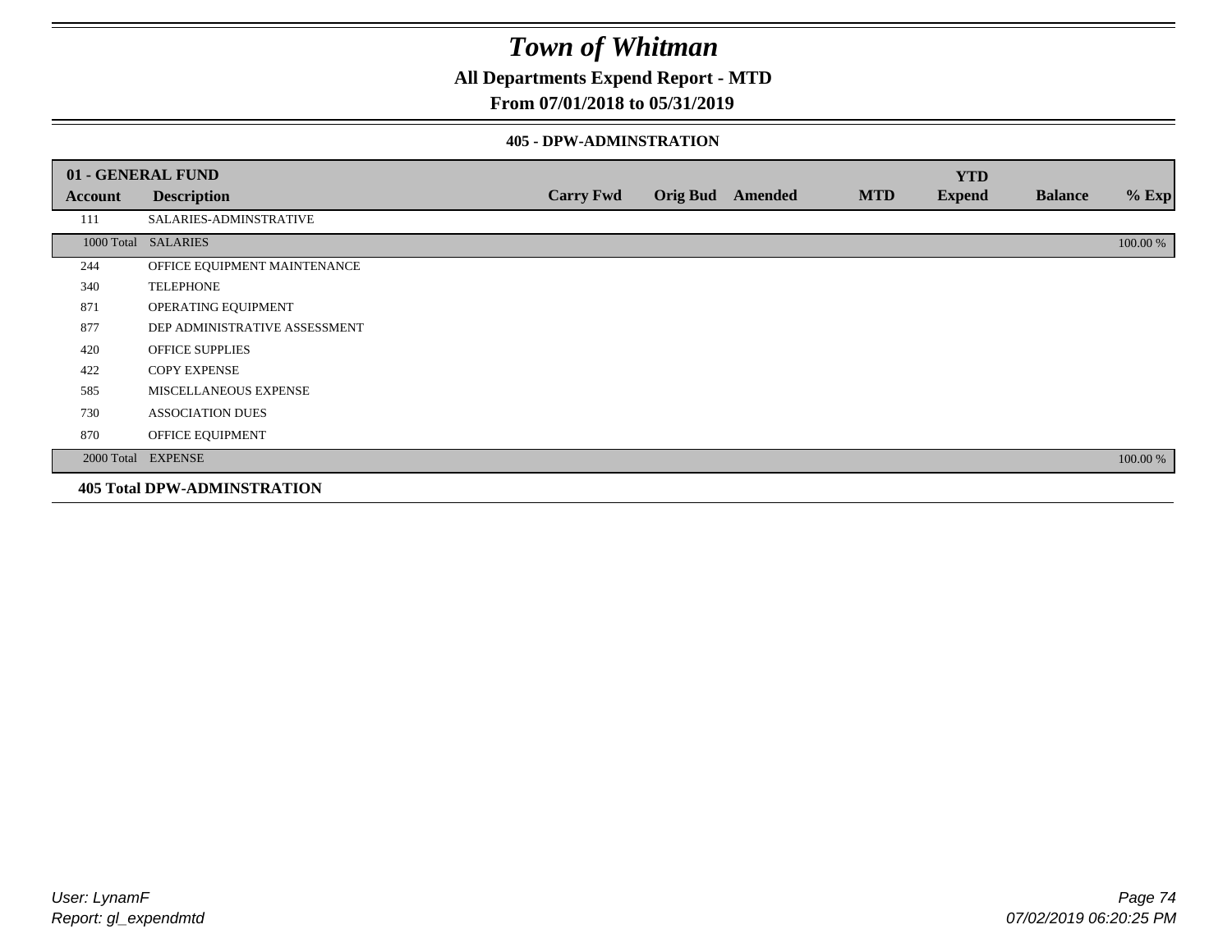# Town of Whitman

## All Departments Expend Report - MTD

## From 07/01/2018 to 05/31/2019

### 405 - DPW-ADMINSTRATION

| 01 - GENERAL FUND | | | | | | YTD | | |
|---|---|---|---|---|---|---|---|---|
| Account | Description | Carry Fwd | Orig Bud | Amended | MTD | Expend | Balance | % Exp |
| 111 | SALARIES-ADMINSTRATIVE | | | | | | | |
| 1000 Total | SALARIES | | | | | | | 100.00 % |
| 244 | OFFICE EQUIPMENT MAINTENANCE | | | | | | | |
| 340 | TELEPHONE | | | | | | | |
| 871 | OPERATING EQUIPMENT | | | | | | | |
| 877 | DEP ADMINISTRATIVE ASSESSMENT | | | | | | | |
| 420 | OFFICE SUPPLIES | | | | | | | |
| 422 | COPY EXPENSE | | | | | | | |
| 585 | MISCELLANEOUS EXPENSE | | | | | | | |
| 730 | ASSOCIATION DUES | | | | | | | |
| 870 | OFFICE EQUIPMENT | | | | | | | |
| 2000 Total | EXPENSE | | | | | | | 100.00 % |

**405 Total DPW-ADMINSTRATION**

User: LynamF
Report: gl_expendmtd

07/02/2019 06:20:25 PM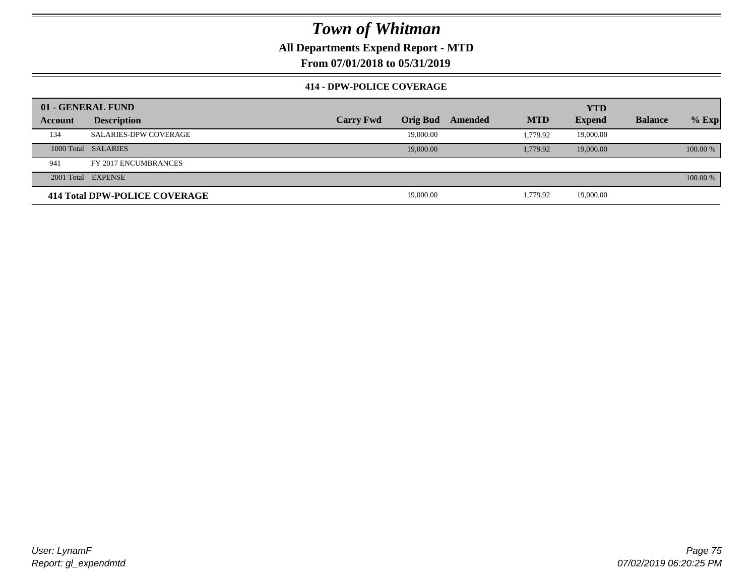# Town of Whitman

**All Departments Expend Report - MTD**

**From 07/01/2018 to 05/31/2019**

**414 - DPW-POLICE COVERAGE**

| 01 - GENERAL FUND | | | | | | YTD | | |
|---|---|---|---|---|---|---|---|---|
| **Account** | **Description** | **Carry Fwd** | **Orig Bud** | **Amended** | **MTD** | **Expend** | **Balance** | **% Exp** |
| 134 | SALARIES-DPW COVERAGE | | 19,000.00 | | 1,779.92 | 19,000.00 | | |
| 1000 Total | SALARIES | | 19,000.00 | | 1,779.92 | 19,000.00 | | 100.00 % |
| 941 | FY 2017 ENCUMBRANCES | | | | | | | |
| 2001 Total | EXPENSE | | | | | | | 100.00 % |
| **414 Total DPW-POLICE COVERAGE** | | | 19,000.00 | | 1,779.92 | 19,000.00 | | |

*User: LynamF*
*Report: gl_expendmtd*

*07/02/2019 06:20:25 PM*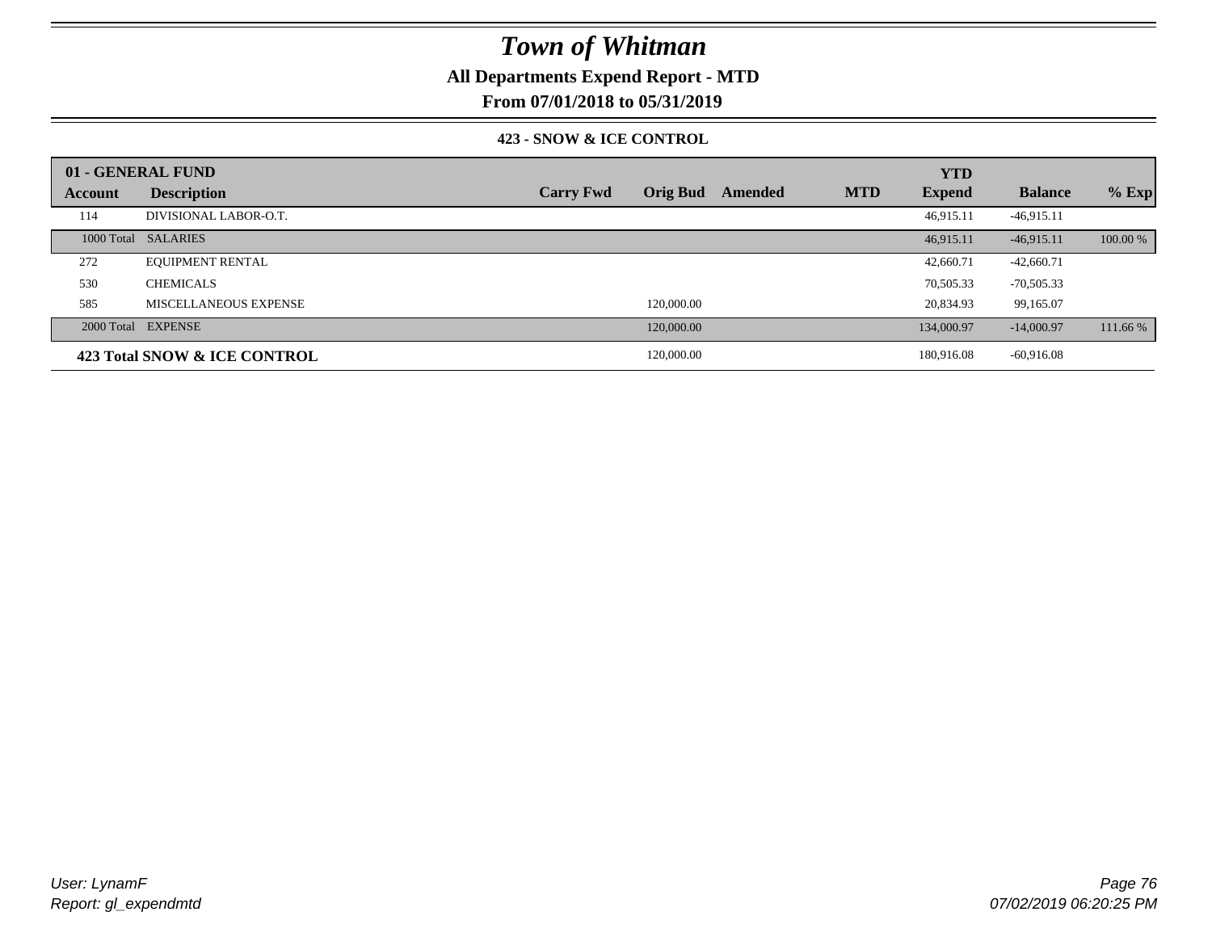# Town of Whitman

**All Departments Expend Report - MTD**

**From 07/01/2018 to 05/31/2019**

**423 - SNOW & ICE CONTROL**

| 01 - GENERAL FUND | | | | | | YTD | | |
|---|---|---|---|---|---|---|---|---|
| **Account** | **Description** | **Carry Fwd** | **Orig Bud** | **Amended** | **MTD** | **Expend** | **Balance** | **% Exp** |
| 114 | DIVISIONAL LABOR-O.T. | | | | | 46,915.11 | -46,915.11 | |
| 1000 Total | SALARIES | | | | | 46,915.11 | -46,915.11 | 100.00 % |
| 272 | EQUIPMENT RENTAL | | | | | 42,660.71 | -42,660.71 | |
| 530 | CHEMICALS | | | | | 70,505.33 | -70,505.33 | |
| 585 | MISCELLANEOUS EXPENSE | | 120,000.00 | | | 20,834.93 | 99,165.07 | |
| 2000 Total | EXPENSE | | 120,000.00 | | | 134,000.97 | -14,000.97 | 111.66 % |
| **423 Total SNOW & ICE CONTROL** | | | 120,000.00 | | | 180,916.08 | -60,916.08 | |

*User: LynamF*
*Report: gl_expendmtd*

*07/02/2019 06:20:25 PM*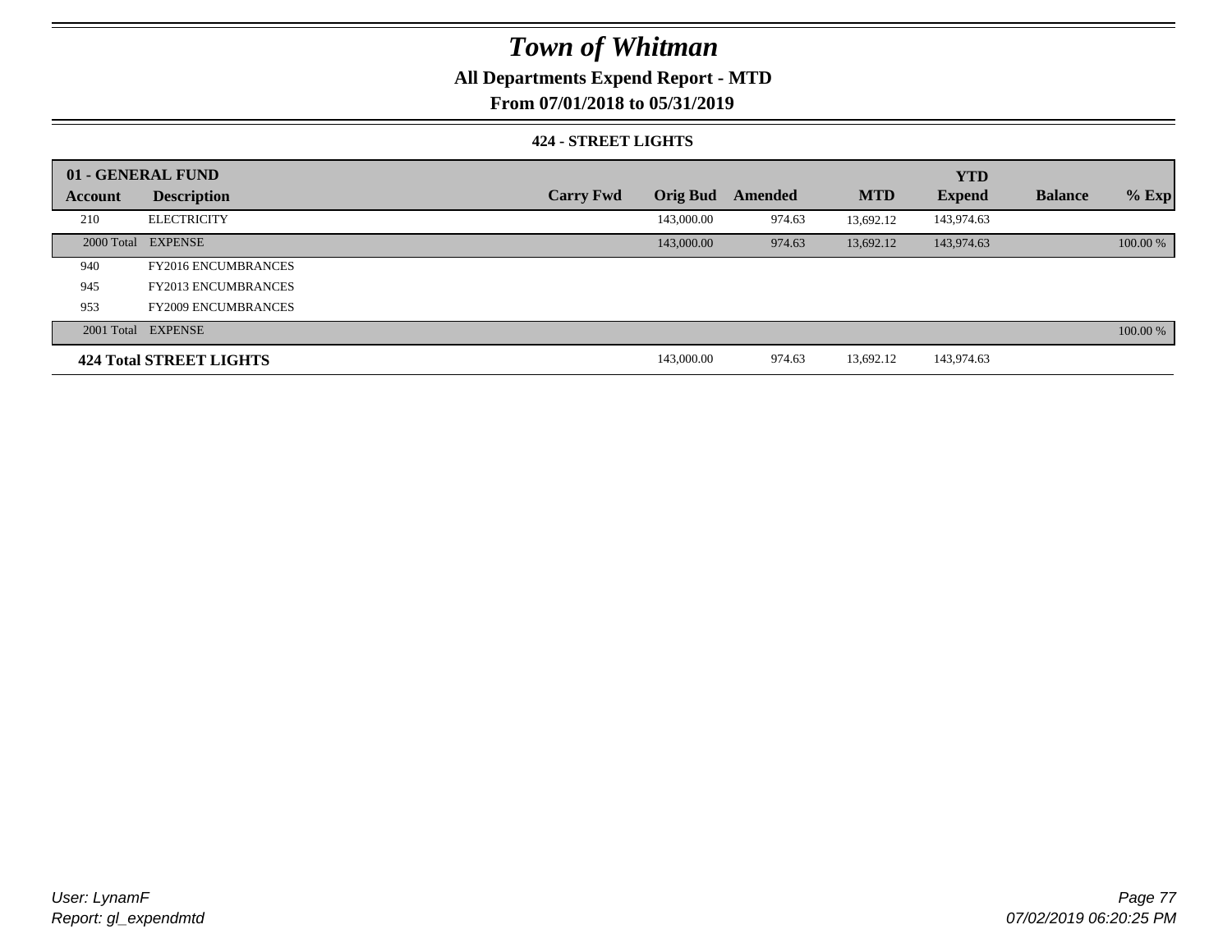# Town of Whitman

## All Departments Expend Report - MTD

## From 07/01/2018 to 05/31/2019

### 424 - STREET LIGHTS

| 01 - GENERAL FUND | | | | | | YTD | | |
|---|---|---|---|---|---|---|---|---|
| Account | Description | Carry Fwd | Orig Bud | Amended | MTD | Expend | Balance | % Exp |
| 210 | ELECTRICITY | | 143,000.00 | 974.63 | 13,692.12 | 143,974.63 | | |
| 2000 Total | EXPENSE | | 143,000.00 | 974.63 | 13,692.12 | 143,974.63 | | 100.00 % |
| 940 | FY2016 ENCUMBRANCES | | | | | | | |
| 945 | FY2013 ENCUMBRANCES | | | | | | | |
| 953 | FY2009 ENCUMBRANCES | | | | | | | |
| 2001 Total | EXPENSE | | | | | | | 100.00 % |
| **424 Total STREET LIGHTS** | | | 143,000.00 | 974.63 | 13,692.12 | 143,974.63 | | |

User: LynamF
Report: gl_expendmtd

07/02/2019 06:20:25 PM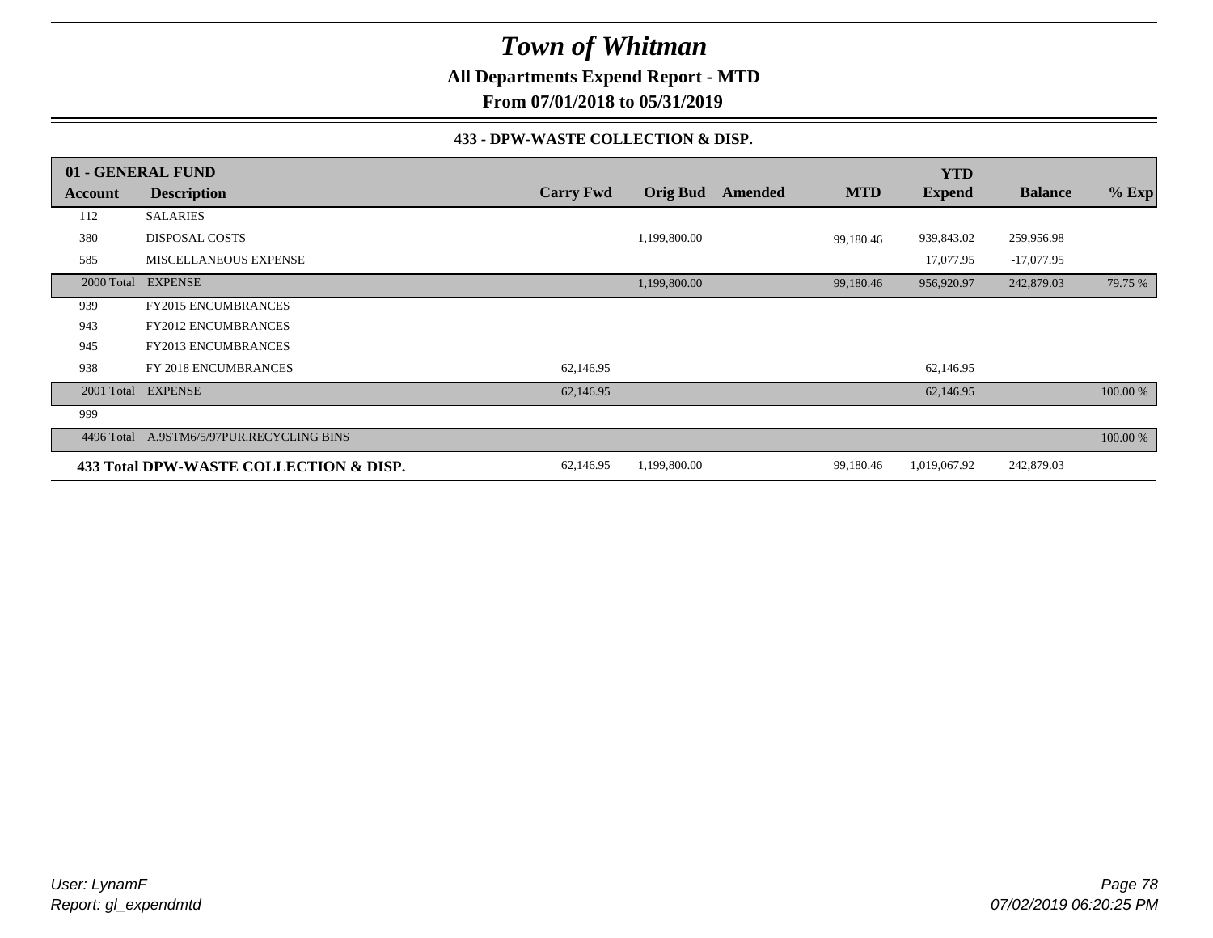# Town of Whitman

**All Departments Expend Report - MTD**

**From 07/01/2018 to 05/31/2019**

**433 - DPW-WASTE COLLECTION & DISP.**

| 01 - GENERAL FUND | | | | | | YTD | | |
|---|---|---|---|---|---|---|---|---|
| **Account** | **Description** | **Carry Fwd** | **Orig Bud** | **Amended** | **MTD** | **Expend** | **Balance** | **% Exp** |
| 112 | SALARIES | | | | | | | |
| 380 | DISPOSAL COSTS | | 1,199,800.00 | | 99,180.46 | 939,843.02 | 259,956.98 | |
| 585 | MISCELLANEOUS EXPENSE | | | | | 17,077.95 | -17,077.95 | |
| 2000 Total | EXPENSE | | 1,199,800.00 | | 99,180.46 | 956,920.97 | 242,879.03 | 79.75 % |
| 939 | FY2015 ENCUMBRANCES | | | | | | | |
| 943 | FY2012 ENCUMBRANCES | | | | | | | |
| 945 | FY2013 ENCUMBRANCES | | | | | | | |
| 938 | FY 2018 ENCUMBRANCES | 62,146.95 | | | | 62,146.95 | | |
| 2001 Total | EXPENSE | 62,146.95 | | | | 62,146.95 | | 100.00 % |
| 999 | | | | | | | | |
| 4496 Total | A.9STM6/5/97PUR.RECYCLING BINS | | | | | | | 100.00 % |
| **433 Total DPW-WASTE COLLECTION & DISP.** | | 62,146.95 | 1,199,800.00 | | 99,180.46 | 1,019,067.92 | 242,879.03 | |

*User: LynamF*
*Report: gl_expendmtd*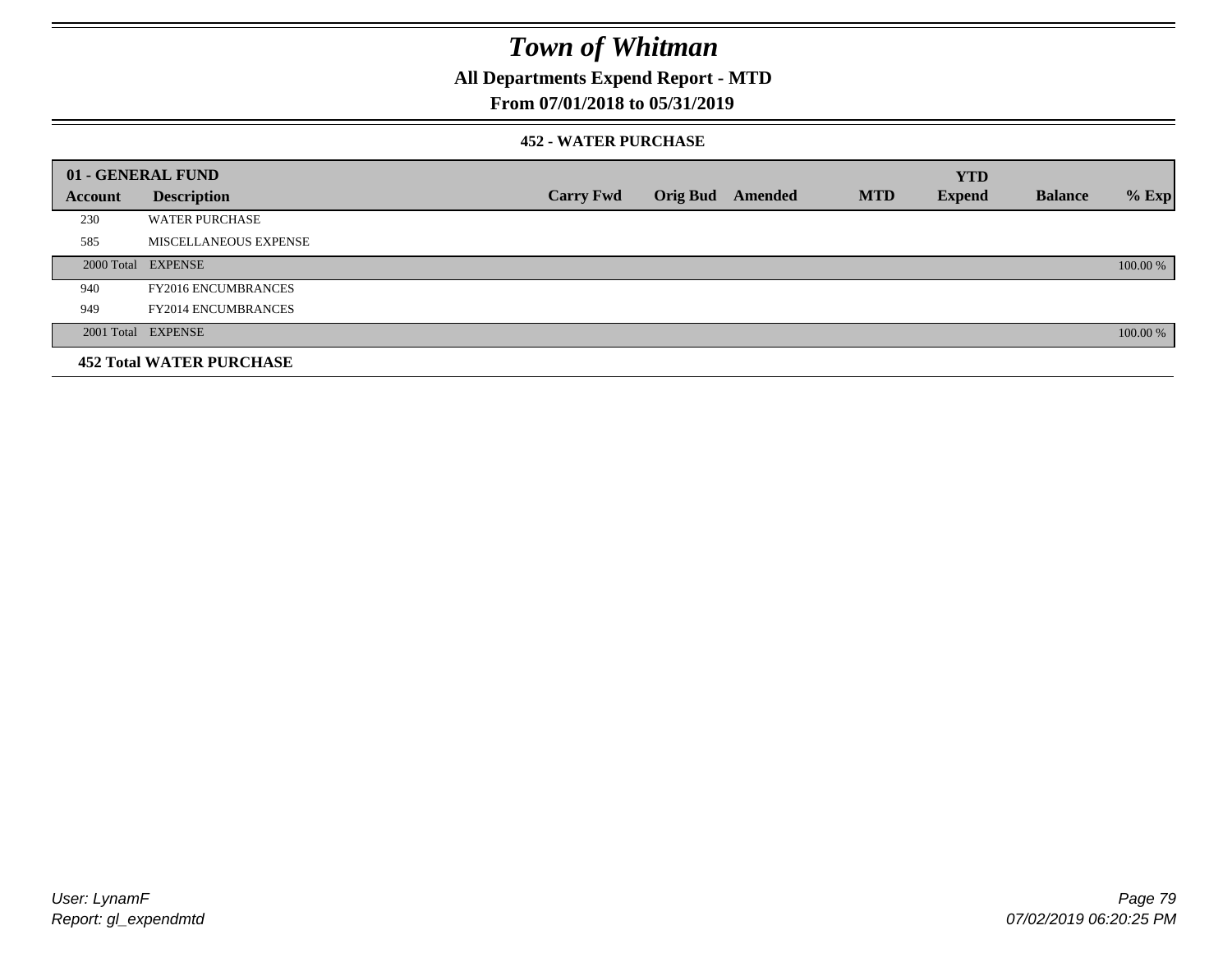# Town of Whitman

## All Departments Expend Report - MTD

### From 07/01/2018 to 05/31/2019

#### 452 - WATER PURCHASE

| 01 - GENERAL FUND | | | | | | YTD | | |
|---|---|---|---|---|---|---|---|---|
| Account | Description | Carry Fwd | Orig Bud | Amended | MTD | Expend | Balance | % Exp |
| 230 | WATER PURCHASE | | | | | | | |
| 585 | MISCELLANEOUS EXPENSE | | | | | | | |
| 2000 Total | EXPENSE | | | | | | | 100.00 % |
| 940 | FY2016 ENCUMBRANCES | | | | | | | |
| 949 | FY2014 ENCUMBRANCES | | | | | | | |
| 2001 Total | EXPENSE | | | | | | | 100.00 % |
| **452 Total WATER PURCHASE** | | | | | | | | |

*User: LynamF*
*Report: gl_expendmtd*

*07/02/2019 06:20:25 PM*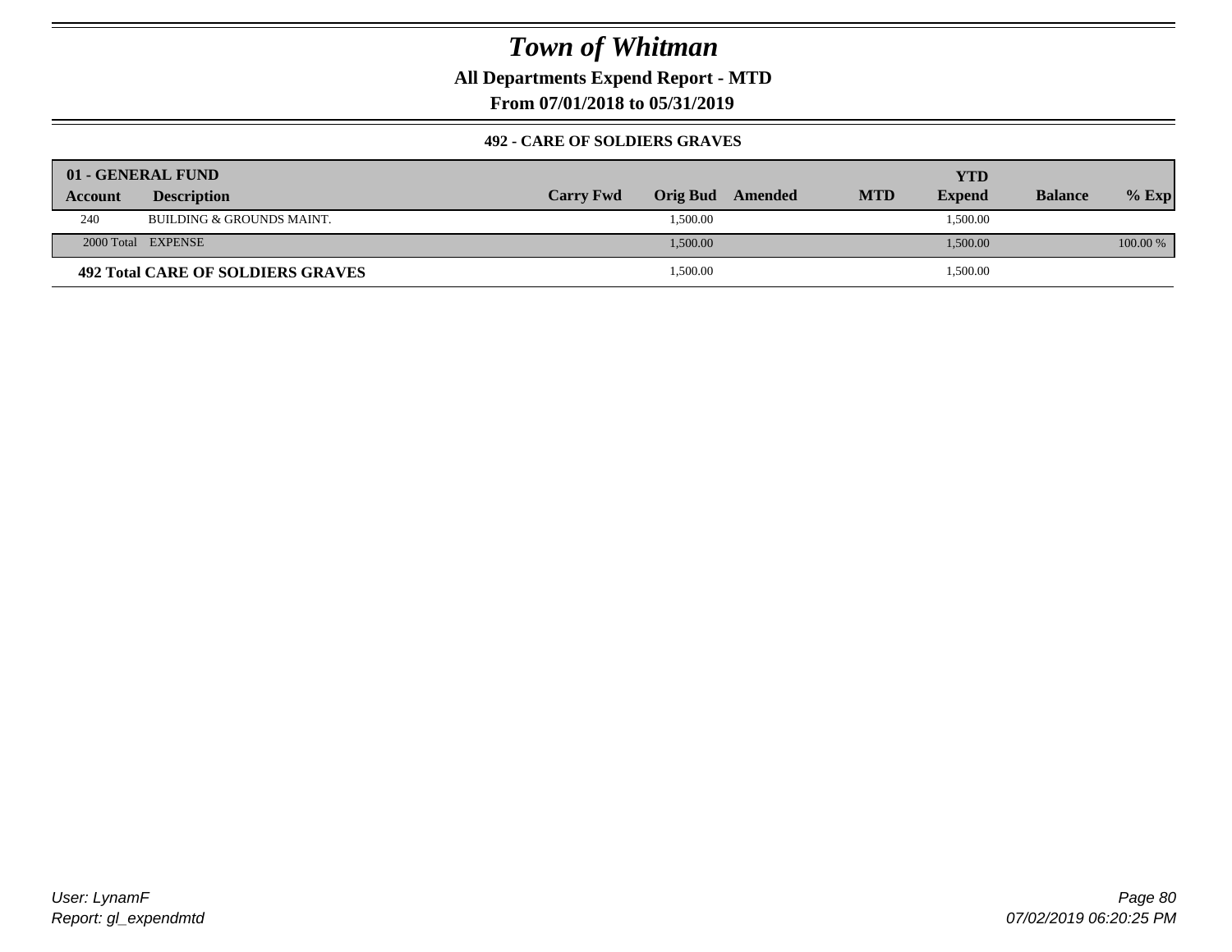# Town of Whitman

**All Departments Expend Report - MTD**

**From 07/01/2018 to 05/31/2019**

### 492 - CARE OF SOLDIERS GRAVES

| 01 - GENERAL FUND | | | | | | | | |
|---|---|---|---|---|---|---|---|---|
| **Account** | **Description** | **Carry Fwd** | **Orig Bud** | **Amended** | **MTD** | **YTD Expend** | **Balance** | **% Exp** |
| 240 | BUILDING & GROUNDS MAINT. | | 1,500.00 | | | 1,500.00 | | |
| 2000 Total | EXPENSE | | 1,500.00 | | | 1,500.00 | | 100.00 % |
| **492 Total CARE OF SOLDIERS GRAVES** | | | 1,500.00 | | | 1,500.00 | | |

*User: LynamF*
*Report: gl_expendmtd*

*07/02/2019 06:20:25 PM*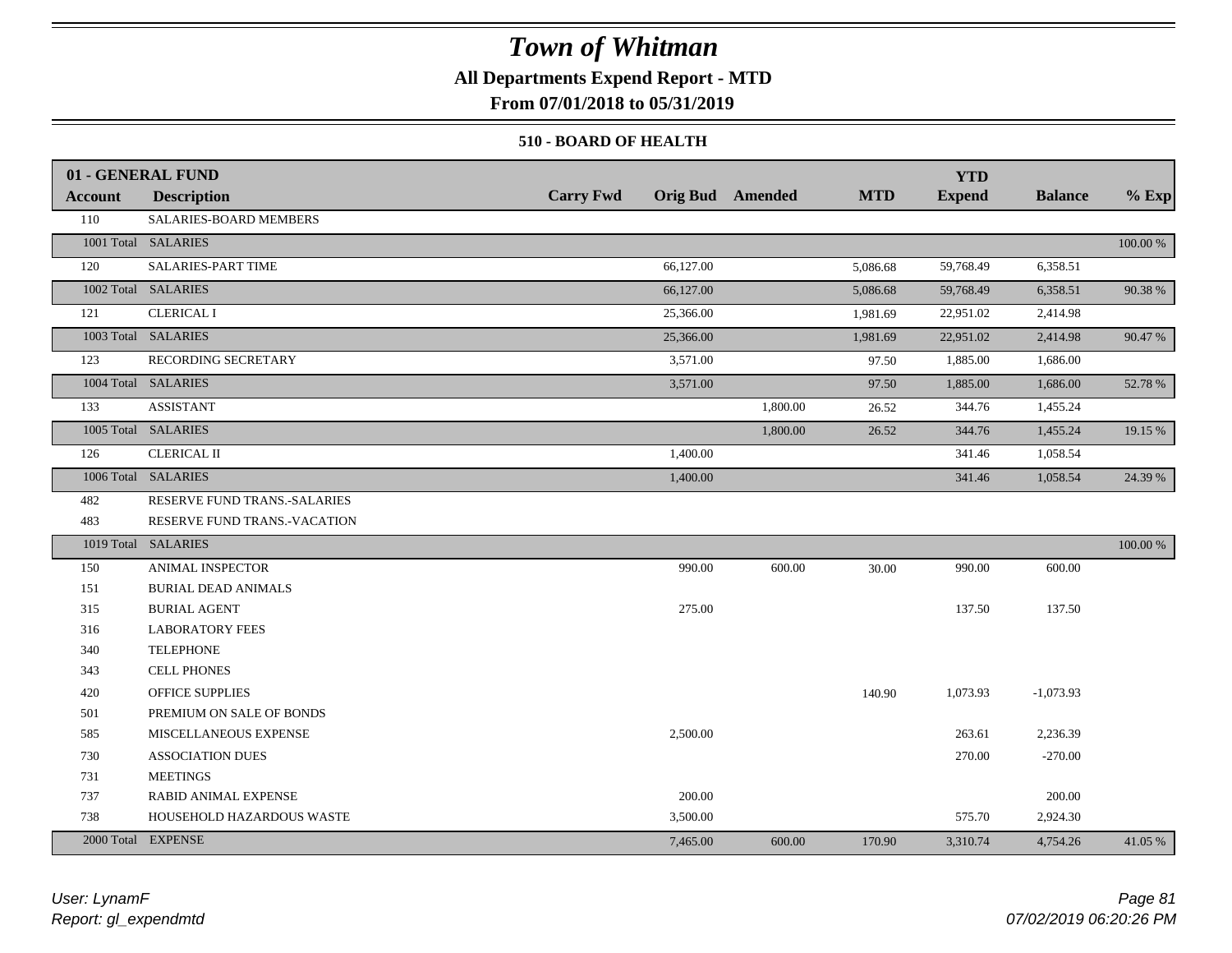# Town of Whitman

**All Departments Expend Report - MTD**

**From 07/01/2018 to 05/31/2019**

**510 - BOARD OF HEALTH**

| 01 - GENERAL FUND | | | | | | YTD | | |
|---|---|---|---|---|---|---|---|---|
| **Account** | **Description** | **Carry Fwd** | **Orig Bud** | **Amended** | **MTD** | **Expend** | **Balance** | **% Exp** |
| 110 | SALARIES-BOARD MEMBERS | | | | | | | |
| 1001 Total | SALARIES | | | | | | | 100.00 % |
| 120 | SALARIES-PART TIME | | 66,127.00 | | 5,086.68 | 59,768.49 | 6,358.51 | |
| 1002 Total | SALARIES | | 66,127.00 | | 5,086.68 | 59,768.49 | 6,358.51 | 90.38 % |
| 121 | CLERICAL I | | 25,366.00 | | 1,981.69 | 22,951.02 | 2,414.98 | |
| 1003 Total | SALARIES | | 25,366.00 | | 1,981.69 | 22,951.02 | 2,414.98 | 90.47 % |
| 123 | RECORDING SECRETARY | | 3,571.00 | | 97.50 | 1,885.00 | 1,686.00 | |
| 1004 Total | SALARIES | | 3,571.00 | | 97.50 | 1,885.00 | 1,686.00 | 52.78 % |
| 133 | ASSISTANT | | | 1,800.00 | 26.52 | 344.76 | 1,455.24 | |
| 1005 Total | SALARIES | | | 1,800.00 | 26.52 | 344.76 | 1,455.24 | 19.15 % |
| 126 | CLERICAL II | | 1,400.00 | | | 341.46 | 1,058.54 | |
| 1006 Total | SALARIES | | 1,400.00 | | | 341.46 | 1,058.54 | 24.39 % |
| 482 | RESERVE FUND TRANS.-SALARIES | | | | | | | |
| 483 | RESERVE FUND TRANS.-VACATION | | | | | | | |
| 1019 Total | SALARIES | | | | | | | 100.00 % |
| 150 | ANIMAL INSPECTOR | | 990.00 | 600.00 | 30.00 | 990.00 | 600.00 | |
| 151 | BURIAL DEAD ANIMALS | | | | | | | |
| 315 | BURIAL AGENT | | 275.00 | | | 137.50 | 137.50 | |
| 316 | LABORATORY FEES | | | | | | | |
| 340 | TELEPHONE | | | | | | | |
| 343 | CELL PHONES | | | | | | | |
| 420 | OFFICE SUPPLIES | | | | 140.90 | 1,073.93 | -1,073.93 | |
| 501 | PREMIUM ON SALE OF BONDS | | | | | | | |
| 585 | MISCELLANEOUS EXPENSE | | 2,500.00 | | | 263.61 | 2,236.39 | |
| 730 | ASSOCIATION DUES | | | | | 270.00 | -270.00 | |
| 731 | MEETINGS | | | | | | | |
| 737 | RABID ANIMAL EXPENSE | | 200.00 | | | | 200.00 | |
| 738 | HOUSEHOLD HAZARDOUS WASTE | | 3,500.00 | | | 575.70 | 2,924.30 | |
| 2000 Total | EXPENSE | | 7,465.00 | 600.00 | 170.90 | 3,310.74 | 4,754.26 | 41.05 % |

*User: LynamF*
*Report: gl_expendmtd*

*07/02/2019 06:20:26 PM*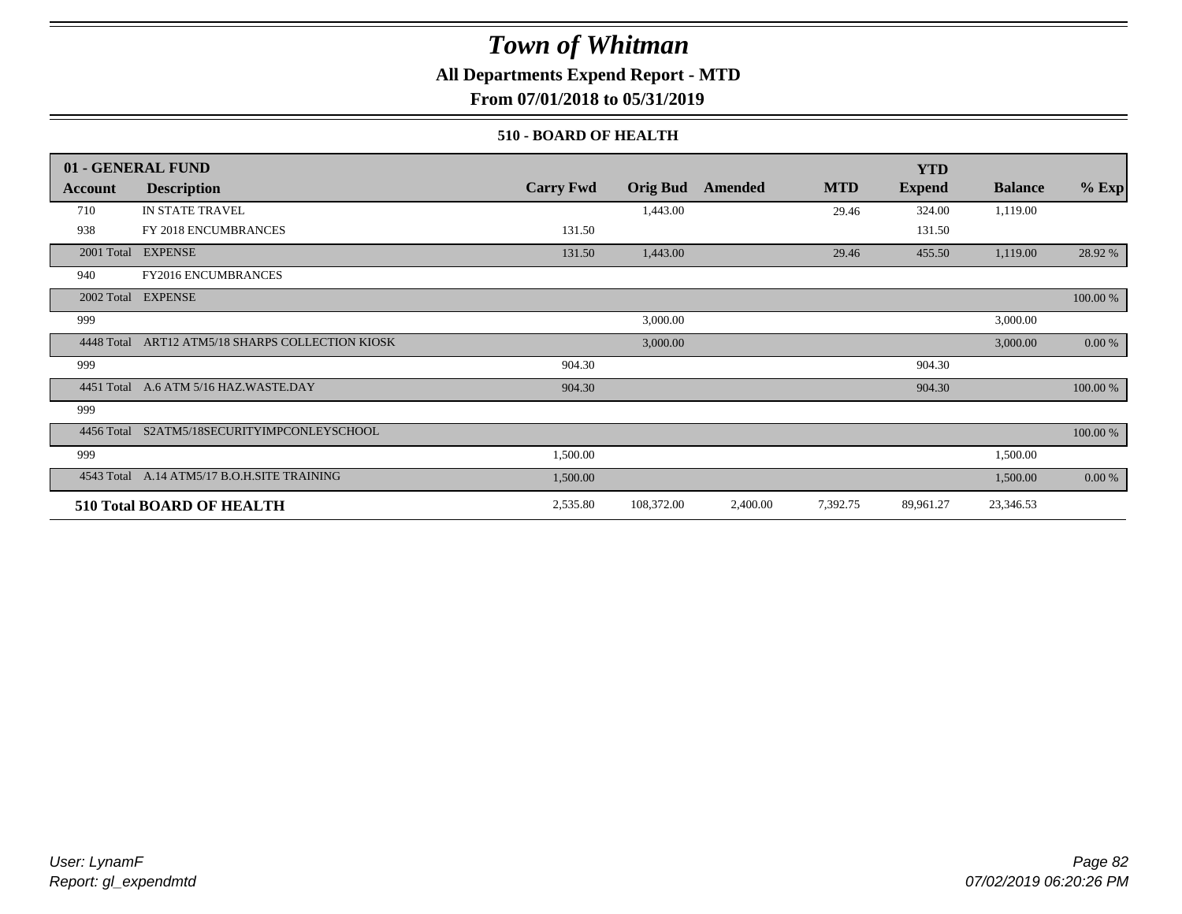# Town of Whitman

## All Departments Expend Report - MTD

### From 07/01/2018 to 05/31/2019

#### 510 - BOARD OF HEALTH

| 01 - GENERAL FUND | | | | | | YTD | | |
|---|---|---|---|---|---|---|---|---|
| **Account** | **Description** | **Carry Fwd** | **Orig Bud** | **Amended** | **MTD** | **Expend** | **Balance** | **% Exp** |
| 710 | IN STATE TRAVEL | | 1,443.00 | | 29.46 | 324.00 | 1,119.00 | |
| 938 | FY 2018 ENCUMBRANCES | 131.50 | | | | 131.50 | | |
| 2001 Total | EXPENSE | 131.50 | 1,443.00 | | 29.46 | 455.50 | 1,119.00 | 28.92 % |
| 940 | FY2016 ENCUMBRANCES | | | | | | | |
| 2002 Total | EXPENSE | | | | | | | 100.00 % |
| 999 | | | 3,000.00 | | | | 3,000.00 | |
| 4448 Total | ART12 ATM5/18 SHARPS COLLECTION KIOSK | | 3,000.00 | | | | 3,000.00 | 0.00 % |
| 999 | | 904.30 | | | | 904.30 | | |
| 4451 Total | A.6 ATM 5/16 HAZ.WASTE.DAY | 904.30 | | | | 904.30 | | 100.00 % |
| 999 | | | | | | | | |
| 4456 Total | S2ATM5/18SECURITYIMPCONLEYSCHOOL | | | | | | | 100.00 % |
| 999 | | 1,500.00 | | | | | 1,500.00 | |
| 4543 Total | A.14 ATM5/17 B.O.H.SITE TRAINING | 1,500.00 | | | | | 1,500.00 | 0.00 % |
| **510 Total BOARD OF HEALTH** | | 2,535.80 | 108,372.00 | 2,400.00 | 7,392.75 | 89,961.27 | 23,346.53 | |

User: LynamF
Report: gl_expendmtd

07/02/2019 06:20:26 PM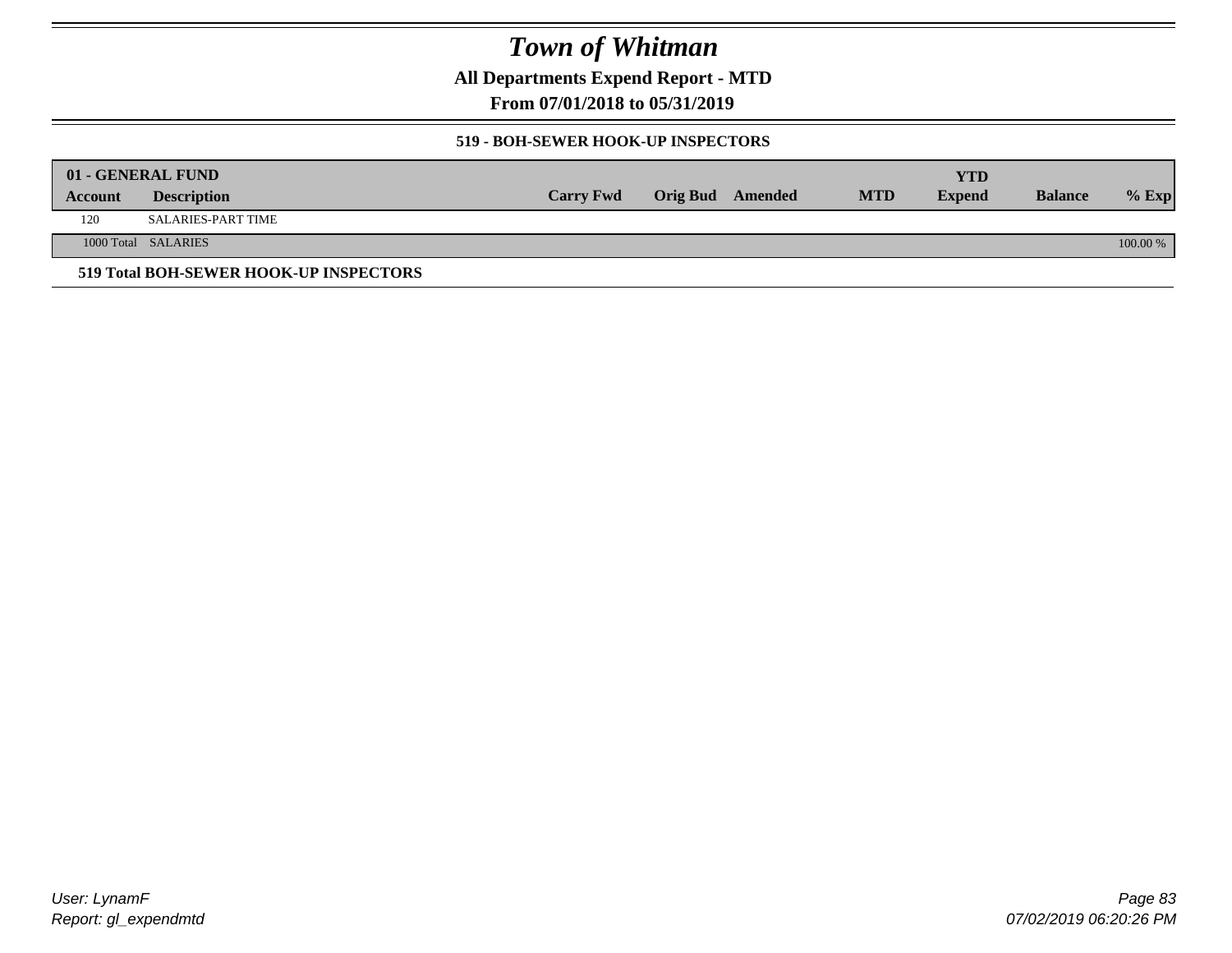# Town of Whitman

## All Departments Expend Report - MTD

### From 07/01/2018 to 05/31/2019

#### 519 - BOH-SEWER HOOK-UP INSPECTORS

| 01 - GENERAL FUND | | | | | | YTD | | |
|---|---|---|---|---|---|---|---|---|
| Account | Description | Carry Fwd | Orig Bud | Amended | MTD | Expend | Balance | % Exp |
| 120 | SALARIES-PART TIME | | | | | | | |
| 1000 Total | SALARIES | | | | | | | 100.00 % |

**519 Total BOH-SEWER HOOK-UP INSPECTORS**

*User: LynamF*
*Report: gl_expendmtd*

*07/02/2019 06:20:26 PM*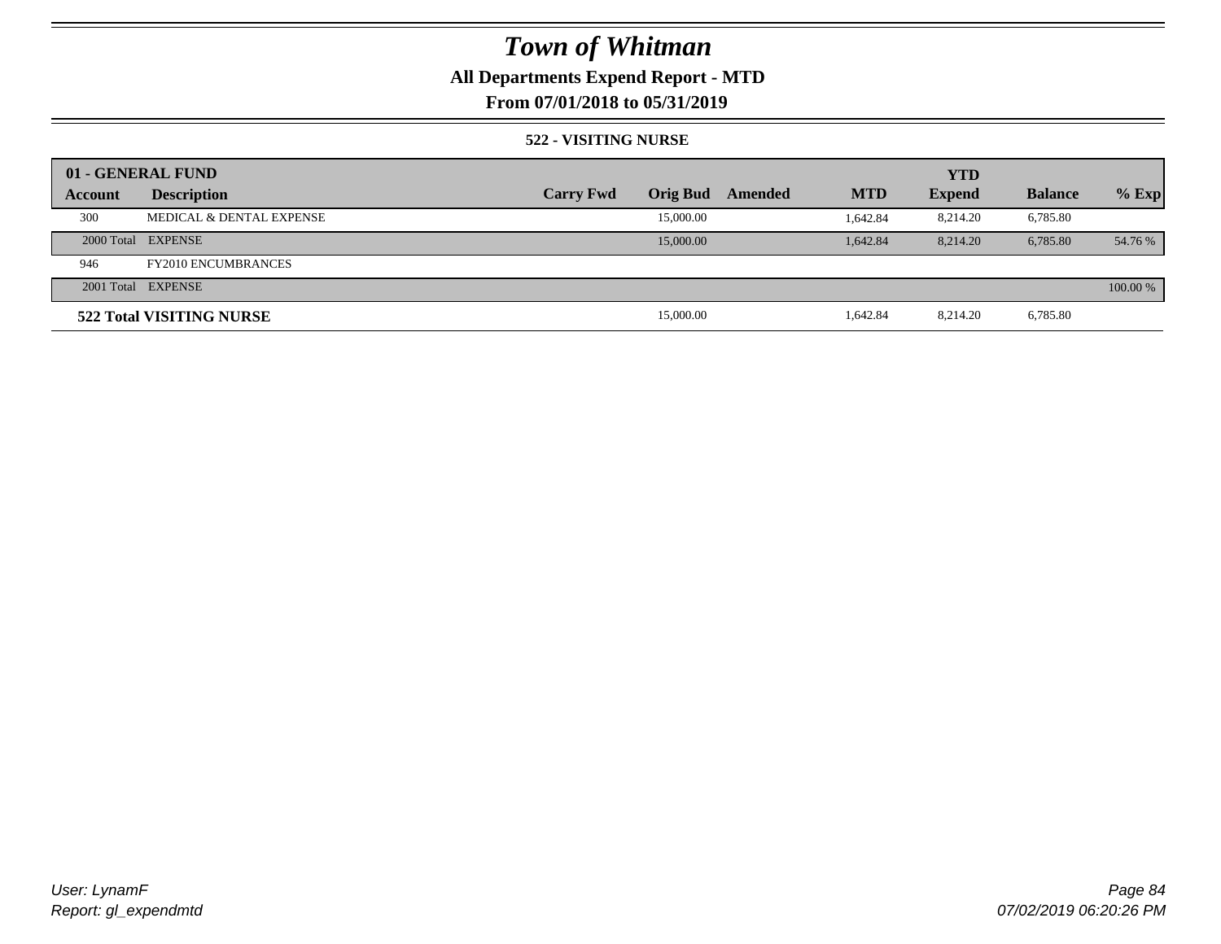# Town of Whitman

## All Departments Expend Report - MTD

### From 07/01/2018 to 05/31/2019

#### 522 - VISITING NURSE

| 01 - GENERAL FUND | | | | | | YTD | | |
|---|---|---|---|---|---|---|---|---|
| Account | Description | Carry Fwd | Orig Bud | Amended | MTD | Expend | Balance | % Exp |
| 300 | MEDICAL & DENTAL EXPENSE | | 15,000.00 | | 1,642.84 | 8,214.20 | 6,785.80 | |
| 2000 Total | EXPENSE | | 15,000.00 | | 1,642.84 | 8,214.20 | 6,785.80 | 54.76 % |
| 946 | FY2010 ENCUMBRANCES | | | | | | | |
| 2001 Total | EXPENSE | | | | | | | 100.00 % |
| **522 Total VISITING NURSE** | | | 15,000.00 | | 1,642.84 | 8,214.20 | 6,785.80 | |

*User: LynamF*
*Report: gl_expendmtd*

*07/02/2019 06:20:26 PM*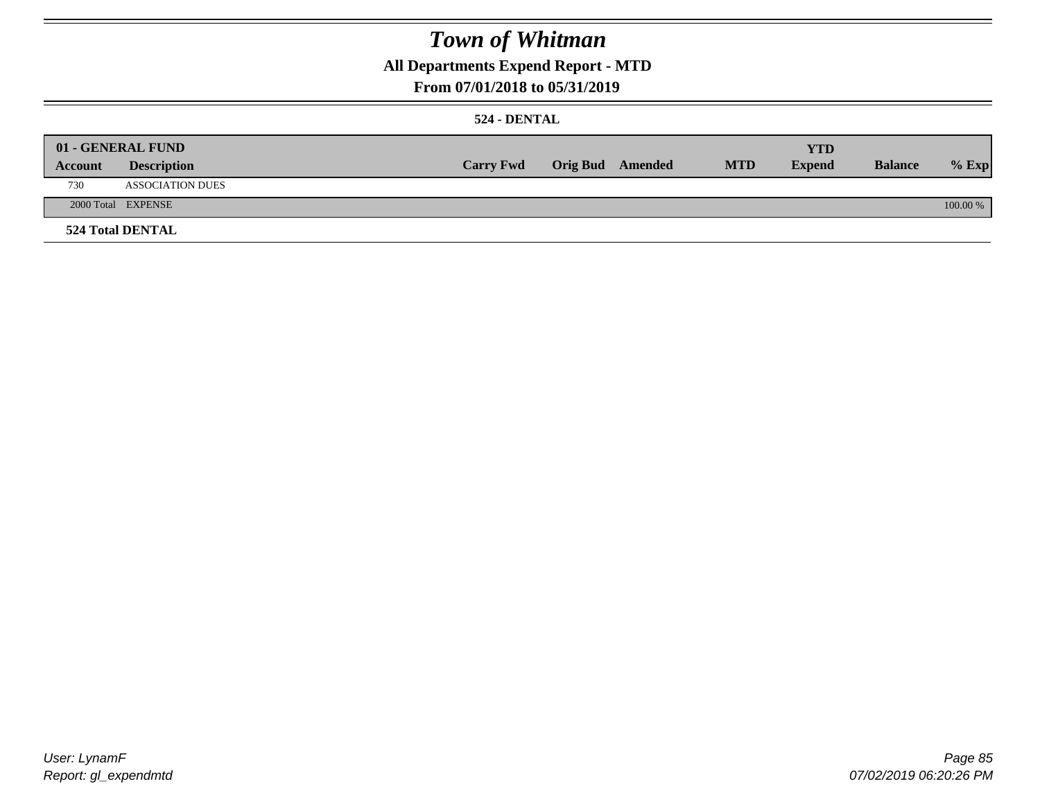# Town of Whitman

## All Departments Expend Report - MTD

### From 07/01/2018 to 05/31/2019

#### 524 - DENTAL

| 01 - GENERAL FUND | | | | | | | | |
|---|---|---|---|---|---|---|---|---|
| **Account** | **Description** | **Carry Fwd** | **Orig Bud** | **Amended** | **MTD** | **YTD Expend** | **Balance** | **% Exp** |
| 730 | ASSOCIATION DUES | | | | | | | |
| 2000 Total | EXPENSE | | | | | | | 100.00 % |

**524 Total DENTAL**

User: LynamF
Report: gl_expendmtd

07/02/2019 06:20:26 PM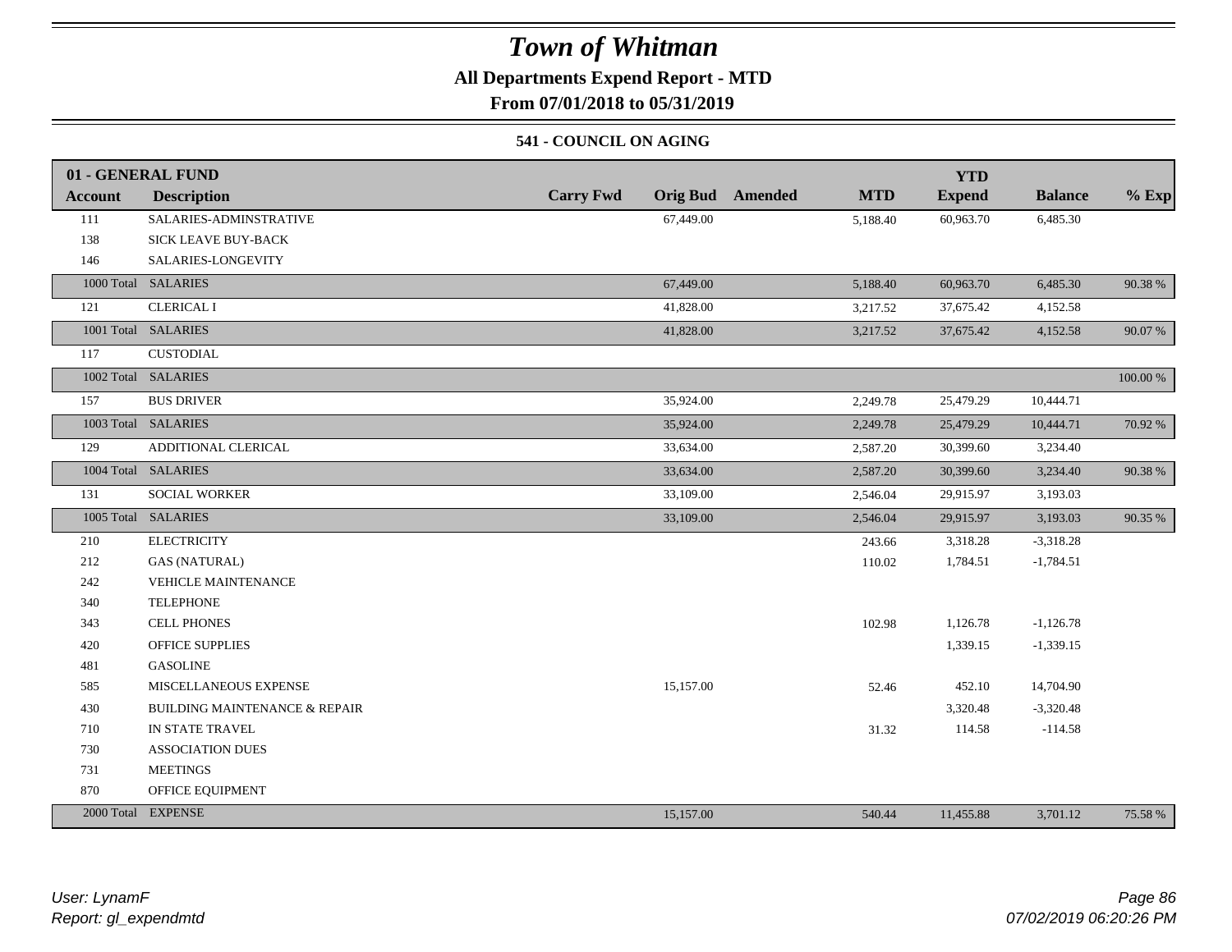# Town of Whitman

**All Departments Expend Report - MTD**

**From 07/01/2018 to 05/31/2019**

### 541 - COUNCIL ON AGING

| 01 - GENERAL FUND | | | | | | YTD | | |
|---|---|---|---|---|---|---|---|---|
| **Account** | **Description** | **Carry Fwd** | **Orig Bud** | **Amended** | **MTD** | **Expend** | **Balance** | **% Exp** |
| 111 | SALARIES-ADMINSTRATIVE | | 67,449.00 | | 5,188.40 | 60,963.70 | 6,485.30 | |
| 138 | SICK LEAVE BUY-BACK | | | | | | | |
| 146 | SALARIES-LONGEVITY | | | | | | | |
| 1000 Total | SALARIES | | 67,449.00 | | 5,188.40 | 60,963.70 | 6,485.30 | 90.38 % |
| 121 | CLERICAL I | | 41,828.00 | | 3,217.52 | 37,675.42 | 4,152.58 | |
| 1001 Total | SALARIES | | 41,828.00 | | 3,217.52 | 37,675.42 | 4,152.58 | 90.07 % |
| 117 | CUSTODIAL | | | | | | | |
| 1002 Total | SALARIES | | | | | | | 100.00 % |
| 157 | BUS DRIVER | | 35,924.00 | | 2,249.78 | 25,479.29 | 10,444.71 | |
| 1003 Total | SALARIES | | 35,924.00 | | 2,249.78 | 25,479.29 | 10,444.71 | 70.92 % |
| 129 | ADDITIONAL CLERICAL | | 33,634.00 | | 2,587.20 | 30,399.60 | 3,234.40 | |
| 1004 Total | SALARIES | | 33,634.00 | | 2,587.20 | 30,399.60 | 3,234.40 | 90.38 % |
| 131 | SOCIAL WORKER | | 33,109.00 | | 2,546.04 | 29,915.97 | 3,193.03 | |
| 1005 Total | SALARIES | | 33,109.00 | | 2,546.04 | 29,915.97 | 3,193.03 | 90.35 % |
| 210 | ELECTRICITY | | | | 243.66 | 3,318.28 | -3,318.28 | |
| 212 | GAS (NATURAL) | | | | 110.02 | 1,784.51 | -1,784.51 | |
| 242 | VEHICLE MAINTENANCE | | | | | | | |
| 340 | TELEPHONE | | | | | | | |
| 343 | CELL PHONES | | | | 102.98 | 1,126.78 | -1,126.78 | |
| 420 | OFFICE SUPPLIES | | | | | 1,339.15 | -1,339.15 | |
| 481 | GASOLINE | | | | | | | |
| 585 | MISCELLANEOUS EXPENSE | | 15,157.00 | | 52.46 | 452.10 | 14,704.90 | |
| 430 | BUILDING MAINTENANCE & REPAIR | | | | | 3,320.48 | -3,320.48 | |
| 710 | IN STATE TRAVEL | | | | 31.32 | 114.58 | -114.58 | |
| 730 | ASSOCIATION DUES | | | | | | | |
| 731 | MEETINGS | | | | | | | |
| 870 | OFFICE EQUIPMENT | | | | | | | |
| 2000 Total | EXPENSE | | 15,157.00 | | 540.44 | 11,455.88 | 3,701.12 | 75.58 % |

*User: LynamF*
*Report: gl_expendmtd*

*07/02/2019 06:20:26 PM*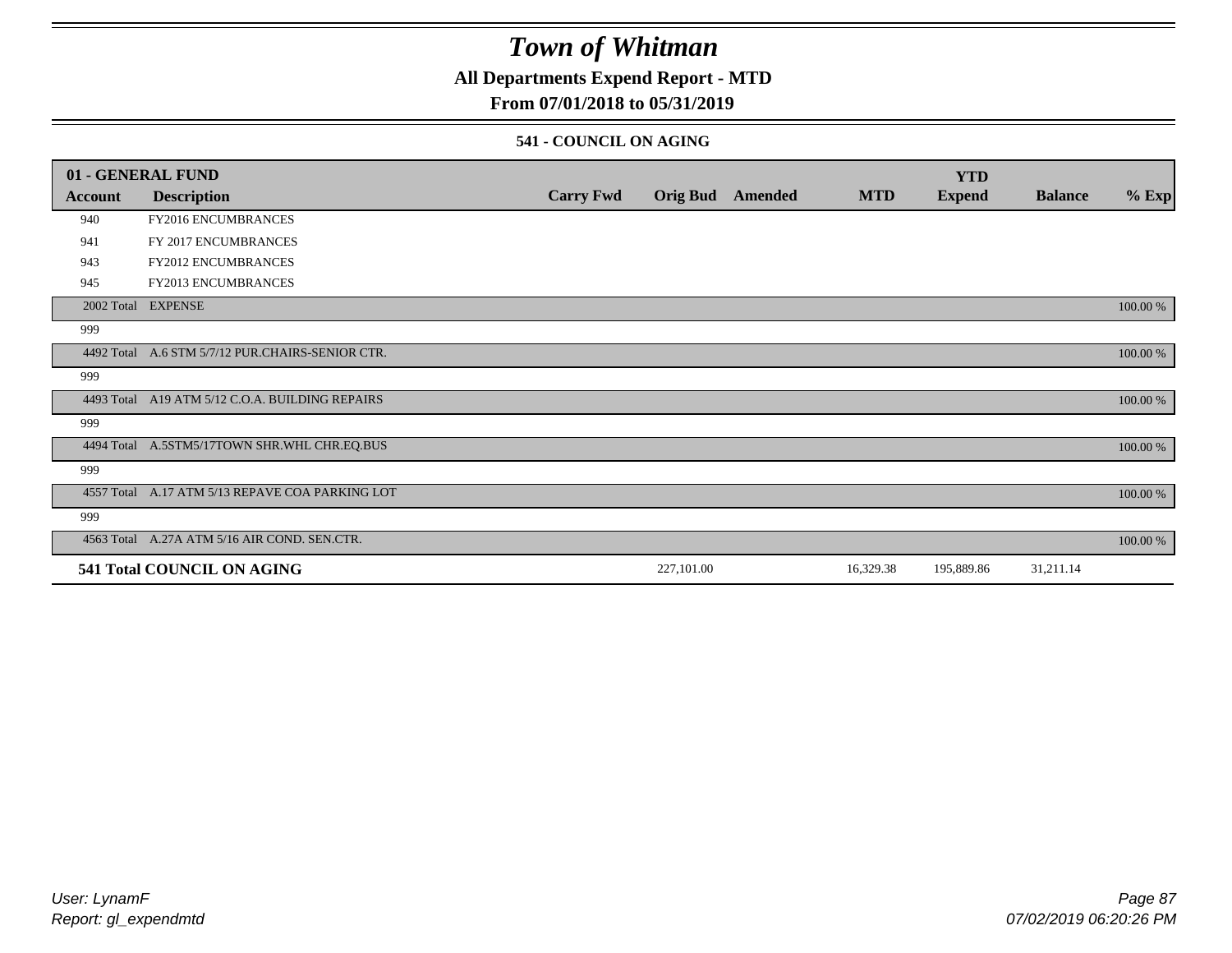# Town of Whitman

## All Departments Expend Report - MTD

### From 07/01/2018 to 05/31/2019

#### 541 - COUNCIL ON AGING

| 01 - GENERAL FUND | | | | | | YTD | | |
|---|---|---|---|---|---|---|---|---|
| Account | Description | Carry Fwd | Orig Bud | Amended | MTD | Expend | Balance | % Exp |
| 940 | FY2016 ENCUMBRANCES | | | | | | | |
| 941 | FY 2017 ENCUMBRANCES | | | | | | | |
| 943 | FY2012 ENCUMBRANCES | | | | | | | |
| 945 | FY2013 ENCUMBRANCES | | | | | | | |
| 2002 Total | EXPENSE | | | | | | | 100.00 % |
| 999 | | | | | | | | |
| 4492 Total | A.6 STM 5/7/12 PUR.CHAIRS-SENIOR CTR. | | | | | | | 100.00 % |
| 999 | | | | | | | | |
| 4493 Total | A19 ATM 5/12 C.O.A. BUILDING REPAIRS | | | | | | | 100.00 % |
| 999 | | | | | | | | |
| 4494 Total | A.5STM5/17TOWN SHR.WHL CHR.EQ.BUS | | | | | | | 100.00 % |
| 999 | | | | | | | | |
| 4557 Total | A.17 ATM 5/13 REPAVE COA PARKING LOT | | | | | | | 100.00 % |
| 999 | | | | | | | | |
| 4563 Total | A.27A ATM 5/16 AIR COND. SEN.CTR. | | | | | | | 100.00 % |
| **541 Total COUNCIL ON AGING** | | | 227,101.00 | | 16,329.38 | 195,889.86 | 31,211.14 | |

User: LynamF
Report: gl_expendmtd

07/02/2019 06:20:26 PM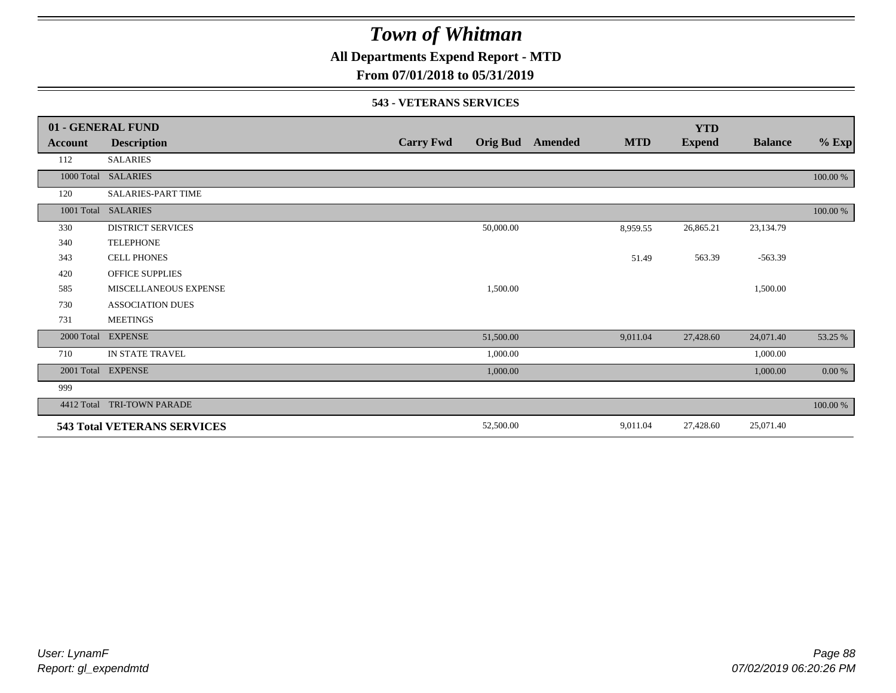# Town of Whitman

**All Departments Expend Report - MTD**

**From 07/01/2018 to 05/31/2019**

**543 - VETERANS SERVICES**

| 01 - GENERAL FUND | | | | | | YTD | | |
|---|---|---|---|---|---|---|---|---|
| **Account** | **Description** | **Carry Fwd** | **Orig Bud** | **Amended** | **MTD** | **Expend** | **Balance** | **% Exp** |
| 112 | SALARIES | | | | | | | |
| 1000 Total | SALARIES | | | | | | | 100.00 % |
| 120 | SALARIES-PART TIME | | | | | | | |
| 1001 Total | SALARIES | | | | | | | 100.00 % |
| 330 | DISTRICT SERVICES | | 50,000.00 | | 8,959.55 | 26,865.21 | 23,134.79 | |
| 340 | TELEPHONE | | | | | | | |
| 343 | CELL PHONES | | | | 51.49 | 563.39 | -563.39 | |
| 420 | OFFICE SUPPLIES | | | | | | | |
| 585 | MISCELLANEOUS EXPENSE | | 1,500.00 | | | | 1,500.00 | |
| 730 | ASSOCIATION DUES | | | | | | | |
| 731 | MEETINGS | | | | | | | |
| 2000 Total | EXPENSE | | 51,500.00 | | 9,011.04 | 27,428.60 | 24,071.40 | 53.25 % |
| 710 | IN STATE TRAVEL | | 1,000.00 | | | | 1,000.00 | |
| 2001 Total | EXPENSE | | 1,000.00 | | | | 1,000.00 | 0.00 % |
| 999 | | | | | | | | |
| 4412 Total | TRI-TOWN PARADE | | | | | | | 100.00 % |
| **543 Total VETERANS SERVICES** | | | 52,500.00 | | 9,011.04 | 27,428.60 | 25,071.40 | |

*User: LynamF*
*Report: gl_expendmtd*

*07/02/2019 06:20:26 PM*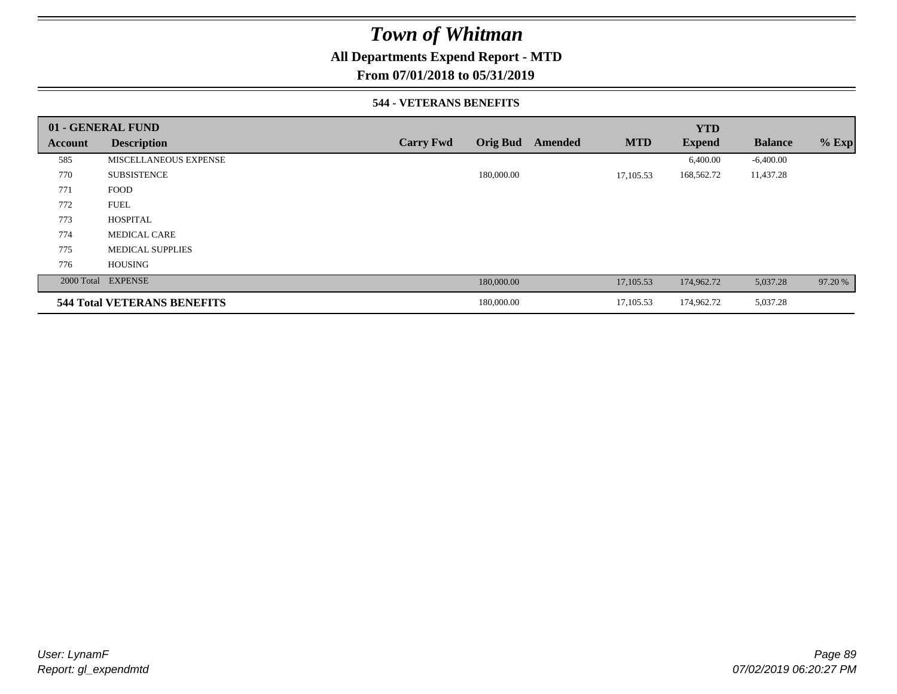# Town of Whitman

**All Departments Expend Report - MTD**

**From 07/01/2018 to 05/31/2019**

**544 - VETERANS BENEFITS**

| 01 - GENERAL FUND | | | | | | YTD | | |
|---|---|---|---|---|---|---|---|---|
| **Account** | **Description** | **Carry Fwd** | **Orig Bud** | **Amended** | **MTD** | **Expend** | **Balance** | **% Exp** |
| 585 | MISCELLANEOUS EXPENSE | | | | | 6,400.00 | -6,400.00 | |
| 770 | SUBSISTENCE | | 180,000.00 | | 17,105.53 | 168,562.72 | 11,437.28 | |
| 771 | FOOD | | | | | | | |
| 772 | FUEL | | | | | | | |
| 773 | HOSPITAL | | | | | | | |
| 774 | MEDICAL CARE | | | | | | | |
| 775 | MEDICAL SUPPLIES | | | | | | | |
| 776 | HOUSING | | | | | | | |
| 2000 Total | EXPENSE | | 180,000.00 | | 17,105.53 | 174,962.72 | 5,037.28 | 97.20 % |
| **544 Total VETERANS BENEFITS** | | | 180,000.00 | | 17,105.53 | 174,962.72 | 5,037.28 | |

*User: LynamF*
*Report: gl_expendmtd*

*07/02/2019 06:20:27 PM*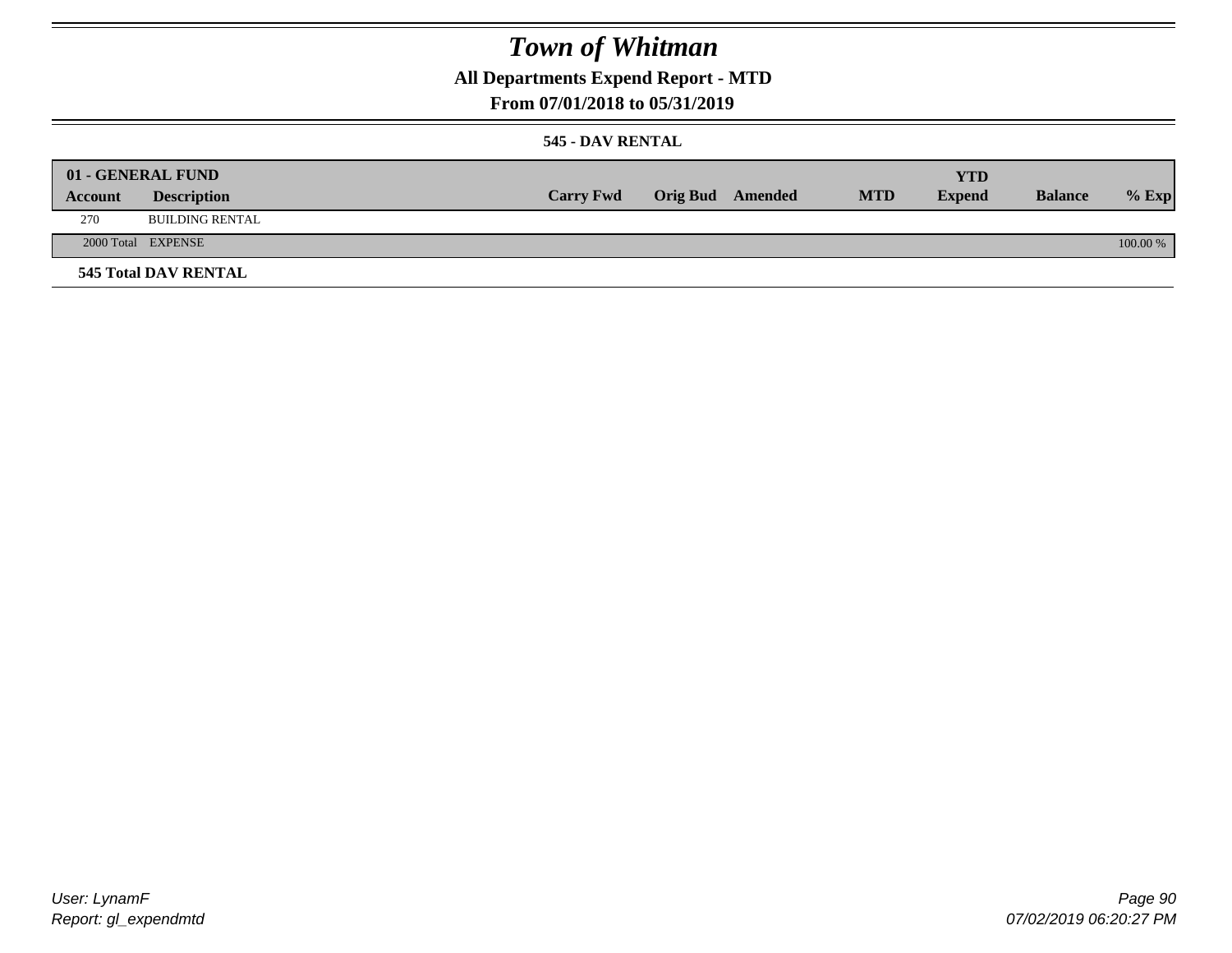# Town of Whitman

## All Departments Expend Report - MTD

## From 07/01/2018 to 05/31/2019

### 545 - DAV RENTAL

| 01 - GENERAL FUND | | | | | | YTD | | |
|---|---|---|---|---|---|---|---|---|
| **Account** | **Description** | **Carry Fwd** | **Orig Bud** | **Amended** | **MTD** | **Expend** | **Balance** | **% Exp** |
| 270 | BUILDING RENTAL | | | | | | | |
| 2000 Total | EXPENSE | | | | | | | 100.00 % |

**545 Total DAV RENTAL**

User: LynamF
Report: gl_expendmtd

07/02/2019 06:20:27 PM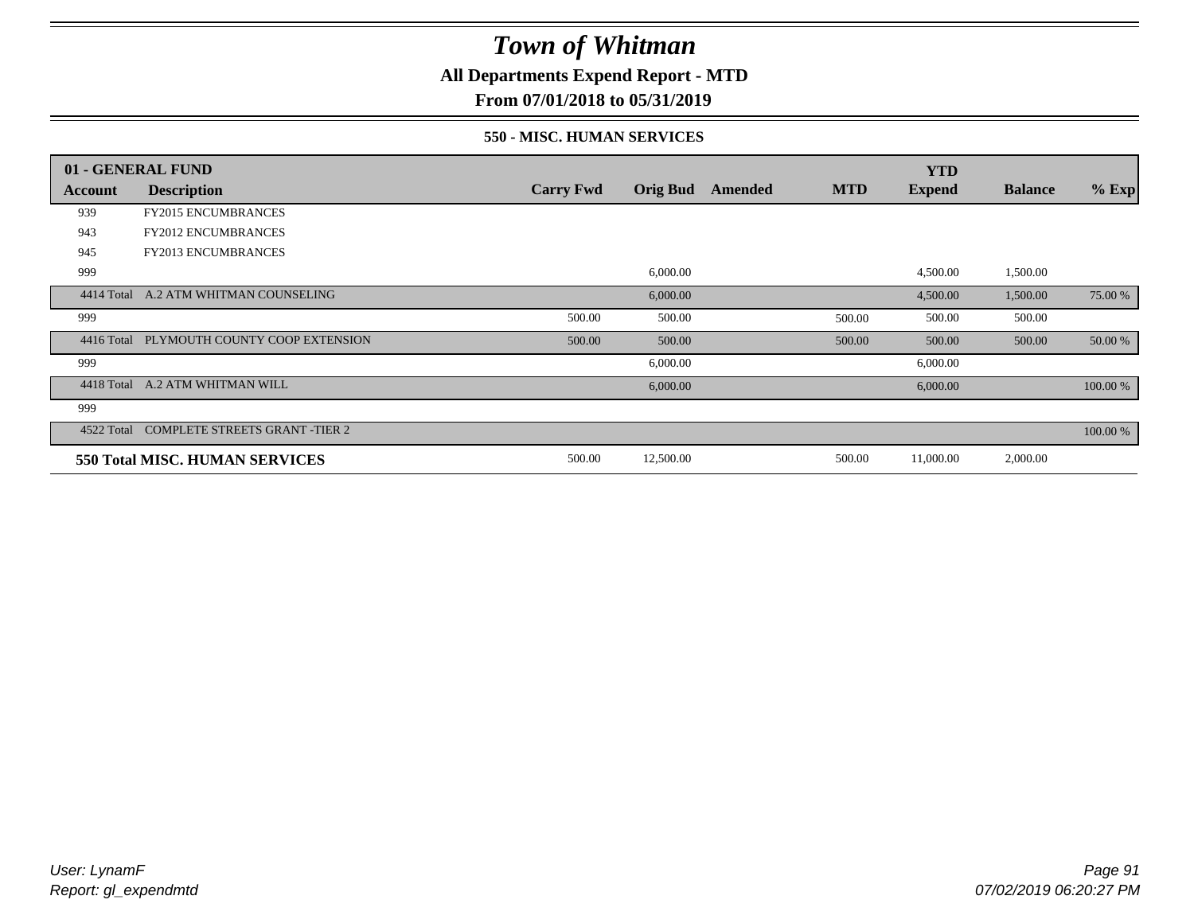# Town of Whitman

## All Departments Expend Report - MTD

## From 07/01/2018 to 05/31/2019

### 550 - MISC. HUMAN SERVICES

| 01 - GENERAL FUND | | | | | | YTD | | |
|---|---|---|---|---|---|---|---|---|
| **Account** | **Description** | **Carry Fwd** | **Orig Bud** | **Amended** | **MTD** | **Expend** | **Balance** | **% Exp** |
| 939 | FY2015 ENCUMBRANCES | | | | | | | |
| 943 | FY2012 ENCUMBRANCES | | | | | | | |
| 945 | FY2013 ENCUMBRANCES | | | | | | | |
| 999 | | | 6,000.00 | | | 4,500.00 | 1,500.00 | |
| 4414 Total | A.2 ATM WHITMAN COUNSELING | | 6,000.00 | | | 4,500.00 | 1,500.00 | 75.00 % |
| 999 | | 500.00 | 500.00 | | 500.00 | 500.00 | 500.00 | |
| 4416 Total | PLYMOUTH COUNTY COOP EXTENSION | 500.00 | 500.00 | | 500.00 | 500.00 | 500.00 | 50.00 % |
| 999 | | | 6,000.00 | | | 6,000.00 | | |
| 4418 Total | A.2 ATM WHITMAN WILL | | 6,000.00 | | | 6,000.00 | | 100.00 % |
| 999 | | | | | | | | |
| 4522 Total | COMPLETE STREETS GRANT -TIER 2 | | | | | | | 100.00 % |
| **550 Total MISC. HUMAN SERVICES** | | 500.00 | 12,500.00 | | 500.00 | 11,000.00 | 2,000.00 | |

*User: LynamF*
*Report: gl_expendmtd*

*07/02/2019 06:20:27 PM*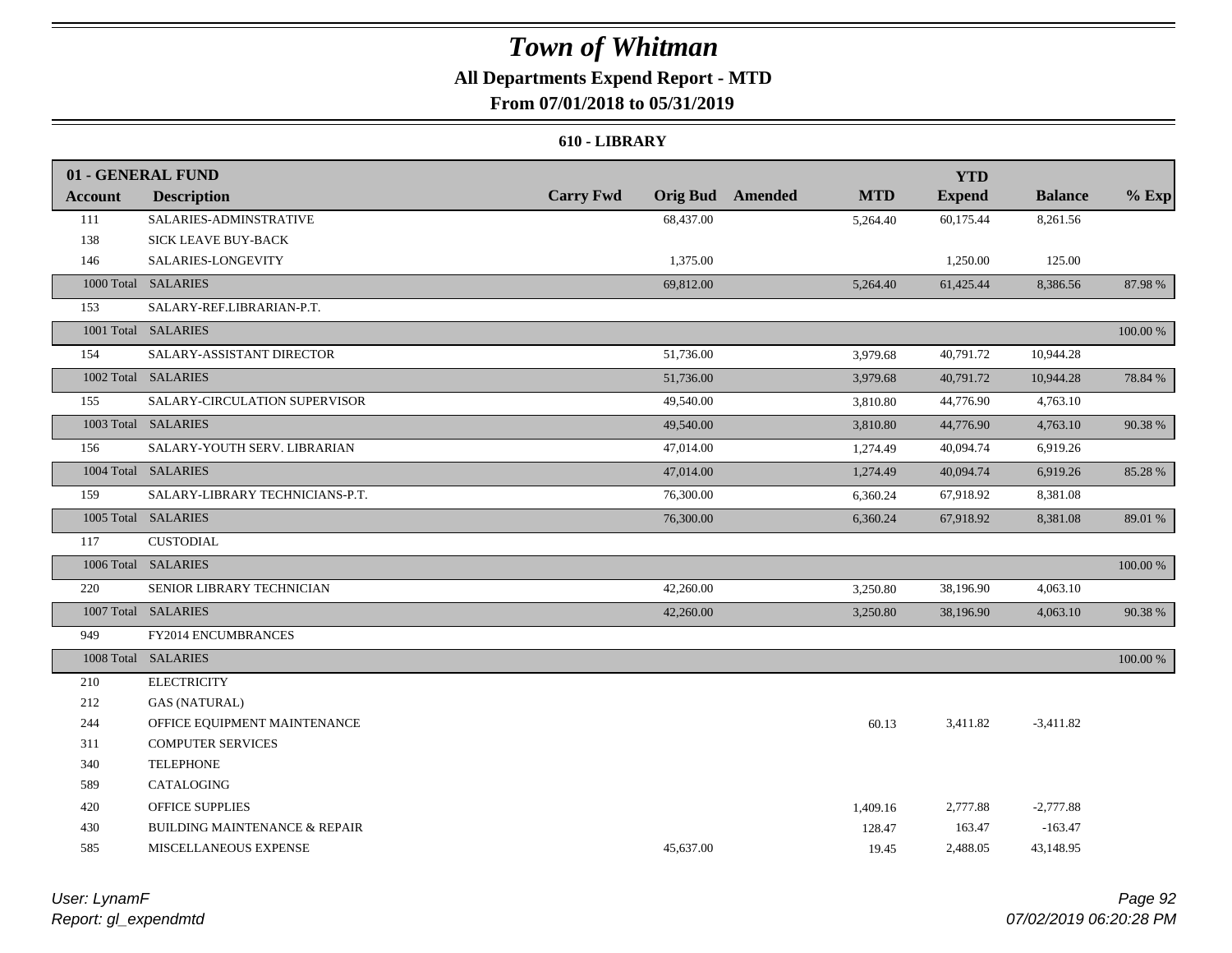# Town of Whitman

## All Departments Expend Report - MTD

### From 07/01/2018 to 05/31/2019

#### 610 - LIBRARY

| 01 - GENERAL FUND | | | | | | YTD | | |
|---|---|---|---|---|---|---|---|---|
| **Account** | **Description** | **Carry Fwd** | **Orig Bud** | **Amended** | **MTD** | **Expend** | **Balance** | **% Exp** |
| 111 | SALARIES-ADMINSTRATIVE | | 68,437.00 | | 5,264.40 | 60,175.44 | 8,261.56 | |
| 138 | SICK LEAVE BUY-BACK | | | | | | | |
| 146 | SALARIES-LONGEVITY | | 1,375.00 | | | 1,250.00 | 125.00 | |
| 1000 Total | SALARIES | | 69,812.00 | | 5,264.40 | 61,425.44 | 8,386.56 | 87.98 % |
| 153 | SALARY-REF.LIBRARIAN-P.T. | | | | | | | |
| 1001 Total | SALARIES | | | | | | | 100.00 % |
| 154 | SALARY-ASSISTANT DIRECTOR | | 51,736.00 | | 3,979.68 | 40,791.72 | 10,944.28 | |
| 1002 Total | SALARIES | | 51,736.00 | | 3,979.68 | 40,791.72 | 10,944.28 | 78.84 % |
| 155 | SALARY-CIRCULATION SUPERVISOR | | 49,540.00 | | 3,810.80 | 44,776.90 | 4,763.10 | |
| 1003 Total | SALARIES | | 49,540.00 | | 3,810.80 | 44,776.90 | 4,763.10 | 90.38 % |
| 156 | SALARY-YOUTH SERV. LIBRARIAN | | 47,014.00 | | 1,274.49 | 40,094.74 | 6,919.26 | |
| 1004 Total | SALARIES | | 47,014.00 | | 1,274.49 | 40,094.74 | 6,919.26 | 85.28 % |
| 159 | SALARY-LIBRARY TECHNICIANS-P.T. | | 76,300.00 | | 6,360.24 | 67,918.92 | 8,381.08 | |
| 1005 Total | SALARIES | | 76,300.00 | | 6,360.24 | 67,918.92 | 8,381.08 | 89.01 % |
| 117 | CUSTODIAL | | | | | | | |
| 1006 Total | SALARIES | | | | | | | 100.00 % |
| 220 | SENIOR LIBRARY TECHNICIAN | | 42,260.00 | | 3,250.80 | 38,196.90 | 4,063.10 | |
| 1007 Total | SALARIES | | 42,260.00 | | 3,250.80 | 38,196.90 | 4,063.10 | 90.38 % |
| 949 | FY2014 ENCUMBRANCES | | | | | | | |
| 1008 Total | SALARIES | | | | | | | 100.00 % |
| 210 | ELECTRICITY | | | | | | | |
| 212 | GAS (NATURAL) | | | | | | | |
| 244 | OFFICE EQUIPMENT MAINTENANCE | | | | 60.13 | 3,411.82 | -3,411.82 | |
| 311 | COMPUTER SERVICES | | | | | | | |
| 340 | TELEPHONE | | | | | | | |
| 589 | CATALOGING | | | | | | | |
| 420 | OFFICE SUPPLIES | | | | 1,409.16 | 2,777.88 | -2,777.88 | |
| 430 | BUILDING MAINTENANCE & REPAIR | | | | 128.47 | 163.47 | -163.47 | |
| 585 | MISCELLANEOUS EXPENSE | | 45,637.00 | | 19.45 | 2,488.05 | 43,148.95 | |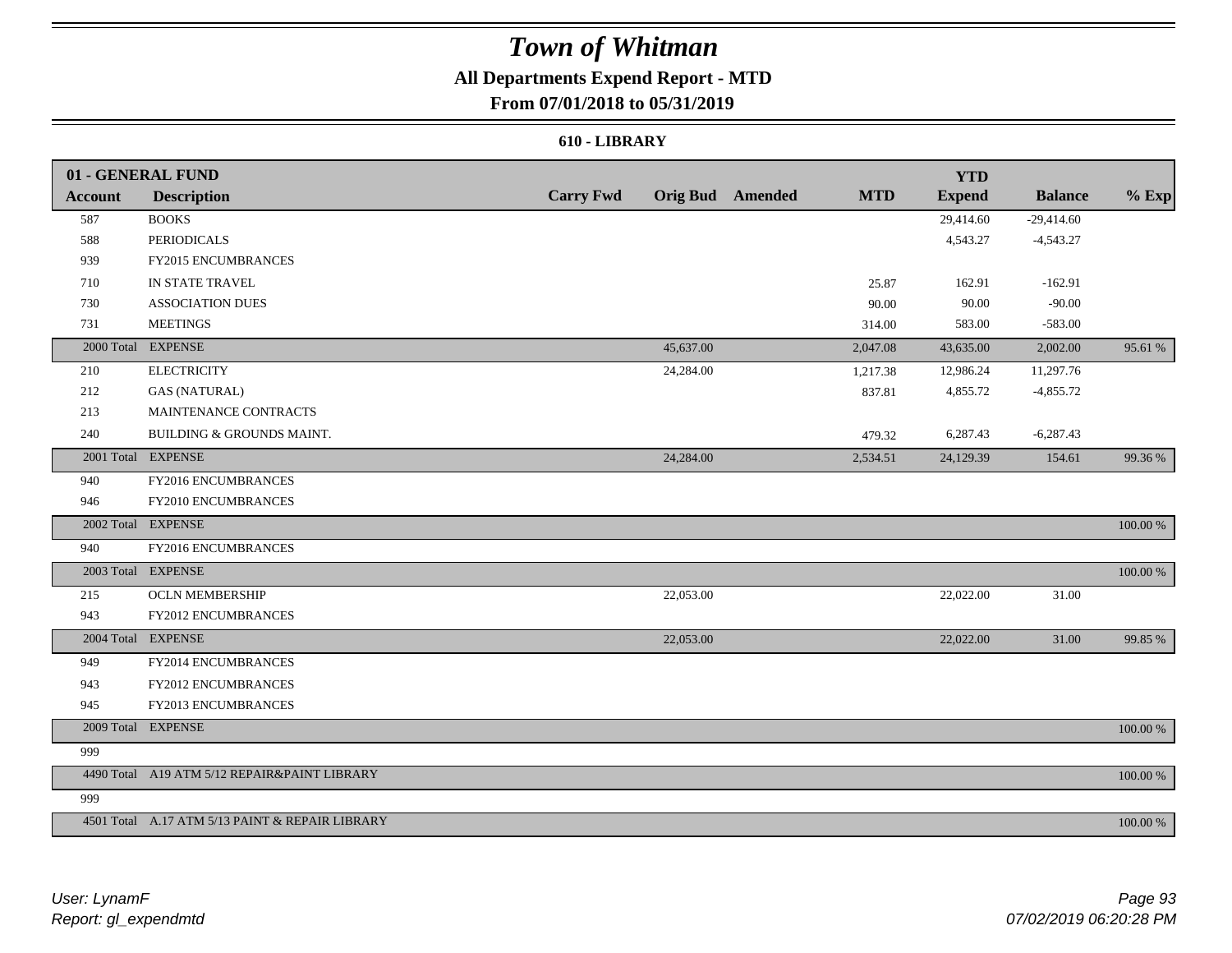# Town of Whitman

## All Departments Expend Report - MTD

### From 07/01/2018 to 05/31/2019

#### 610 - LIBRARY

| 01 - GENERAL FUND | | | | | | YTD | | |
|---|---|---|---|---|---|---|---|---|
| Account | Description | Carry Fwd | Orig Bud | Amended | MTD | Expend | Balance | % Exp |
| 587 | BOOKS | | | | | 29,414.60 | -29,414.60 | |
| 588 | PERIODICALS | | | | | 4,543.27 | -4,543.27 | |
| 939 | FY2015 ENCUMBRANCES | | | | | | | |
| 710 | IN STATE TRAVEL | | | | 25.87 | 162.91 | -162.91 | |
| 730 | ASSOCIATION DUES | | | | 90.00 | 90.00 | -90.00 | |
| 731 | MEETINGS | | | | 314.00 | 583.00 | -583.00 | |
| 2000 Total | EXPENSE | | 45,637.00 | | 2,047.08 | 43,635.00 | 2,002.00 | 95.61 % |
| 210 | ELECTRICITY | | 24,284.00 | | 1,217.38 | 12,986.24 | 11,297.76 | |
| 212 | GAS (NATURAL) | | | | 837.81 | 4,855.72 | -4,855.72 | |
| 213 | MAINTENANCE CONTRACTS | | | | | | | |
| 240 | BUILDING & GROUNDS MAINT. | | | | 479.32 | 6,287.43 | -6,287.43 | |
| 2001 Total | EXPENSE | | 24,284.00 | | 2,534.51 | 24,129.39 | 154.61 | 99.36 % |
| 940 | FY2016 ENCUMBRANCES | | | | | | | |
| 946 | FY2010 ENCUMBRANCES | | | | | | | |
| 2002 Total | EXPENSE | | | | | | | 100.00 % |
| 940 | FY2016 ENCUMBRANCES | | | | | | | |
| 2003 Total | EXPENSE | | | | | | | 100.00 % |
| 215 | OCLN MEMBERSHIP | | 22,053.00 | | | 22,022.00 | 31.00 | |
| 943 | FY2012 ENCUMBRANCES | | | | | | | |
| 2004 Total | EXPENSE | | 22,053.00 | | | 22,022.00 | 31.00 | 99.85 % |
| 949 | FY2014 ENCUMBRANCES | | | | | | | |
| 943 | FY2012 ENCUMBRANCES | | | | | | | |
| 945 | FY2013 ENCUMBRANCES | | | | | | | |
| 2009 Total | EXPENSE | | | | | | | 100.00 % |
| 999 | | | | | | | | |
| 4490 Total | A19 ATM 5/12 REPAIR&PAINT LIBRARY | | | | | | | 100.00 % |
| 999 | | | | | | | | |
| 4501 Total | A.17 ATM 5/13 PAINT & REPAIR LIBRARY | | | | | | | 100.00 % |

*User: LynamF*
*Report: gl_expendmtd*

*07/02/2019 06:20:28 PM*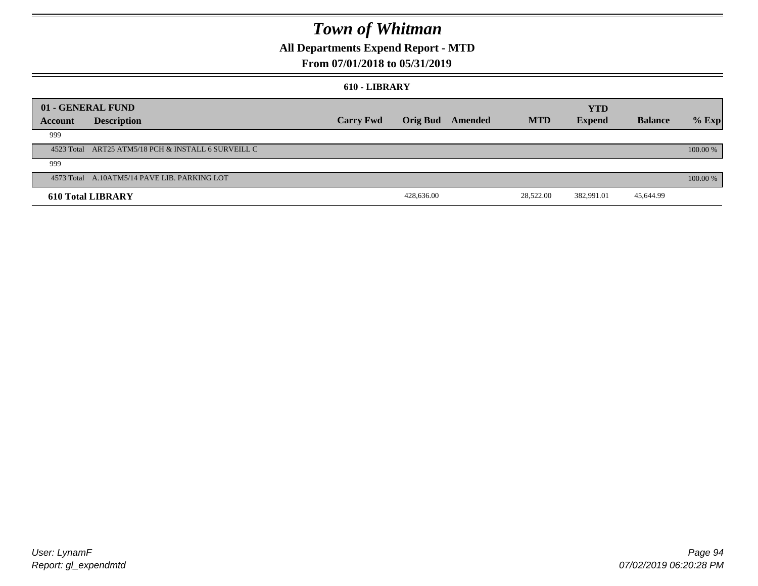# Town of Whitman

## All Departments Expend Report - MTD

### From 07/01/2018 to 05/31/2019

#### 610 - LIBRARY

| 01 - GENERAL FUND | | | | | | YTD | | |
|---|---|---|---|---|---|---|---|---|
| Account | Description | Carry Fwd | Orig Bud | Amended | MTD | Expend | Balance | % Exp |
| 999 | | | | | | | | |
| 4523 Total | ART25 ATM5/18 PCH & INSTALL 6 SURVEILL C | | | | | | | 100.00 % |
| 999 | | | | | | | | |
| 4573 Total | A.10ATM5/14 PAVE LIB. PARKING LOT | | | | | | | 100.00 % |
| **610 Total LIBRARY** | | | 428,636.00 | | 28,522.00 | 382,991.01 | 45,644.99 | |

User: LynamF
Report: gl_expendmtd

07/02/2019 06:20:28 PM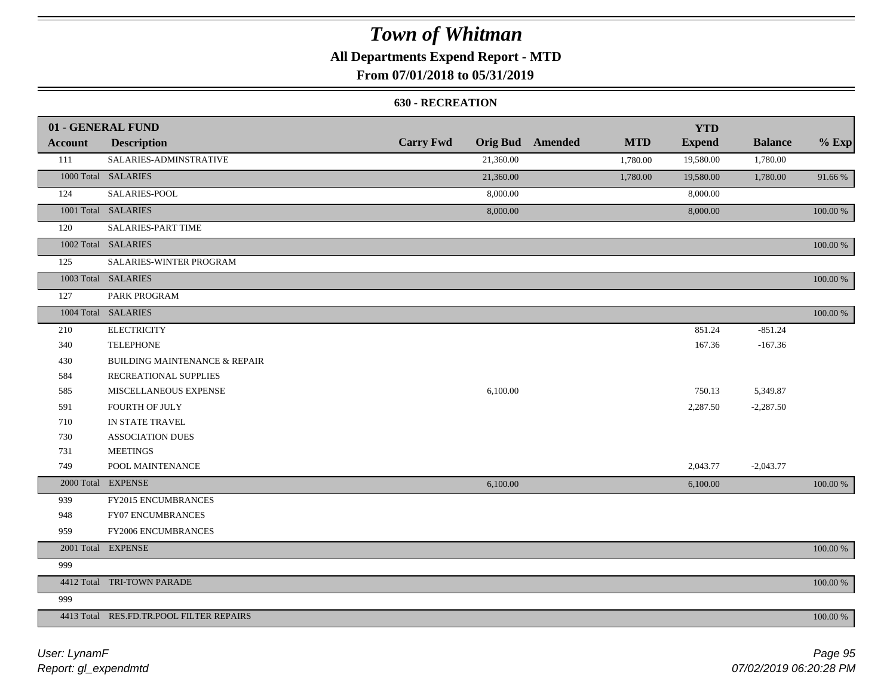# Town of Whitman

**All Departments Expend Report - MTD**

**From 07/01/2018 to 05/31/2019**

**630 - RECREATION**

| 01 - GENERAL FUND | | | | | | | | |
|---|---|---|---|---|---|---|---|---|
| **Account** | **Description** | **Carry Fwd** | **Orig Bud** | **Amended** | **MTD** | **YTD Expend** | **Balance** | **% Exp** |
| 111 | SALARIES-ADMINSTRATIVE | | 21,360.00 | | 1,780.00 | 19,580.00 | 1,780.00 | |
| 1000 Total | SALARIES | | 21,360.00 | | 1,780.00 | 19,580.00 | 1,780.00 | 91.66 % |
| 124 | SALARIES-POOL | | 8,000.00 | | | 8,000.00 | | |
| 1001 Total | SALARIES | | 8,000.00 | | | 8,000.00 | | 100.00 % |
| 120 | SALARIES-PART TIME | | | | | | | |
| 1002 Total | SALARIES | | | | | | | 100.00 % |
| 125 | SALARIES-WINTER PROGRAM | | | | | | | |
| 1003 Total | SALARIES | | | | | | | 100.00 % |
| 127 | PARK PROGRAM | | | | | | | |
| 1004 Total | SALARIES | | | | | | | 100.00 % |
| 210 | ELECTRICITY | | | | | 851.24 | -851.24 | |
| 340 | TELEPHONE | | | | | 167.36 | -167.36 | |
| 430 | BUILDING MAINTENANCE & REPAIR | | | | | | | |
| 584 | RECREATIONAL SUPPLIES | | | | | | | |
| 585 | MISCELLANEOUS EXPENSE | | 6,100.00 | | | 750.13 | 5,349.87 | |
| 591 | FOURTH OF JULY | | | | | 2,287.50 | -2,287.50 | |
| 710 | IN STATE TRAVEL | | | | | | | |
| 730 | ASSOCIATION DUES | | | | | | | |
| 731 | MEETINGS | | | | | | | |
| 749 | POOL MAINTENANCE | | | | | 2,043.77 | -2,043.77 | |
| 2000 Total | EXPENSE | | 6,100.00 | | | 6,100.00 | | 100.00 % |
| 939 | FY2015 ENCUMBRANCES | | | | | | | |
| 948 | FY07 ENCUMBRANCES | | | | | | | |
| 959 | FY2006 ENCUMBRANCES | | | | | | | |
| 2001 Total | EXPENSE | | | | | | | 100.00 % |
| 999 | | | | | | | | |
| 4412 Total | TRI-TOWN PARADE | | | | | | | 100.00 % |
| 999 | | | | | | | | |
| 4413 Total | RES.FD.TR.POOL FILTER REPAIRS | | | | | | | 100.00 % |

*User: LynamF*
*Report: gl_expendmtd*

*07/02/2019 06:20:28 PM*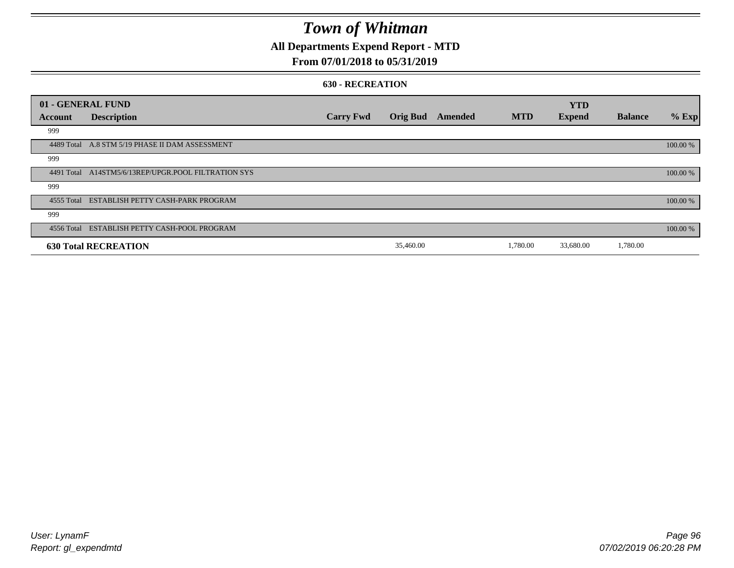# Town of Whitman

## All Departments Expend Report - MTD

### From 07/01/2018 to 05/31/2019

#### 630 - RECREATION

| 01 - GENERAL FUND | | | | | | YTD | | |
|---|---|---|---|---|---|---|---|---|
| **Account** | **Description** | **Carry Fwd** | **Orig Bud** | **Amended** | **MTD** | **Expend** | **Balance** | **% Exp** |
| 999 | | | | | | | | |
| 4489 Total | A.8 STM 5/19 PHASE II DAM ASSESSMENT | | | | | | | 100.00 % |
| 999 | | | | | | | | |
| 4491 Total | A14STM5/6/13REP/UPGR.POOL FILTRATION SYS | | | | | | | 100.00 % |
| 999 | | | | | | | | |
| 4555 Total | ESTABLISH PETTY CASH-PARK PROGRAM | | | | | | | 100.00 % |
| 999 | | | | | | | | |
| 4556 Total | ESTABLISH PETTY CASH-POOL PROGRAM | | | | | | | 100.00 % |
| **630 Total RECREATION** | | | 35,460.00 | | 1,780.00 | 33,680.00 | 1,780.00 | |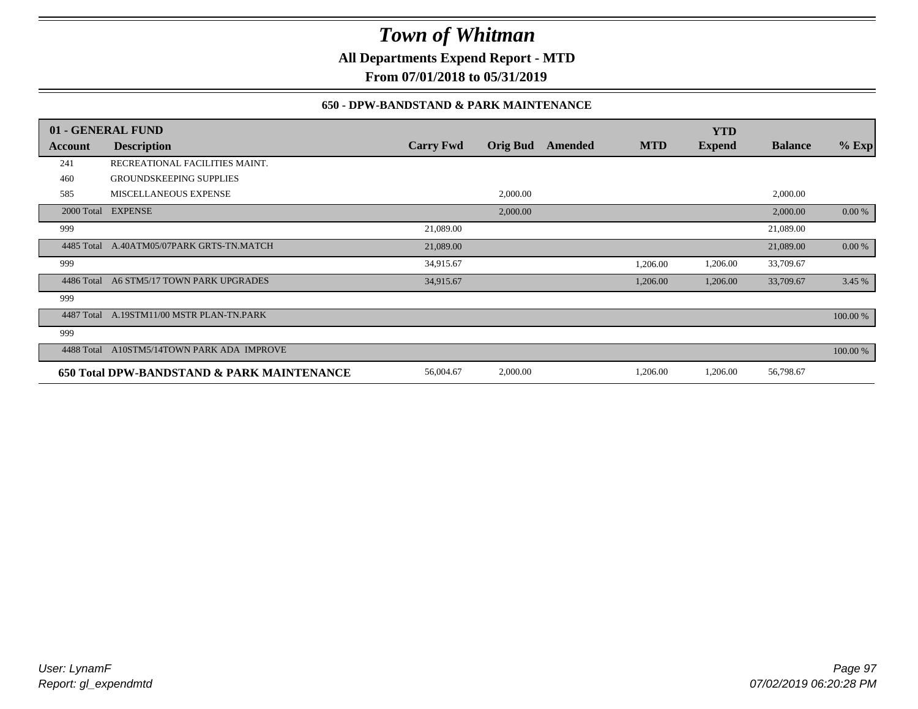# Town of Whitman

**All Departments Expend Report - MTD**

**From 07/01/2018 to 05/31/2019**

### 650 - DPW-BANDSTAND & PARK MAINTENANCE

| 01 - GENERAL FUND | | | | | | YTD | | |
|---|---|---|---|---|---|---|---|---|
| **Account** | **Description** | **Carry Fwd** | **Orig Bud** | **Amended** | **MTD** | **Expend** | **Balance** | **% Exp** |
| 241 | RECREATIONAL FACILITIES MAINT. | | | | | | | |
| 460 | GROUNDSKEEPING SUPPLIES | | | | | | | |
| 585 | MISCELLANEOUS EXPENSE | | 2,000.00 | | | | 2,000.00 | |
| 2000 Total | EXPENSE | | 2,000.00 | | | | 2,000.00 | 0.00 % |
| 999 | | 21,089.00 | | | | | 21,089.00 | |
| 4485 Total | A.40ATM05/07PARK GRTS-TN.MATCH | 21,089.00 | | | | | 21,089.00 | 0.00 % |
| 999 | | 34,915.67 | | | 1,206.00 | 1,206.00 | 33,709.67 | |
| 4486 Total | A6 STM5/17 TOWN PARK UPGRADES | 34,915.67 | | | 1,206.00 | 1,206.00 | 33,709.67 | 3.45 % |
| 999 | | | | | | | | |
| 4487 Total | A.19STM11/00 MSTR PLAN-TN.PARK | | | | | | | 100.00 % |
| 999 | | | | | | | | |
| 4488 Total | A10STM5/14TOWN PARK ADA IMPROVE | | | | | | | 100.00 % |
| **650 Total DPW-BANDSTAND & PARK MAINTENANCE** | | 56,004.67 | 2,000.00 | | 1,206.00 | 1,206.00 | 56,798.67 | |

*User: LynamF*
*Report: gl_expendmtd*

*07/02/2019 06:20:28 PM*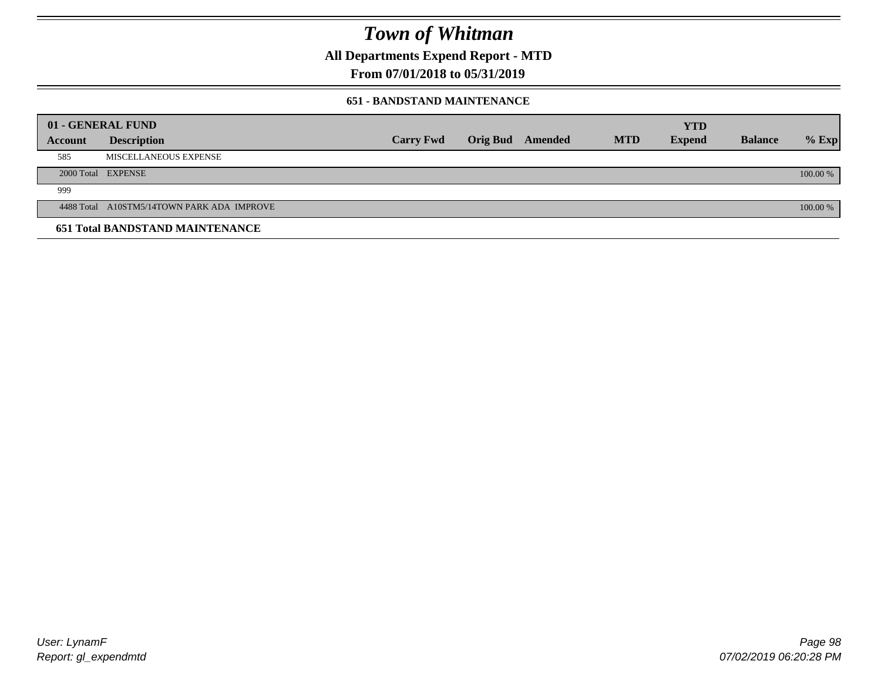# Town of Whitman

**All Departments Expend Report - MTD**

**From 07/01/2018 to 05/31/2019**

**651 - BANDSTAND MAINTENANCE**

| 01 - GENERAL FUND | | | | | | | | |
|---|---|---|---|---|---|---|---|---|
| **Account** | **Description** | **Carry Fwd** | **Orig Bud** | **Amended** | **MTD** | **YTD Expend** | **Balance** | **% Exp** |
| 585 | MISCELLANEOUS EXPENSE | | | | | | | |
| 2000 Total | EXPENSE | | | | | | | 100.00 % |
| 999 | | | | | | | | |
| 4488 Total | A10STM5/14TOWN PARK ADA IMPROVE | | | | | | | 100.00 % |
| **651 Total BANDSTAND MAINTENANCE** | | | | | | | | |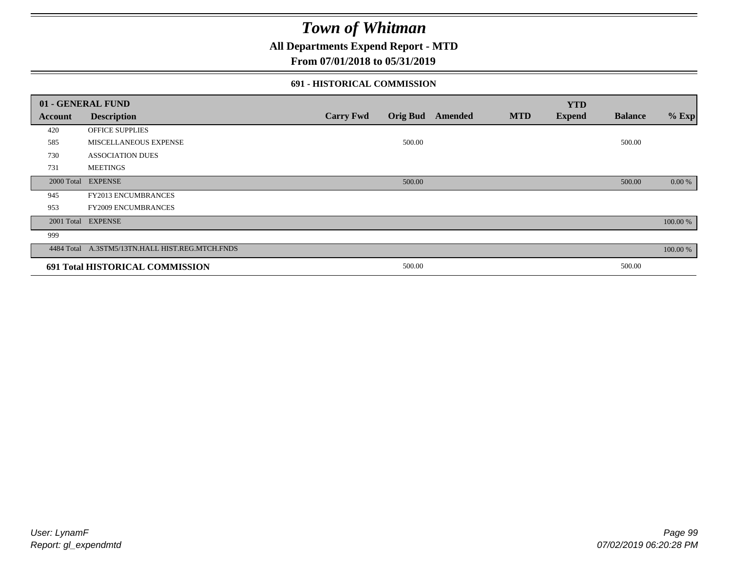# Town of Whitman

## All Departments Expend Report - MTD

## From 07/01/2018 to 05/31/2019

### 691 - HISTORICAL COMMISSION

| 01 - GENERAL FUND | | | | | | YTD | | |
|---|---|---|---|---|---|---|---|---|
| **Account** | **Description** | **Carry Fwd** | **Orig Bud** | **Amended** | **MTD** | **Expend** | **Balance** | **% Exp** |
| 420 | OFFICE SUPPLIES | | | | | | | |
| 585 | MISCELLANEOUS EXPENSE | | 500.00 | | | | 500.00 | |
| 730 | ASSOCIATION DUES | | | | | | | |
| 731 | MEETINGS | | | | | | | |
| 2000 Total | EXPENSE | | 500.00 | | | | 500.00 | 0.00 % |
| 945 | FY2013 ENCUMBRANCES | | | | | | | |
| 953 | FY2009 ENCUMBRANCES | | | | | | | |
| 2001 Total | EXPENSE | | | | | | | 100.00 % |
| 999 | | | | | | | | |
| 4484 Total | A.3STM5/13TN.HALL HIST.REG.MTCH.FNDS | | | | | | | 100.00 % |
| **691 Total HISTORICAL COMMISSION** | | | 500.00 | | | | 500.00 | |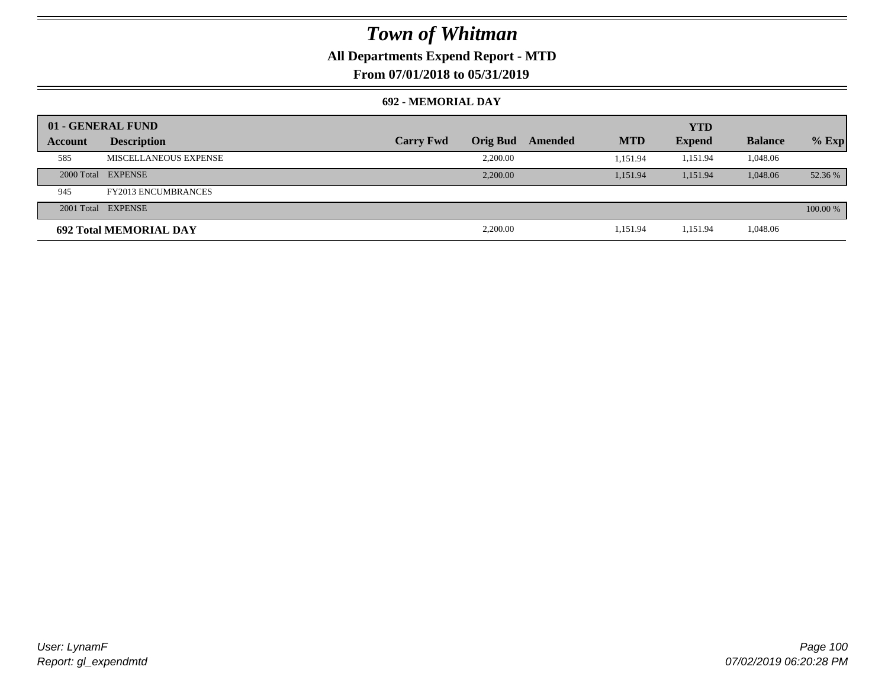# Town of Whitman

**All Departments Expend Report - MTD**

**From 07/01/2018 to 05/31/2019**

**692 - MEMORIAL DAY**

| 01 - GENERAL FUND | | | | | | YTD | | |
|---|---|---|---|---|---|---|---|---|
| Account | Description | Carry Fwd | Orig Bud | Amended | MTD | Expend | Balance | % Exp |
| 585 | MISCELLANEOUS EXPENSE | | 2,200.00 | | 1,151.94 | 1,151.94 | 1,048.06 | |
| 2000 Total | EXPENSE | | 2,200.00 | | 1,151.94 | 1,151.94 | 1,048.06 | 52.36 % |
| 945 | FY2013 ENCUMBRANCES | | | | | | | |
| 2001 Total | EXPENSE | | | | | | | 100.00 % |
| **692 Total MEMORIAL DAY** | | | 2,200.00 | | 1,151.94 | 1,151.94 | 1,048.06 | |

User: LynamF
Report: gl_expendmtd

07/02/2019 06:20:28 PM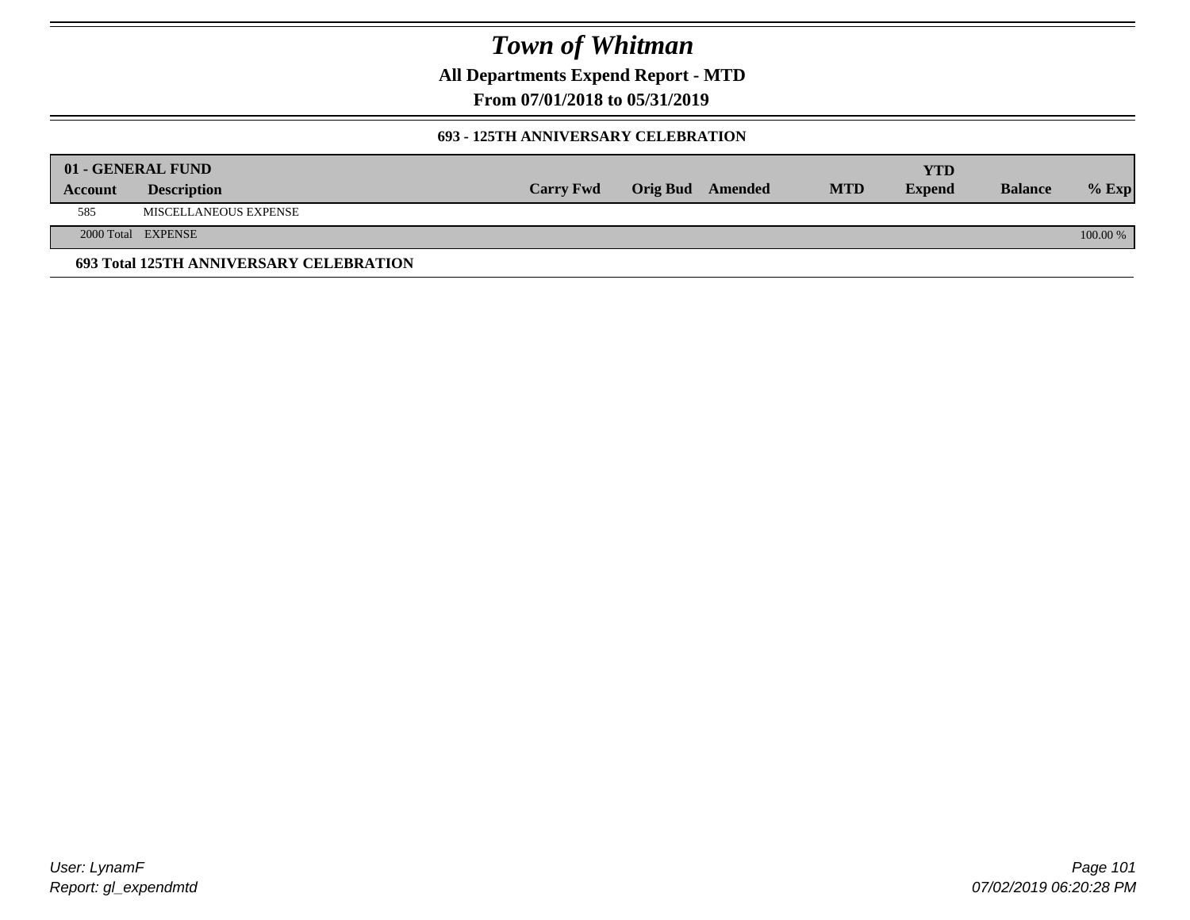# Town of Whitman

**All Departments Expend Report - MTD**

**From 07/01/2018 to 05/31/2019**

### 693 - 125TH ANNIVERSARY CELEBRATION

| 01 - GENERAL FUND | | | | | | | | |
|---|---|---|---|---|---|---|---|---|
| **Account** | **Description** | **Carry Fwd** | **Orig Bud** | **Amended** | **MTD** | **YTD Expend** | **Balance** | **% Exp** |
| 585 | MISCELLANEOUS EXPENSE | | | | | | | |
| 2000 Total | EXPENSE | | | | | | | 100.00 % |

**693 Total 125TH ANNIVERSARY CELEBRATION**

User: LynamF
Report: gl_expendmtd

07/02/2019 06:20:28 PM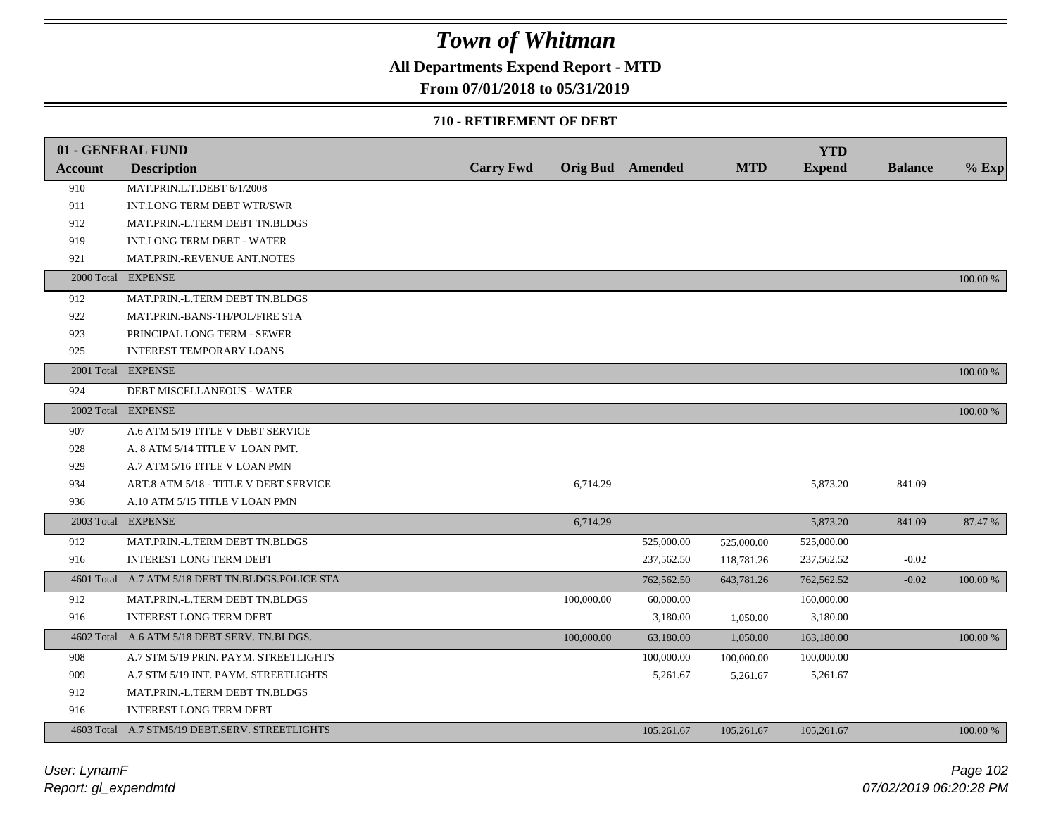# Town of Whitman

## All Departments Expend Report - MTD

## From 07/01/2018 to 05/31/2019

### 710 - RETIREMENT OF DEBT

| 01 - GENERAL FUND | | | | | | YTD | | |
|---|---|---|---|---|---|---|---|---|
| Account | Description | Carry Fwd | Orig Bud | Amended | MTD | Expend | Balance | % Exp |
| 910 | MAT.PRIN.L.T.DEBT 6/1/2008 | | | | | | | |
| 911 | INT.LONG TERM DEBT WTR/SWR | | | | | | | |
| 912 | MAT.PRIN.-L.TERM DEBT TN.BLDGS | | | | | | | |
| 919 | INT.LONG TERM DEBT - WATER | | | | | | | |
| 921 | MAT.PRIN.-REVENUE ANT.NOTES | | | | | | | |
| 2000 Total | EXPENSE | | | | | | | 100.00 % |
| 912 | MAT.PRIN.-L.TERM DEBT TN.BLDGS | | | | | | | |
| 922 | MAT.PRIN.-BANS-TH/POL/FIRE STA | | | | | | | |
| 923 | PRINCIPAL LONG TERM - SEWER | | | | | | | |
| 925 | INTEREST TEMPORARY LOANS | | | | | | | |
| 2001 Total | EXPENSE | | | | | | | 100.00 % |
| 924 | DEBT MISCELLANEOUS - WATER | | | | | | | |
| 2002 Total | EXPENSE | | | | | | | 100.00 % |
| 907 | A.6 ATM 5/19 TITLE V DEBT SERVICE | | | | | | | |
| 928 | A. 8 ATM 5/14 TITLE V LOAN PMT. | | | | | | | |
| 929 | A.7 ATM 5/16 TITLE V LOAN PMN | | | | | | | |
| 934 | ART.8 ATM 5/18 - TITLE V DEBT SERVICE | | 6,714.29 | | | 5,873.20 | 841.09 | |
| 936 | A.10 ATM 5/15 TITLE V LOAN PMN | | | | | | | |
| 2003 Total | EXPENSE | | 6,714.29 | | | 5,873.20 | 841.09 | 87.47 % |
| 912 | MAT.PRIN.-L.TERM DEBT TN.BLDGS | | | 525,000.00 | 525,000.00 | 525,000.00 | | |
| 916 | INTEREST LONG TERM DEBT | | | 237,562.50 | 118,781.26 | 237,562.52 | -0.02 | |
| 4601 Total | A.7 ATM 5/18 DEBT TN.BLDGS.POLICE STA | | | 762,562.50 | 643,781.26 | 762,562.52 | -0.02 | 100.00 % |
| 912 | MAT.PRIN.-L.TERM DEBT TN.BLDGS | | 100,000.00 | 60,000.00 | | 160,000.00 | | |
| 916 | INTEREST LONG TERM DEBT | | | 3,180.00 | 1,050.00 | 3,180.00 | | |
| 4602 Total | A.6 ATM 5/18 DEBT SERV. TN.BLDGS. | | 100,000.00 | 63,180.00 | 1,050.00 | 163,180.00 | | 100.00 % |
| 908 | A.7 STM 5/19 PRIN. PAYM. STREETLIGHTS | | | 100,000.00 | 100,000.00 | 100,000.00 | | |
| 909 | A.7 STM 5/19 INT. PAYM. STREETLIGHTS | | | 5,261.67 | 5,261.67 | 5,261.67 | | |
| 912 | MAT.PRIN.-L.TERM DEBT TN.BLDGS | | | | | | | |
| 916 | INTEREST LONG TERM DEBT | | | | | | | |
| 4603 Total | A.7 STM5/19 DEBT.SERV. STREETLIGHTS | | | 105,261.67 | 105,261.67 | 105,261.67 | | 100.00 % |

User: LynamF
Report: gl_expendmtd

07/02/2019 06:20:28 PM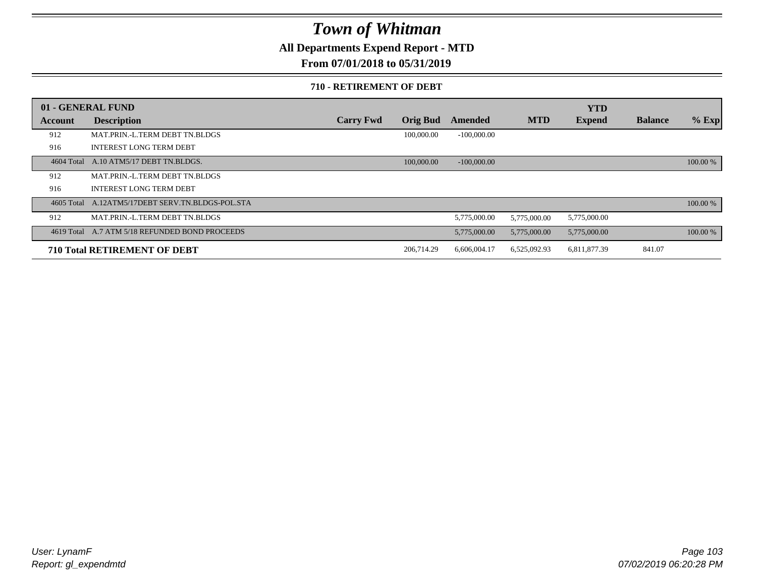# Town of Whitman

## All Departments Expend Report - MTD

## From 07/01/2018 to 05/31/2019

### 710 - RETIREMENT OF DEBT

| 01 - GENERAL FUND | | | | | | YTD | | |
|---|---|---|---|---|---|---|---|---|
| Account | Description | Carry Fwd | Orig Bud | Amended | MTD | Expend | Balance | % Exp |
| 912 | MAT.PRIN.-L.TERM DEBT TN.BLDGS | | 100,000.00 | -100,000.00 | | | | |
| 916 | INTEREST LONG TERM DEBT | | | | | | | |
| 4604 Total | A.10 ATM5/17 DEBT TN.BLDGS. | | 100,000.00 | -100,000.00 | | | | 100.00 % |
| 912 | MAT.PRIN.-L.TERM DEBT TN.BLDGS | | | | | | | |
| 916 | INTEREST LONG TERM DEBT | | | | | | | |
| 4605 Total | A.12ATM5/17DEBT SERV.TN.BLDGS-POL.STA | | | | | | | 100.00 % |
| 912 | MAT.PRIN.-L.TERM DEBT TN.BLDGS | | | 5,775,000.00 | 5,775,000.00 | 5,775,000.00 | | |
| 4619 Total | A.7 ATM 5/18 REFUNDED BOND PROCEEDS | | | 5,775,000.00 | 5,775,000.00 | 5,775,000.00 | | 100.00 % |
| **710 Total RETIREMENT OF DEBT** | | | 206,714.29 | 6,606,004.17 | 6,525,092.93 | 6,811,877.39 | 841.07 | |

*User: LynamF*
*Report: gl_expendmtd*

*07/02/2019 06:20:28 PM*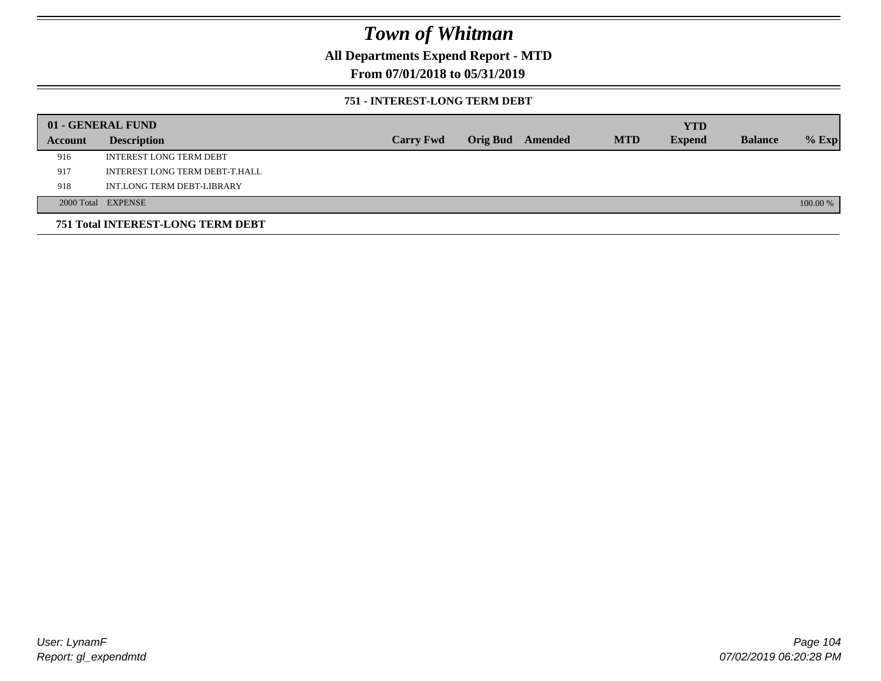# Town of Whitman

## All Departments Expend Report - MTD

### From 07/01/2018 to 05/31/2019

#### 751 - INTEREST-LONG TERM DEBT

| 01 - GENERAL FUND | | | | | | YTD | | |
|---|---|---|---|---|---|---|---|---|
| **Account** | **Description** | **Carry Fwd** | **Orig Bud** | **Amended** | **MTD** | **Expend** | **Balance** | **% Exp** |
| 916 | INTEREST LONG TERM DEBT | | | | | | | |
| 917 | INTEREST LONG TERM DEBT-T.HALL | | | | | | | |
| 918 | INT.LONG TERM DEBT-LIBRARY | | | | | | | |
| 2000 Total | EXPENSE | | | | | | | 100.00 % |

**751 Total INTEREST-LONG TERM DEBT**

User: LynamF
Report: gl_expendmtd

07/02/2019 06:20:28 PM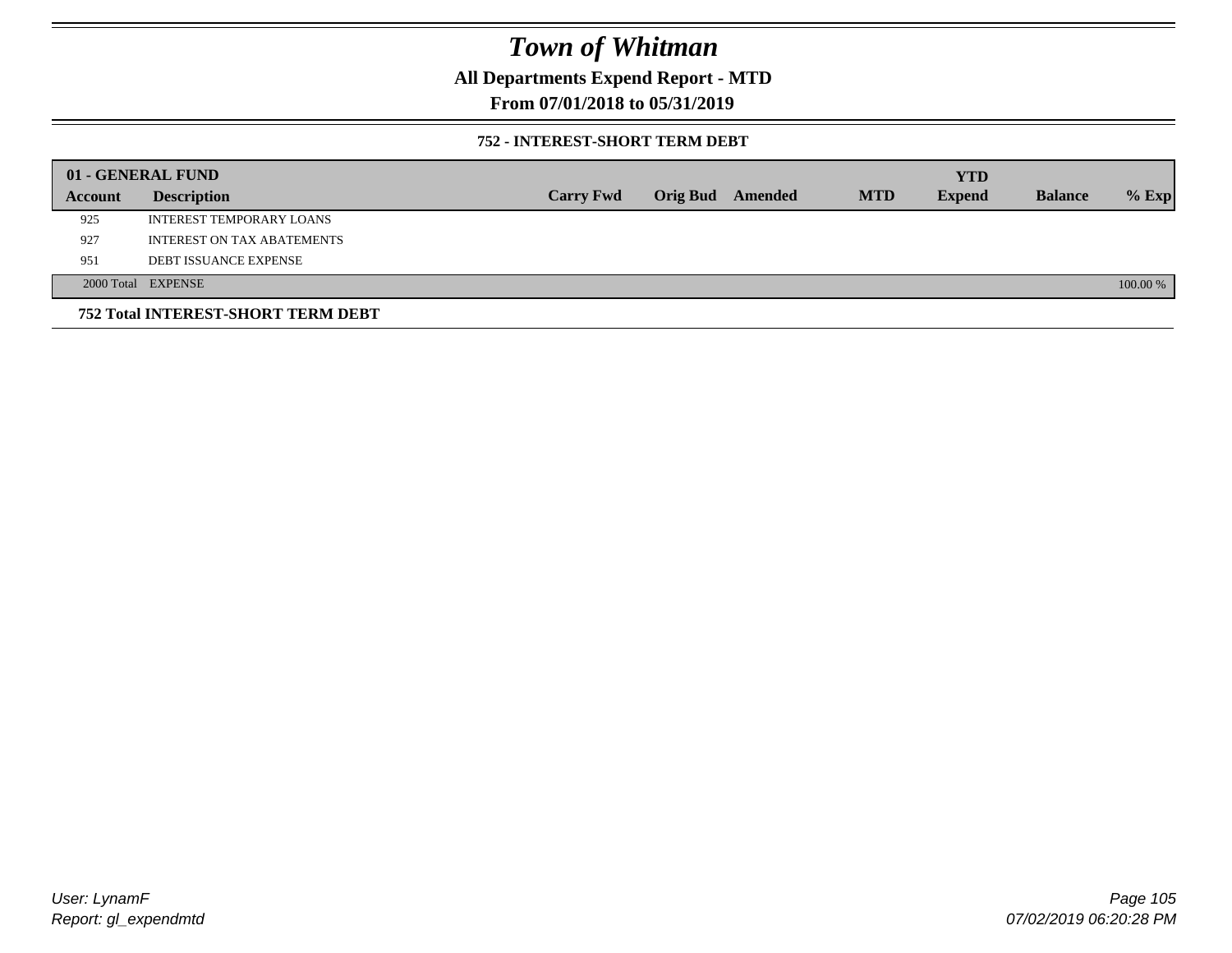# Town of Whitman

## All Departments Expend Report - MTD

## From 07/01/2018 to 05/31/2019

### 752 - INTEREST-SHORT TERM DEBT

| 01 - GENERAL FUND | | | | | | YTD | | |
|---|---|---|---|---|---|---|---|---|
| Account | Description | Carry Fwd | Orig Bud | Amended | MTD | Expend | Balance | % Exp |
| 925 | INTEREST TEMPORARY LOANS | | | | | | | |
| 927 | INTEREST ON TAX ABATEMENTS | | | | | | | |
| 951 | DEBT ISSUANCE EXPENSE | | | | | | | |
| 2000 Total | EXPENSE | | | | | | | 100.00 % |

**752 Total INTEREST-SHORT TERM DEBT**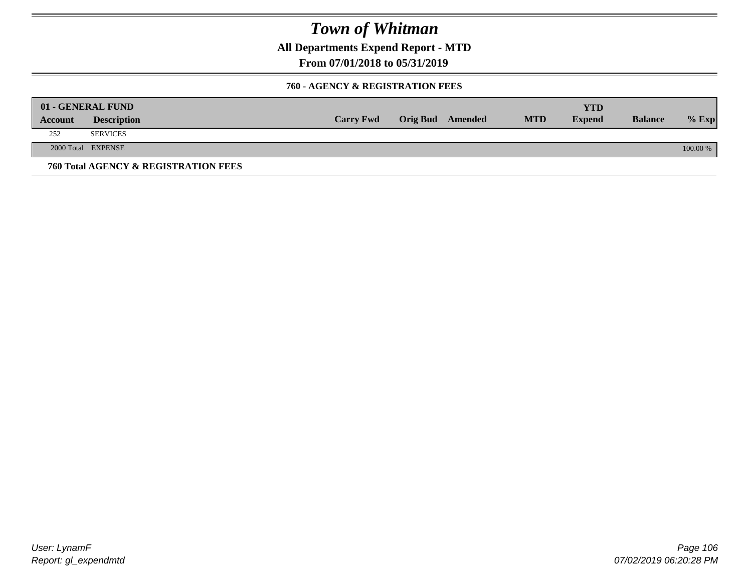# Town of Whitman

**All Departments Expend Report - MTD**

**From 07/01/2018 to 05/31/2019**

### 760 - AGENCY & REGISTRATION FEES

| 01 - GENERAL FUND | | | | | | YTD | | |
|---|---|---|---|---|---|---|---|---|
| Account | Description | Carry Fwd | Orig Bud | Amended | MTD | Expend | Balance | % Exp |
| 252 | SERVICES | | | | | | | |
| 2000 Total | EXPENSE | | | | | | | 100.00 % |

**760 Total AGENCY & REGISTRATION FEES**

User: LynamF
Report: gl_expendmtd

07/02/2019 06:20:28 PM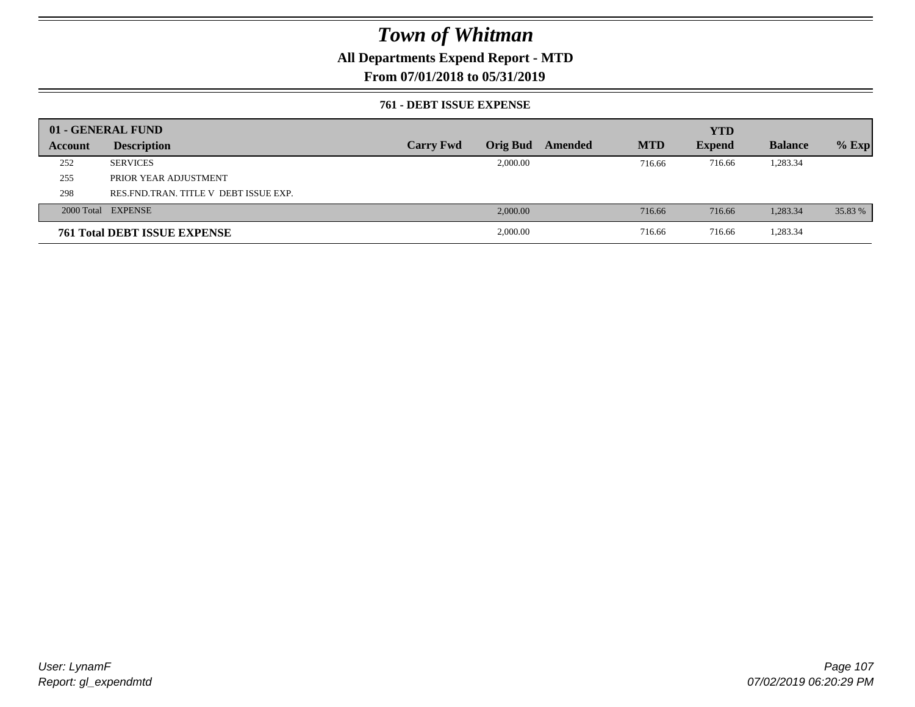# Town of Whitman

## All Departments Expend Report - MTD

## From 07/01/2018 to 05/31/2019

### 761 - DEBT ISSUE EXPENSE

| 01 - GENERAL FUND | | | | | | YTD | | |
|---|---|---|---|---|---|---|---|---|
| Account | Description | Carry Fwd | Orig Bud | Amended | MTD | Expend | Balance | % Exp |
| 252 | SERVICES | | 2,000.00 | | 716.66 | 716.66 | 1,283.34 | |
| 255 | PRIOR YEAR ADJUSTMENT | | | | | | | |
| 298 | RES.FND.TRAN. TITLE V DEBT ISSUE EXP. | | | | | | | |
| 2000 Total | EXPENSE | | 2,000.00 | | 716.66 | 716.66 | 1,283.34 | 35.83 % |
| **761 Total DEBT ISSUE EXPENSE** | | | 2,000.00 | | 716.66 | 716.66 | 1,283.34 | |

User: LynamF
Report: gl_expendmtd

07/02/2019 06:20:29 PM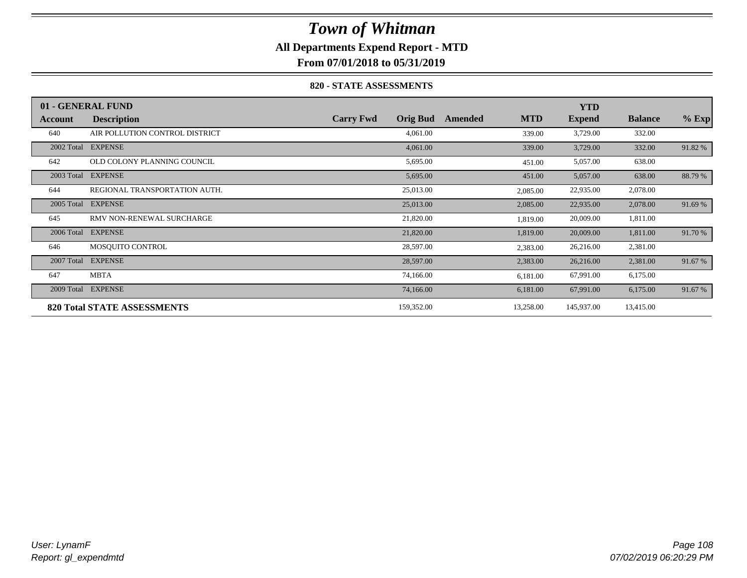# Town of Whitman

**All Departments Expend Report - MTD**

**From 07/01/2018 to 05/31/2019**

### 820 - STATE ASSESSMENTS

| 01 - GENERAL FUND | | | | | | YTD | | |
|---|---|---|---|---|---|---|---|---|
| **Account** | **Description** | **Carry Fwd** | **Orig Bud** | **Amended** | **MTD** | **Expend** | **Balance** | **% Exp** |
| 640 | AIR POLLUTION CONTROL DISTRICT | | 4,061.00 | | 339.00 | 3,729.00 | 332.00 | |
| 2002 Total | EXPENSE | | 4,061.00 | | 339.00 | 3,729.00 | 332.00 | 91.82 % |
| 642 | OLD COLONY PLANNING COUNCIL | | 5,695.00 | | 451.00 | 5,057.00 | 638.00 | |
| 2003 Total | EXPENSE | | 5,695.00 | | 451.00 | 5,057.00 | 638.00 | 88.79 % |
| 644 | REGIONAL TRANSPORTATION AUTH. | | 25,013.00 | | 2,085.00 | 22,935.00 | 2,078.00 | |
| 2005 Total | EXPENSE | | 25,013.00 | | 2,085.00 | 22,935.00 | 2,078.00 | 91.69 % |
| 645 | RMV NON-RENEWAL SURCHARGE | | 21,820.00 | | 1,819.00 | 20,009.00 | 1,811.00 | |
| 2006 Total | EXPENSE | | 21,820.00 | | 1,819.00 | 20,009.00 | 1,811.00 | 91.70 % |
| 646 | MOSQUITO CONTROL | | 28,597.00 | | 2,383.00 | 26,216.00 | 2,381.00 | |
| 2007 Total | EXPENSE | | 28,597.00 | | 2,383.00 | 26,216.00 | 2,381.00 | 91.67 % |
| 647 | MBTA | | 74,166.00 | | 6,181.00 | 67,991.00 | 6,175.00 | |
| 2009 Total | EXPENSE | | 74,166.00 | | 6,181.00 | 67,991.00 | 6,175.00 | 91.67 % |
| **820 Total STATE ASSESSMENTS** | | | 159,352.00 | | 13,258.00 | 145,937.00 | 13,415.00 | |

*User: LynamF*
*Report: gl_expendmtd*

*07/02/2019 06:20:29 PM*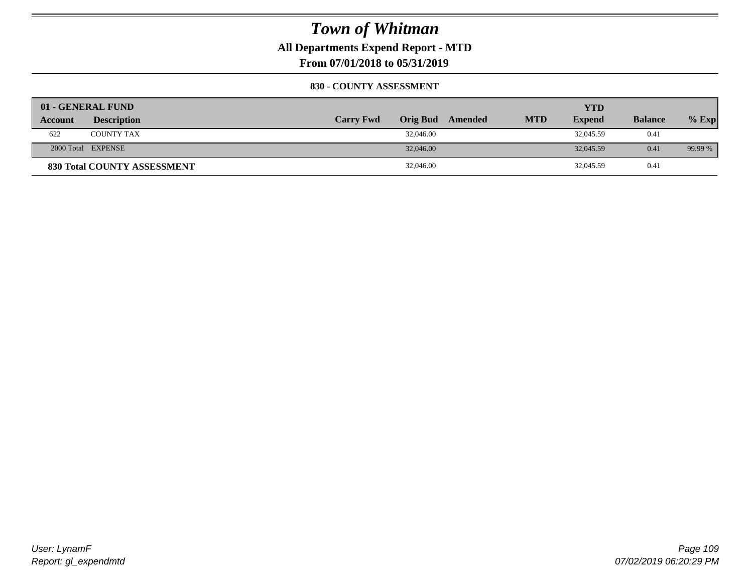# Town of Whitman

**All Departments Expend Report - MTD**

**From 07/01/2018 to 05/31/2019**

**830 - COUNTY ASSESSMENT**

| 01 - GENERAL FUND | | | | | | YTD | | |
|---|---|---|---|---|---|---|---|---|
| **Account** | **Description** | **Carry Fwd** | **Orig Bud** | **Amended** | **MTD** | **Expend** | **Balance** | **% Exp** |
| 622 | COUNTY TAX | | 32,046.00 | | | 32,045.59 | 0.41 | |
| 2000 Total | EXPENSE | | 32,046.00 | | | 32,045.59 | 0.41 | 99.99 % |
| **830 Total COUNTY ASSESSMENT** | | | 32,046.00 | | | 32,045.59 | 0.41 | |

*User: LynamF*
*Report: gl_expendmtd*

*07/02/2019 06:20:29 PM*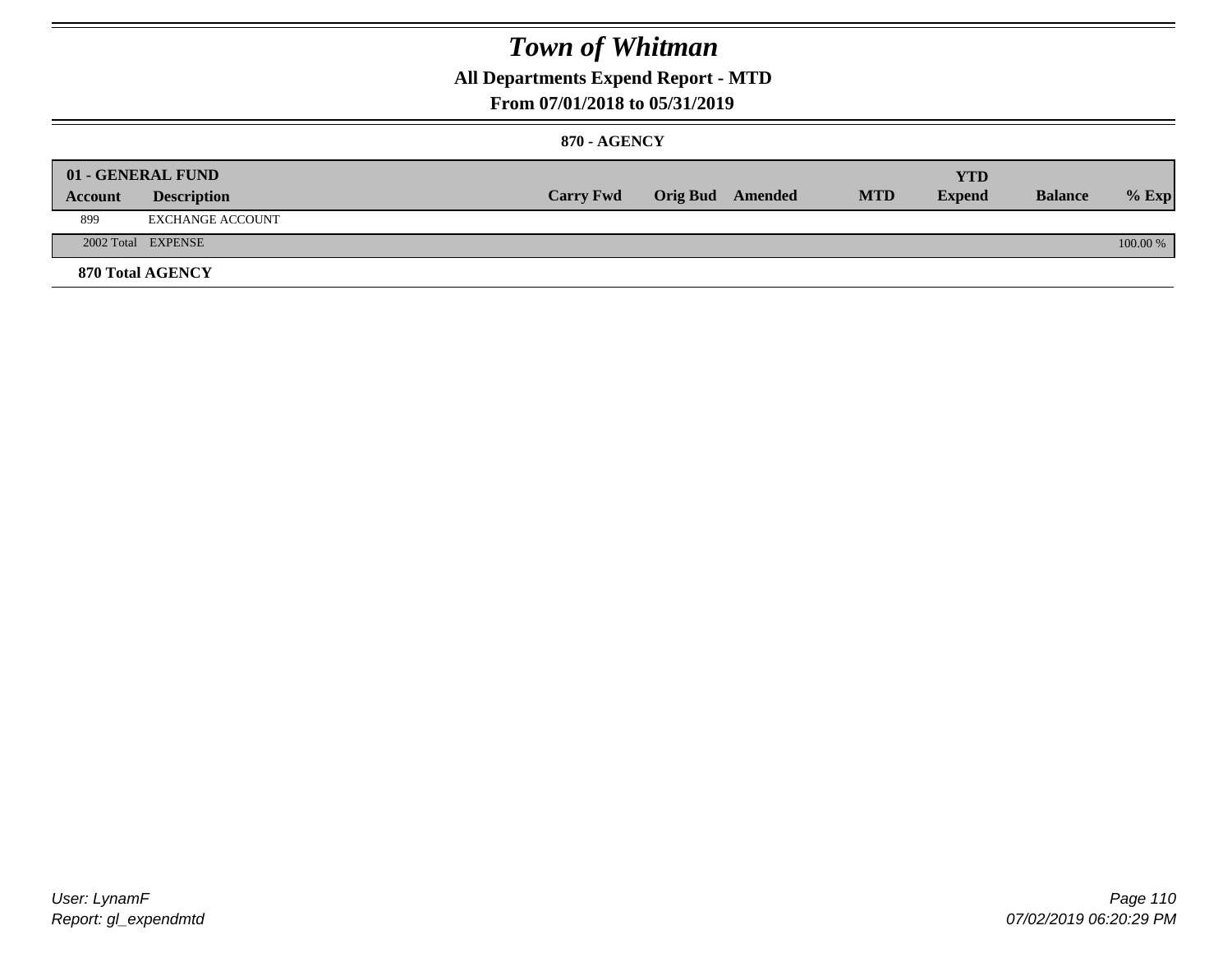# *Town of Whitman*

## All Departments Expend Report - MTD

## From 07/01/2018 to 05/31/2019

### 870 - AGENCY

| 01 - GENERAL FUND | | | | | | | | |
|---|---|---|---|---|---|---|---|---|
| **Account** | **Description** | **Carry Fwd** | **Orig Bud** | **Amended** | **MTD** | **YTD Expend** | **Balance** | **% Exp** |
| 899 | EXCHANGE ACCOUNT | | | | | | | |
| 2002 Total | EXPENSE | | | | | | | 100.00 % |

**870 Total AGENCY**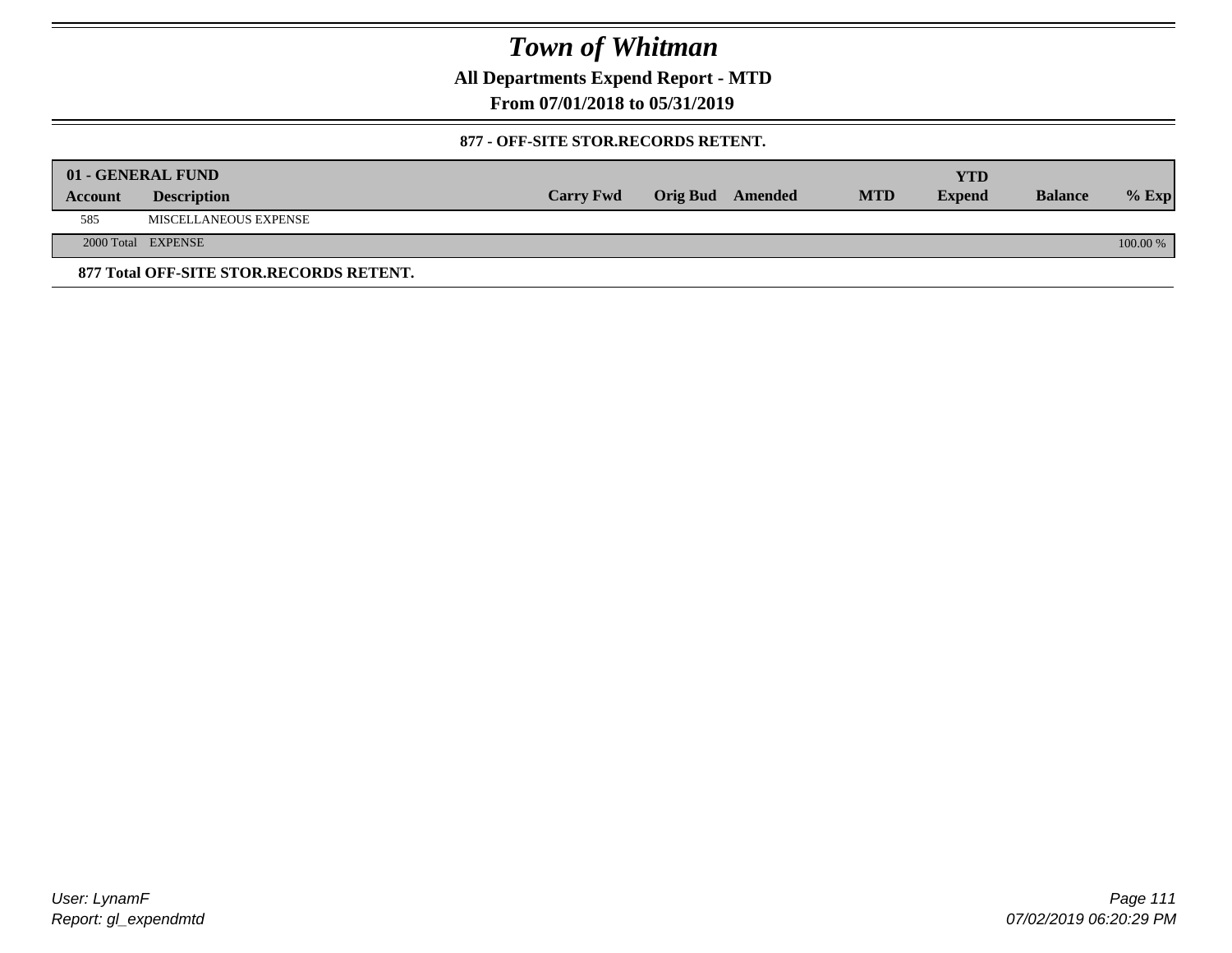# Town of Whitman

**All Departments Expend Report - MTD**

**From 07/01/2018 to 05/31/2019**

**877 - OFF-SITE STOR.RECORDS RETENT.**

| 01 - GENERAL FUND | | | | | | | | |
|---|---|---|---|---|---|---|---|---|
| **Account** | **Description** | **Carry Fwd** | **Orig Bud** | **Amended** | **MTD** | **YTD Expend** | **Balance** | **% Exp** |
| 585 | MISCELLANEOUS EXPENSE | | | | | | | |
| 2000 Total | EXPENSE | | | | | | | 100.00 % |

**877 Total OFF-SITE STOR.RECORDS RETENT.**

User: LynamF
Report: gl_expendmtd

07/02/2019 06:20:29 PM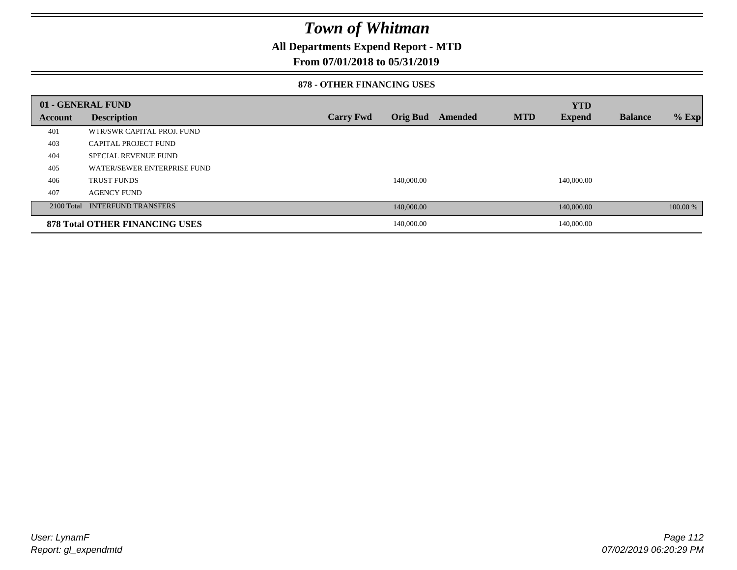# Town of Whitman

## All Departments Expend Report - MTD

## From 07/01/2018 to 05/31/2019

### 878 - OTHER FINANCING USES

| 01 - GENERAL FUND | | | | | | YTD | | |
|---|---|---|---|---|---|---|---|---|
| Account | Description | Carry Fwd | Orig Bud | Amended | MTD | Expend | Balance | % Exp |
| 401 | WTR/SWR CAPITAL PROJ. FUND | | | | | | | |
| 403 | CAPITAL PROJECT FUND | | | | | | | |
| 404 | SPECIAL REVENUE FUND | | | | | | | |
| 405 | WATER/SEWER ENTERPRISE FUND | | | | | | | |
| 406 | TRUST FUNDS | | 140,000.00 | | | 140,000.00 | | |
| 407 | AGENCY FUND | | | | | | | |
| 2100 Total | INTERFUND TRANSFERS | | 140,000.00 | | | 140,000.00 | | 100.00 % |
| **878 Total OTHER FINANCING USES** | | | 140,000.00 | | | 140,000.00 | | |

*User: LynamF*
*Report: gl_expendmtd*

*07/02/2019 06:20:29 PM*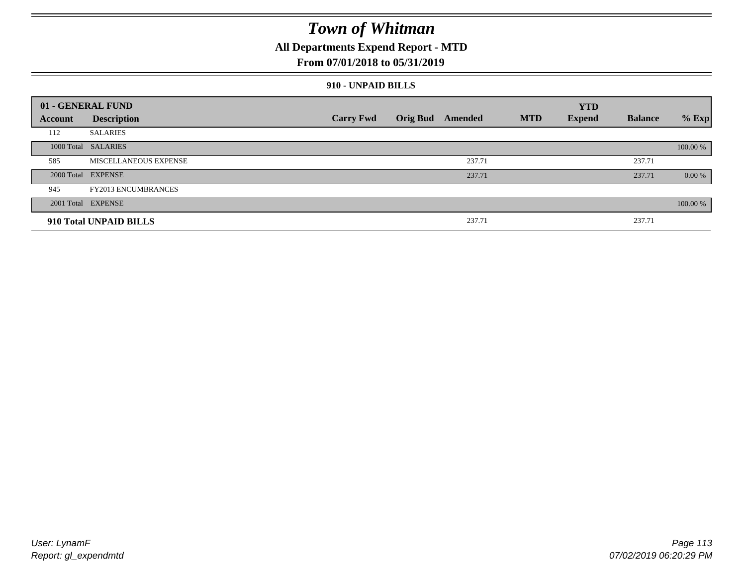# Town of Whitman

## All Departments Expend Report - MTD

### From 07/01/2018 to 05/31/2019

#### 910 - UNPAID BILLS

| 01 - GENERAL FUND | | | | | | YTD | | |
|---|---|---|---|---|---|---|---|---|
| **Account** | **Description** | **Carry Fwd** | **Orig Bud** | **Amended** | **MTD** | **Expend** | **Balance** | **% Exp** |
| 112 | SALARIES | | | | | | | |
| 1000 Total | SALARIES | | | | | | | 100.00 % |
| 585 | MISCELLANEOUS EXPENSE | | | 237.71 | | | 237.71 | |
| 2000 Total | EXPENSE | | | 237.71 | | | 237.71 | 0.00 % |
| 945 | FY2013 ENCUMBRANCES | | | | | | | |
| 2001 Total | EXPENSE | | | | | | | 100.00 % |
| **910 Total UNPAID BILLS** | | | | 237.71 | | | 237.71 | |

User: LynamF
Report: gl_expendmtd

07/02/2019 06:20:29 PM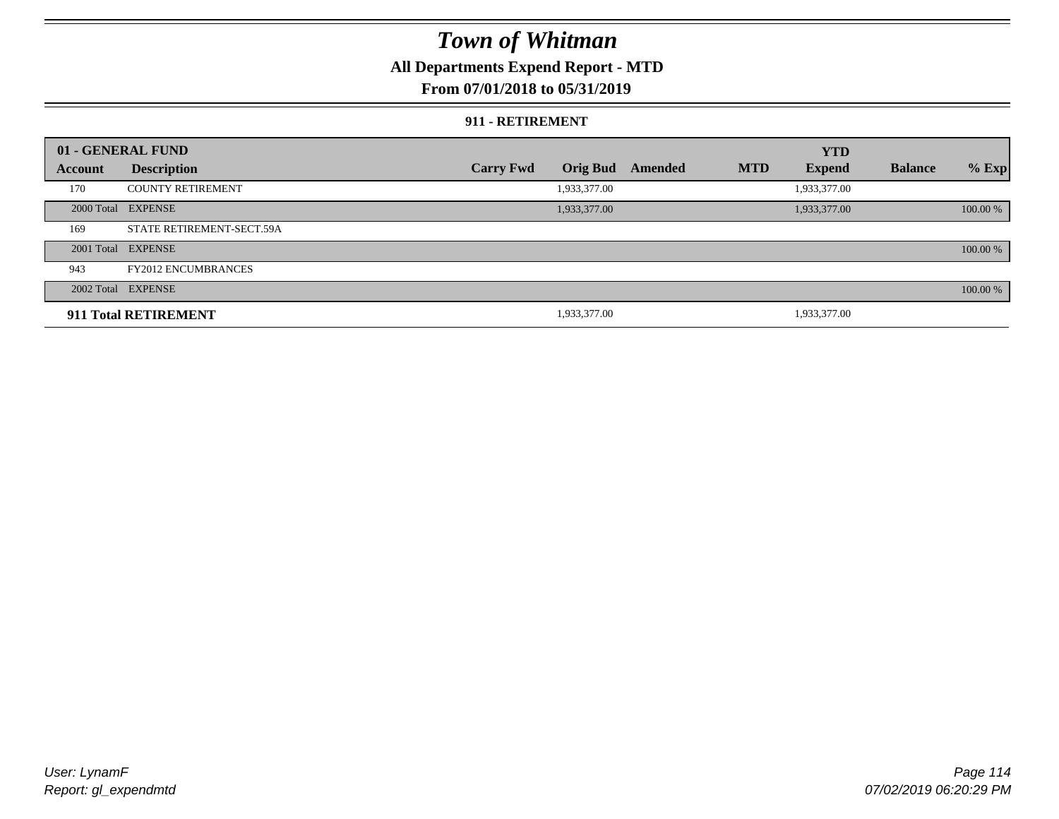# Town of Whitman

## All Departments Expend Report - MTD

### From 07/01/2018 to 05/31/2019

#### 911 - RETIREMENT

| 01 - GENERAL FUND | | | | | | YTD | | |
|---|---|---|---|---|---|---|---|---|
| **Account** | **Description** | **Carry Fwd** | **Orig Bud** | **Amended** | **MTD** | **Expend** | **Balance** | **% Exp** |
| 170 | COUNTY RETIREMENT | | 1,933,377.00 | | | 1,933,377.00 | | |
| 2000 Total | EXPENSE | | 1,933,377.00 | | | 1,933,377.00 | | 100.00 % |
| 169 | STATE RETIREMENT-SECT.59A | | | | | | | |
| 2001 Total | EXPENSE | | | | | | | 100.00 % |
| 943 | FY2012 ENCUMBRANCES | | | | | | | |
| 2002 Total | EXPENSE | | | | | | | 100.00 % |
| **911 Total RETIREMENT** | | | 1,933,377.00 | | | 1,933,377.00 | | |

User: LynamF
Report: gl_expendmtd

07/02/2019 06:20:29 PM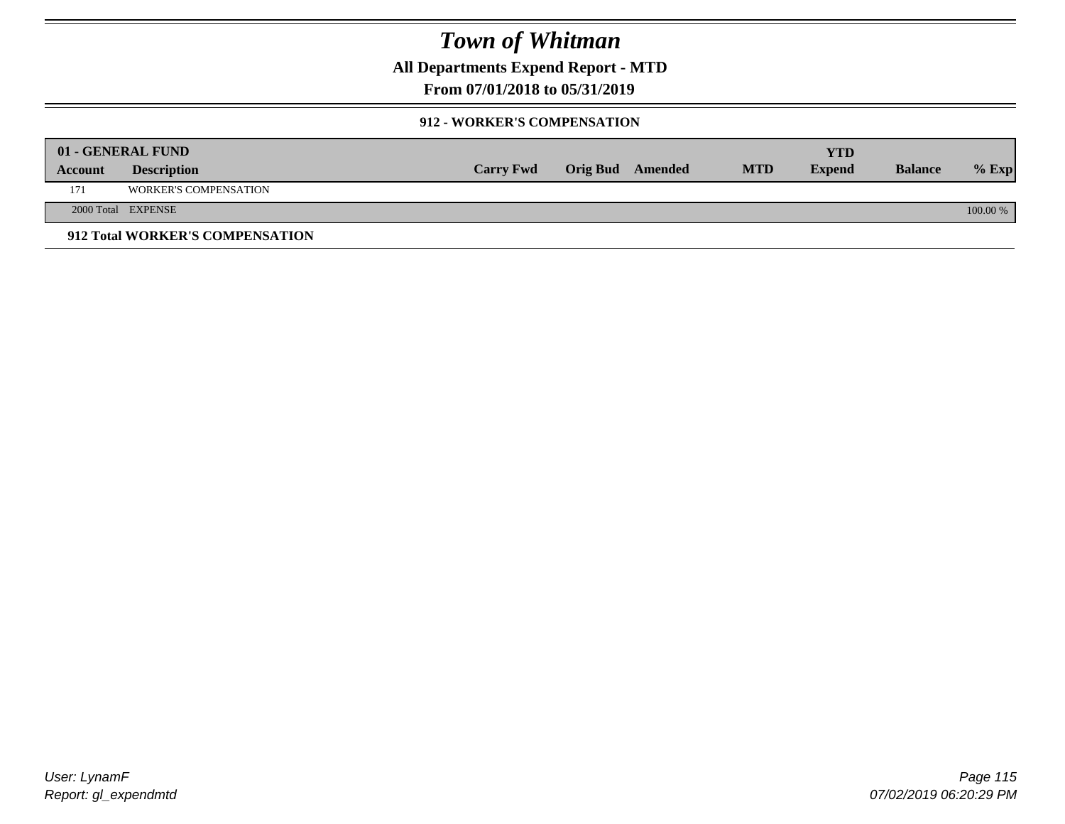# Town of Whitman

## All Departments Expend Report - MTD

## From 07/01/2018 to 05/31/2019

### 912 - WORKER'S COMPENSATION

| 01 - GENERAL FUND | | | | | | | | |
|---|---|---|---|---|---|---|---|---|
| **Account** | **Description** | **Carry Fwd** | **Orig Bud** | **Amended** | **MTD** | **YTD Expend** | **Balance** | **% Exp** |
| 171 | WORKER'S COMPENSATION | | | | | | | |
| 2000 Total | EXPENSE | | | | | | | 100.00 % |

**912 Total WORKER'S COMPENSATION**

User: LynamF
Report: gl_expendmtd

07/02/2019 06:20:29 PM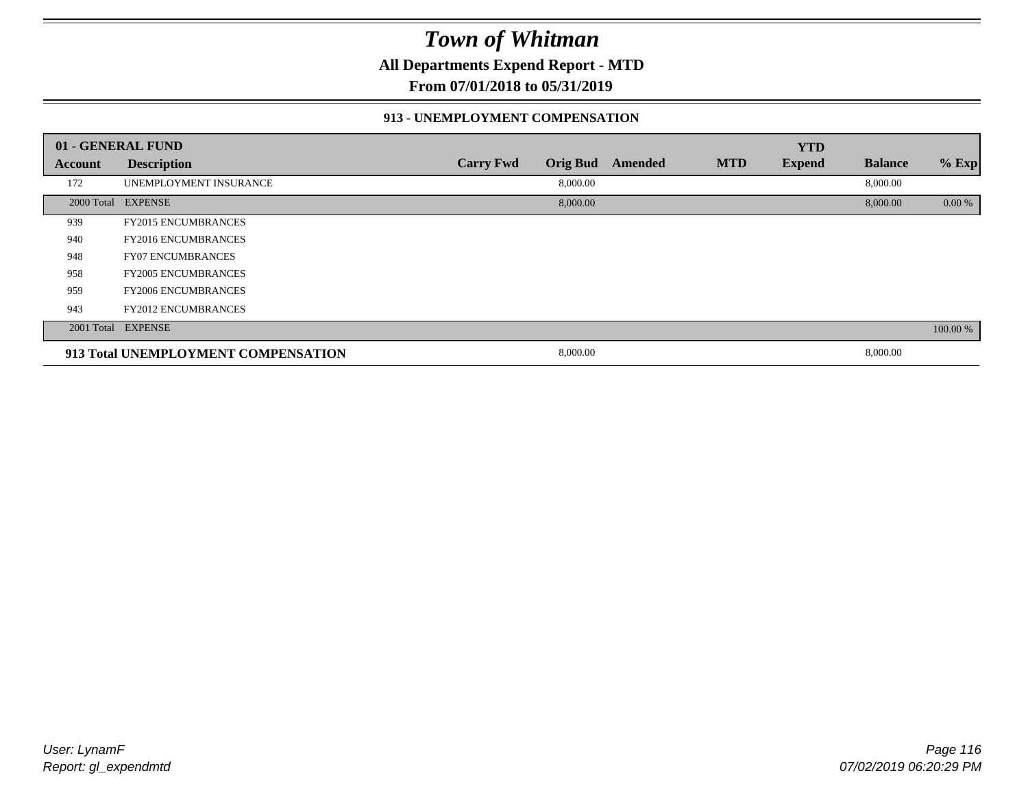# Town of Whitman

**All Departments Expend Report - MTD**

**From 07/01/2018 to 05/31/2019**

### 913 - UNEMPLOYMENT COMPENSATION

| 01 - GENERAL FUND | | | | | | YTD | | |
|---|---|---|---|---|---|---|---|---|
| **Account** | **Description** | **Carry Fwd** | **Orig Bud** | **Amended** | **MTD** | **Expend** | **Balance** | **% Exp** |
| 172 | UNEMPLOYMENT INSURANCE | | 8,000.00 | | | | 8,000.00 | |
| 2000 Total | EXPENSE | | 8,000.00 | | | | 8,000.00 | 0.00 % |
| 939 | FY2015 ENCUMBRANCES | | | | | | | |
| 940 | FY2016 ENCUMBRANCES | | | | | | | |
| 948 | FY07 ENCUMBRANCES | | | | | | | |
| 958 | FY2005 ENCUMBRANCES | | | | | | | |
| 959 | FY2006 ENCUMBRANCES | | | | | | | |
| 943 | FY2012 ENCUMBRANCES | | | | | | | |
| 2001 Total | EXPENSE | | | | | | | 100.00 % |
| **913 Total UNEMPLOYMENT COMPENSATION** | | | 8,000.00 | | | | 8,000.00 | |

*User: LynamF*
*Report: gl_expendmtd*

*07/02/2019 06:20:29 PM*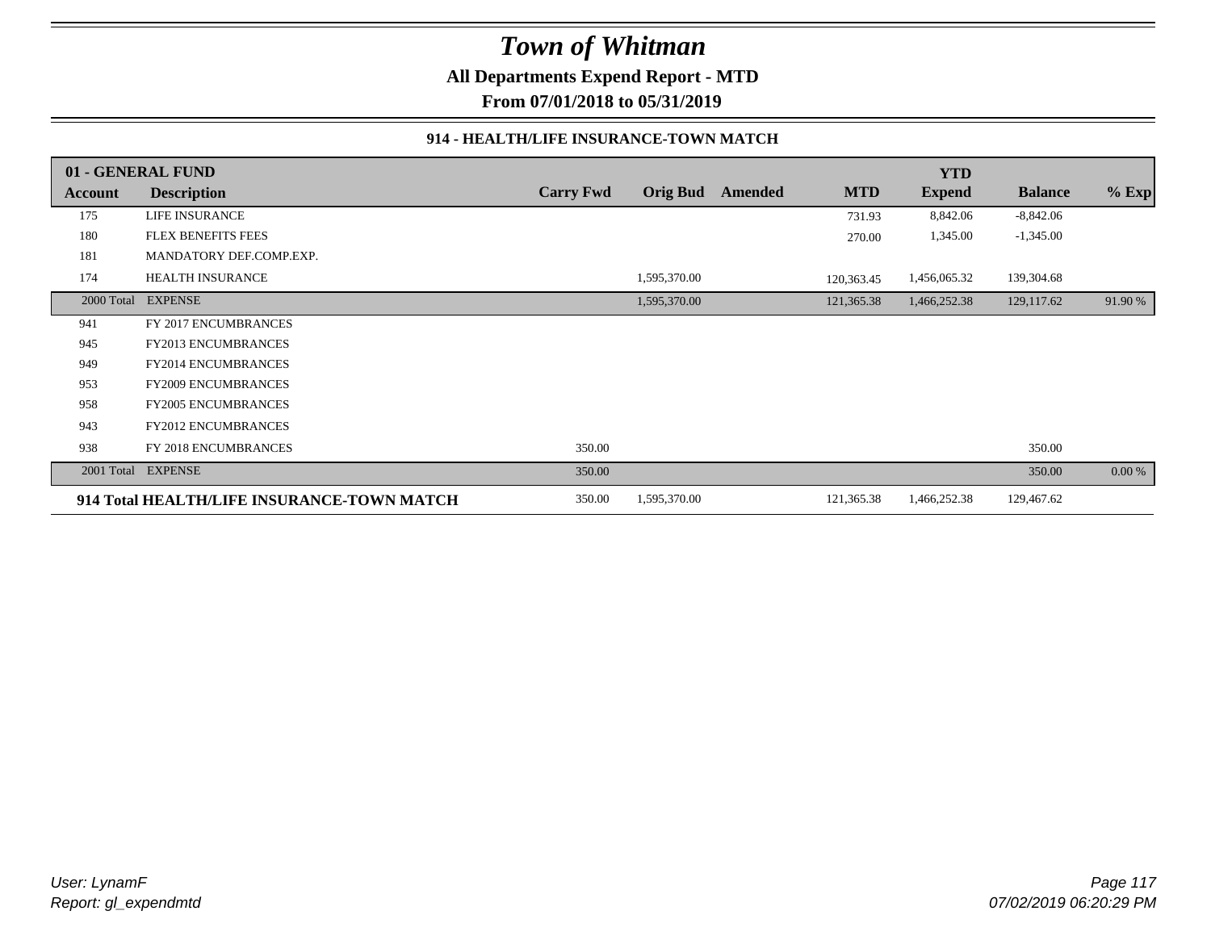# Town of Whitman

**All Departments Expend Report - MTD**

**From 07/01/2018 to 05/31/2019**

### 914 - HEALTH/LIFE INSURANCE-TOWN MATCH

| 01 - GENERAL FUND | | | | | | YTD | | |
|---|---|---|---|---|---|---|---|---|
| **Account** | **Description** | **Carry Fwd** | **Orig Bud** | **Amended** | **MTD** | **Expend** | **Balance** | **% Exp** |
| 175 | LIFE INSURANCE | | | | 731.93 | 8,842.06 | -8,842.06 | |
| 180 | FLEX BENEFITS FEES | | | | 270.00 | 1,345.00 | -1,345.00 | |
| 181 | MANDATORY DEF.COMP.EXP. | | | | | | | |
| 174 | HEALTH INSURANCE | | 1,595,370.00 | | 120,363.45 | 1,456,065.32 | 139,304.68 | |
| 2000 Total | EXPENSE | | 1,595,370.00 | | 121,365.38 | 1,466,252.38 | 129,117.62 | 91.90 % |
| 941 | FY 2017 ENCUMBRANCES | | | | | | | |
| 945 | FY2013 ENCUMBRANCES | | | | | | | |
| 949 | FY2014 ENCUMBRANCES | | | | | | | |
| 953 | FY2009 ENCUMBRANCES | | | | | | | |
| 958 | FY2005 ENCUMBRANCES | | | | | | | |
| 943 | FY2012 ENCUMBRANCES | | | | | | | |
| 938 | FY 2018 ENCUMBRANCES | 350.00 | | | | | 350.00 | |
| 2001 Total | EXPENSE | 350.00 | | | | | 350.00 | 0.00 % |
| **914 Total HEALTH/LIFE INSURANCE-TOWN MATCH** | | 350.00 | 1,595,370.00 | | 121,365.38 | 1,466,252.38 | 129,467.62 | |

*User: LynamF*
*Report: gl_expendmtd*

*07/02/2019 06:20:29 PM*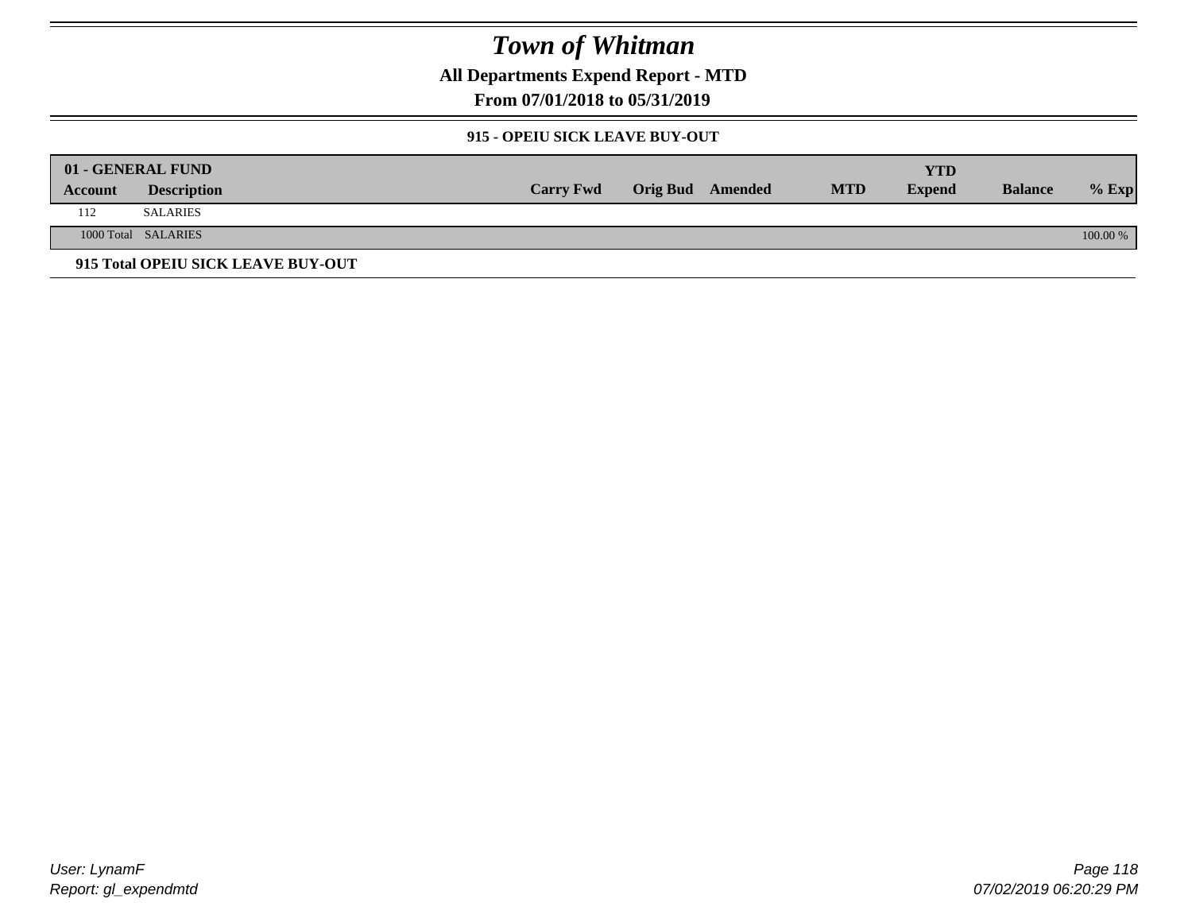# Town of Whitman

**All Departments Expend Report - MTD**

**From 07/01/2018 to 05/31/2019**

**915 - OPEIU SICK LEAVE BUY-OUT**

| 01 - GENERAL FUND | | | | | | | | |
|---|---|---|---|---|---|---|---|---|
| **Account** | **Description** | **Carry Fwd** | **Orig Bud** | **Amended** | **MTD** | **YTD Expend** | **Balance** | **% Exp** |
| 112 | SALARIES | | | | | | | |
| 1000 Total | SALARIES | | | | | | | 100.00 % |

**915 Total OPEIU SICK LEAVE BUY-OUT**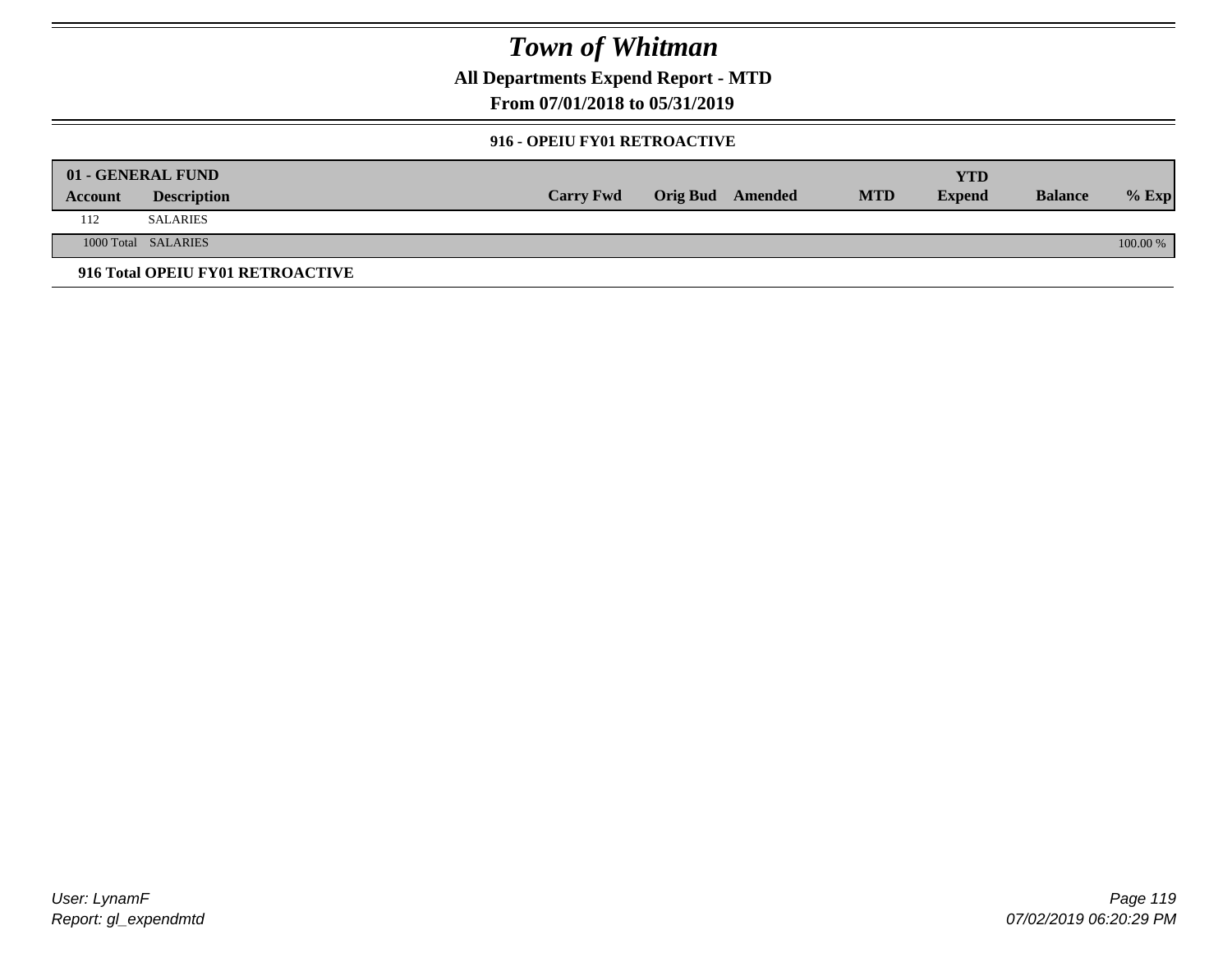# Town of Whitman

**All Departments Expend Report - MTD**

**From 07/01/2018 to 05/31/2019**

### 916 - OPEIU FY01 RETROACTIVE

| 01 - GENERAL FUND<br>Account | Description | Carry Fwd | Orig Bud | Amended | MTD | YTD Expend | Balance | % Exp |
|---|---|---|---|---|---|---|---|---|
| 112 | SALARIES | | | | | | | |
| 1000 Total | SALARIES | | | | | | | 100.00 % |

**916 Total OPEIU FY01 RETROACTIVE**

*User: LynamF*
*Report: gl_expendmtd*

*07/02/2019 06:20:29 PM*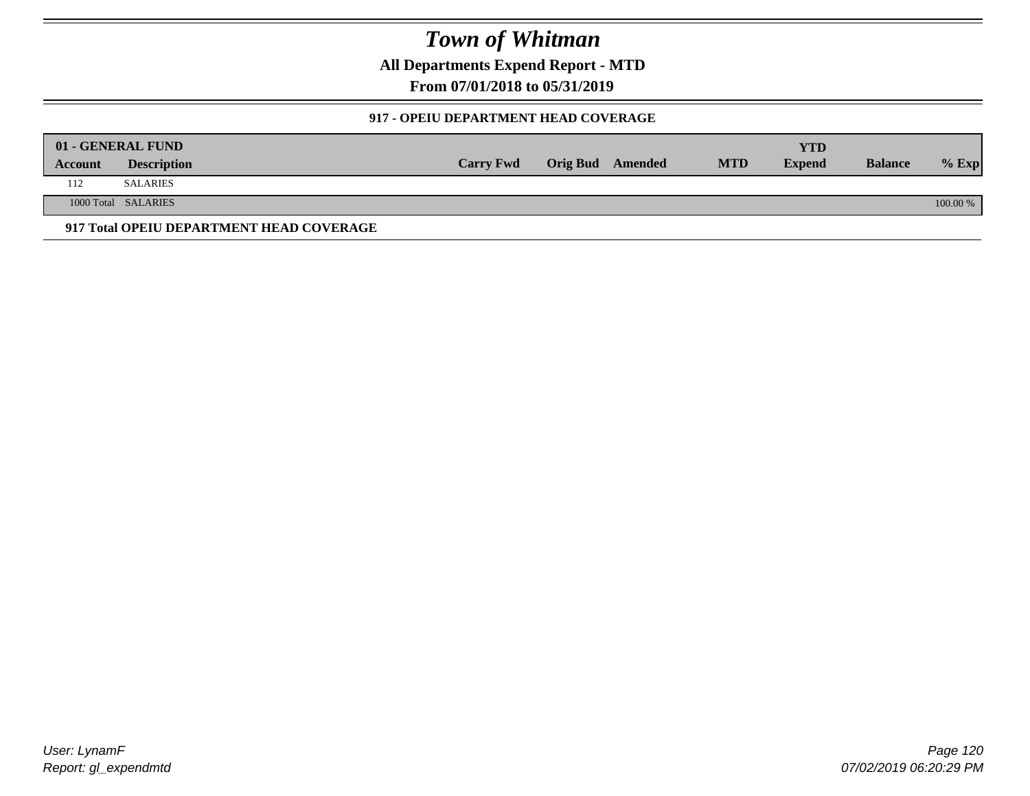# Town of Whitman

**All Departments Expend Report - MTD**

**From 07/01/2018 to 05/31/2019**

### 917 - OPEIU DEPARTMENT HEAD COVERAGE

| 01 - GENERAL FUND | | | | | | YTD | | |
|---|---|---|---|---|---|---|---|---|
| Account | Description | Carry Fwd | Orig Bud | Amended | MTD | Expend | Balance | % Exp |
| 112 | SALARIES | | | | | | | |
| 1000 Total | SALARIES | | | | | | | 100.00 % |

**917 Total OPEIU DEPARTMENT HEAD COVERAGE**

*User: LynamF*
*Report: gl_expendmtd*

*07/02/2019 06:20:29 PM*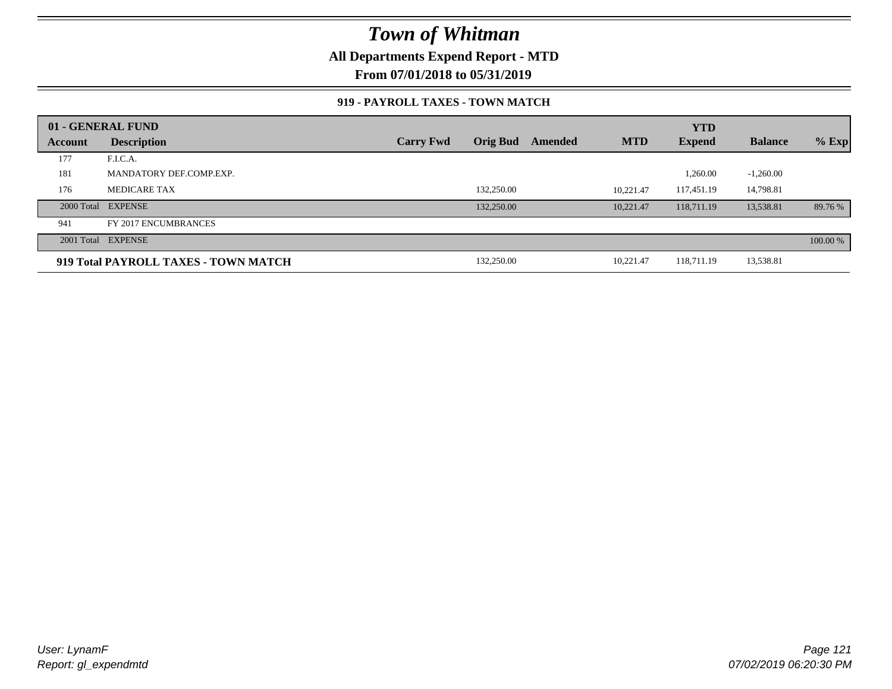# Town of Whitman

**All Departments Expend Report - MTD**

**From 07/01/2018 to 05/31/2019**

### 919 - PAYROLL TAXES - TOWN MATCH

| 01 - GENERAL FUND | | | | | | YTD | | |
|---|---|---|---|---|---|---|---|---|
| **Account** | **Description** | **Carry Fwd** | **Orig Bud** | **Amended** | **MTD** | **Expend** | **Balance** | **% Exp** |
| 177 | F.I.C.A. | | | | | | | |
| 181 | MANDATORY DEF.COMP.EXP. | | | | | 1,260.00 | -1,260.00 | |
| 176 | MEDICARE TAX | | 132,250.00 | | 10,221.47 | 117,451.19 | 14,798.81 | |
| 2000 Total | EXPENSE | | 132,250.00 | | 10,221.47 | 118,711.19 | 13,538.81 | 89.76 % |
| 941 | FY 2017 ENCUMBRANCES | | | | | | | |
| 2001 Total | EXPENSE | | | | | | | 100.00 % |
| **919 Total** | **PAYROLL TAXES - TOWN MATCH** | | 132,250.00 | | 10,221.47 | 118,711.19 | 13,538.81 | |

*User: LynamF*
*Report: gl_expendmtd*

*07/02/2019 06:20:30 PM*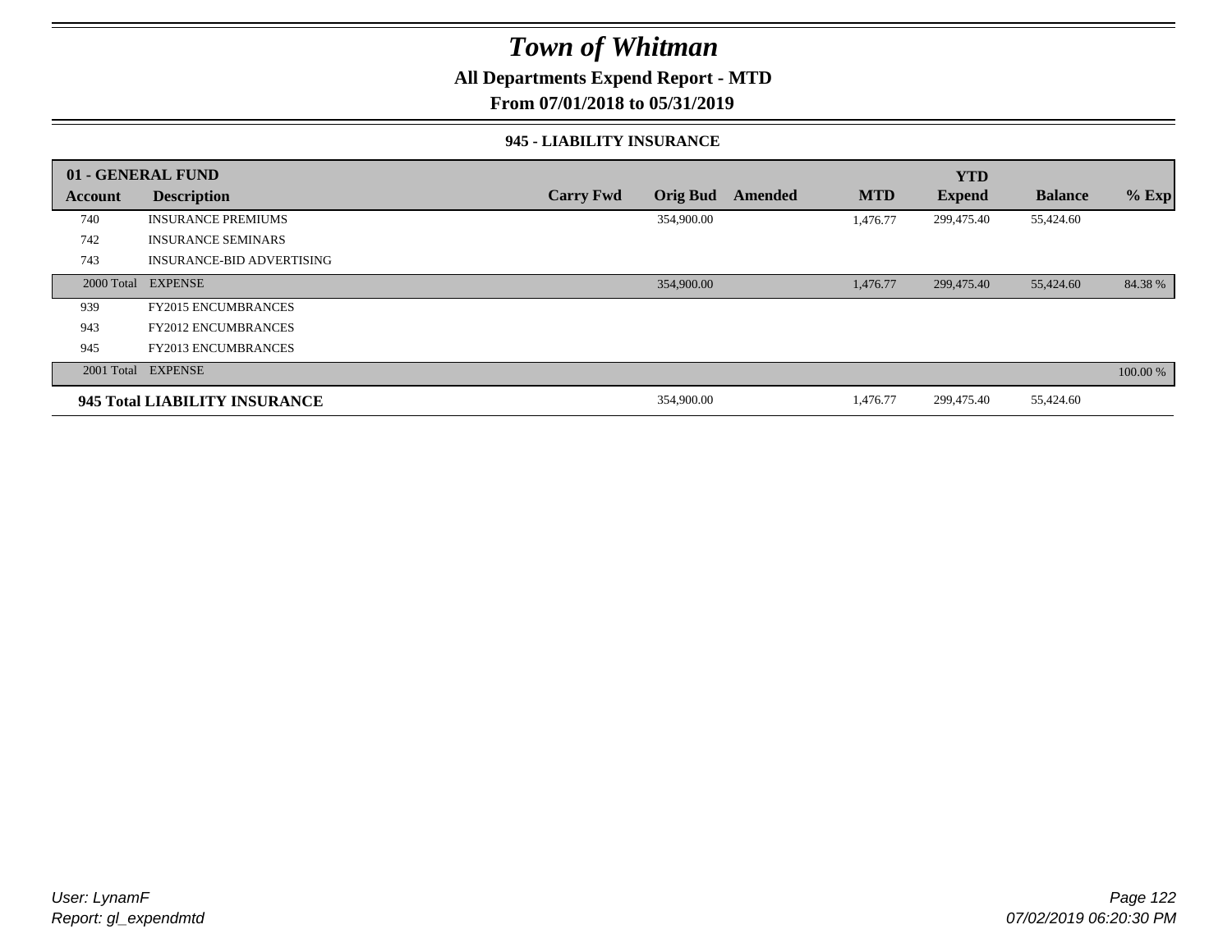# Town of Whitman

## All Departments Expend Report - MTD

### From 07/01/2018 to 05/31/2019

#### 945 - LIABILITY INSURANCE

| 01 - GENERAL FUND | | | | | | YTD | | |
|---|---|---|---|---|---|---|---|---|
| Account | Description | Carry Fwd | Orig Bud | Amended | MTD | Expend | Balance | % Exp |
| 740 | INSURANCE PREMIUMS | | 354,900.00 | | 1,476.77 | 299,475.40 | 55,424.60 | |
| 742 | INSURANCE SEMINARS | | | | | | | |
| 743 | INSURANCE-BID ADVERTISING | | | | | | | |
| 2000 Total | EXPENSE | | 354,900.00 | | 1,476.77 | 299,475.40 | 55,424.60 | 84.38 % |
| 939 | FY2015 ENCUMBRANCES | | | | | | | |
| 943 | FY2012 ENCUMBRANCES | | | | | | | |
| 945 | FY2013 ENCUMBRANCES | | | | | | | |
| 2001 Total | EXPENSE | | | | | | | 100.00 % |
| **945 Total LIABILITY INSURANCE** | | | 354,900.00 | | 1,476.77 | 299,475.40 | 55,424.60 | |

*User: LynamF*
*Report: gl_expendmtd*

*07/02/2019 06:20:30 PM*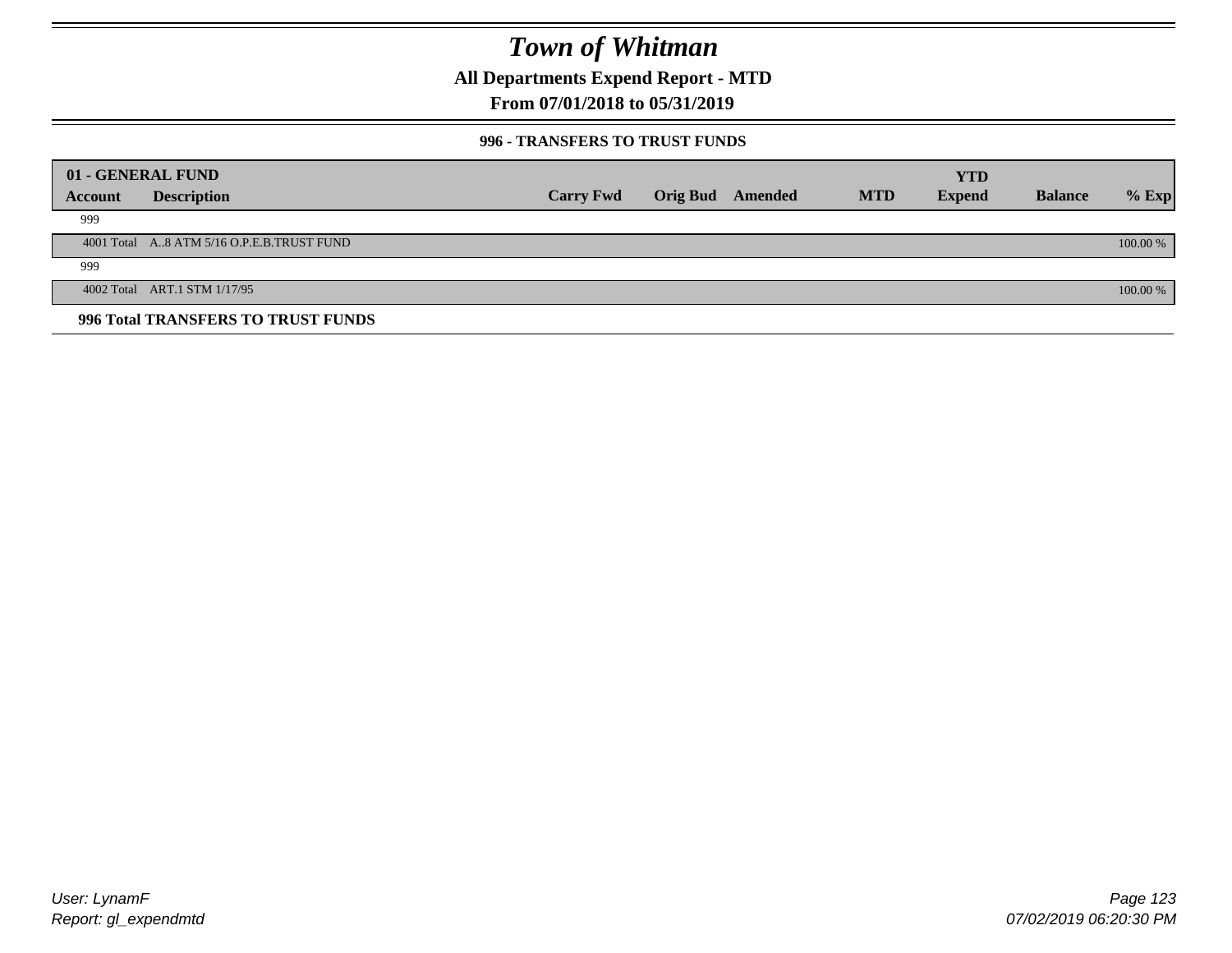# Town of Whitman

## All Departments Expend Report - MTD

### From 07/01/2018 to 05/31/2019

#### 996 - TRANSFERS TO TRUST FUNDS

| 01 - GENERAL FUND | | | | | | YTD | | |
|---|---|---|---|---|---|---|---|---|
| Account | Description | Carry Fwd | Orig Bud | Amended | MTD | Expend | Balance | % Exp |
| 999 | | | | | | | | |
| 4001 Total | A..8 ATM 5/16 O.P.E.B.TRUST FUND | | | | | | | 100.00 % |
| 999 | | | | | | | | |
| 4002 Total | ART.1 STM 1/17/95 | | | | | | | 100.00 % |

**996 Total TRANSFERS TO TRUST FUNDS**

User: LynamF
Report: gl_expendmtd

07/02/2019 06:20:30 PM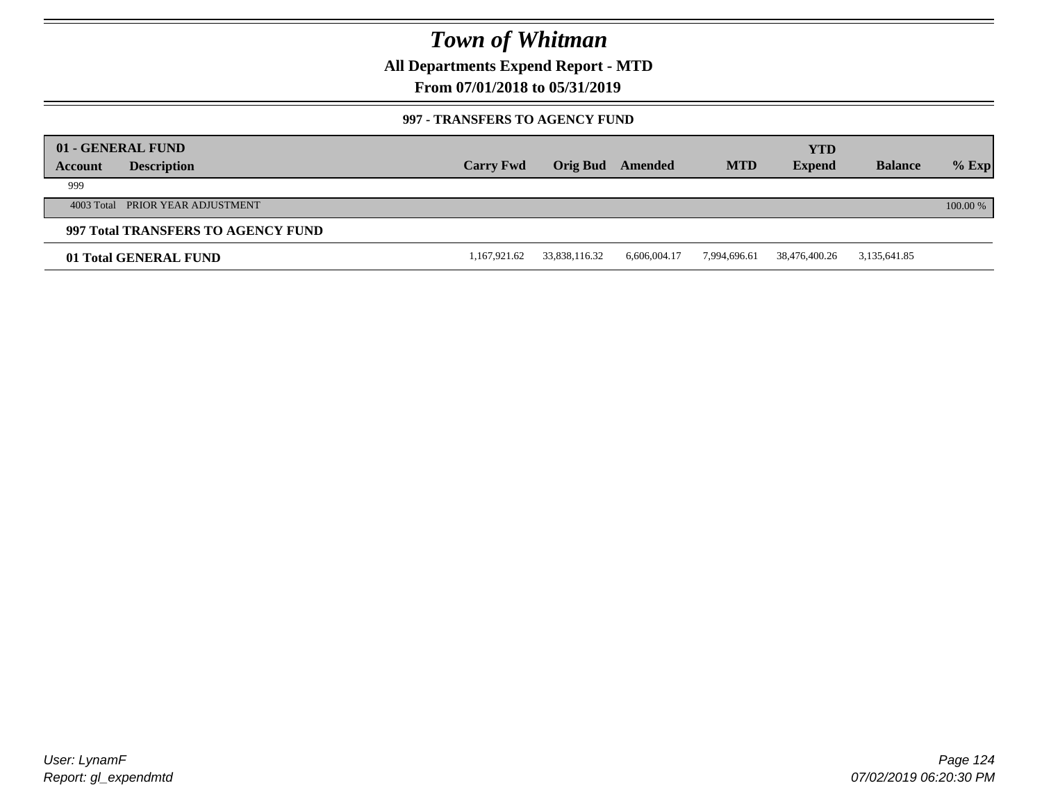# Town of Whitman

**All Departments Expend Report - MTD**

**From 07/01/2018 to 05/31/2019**

**997 - TRANSFERS TO AGENCY FUND**

| 01 - GENERAL FUND | | | | | | YTD | | |
|---|---|---|---|---|---|---|---|---|
| **Account** | **Description** | **Carry Fwd** | **Orig Bud** | **Amended** | **MTD** | **Expend** | **Balance** | **% Exp** |
| 999 | | | | | | | | |
| 4003 Total | PRIOR YEAR ADJUSTMENT | | | | | | | 100.00 % |
| **997 Total TRANSFERS TO AGENCY FUND** | | | | | | | | |
| **01 Total GENERAL FUND** | | 1,167,921.62 | 33,838,116.32 | 6,606,004.17 | 7,994,696.61 | 38,476,400.26 | 3,135,641.85 | |

*User: LynamF*
*Report: gl_expendmtd*

*07/02/2019 06:20:30 PM*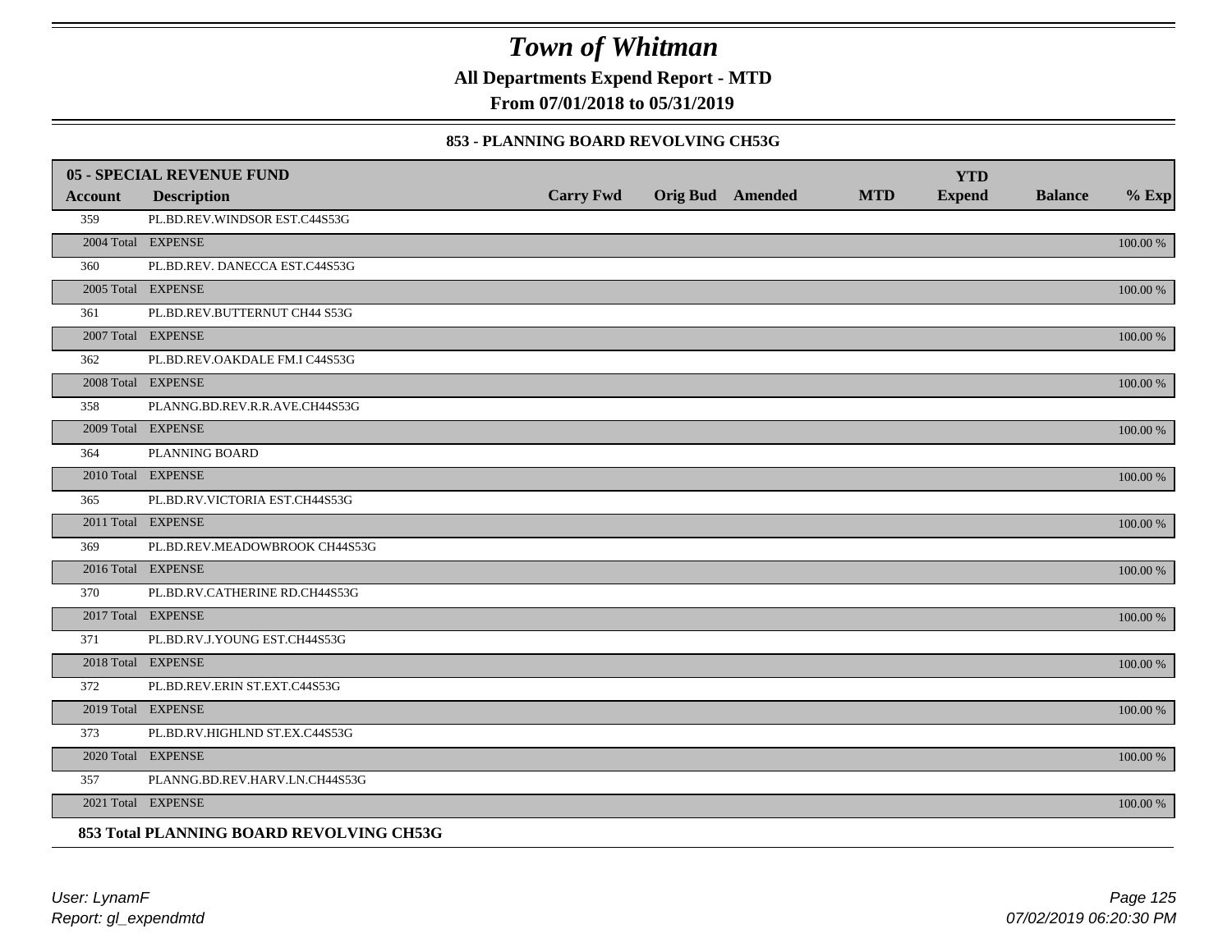# Town of Whitman

**All Departments Expend Report - MTD**

**From 07/01/2018 to 05/31/2019**

### 853 - PLANNING BOARD REVOLVING CH53G

| 05 - SPECIAL REVENUE FUND | | | | | | | | |
|---|---|---|---|---|---|---|---|---|
| **Account** | **Description** | **Carry Fwd** | **Orig Bud** | **Amended** | **MTD** | **YTD Expend** | **Balance** | **% Exp** |
| 359 | PL.BD.REV.WINDSOR EST.C44S53G | | | | | | | |
| 2004 Total | EXPENSE | | | | | | | 100.00 % |
| 360 | PL.BD.REV. DANECCA EST.C44S53G | | | | | | | |
| 2005 Total | EXPENSE | | | | | | | 100.00 % |
| 361 | PL.BD.REV.BUTTERNUT CH44 S53G | | | | | | | |
| 2007 Total | EXPENSE | | | | | | | 100.00 % |
| 362 | PL.BD.REV.OAKDALE FM.I C44S53G | | | | | | | |
| 2008 Total | EXPENSE | | | | | | | 100.00 % |
| 358 | PLANNG.BD.REV.R.R.AVE.CH44S53G | | | | | | | |
| 2009 Total | EXPENSE | | | | | | | 100.00 % |
| 364 | PLANNING BOARD | | | | | | | |
| 2010 Total | EXPENSE | | | | | | | 100.00 % |
| 365 | PL.BD.RV.VICTORIA EST.CH44S53G | | | | | | | |
| 2011 Total | EXPENSE | | | | | | | 100.00 % |
| 369 | PL.BD.REV.MEADOWBROOK CH44S53G | | | | | | | |
| 2016 Total | EXPENSE | | | | | | | 100.00 % |
| 370 | PL.BD.RV.CATHERINE RD.CH44S53G | | | | | | | |
| 2017 Total | EXPENSE | | | | | | | 100.00 % |
| 371 | PL.BD.RV.J.YOUNG EST.CH44S53G | | | | | | | |
| 2018 Total | EXPENSE | | | | | | | 100.00 % |
| 372 | PL.BD.REV.ERIN ST.EXT.C44S53G | | | | | | | |
| 2019 Total | EXPENSE | | | | | | | 100.00 % |
| 373 | PL.BD.RV.HIGHLND ST.EX.C44S53G | | | | | | | |
| 2020 Total | EXPENSE | | | | | | | 100.00 % |
| 357 | PLANNG.BD.REV.HARV.LN.CH44S53G | | | | | | | |
| 2021 Total | EXPENSE | | | | | | | 100.00 % |

**853 Total PLANNING BOARD REVOLVING CH53G**

*User: LynamF*
*Report: gl_expendmtd*

*07/02/2019 06:20:30 PM*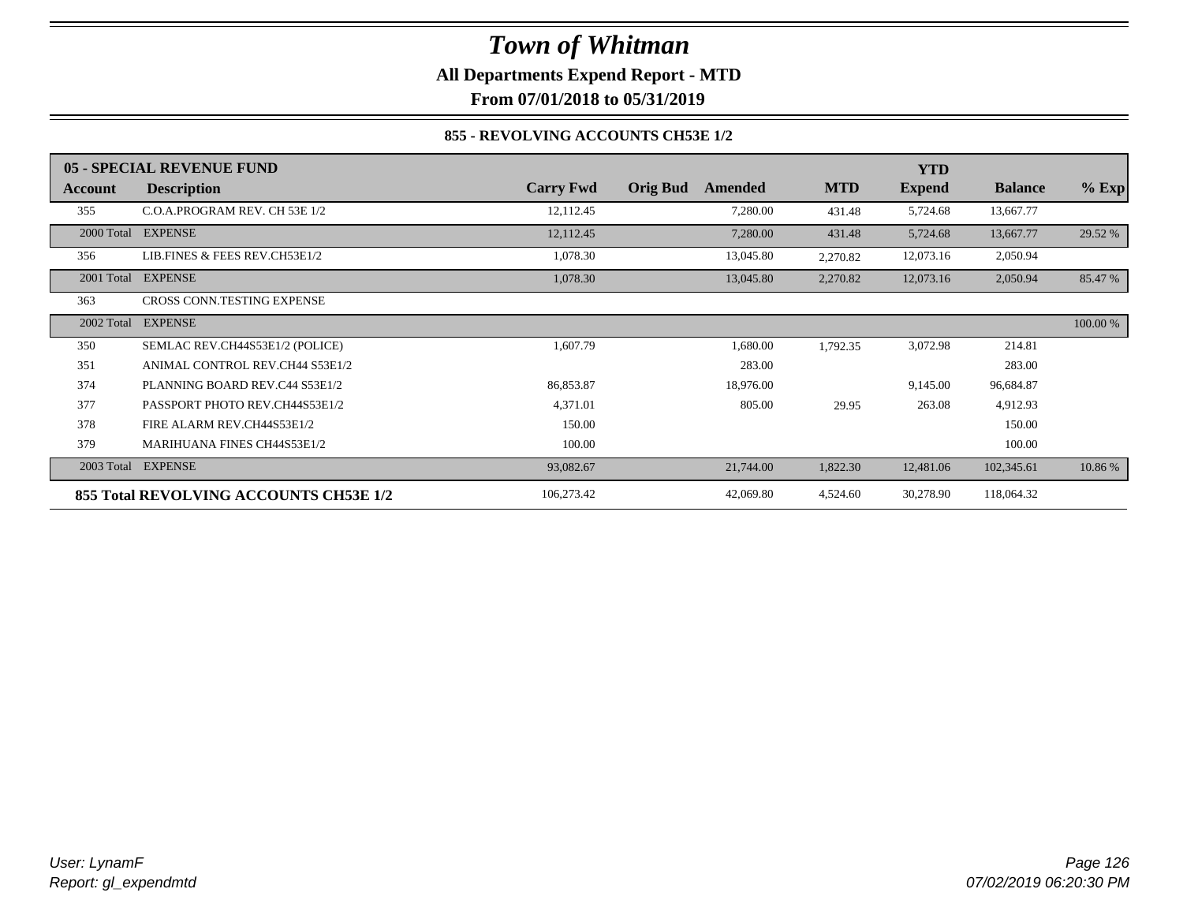# Town of Whitman

**All Departments Expend Report - MTD**

**From 07/01/2018 to 05/31/2019**

### 855 - REVOLVING ACCOUNTS CH53E 1/2

| **05 - SPECIAL REVENUE FUND** | | | | | | **YTD** | | |
|---|---|---|---|---|---|---|---|---|
| **Account** | **Description** | **Carry Fwd** | **Orig Bud** | **Amended** | **MTD** | **Expend** | **Balance** | **% Exp** |
| 355 | C.O.A.PROGRAM REV. CH 53E 1/2 | 12,112.45 | | 7,280.00 | 431.48 | 5,724.68 | 13,667.77 | |
| 2000 Total | EXPENSE | 12,112.45 | | 7,280.00 | 431.48 | 5,724.68 | 13,667.77 | 29.52 % |
| 356 | LIB.FINES & FEES REV.CH53E1/2 | 1,078.30 | | 13,045.80 | 2,270.82 | 12,073.16 | 2,050.94 | |
| 2001 Total | EXPENSE | 1,078.30 | | 13,045.80 | 2,270.82 | 12,073.16 | 2,050.94 | 85.47 % |
| 363 | CROSS CONN.TESTING EXPENSE | | | | | | | |
| 2002 Total | EXPENSE | | | | | | | 100.00 % |
| 350 | SEMLAC REV.CH44S53E1/2 (POLICE) | 1,607.79 | | 1,680.00 | 1,792.35 | 3,072.98 | 214.81 | |
| 351 | ANIMAL CONTROL REV.CH44 S53E1/2 | | | 283.00 | | | 283.00 | |
| 374 | PLANNING BOARD REV.C44 S53E1/2 | 86,853.87 | | 18,976.00 | | 9,145.00 | 96,684.87 | |
| 377 | PASSPORT PHOTO REV.CH44S53E1/2 | 4,371.01 | | 805.00 | 29.95 | 263.08 | 4,912.93 | |
| 378 | FIRE ALARM REV.CH44S53E1/2 | 150.00 | | | | | 150.00 | |
| 379 | MARIHUANA FINES CH44S53E1/2 | 100.00 | | | | | 100.00 | |
| 2003 Total | EXPENSE | 93,082.67 | | 21,744.00 | 1,822.30 | 12,481.06 | 102,345.61 | 10.86 % |
| **855 Total REVOLVING ACCOUNTS CH53E 1/2** | | 106,273.42 | | 42,069.80 | 4,524.60 | 30,278.90 | 118,064.32 | |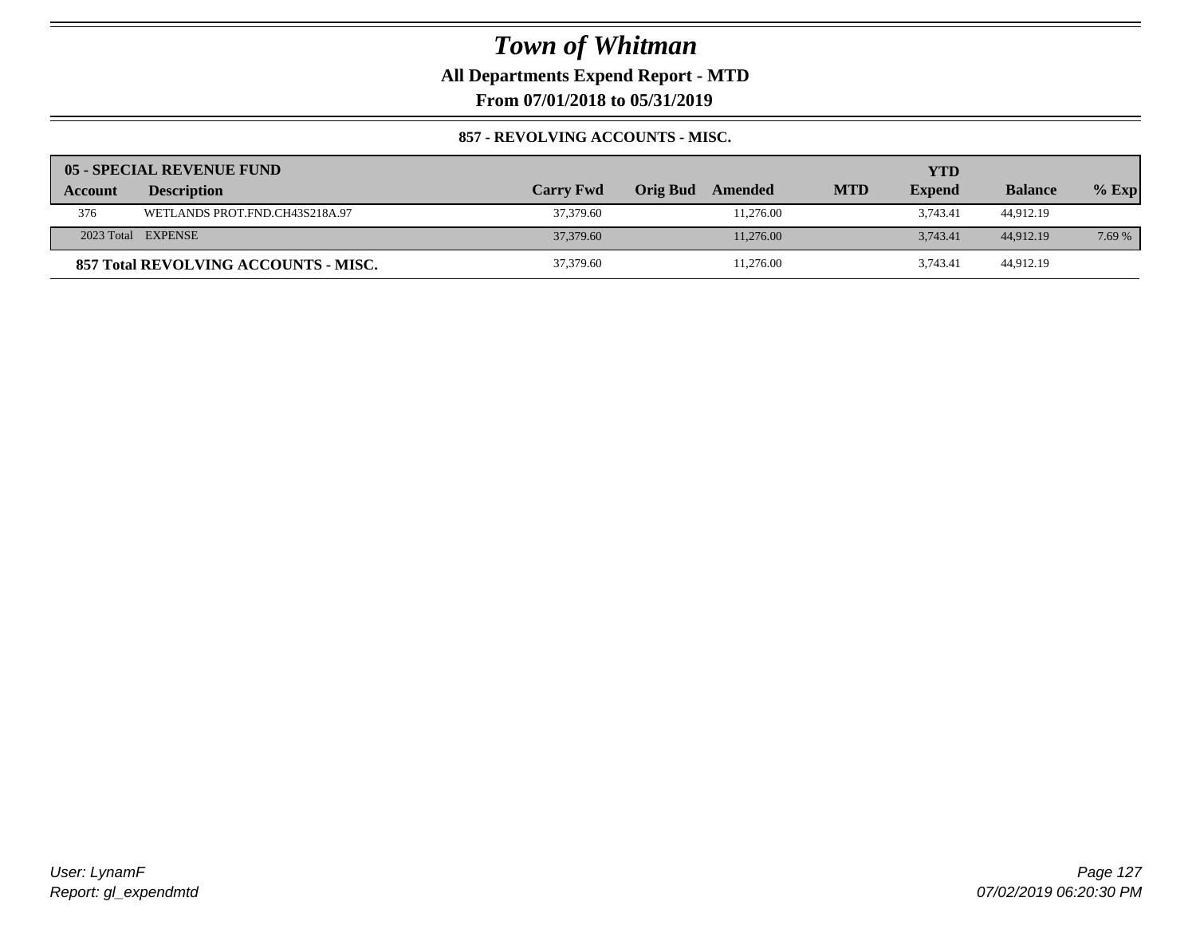# Town of Whitman

**All Departments Expend Report - MTD**

**From 07/01/2018 to 05/31/2019**

**857 - REVOLVING ACCOUNTS - MISC.**

| 05 - SPECIAL REVENUE FUND | | | | | | | | |
|---|---|---|---|---|---|---|---|---|
| **Account** | **Description** | **Carry Fwd** | **Orig Bud** | **Amended** | **MTD** | **YTD Expend** | **Balance** | **% Exp** |
| 376 | WETLANDS PROT.FND.CH43S218A.97 | 37,379.60 | | 11,276.00 | | 3,743.41 | 44,912.19 | |
| 2023 Total | EXPENSE | 37,379.60 | | 11,276.00 | | 3,743.41 | 44,912.19 | 7.69 % |
| **857 Total REVOLVING ACCOUNTS - MISC.** | | 37,379.60 | | 11,276.00 | | 3,743.41 | 44,912.19 | |

User: LynamF
Report: gl_expendmtd

07/02/2019 06:20:30 PM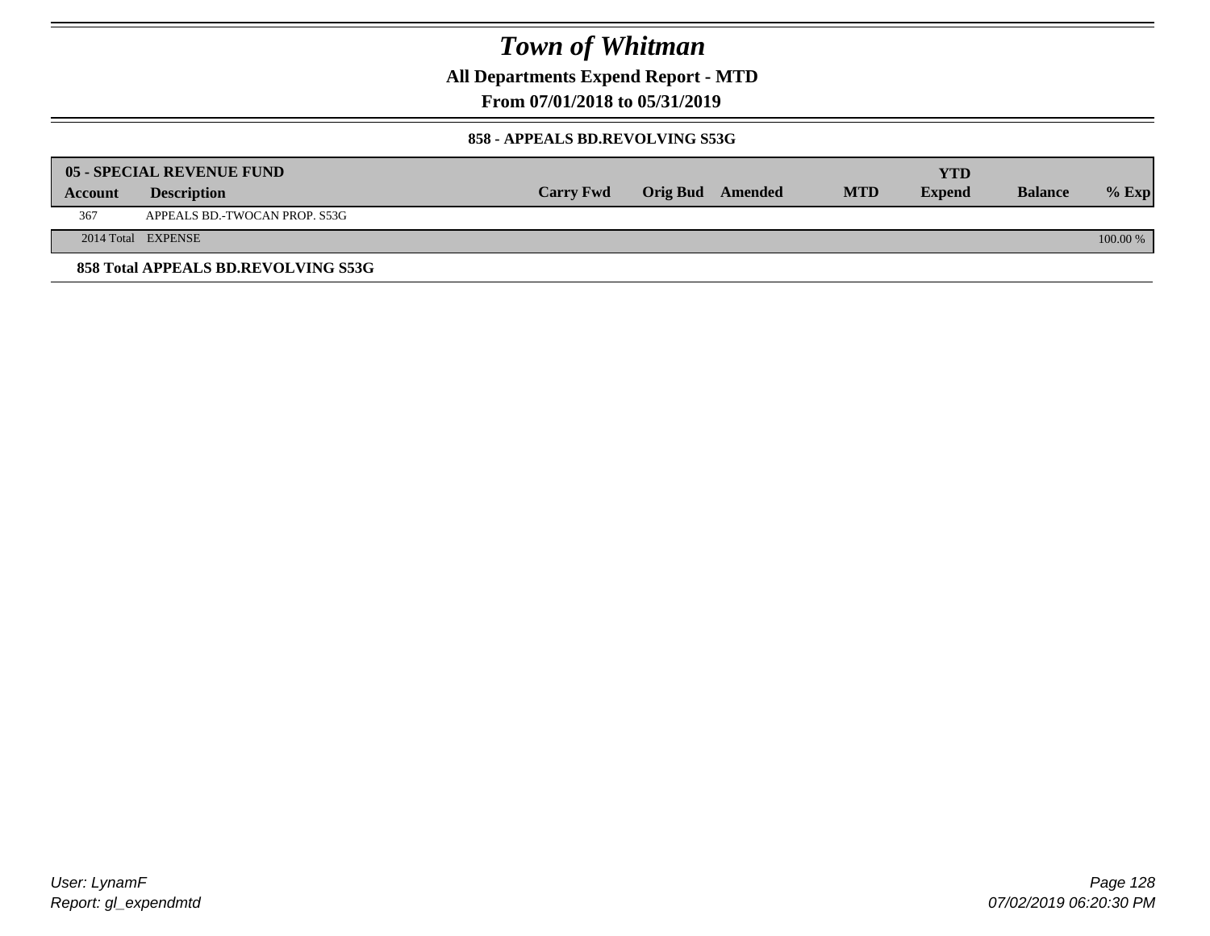# Town of Whitman

## All Departments Expend Report - MTD

## From 07/01/2018 to 05/31/2019

### 858 - APPEALS BD.REVOLVING S53G

| 05 - SPECIAL REVENUE FUND | | | | | | YTD | | |
|---|---|---|---|---|---|---|---|---|
| **Account** | **Description** | **Carry Fwd** | **Orig Bud** | **Amended** | **MTD** | **Expend** | **Balance** | **% Exp** |
| 367 | APPEALS BD.-TWOCAN PROP. S53G | | | | | | | |
| 2014 Total | EXPENSE | | | | | | | 100.00 % |

**858 Total APPEALS BD.REVOLVING S53G**

User: LynamF
Report: gl_expendmtd

07/02/2019 06:20:30 PM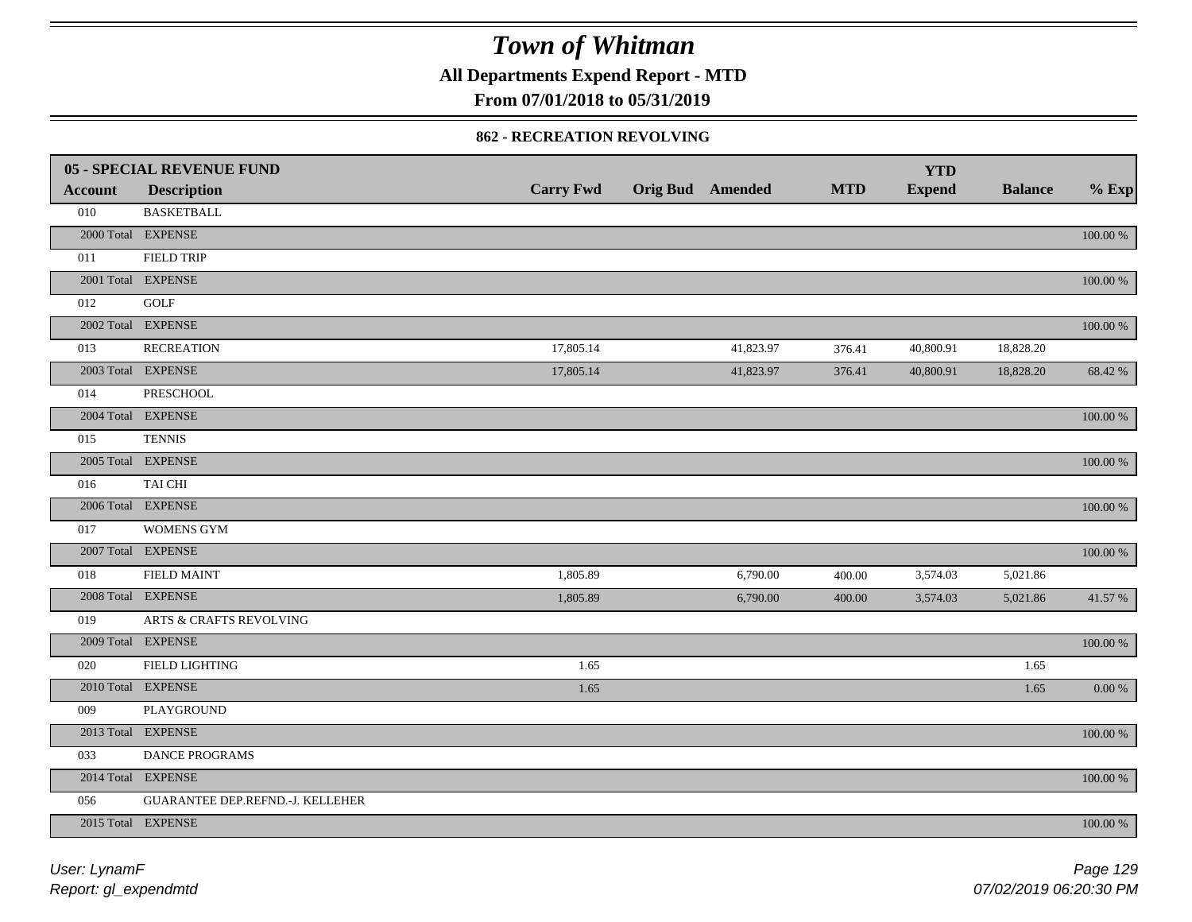# Town of Whitman

**All Departments Expend Report - MTD**

**From 07/01/2018 to 05/31/2019**

**862 - RECREATION REVOLVING**

| 05 - SPECIAL REVENUE FUND | | | | | | | | |
|---|---|---|---|---|---|---|---|---|
| **Account** | **Description** | **Carry Fwd** | **Orig Bud** | **Amended** | **MTD** | **YTD Expend** | **Balance** | **% Exp** |
| 010 | BASKETBALL | | | | | | | |
| 2000 Total | EXPENSE | | | | | | | 100.00 % |
| 011 | FIELD TRIP | | | | | | | |
| 2001 Total | EXPENSE | | | | | | | 100.00 % |
| 012 | GOLF | | | | | | | |
| 2002 Total | EXPENSE | | | | | | | 100.00 % |
| 013 | RECREATION | 17,805.14 | | 41,823.97 | 376.41 | 40,800.91 | 18,828.20 | |
| 2003 Total | EXPENSE | 17,805.14 | | 41,823.97 | 376.41 | 40,800.91 | 18,828.20 | 68.42 % |
| 014 | PRESCHOOL | | | | | | | |
| 2004 Total | EXPENSE | | | | | | | 100.00 % |
| 015 | TENNIS | | | | | | | |
| 2005 Total | EXPENSE | | | | | | | 100.00 % |
| 016 | TAI CHI | | | | | | | |
| 2006 Total | EXPENSE | | | | | | | 100.00 % |
| 017 | WOMENS GYM | | | | | | | |
| 2007 Total | EXPENSE | | | | | | | 100.00 % |
| 018 | FIELD MAINT | 1,805.89 | | 6,790.00 | 400.00 | 3,574.03 | 5,021.86 | |
| 2008 Total | EXPENSE | 1,805.89 | | 6,790.00 | 400.00 | 3,574.03 | 5,021.86 | 41.57 % |
| 019 | ARTS & CRAFTS REVOLVING | | | | | | | |
| 2009 Total | EXPENSE | | | | | | | 100.00 % |
| 020 | FIELD LIGHTING | 1.65 | | | | | 1.65 | |
| 2010 Total | EXPENSE | 1.65 | | | | | 1.65 | 0.00 % |
| 009 | PLAYGROUND | | | | | | | |
| 2013 Total | EXPENSE | | | | | | | 100.00 % |
| 033 | DANCE PROGRAMS | | | | | | | |
| 2014 Total | EXPENSE | | | | | | | 100.00 % |
| 056 | GUARANTEE DEP.REFND.-J. KELLEHER | | | | | | | |
| 2015 Total | EXPENSE | | | | | | | 100.00 % |

User: LynamF
Report: gl_expendmtd

07/02/2019 06:20:30 PM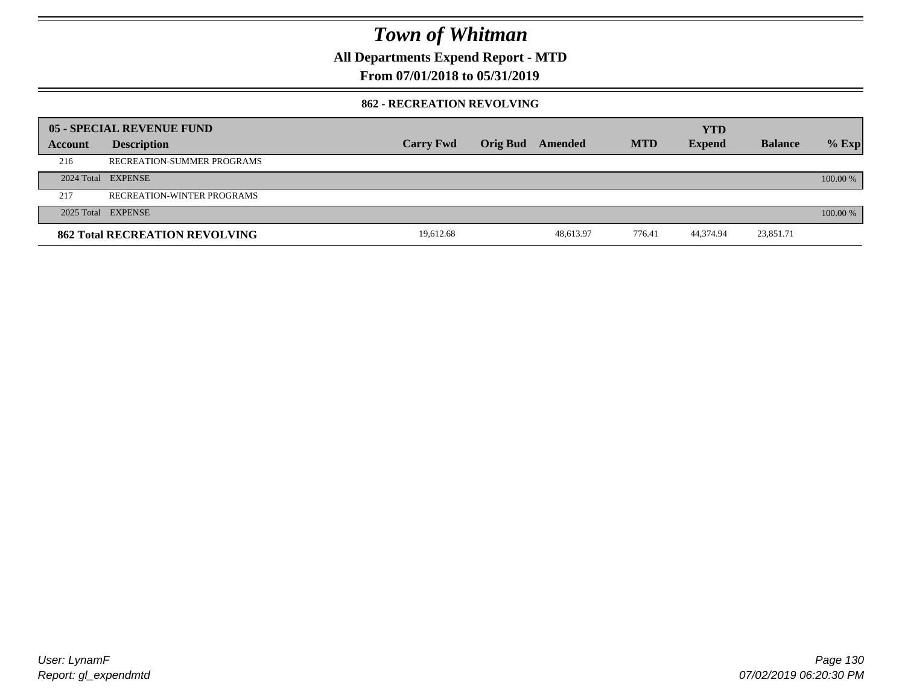# Town of Whitman

**All Departments Expend Report - MTD**

**From 07/01/2018 to 05/31/2019**

**862 - RECREATION REVOLVING**

| 05 - SPECIAL REVENUE FUND | | | | | | YTD | | |
|---|---|---|---|---|---|---|---|---|
| **Account** | **Description** | **Carry Fwd** | **Orig Bud** | **Amended** | **MTD** | **Expend** | **Balance** | **% Exp** |
| 216 | RECREATION-SUMMER PROGRAMS | | | | | | | |
| 2024 Total | EXPENSE | | | | | | | 100.00 % |
| 217 | RECREATION-WINTER PROGRAMS | | | | | | | |
| 2025 Total | EXPENSE | | | | | | | 100.00 % |
| **862 Total RECREATION REVOLVING** | | 19,612.68 | | 48,613.97 | 776.41 | 44,374.94 | 23,851.71 | |

*User: LynamF*
*Report: gl_expendmtd*

*07/02/2019 06:20:30 PM*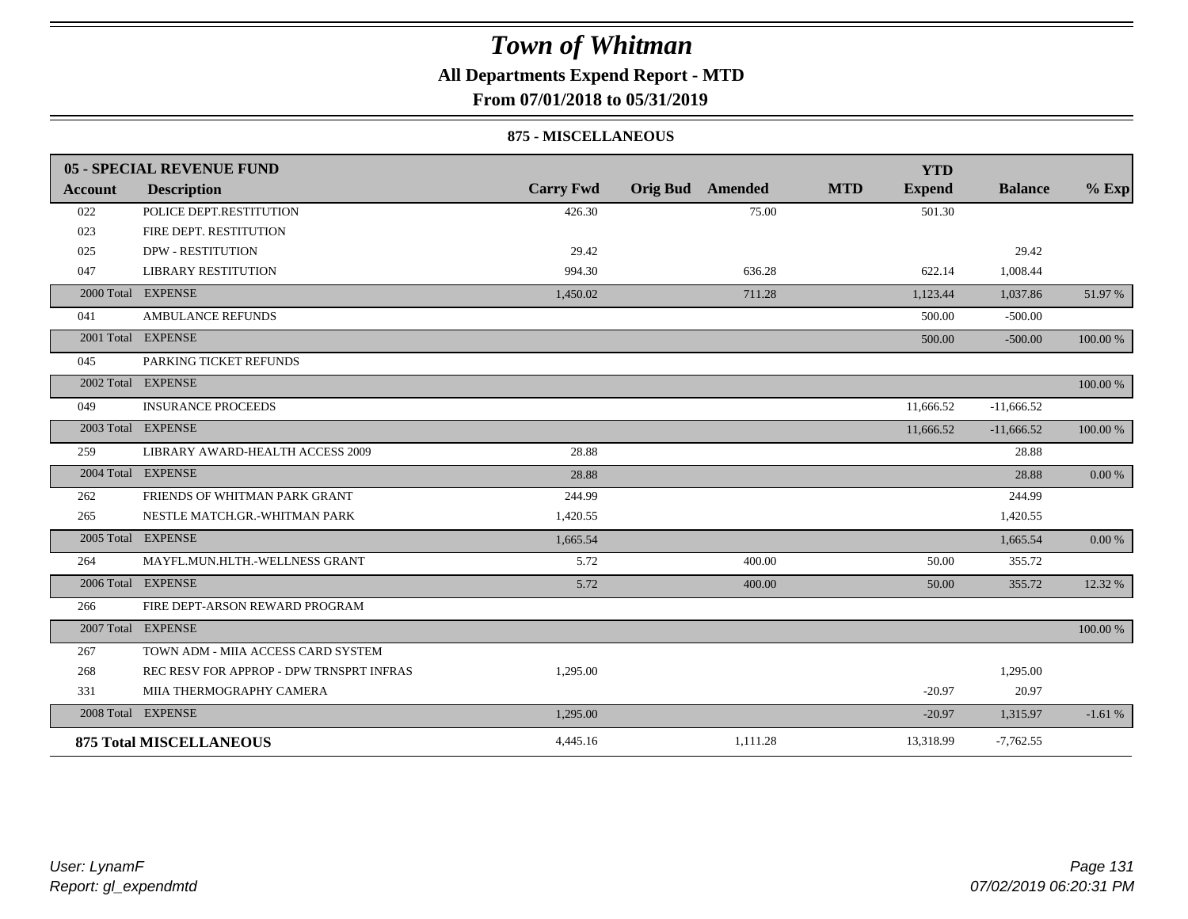# Town of Whitman

**All Departments Expend Report - MTD**

**From 07/01/2018 to 05/31/2019**

**875 - MISCELLANEOUS**

| 05 - SPECIAL REVENUE FUND | | | | | | YTD | | |
|---|---|---|---|---|---|---|---|---|
| **Account** | **Description** | **Carry Fwd** | **Orig Bud** | **Amended** | **MTD** | **Expend** | **Balance** | **% Exp** |
| 022 | POLICE DEPT.RESTITUTION | 426.30 | | 75.00 | | 501.30 | | |
| 023 | FIRE DEPT. RESTITUTION | | | | | | | |
| 025 | DPW - RESTITUTION | 29.42 | | | | | 29.42 | |
| 047 | LIBRARY RESTITUTION | 994.30 | | 636.28 | | 622.14 | 1,008.44 | |
| 2000 Total | EXPENSE | 1,450.02 | | 711.28 | | 1,123.44 | 1,037.86 | 51.97 % |
| 041 | AMBULANCE REFUNDS | | | | | 500.00 | -500.00 | |
| 2001 Total | EXPENSE | | | | | 500.00 | -500.00 | 100.00 % |
| 045 | PARKING TICKET REFUNDS | | | | | | | |
| 2002 Total | EXPENSE | | | | | | | 100.00 % |
| 049 | INSURANCE PROCEEDS | | | | | 11,666.52 | -11,666.52 | |
| 2003 Total | EXPENSE | | | | | 11,666.52 | -11,666.52 | 100.00 % |
| 259 | LIBRARY AWARD-HEALTH ACCESS 2009 | 28.88 | | | | | 28.88 | |
| 2004 Total | EXPENSE | 28.88 | | | | | 28.88 | 0.00 % |
| 262 | FRIENDS OF WHITMAN PARK GRANT | 244.99 | | | | | 244.99 | |
| 265 | NESTLE MATCH.GR.-WHITMAN PARK | 1,420.55 | | | | | 1,420.55 | |
| 2005 Total | EXPENSE | 1,665.54 | | | | | 1,665.54 | 0.00 % |
| 264 | MAYFL.MUN.HLTH.-WELLNESS GRANT | 5.72 | | 400.00 | | 50.00 | 355.72 | |
| 2006 Total | EXPENSE | 5.72 | | 400.00 | | 50.00 | 355.72 | 12.32 % |
| 266 | FIRE DEPT-ARSON REWARD PROGRAM | | | | | | | |
| 2007 Total | EXPENSE | | | | | | | 100.00 % |
| 267 | TOWN ADM - MIIA ACCESS CARD SYSTEM | | | | | | | |
| 268 | REC RESV FOR APPROP - DPW TRNSPRT INFRAS | 1,295.00 | | | | | 1,295.00 | |
| 331 | MIIA THERMOGRAPHY CAMERA | | | | | -20.97 | 20.97 | |
| 2008 Total | EXPENSE | 1,295.00 | | | | -20.97 | 1,315.97 | -1.61 % |
| **875 Total MISCELLANEOUS** | | 4,445.16 | | 1,111.28 | | 13,318.99 | -7,762.55 | |

*User: LynamF*
*Report: gl_expendmtd*

*07/02/2019 06:20:31 PM*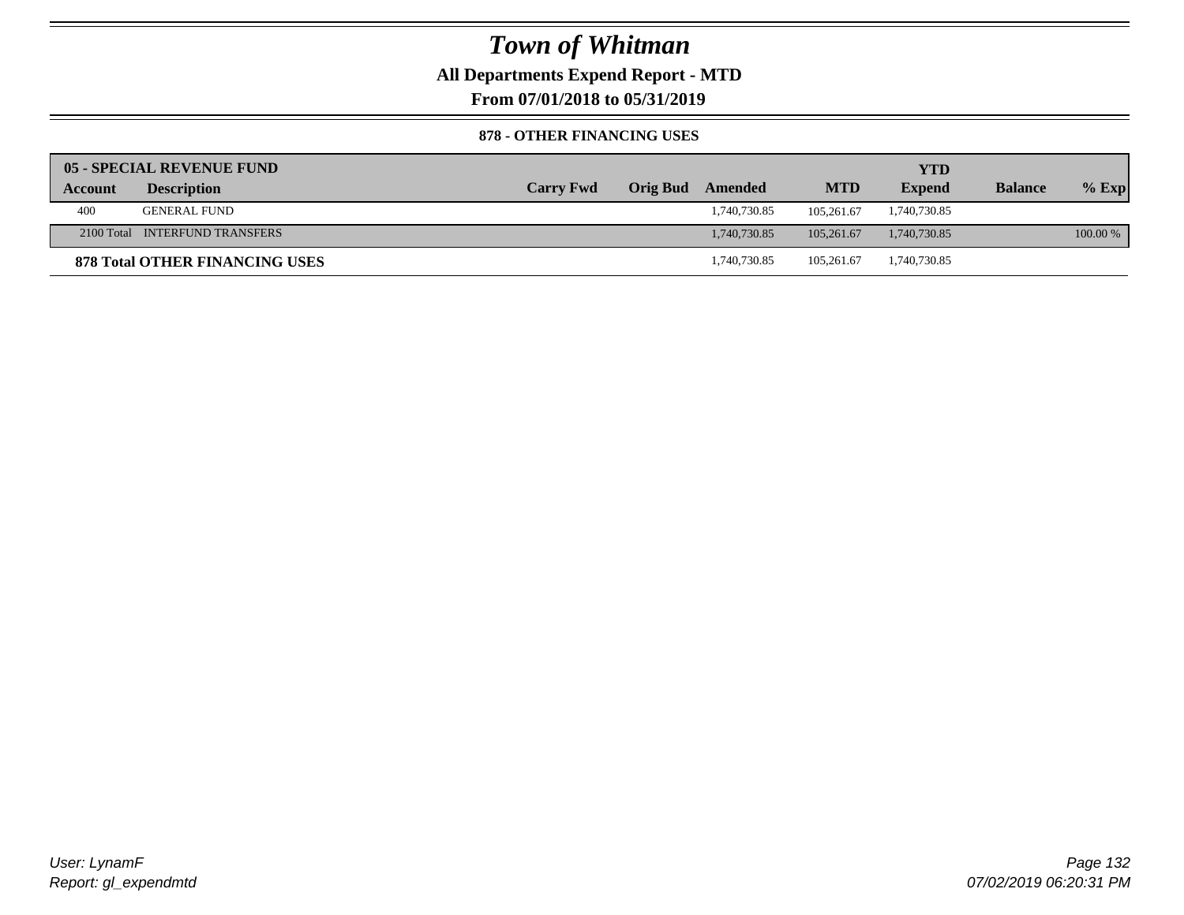# Town of Whitman

**All Departments Expend Report - MTD**

**From 07/01/2018 to 05/31/2019**

**878 - OTHER FINANCING USES**

| 05 - SPECIAL REVENUE FUND | | | | | | | | |
|---|---|---|---|---|---|---|---|---|
| **Account** | **Description** | **Carry Fwd** | **Orig Bud** | **Amended** | **MTD** | **YTD Expend** | **Balance** | **% Exp** |
| 400 | GENERAL FUND | | | 1,740,730.85 | 105,261.67 | 1,740,730.85 | | |
| 2100 Total | INTERFUND TRANSFERS | | | 1,740,730.85 | 105,261.67 | 1,740,730.85 | | 100.00 % |
| **878 Total OTHER FINANCING USES** | | | | 1,740,730.85 | 105,261.67 | 1,740,730.85 | | |

*User: LynamF*
*Report: gl_expendmtd*

*07/02/2019 06:20:31 PM*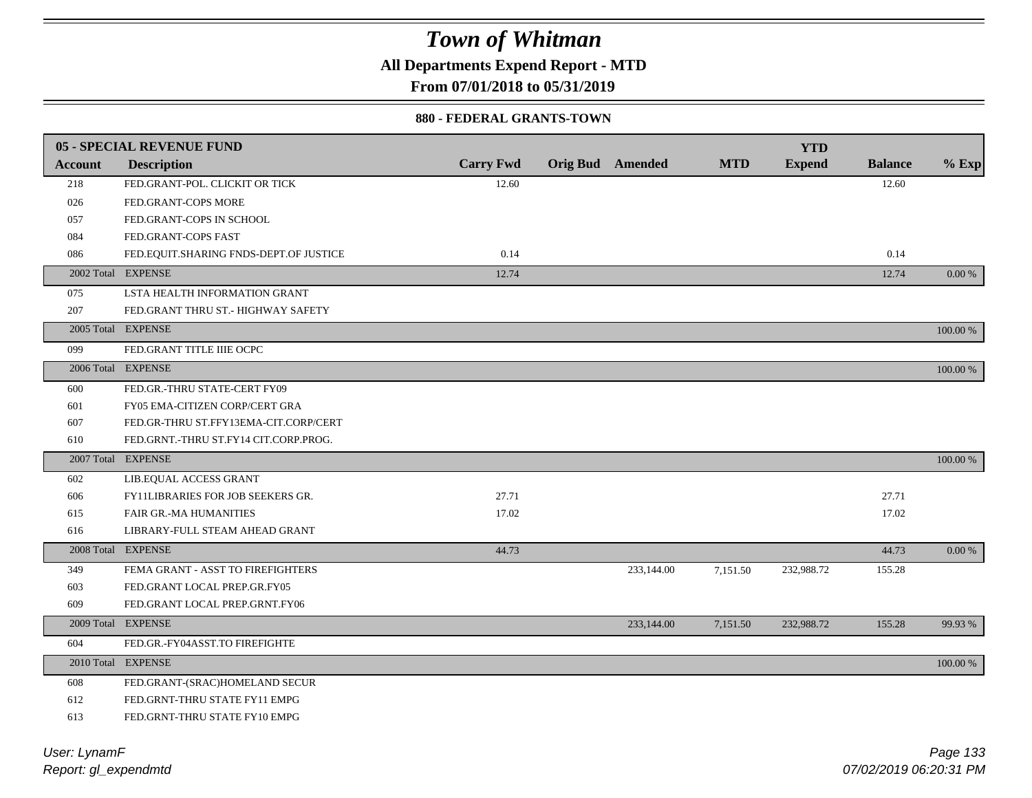# Town of Whitman

**All Departments Expend Report - MTD**

**From 07/01/2018 to 05/31/2019**

### 880 - FEDERAL GRANTS-TOWN

| Account | Description | Carry Fwd | Orig Bud | Amended | MTD | YTD Expend | Balance | % Exp |
|---|---|---|---|---|---|---|---|---|
| **05 - SPECIAL REVENUE FUND** | | | | | | | | |
| 218 | FED.GRANT-POL. CLICKIT OR TICK | 12.60 | | | | | 12.60 | |
| 026 | FED.GRANT-COPS MORE | | | | | | | |
| 057 | FED.GRANT-COPS IN SCHOOL | | | | | | | |
| 084 | FED.GRANT-COPS FAST | | | | | | | |
| 086 | FED.EQUIT.SHARING FNDS-DEPT.OF JUSTICE | 0.14 | | | | | 0.14 | |
| 2002 Total | EXPENSE | 12.74 | | | | | 12.74 | 0.00 % |
| 075 | LSTA HEALTH INFORMATION GRANT | | | | | | | |
| 207 | FED.GRANT THRU ST.- HIGHWAY SAFETY | | | | | | | |
| 2005 Total | EXPENSE | | | | | | | 100.00 % |
| 099 | FED.GRANT TITLE IIIE OCPC | | | | | | | |
| 2006 Total | EXPENSE | | | | | | | 100.00 % |
| 600 | FED.GR.-THRU STATE-CERT FY09 | | | | | | | |
| 601 | FY05 EMA-CITIZEN CORP/CERT GRA | | | | | | | |
| 607 | FED.GR-THRU ST.FFY13EMA-CIT.CORP/CERT | | | | | | | |
| 610 | FED.GRNT.-THRU ST.FY14 CIT.CORP.PROG. | | | | | | | |
| 2007 Total | EXPENSE | | | | | | | 100.00 % |
| 602 | LIB.EQUAL ACCESS GRANT | | | | | | | |
| 606 | FY11LIBRARIES FOR JOB SEEKERS GR. | 27.71 | | | | | 27.71 | |
| 615 | FAIR GR.-MA HUMANITIES | 17.02 | | | | | 17.02 | |
| 616 | LIBRARY-FULL STEAM AHEAD GRANT | | | | | | | |
| 2008 Total | EXPENSE | 44.73 | | | | | 44.73 | 0.00 % |
| 349 | FEMA GRANT - ASST TO FIREFIGHTERS | | | 233,144.00 | 7,151.50 | 232,988.72 | 155.28 | |
| 603 | FED.GRANT LOCAL PREP.GR.FY05 | | | | | | | |
| 609 | FED.GRANT LOCAL PREP.GRNT.FY06 | | | | | | | |
| 2009 Total | EXPENSE | | | 233,144.00 | 7,151.50 | 232,988.72 | 155.28 | 99.93 % |
| 604 | FED.GR.-FY04ASST.TO FIREFIGHTE | | | | | | | |
| 2010 Total | EXPENSE | | | | | | | 100.00 % |
| 608 | FED.GRANT-(SRAC)HOMELAND SECUR | | | | | | | |
| 612 | FED.GRNT-THRU STATE FY11 EMPG | | | | | | | |
| 613 | FED.GRNT-THRU STATE FY10 EMPG | | | | | | | |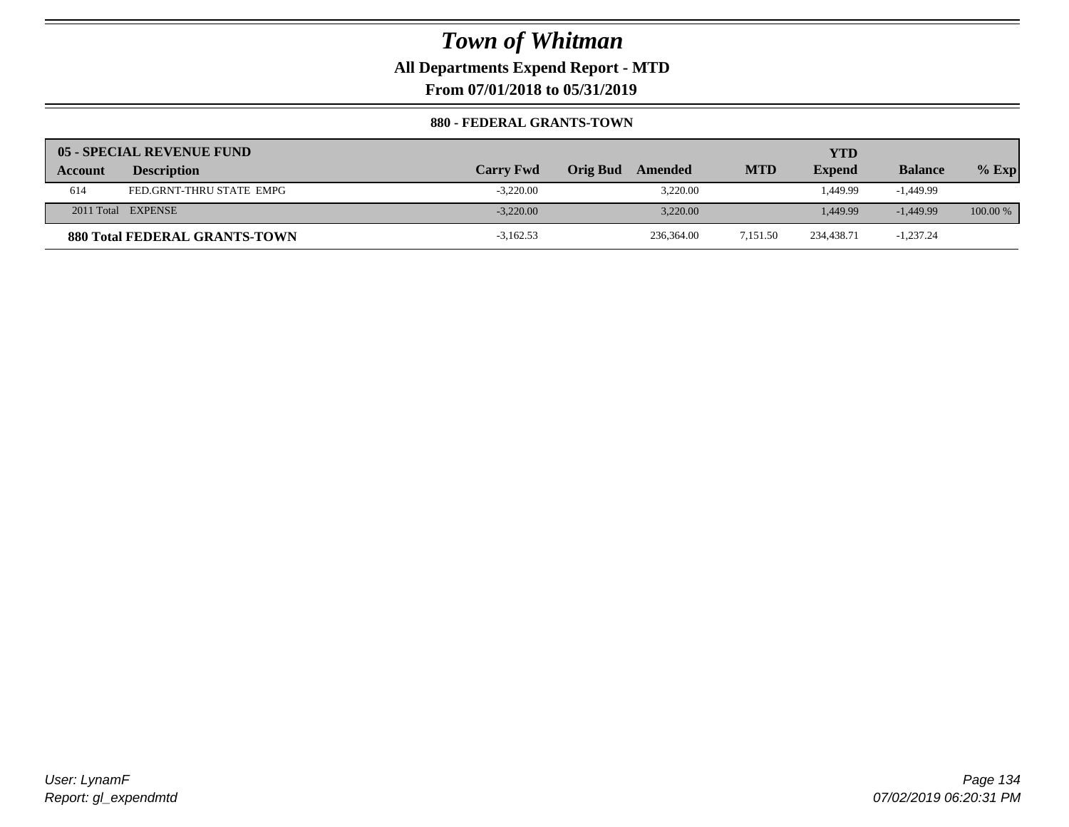# Town of Whitman

**All Departments Expend Report - MTD**

**From 07/01/2018 to 05/31/2019**

**880 - FEDERAL GRANTS-TOWN**

| 05 - SPECIAL REVENUE FUND | | | | | | YTD | | |
|---|---|---|---|---|---|---|---|---|
| Account | Description | Carry Fwd | Orig Bud | Amended | MTD | Expend | Balance | % Exp |
| 614 | FED.GRNT-THRU STATE EMPG | -3,220.00 | | 3,220.00 | | 1,449.99 | -1,449.99 | |
| 2011 Total | EXPENSE | -3,220.00 | | 3,220.00 | | 1,449.99 | -1,449.99 | 100.00 % |
| **880 Total FEDERAL GRANTS-TOWN** | | -3,162.53 | | 236,364.00 | 7,151.50 | 234,438.71 | -1,237.24 | |

User: LynamF
Report: gl_expendmtd

07/02/2019 06:20:31 PM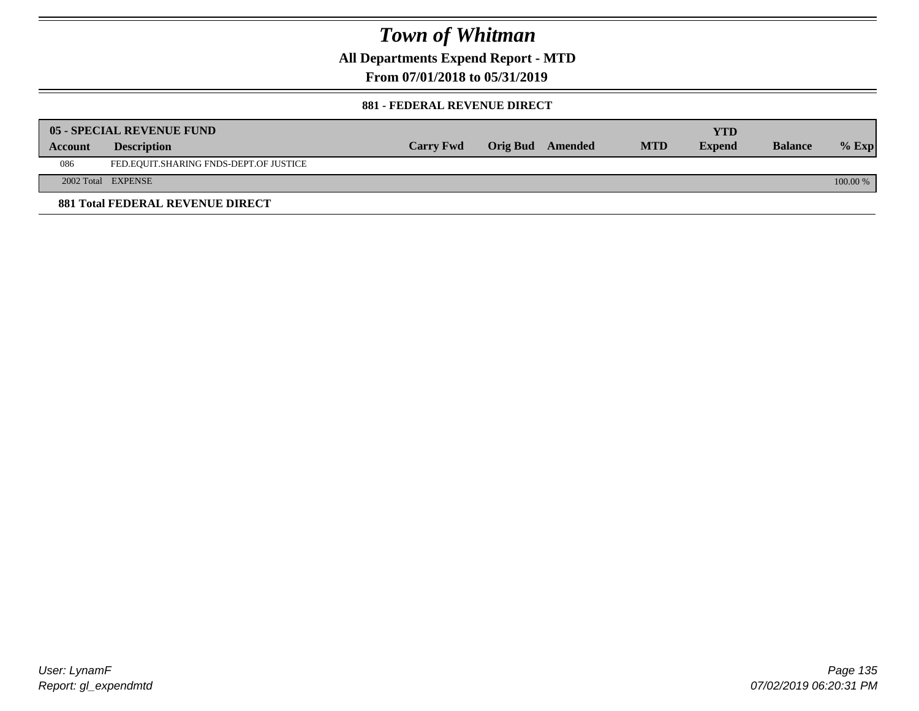# Town of Whitman

## All Departments Expend Report - MTD

### From 07/01/2018 to 05/31/2019

#### 881 - FEDERAL REVENUE DIRECT

| 05 - SPECIAL REVENUE FUND | | | | | | YTD | | |
|---|---|---|---|---|---|---|---|---|
| Account | Description | Carry Fwd | Orig Bud | Amended | MTD | Expend | Balance | % Exp |
| 086 | FED.EQUIT.SHARING FNDS-DEPT.OF JUSTICE | | | | | | | |
| 2002 Total | EXPENSE | | | | | | | 100.00 % |

**881 Total FEDERAL REVENUE DIRECT**

User: LynamF
Report: gl_expendmtd

07/02/2019 06:20:31 PM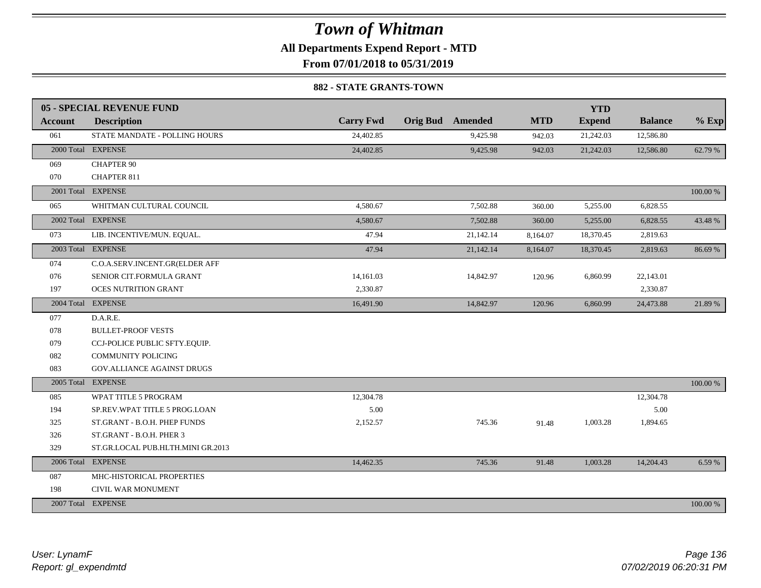# Town of Whitman

**All Departments Expend Report - MTD**

**From 07/01/2018 to 05/31/2019**

**882 - STATE GRANTS-TOWN**

| 05 - SPECIAL REVENUE FUND | | | | | | YTD | | |
|---|---|---|---|---|---|---|---|---|
| Account | Description | Carry Fwd | Orig Bud | Amended | MTD | Expend | Balance | % Exp |
| 061 | STATE MANDATE - POLLING HOURS | 24,402.85 | | 9,425.98 | 942.03 | 21,242.03 | 12,586.80 | |
| 2000 Total | EXPENSE | 24,402.85 | | 9,425.98 | 942.03 | 21,242.03 | 12,586.80 | 62.79 % |
| 069 | CHAPTER 90 | | | | | | | |
| 070 | CHAPTER 811 | | | | | | | |
| 2001 Total | EXPENSE | | | | | | | 100.00 % |
| 065 | WHITMAN CULTURAL COUNCIL | 4,580.67 | | 7,502.88 | 360.00 | 5,255.00 | 6,828.55 | |
| 2002 Total | EXPENSE | 4,580.67 | | 7,502.88 | 360.00 | 5,255.00 | 6,828.55 | 43.48 % |
| 073 | LIB. INCENTIVE/MUN. EQUAL. | 47.94 | | 21,142.14 | 8,164.07 | 18,370.45 | 2,819.63 | |
| 2003 Total | EXPENSE | 47.94 | | 21,142.14 | 8,164.07 | 18,370.45 | 2,819.63 | 86.69 % |
| 074 | C.O.A.SERV.INCENT.GR(ELDER AFF | | | | | | | |
| 076 | SENIOR CIT.FORMULA GRANT | 14,161.03 | | 14,842.97 | 120.96 | 6,860.99 | 22,143.01 | |
| 197 | OCES NUTRITION GRANT | 2,330.87 | | | | | 2,330.87 | |
| 2004 Total | EXPENSE | 16,491.90 | | 14,842.97 | 120.96 | 6,860.99 | 24,473.88 | 21.89 % |
| 077 | D.A.R.E. | | | | | | | |
| 078 | BULLET-PROOF VESTS | | | | | | | |
| 079 | CCJ-POLICE PUBLIC SFTY.EQUIP. | | | | | | | |
| 082 | COMMUNITY POLICING | | | | | | | |
| 083 | GOV.ALLIANCE AGAINST DRUGS | | | | | | | |
| 2005 Total | EXPENSE | | | | | | | 100.00 % |
| 085 | WPAT TITLE 5 PROGRAM | 12,304.78 | | | | | 12,304.78 | |
| 194 | SP.REV.WPAT TITLE 5 PROG.LOAN | 5.00 | | | | | 5.00 | |
| 325 | ST.GRANT - B.O.H. PHEP FUNDS | 2,152.57 | | 745.36 | 91.48 | 1,003.28 | 1,894.65 | |
| 326 | ST.GRANT - B.O.H. PHER 3 | | | | | | | |
| 329 | ST.GR.LOCAL PUB.HLTH.MINI GR.2013 | | | | | | | |
| 2006 Total | EXPENSE | 14,462.35 | | 745.36 | 91.48 | 1,003.28 | 14,204.43 | 6.59 % |
| 087 | MHC-HISTORICAL PROPERTIES | | | | | | | |
| 198 | CIVIL WAR MONUMENT | | | | | | | |
| 2007 Total | EXPENSE | | | | | | | 100.00 % |

*User: LynamF*
*Report: gl_expendmtd*

*07/02/2019 06:20:31 PM*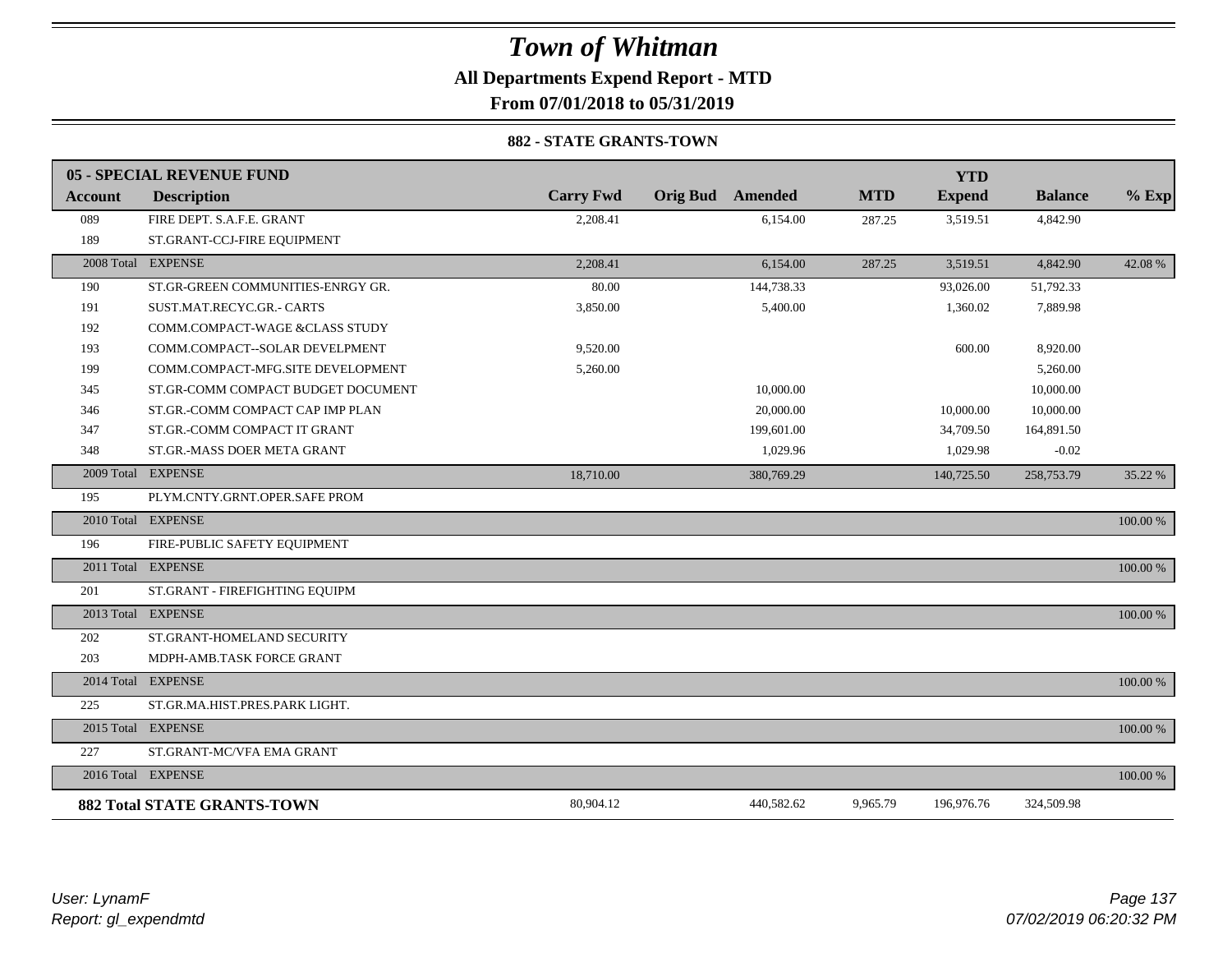# Town of Whitman

**All Departments Expend Report - MTD**

**From 07/01/2018 to 05/31/2019**

**882 - STATE GRANTS-TOWN**

| 05 - SPECIAL REVENUE FUND | | | | | | YTD | | |
|---|---|---|---|---|---|---|---|---|
| **Account** | **Description** | **Carry Fwd** | **Orig Bud** | **Amended** | **MTD** | **Expend** | **Balance** | **% Exp** |
| 089 | FIRE DEPT. S.A.F.E. GRANT | 2,208.41 | | 6,154.00 | 287.25 | 3,519.51 | 4,842.90 | |
| 189 | ST.GRANT-CCJ-FIRE EQUIPMENT | | | | | | | |
| 2008 Total | EXPENSE | 2,208.41 | | 6,154.00 | 287.25 | 3,519.51 | 4,842.90 | 42.08 % |
| 190 | ST.GR-GREEN COMMUNITIES-ENRGY GR. | 80.00 | | 144,738.33 | | 93,026.00 | 51,792.33 | |
| 191 | SUST.MAT.RECYC.GR.- CARTS | 3,850.00 | | 5,400.00 | | 1,360.02 | 7,889.98 | |
| 192 | COMM.COMPACT-WAGE &CLASS STUDY | | | | | | | |
| 193 | COMM.COMPACT--SOLAR DEVELPMENT | 9,520.00 | | | | 600.00 | 8,920.00 | |
| 199 | COMM.COMPACT-MFG.SITE DEVELOPMENT | 5,260.00 | | | | | 5,260.00 | |
| 345 | ST.GR-COMM COMPACT BUDGET DOCUMENT | | | 10,000.00 | | | 10,000.00 | |
| 346 | ST.GR.-COMM COMPACT CAP IMP PLAN | | | 20,000.00 | | 10,000.00 | 10,000.00 | |
| 347 | ST.GR.-COMM COMPACT IT GRANT | | | 199,601.00 | | 34,709.50 | 164,891.50 | |
| 348 | ST.GR.-MASS DOER META GRANT | | | 1,029.96 | | 1,029.98 | -0.02 | |
| 2009 Total | EXPENSE | 18,710.00 | | 380,769.29 | | 140,725.50 | 258,753.79 | 35.22 % |
| 195 | PLYM.CNTY.GRNT.OPER.SAFE PROM | | | | | | | |
| 2010 Total | EXPENSE | | | | | | | 100.00 % |
| 196 | FIRE-PUBLIC SAFETY EQUIPMENT | | | | | | | |
| 2011 Total | EXPENSE | | | | | | | 100.00 % |
| 201 | ST.GRANT - FIREFIGHTING EQUIPM | | | | | | | |
| 2013 Total | EXPENSE | | | | | | | 100.00 % |
| 202 | ST.GRANT-HOMELAND SECURITY | | | | | | | |
| 203 | MDPH-AMB.TASK FORCE GRANT | | | | | | | |
| 2014 Total | EXPENSE | | | | | | | 100.00 % |
| 225 | ST.GR.MA.HIST.PRES.PARK LIGHT. | | | | | | | |
| 2015 Total | EXPENSE | | | | | | | 100.00 % |
| 227 | ST.GRANT-MC/VFA EMA GRANT | | | | | | | |
| 2016 Total | EXPENSE | | | | | | | 100.00 % |
| **882 Total STATE GRANTS-TOWN** | | 80,904.12 | | 440,582.62 | 9,965.79 | 196,976.76 | 324,509.98 | |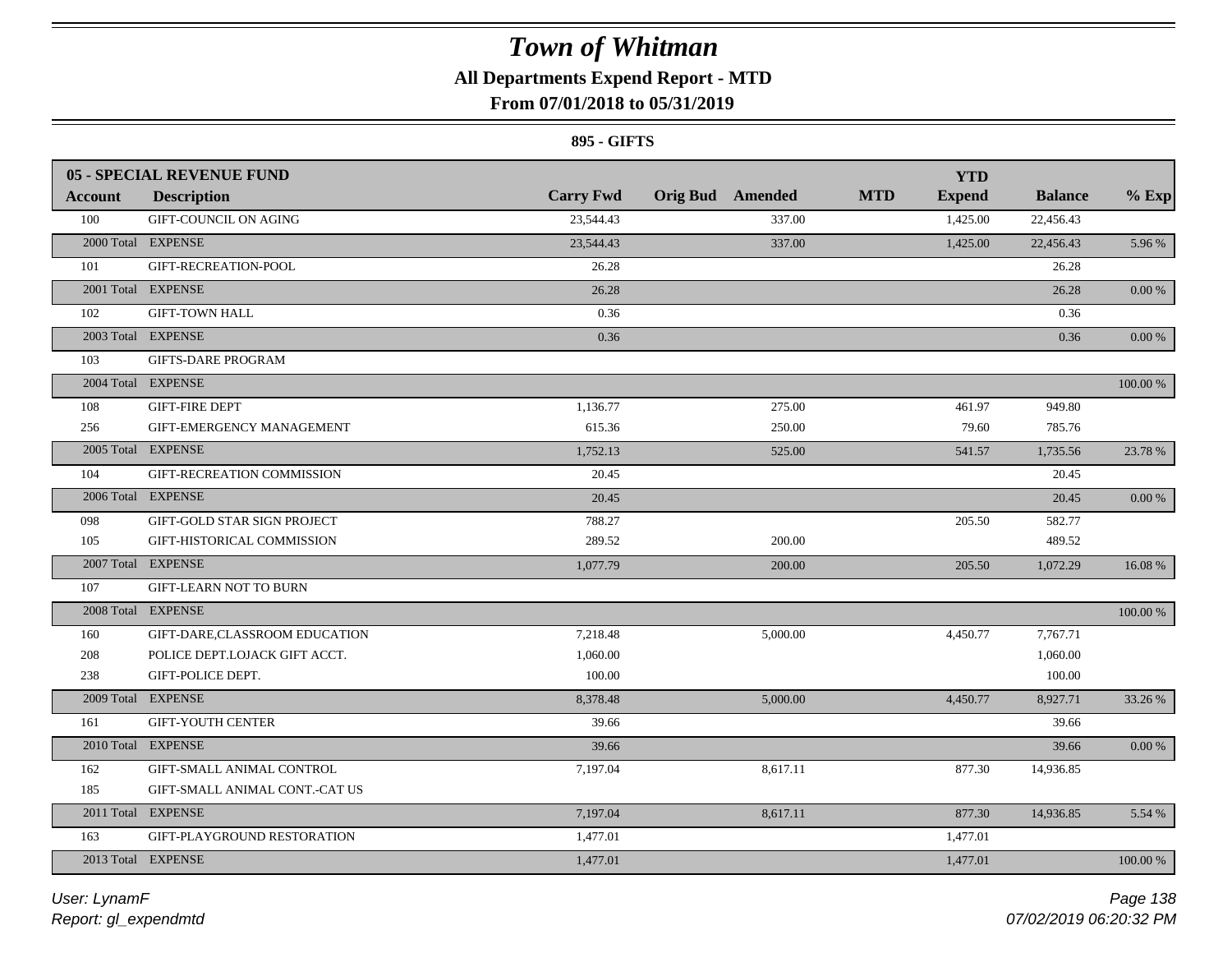# Town of Whitman

## All Departments Expend Report - MTD

## From 07/01/2018 to 05/31/2019

### 895 - GIFTS

| Account | Description | Carry Fwd | Orig Bud | Amended | MTD | YTD Expend | Balance | % Exp |
|---|---|---|---|---|---|---|---|---|
| **05 - SPECIAL REVENUE FUND** | | | | | | | | |
| 100 | GIFT-COUNCIL ON AGING | 23,544.43 | | 337.00 | | 1,425.00 | 22,456.43 | |
| 2000 Total | EXPENSE | 23,544.43 | | 337.00 | | 1,425.00 | 22,456.43 | 5.96 % |
| 101 | GIFT-RECREATION-POOL | 26.28 | | | | | 26.28 | |
| 2001 Total | EXPENSE | 26.28 | | | | | 26.28 | 0.00 % |
| 102 | GIFT-TOWN HALL | 0.36 | | | | | 0.36 | |
| 2003 Total | EXPENSE | 0.36 | | | | | 0.36 | 0.00 % |
| 103 | GIFTS-DARE PROGRAM | | | | | | | |
| 2004 Total | EXPENSE | | | | | | | 100.00 % |
| 108 | GIFT-FIRE DEPT | 1,136.77 | | 275.00 | | 461.97 | 949.80 | |
| 256 | GIFT-EMERGENCY MANAGEMENT | 615.36 | | 250.00 | | 79.60 | 785.76 | |
| 2005 Total | EXPENSE | 1,752.13 | | 525.00 | | 541.57 | 1,735.56 | 23.78 % |
| 104 | GIFT-RECREATION COMMISSION | 20.45 | | | | | 20.45 | |
| 2006 Total | EXPENSE | 20.45 | | | | | 20.45 | 0.00 % |
| 098 | GIFT-GOLD STAR SIGN PROJECT | 788.27 | | | | 205.50 | 582.77 | |
| 105 | GIFT-HISTORICAL COMMISSION | 289.52 | | 200.00 | | | 489.52 | |
| 2007 Total | EXPENSE | 1,077.79 | | 200.00 | | 205.50 | 1,072.29 | 16.08 % |
| 107 | GIFT-LEARN NOT TO BURN | | | | | | | |
| 2008 Total | EXPENSE | | | | | | | 100.00 % |
| 160 | GIFT-DARE,CLASSROOM EDUCATION | 7,218.48 | | 5,000.00 | | 4,450.77 | 7,767.71 | |
| 208 | POLICE DEPT.LOJACK GIFT ACCT. | 1,060.00 | | | | | 1,060.00 | |
| 238 | GIFT-POLICE DEPT. | 100.00 | | | | | 100.00 | |
| 2009 Total | EXPENSE | 8,378.48 | | 5,000.00 | | 4,450.77 | 8,927.71 | 33.26 % |
| 161 | GIFT-YOUTH CENTER | 39.66 | | | | | 39.66 | |
| 2010 Total | EXPENSE | 39.66 | | | | | 39.66 | 0.00 % |
| 162 | GIFT-SMALL ANIMAL CONTROL | 7,197.04 | | 8,617.11 | | 877.30 | 14,936.85 | |
| 185 | GIFT-SMALL ANIMAL CONT.-CAT US | | | | | | | |
| 2011 Total | EXPENSE | 7,197.04 | | 8,617.11 | | 877.30 | 14,936.85 | 5.54 % |
| 163 | GIFT-PLAYGROUND RESTORATION | 1,477.01 | | | | 1,477.01 | | |
| 2013 Total | EXPENSE | 1,477.01 | | | | 1,477.01 | | 100.00 % |

*User: LynamF*
*Report: gl_expendmtd*

*07/02/2019 06:20:32 PM*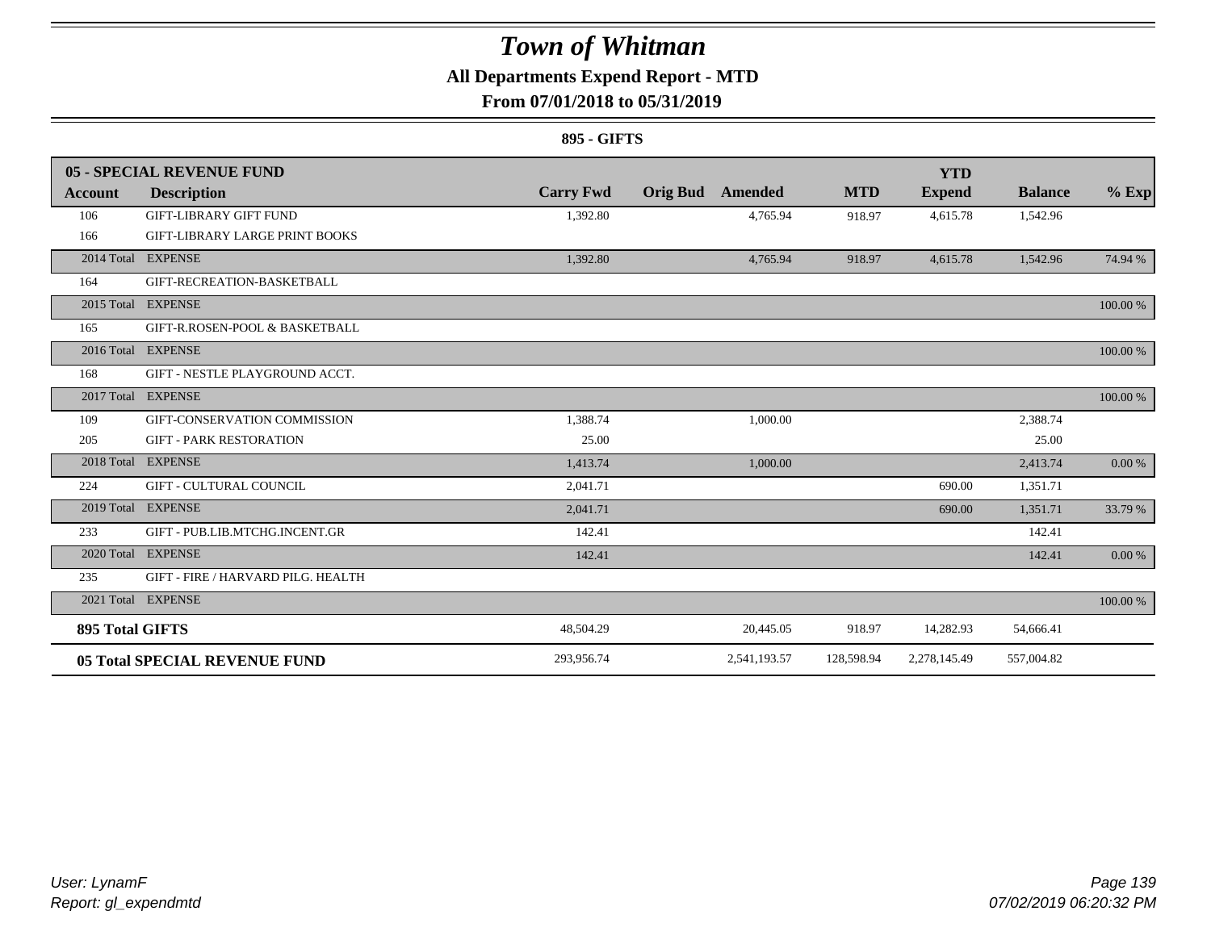# Town of Whitman

## All Departments Expend Report - MTD

### From 07/01/2018 to 05/31/2019

**895 - GIFTS**

| **05 - SPECIAL REVENUE FUND** | | | | | | | | |
|---|---|---|---|---|---|---|---|---|
| **Account** | **Description** | **Carry Fwd** | **Orig Bud** | **Amended** | **MTD** | **YTD Expend** | **Balance** | **% Exp** |
| 106 | GIFT-LIBRARY GIFT FUND | 1,392.80 | | 4,765.94 | 918.97 | 4,615.78 | 1,542.96 | |
| 166 | GIFT-LIBRARY LARGE PRINT BOOKS | | | | | | | |
| 2014 Total | EXPENSE | 1,392.80 | | 4,765.94 | 918.97 | 4,615.78 | 1,542.96 | 74.94 % |
| 164 | GIFT-RECREATION-BASKETBALL | | | | | | | |
| 2015 Total | EXPENSE | | | | | | | 100.00 % |
| 165 | GIFT-R.ROSEN-POOL & BASKETBALL | | | | | | | |
| 2016 Total | EXPENSE | | | | | | | 100.00 % |
| 168 | GIFT - NESTLE PLAYGROUND ACCT. | | | | | | | |
| 2017 Total | EXPENSE | | | | | | | 100.00 % |
| 109 | GIFT-CONSERVATION COMMISSION | 1,388.74 | | 1,000.00 | | | 2,388.74 | |
| 205 | GIFT - PARK RESTORATION | 25.00 | | | | | 25.00 | |
| 2018 Total | EXPENSE | 1,413.74 | | 1,000.00 | | | 2,413.74 | 0.00 % |
| 224 | GIFT - CULTURAL COUNCIL | 2,041.71 | | | | 690.00 | 1,351.71 | |
| 2019 Total | EXPENSE | 2,041.71 | | | | 690.00 | 1,351.71 | 33.79 % |
| 233 | GIFT - PUB.LIB.MTCHG.INCENT.GR | 142.41 | | | | | 142.41 | |
| 2020 Total | EXPENSE | 142.41 | | | | | 142.41 | 0.00 % |
| 235 | GIFT - FIRE / HARVARD PILG. HEALTH | | | | | | | |
| 2021 Total | EXPENSE | | | | | | | 100.00 % |
| **895 Total GIFTS** | | 48,504.29 | | 20,445.05 | 918.97 | 14,282.93 | 54,666.41 | |
| **05 Total SPECIAL REVENUE FUND** | | 293,956.74 | | 2,541,193.57 | 128,598.94 | 2,278,145.49 | 557,004.82 | |

*User: LynamF*
*Report: gl_expendmtd*

*07/02/2019 06:20:32 PM*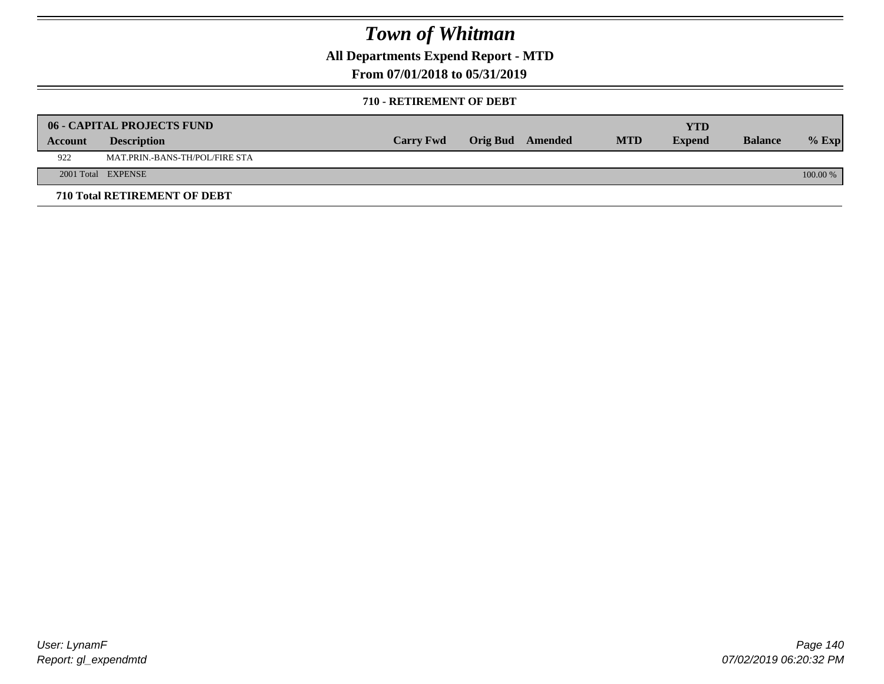# Town of Whitman

## All Departments Expend Report - MTD

## From 07/01/2018 to 05/31/2019

### 710 - RETIREMENT OF DEBT

| 06 - CAPITAL PROJECTS FUND | | | | | | YTD | | |
|---|---|---|---|---|---|---|---|---|
| **Account** | **Description** | **Carry Fwd** | **Orig Bud** | **Amended** | **MTD** | **Expend** | **Balance** | **% Exp** |
| 922 | MAT.PRIN.-BANS-TH/POL/FIRE STA | | | | | | | |
| 2001 Total | EXPENSE | | | | | | | 100.00 % |

**710 Total RETIREMENT OF DEBT**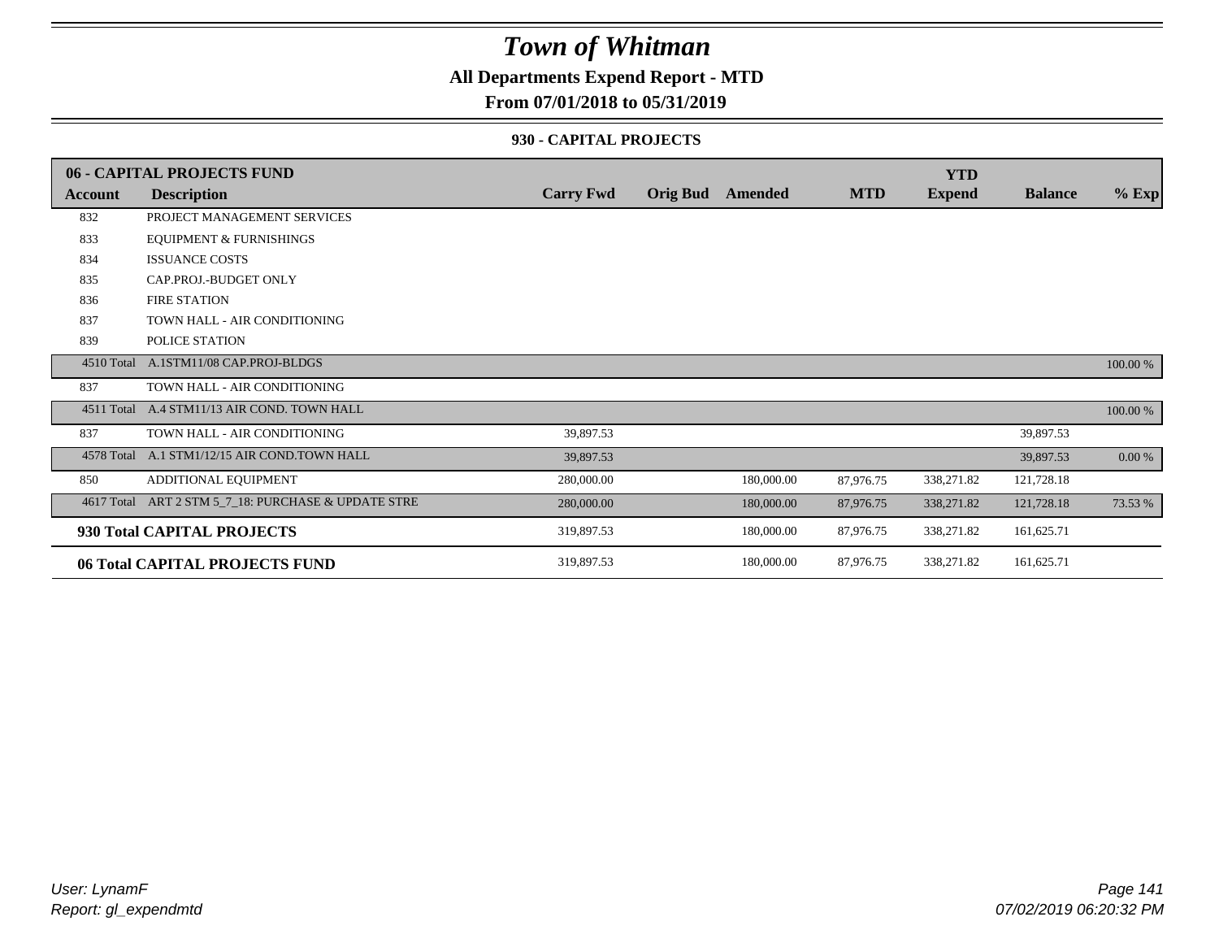# Town of Whitman

**All Departments Expend Report - MTD**

**From 07/01/2018 to 05/31/2019**

**930 - CAPITAL PROJECTS**

| 06 - CAPITAL PROJECTS FUND | | | | | | YTD | | |
|---|---|---|---|---|---|---|---|---|
| **Account** | **Description** | **Carry Fwd** | **Orig Bud** | **Amended** | **MTD** | **Expend** | **Balance** | **% Exp** |
| 832 | PROJECT MANAGEMENT SERVICES | | | | | | | |
| 833 | EQUIPMENT & FURNISHINGS | | | | | | | |
| 834 | ISSUANCE COSTS | | | | | | | |
| 835 | CAP.PROJ.-BUDGET ONLY | | | | | | | |
| 836 | FIRE STATION | | | | | | | |
| 837 | TOWN HALL - AIR CONDITIONING | | | | | | | |
| 839 | POLICE STATION | | | | | | | |
| 4510 Total | A.1STM11/08 CAP.PROJ-BLDGS | | | | | | | 100.00 % |
| 837 | TOWN HALL - AIR CONDITIONING | | | | | | | |
| 4511 Total | A.4 STM11/13 AIR COND. TOWN HALL | | | | | | | 100.00 % |
| 837 | TOWN HALL - AIR CONDITIONING | 39,897.53 | | | | | 39,897.53 | |
| 4578 Total | A.1 STM1/12/15 AIR COND.TOWN HALL | 39,897.53 | | | | | 39,897.53 | 0.00 % |
| 850 | ADDITIONAL EQUIPMENT | 280,000.00 | | 180,000.00 | 87,976.75 | 338,271.82 | 121,728.18 | |
| 4617 Total | ART 2 STM 5_7_18: PURCHASE & UPDATE STRE | 280,000.00 | | 180,000.00 | 87,976.75 | 338,271.82 | 121,728.18 | 73.53 % |
| **930 Total CAPITAL PROJECTS** | | 319,897.53 | | 180,000.00 | 87,976.75 | 338,271.82 | 161,625.71 | |
| **06 Total CAPITAL PROJECTS FUND** | | 319,897.53 | | 180,000.00 | 87,976.75 | 338,271.82 | 161,625.71 | |

*User: LynamF*
*Report: gl_expendmtd*

*07/02/2019 06:20:32 PM*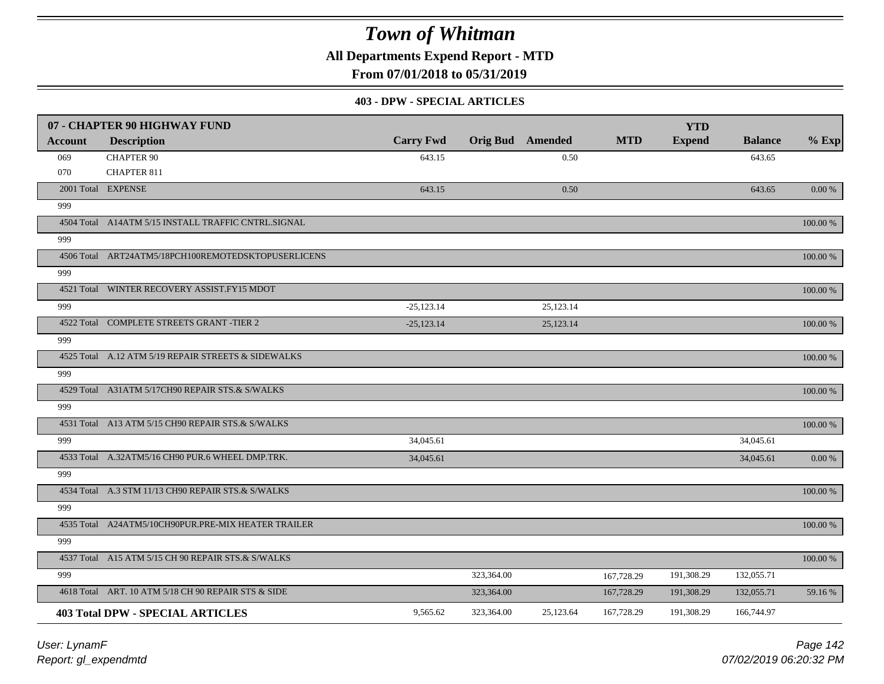# Town of Whitman

**All Departments Expend Report - MTD**

**From 07/01/2018 to 05/31/2019**

### 403 - DPW - SPECIAL ARTICLES

| 07 - CHAPTER 90 HIGHWAY FUND | | | | | | | | |
|---|---|---|---|---|---|---|---|---|
| **Account** | **Description** | **Carry Fwd** | **Orig Bud** | **Amended** | **MTD** | **YTD Expend** | **Balance** | **% Exp** |
| 069 | CHAPTER 90 | 643.15 | | 0.50 | | | 643.65 | |
| 070 | CHAPTER 811 | | | | | | | |
| 2001 Total | EXPENSE | 643.15 | | 0.50 | | | 643.65 | 0.00 % |
| 999 | | | | | | | | |
| 4504 Total | A14ATM 5/15 INSTALL TRAFFIC CNTRL.SIGNAL | | | | | | | 100.00 % |
| 999 | | | | | | | | |
| 4506 Total | ART24ATM5/18PCH100REMOTEDSKTOPUSERLICENS | | | | | | | 100.00 % |
| 999 | | | | | | | | |
| 4521 Total | WINTER RECOVERY ASSIST.FY15 MDOT | | | | | | | 100.00 % |
| 999 | | -25,123.14 | | 25,123.14 | | | | |
| 4522 Total | COMPLETE STREETS GRANT -TIER 2 | -25,123.14 | | 25,123.14 | | | | 100.00 % |
| 999 | | | | | | | | |
| 4525 Total | A.12 ATM 5/19 REPAIR STREETS & SIDEWALKS | | | | | | | 100.00 % |
| 999 | | | | | | | | |
| 4529 Total | A31ATM 5/17CH90 REPAIR STS.& S/WALKS | | | | | | | 100.00 % |
| 999 | | | | | | | | |
| 4531 Total | A13 ATM 5/15 CH90 REPAIR STS.& S/WALKS | | | | | | | 100.00 % |
| 999 | | 34,045.61 | | | | | 34,045.61 | |
| 4533 Total | A.32ATM5/16 CH90 PUR.6 WHEEL DMP.TRK. | 34,045.61 | | | | | 34,045.61 | 0.00 % |
| 999 | | | | | | | | |
| 4534 Total | A.3 STM 11/13 CH90 REPAIR STS.& S/WALKS | | | | | | | 100.00 % |
| 999 | | | | | | | | |
| 4535 Total | A24ATM5/10CH90PUR.PRE-MIX HEATER TRAILER | | | | | | | 100.00 % |
| 999 | | | | | | | | |
| 4537 Total | A15 ATM 5/15 CH 90 REPAIR STS.& S/WALKS | | | | | | | 100.00 % |
| 999 | | | 323,364.00 | | 167,728.29 | 191,308.29 | 132,055.71 | |
| 4618 Total | ART. 10 ATM 5/18 CH 90 REPAIR STS & SIDE | | 323,364.00 | | 167,728.29 | 191,308.29 | 132,055.71 | 59.16 % |
| **403 Total DPW - SPECIAL ARTICLES** | | 9,565.62 | 323,364.00 | 25,123.64 | 167,728.29 | 191,308.29 | 166,744.97 | |

User: LynamF
Report: gl_expendmtd

07/02/2019 06:20:32 PM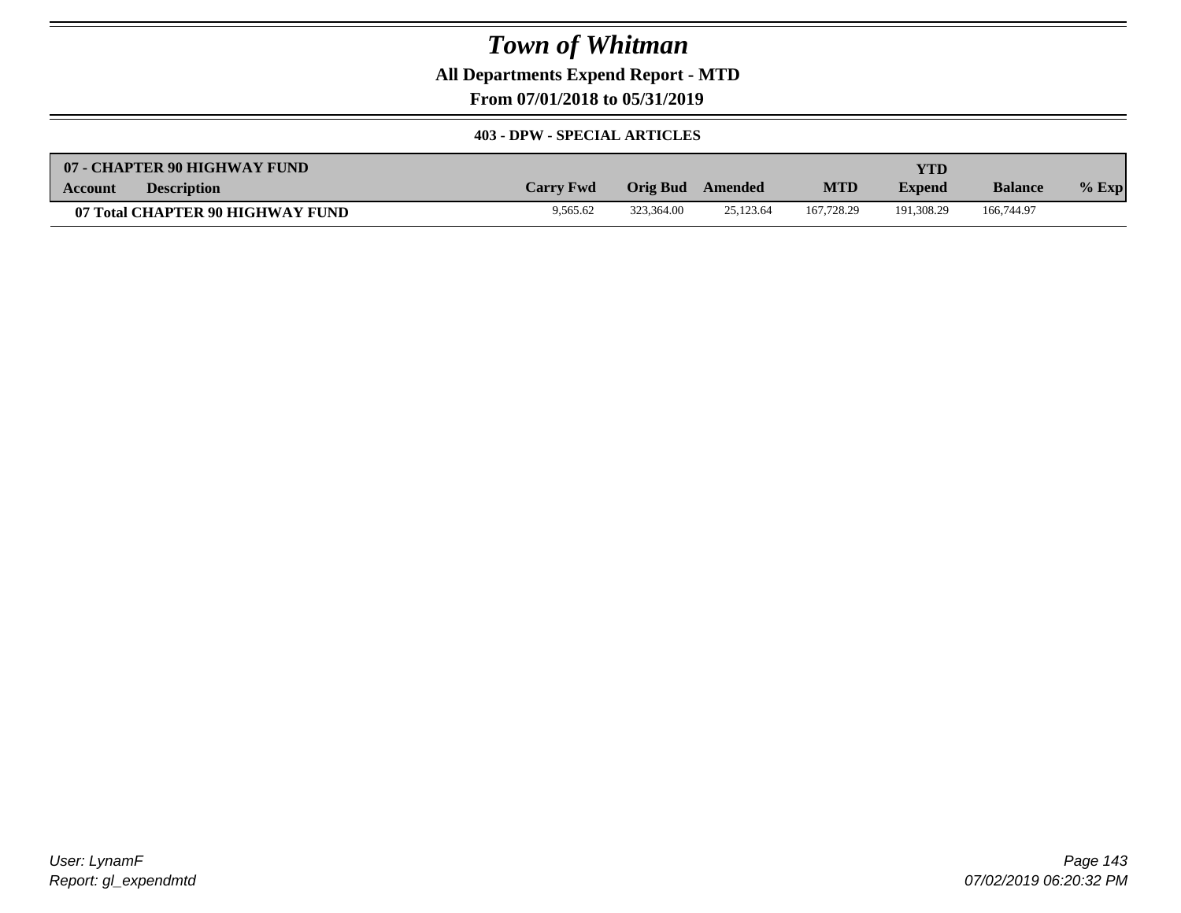# Town of Whitman

**All Departments Expend Report - MTD**

**From 07/01/2018 to 05/31/2019**

**403 - DPW - SPECIAL ARTICLES**

| 07 - CHAPTER 90 HIGHWAY FUND | | | | | | YTD | | |
|---|---|---|---|---|---|---|---|---|
| **Account** | **Description** | **Carry Fwd** | **Orig Bud** | **Amended** | **MTD** | **Expend** | **Balance** | **% Exp** |
| **07 Total CHAPTER 90 HIGHWAY FUND** | | 9,565.62 | 323,364.00 | 25,123.64 | 167,728.29 | 191,308.29 | 166,744.97 | |

*User: LynamF*
*Report: gl_expendmtd*

*07/02/2019 06:20:32 PM*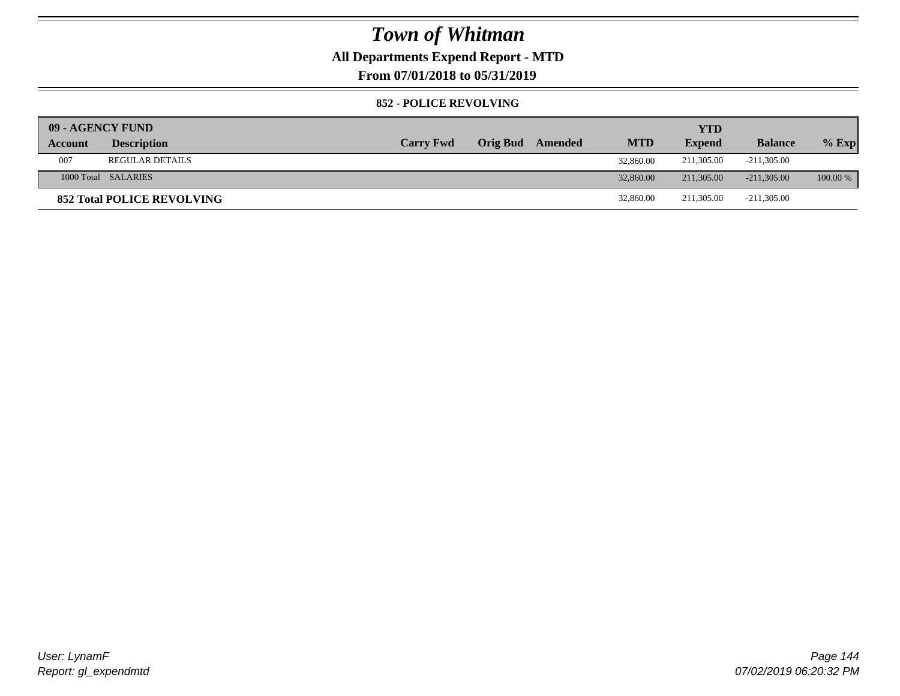# Town of Whitman

**All Departments Expend Report - MTD**

**From 07/01/2018 to 05/31/2019**

### 852 - POLICE REVOLVING

| 09 - AGENCY FUND | | | | | | YTD | | |
|---|---|---|---|---|---|---|---|---|
| Account | Description | Carry Fwd | Orig Bud | Amended | MTD | Expend | Balance | % Exp |
| 007 | REGULAR DETAILS | | | | 32,860.00 | 211,305.00 | -211,305.00 | |
| 1000 Total | SALARIES | | | | 32,860.00 | 211,305.00 | -211,305.00 | 100.00 % |
| **852 Total POLICE REVOLVING** | | | | | 32,860.00 | 211,305.00 | -211,305.00 | |

*User: LynamF*
*Report: gl_expendmtd*

*07/02/2019 06:20:32 PM*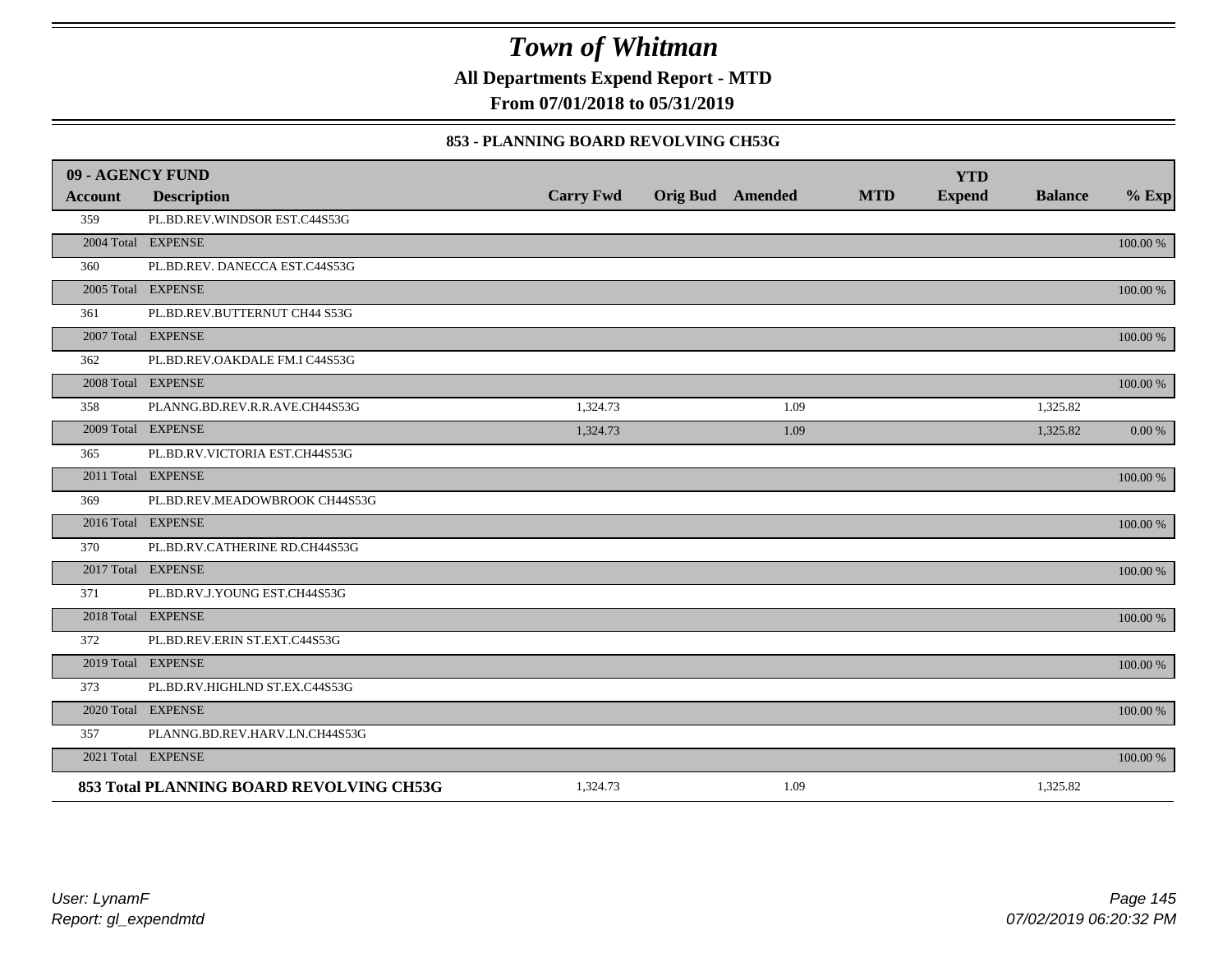# Town of Whitman

**All Departments Expend Report - MTD**

**From 07/01/2018 to 05/31/2019**

### 853 - PLANNING BOARD REVOLVING CH53G

| 09 - AGENCY FUND | | | | | | YTD | | |
|---|---|---|---|---|---|---|---|---|
| **Account** | **Description** | **Carry Fwd** | **Orig Bud** | **Amended** | **MTD** | **Expend** | **Balance** | **% Exp** |
| 359 | PL.BD.REV.WINDSOR EST.C44S53G | | | | | | | |
| 2004 Total | EXPENSE | | | | | | | 100.00 % |
| 360 | PL.BD.REV. DANECCA EST.C44S53G | | | | | | | |
| 2005 Total | EXPENSE | | | | | | | 100.00 % |
| 361 | PL.BD.REV.BUTTERNUT CH44 S53G | | | | | | | |
| 2007 Total | EXPENSE | | | | | | | 100.00 % |
| 362 | PL.BD.REV.OAKDALE FM.I C44S53G | | | | | | | |
| 2008 Total | EXPENSE | | | | | | | 100.00 % |
| 358 | PLANNG.BD.REV.R.R.AVE.CH44S53G | 1,324.73 | | 1.09 | | | 1,325.82 | |
| 2009 Total | EXPENSE | 1,324.73 | | 1.09 | | | 1,325.82 | 0.00 % |
| 365 | PL.BD.RV.VICTORIA EST.CH44S53G | | | | | | | |
| 2011 Total | EXPENSE | | | | | | | 100.00 % |
| 369 | PL.BD.REV.MEADOWBROOK CH44S53G | | | | | | | |
| 2016 Total | EXPENSE | | | | | | | 100.00 % |
| 370 | PL.BD.RV.CATHERINE RD.CH44S53G | | | | | | | |
| 2017 Total | EXPENSE | | | | | | | 100.00 % |
| 371 | PL.BD.RV.J.YOUNG EST.CH44S53G | | | | | | | |
| 2018 Total | EXPENSE | | | | | | | 100.00 % |
| 372 | PL.BD.REV.ERIN ST.EXT.C44S53G | | | | | | | |
| 2019 Total | EXPENSE | | | | | | | 100.00 % |
| 373 | PL.BD.RV.HIGHLND ST.EX.C44S53G | | | | | | | |
| 2020 Total | EXPENSE | | | | | | | 100.00 % |
| 357 | PLANNG.BD.REV.HARV.LN.CH44S53G | | | | | | | |
| 2021 Total | EXPENSE | | | | | | | 100.00 % |
| **853 Total PLANNING BOARD REVOLVING CH53G** | | 1,324.73 | | 1.09 | | | 1,325.82 | |

*User: LynamF*
*Report: gl_expendmtd*

*07/02/2019 06:20:32 PM*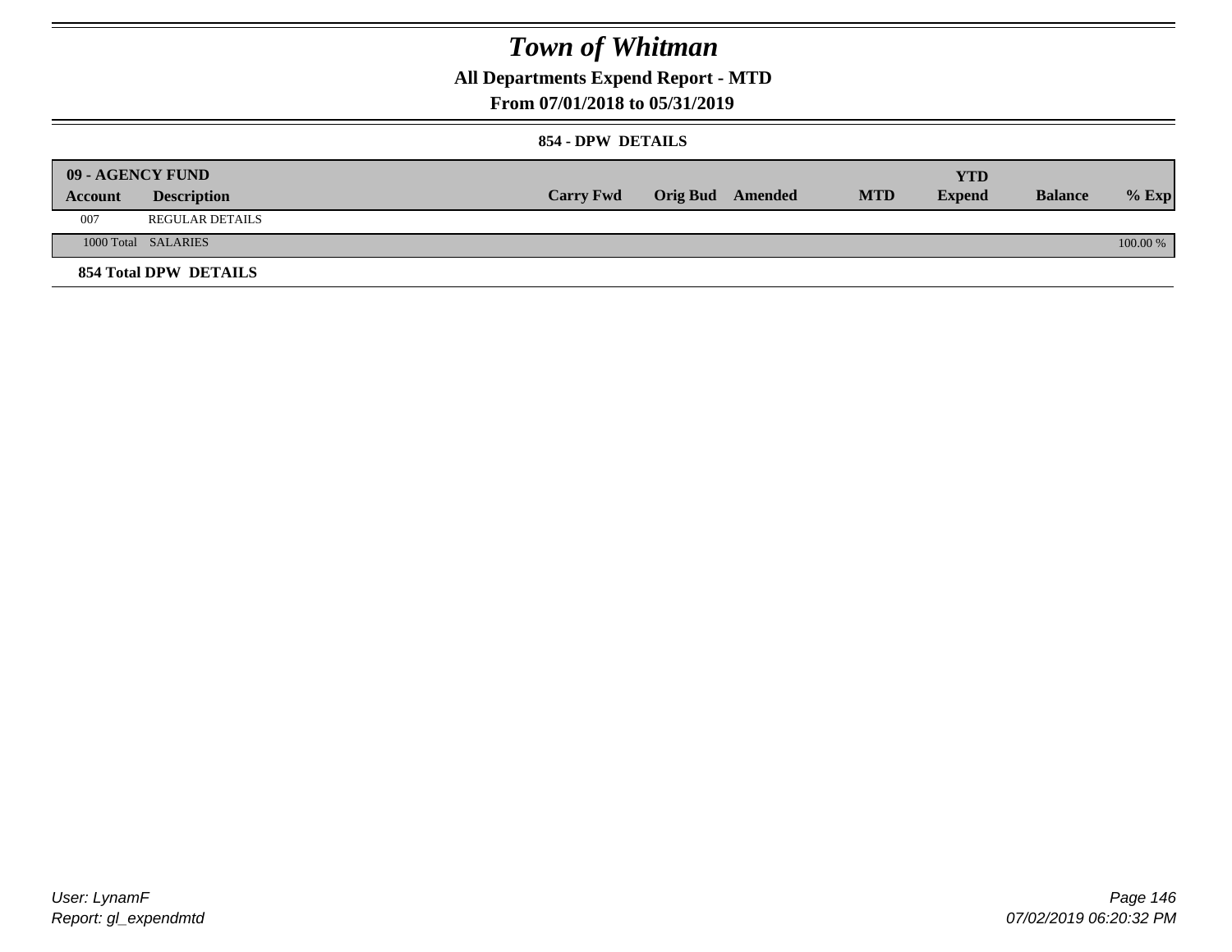# Town of Whitman

## All Departments Expend Report - MTD

## From 07/01/2018 to 05/31/2019

### 854 - DPW DETAILS

| 09 - AGENCY FUND | | | | | | YTD | | |
|---|---|---|---|---|---|---|---|---|
| **Account** | **Description** | **Carry Fwd** | **Orig Bud** | **Amended** | **MTD** | **Expend** | **Balance** | **% Exp** |
| 007 | REGULAR DETAILS | | | | | | | |
| 1000 Total | SALARIES | | | | | | | 100.00 % |
| **854 Total DPW DETAILS** | | | | | | | | |

*User: LynamF*
*Report: gl_expendmtd*

*07/02/2019 06:20:32 PM*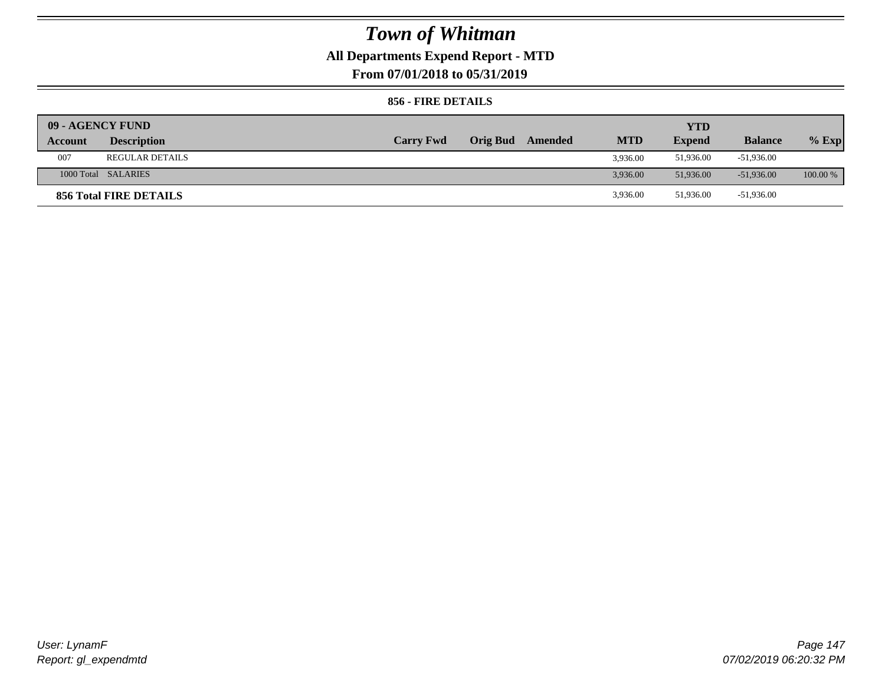# Town of Whitman

## All Departments Expend Report - MTD

### From 07/01/2018 to 05/31/2019

#### 856 - FIRE DETAILS

| 09 - AGENCY FUND | | | | | | YTD | | |
|---|---|---|---|---|---|---|---|---|
| Account | Description | Carry Fwd | Orig Bud | Amended | MTD | Expend | Balance | % Exp |
| 007 | REGULAR DETAILS | | | | 3,936.00 | 51,936.00 | -51,936.00 | |
| 1000 Total | SALARIES | | | | 3,936.00 | 51,936.00 | -51,936.00 | 100.00 % |
| **856 Total FIRE DETAILS** | | | | | 3,936.00 | 51,936.00 | -51,936.00 | |

User: LynamF
Report: gl_expendmtd

07/02/2019 06:20:32 PM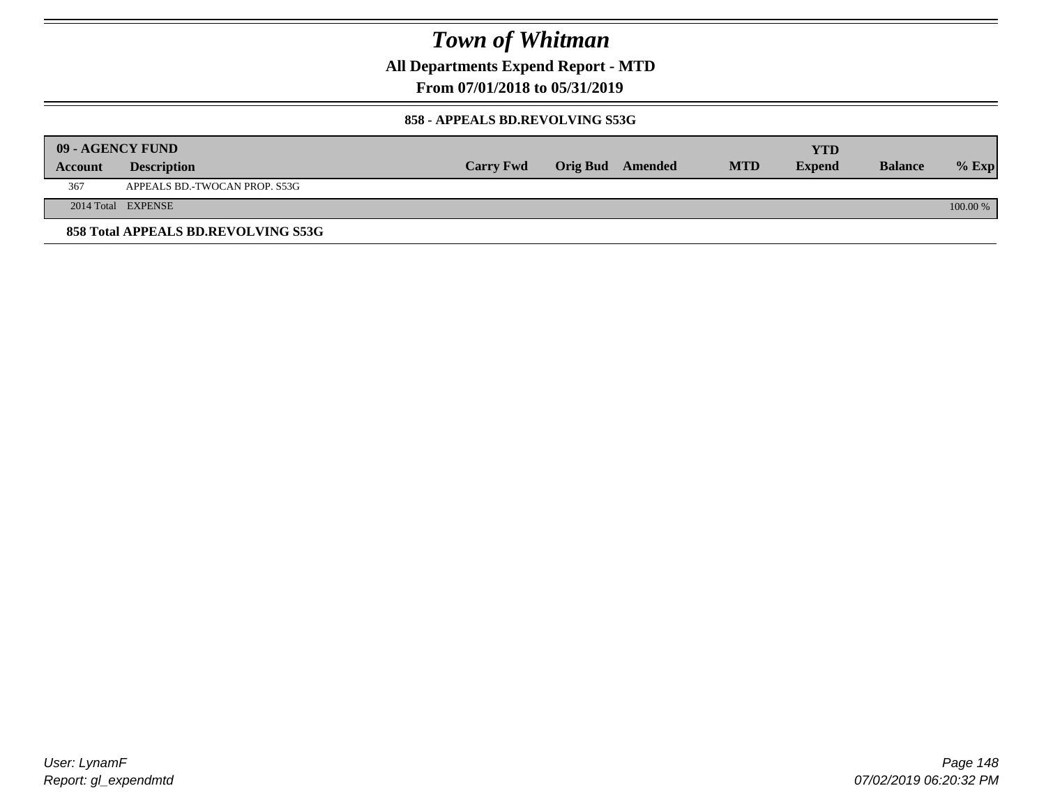# Town of Whitman

**All Departments Expend Report - MTD**

**From 07/01/2018 to 05/31/2019**

**858 - APPEALS BD.REVOLVING S53G**

| 09 - AGENCY FUND | | | | | | | | |
|---|---|---|---|---|---|---|---|---|
| **Account** | **Description** | **Carry Fwd** | **Orig Bud** | **Amended** | **MTD** | **YTD Expend** | **Balance** | **% Exp** |
| 367 | APPEALS BD.-TWOCAN PROP. S53G | | | | | | | |
| 2014 Total | EXPENSE | | | | | | | 100.00 % |

**858 Total APPEALS BD.REVOLVING S53G**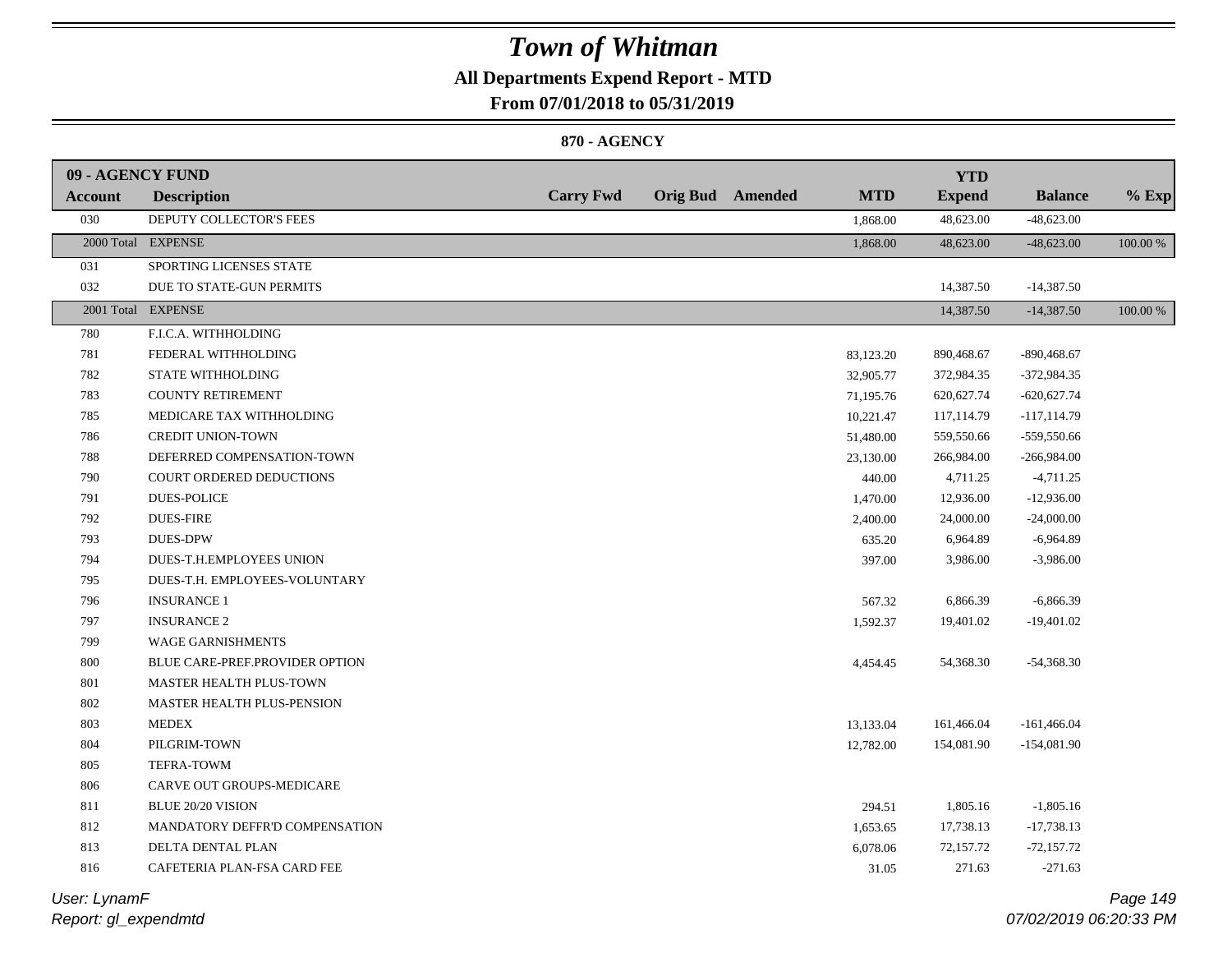# Town of Whitman

## All Departments Expend Report - MTD

### From 07/01/2018 to 05/31/2019

#### 870 - AGENCY

| 09 - AGENCY FUND | | | | | | YTD | | |
|---|---|---|---|---|---|---|---|---|
| **Account** | **Description** | **Carry Fwd** | **Orig Bud** | **Amended** | **MTD** | **Expend** | **Balance** | **% Exp** |
| 030 | DEPUTY COLLECTOR'S FEES | | | | 1,868.00 | 48,623.00 | -48,623.00 | |
| 2000 Total | EXPENSE | | | | 1,868.00 | 48,623.00 | -48,623.00 | 100.00 % |
| 031 | SPORTING LICENSES STATE | | | | | | | |
| 032 | DUE TO STATE-GUN PERMITS | | | | | 14,387.50 | -14,387.50 | |
| 2001 Total | EXPENSE | | | | | 14,387.50 | -14,387.50 | 100.00 % |
| 780 | F.I.C.A. WITHHOLDING | | | | | | | |
| 781 | FEDERAL WITHHOLDING | | | | 83,123.20 | 890,468.67 | -890,468.67 | |
| 782 | STATE WITHHOLDING | | | | 32,905.77 | 372,984.35 | -372,984.35 | |
| 783 | COUNTY RETIREMENT | | | | 71,195.76 | 620,627.74 | -620,627.74 | |
| 785 | MEDICARE TAX WITHHOLDING | | | | 10,221.47 | 117,114.79 | -117,114.79 | |
| 786 | CREDIT UNION-TOWN | | | | 51,480.00 | 559,550.66 | -559,550.66 | |
| 788 | DEFERRED COMPENSATION-TOWN | | | | 23,130.00 | 266,984.00 | -266,984.00 | |
| 790 | COURT ORDERED DEDUCTIONS | | | | 440.00 | 4,711.25 | -4,711.25 | |
| 791 | DUES-POLICE | | | | 1,470.00 | 12,936.00 | -12,936.00 | |
| 792 | DUES-FIRE | | | | 2,400.00 | 24,000.00 | -24,000.00 | |
| 793 | DUES-DPW | | | | 635.20 | 6,964.89 | -6,964.89 | |
| 794 | DUES-T.H.EMPLOYEES UNION | | | | 397.00 | 3,986.00 | -3,986.00 | |
| 795 | DUES-T.H. EMPLOYEES-VOLUNTARY | | | | | | | |
| 796 | INSURANCE 1 | | | | 567.32 | 6,866.39 | -6,866.39 | |
| 797 | INSURANCE 2 | | | | 1,592.37 | 19,401.02 | -19,401.02 | |
| 799 | WAGE GARNISHMENTS | | | | | | | |
| 800 | BLUE CARE-PREF.PROVIDER OPTION | | | | 4,454.45 | 54,368.30 | -54,368.30 | |
| 801 | MASTER HEALTH PLUS-TOWN | | | | | | | |
| 802 | MASTER HEALTH PLUS-PENSION | | | | | | | |
| 803 | MEDEX | | | | 13,133.04 | 161,466.04 | -161,466.04 | |
| 804 | PILGRIM-TOWN | | | | 12,782.00 | 154,081.90 | -154,081.90 | |
| 805 | TEFRA-TOWM | | | | | | | |
| 806 | CARVE OUT GROUPS-MEDICARE | | | | | | | |
| 811 | BLUE 20/20 VISION | | | | 294.51 | 1,805.16 | -1,805.16 | |
| 812 | MANDATORY DEFFR'D COMPENSATION | | | | 1,653.65 | 17,738.13 | -17,738.13 | |
| 813 | DELTA DENTAL PLAN | | | | 6,078.06 | 72,157.72 | -72,157.72 | |
| 816 | CAFETERIA PLAN-FSA CARD FEE | | | | 31.05 | 271.63 | -271.63 | |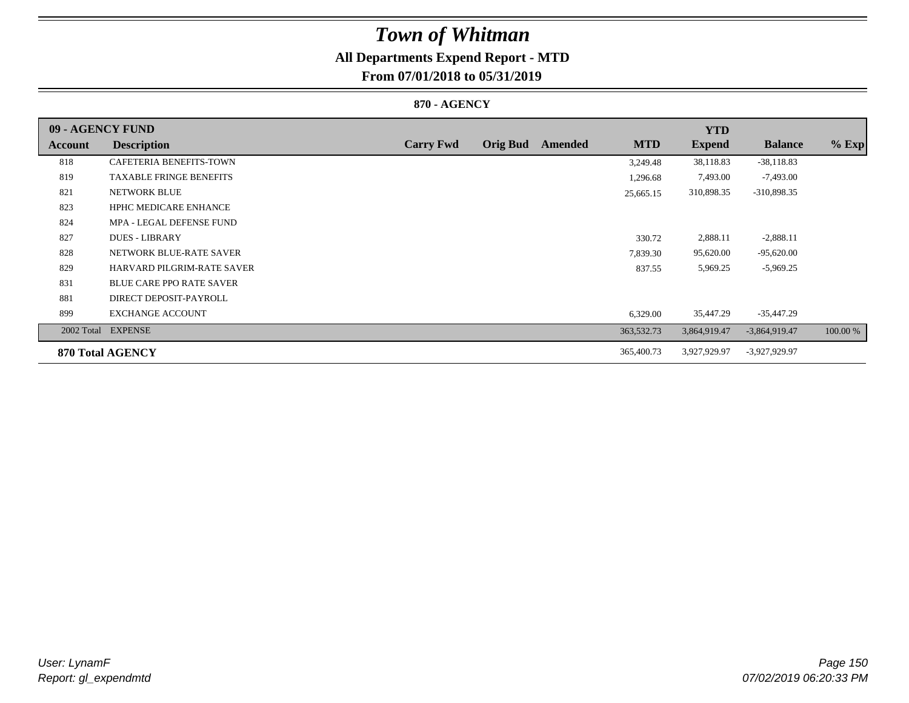# Town of Whitman

## All Departments Expend Report - MTD

## From 07/01/2018 to 05/31/2019

### 870 - AGENCY

| 09 - AGENCY FUND | | | | | | YTD | | |
|---|---|---|---|---|---|---|---|---|
| **Account** | **Description** | **Carry Fwd** | **Orig Bud** | **Amended** | **MTD** | **Expend** | **Balance** | **% Exp** |
| 818 | CAFETERIA BENEFITS-TOWN | | | | 3,249.48 | 38,118.83 | -38,118.83 | |
| 819 | TAXABLE FRINGE BENEFITS | | | | 1,296.68 | 7,493.00 | -7,493.00 | |
| 821 | NETWORK BLUE | | | | 25,665.15 | 310,898.35 | -310,898.35 | |
| 823 | HPHC MEDICARE ENHANCE | | | | | | | |
| 824 | MPA - LEGAL DEFENSE FUND | | | | | | | |
| 827 | DUES - LIBRARY | | | | 330.72 | 2,888.11 | -2,888.11 | |
| 828 | NETWORK BLUE-RATE SAVER | | | | 7,839.30 | 95,620.00 | -95,620.00 | |
| 829 | HARVARD PILGRIM-RATE SAVER | | | | 837.55 | 5,969.25 | -5,969.25 | |
| 831 | BLUE CARE PPO RATE SAVER | | | | | | | |
| 881 | DIRECT DEPOSIT-PAYROLL | | | | | | | |
| 899 | EXCHANGE ACCOUNT | | | | 6,329.00 | 35,447.29 | -35,447.29 | |
| 2002 Total | EXPENSE | | | | 363,532.73 | 3,864,919.47 | -3,864,919.47 | 100.00 % |
| **870 Total AGENCY** | | | | | 365,400.73 | 3,927,929.97 | -3,927,929.97 | |

*User: LynamF*
*Report: gl_expendmtd*

*07/02/2019 06:20:33 PM*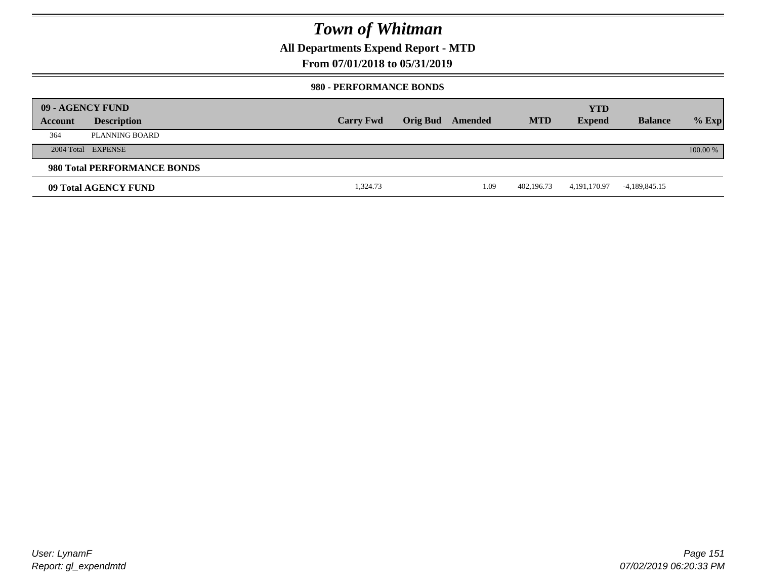# Town of Whitman

**All Departments Expend Report - MTD**

**From 07/01/2018 to 05/31/2019**

**980 - PERFORMANCE BONDS**

| 09 - AGENCY FUND | | | | | | | | |
|---|---|---|---|---|---|---|---|---|
| **Account** | **Description** | **Carry Fwd** | **Orig Bud** | **Amended** | **MTD** | **YTD Expend** | **Balance** | **% Exp** |
| 364 | PLANNING BOARD | | | | | | | |
| 2004 Total | EXPENSE | | | | | | | 100.00 % |
| **980 Total PERFORMANCE BONDS** | | | | | | | | |
| **09 Total AGENCY FUND** | | 1,324.73 | | 1.09 | 402,196.73 | 4,191,170.97 | -4,189,845.15 | |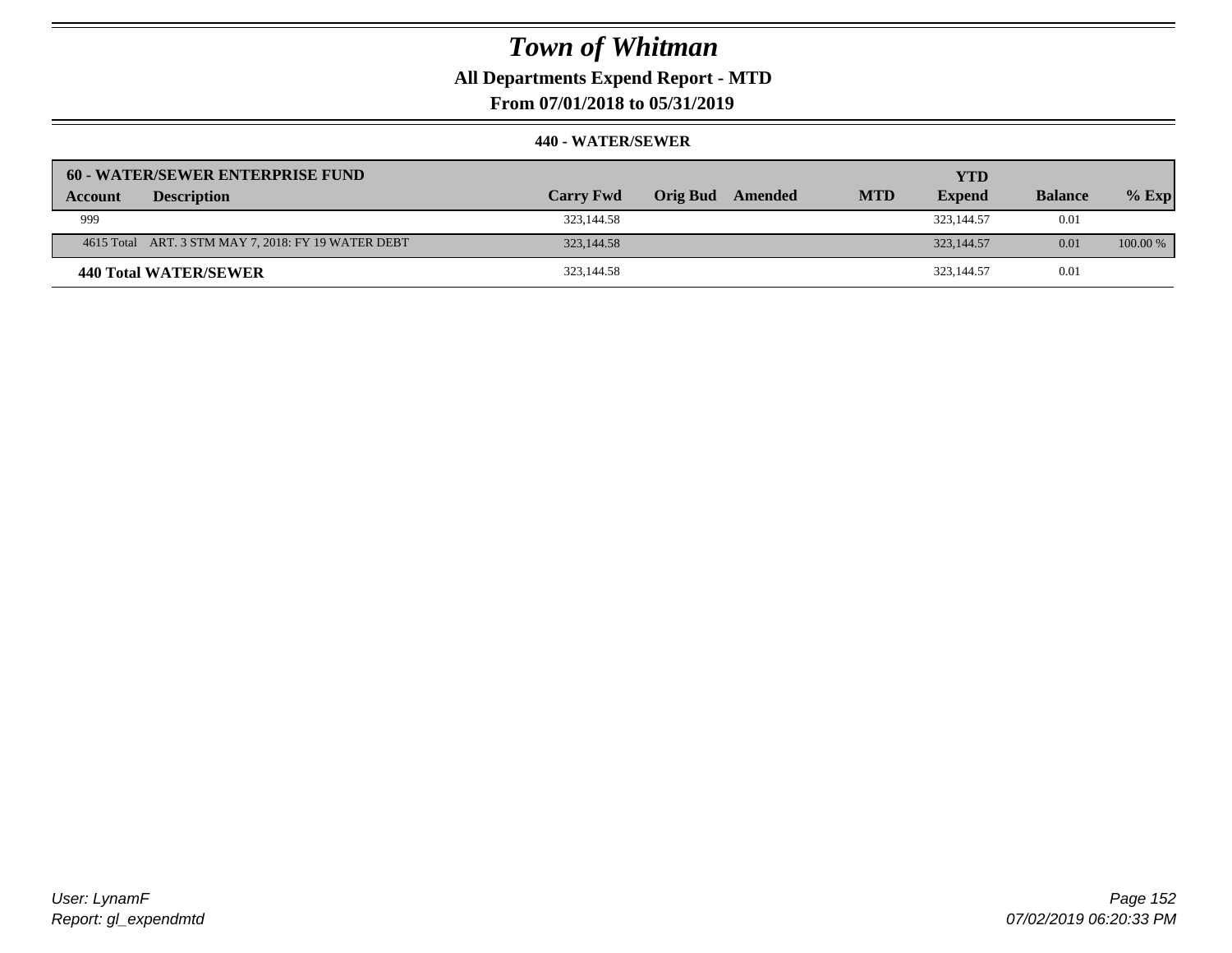# Town of Whitman

## All Departments Expend Report - MTD

### From 07/01/2018 to 05/31/2019

#### 440 - WATER/SEWER

| 60 - WATER/SEWER ENTERPRISE FUND | | | | | | YTD | | |
|---|---|---|---|---|---|---|---|---|
| **Account** | **Description** | **Carry Fwd** | **Orig Bud** | **Amended** | **MTD** | **Expend** | **Balance** | **% Exp** |
| 999 | | 323,144.58 | | | | 323,144.57 | 0.01 | |
| 4615 Total | ART. 3 STM MAY 7, 2018: FY 19 WATER DEBT | 323,144.58 | | | | 323,144.57 | 0.01 | 100.00 % |
| **440 Total WATER/SEWER** | | 323,144.58 | | | | 323,144.57 | 0.01 | |

*User: LynamF*
*Report: gl_expendmtd*

*07/02/2019 06:20:33 PM*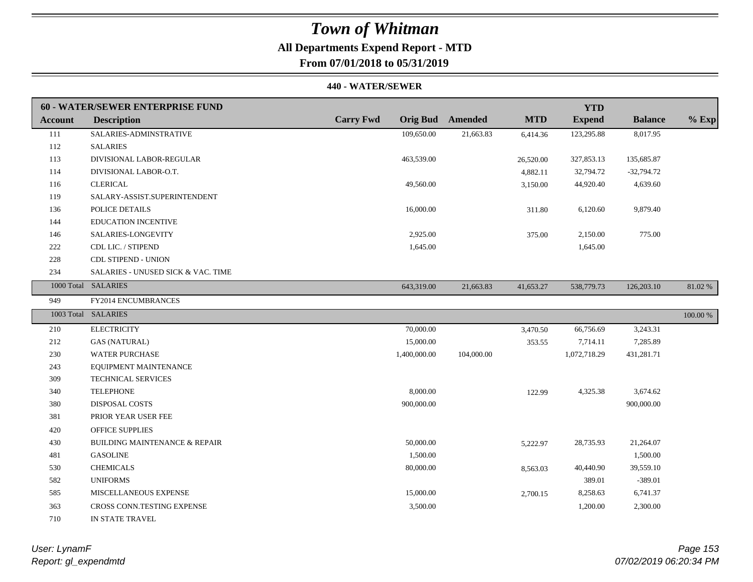# Town of Whitman

**All Departments Expend Report - MTD**

**From 07/01/2018 to 05/31/2019**

**440 - WATER/SEWER**

| Account | Description | Carry Fwd | Orig Bud | Amended | MTD | YTD Expend | Balance | % Exp |
|---|---|---|---|---|---|---|---|---|
| **60 - WATER/SEWER ENTERPRISE FUND** | | | | | | | | |
| 111 | SALARIES-ADMINSTRATIVE | | 109,650.00 | 21,663.83 | 6,414.36 | 123,295.88 | 8,017.95 | |
| 112 | SALARIES | | | | | | | |
| 113 | DIVISIONAL LABOR-REGULAR | | 463,539.00 | | 26,520.00 | 327,853.13 | 135,685.87 | |
| 114 | DIVISIONAL LABOR-O.T. | | | | 4,882.11 | 32,794.72 | -32,794.72 | |
| 116 | CLERICAL | | 49,560.00 | | 3,150.00 | 44,920.40 | 4,639.60 | |
| 119 | SALARY-ASSIST.SUPERINTENDENT | | | | | | | |
| 136 | POLICE DETAILS | | 16,000.00 | | 311.80 | 6,120.60 | 9,879.40 | |
| 144 | EDUCATION INCENTIVE | | | | | | | |
| 146 | SALARIES-LONGEVITY | | 2,925.00 | | 375.00 | 2,150.00 | 775.00 | |
| 222 | CDL LIC. / STIPEND | | 1,645.00 | | | 1,645.00 | | |
| 228 | CDL STIPEND - UNION | | | | | | | |
| 234 | SALARIES - UNUSED SICK & VAC. TIME | | | | | | | |
| 1000 Total | SALARIES | | 643,319.00 | 21,663.83 | 41,653.27 | 538,779.73 | 126,203.10 | 81.02 % |
| 949 | FY2014 ENCUMBRANCES | | | | | | | |
| 1003 Total | SALARIES | | | | | | | 100.00 % |
| 210 | ELECTRICITY | | 70,000.00 | | 3,470.50 | 66,756.69 | 3,243.31 | |
| 212 | GAS (NATURAL) | | 15,000.00 | | 353.55 | 7,714.11 | 7,285.89 | |
| 230 | WATER PURCHASE | | 1,400,000.00 | 104,000.00 | | 1,072,718.29 | 431,281.71 | |
| 243 | EQUIPMENT MAINTENANCE | | | | | | | |
| 309 | TECHNICAL SERVICES | | | | | | | |
| 340 | TELEPHONE | | 8,000.00 | | 122.99 | 4,325.38 | 3,674.62 | |
| 380 | DISPOSAL COSTS | | 900,000.00 | | | | 900,000.00 | |
| 381 | PRIOR YEAR USER FEE | | | | | | | |
| 420 | OFFICE SUPPLIES | | | | | | | |
| 430 | BUILDING MAINTENANCE & REPAIR | | 50,000.00 | | 5,222.97 | 28,735.93 | 21,264.07 | |
| 481 | GASOLINE | | 1,500.00 | | | | 1,500.00 | |
| 530 | CHEMICALS | | 80,000.00 | | 8,563.03 | 40,440.90 | 39,559.10 | |
| 582 | UNIFORMS | | | | | 389.01 | -389.01 | |
| 585 | MISCELLANEOUS EXPENSE | | 15,000.00 | | 2,700.15 | 8,258.63 | 6,741.37 | |
| 363 | CROSS CONN.TESTING EXPENSE | | 3,500.00 | | | 1,200.00 | 2,300.00 | |
| 710 | IN STATE TRAVEL | | | | | | | |

*User: LynamF*
*Report: gl_expendmtd*

*07/02/2019 06:20:34 PM*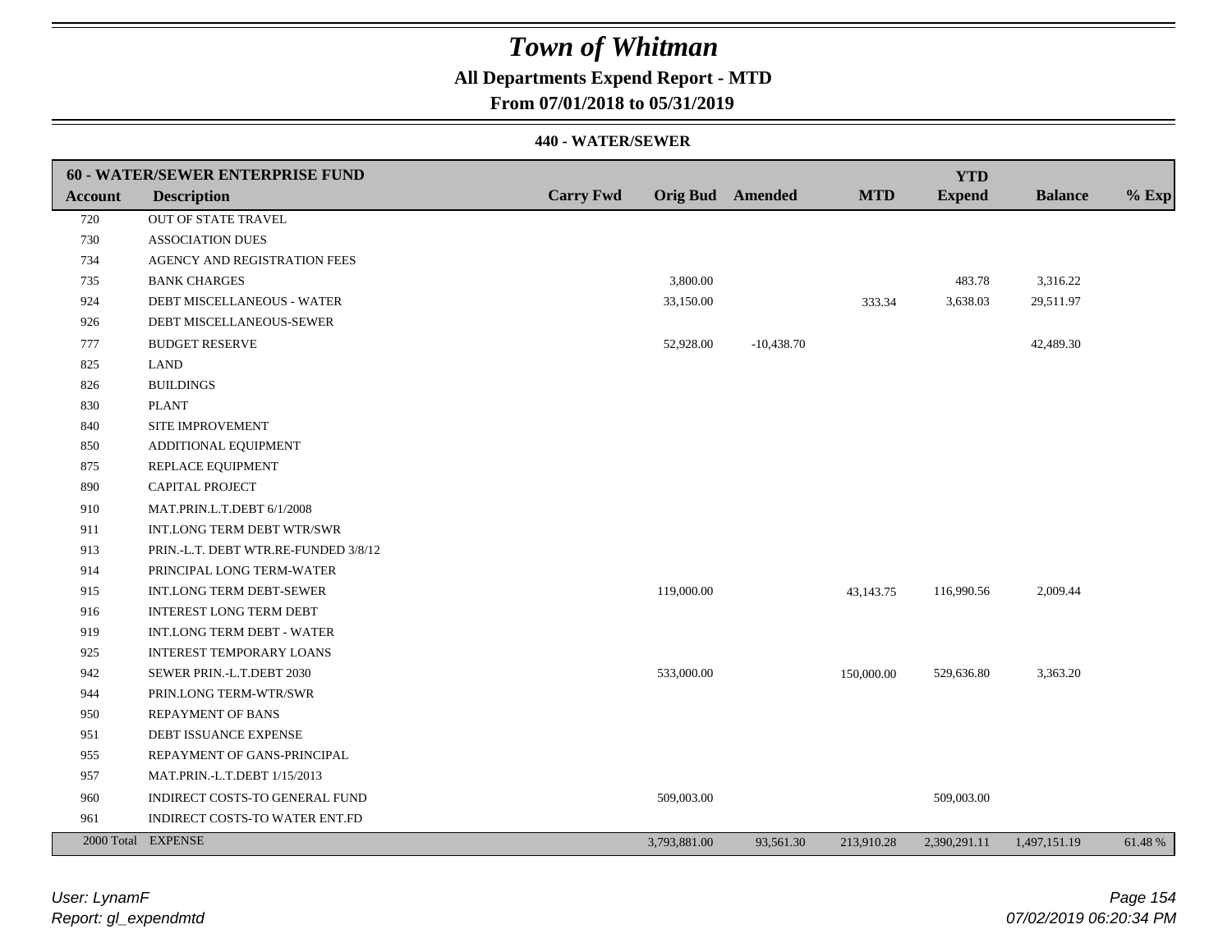# Town of Whitman

**All Departments Expend Report - MTD**

**From 07/01/2018 to 05/31/2019**

**440 - WATER/SEWER**

| 60 - WATER/SEWER ENTERPRISE FUND | | | | | | | | |
|---|---|---|---|---|---|---|---|---|
| **Account** | **Description** | **Carry Fwd** | **Orig Bud** | **Amended** | **MTD** | **YTD Expend** | **Balance** | **% Exp** |
| 720 | OUT OF STATE TRAVEL | | | | | | | |
| 730 | ASSOCIATION DUES | | | | | | | |
| 734 | AGENCY AND REGISTRATION FEES | | | | | | | |
| 735 | BANK CHARGES | | 3,800.00 | | | 483.78 | 3,316.22 | |
| 924 | DEBT MISCELLANEOUS - WATER | | 33,150.00 | | 333.34 | 3,638.03 | 29,511.97 | |
| 926 | DEBT MISCELLANEOUS-SEWER | | | | | | | |
| 777 | BUDGET RESERVE | | 52,928.00 | -10,438.70 | | | 42,489.30 | |
| 825 | LAND | | | | | | | |
| 826 | BUILDINGS | | | | | | | |
| 830 | PLANT | | | | | | | |
| 840 | SITE IMPROVEMENT | | | | | | | |
| 850 | ADDITIONAL EQUIPMENT | | | | | | | |
| 875 | REPLACE EQUIPMENT | | | | | | | |
| 890 | CAPITAL PROJECT | | | | | | | |
| 910 | MAT.PRIN.L.T.DEBT 6/1/2008 | | | | | | | |
| 911 | INT.LONG TERM DEBT WTR/SWR | | | | | | | |
| 913 | PRIN.-L.T. DEBT WTR.RE-FUNDED 3/8/12 | | | | | | | |
| 914 | PRINCIPAL LONG TERM-WATER | | | | | | | |
| 915 | INT.LONG TERM DEBT-SEWER | | 119,000.00 | | 43,143.75 | 116,990.56 | 2,009.44 | |
| 916 | INTEREST LONG TERM DEBT | | | | | | | |
| 919 | INT.LONG TERM DEBT - WATER | | | | | | | |
| 925 | INTEREST TEMPORARY LOANS | | | | | | | |
| 942 | SEWER PRIN.-L.T.DEBT 2030 | | 533,000.00 | | 150,000.00 | 529,636.80 | 3,363.20 | |
| 944 | PRIN.LONG TERM-WTR/SWR | | | | | | | |
| 950 | REPAYMENT OF BANS | | | | | | | |
| 951 | DEBT ISSUANCE EXPENSE | | | | | | | |
| 955 | REPAYMENT OF GANS-PRINCIPAL | | | | | | | |
| 957 | MAT.PRIN.-L.T.DEBT 1/15/2013 | | | | | | | |
| 960 | INDIRECT COSTS-TO GENERAL FUND | | 509,003.00 | | | 509,003.00 | | |
| 961 | INDIRECT COSTS-TO WATER ENT.FD | | | | | | | |
| 2000 Total | EXPENSE | | 3,793,881.00 | 93,561.30 | 213,910.28 | 2,390,291.11 | 1,497,151.19 | 61.48 % |

*User: LynamF*
*Report: gl_expendmtd*

*07/02/2019 06:20:34 PM*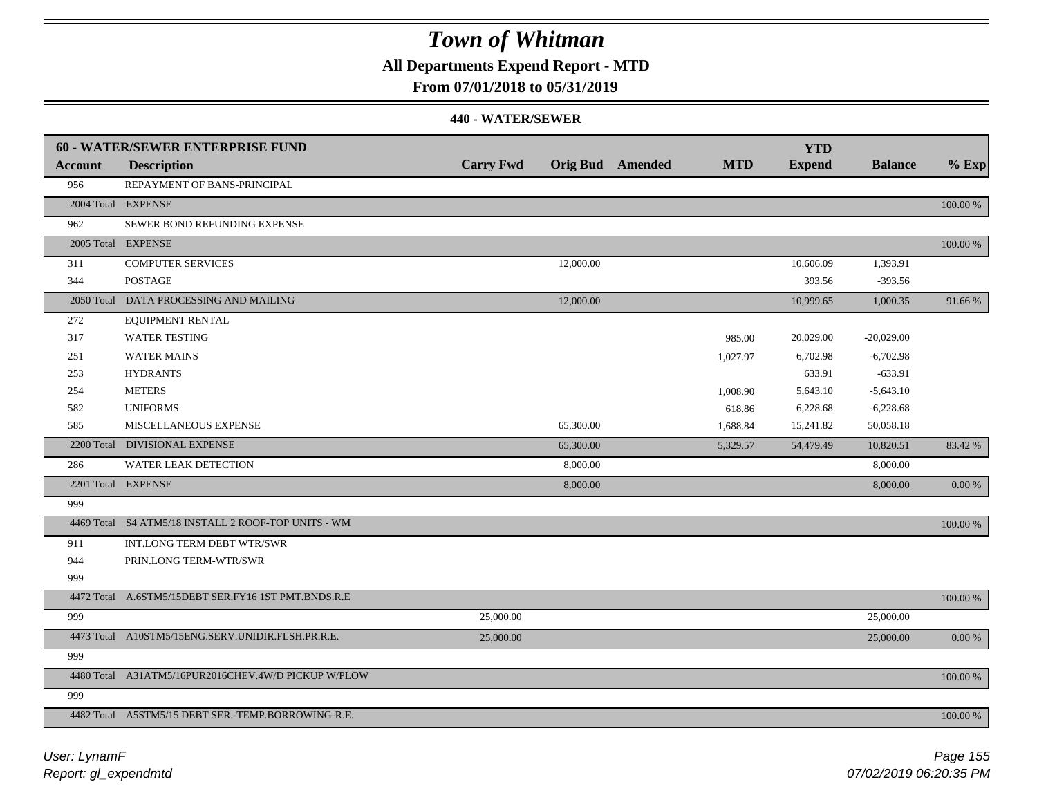# Town of Whitman

## All Departments Expend Report - MTD

### From 07/01/2018 to 05/31/2019

#### 440 - WATER/SEWER

| 60 - WATER/SEWER ENTERPRISE FUND | | | | | | YTD | | |
|---|---|---|---|---|---|---|---|---|
| **Account** | **Description** | **Carry Fwd** | **Orig Bud** | **Amended** | **MTD** | **Expend** | **Balance** | **% Exp** |
| 956 | REPAYMENT OF BANS-PRINCIPAL | | | | | | | |
| 2004 Total | EXPENSE | | | | | | | 100.00 % |
| 962 | SEWER BOND REFUNDING EXPENSE | | | | | | | |
| 2005 Total | EXPENSE | | | | | | | 100.00 % |
| 311 | COMPUTER SERVICES | | 12,000.00 | | | 10,606.09 | 1,393.91 | |
| 344 | POSTAGE | | | | | 393.56 | -393.56 | |
| 2050 Total | DATA PROCESSING AND MAILING | | 12,000.00 | | | 10,999.65 | 1,000.35 | 91.66 % |
| 272 | EQUIPMENT RENTAL | | | | | | | |
| 317 | WATER TESTING | | | | 985.00 | 20,029.00 | -20,029.00 | |
| 251 | WATER MAINS | | | | 1,027.97 | 6,702.98 | -6,702.98 | |
| 253 | HYDRANTS | | | | | 633.91 | -633.91 | |
| 254 | METERS | | | | 1,008.90 | 5,643.10 | -5,643.10 | |
| 582 | UNIFORMS | | | | 618.86 | 6,228.68 | -6,228.68 | |
| 585 | MISCELLANEOUS EXPENSE | | 65,300.00 | | 1,688.84 | 15,241.82 | 50,058.18 | |
| 2200 Total | DIVISIONAL EXPENSE | | 65,300.00 | | 5,329.57 | 54,479.49 | 10,820.51 | 83.42 % |
| 286 | WATER LEAK DETECTION | | 8,000.00 | | | | 8,000.00 | |
| 2201 Total | EXPENSE | | 8,000.00 | | | | 8,000.00 | 0.00 % |
| 999 | | | | | | | | |
| 4469 Total | S4 ATM5/18 INSTALL 2 ROOF-TOP UNITS - WM | | | | | | | 100.00 % |
| 911 | INT.LONG TERM DEBT WTR/SWR | | | | | | | |
| 944 | PRIN.LONG TERM-WTR/SWR | | | | | | | |
| 999 | | | | | | | | |
| 4472 Total | A.6STM5/15DEBT SER.FY16 1ST PMT.BNDS.R.E | | | | | | | 100.00 % |
| 999 | | 25,000.00 | | | | | 25,000.00 | |
| 4473 Total | A10STM5/15ENG.SERV.UNIDIR.FLSH.PR.R.E. | 25,000.00 | | | | | 25,000.00 | 0.00 % |
| 999 | | | | | | | | |
| 4480 Total | A31ATM5/16PUR2016CHEV.4W/D PICKUP W/PLOW | | | | | | | 100.00 % |
| 999 | | | | | | | | |
| 4482 Total | A5STM5/15 DEBT SER.-TEMP.BORROWING-R.E. | | | | | | | 100.00 % |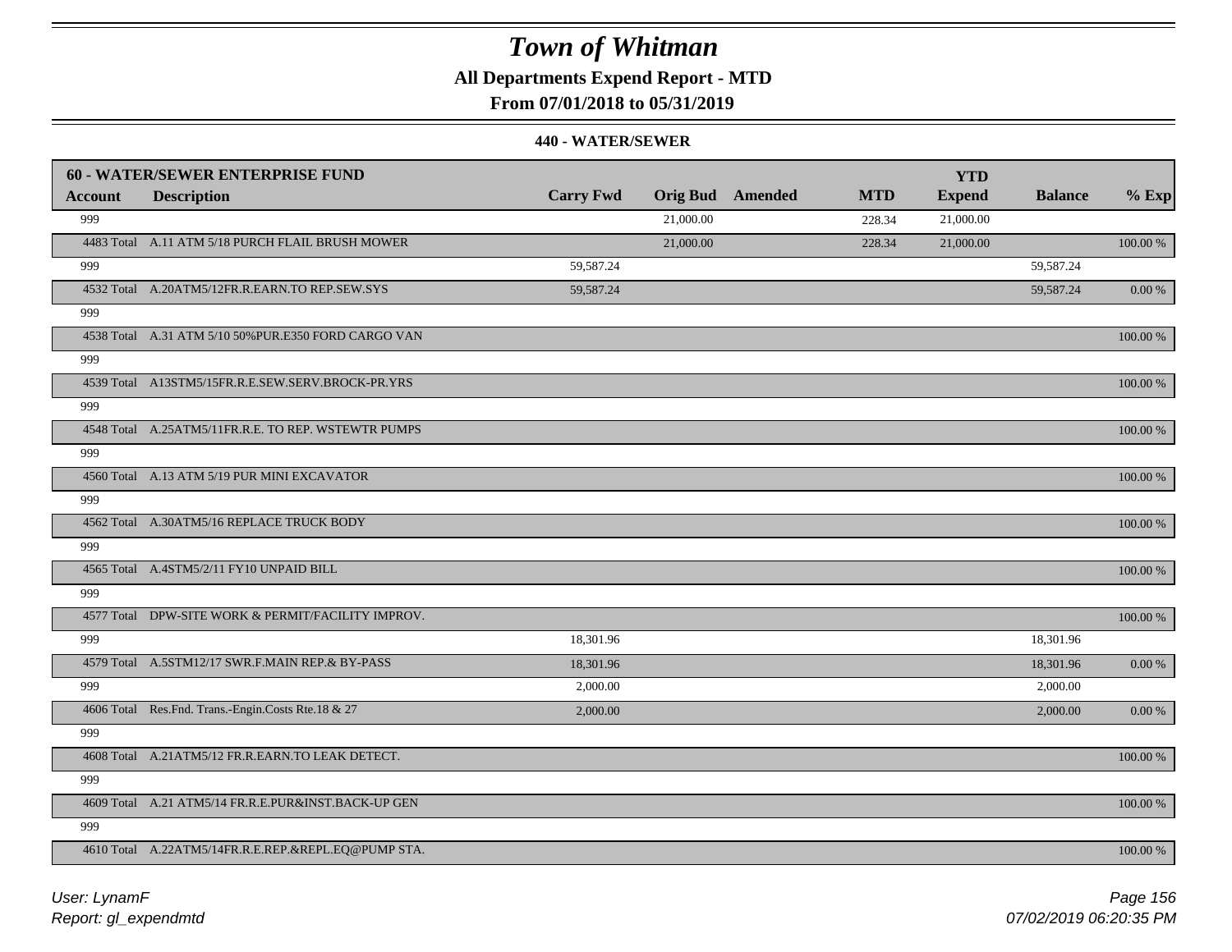# Town of Whitman

## All Departments Expend Report - MTD

## From 07/01/2018 to 05/31/2019

### 440 - WATER/SEWER

| 60 - WATER/SEWER ENTERPRISE FUND | | | | | | YTD | | |
|---|---|---|---|---|---|---|---|---|
| **Account** | **Description** | **Carry Fwd** | **Orig Bud** | **Amended** | **MTD** | **Expend** | **Balance** | **% Exp** |
| 999 | | | 21,000.00 | | 228.34 | 21,000.00 | | |
| 4483 Total | A.11 ATM 5/18 PURCH FLAIL BRUSH MOWER | | 21,000.00 | | 228.34 | 21,000.00 | | 100.00 % |
| 999 | | 59,587.24 | | | | | 59,587.24 | |
| 4532 Total | A.20ATM5/12FR.R.EARN.TO REP.SEW.SYS | 59,587.24 | | | | | 59,587.24 | 0.00 % |
| 999 | | | | | | | | |
| 4538 Total | A.31 ATM 5/10 50%PUR.E350 FORD CARGO VAN | | | | | | | 100.00 % |
| 999 | | | | | | | | |
| 4539 Total | A13STM5/15FR.R.E.SEW.SERV.BROCK-PR.YRS | | | | | | | 100.00 % |
| 999 | | | | | | | | |
| 4548 Total | A.25ATM5/11FR.R.E. TO REP. WSTEWTR PUMPS | | | | | | | 100.00 % |
| 999 | | | | | | | | |
| 4560 Total | A.13 ATM 5/19 PUR MINI EXCAVATOR | | | | | | | 100.00 % |
| 999 | | | | | | | | |
| 4562 Total | A.30ATM5/16 REPLACE TRUCK BODY | | | | | | | 100.00 % |
| 999 | | | | | | | | |
| 4565 Total | A.4STM5/2/11 FY10 UNPAID BILL | | | | | | | 100.00 % |
| 999 | | | | | | | | |
| 4577 Total | DPW-SITE WORK & PERMIT/FACILITY IMPROV. | | | | | | | 100.00 % |
| 999 | | 18,301.96 | | | | | 18,301.96 | |
| 4579 Total | A.5STM12/17 SWR.F.MAIN REP.& BY-PASS | 18,301.96 | | | | | 18,301.96 | 0.00 % |
| 999 | | 2,000.00 | | | | | 2,000.00 | |
| 4606 Total | Res.Fnd. Trans.-Engin.Costs Rte.18 & 27 | 2,000.00 | | | | | 2,000.00 | 0.00 % |
| 999 | | | | | | | | |
| 4608 Total | A.21ATM5/12 FR.R.EARN.TO LEAK DETECT. | | | | | | | 100.00 % |
| 999 | | | | | | | | |
| 4609 Total | A.21 ATM5/14 FR.R.E.PUR&INST.BACK-UP GEN | | | | | | | 100.00 % |
| 999 | | | | | | | | |
| 4610 Total | A.22ATM5/14FR.R.E.REP.&REPL.EQ@PUMP STA. | | | | | | | 100.00 % |

*User: LynamF*

*Report: gl_expendmtd*

*07/02/2019 06:20:35 PM*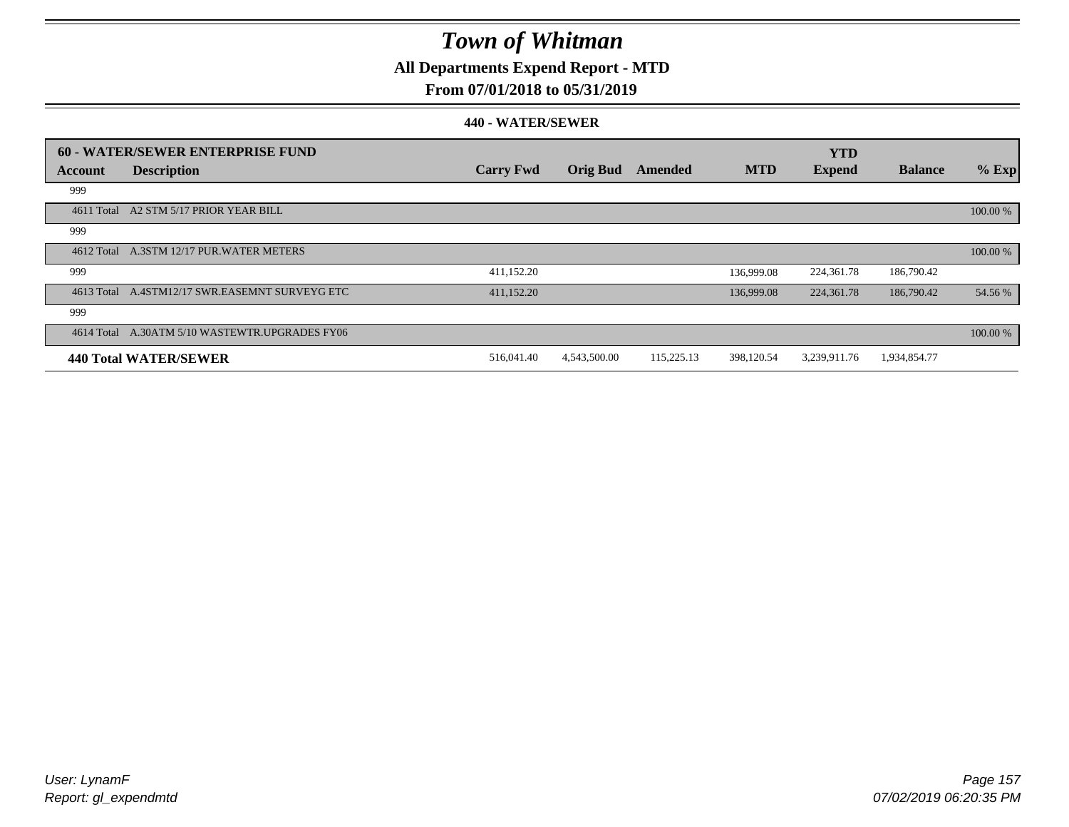# Town of Whitman

## All Departments Expend Report - MTD

## From 07/01/2018 to 05/31/2019

### 440 - WATER/SEWER

| 60 - WATER/SEWER ENTERPRISE FUND | | | | | | YTD | | |
|---|---|---|---|---|---|---|---|---|
| **Account** | **Description** | **Carry Fwd** | **Orig Bud** | **Amended** | **MTD** | **Expend** | **Balance** | **% Exp** |
| 999 | | | | | | | | |
| 4611 Total | A2 STM 5/17 PRIOR YEAR BILL | | | | | | | 100.00 % |
| 999 | | | | | | | | |
| 4612 Total | A.3STM 12/17 PUR.WATER METERS | | | | | | | 100.00 % |
| 999 | | 411,152.20 | | | 136,999.08 | 224,361.78 | 186,790.42 | |
| 4613 Total | A.4STM12/17 SWR.EASEMNT SURVEYG ETC | 411,152.20 | | | 136,999.08 | 224,361.78 | 186,790.42 | 54.56 % |
| 999 | | | | | | | | |
| 4614 Total | A.30ATM 5/10 WASTEWTR.UPGRADES FY06 | | | | | | | 100.00 % |
| **440 Total WATER/SEWER** | | 516,041.40 | 4,543,500.00 | 115,225.13 | 398,120.54 | 3,239,911.76 | 1,934,854.77 | |

*User: LynamF*
*Report: gl_expendmtd*

*07/02/2019 06:20:35 PM*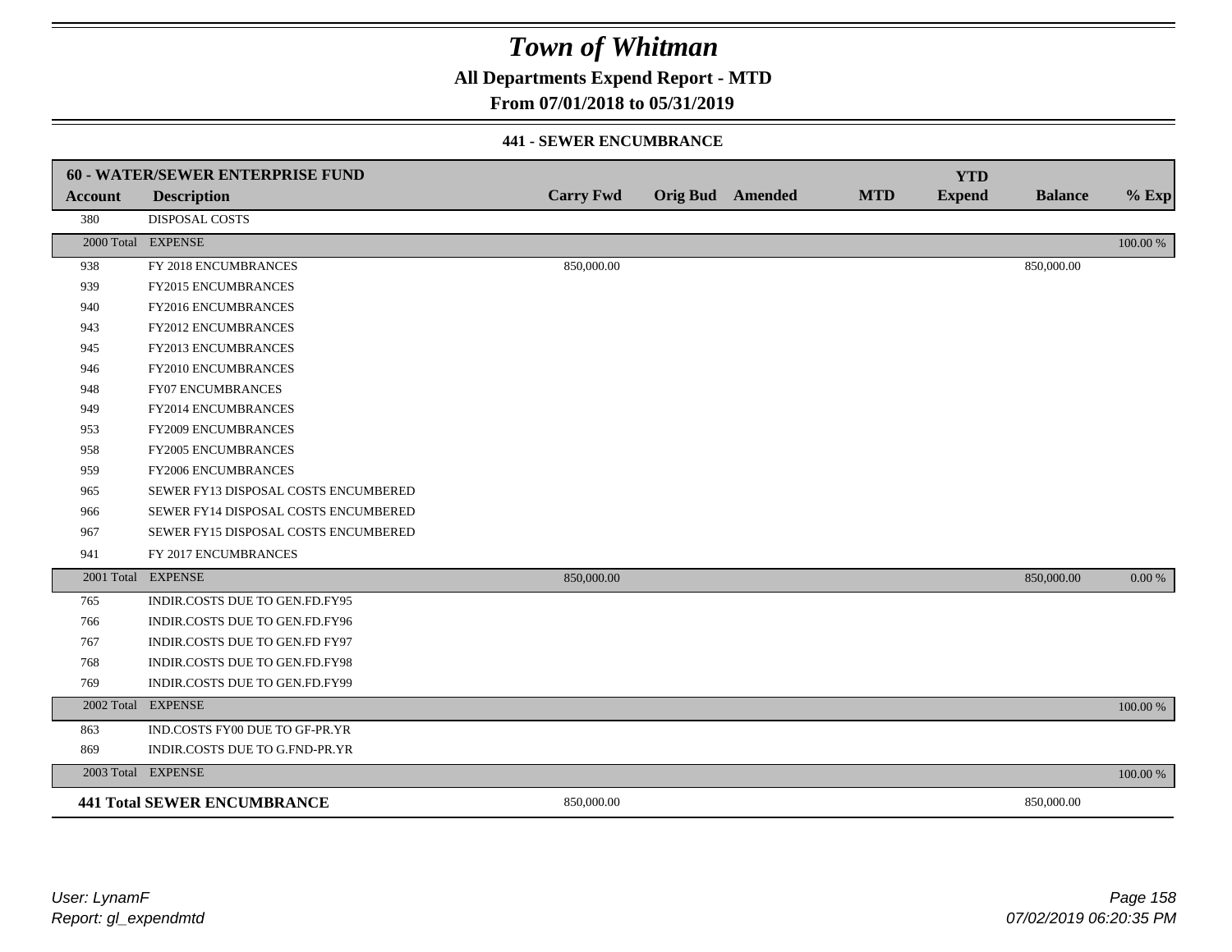# Town of Whitman

## All Departments Expend Report - MTD

### From 07/01/2018 to 05/31/2019

#### 441 - SEWER ENCUMBRANCE

| 60 - WATER/SEWER ENTERPRISE FUND | | | | | | YTD | | |
|---|---|---|---|---|---|---|---|---|
| **Account** | **Description** | **Carry Fwd** | **Orig Bud** | **Amended** | **MTD** | **Expend** | **Balance** | **% Exp** |
| 380 | DISPOSAL COSTS | | | | | | | |
| 2000 Total | EXPENSE | | | | | | | 100.00 % |
| 938 | FY 2018 ENCUMBRANCES | 850,000.00 | | | | | 850,000.00 | |
| 939 | FY2015 ENCUMBRANCES | | | | | | | |
| 940 | FY2016 ENCUMBRANCES | | | | | | | |
| 943 | FY2012 ENCUMBRANCES | | | | | | | |
| 945 | FY2013 ENCUMBRANCES | | | | | | | |
| 946 | FY2010 ENCUMBRANCES | | | | | | | |
| 948 | FY07 ENCUMBRANCES | | | | | | | |
| 949 | FY2014 ENCUMBRANCES | | | | | | | |
| 953 | FY2009 ENCUMBRANCES | | | | | | | |
| 958 | FY2005 ENCUMBRANCES | | | | | | | |
| 959 | FY2006 ENCUMBRANCES | | | | | | | |
| 965 | SEWER FY13 DISPOSAL COSTS ENCUMBERED | | | | | | | |
| 966 | SEWER FY14 DISPOSAL COSTS ENCUMBERED | | | | | | | |
| 967 | SEWER FY15 DISPOSAL COSTS ENCUMBERED | | | | | | | |
| 941 | FY 2017 ENCUMBRANCES | | | | | | | |
| 2001 Total | EXPENSE | 850,000.00 | | | | | 850,000.00 | 0.00 % |
| 765 | INDIR.COSTS DUE TO GEN.FD.FY95 | | | | | | | |
| 766 | INDIR.COSTS DUE TO GEN.FD.FY96 | | | | | | | |
| 767 | INDIR.COSTS DUE TO GEN.FD FY97 | | | | | | | |
| 768 | INDIR.COSTS DUE TO GEN.FD.FY98 | | | | | | | |
| 769 | INDIR.COSTS DUE TO GEN.FD.FY99 | | | | | | | |
| 2002 Total | EXPENSE | | | | | | | 100.00 % |
| 863 | IND.COSTS FY00 DUE TO GF-PR.YR | | | | | | | |
| 869 | INDIR.COSTS DUE TO G.FND-PR.YR | | | | | | | |
| 2003 Total | EXPENSE | | | | | | | 100.00 % |
| **441 Total SEWER ENCUMBRANCE** | | 850,000.00 | | | | | 850,000.00 | |

*User: LynamF*
*Report: gl_expendmtd*

*07/02/2019 06:20:35 PM*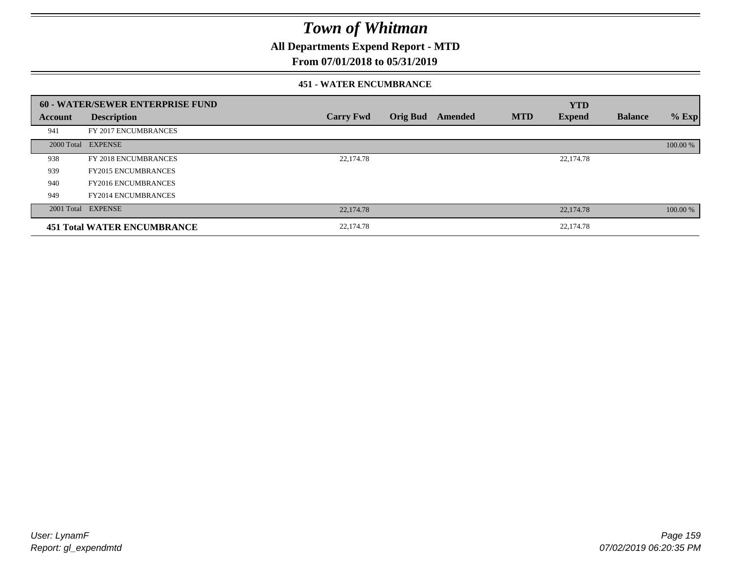# Town of Whitman

## All Departments Expend Report - MTD

## From 07/01/2018 to 05/31/2019

### 451 - WATER ENCUMBRANCE

| 60 - WATER/SEWER ENTERPRISE FUND | | | | | | YTD | | |
|---|---|---|---|---|---|---|---|---|
| **Account** | **Description** | **Carry Fwd** | **Orig Bud** | **Amended** | **MTD** | **Expend** | **Balance** | **% Exp** |
| 941 | FY 2017 ENCUMBRANCES | | | | | | | |
| 2000 Total | EXPENSE | | | | | | | 100.00 % |
| 938 | FY 2018 ENCUMBRANCES | 22,174.78 | | | | 22,174.78 | | |
| 939 | FY2015 ENCUMBRANCES | | | | | | | |
| 940 | FY2016 ENCUMBRANCES | | | | | | | |
| 949 | FY2014 ENCUMBRANCES | | | | | | | |
| 2001 Total | EXPENSE | 22,174.78 | | | | 22,174.78 | | 100.00 % |
| **451 Total WATER ENCUMBRANCE** | | 22,174.78 | | | | 22,174.78 | | |

*User: LynamF*
*Report: gl_expendmtd*

*07/02/2019 06:20:35 PM*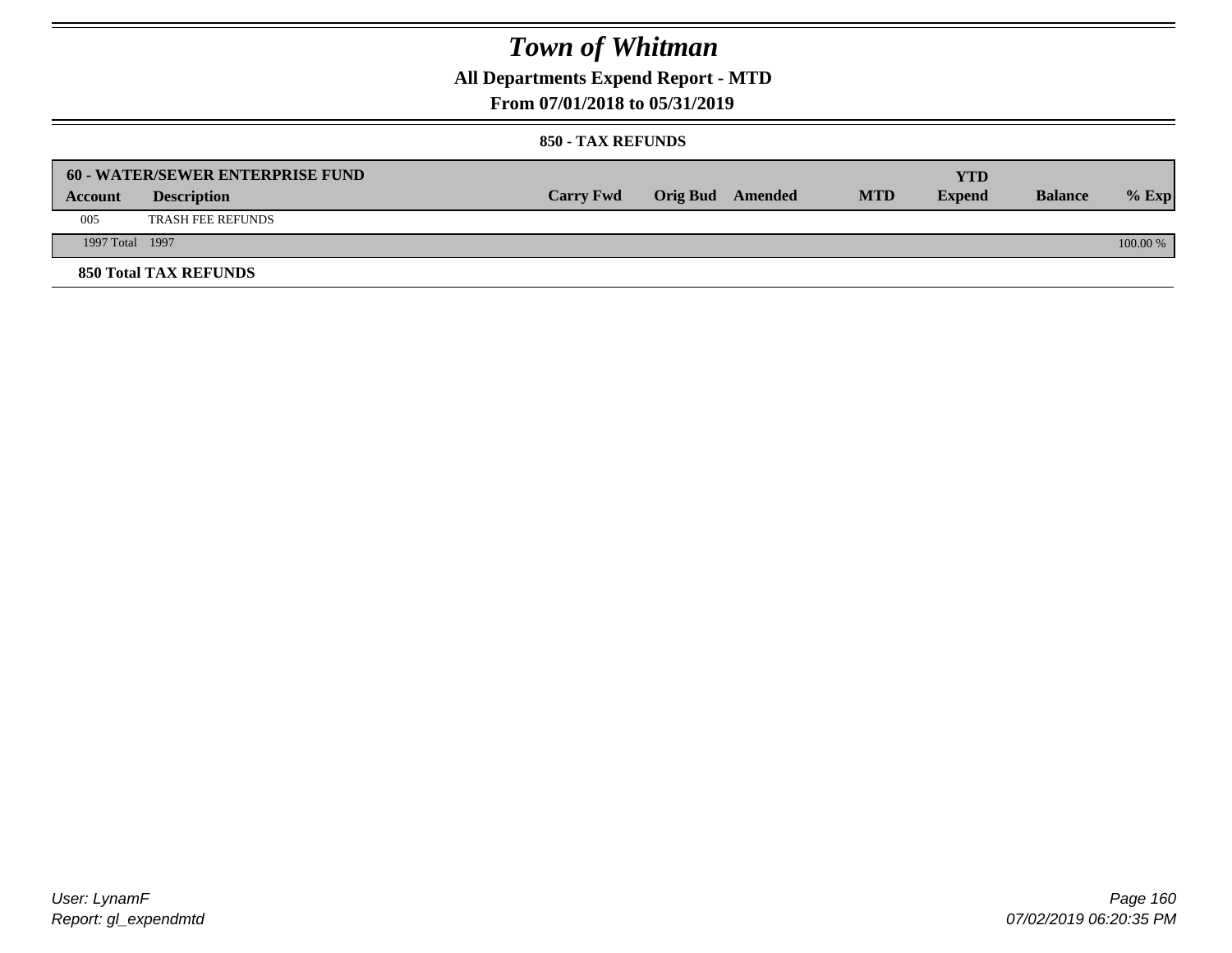# Town of Whitman

## All Departments Expend Report - MTD

### From 07/01/2018 to 05/31/2019

#### 850 - TAX REFUNDS

| 60 - WATER/SEWER ENTERPRISE FUND | | | | | | YTD | | |
|---|---|---|---|---|---|---|---|---|
| Account | Description | Carry Fwd | Orig Bud | Amended | MTD | Expend | Balance | % Exp |
| 005 | TRASH FEE REFUNDS | | | | | | | |
| 1997 Total | 1997 | | | | | | | 100.00 % |

**850 Total TAX REFUNDS**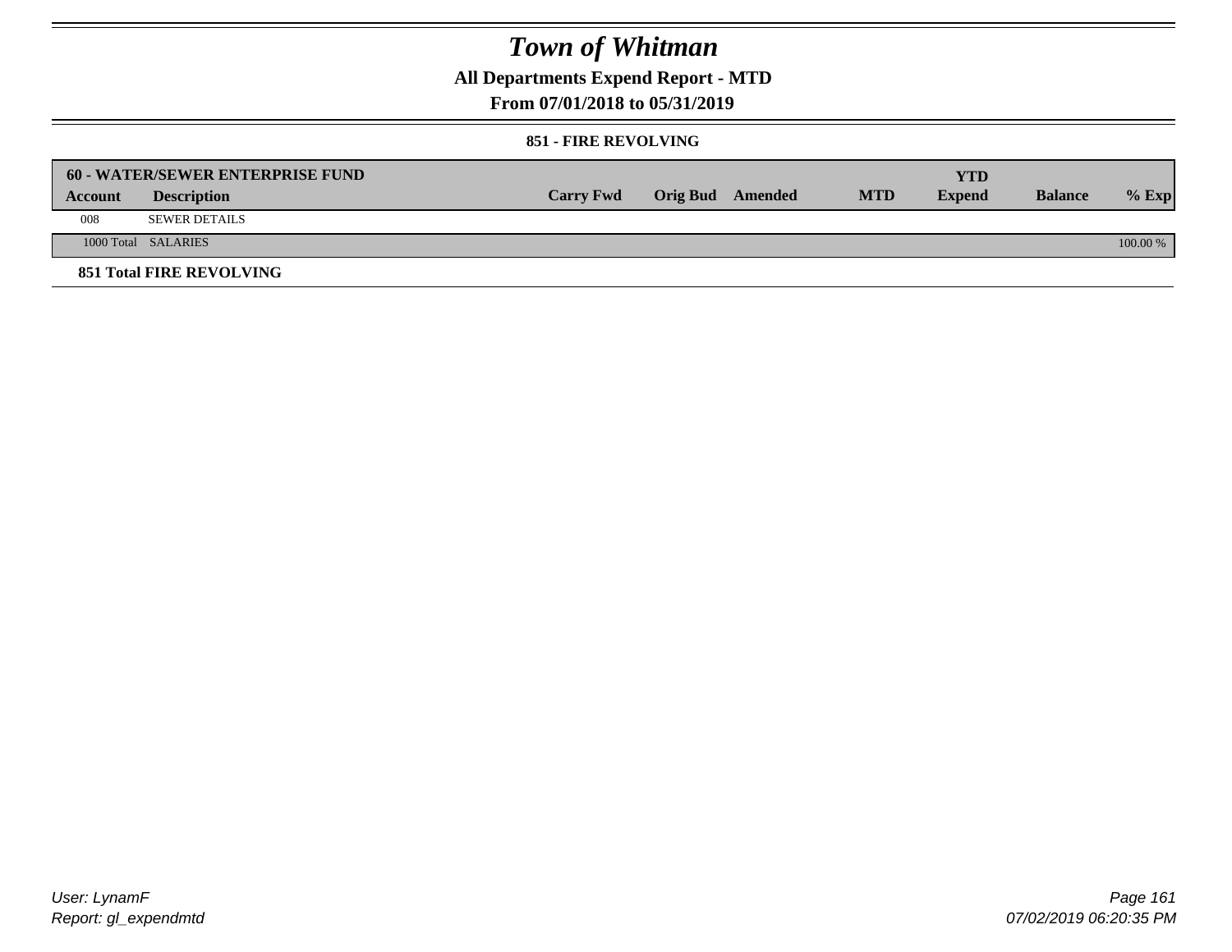# Town of Whitman

## All Departments Expend Report - MTD

## From 07/01/2018 to 05/31/2019

### 851 - FIRE REVOLVING

| 60 - WATER/SEWER ENTERPRISE FUND | | | | | | YTD | | |
|---|---|---|---|---|---|---|---|---|
| **Account** | **Description** | **Carry Fwd** | **Orig Bud** | **Amended** | **MTD** | **Expend** | **Balance** | **% Exp** |
| 008 | SEWER DETAILS | | | | | | | |
| 1000 Total | SALARIES | | | | | | | 100.00 % |

**851 Total FIRE REVOLVING**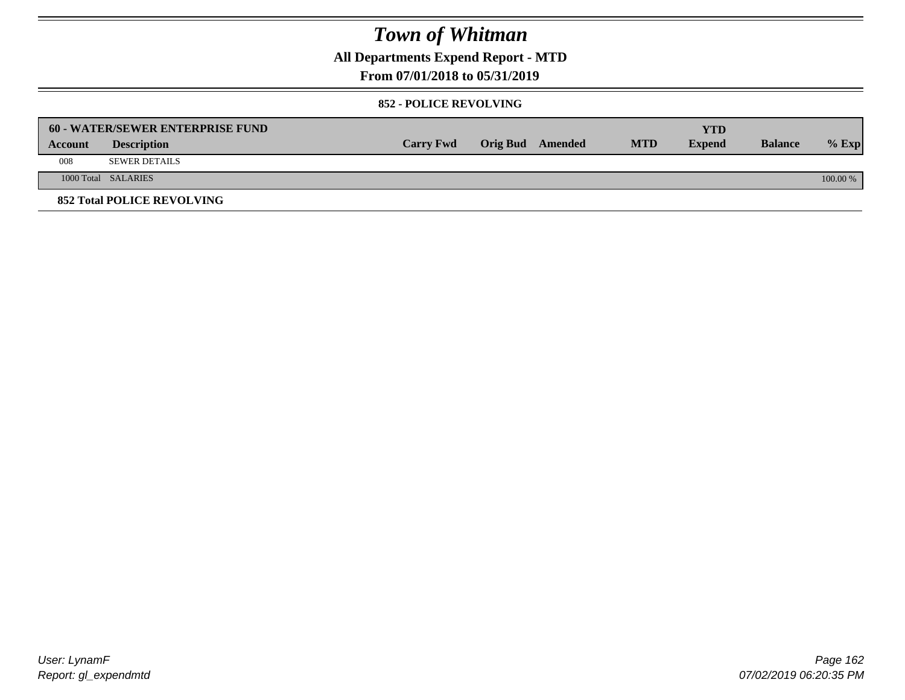# Town of Whitman

**All Departments Expend Report - MTD**

**From 07/01/2018 to 05/31/2019**

**852 - POLICE REVOLVING**

| **60 - WATER/SEWER ENTERPRISE FUND** | | | | | | **YTD** | | |
|---|---|---|---|---|---|---|---|---|
| **Account** | **Description** | **Carry Fwd** | **Orig Bud** | **Amended** | **MTD** | **Expend** | **Balance** | **% Exp** |
| 008 | SEWER DETAILS | | | | | | | |
| 1000 Total | SALARIES | | | | | | | 100.00 % |

**852 Total POLICE REVOLVING**

User: LynamF
Report: gl_expendmtd

07/02/2019 06:20:35 PM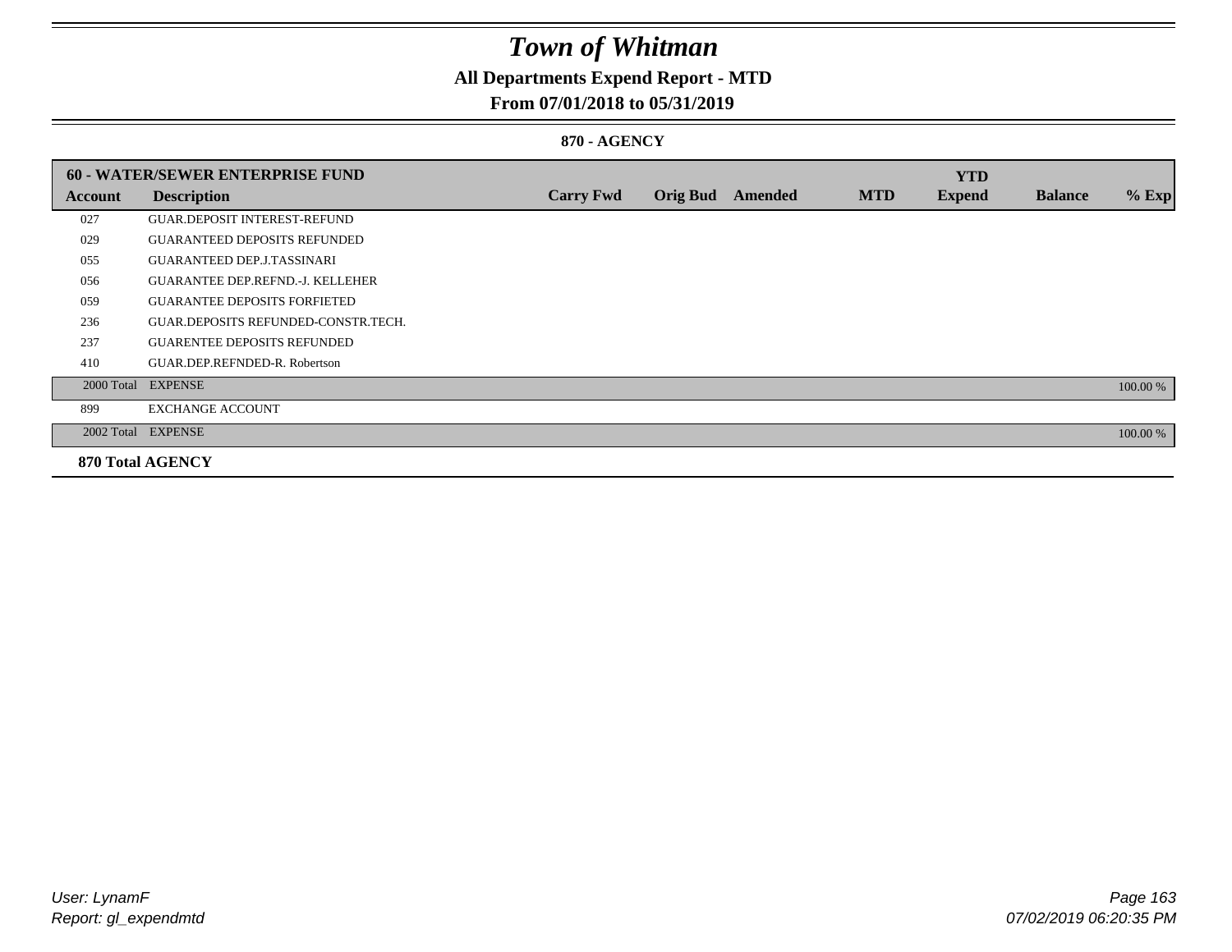# Town of Whitman

## All Departments Expend Report - MTD

## From 07/01/2018 to 05/31/2019

### 870 - AGENCY

| 60 - WATER/SEWER ENTERPRISE FUND | | | | | | YTD | | |
|---|---|---|---|---|---|---|---|---|
| **Account** | **Description** | **Carry Fwd** | **Orig Bud** | **Amended** | **MTD** | **Expend** | **Balance** | **% Exp** |
| 027 | GUAR.DEPOSIT INTEREST-REFUND | | | | | | | |
| 029 | GUARANTEED DEPOSITS REFUNDED | | | | | | | |
| 055 | GUARANTEED DEP.J.TASSINARI | | | | | | | |
| 056 | GUARANTEE DEP.REFND.-J. KELLEHER | | | | | | | |
| 059 | GUARANTEE DEPOSITS FORFIETED | | | | | | | |
| 236 | GUAR.DEPOSITS REFUNDED-CONSTR.TECH. | | | | | | | |
| 237 | GUARENTEE DEPOSITS REFUNDED | | | | | | | |
| 410 | GUAR.DEP.REFNDED-R. Robertson | | | | | | | |
| 2000 Total | EXPENSE | | | | | | | 100.00 % |
| 899 | EXCHANGE ACCOUNT | | | | | | | |
| 2002 Total | EXPENSE | | | | | | | 100.00 % |
| **870 Total AGENCY** | | | | | | | | |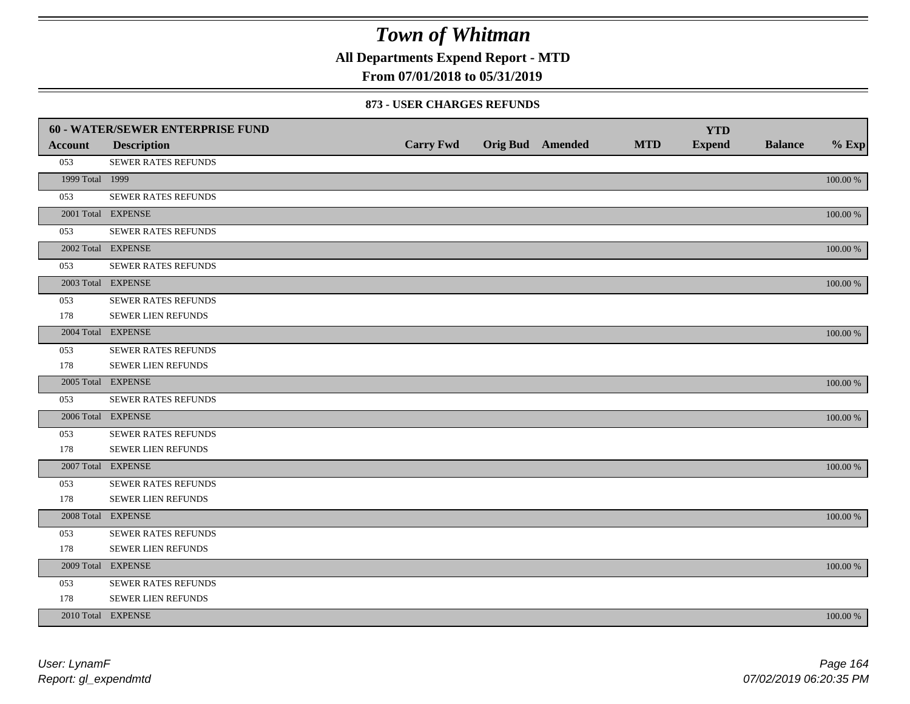# Town of Whitman

**All Departments Expend Report - MTD**

**From 07/01/2018 to 05/31/2019**

### 873 - USER CHARGES REFUNDS

| 60 - WATER/SEWER ENTERPRISE FUND | | | | | | | | |
|---|---|---|---|---|---|---|---|---|
| **Account** | **Description** | **Carry Fwd** | **Orig Bud** | **Amended** | **MTD** | **YTD Expend** | **Balance** | **% Exp** |
| 053 | SEWER RATES REFUNDS | | | | | | | |
| 1999 Total | 1999 | | | | | | | 100.00 % |
| 053 | SEWER RATES REFUNDS | | | | | | | |
| 2001 Total | EXPENSE | | | | | | | 100.00 % |
| 053 | SEWER RATES REFUNDS | | | | | | | |
| 2002 Total | EXPENSE | | | | | | | 100.00 % |
| 053 | SEWER RATES REFUNDS | | | | | | | |
| 2003 Total | EXPENSE | | | | | | | 100.00 % |
| 053 | SEWER RATES REFUNDS | | | | | | | |
| 178 | SEWER LIEN REFUNDS | | | | | | | |
| 2004 Total | EXPENSE | | | | | | | 100.00 % |
| 053 | SEWER RATES REFUNDS | | | | | | | |
| 178 | SEWER LIEN REFUNDS | | | | | | | |
| 2005 Total | EXPENSE | | | | | | | 100.00 % |
| 053 | SEWER RATES REFUNDS | | | | | | | |
| 2006 Total | EXPENSE | | | | | | | 100.00 % |
| 053 | SEWER RATES REFUNDS | | | | | | | |
| 178 | SEWER LIEN REFUNDS | | | | | | | |
| 2007 Total | EXPENSE | | | | | | | 100.00 % |
| 053 | SEWER RATES REFUNDS | | | | | | | |
| 178 | SEWER LIEN REFUNDS | | | | | | | |
| 2008 Total | EXPENSE | | | | | | | 100.00 % |
| 053 | SEWER RATES REFUNDS | | | | | | | |
| 178 | SEWER LIEN REFUNDS | | | | | | | |
| 2009 Total | EXPENSE | | | | | | | 100.00 % |
| 053 | SEWER RATES REFUNDS | | | | | | | |
| 178 | SEWER LIEN REFUNDS | | | | | | | |
| 2010 Total | EXPENSE | | | | | | | 100.00 % |

*User: LynamF*
*Report: gl_expendmtd*

*07/02/2019 06:20:35 PM*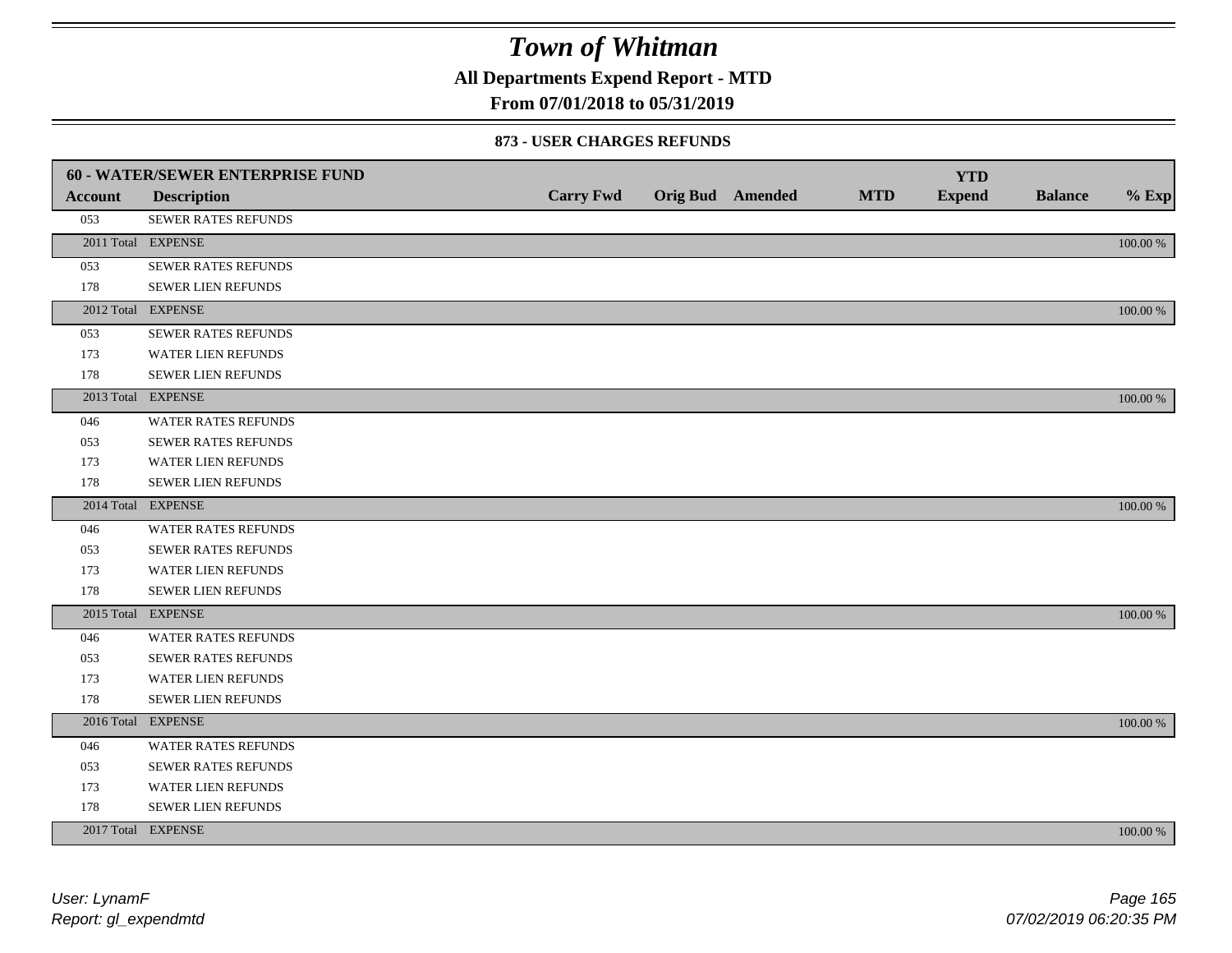# Town of Whitman

**All Departments Expend Report - MTD**

**From 07/01/2018 to 05/31/2019**

### 873 - USER CHARGES REFUNDS

| 60 - WATER/SEWER ENTERPRISE FUND | | | | | | YTD | | |
|---|---|---|---|---|---|---|---|---|
| **Account** | **Description** | **Carry Fwd** | **Orig Bud** | **Amended** | **MTD** | **Expend** | **Balance** | **% Exp** |
| 053 | SEWER RATES REFUNDS | | | | | | | |
| 2011 Total | EXPENSE | | | | | | | 100.00 % |
| 053 | SEWER RATES REFUNDS | | | | | | | |
| 178 | SEWER LIEN REFUNDS | | | | | | | |
| 2012 Total | EXPENSE | | | | | | | 100.00 % |
| 053 | SEWER RATES REFUNDS | | | | | | | |
| 173 | WATER LIEN REFUNDS | | | | | | | |
| 178 | SEWER LIEN REFUNDS | | | | | | | |
| 2013 Total | EXPENSE | | | | | | | 100.00 % |
| 046 | WATER RATES REFUNDS | | | | | | | |
| 053 | SEWER RATES REFUNDS | | | | | | | |
| 173 | WATER LIEN REFUNDS | | | | | | | |
| 178 | SEWER LIEN REFUNDS | | | | | | | |
| 2014 Total | EXPENSE | | | | | | | 100.00 % |
| 046 | WATER RATES REFUNDS | | | | | | | |
| 053 | SEWER RATES REFUNDS | | | | | | | |
| 173 | WATER LIEN REFUNDS | | | | | | | |
| 178 | SEWER LIEN REFUNDS | | | | | | | |
| 2015 Total | EXPENSE | | | | | | | 100.00 % |
| 046 | WATER RATES REFUNDS | | | | | | | |
| 053 | SEWER RATES REFUNDS | | | | | | | |
| 173 | WATER LIEN REFUNDS | | | | | | | |
| 178 | SEWER LIEN REFUNDS | | | | | | | |
| 2016 Total | EXPENSE | | | | | | | 100.00 % |
| 046 | WATER RATES REFUNDS | | | | | | | |
| 053 | SEWER RATES REFUNDS | | | | | | | |
| 173 | WATER LIEN REFUNDS | | | | | | | |
| 178 | SEWER LIEN REFUNDS | | | | | | | |
| 2017 Total | EXPENSE | | | | | | | 100.00 % |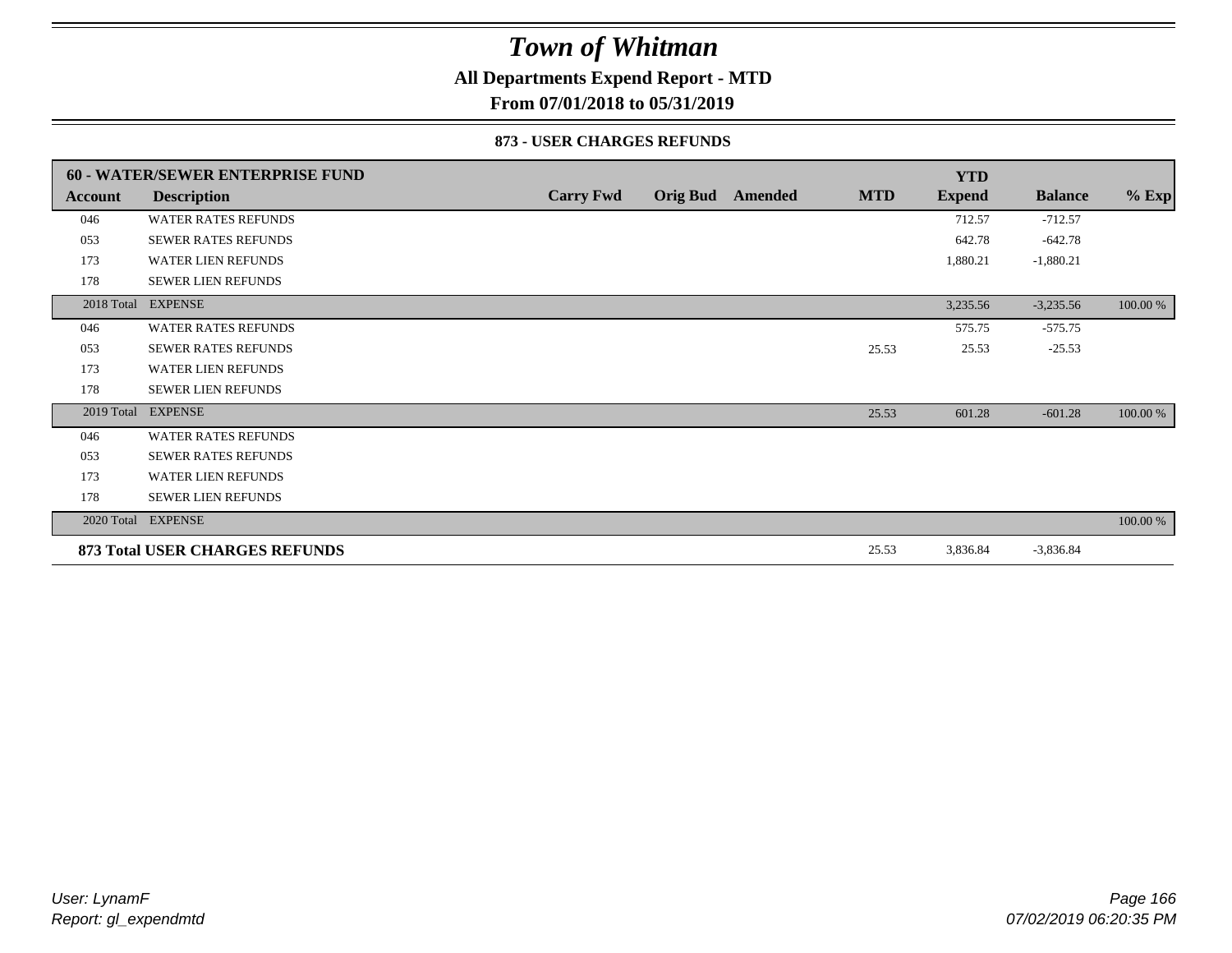# Town of Whitman

## All Departments Expend Report - MTD

## From 07/01/2018 to 05/31/2019

### 873 - USER CHARGES REFUNDS

| 60 - WATER/SEWER ENTERPRISE FUND | | | | | | YTD | | |
|---|---|---|---|---|---|---|---|---|
| **Account** | **Description** | **Carry Fwd** | **Orig Bud** | **Amended** | **MTD** | **Expend** | **Balance** | **% Exp** |
| 046 | WATER RATES REFUNDS | | | | | 712.57 | -712.57 | |
| 053 | SEWER RATES REFUNDS | | | | | 642.78 | -642.78 | |
| 173 | WATER LIEN REFUNDS | | | | | 1,880.21 | -1,880.21 | |
| 178 | SEWER LIEN REFUNDS | | | | | | | |
| 2018 Total | EXPENSE | | | | | 3,235.56 | -3,235.56 | 100.00 % |
| 046 | WATER RATES REFUNDS | | | | | 575.75 | -575.75 | |
| 053 | SEWER RATES REFUNDS | | | | 25.53 | 25.53 | -25.53 | |
| 173 | WATER LIEN REFUNDS | | | | | | | |
| 178 | SEWER LIEN REFUNDS | | | | | | | |
| 2019 Total | EXPENSE | | | | 25.53 | 601.28 | -601.28 | 100.00 % |
| 046 | WATER RATES REFUNDS | | | | | | | |
| 053 | SEWER RATES REFUNDS | | | | | | | |
| 173 | WATER LIEN REFUNDS | | | | | | | |
| 178 | SEWER LIEN REFUNDS | | | | | | | |
| 2020 Total | EXPENSE | | | | | | | 100.00 % |
| **873 Total USER CHARGES REFUNDS** | | | | | 25.53 | 3,836.84 | -3,836.84 | |

*User: LynamF*
*Report: gl_expendmtd*
*07/02/2019 06:20:35 PM*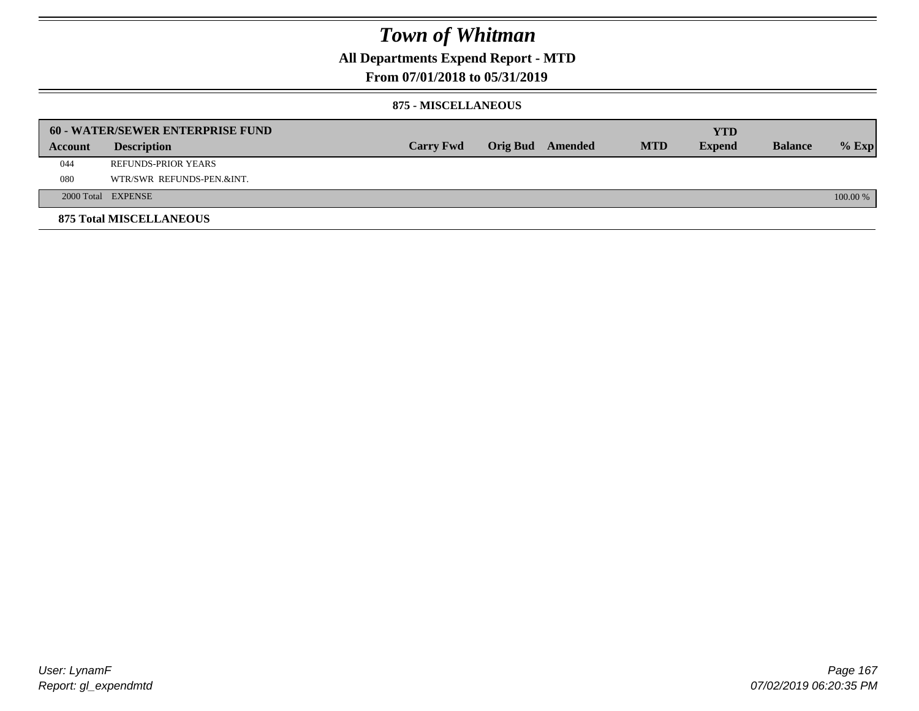# Town of Whitman

## All Departments Expend Report - MTD

### From 07/01/2018 to 05/31/2019

#### 875 - MISCELLANEOUS

| 60 - WATER/SEWER ENTERPRISE FUND | | | | | | | | |
|---|---|---|---|---|---|---|---|---|
| **Account** | **Description** | **Carry Fwd** | **Orig Bud** | **Amended** | **MTD** | **YTD Expend** | **Balance** | **% Exp** |
| 044 | REFUNDS-PRIOR YEARS | | | | | | | |
| 080 | WTR/SWR REFUNDS-PEN.&INT. | | | | | | | |
| 2000 Total | EXPENSE | | | | | | | 100.00 % |

**875 Total MISCELLANEOUS**

User: LynamF
Report: gl_expendmtd

07/02/2019 06:20:35 PM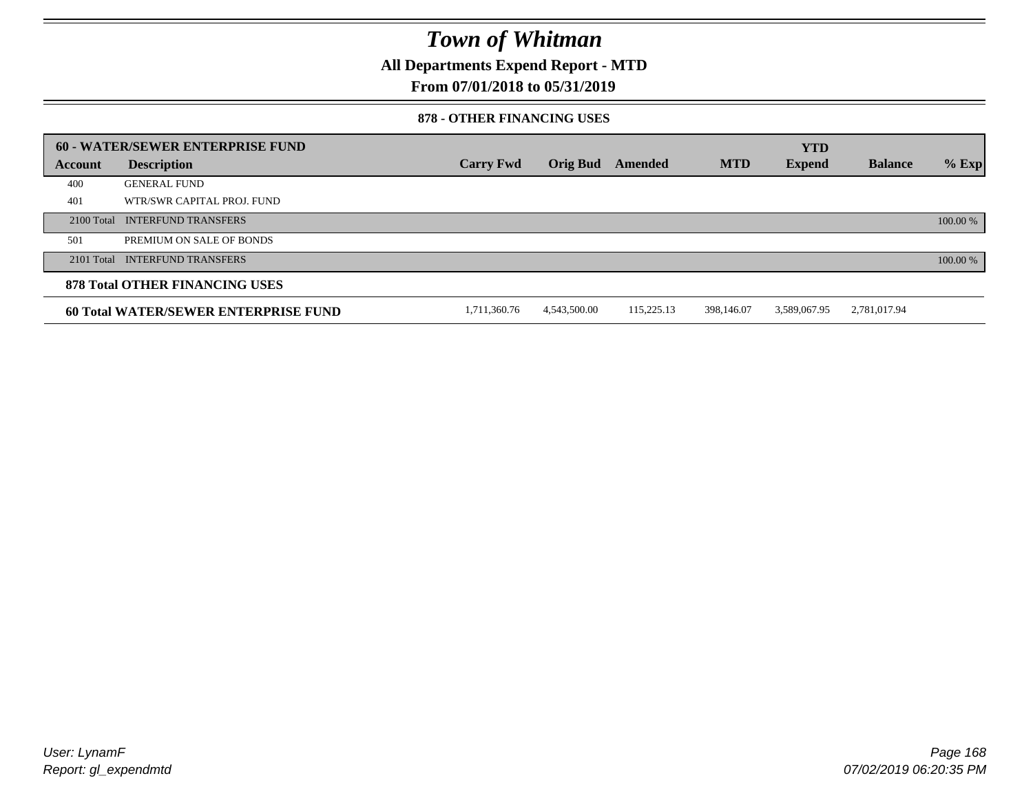# Town of Whitman

## All Departments Expend Report - MTD

## From 07/01/2018 to 05/31/2019

### 878 - OTHER FINANCING USES

| 60 - WATER/SEWER ENTERPRISE FUND | | | | | | YTD | | |
|---|---|---|---|---|---|---|---|---|
| **Account** | **Description** | **Carry Fwd** | **Orig Bud** | **Amended** | **MTD** | **Expend** | **Balance** | **% Exp** |
| 400 | GENERAL FUND | | | | | | | |
| 401 | WTR/SWR CAPITAL PROJ. FUND | | | | | | | |
| 2100 Total | INTERFUND TRANSFERS | | | | | | | 100.00 % |
| 501 | PREMIUM ON SALE OF BONDS | | | | | | | |
| 2101 Total | INTERFUND TRANSFERS | | | | | | | 100.00 % |
| **878 Total OTHER FINANCING USES** | | | | | | | | |
| **60 Total WATER/SEWER ENTERPRISE FUND** | | 1,711,360.76 | 4,543,500.00 | 115,225.13 | 398,146.07 | 3,589,067.95 | 2,781,017.94 | |

User: LynamF
Report: gl_expendmtd

07/02/2019 06:20:35 PM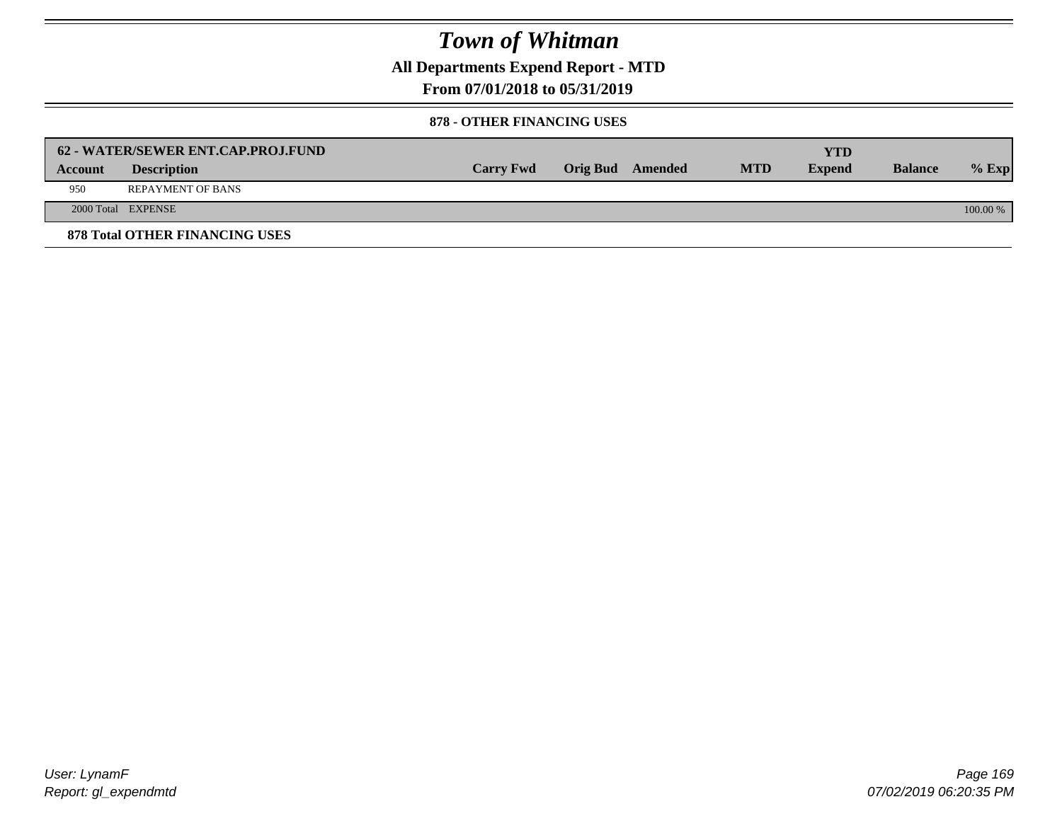# Town of Whitman

**All Departments Expend Report - MTD**

**From 07/01/2018 to 05/31/2019**

**878 - OTHER FINANCING USES**

| 62 - WATER/SEWER ENT.CAP.PROJ.FUND | | | | | | YTD | | |
|---|---|---|---|---|---|---|---|---|
| **Account** | **Description** | **Carry Fwd** | **Orig Bud** | **Amended** | **MTD** | **Expend** | **Balance** | **% Exp** |
| 950 | REPAYMENT OF BANS | | | | | | | |
| 2000 Total | EXPENSE | | | | | | | 100.00 % |

**878 Total OTHER FINANCING USES**

User: LynamF

Report: gl_expendmtd

07/02/2019 06:20:35 PM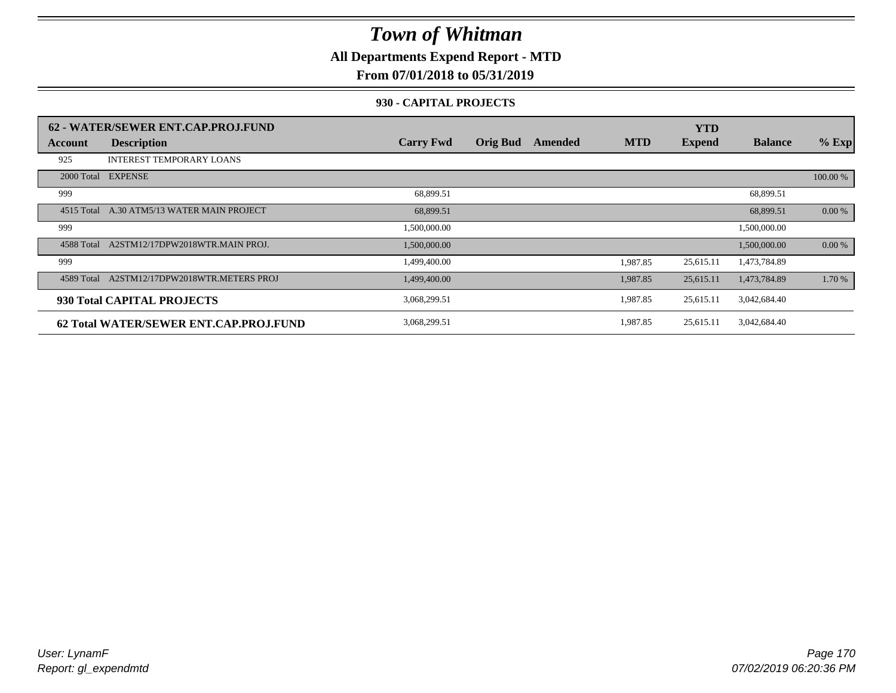# *Town of Whitman*

**All Departments Expend Report - MTD**

**From 07/01/2018 to 05/31/2019**

**930 - CAPITAL PROJECTS**

| 62 - WATER/SEWER ENT.CAP.PROJ.FUND | | | | | | YTD | | |
|---|---|---|---|---|---|---|---|---|
| **Account** | **Description** | **Carry Fwd** | **Orig Bud** | **Amended** | **MTD** | **Expend** | **Balance** | **% Exp** |
| 925 | INTEREST TEMPORARY LOANS | | | | | | | |
| 2000 Total | EXPENSE | | | | | | | 100.00 % |
| 999 | | 68,899.51 | | | | | 68,899.51 | |
| 4515 Total | A.30 ATM5/13 WATER MAIN PROJECT | 68,899.51 | | | | | 68,899.51 | 0.00 % |
| 999 | | 1,500,000.00 | | | | | 1,500,000.00 | |
| 4588 Total | A2STM12/17DPW2018WTR.MAIN PROJ. | 1,500,000.00 | | | | | 1,500,000.00 | 0.00 % |
| 999 | | 1,499,400.00 | | | 1,987.85 | 25,615.11 | 1,473,784.89 | |
| 4589 Total | A2STM12/17DPW2018WTR.METERS PROJ | 1,499,400.00 | | | 1,987.85 | 25,615.11 | 1,473,784.89 | 1.70 % |
| **930 Total CAPITAL PROJECTS** | | 3,068,299.51 | | | 1,987.85 | 25,615.11 | 3,042,684.40 | |
| **62 Total WATER/SEWER ENT.CAP.PROJ.FUND** | | 3,068,299.51 | | | 1,987.85 | 25,615.11 | 3,042,684.40 | |

*User: LynamF*
*Report: gl_expendmtd*

*07/02/2019 06:20:36 PM*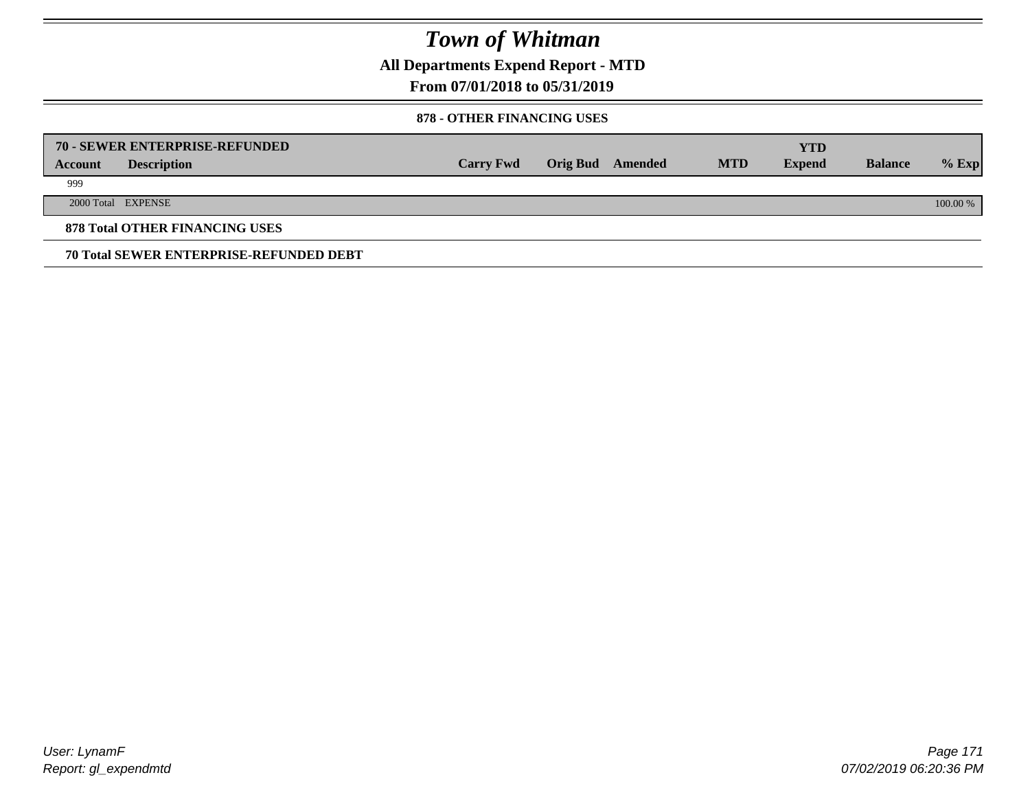# Town of Whitman

## All Departments Expend Report - MTD

## From 07/01/2018 to 05/31/2019

### 878 - OTHER FINANCING USES

| 70 - SEWER ENTERPRISE-REFUNDED | | | | | | YTD | | |
|---|---|---|---|---|---|---|---|---|
| **Account** | **Description** | **Carry Fwd** | **Orig Bud** | **Amended** | **MTD** | **Expend** | **Balance** | **% Exp** |
| 999 | | | | | | | | |
| 2000 Total | EXPENSE | | | | | | | 100.00 % |

**878 Total OTHER FINANCING USES**

**70 Total SEWER ENTERPRISE-REFUNDED DEBT**

User: LynamF
Report: gl_expendmtd

07/02/2019 06:20:36 PM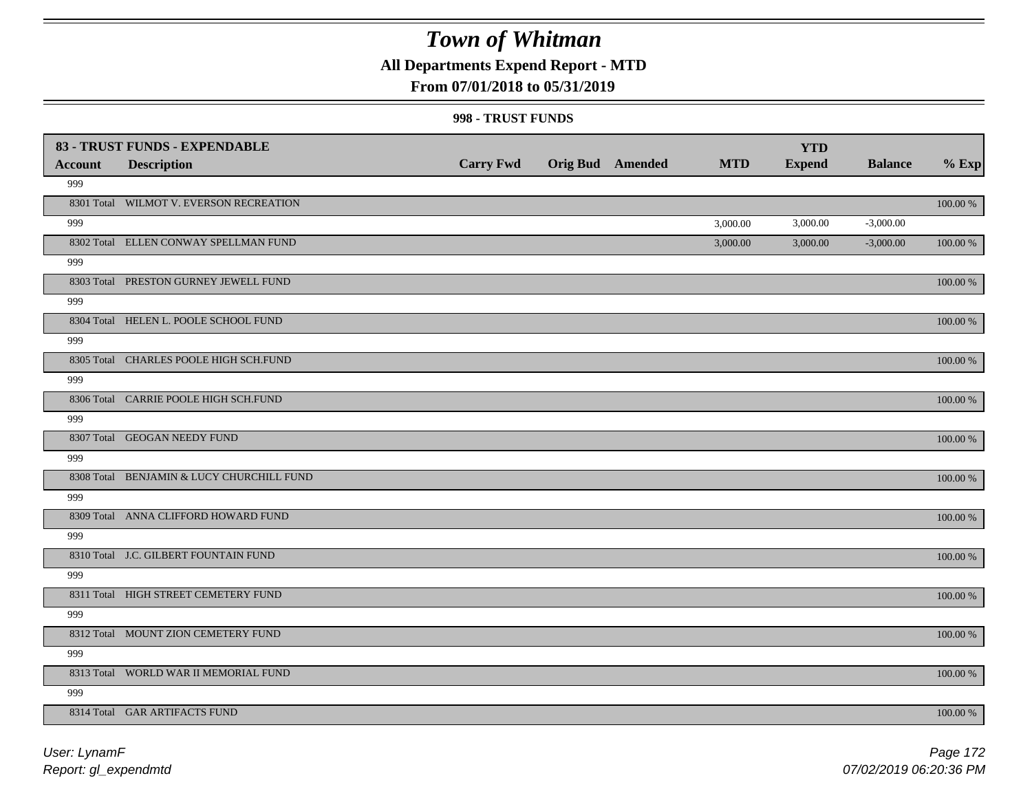# Town of Whitman

**All Departments Expend Report - MTD**

**From 07/01/2018 to 05/31/2019**

**998 - TRUST FUNDS**

| 83 - TRUST FUNDS - EXPENDABLE | | | | | | YTD | | |
|---|---|---|---|---|---|---|---|---|
| **Account** | **Description** | **Carry Fwd** | **Orig Bud** | **Amended** | **MTD** | **Expend** | **Balance** | **% Exp** |
| 999 | | | | | | | | |
| 8301 Total | WILMOT V. EVERSON RECREATION | | | | | | | 100.00 % |
| 999 | | | | | 3,000.00 | 3,000.00 | -3,000.00 | |
| 8302 Total | ELLEN CONWAY SPELLMAN FUND | | | | 3,000.00 | 3,000.00 | -3,000.00 | 100.00 % |
| 999 | | | | | | | | |
| 8303 Total | PRESTON GURNEY JEWELL FUND | | | | | | | 100.00 % |
| 999 | | | | | | | | |
| 8304 Total | HELEN L. POOLE SCHOOL FUND | | | | | | | 100.00 % |
| 999 | | | | | | | | |
| 8305 Total | CHARLES POOLE HIGH SCH.FUND | | | | | | | 100.00 % |
| 999 | | | | | | | | |
| 8306 Total | CARRIE POOLE HIGH SCH.FUND | | | | | | | 100.00 % |
| 999 | | | | | | | | |
| 8307 Total | GEOGAN NEEDY FUND | | | | | | | 100.00 % |
| 999 | | | | | | | | |
| 8308 Total | BENJAMIN & LUCY CHURCHILL FUND | | | | | | | 100.00 % |
| 999 | | | | | | | | |
| 8309 Total | ANNA CLIFFORD HOWARD FUND | | | | | | | 100.00 % |
| 999 | | | | | | | | |
| 8310 Total | J.C. GILBERT FOUNTAIN FUND | | | | | | | 100.00 % |
| 999 | | | | | | | | |
| 8311 Total | HIGH STREET CEMETERY FUND | | | | | | | 100.00 % |
| 999 | | | | | | | | |
| 8312 Total | MOUNT ZION CEMETERY FUND | | | | | | | 100.00 % |
| 999 | | | | | | | | |
| 8313 Total | WORLD WAR II MEMORIAL FUND | | | | | | | 100.00 % |
| 999 | | | | | | | | |
| 8314 Total | GAR ARTIFACTS FUND | | | | | | | 100.00 % |

*User: LynamF*
*Report: gl_expendmtd*

*07/02/2019 06:20:36 PM*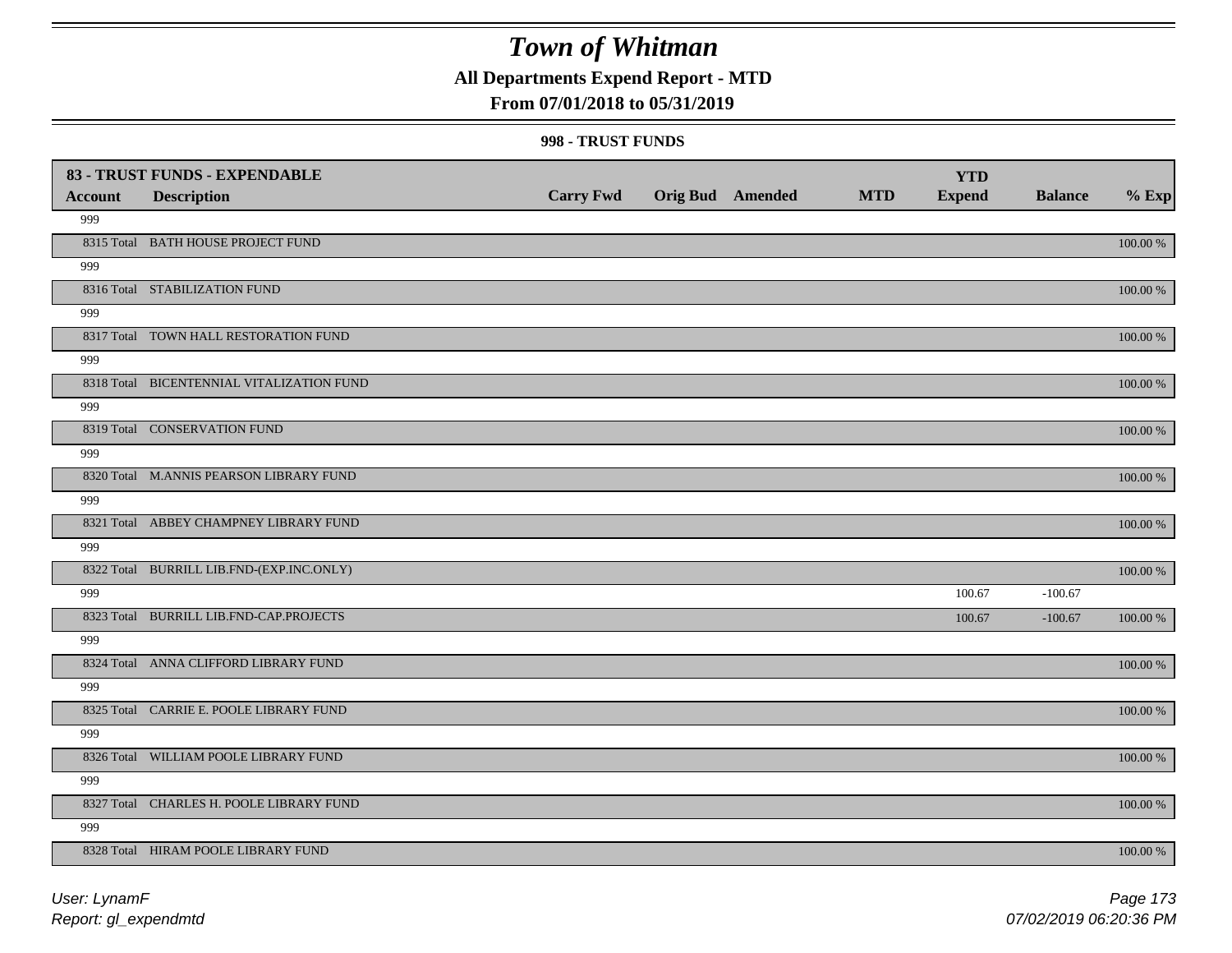# Town of Whitman

**All Departments Expend Report - MTD**

**From 07/01/2018 to 05/31/2019**

**998 - TRUST FUNDS**

| **83 - TRUST FUNDS - EXPENDABLE** | | | | | | **YTD** | | |
|---|---|---|---|---|---|---|---|---|
| **Account** | **Description** | **Carry Fwd** | **Orig Bud** | **Amended** | **MTD** | **Expend** | **Balance** | **% Exp** |
| 999 | | | | | | | | |
| 8315 Total | BATH HOUSE PROJECT FUND | | | | | | | 100.00 % |
| 999 | | | | | | | | |
| 8316 Total | STABILIZATION FUND | | | | | | | 100.00 % |
| 999 | | | | | | | | |
| 8317 Total | TOWN HALL RESTORATION FUND | | | | | | | 100.00 % |
| 999 | | | | | | | | |
| 8318 Total | BICENTENNIAL VITALIZATION FUND | | | | | | | 100.00 % |
| 999 | | | | | | | | |
| 8319 Total | CONSERVATION FUND | | | | | | | 100.00 % |
| 999 | | | | | | | | |
| 8320 Total | M.ANNIS PEARSON LIBRARY FUND | | | | | | | 100.00 % |
| 999 | | | | | | | | |
| 8321 Total | ABBEY CHAMPNEY LIBRARY FUND | | | | | | | 100.00 % |
| 999 | | | | | | | | |
| 8322 Total | BURRILL LIB.FND-(EXP.INC.ONLY) | | | | | | | 100.00 % |
| 999 | | | | | | 100.67 | -100.67 | |
| 8323 Total | BURRILL LIB.FND-CAP.PROJECTS | | | | | 100.67 | -100.67 | 100.00 % |
| 999 | | | | | | | | |
| 8324 Total | ANNA CLIFFORD LIBRARY FUND | | | | | | | 100.00 % |
| 999 | | | | | | | | |
| 8325 Total | CARRIE E. POOLE LIBRARY FUND | | | | | | | 100.00 % |
| 999 | | | | | | | | |
| 8326 Total | WILLIAM POOLE LIBRARY FUND | | | | | | | 100.00 % |
| 999 | | | | | | | | |
| 8327 Total | CHARLES H. POOLE LIBRARY FUND | | | | | | | 100.00 % |
| 999 | | | | | | | | |
| 8328 Total | HIRAM POOLE LIBRARY FUND | | | | | | | 100.00 % |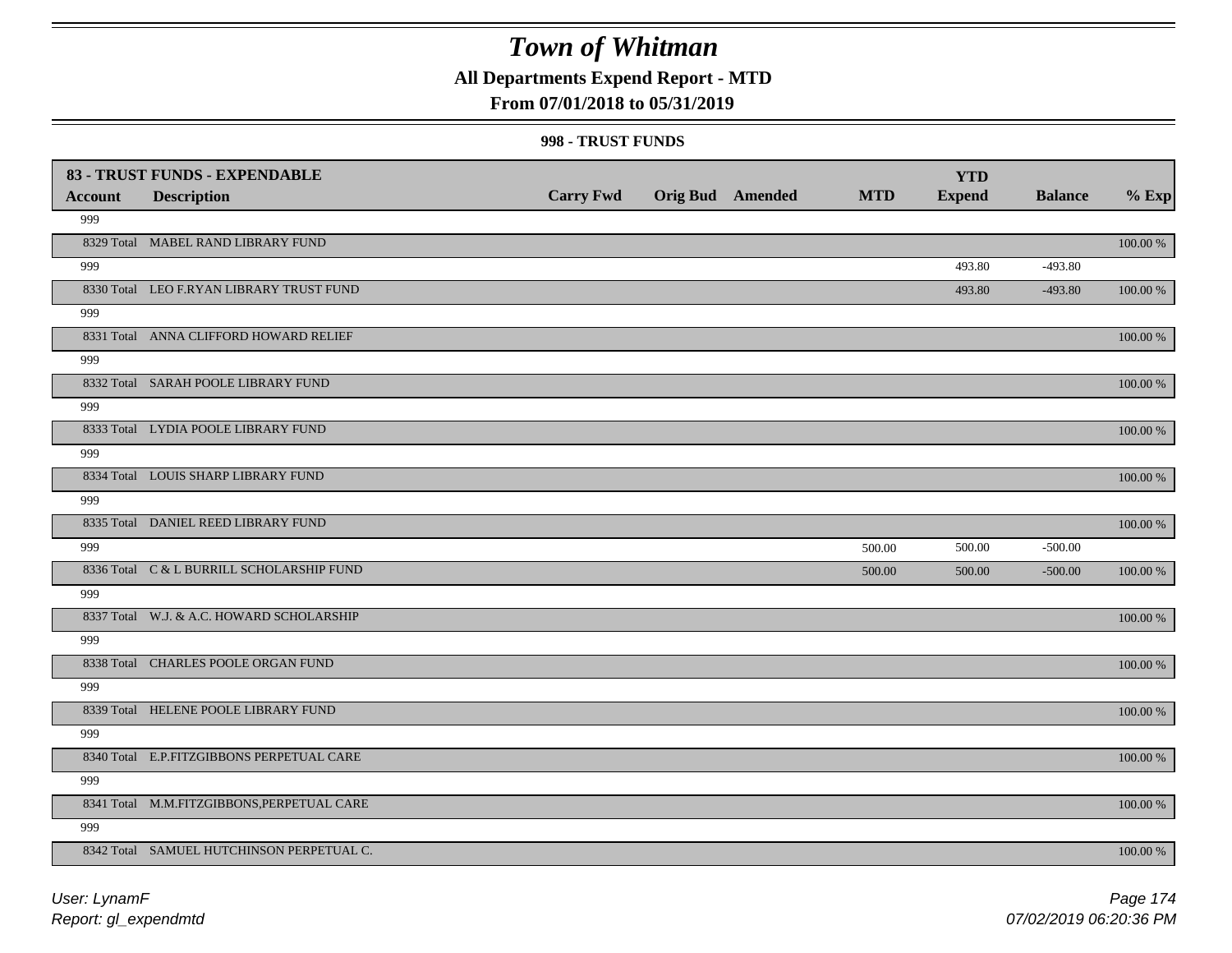# Town of Whitman

## All Departments Expend Report - MTD

## From 07/01/2018 to 05/31/2019

### 998 - TRUST FUNDS

| Account | 83 - TRUST FUNDS - EXPENDABLE Description | Carry Fwd | Orig Bud | Amended | MTD | YTD Expend | Balance | % Exp |
|---|---|---|---|---|---|---|---|---|
| 999 | | | | | | | | |
| 8329 Total | MABEL RAND LIBRARY FUND | | | | | | | 100.00 % |
| 999 | | | | | | 493.80 | -493.80 | |
| 8330 Total | LEO F.RYAN LIBRARY TRUST FUND | | | | | 493.80 | -493.80 | 100.00 % |
| 999 | | | | | | | | |
| 8331 Total | ANNA CLIFFORD HOWARD RELIEF | | | | | | | 100.00 % |
| 999 | | | | | | | | |
| 8332 Total | SARAH POOLE LIBRARY FUND | | | | | | | 100.00 % |
| 999 | | | | | | | | |
| 8333 Total | LYDIA POOLE LIBRARY FUND | | | | | | | 100.00 % |
| 999 | | | | | | | | |
| 8334 Total | LOUIS SHARP LIBRARY FUND | | | | | | | 100.00 % |
| 999 | | | | | | | | |
| 8335 Total | DANIEL REED LIBRARY FUND | | | | | | | 100.00 % |
| 999 | | | | | 500.00 | 500.00 | -500.00 | |
| 8336 Total | C & L BURRILL SCHOLARSHIP FUND | | | | 500.00 | 500.00 | -500.00 | 100.00 % |
| 999 | | | | | | | | |
| 8337 Total | W.J. & A.C. HOWARD SCHOLARSHIP | | | | | | | 100.00 % |
| 999 | | | | | | | | |
| 8338 Total | CHARLES POOLE ORGAN FUND | | | | | | | 100.00 % |
| 999 | | | | | | | | |
| 8339 Total | HELENE POOLE LIBRARY FUND | | | | | | | 100.00 % |
| 999 | | | | | | | | |
| 8340 Total | E.P.FITZGIBBONS PERPETUAL CARE | | | | | | | 100.00 % |
| 999 | | | | | | | | |
| 8341 Total | M.M.FITZGIBBONS,PERPETUAL CARE | | | | | | | 100.00 % |
| 999 | | | | | | | | |
| 8342 Total | SAMUEL HUTCHINSON PERPETUAL C. | | | | | | | 100.00 % |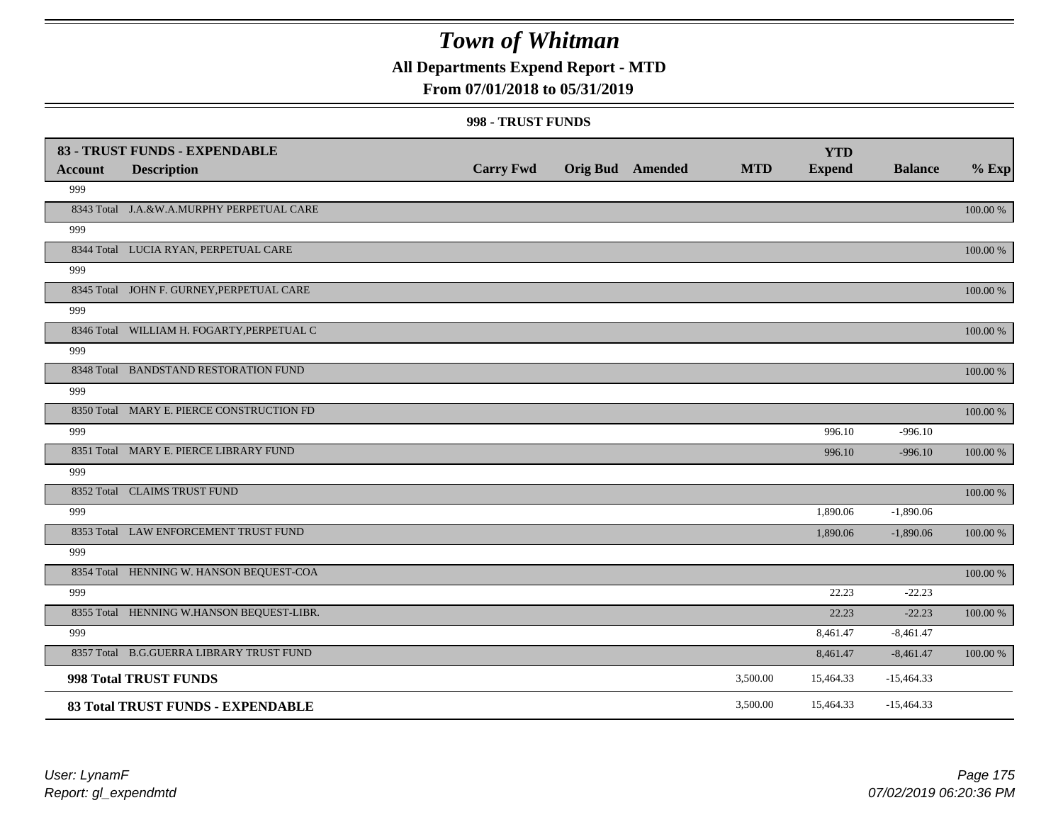# Town of Whitman

**All Departments Expend Report - MTD**

**From 07/01/2018 to 05/31/2019**

**998 - TRUST FUNDS**

| **83 - TRUST FUNDS - EXPENDABLE** | | | | | | | | |
|---|---|---|---|---|---|---|---|---|
| **Account** | **Description** | **Carry Fwd** | **Orig Bud** | **Amended** | **MTD** | **YTD Expend** | **Balance** | **% Exp** |
| 999 | | | | | | | | |
| 8343 Total | J.A.&W.A.MURPHY PERPETUAL CARE | | | | | | | 100.00 % |
| 999 | | | | | | | | |
| 8344 Total | LUCIA RYAN, PERPETUAL CARE | | | | | | | 100.00 % |
| 999 | | | | | | | | |
| 8345 Total | JOHN F. GURNEY,PERPETUAL CARE | | | | | | | 100.00 % |
| 999 | | | | | | | | |
| 8346 Total | WILLIAM H. FOGARTY,PERPETUAL C | | | | | | | 100.00 % |
| 999 | | | | | | | | |
| 8348 Total | BANDSTAND RESTORATION FUND | | | | | | | 100.00 % |
| 999 | | | | | | | | |
| 8350 Total | MARY E. PIERCE CONSTRUCTION FD | | | | | | | 100.00 % |
| 999 | | | | | | 996.10 | -996.10 | |
| 8351 Total | MARY E. PIERCE LIBRARY FUND | | | | | 996.10 | -996.10 | 100.00 % |
| 999 | | | | | | | | |
| 8352 Total | CLAIMS TRUST FUND | | | | | | | 100.00 % |
| 999 | | | | | | 1,890.06 | -1,890.06 | |
| 8353 Total | LAW ENFORCEMENT TRUST FUND | | | | | 1,890.06 | -1,890.06 | 100.00 % |
| 999 | | | | | | | | |
| 8354 Total | HENNING W. HANSON BEQUEST-COA | | | | | | | 100.00 % |
| 999 | | | | | | 22.23 | -22.23 | |
| 8355 Total | HENNING W.HANSON BEQUEST-LIBR. | | | | | 22.23 | -22.23 | 100.00 % |
| 999 | | | | | | 8,461.47 | -8,461.47 | |
| 8357 Total | B.G.GUERRA LIBRARY TRUST FUND | | | | | 8,461.47 | -8,461.47 | 100.00 % |
| **998 Total TRUST FUNDS** | | | | | 3,500.00 | 15,464.33 | -15,464.33 | |
| **83 Total TRUST FUNDS - EXPENDABLE** | | | | | 3,500.00 | 15,464.33 | -15,464.33 | |

*User: LynamF*
*Report: gl_expendmtd*

*07/02/2019 06:20:36 PM*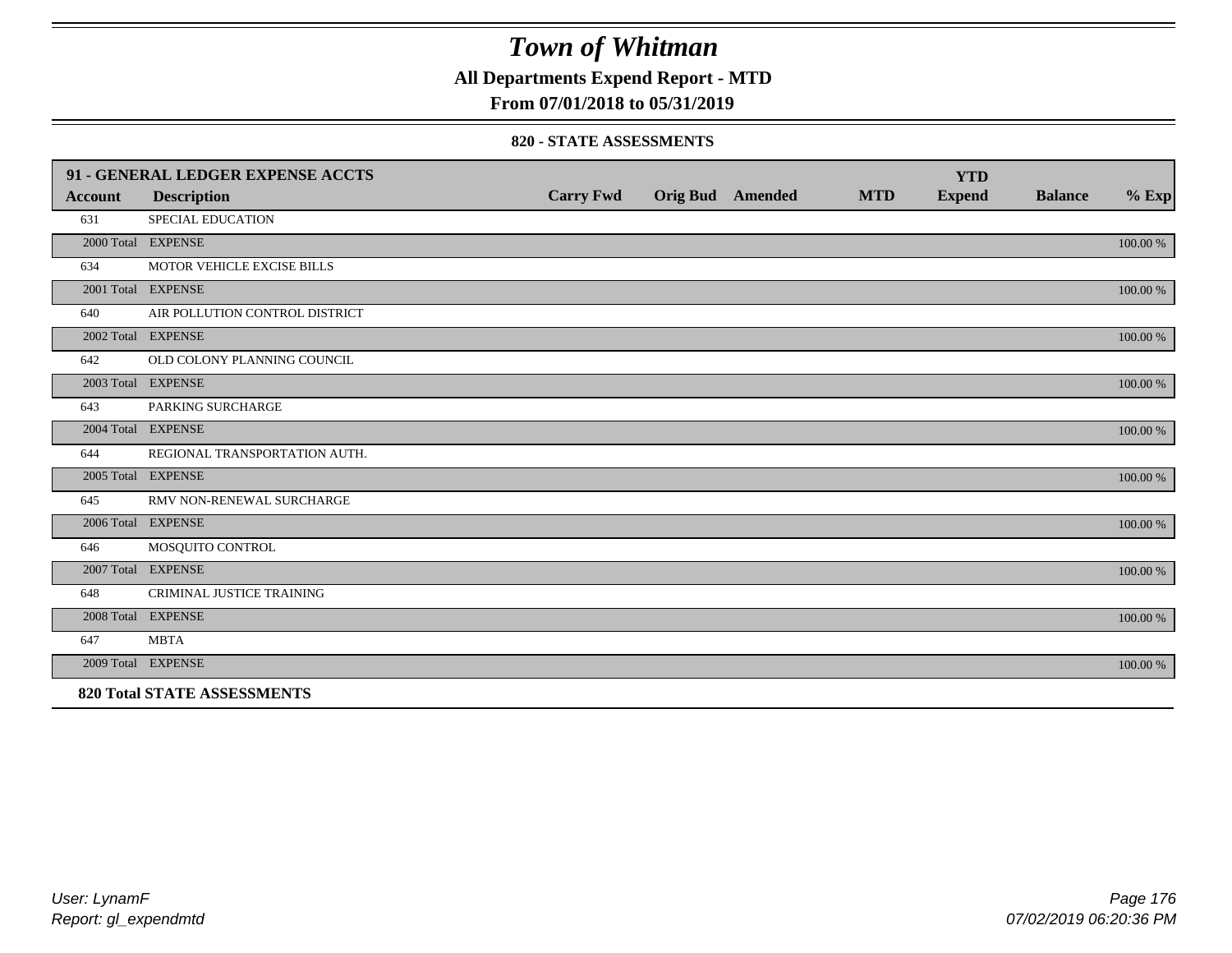# Town of Whitman

## All Departments Expend Report - MTD

## From 07/01/2018 to 05/31/2019

### 820 - STATE ASSESSMENTS

| 91 - GENERAL LEDGER EXPENSE ACCTS | | | | | | YTD | | |
|---|---|---|---|---|---|---|---|---|
| **Account** | **Description** | **Carry Fwd** | **Orig Bud** | **Amended** | **MTD** | **Expend** | **Balance** | **% Exp** |
| 631 | SPECIAL EDUCATION | | | | | | | |
| 2000 Total | EXPENSE | | | | | | | 100.00 % |
| 634 | MOTOR VEHICLE EXCISE BILLS | | | | | | | |
| 2001 Total | EXPENSE | | | | | | | 100.00 % |
| 640 | AIR POLLUTION CONTROL DISTRICT | | | | | | | |
| 2002 Total | EXPENSE | | | | | | | 100.00 % |
| 642 | OLD COLONY PLANNING COUNCIL | | | | | | | |
| 2003 Total | EXPENSE | | | | | | | 100.00 % |
| 643 | PARKING SURCHARGE | | | | | | | |
| 2004 Total | EXPENSE | | | | | | | 100.00 % |
| 644 | REGIONAL TRANSPORTATION AUTH. | | | | | | | |
| 2005 Total | EXPENSE | | | | | | | 100.00 % |
| 645 | RMV NON-RENEWAL SURCHARGE | | | | | | | |
| 2006 Total | EXPENSE | | | | | | | 100.00 % |
| 646 | MOSQUITO CONTROL | | | | | | | |
| 2007 Total | EXPENSE | | | | | | | 100.00 % |
| 648 | CRIMINAL JUSTICE TRAINING | | | | | | | |
| 2008 Total | EXPENSE | | | | | | | 100.00 % |
| 647 | MBTA | | | | | | | |
| 2009 Total | EXPENSE | | | | | | | 100.00 % |
| **820 Total STATE ASSESSMENTS** | | | | | | | | |

User: LynamF
Report: gl_expendmtd

07/02/2019 06:20:36 PM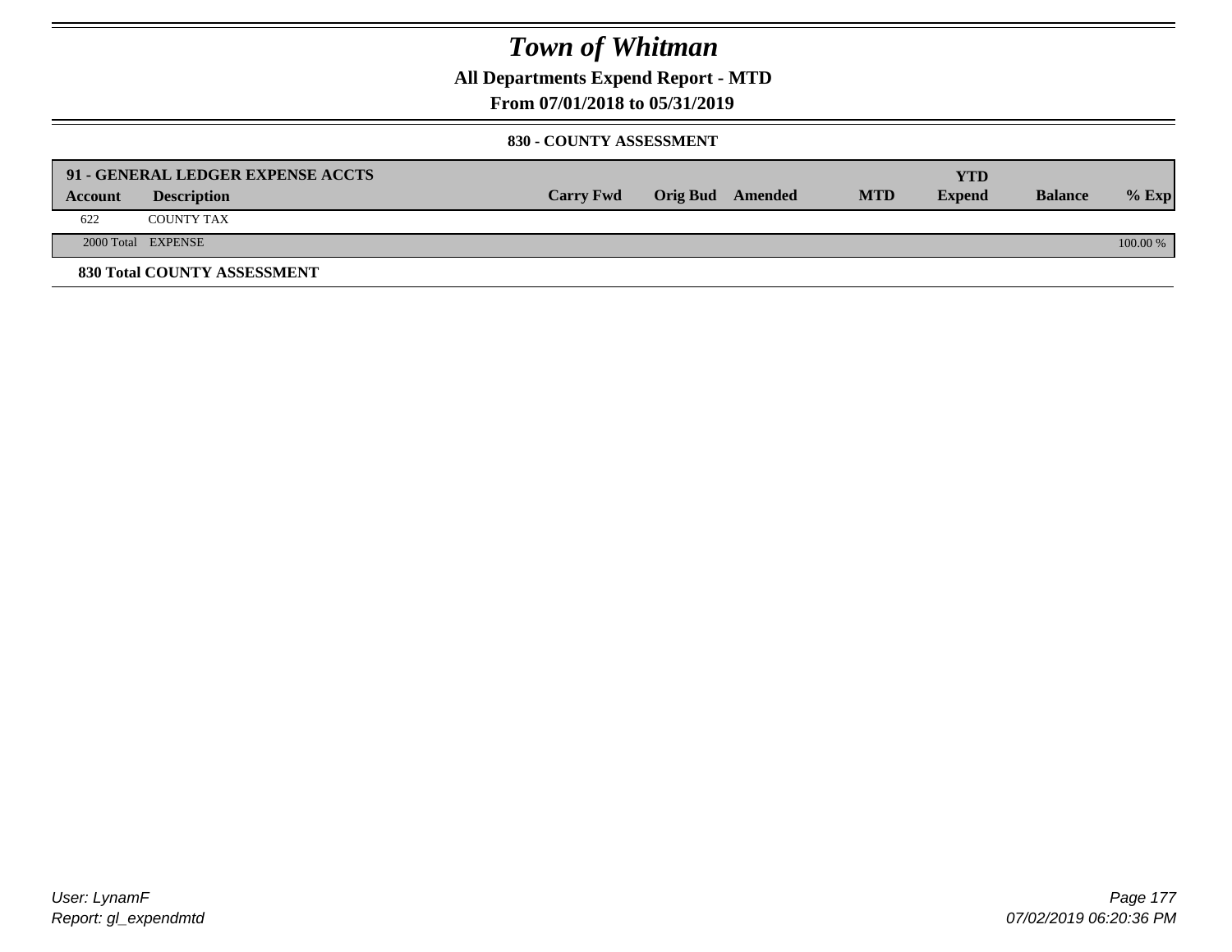# Town of Whitman

## All Departments Expend Report - MTD

## From 07/01/2018 to 05/31/2019

### 830 - COUNTY ASSESSMENT

| 91 - GENERAL LEDGER EXPENSE ACCTS | | | | | | | | |
|---|---|---|---|---|---|---|---|---|
| **Account** | **Description** | **Carry Fwd** | **Orig Bud** | **Amended** | **MTD** | **YTD Expend** | **Balance** | **% Exp** |
| 622 | COUNTY TAX | | | | | | | |
| 2000 Total | EXPENSE | | | | | | | 100.00 % |

**830 Total COUNTY ASSESSMENT**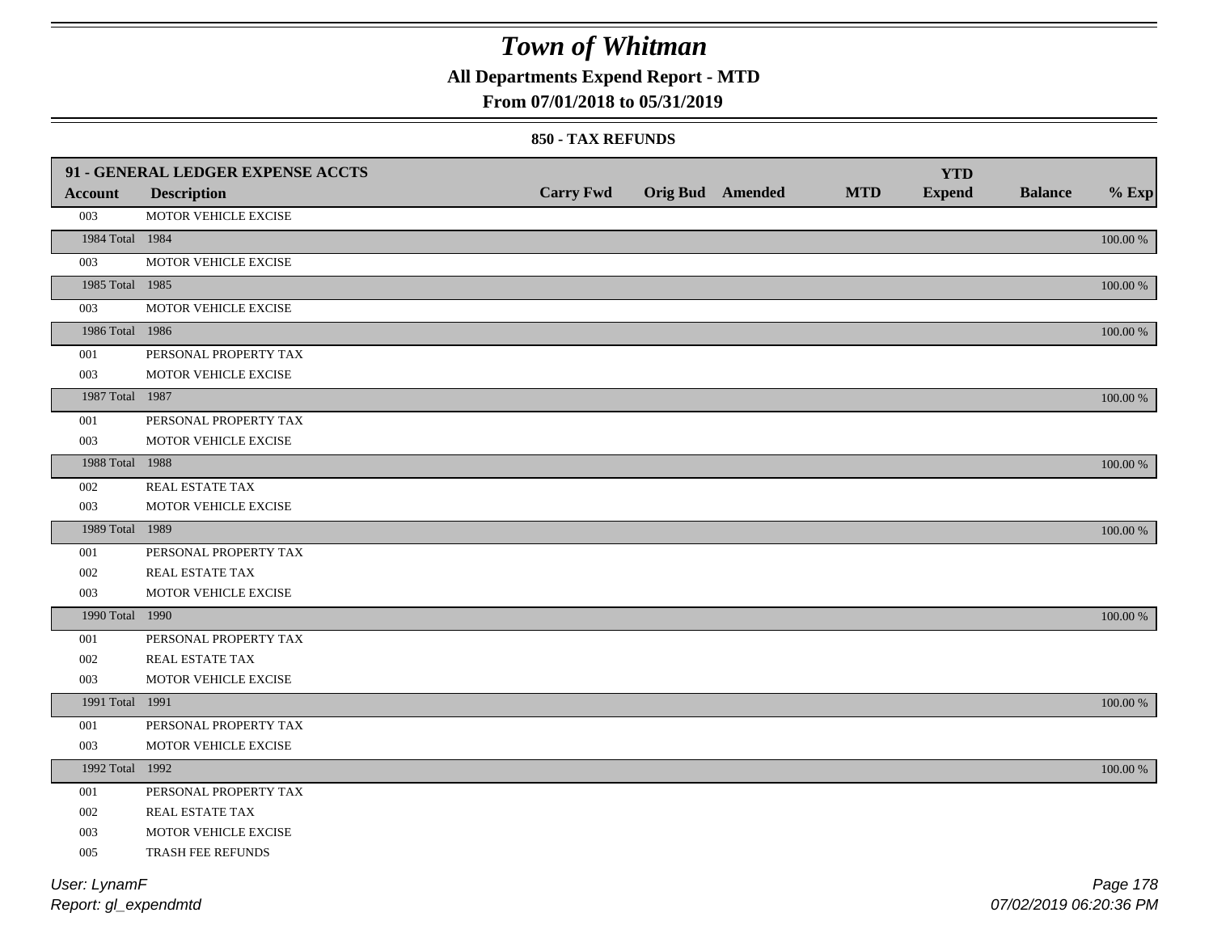# Town of Whitman

## All Departments Expend Report - MTD

### From 07/01/2018 to 05/31/2019

#### 850 - TAX REFUNDS

| Account | Description | Carry Fwd | Orig Bud | Amended | MTD | YTD Expend | Balance | % Exp |
|---|---|---|---|---|---|---|---|---|
| 91 - GENERAL LEDGER EXPENSE ACCTS | | | | | | | | |
| 003 | MOTOR VEHICLE EXCISE | | | | | | | |
| 1984 Total | 1984 | | | | | | | 100.00 % |
| 003 | MOTOR VEHICLE EXCISE | | | | | | | |
| 1985 Total | 1985 | | | | | | | 100.00 % |
| 003 | MOTOR VEHICLE EXCISE | | | | | | | |
| 1986 Total | 1986 | | | | | | | 100.00 % |
| 001 | PERSONAL PROPERTY TAX | | | | | | | |
| 003 | MOTOR VEHICLE EXCISE | | | | | | | |
| 1987 Total | 1987 | | | | | | | 100.00 % |
| 001 | PERSONAL PROPERTY TAX | | | | | | | |
| 003 | MOTOR VEHICLE EXCISE | | | | | | | |
| 1988 Total | 1988 | | | | | | | 100.00 % |
| 002 | REAL ESTATE TAX | | | | | | | |
| 003 | MOTOR VEHICLE EXCISE | | | | | | | |
| 1989 Total | 1989 | | | | | | | 100.00 % |
| 001 | PERSONAL PROPERTY TAX | | | | | | | |
| 002 | REAL ESTATE TAX | | | | | | | |
| 003 | MOTOR VEHICLE EXCISE | | | | | | | |
| 1990 Total | 1990 | | | | | | | 100.00 % |
| 001 | PERSONAL PROPERTY TAX | | | | | | | |
| 002 | REAL ESTATE TAX | | | | | | | |
| 003 | MOTOR VEHICLE EXCISE | | | | | | | |
| 1991 Total | 1991 | | | | | | | 100.00 % |
| 001 | PERSONAL PROPERTY TAX | | | | | | | |
| 003 | MOTOR VEHICLE EXCISE | | | | | | | |
| 1992 Total | 1992 | | | | | | | 100.00 % |
| 001 | PERSONAL PROPERTY TAX | | | | | | | |
| 002 | REAL ESTATE TAX | | | | | | | |
| 003 | MOTOR VEHICLE EXCISE | | | | | | | |
| 005 | TRASH FEE REFUNDS | | | | | | | |

User: LynamF

Report: gl_expendmtd

07/02/2019 06:20:36 PM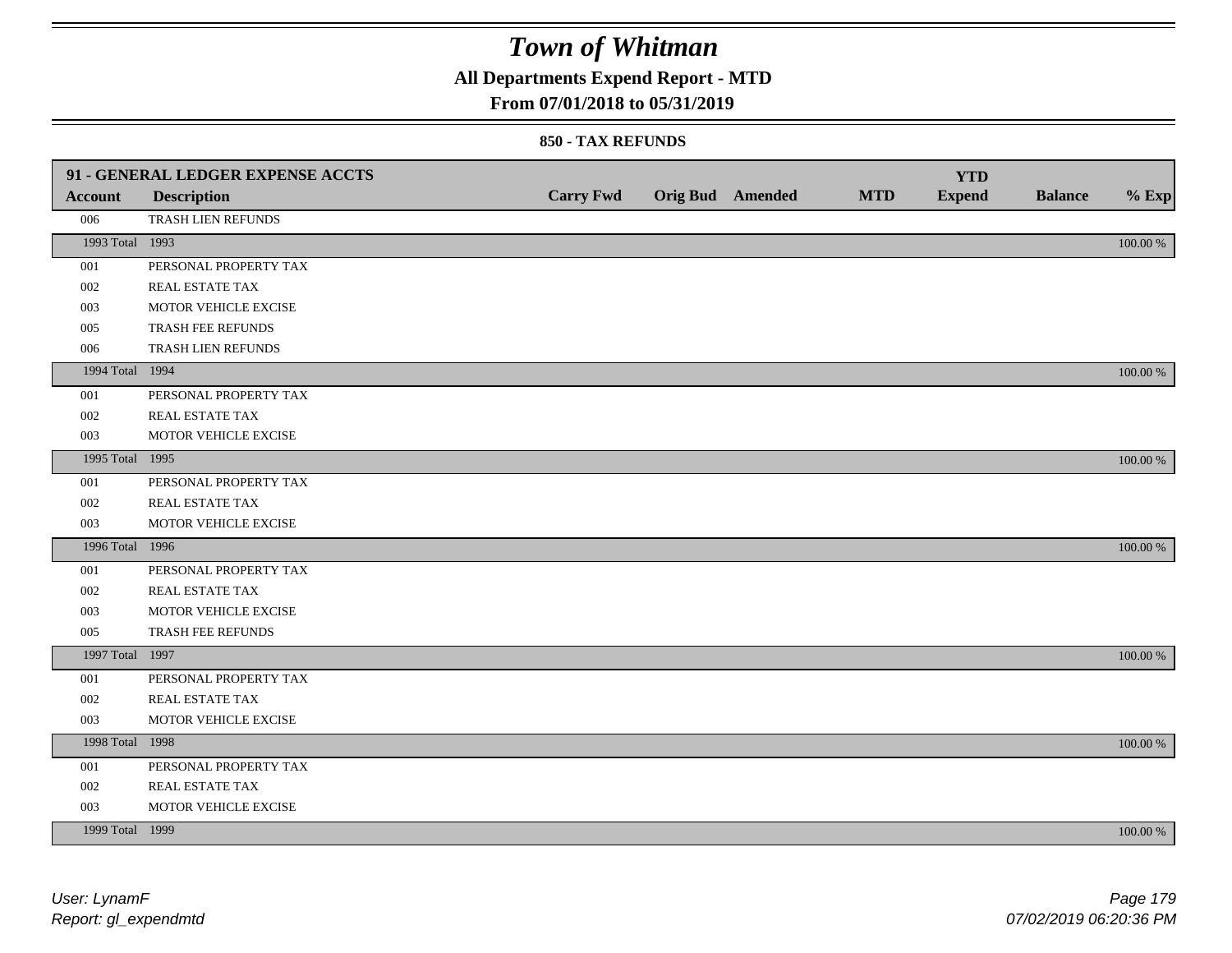# Town of Whitman

## All Departments Expend Report - MTD

### From 07/01/2018 to 05/31/2019

#### 850 - TAX REFUNDS

| 91 - GENERAL LEDGER EXPENSE ACCTS | | | | | | | | |
|---|---|---|---|---|---|---|---|---|
| **Account** | **Description** | **Carry Fwd** | **Orig Bud** | **Amended** | **MTD** | **YTD Expend** | **Balance** | **% Exp** |
| 006 | TRASH LIEN REFUNDS | | | | | | | |
| 1993 Total | 1993 | | | | | | | 100.00 % |
| 001 | PERSONAL PROPERTY TAX | | | | | | | |
| 002 | REAL ESTATE TAX | | | | | | | |
| 003 | MOTOR VEHICLE EXCISE | | | | | | | |
| 005 | TRASH FEE REFUNDS | | | | | | | |
| 006 | TRASH LIEN REFUNDS | | | | | | | |
| 1994 Total | 1994 | | | | | | | 100.00 % |
| 001 | PERSONAL PROPERTY TAX | | | | | | | |
| 002 | REAL ESTATE TAX | | | | | | | |
| 003 | MOTOR VEHICLE EXCISE | | | | | | | |
| 1995 Total | 1995 | | | | | | | 100.00 % |
| 001 | PERSONAL PROPERTY TAX | | | | | | | |
| 002 | REAL ESTATE TAX | | | | | | | |
| 003 | MOTOR VEHICLE EXCISE | | | | | | | |
| 1996 Total | 1996 | | | | | | | 100.00 % |
| 001 | PERSONAL PROPERTY TAX | | | | | | | |
| 002 | REAL ESTATE TAX | | | | | | | |
| 003 | MOTOR VEHICLE EXCISE | | | | | | | |
| 005 | TRASH FEE REFUNDS | | | | | | | |
| 1997 Total | 1997 | | | | | | | 100.00 % |
| 001 | PERSONAL PROPERTY TAX | | | | | | | |
| 002 | REAL ESTATE TAX | | | | | | | |
| 003 | MOTOR VEHICLE EXCISE | | | | | | | |
| 1998 Total | 1998 | | | | | | | 100.00 % |
| 001 | PERSONAL PROPERTY TAX | | | | | | | |
| 002 | REAL ESTATE TAX | | | | | | | |
| 003 | MOTOR VEHICLE EXCISE | | | | | | | |
| 1999 Total | 1999 | | | | | | | 100.00 % |

*User: LynamF*
*Report: gl_expendmtd*

*07/02/2019 06:20:36 PM*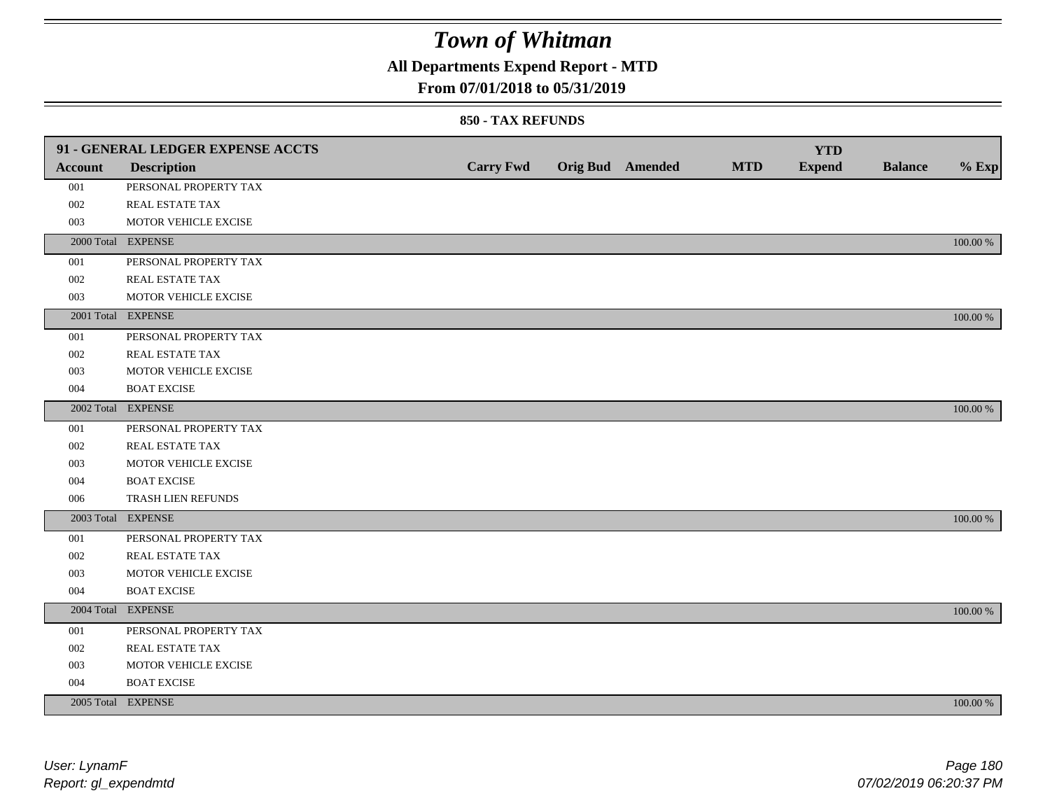# Town of Whitman

**All Departments Expend Report - MTD**

**From 07/01/2018 to 05/31/2019**

**850 - TAX REFUNDS**

| 91 - GENERAL LEDGER EXPENSE ACCTS | | | | | | | | |
|---|---|---|---|---|---|---|---|---|
| **Account** | **Description** | **Carry Fwd** | **Orig Bud** | **Amended** | **MTD** | **YTD Expend** | **Balance** | **% Exp** |
| 001 | PERSONAL PROPERTY TAX | | | | | | | |
| 002 | REAL ESTATE TAX | | | | | | | |
| 003 | MOTOR VEHICLE EXCISE | | | | | | | |
| 2000 Total | EXPENSE | | | | | | | 100.00 % |
| 001 | PERSONAL PROPERTY TAX | | | | | | | |
| 002 | REAL ESTATE TAX | | | | | | | |
| 003 | MOTOR VEHICLE EXCISE | | | | | | | |
| 2001 Total | EXPENSE | | | | | | | 100.00 % |
| 001 | PERSONAL PROPERTY TAX | | | | | | | |
| 002 | REAL ESTATE TAX | | | | | | | |
| 003 | MOTOR VEHICLE EXCISE | | | | | | | |
| 004 | BOAT EXCISE | | | | | | | |
| 2002 Total | EXPENSE | | | | | | | 100.00 % |
| 001 | PERSONAL PROPERTY TAX | | | | | | | |
| 002 | REAL ESTATE TAX | | | | | | | |
| 003 | MOTOR VEHICLE EXCISE | | | | | | | |
| 004 | BOAT EXCISE | | | | | | | |
| 006 | TRASH LIEN REFUNDS | | | | | | | |
| 2003 Total | EXPENSE | | | | | | | 100.00 % |
| 001 | PERSONAL PROPERTY TAX | | | | | | | |
| 002 | REAL ESTATE TAX | | | | | | | |
| 003 | MOTOR VEHICLE EXCISE | | | | | | | |
| 004 | BOAT EXCISE | | | | | | | |
| 2004 Total | EXPENSE | | | | | | | 100.00 % |
| 001 | PERSONAL PROPERTY TAX | | | | | | | |
| 002 | REAL ESTATE TAX | | | | | | | |
| 003 | MOTOR VEHICLE EXCISE | | | | | | | |
| 004 | BOAT EXCISE | | | | | | | |
| 2005 Total | EXPENSE | | | | | | | 100.00 % |

*User: LynamF*
*Report: gl_expendmtd*

*07/02/2019 06:20:37 PM*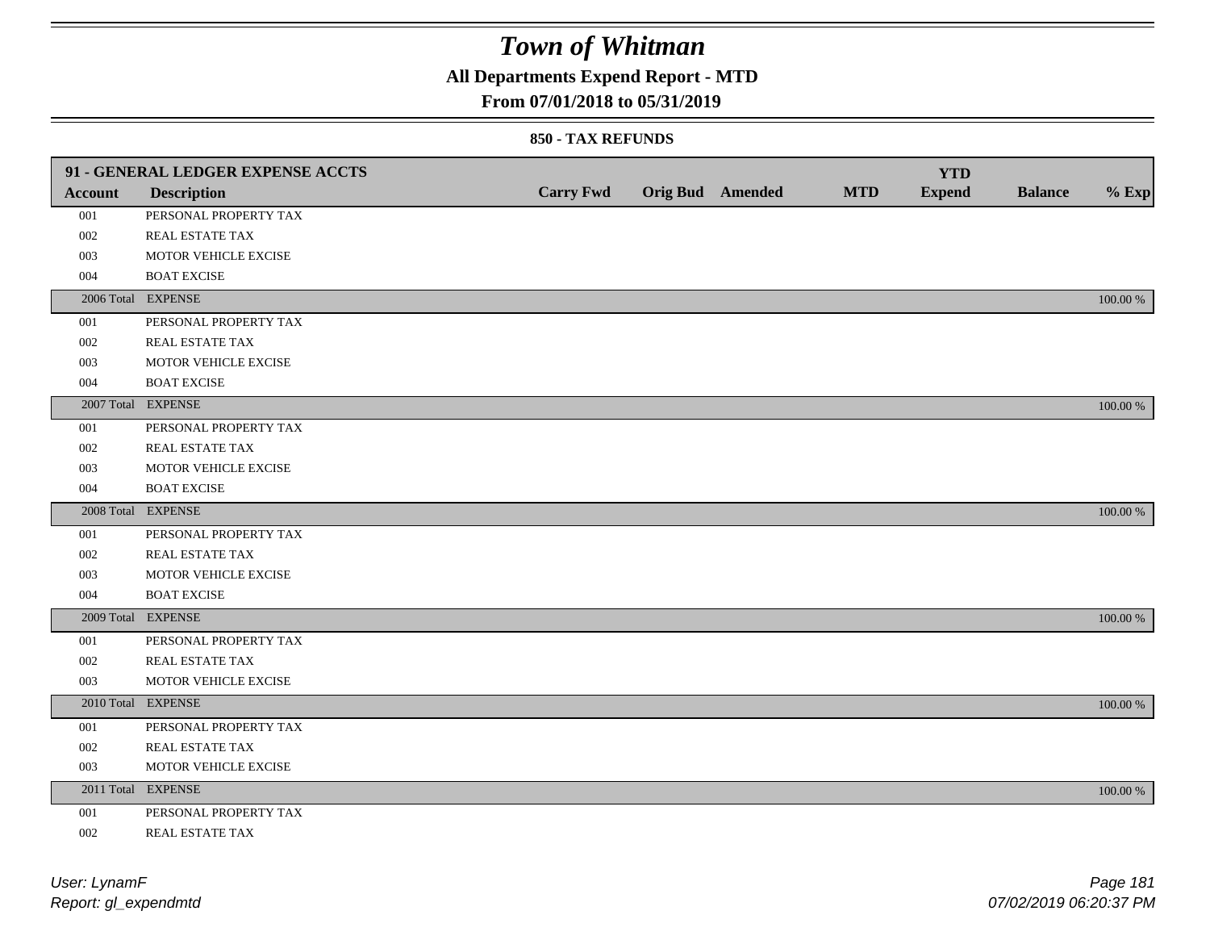# Town of Whitman

## All Departments Expend Report - MTD

## From 07/01/2018 to 05/31/2019

### 850 - TAX REFUNDS

| 91 - GENERAL LEDGER EXPENSE ACCTS | | | | | | YTD | | |
|---|---|---|---|---|---|---|---|---|
| **Account** | **Description** | **Carry Fwd** | **Orig Bud** | **Amended** | **MTD** | **Expend** | **Balance** | **% Exp** |
| 001 | PERSONAL PROPERTY TAX | | | | | | | |
| 002 | REAL ESTATE TAX | | | | | | | |
| 003 | MOTOR VEHICLE EXCISE | | | | | | | |
| 004 | BOAT EXCISE | | | | | | | |
| 2006 Total | EXPENSE | | | | | | | 100.00 % |
| 001 | PERSONAL PROPERTY TAX | | | | | | | |
| 002 | REAL ESTATE TAX | | | | | | | |
| 003 | MOTOR VEHICLE EXCISE | | | | | | | |
| 004 | BOAT EXCISE | | | | | | | |
| 2007 Total | EXPENSE | | | | | | | 100.00 % |
| 001 | PERSONAL PROPERTY TAX | | | | | | | |
| 002 | REAL ESTATE TAX | | | | | | | |
| 003 | MOTOR VEHICLE EXCISE | | | | | | | |
| 004 | BOAT EXCISE | | | | | | | |
| 2008 Total | EXPENSE | | | | | | | 100.00 % |
| 001 | PERSONAL PROPERTY TAX | | | | | | | |
| 002 | REAL ESTATE TAX | | | | | | | |
| 003 | MOTOR VEHICLE EXCISE | | | | | | | |
| 004 | BOAT EXCISE | | | | | | | |
| 2009 Total | EXPENSE | | | | | | | 100.00 % |
| 001 | PERSONAL PROPERTY TAX | | | | | | | |
| 002 | REAL ESTATE TAX | | | | | | | |
| 003 | MOTOR VEHICLE EXCISE | | | | | | | |
| 2010 Total | EXPENSE | | | | | | | 100.00 % |
| 001 | PERSONAL PROPERTY TAX | | | | | | | |
| 002 | REAL ESTATE TAX | | | | | | | |
| 003 | MOTOR VEHICLE EXCISE | | | | | | | |
| 2011 Total | EXPENSE | | | | | | | 100.00 % |
| 001 | PERSONAL PROPERTY TAX | | | | | | | |
| 002 | REAL ESTATE TAX | | | | | | | |

*User: LynamF*
*Report: gl_expendmtd*

*07/02/2019 06:20:37 PM*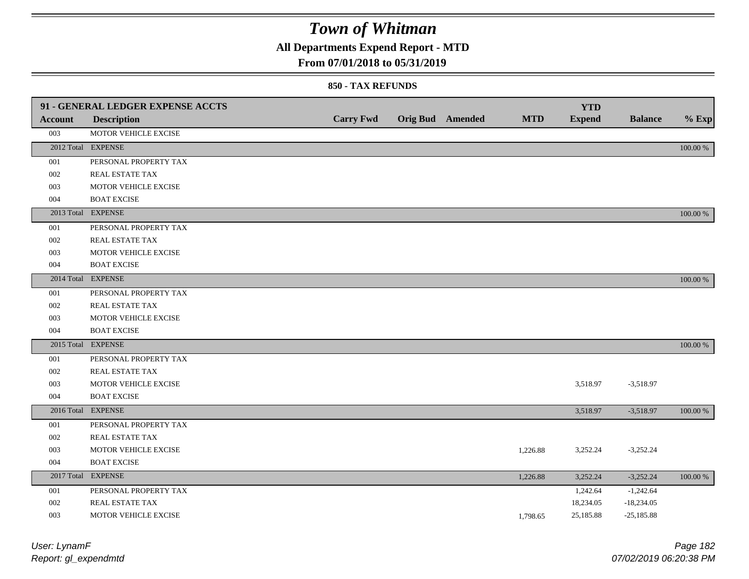# Town of Whitman

## All Departments Expend Report - MTD

## From 07/01/2018 to 05/31/2019

### 850 - TAX REFUNDS

| 91 - GENERAL LEDGER EXPENSE ACCTS | | | | | | YTD | | |
|---|---|---|---|---|---|---|---|---|
| **Account** | **Description** | **Carry Fwd** | **Orig Bud** | **Amended** | **MTD** | **Expend** | **Balance** | **% Exp** |
| 003 | MOTOR VEHICLE EXCISE | | | | | | | |
| 2012 Total | EXPENSE | | | | | | | 100.00 % |
| 001 | PERSONAL PROPERTY TAX | | | | | | | |
| 002 | REAL ESTATE TAX | | | | | | | |
| 003 | MOTOR VEHICLE EXCISE | | | | | | | |
| 004 | BOAT EXCISE | | | | | | | |
| 2013 Total | EXPENSE | | | | | | | 100.00 % |
| 001 | PERSONAL PROPERTY TAX | | | | | | | |
| 002 | REAL ESTATE TAX | | | | | | | |
| 003 | MOTOR VEHICLE EXCISE | | | | | | | |
| 004 | BOAT EXCISE | | | | | | | |
| 2014 Total | EXPENSE | | | | | | | 100.00 % |
| 001 | PERSONAL PROPERTY TAX | | | | | | | |
| 002 | REAL ESTATE TAX | | | | | | | |
| 003 | MOTOR VEHICLE EXCISE | | | | | | | |
| 004 | BOAT EXCISE | | | | | | | |
| 2015 Total | EXPENSE | | | | | | | 100.00 % |
| 001 | PERSONAL PROPERTY TAX | | | | | | | |
| 002 | REAL ESTATE TAX | | | | | | | |
| 003 | MOTOR VEHICLE EXCISE | | | | | 3,518.97 | -3,518.97 | |
| 004 | BOAT EXCISE | | | | | | | |
| 2016 Total | EXPENSE | | | | | 3,518.97 | -3,518.97 | 100.00 % |
| 001 | PERSONAL PROPERTY TAX | | | | | | | |
| 002 | REAL ESTATE TAX | | | | | | | |
| 003 | MOTOR VEHICLE EXCISE | | | | 1,226.88 | 3,252.24 | -3,252.24 | |
| 004 | BOAT EXCISE | | | | | | | |
| 2017 Total | EXPENSE | | | | 1,226.88 | 3,252.24 | -3,252.24 | 100.00 % |
| 001 | PERSONAL PROPERTY TAX | | | | | 1,242.64 | -1,242.64 | |
| 002 | REAL ESTATE TAX | | | | | 18,234.05 | -18,234.05 | |
| 003 | MOTOR VEHICLE EXCISE | | | | 1,798.65 | 25,185.88 | -25,185.88 | |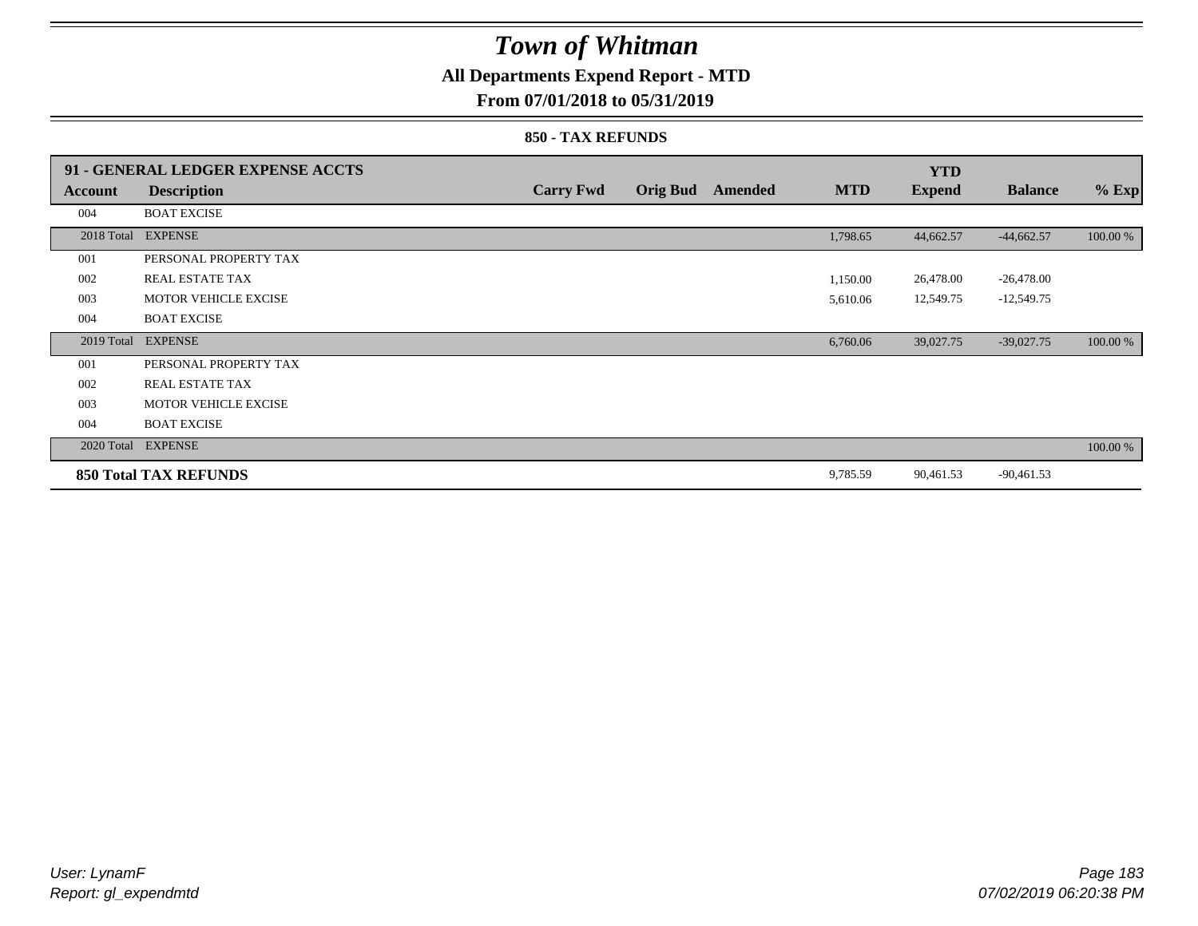# Town of Whitman

**All Departments Expend Report - MTD**

**From 07/01/2018 to 05/31/2019**

**850 - TAX REFUNDS**

| 91 - GENERAL LEDGER EXPENSE ACCTS | | | | | | YTD | | |
|---|---|---|---|---|---|---|---|---|
| **Account** | **Description** | **Carry Fwd** | **Orig Bud** | **Amended** | **MTD** | **Expend** | **Balance** | **% Exp** |
| 004 | BOAT EXCISE | | | | | | | |
| 2018 Total | EXPENSE | | | | 1,798.65 | 44,662.57 | -44,662.57 | 100.00 % |
| 001 | PERSONAL PROPERTY TAX | | | | | | | |
| 002 | REAL ESTATE TAX | | | | 1,150.00 | 26,478.00 | -26,478.00 | |
| 003 | MOTOR VEHICLE EXCISE | | | | 5,610.06 | 12,549.75 | -12,549.75 | |
| 004 | BOAT EXCISE | | | | | | | |
| 2019 Total | EXPENSE | | | | 6,760.06 | 39,027.75 | -39,027.75 | 100.00 % |
| 001 | PERSONAL PROPERTY TAX | | | | | | | |
| 002 | REAL ESTATE TAX | | | | | | | |
| 003 | MOTOR VEHICLE EXCISE | | | | | | | |
| 004 | BOAT EXCISE | | | | | | | |
| 2020 Total | EXPENSE | | | | | | | 100.00 % |
| **850 Total TAX REFUNDS** | | | | | 9,785.59 | 90,461.53 | -90,461.53 | |

*User: LynamF*
*Report: gl_expendmtd*

*07/02/2019 06:20:38 PM*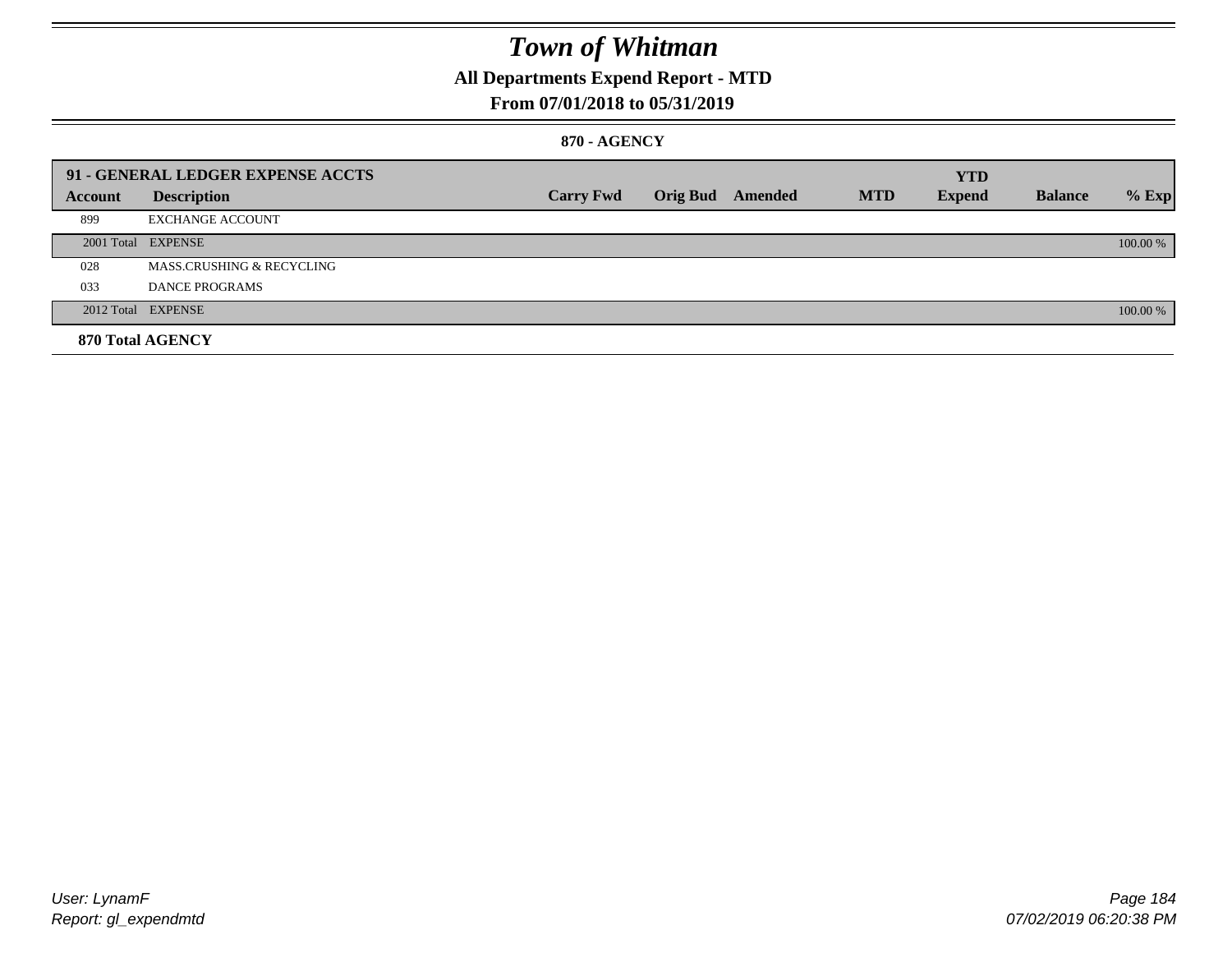# Town of Whitman

## All Departments Expend Report - MTD

### From 07/01/2018 to 05/31/2019

#### 870 - AGENCY

| 91 - GENERAL LEDGER EXPENSE ACCTS | | | | | | YTD | | |
|---|---|---|---|---|---|---|---|---|
| **Account** | **Description** | **Carry Fwd** | **Orig Bud** | **Amended** | **MTD** | **Expend** | **Balance** | **% Exp** |
| 899 | EXCHANGE ACCOUNT | | | | | | | |
| 2001 Total | EXPENSE | | | | | | | 100.00 % |
| 028 | MASS.CRUSHING & RECYCLING | | | | | | | |
| 033 | DANCE PROGRAMS | | | | | | | |
| 2012 Total | EXPENSE | | | | | | | 100.00 % |
| **870 Total AGENCY** | | | | | | | | |

User: LynamF
Report: gl_expendmtd

07/02/2019 06:20:38 PM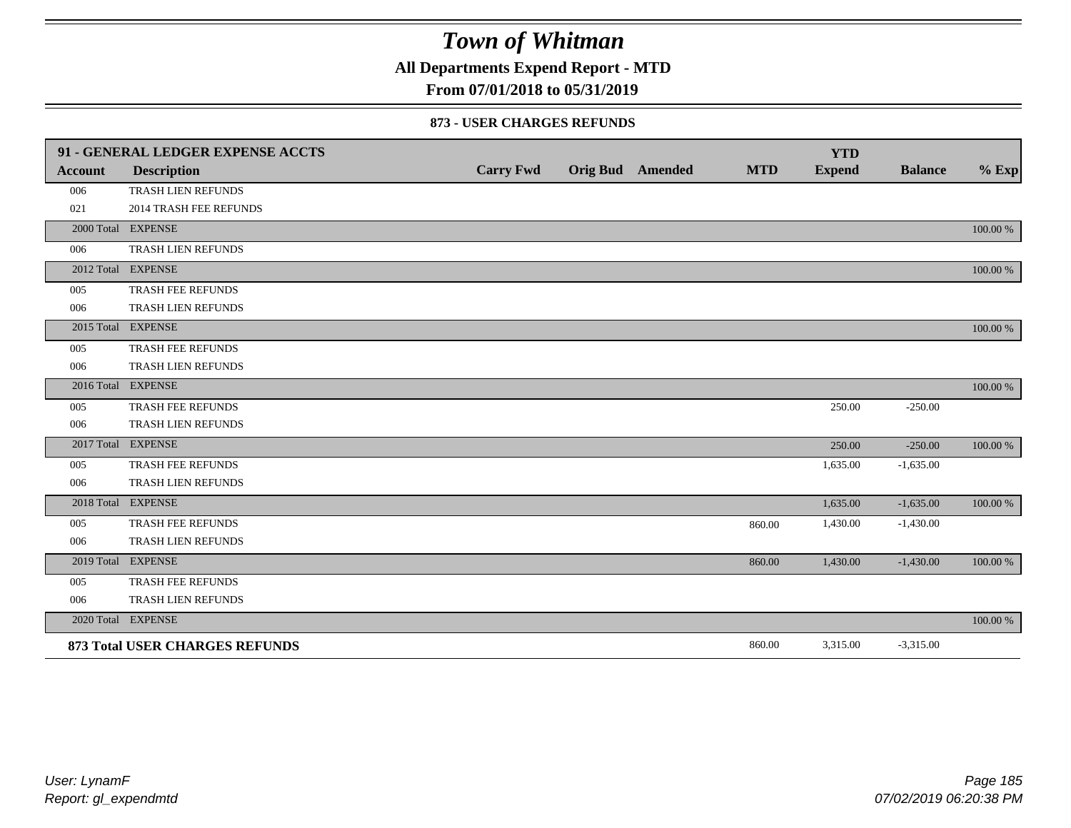# Town of Whitman

## All Departments Expend Report - MTD

### From 07/01/2018 to 05/31/2019

#### 873 - USER CHARGES REFUNDS

| 91 - GENERAL LEDGER EXPENSE ACCTS | | | | | | YTD | | |
|---|---|---|---|---|---|---|---|---|
| **Account** | **Description** | **Carry Fwd** | **Orig Bud** | **Amended** | **MTD** | **Expend** | **Balance** | **% Exp** |
| 006 | TRASH LIEN REFUNDS | | | | | | | |
| 021 | 2014 TRASH FEE REFUNDS | | | | | | | |
| 2000 Total | EXPENSE | | | | | | | 100.00 % |
| 006 | TRASH LIEN REFUNDS | | | | | | | |
| 2012 Total | EXPENSE | | | | | | | 100.00 % |
| 005 | TRASH FEE REFUNDS | | | | | | | |
| 006 | TRASH LIEN REFUNDS | | | | | | | |
| 2015 Total | EXPENSE | | | | | | | 100.00 % |
| 005 | TRASH FEE REFUNDS | | | | | | | |
| 006 | TRASH LIEN REFUNDS | | | | | | | |
| 2016 Total | EXPENSE | | | | | | | 100.00 % |
| 005 | TRASH FEE REFUNDS | | | | | 250.00 | -250.00 | |
| 006 | TRASH LIEN REFUNDS | | | | | | | |
| 2017 Total | EXPENSE | | | | | 250.00 | -250.00 | 100.00 % |
| 005 | TRASH FEE REFUNDS | | | | | 1,635.00 | -1,635.00 | |
| 006 | TRASH LIEN REFUNDS | | | | | | | |
| 2018 Total | EXPENSE | | | | | 1,635.00 | -1,635.00 | 100.00 % |
| 005 | TRASH FEE REFUNDS | | | | 860.00 | 1,430.00 | -1,430.00 | |
| 006 | TRASH LIEN REFUNDS | | | | | | | |
| 2019 Total | EXPENSE | | | | 860.00 | 1,430.00 | -1,430.00 | 100.00 % |
| 005 | TRASH FEE REFUNDS | | | | | | | |
| 006 | TRASH LIEN REFUNDS | | | | | | | |
| 2020 Total | EXPENSE | | | | | | | 100.00 % |
| **873 Total USER CHARGES REFUNDS** | | | | | 860.00 | 3,315.00 | -3,315.00 | |

*User: LynamF*
*Report: gl_expendmtd*

*07/02/2019 06:20:38 PM*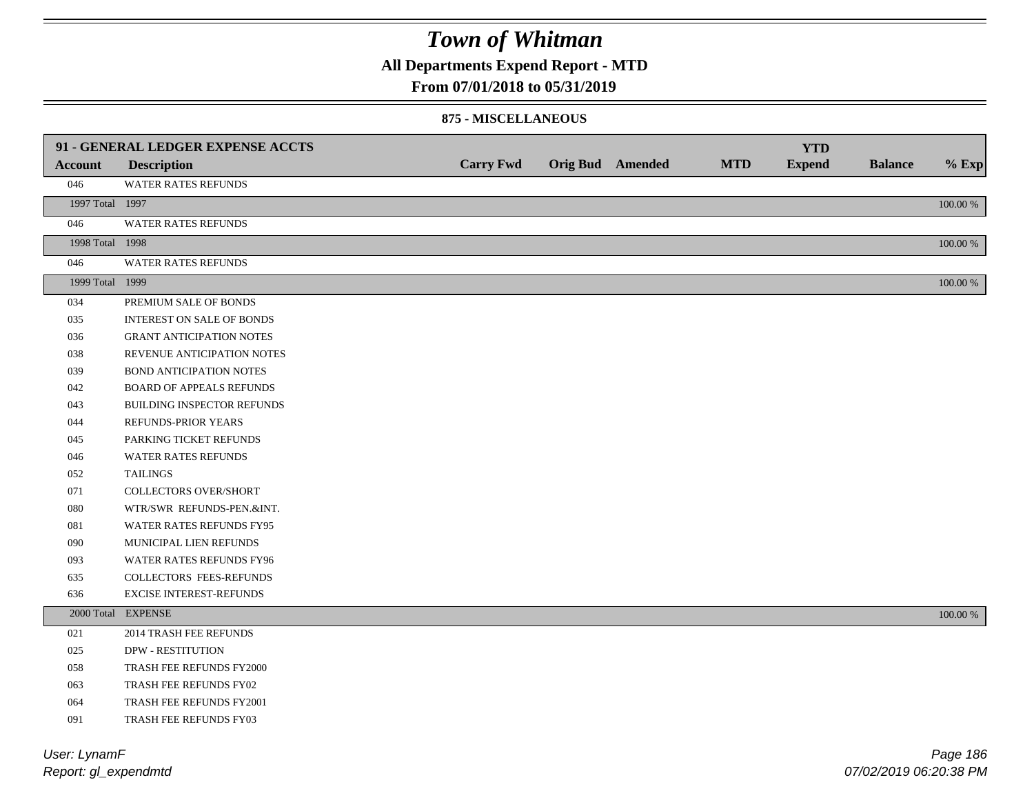# Town of Whitman

**All Departments Expend Report - MTD**

**From 07/01/2018 to 05/31/2019**

**875 - MISCELLANEOUS**

| **91 - GENERAL LEDGER EXPENSE ACCTS** | | | | | | **YTD** | | |
|---|---|---|---|---|---|---|---|---|
| **Account** | **Description** | **Carry Fwd** | **Orig Bud** | **Amended** | **MTD** | **Expend** | **Balance** | **% Exp** |
| 046 | WATER RATES REFUNDS | | | | | | | |
| 1997 Total | 1997 | | | | | | | 100.00 % |
| 046 | WATER RATES REFUNDS | | | | | | | |
| 1998 Total | 1998 | | | | | | | 100.00 % |
| 046 | WATER RATES REFUNDS | | | | | | | |
| 1999 Total | 1999 | | | | | | | 100.00 % |
| 034 | PREMIUM SALE OF BONDS | | | | | | | |
| 035 | INTEREST ON SALE OF BONDS | | | | | | | |
| 036 | GRANT ANTICIPATION NOTES | | | | | | | |
| 038 | REVENUE ANTICIPATION NOTES | | | | | | | |
| 039 | BOND ANTICIPATION NOTES | | | | | | | |
| 042 | BOARD OF APPEALS REFUNDS | | | | | | | |
| 043 | BUILDING INSPECTOR REFUNDS | | | | | | | |
| 044 | REFUNDS-PRIOR YEARS | | | | | | | |
| 045 | PARKING TICKET REFUNDS | | | | | | | |
| 046 | WATER RATES REFUNDS | | | | | | | |
| 052 | TAILINGS | | | | | | | |
| 071 | COLLECTORS OVER/SHORT | | | | | | | |
| 080 | WTR/SWR REFUNDS-PEN.&INT. | | | | | | | |
| 081 | WATER RATES REFUNDS FY95 | | | | | | | |
| 090 | MUNICIPAL LIEN REFUNDS | | | | | | | |
| 093 | WATER RATES REFUNDS FY96 | | | | | | | |
| 635 | COLLECTORS FEES-REFUNDS | | | | | | | |
| 636 | EXCISE INTEREST-REFUNDS | | | | | | | |
| 2000 Total | EXPENSE | | | | | | | 100.00 % |
| 021 | 2014 TRASH FEE REFUNDS | | | | | | | |
| 025 | DPW - RESTITUTION | | | | | | | |
| 058 | TRASH FEE REFUNDS FY2000 | | | | | | | |
| 063 | TRASH FEE REFUNDS FY02 | | | | | | | |
| 064 | TRASH FEE REFUNDS FY2001 | | | | | | | |
| 091 | TRASH FEE REFUNDS FY03 | | | | | | | |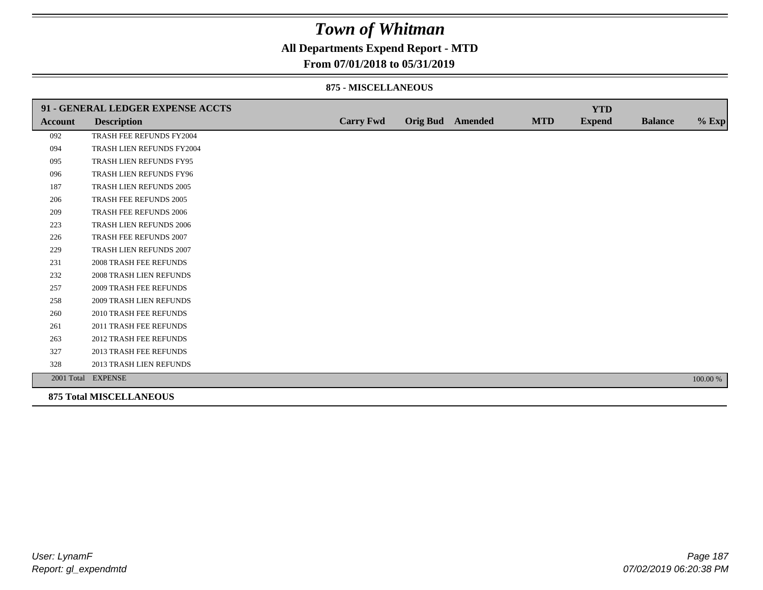# Town of Whitman

## All Departments Expend Report - MTD

### From 07/01/2018 to 05/31/2019

#### 875 - MISCELLANEOUS

| 91 - GENERAL LEDGER EXPENSE ACCTS | | | | | | YTD | | |
|---|---|---|---|---|---|---|---|---|
| **Account** | **Description** | **Carry Fwd** | **Orig Bud** | **Amended** | **MTD** | **Expend** | **Balance** | **% Exp** |
| 092 | TRASH FEE REFUNDS FY2004 | | | | | | | |
| 094 | TRASH LIEN REFUNDS FY2004 | | | | | | | |
| 095 | TRASH LIEN REFUNDS FY95 | | | | | | | |
| 096 | TRASH LIEN REFUNDS FY96 | | | | | | | |
| 187 | TRASH LIEN REFUNDS 2005 | | | | | | | |
| 206 | TRASH FEE REFUNDS 2005 | | | | | | | |
| 209 | TRASH FEE REFUNDS 2006 | | | | | | | |
| 223 | TRASH LIEN REFUNDS 2006 | | | | | | | |
| 226 | TRASH FEE REFUNDS 2007 | | | | | | | |
| 229 | TRASH LIEN REFUNDS 2007 | | | | | | | |
| 231 | 2008 TRASH FEE REFUNDS | | | | | | | |
| 232 | 2008 TRASH LIEN REFUNDS | | | | | | | |
| 257 | 2009 TRASH FEE REFUNDS | | | | | | | |
| 258 | 2009 TRASH LIEN REFUNDS | | | | | | | |
| 260 | 2010 TRASH FEE REFUNDS | | | | | | | |
| 261 | 2011 TRASH FEE REFUNDS | | | | | | | |
| 263 | 2012 TRASH FEE REFUNDS | | | | | | | |
| 327 | 2013 TRASH FEE REFUNDS | | | | | | | |
| 328 | 2013 TRASH LIEN REFUNDS | | | | | | | |
| 2001 Total | EXPENSE | | | | | | | 100.00 % |

**875 Total MISCELLANEOUS**

*User: LynamF*
*Report: gl_expendmtd*

*07/02/2019 06:20:38 PM*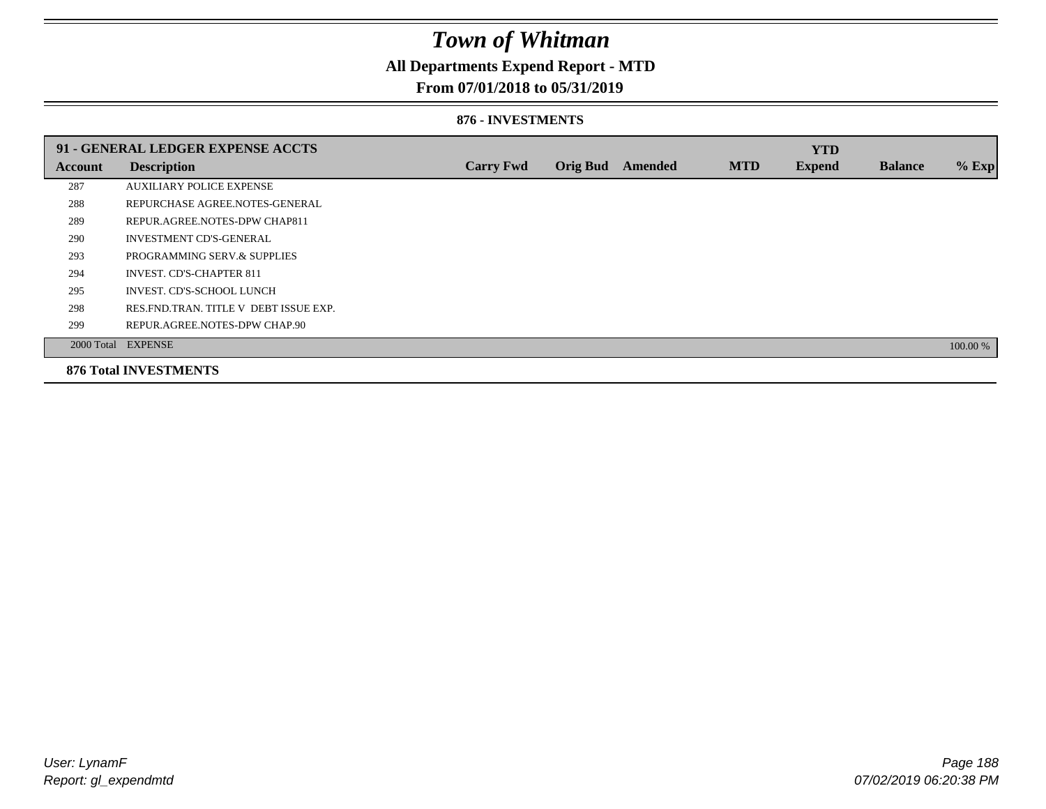# Town of Whitman

## All Departments Expend Report - MTD

### From 07/01/2018 to 05/31/2019

#### 876 - INVESTMENTS

| Account | Description | Carry Fwd | Orig Bud | Amended | MTD | YTD Expend | Balance | % Exp |
|---|---|---|---|---|---|---|---|---|
| **91 - GENERAL LEDGER EXPENSE ACCTS** | | | | | | | | |
| 287 | AUXILIARY POLICE EXPENSE | | | | | | | |
| 288 | REPURCHASE AGREE.NOTES-GENERAL | | | | | | | |
| 289 | REPUR.AGREE.NOTES-DPW CHAP811 | | | | | | | |
| 290 | INVESTMENT CD'S-GENERAL | | | | | | | |
| 293 | PROGRAMMING SERV.& SUPPLIES | | | | | | | |
| 294 | INVEST. CD'S-CHAPTER 811 | | | | | | | |
| 295 | INVEST. CD'S-SCHOOL LUNCH | | | | | | | |
| 298 | RES.FND.TRAN. TITLE V DEBT ISSUE EXP. | | | | | | | |
| 299 | REPUR.AGREE.NOTES-DPW CHAP.90 | | | | | | | |
| 2000 Total | EXPENSE | | | | | | | 100.00 % |

**876 Total INVESTMENTS**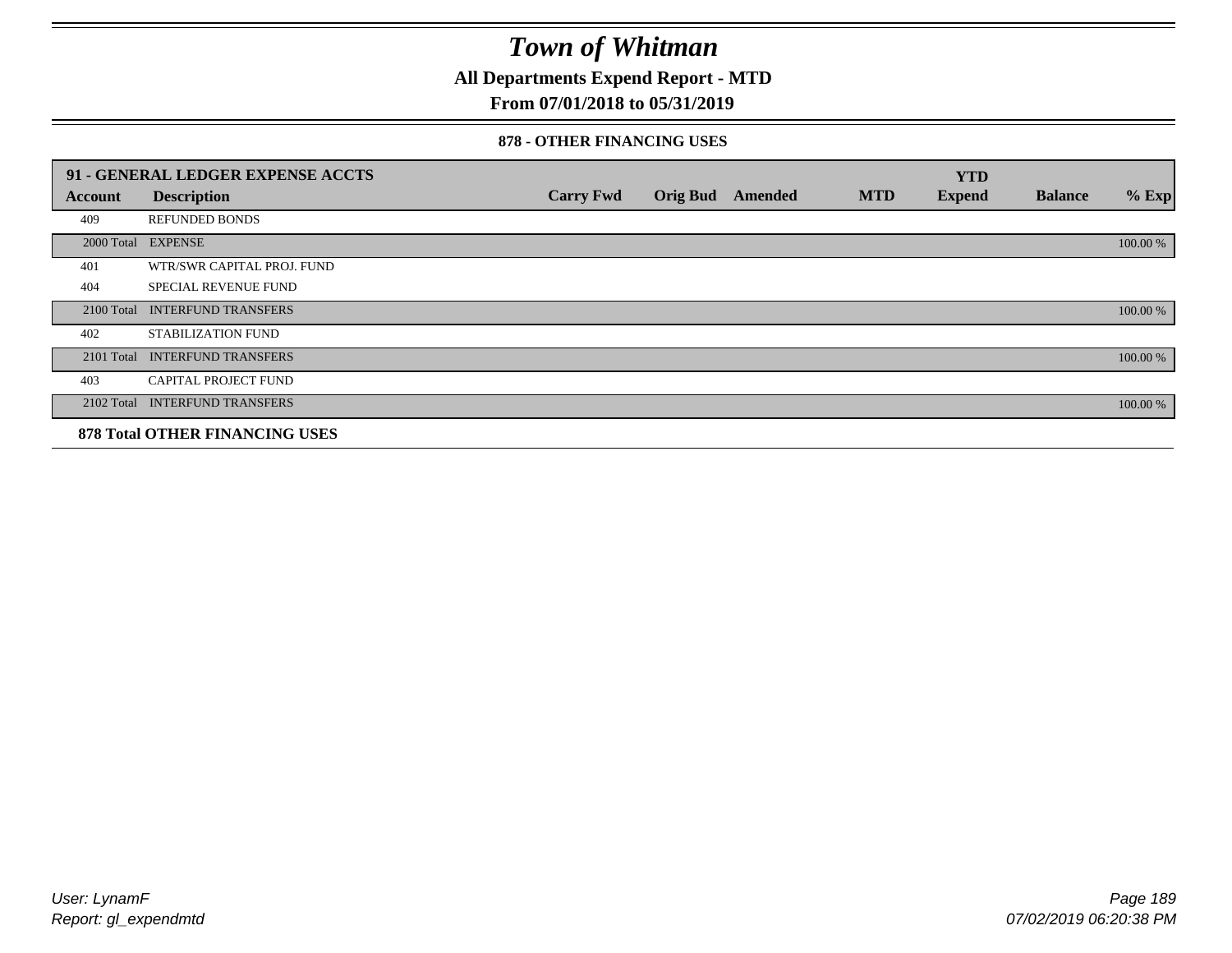# Town of Whitman

## All Departments Expend Report - MTD

## From 07/01/2018 to 05/31/2019

### 878 - OTHER FINANCING USES

| 91 - GENERAL LEDGER EXPENSE ACCTS | | | | | | YTD | | |
|---|---|---|---|---|---|---|---|---|
| **Account** | **Description** | **Carry Fwd** | **Orig Bud** | **Amended** | **MTD** | **Expend** | **Balance** | **% Exp** |
| 409 | REFUNDED BONDS | | | | | | | |
| 2000 Total | EXPENSE | | | | | | | 100.00 % |
| 401 | WTR/SWR CAPITAL PROJ. FUND | | | | | | | |
| 404 | SPECIAL REVENUE FUND | | | | | | | |
| 2100 Total | INTERFUND TRANSFERS | | | | | | | 100.00 % |
| 402 | STABILIZATION FUND | | | | | | | |
| 2101 Total | INTERFUND TRANSFERS | | | | | | | 100.00 % |
| 403 | CAPITAL PROJECT FUND | | | | | | | |
| 2102 Total | INTERFUND TRANSFERS | | | | | | | 100.00 % |

**878 Total OTHER FINANCING USES**

User: LynamF
Report: gl_expendmtd

07/02/2019 06:20:38 PM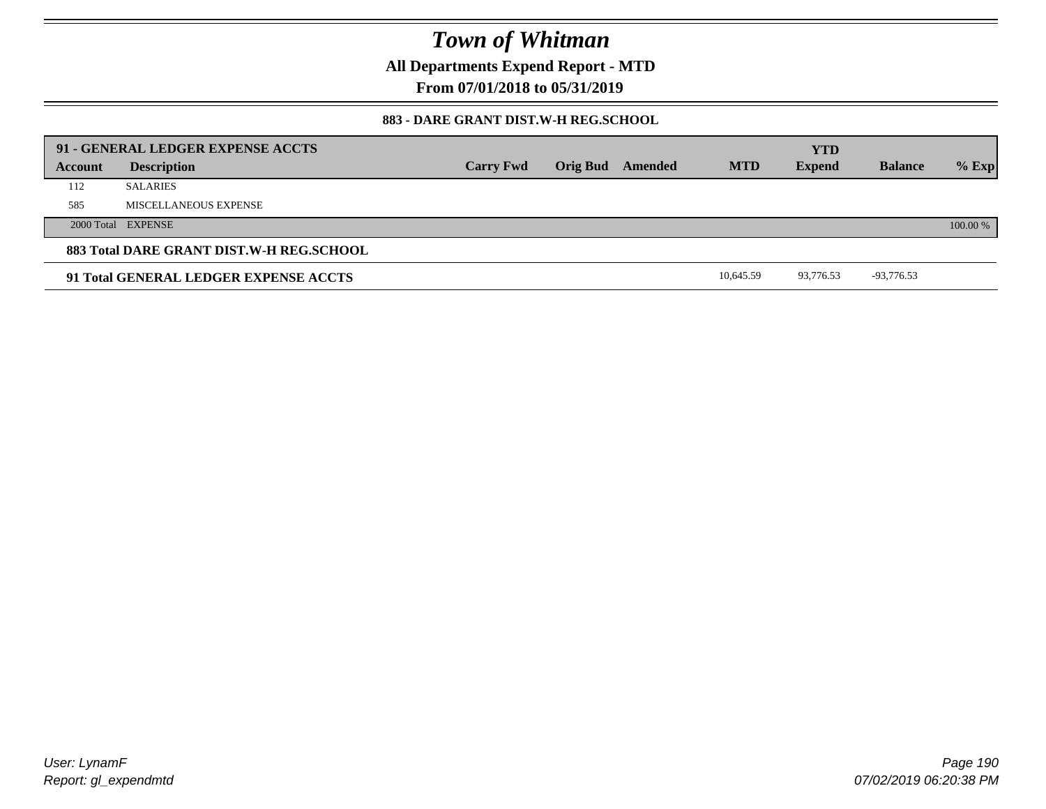# Town of Whitman

**All Departments Expend Report - MTD**

**From 07/01/2018 to 05/31/2019**

**883 - DARE GRANT DIST.W-H REG.SCHOOL**

| Account | Description | Carry Fwd | Orig Bud | Amended | MTD | YTD Expend | Balance | % Exp |
|---|---|---|---|---|---|---|---|---|
| **91 - GENERAL LEDGER EXPENSE ACCTS** | | | | | | | | |
| 112 | SALARIES | | | | | | | |
| 585 | MISCELLANEOUS EXPENSE | | | | | | | |
| 2000 Total | EXPENSE | | | | | | | 100.00 % |
| **883 Total DARE GRANT DIST.W-H REG.SCHOOL** | | | | | | | | |
| **91 Total GENERAL LEDGER EXPENSE ACCTS** | | | | | 10,645.59 | 93,776.53 | -93,776.53 | |

User: LynamF
Report: gl_expendmtd

07/02/2019 06:20:38 PM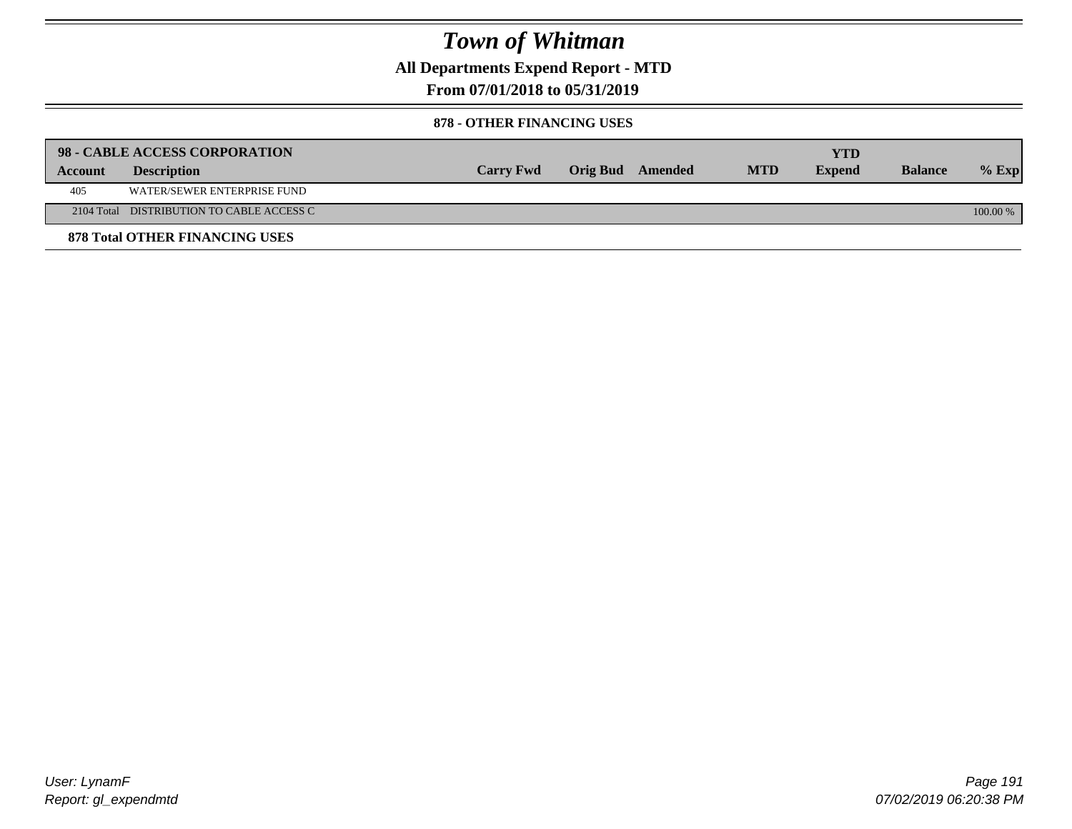# Town of Whitman

## All Departments Expend Report - MTD

## From 07/01/2018 to 05/31/2019

### 878 - OTHER FINANCING USES

| **98 - CABLE ACCESS CORPORATION** | | | | | | | | |
|---|---|---|---|---|---|---|---|---|
| **Account** | **Description** | **Carry Fwd** | **Orig Bud** | **Amended** | **MTD** | **YTD Expend** | **Balance** | **% Exp** |
| 405 | WATER/SEWER ENTERPRISE FUND | | | | | | | |
| 2104 Total | DISTRIBUTION TO CABLE ACCESS C | | | | | | | 100.00 % |

**878 Total OTHER FINANCING USES**

User: LynamF
Report: gl_expendmtd

07/02/2019 06:20:38 PM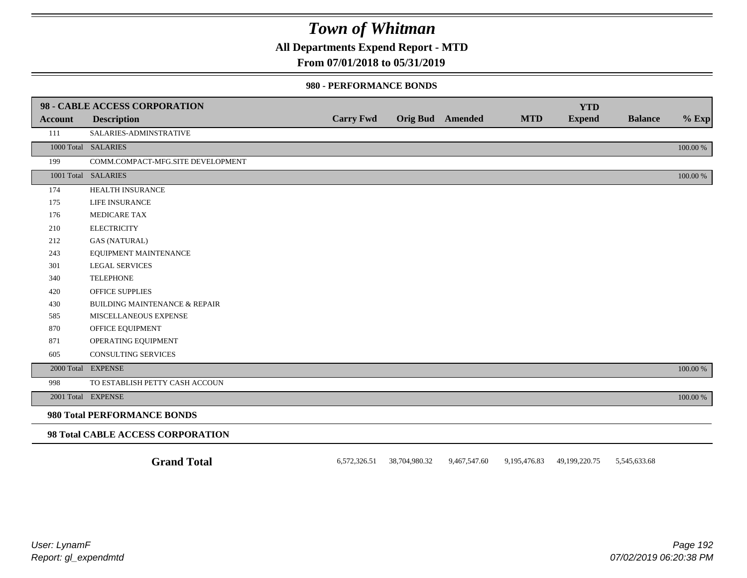# *Town of Whitman*

**All Departments Expend Report - MTD**

**From 07/01/2018 to 05/31/2019**

**980 - PERFORMANCE BONDS**

| **98 - CABLE ACCESS CORPORATION** | | | | | | | | |
|---|---|---|---|---|---|---|---|---|
| **Account** | **Description** | **Carry Fwd** | **Orig Bud** | **Amended** | **MTD** | **YTD Expend** | **Balance** | **% Exp** |
| 111 | SALARIES-ADMINSTRATIVE | | | | | | | |
| 1000 Total | SALARIES | | | | | | | 100.00 % |
| 199 | COMM.COMPACT-MFG.SITE DEVELOPMENT | | | | | | | |
| 1001 Total | SALARIES | | | | | | | 100.00 % |
| 174 | HEALTH INSURANCE | | | | | | | |
| 175 | LIFE INSURANCE | | | | | | | |
| 176 | MEDICARE TAX | | | | | | | |
| 210 | ELECTRICITY | | | | | | | |
| 212 | GAS (NATURAL) | | | | | | | |
| 243 | EQUIPMENT MAINTENANCE | | | | | | | |
| 301 | LEGAL SERVICES | | | | | | | |
| 340 | TELEPHONE | | | | | | | |
| 420 | OFFICE SUPPLIES | | | | | | | |
| 430 | BUILDING MAINTENANCE & REPAIR | | | | | | | |
| 585 | MISCELLANEOUS EXPENSE | | | | | | | |
| 870 | OFFICE EQUIPMENT | | | | | | | |
| 871 | OPERATING EQUIPMENT | | | | | | | |
| 605 | CONSULTING SERVICES | | | | | | | |
| 2000 Total | EXPENSE | | | | | | | 100.00 % |
| 998 | TO ESTABLISH PETTY CASH ACCOUN | | | | | | | |
| 2001 Total | EXPENSE | | | | | | | 100.00 % |
| **980 Total PERFORMANCE BONDS** | | | | | | | | |
| **98 Total CABLE ACCESS CORPORATION** | | | | | | | | |
| | **Grand Total** | 6,572,326.51 | 38,704,980.32 | 9,467,547.60 | 9,195,476.83 | 49,199,220.75 | 5,545,633.68 | |

*User: LynamF*
*Report: gl_expendmtd*

*07/02/2019 06:20:38 PM*